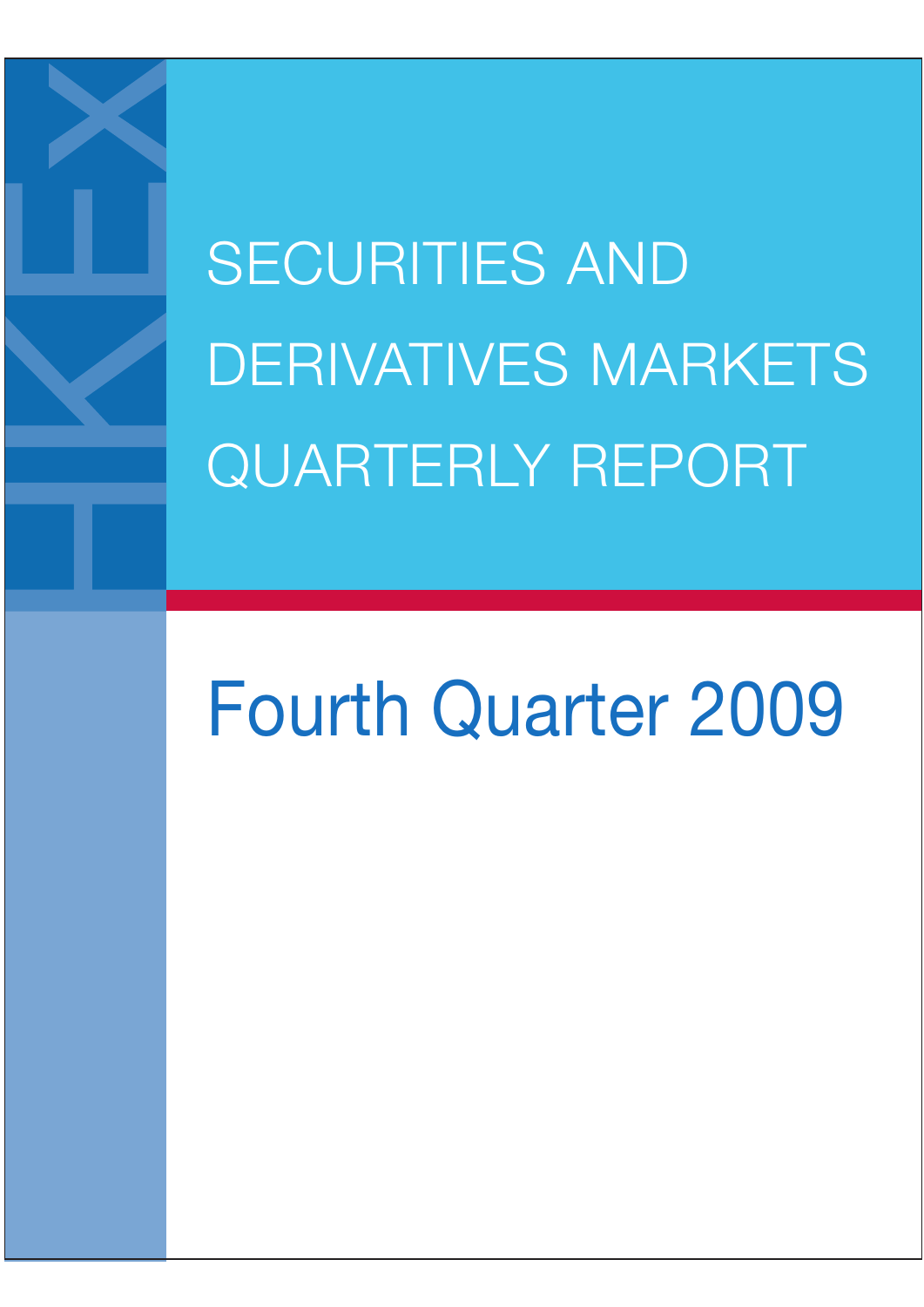HKEX

# SECURITIES AND DERIVATIVES MARKETS QUARTERLY REPORT

## Fourth Quarter 2009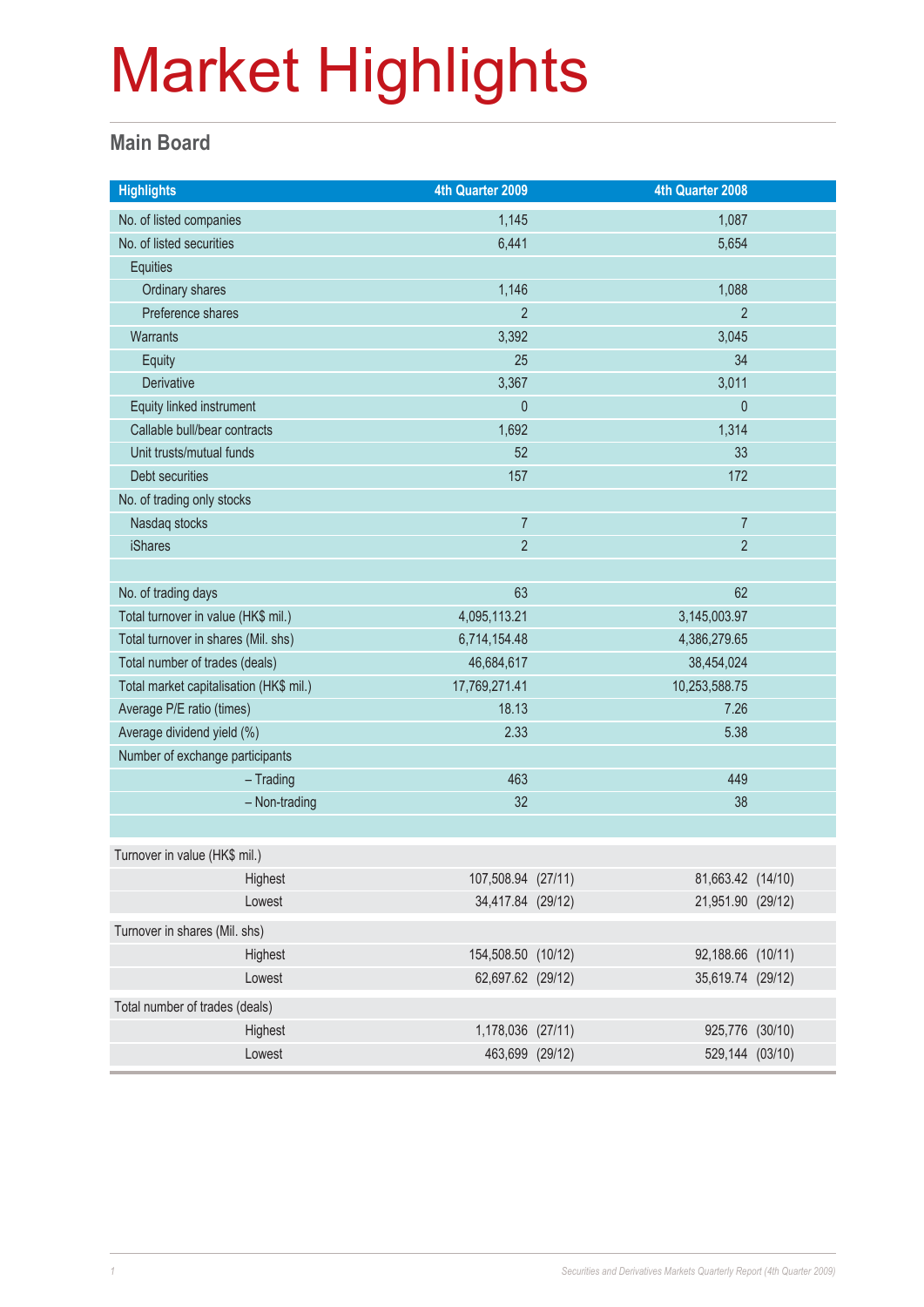# Market Highlights

## Main Board

| Highlights | 4th Quarter 2009 | 4th Quarter 2008 |
|---|---|---|
| No. of listed companies | 1,145 | 1,087 |
| No. of listed securities | 6,441 | 5,654 |
| Equities | | |
| Ordinary shares | 1,146 | 1,088 |
| Preference shares | 2 | 2 |
| Warrants | 3,392 | 3,045 |
| Equity | 25 | 34 |
| Derivative | 3,367 | 3,011 |
| Equity linked instrument | 0 | 0 |
| Callable bull/bear contracts | 1,692 | 1,314 |
| Unit trusts/mutual funds | 52 | 33 |
| Debt securities | 157 | 172 |
| No. of trading only stocks | | |
| Nasdaq stocks | 7 | 7 |
| iShares | 2 | 2 |
| | | |
| No. of trading days | 63 | 62 |
| Total turnover in value (HK$ mil.) | 4,095,113.21 | 3,145,003.97 |
| Total turnover in shares (Mil. shs) | 6,714,154.48 | 4,386,279.65 |
| Total number of trades (deals) | 46,684,617 | 38,454,024 |
| Total market capitalisation (HK$ mil.) | 17,769,271.41 | 10,253,588.75 |
| Average P/E ratio (times) | 18.13 | 7.26 |
| Average dividend yield (%) | 2.33 | 5.38 |
| Number of exchange participants | | |
| – Trading | 463 | 449 |
| – Non-trading | 32 | 38 |

| | 4th Quarter 2009 | 4th Quarter 2008 |
|---|---|---|
| Turnover in value (HK$ mil.) | | |
| Highest | 107,508.94 (27/11) | 81,663.42 (14/10) |
| Lowest | 34,417.84 (29/12) | 21,951.90 (29/12) |
| Turnover in shares (Mil. shs) | | |
| Highest | 154,508.50 (10/12) | 92,188.66 (10/11) |
| Lowest | 62,697.62 (29/12) | 35,619.74 (29/12) |
| Total number of trades (deals) | | |
| Highest | 1,178,036 (27/11) | 925,776 (30/10) |
| Lowest | 463,699 (29/12) | 529,144 (03/10) |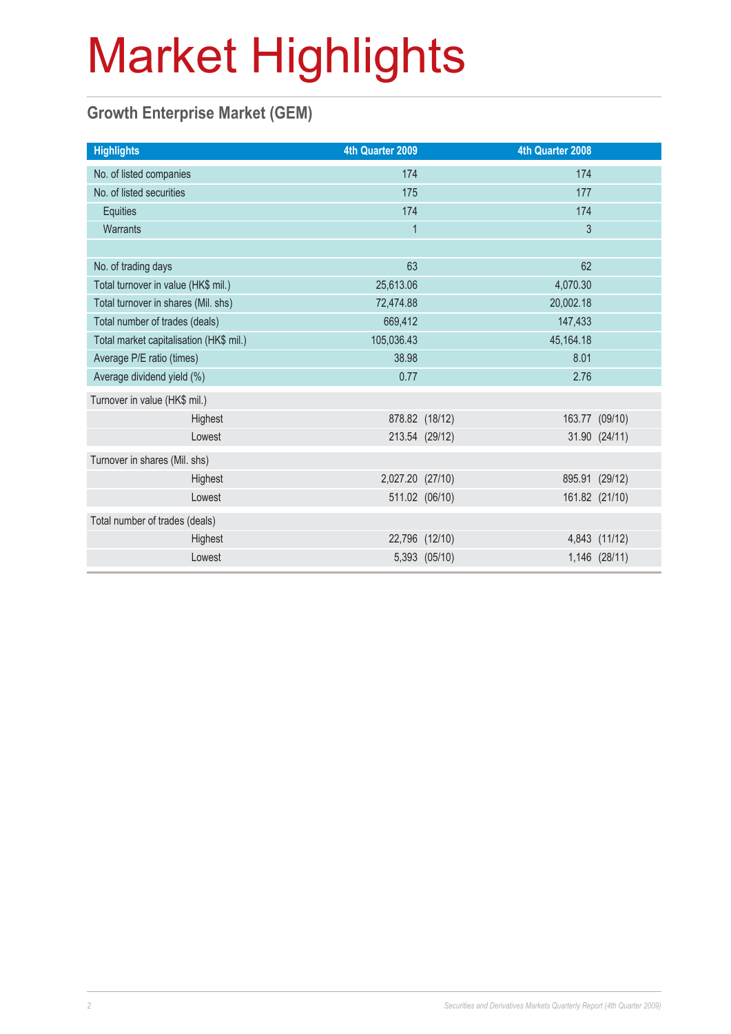# Market Highlights

## Growth Enterprise Market (GEM)

| Highlights | 4th Quarter 2009 | 4th Quarter 2008 |
|---|---|---|
| No. of listed companies | 174 | 174 |
| No. of listed securities | 175 | 177 |
| Equities | 174 | 174 |
| Warrants | 1 | 3 |
| | | |
| No. of trading days | 63 | 62 |
| Total turnover in value (HK$ mil.) | 25,613.06 | 4,070.30 |
| Total turnover in shares (Mil. shs) | 72,474.88 | 20,002.18 |
| Total number of trades (deals) | 669,412 | 147,433 |
| Total market capitalisation (HK$ mil.) | 105,036.43 | 45,164.18 |
| Average P/E ratio (times) | 38.98 | 8.01 |
| Average dividend yield (%) | 0.77 | 2.76 |
| Turnover in value (HK$ mil.) | | |
| Highest | 878.82 (18/12) | 163.77 (09/10) |
| Lowest | 213.54 (29/12) | 31.90 (24/11) |
| Turnover in shares (Mil. shs) | | |
| Highest | 2,027.20 (27/10) | 895.91 (29/12) |
| Lowest | 511.02 (06/10) | 161.82 (21/10) |
| Total number of trades (deals) | | |
| Highest | 22,796 (12/10) | 4,843 (11/12) |
| Lowest | 5,393 (05/10) | 1,146 (28/11) |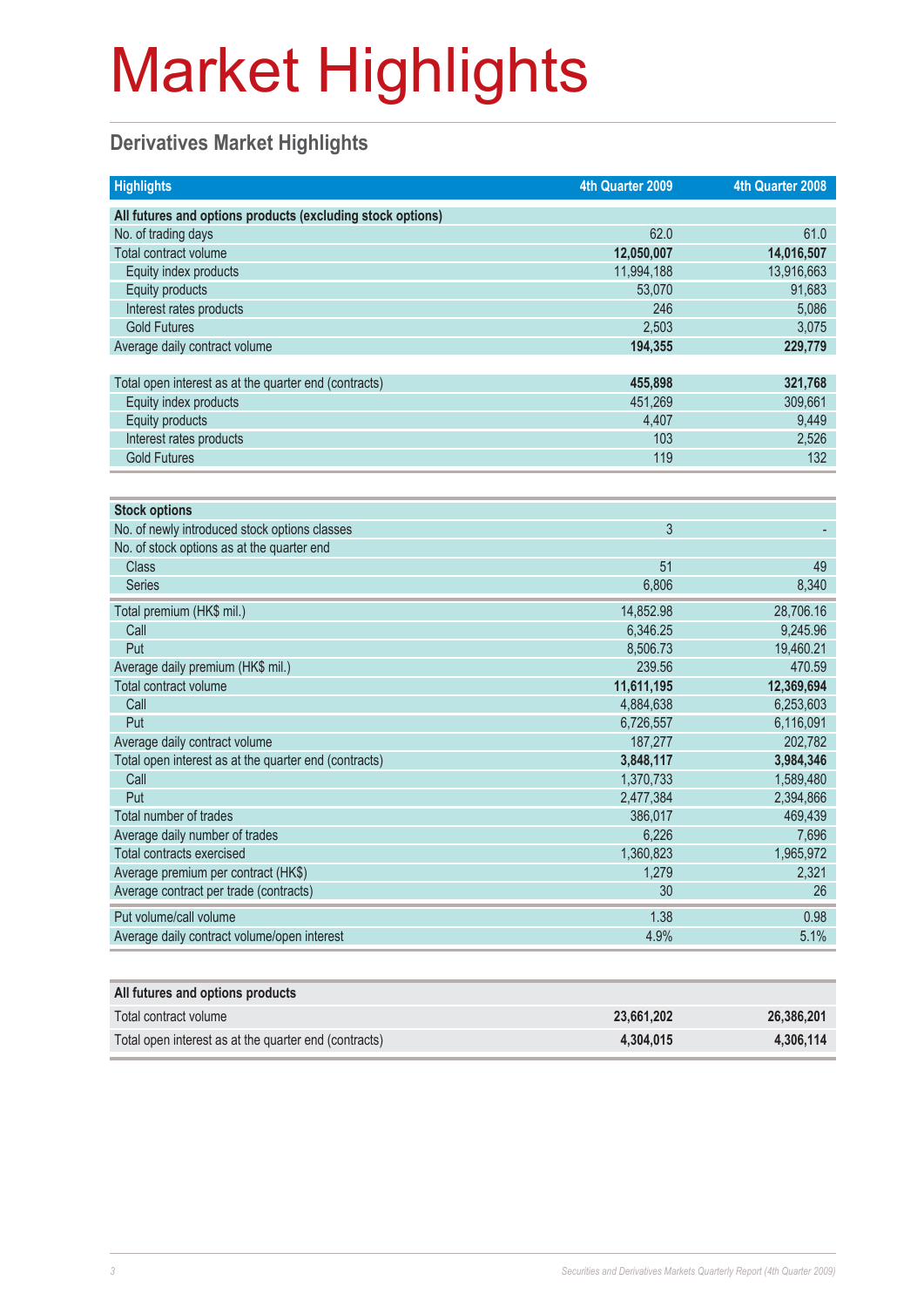# Market Highlights

## Derivatives Market Highlights

| Highlights | 4th Quarter 2009 | 4th Quarter 2008 |
|---|---|---|
| **All futures and options products (excluding stock options)** | | |
| No. of trading days | 62.0 | 61.0 |
| Total contract volume | **12,050,007** | **14,016,507** |
| Equity index products | 11,994,188 | 13,916,663 |
| Equity products | 53,070 | 91,683 |
| Interest rates products | 246 | 5,086 |
| Gold Futures | 2,503 | 3,075 |
| Average daily contract volume | **194,355** | **229,779** |
| Total open interest as at the quarter end (contracts) | **455,898** | **321,768** |
| Equity index products | 451,269 | 309,661 |
| Equity products | 4,407 | 9,449 |
| Interest rates products | 103 | 2,526 |
| Gold Futures | 119 | 132 |

| **Stock options** | 4th Quarter 2009 | 4th Quarter 2008 |
|---|---|---|
| No. of newly introduced stock options classes | 3 | - |
| No. of stock options as at the quarter end | | |
| Class | 51 | 49 |
| Series | 6,806 | 8,340 |
| Total premium (HK$ mil.) | 14,852.98 | 28,706.16 |
| Call | 6,346.25 | 9,245.96 |
| Put | 8,506.73 | 19,460.21 |
| Average daily premium (HK$ mil.) | 239.56 | 470.59 |
| Total contract volume | **11,611,195** | **12,369,694** |
| Call | 4,884,638 | 6,253,603 |
| Put | 6,726,557 | 6,116,091 |
| Average daily contract volume | 187,277 | 202,782 |
| Total open interest as at the quarter end (contracts) | **3,848,117** | **3,984,346** |
| Call | 1,370,733 | 1,589,480 |
| Put | 2,477,384 | 2,394,866 |
| Total number of trades | 386,017 | 469,439 |
| Average daily number of trades | 6,226 | 7,696 |
| Total contracts exercised | 1,360,823 | 1,965,972 |
| Average premium per contract (HK$) | 1,279 | 2,321 |
| Average contract per trade (contracts) | 30 | 26 |
| Put volume/call volume | 1.38 | 0.98 |
| Average daily contract volume/open interest | 4.9% | 5.1% |

| **All futures and options products** | 4th Quarter 2009 | 4th Quarter 2008 |
|---|---|---|
| Total contract volume | **23,661,202** | **26,386,201** |
| Total open interest as at the quarter end (contracts) | **4,304,015** | **4,306,114** |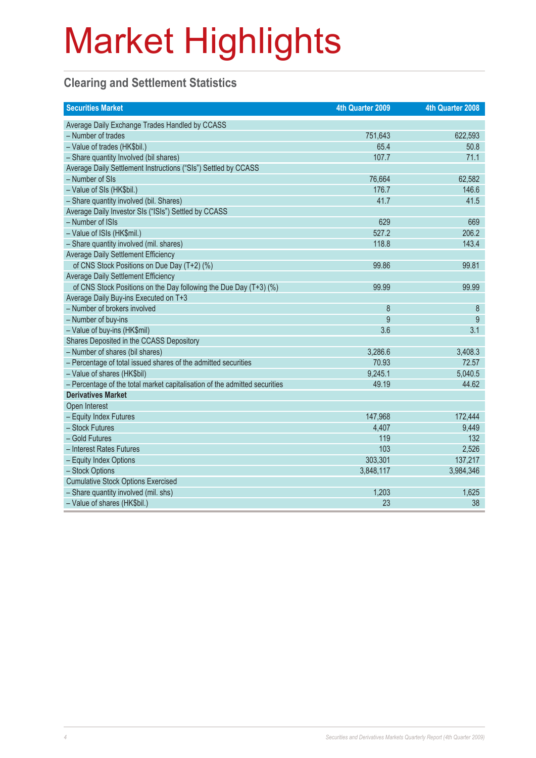# Market Highlights

## Clearing and Settlement Statistics

| Securities Market | 4th Quarter 2009 | 4th Quarter 2008 |
|---|---|---|
| Average Daily Exchange Trades Handled by CCASS | | |
| – Number of trades | 751,643 | 622,593 |
| – Value of trades (HK$bil.) | 65.4 | 50.8 |
| – Share quantity Involved (bil shares) | 107.7 | 71.1 |
| Average Daily Settlement Instructions ("SIs") Settled by CCASS | | |
| – Number of SIs | 76,664 | 62,582 |
| – Value of SIs (HK$bil.) | 176.7 | 146.6 |
| – Share quantity involved (bil. Shares) | 41.7 | 41.5 |
| Average Daily Investor SIs ("ISIs") Settled by CCASS | | |
| – Number of ISIs | 629 | 669 |
| – Value of ISIs (HK$mil.) | 527.2 | 206.2 |
| – Share quantity involved (mil. shares) | 118.8 | 143.4 |
| Average Daily Settlement Efficiency | | |
| of CNS Stock Positions on Due Day (T+2) (%) | 99.86 | 99.81 |
| Average Daily Settlement Efficiency | | |
| of CNS Stock Positions on the Day following the Due Day (T+3) (%) | 99.99 | 99.99 |
| Average Daily Buy-ins Executed on T+3 | | |
| – Number of brokers involved | 8 | 8 |
| – Number of buy-ins | 9 | 9 |
| – Value of buy-ins (HK$mil) | 3.6 | 3.1 |
| Shares Deposited in the CCASS Depository | | |
| – Number of shares (bil shares) | 3,286.6 | 3,408.3 |
| – Percentage of total issued shares of the admitted securities | 70.93 | 72.57 |
| – Value of shares (HK$bil) | 9,245.1 | 5,040.5 |
| – Percentage of the total market capitalisation of the admitted securities | 49.19 | 44.62 |
| **Derivatives Market** | | |
| Open Interest | | |
| – Equity Index Futures | 147,968 | 172,444 |
| – Stock Futures | 4,407 | 9,449 |
| – Gold Futures | 119 | 132 |
| – Interest Rates Futures | 103 | 2,526 |
| – Equity Index Options | 303,301 | 137,217 |
| – Stock Options | 3,848,117 | 3,984,346 |
| Cumulative Stock Options Exercised | | |
| – Share quantity involved (mil. shs) | 1,203 | 1,625 |
| – Value of shares (HK$bil.) | 23 | 38 |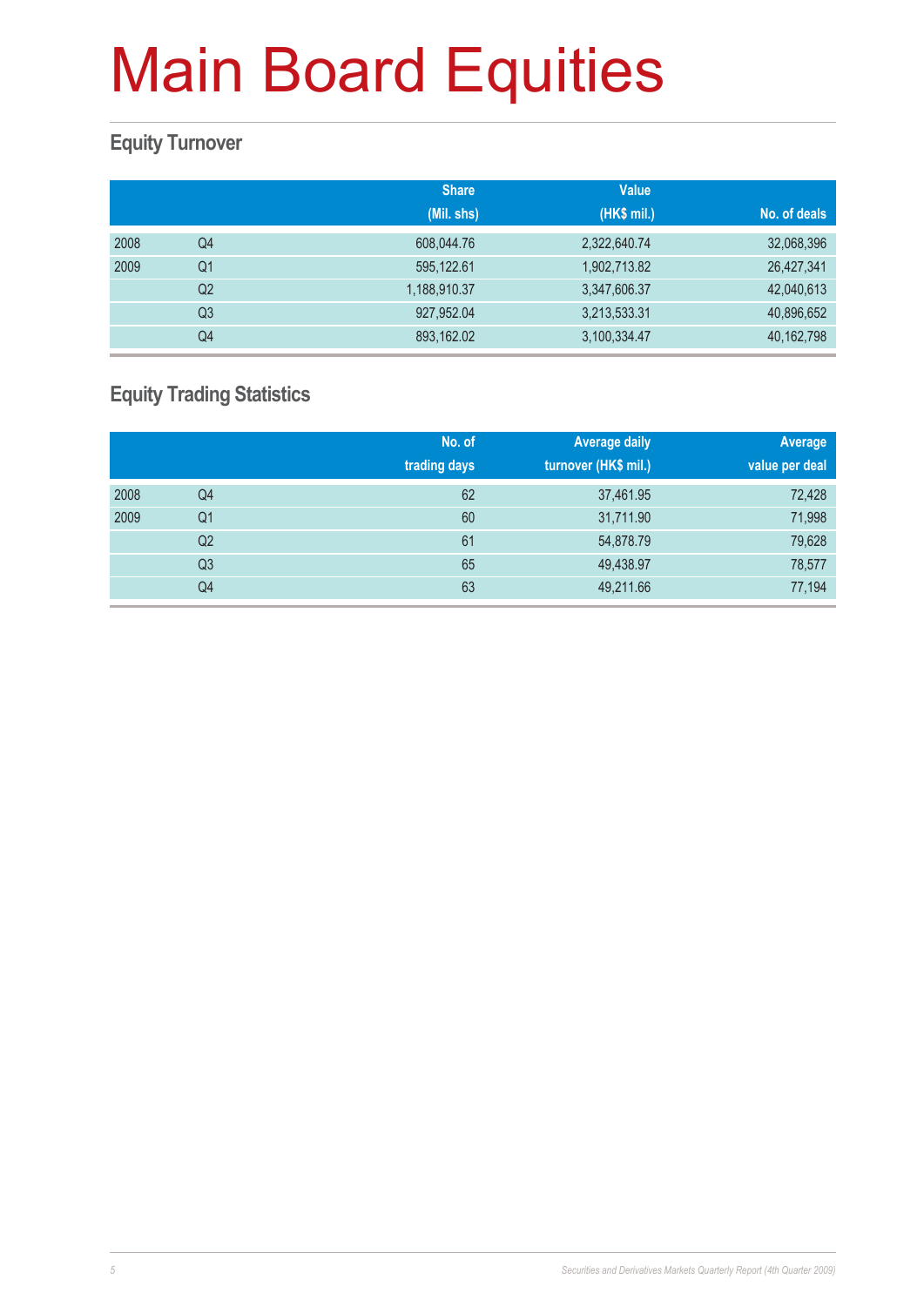# Main Board Equities

## Equity Turnover

| | | Share (Mil. shs) | Value (HK$ mil.) | No. of deals |
|---|---|---|---|---|
| 2008 | Q4 | 608,044.76 | 2,322,640.74 | 32,068,396 |
| 2009 | Q1 | 595,122.61 | 1,902,713.82 | 26,427,341 |
| | Q2 | 1,188,910.37 | 3,347,606.37 | 42,040,613 |
| | Q3 | 927,952.04 | 3,213,533.31 | 40,896,652 |
| | Q4 | 893,162.02 | 3,100,334.47 | 40,162,798 |

## Equity Trading Statistics

| | | No. of trading days | Average daily turnover (HK$ mil.) | Average value per deal |
|---|---|---|---|---|
| 2008 | Q4 | 62 | 37,461.95 | 72,428 |
| 2009 | Q1 | 60 | 31,711.90 | 71,998 |
| | Q2 | 61 | 54,878.79 | 79,628 |
| | Q3 | 65 | 49,438.97 | 78,577 |
| | Q4 | 63 | 49,211.66 | 77,194 |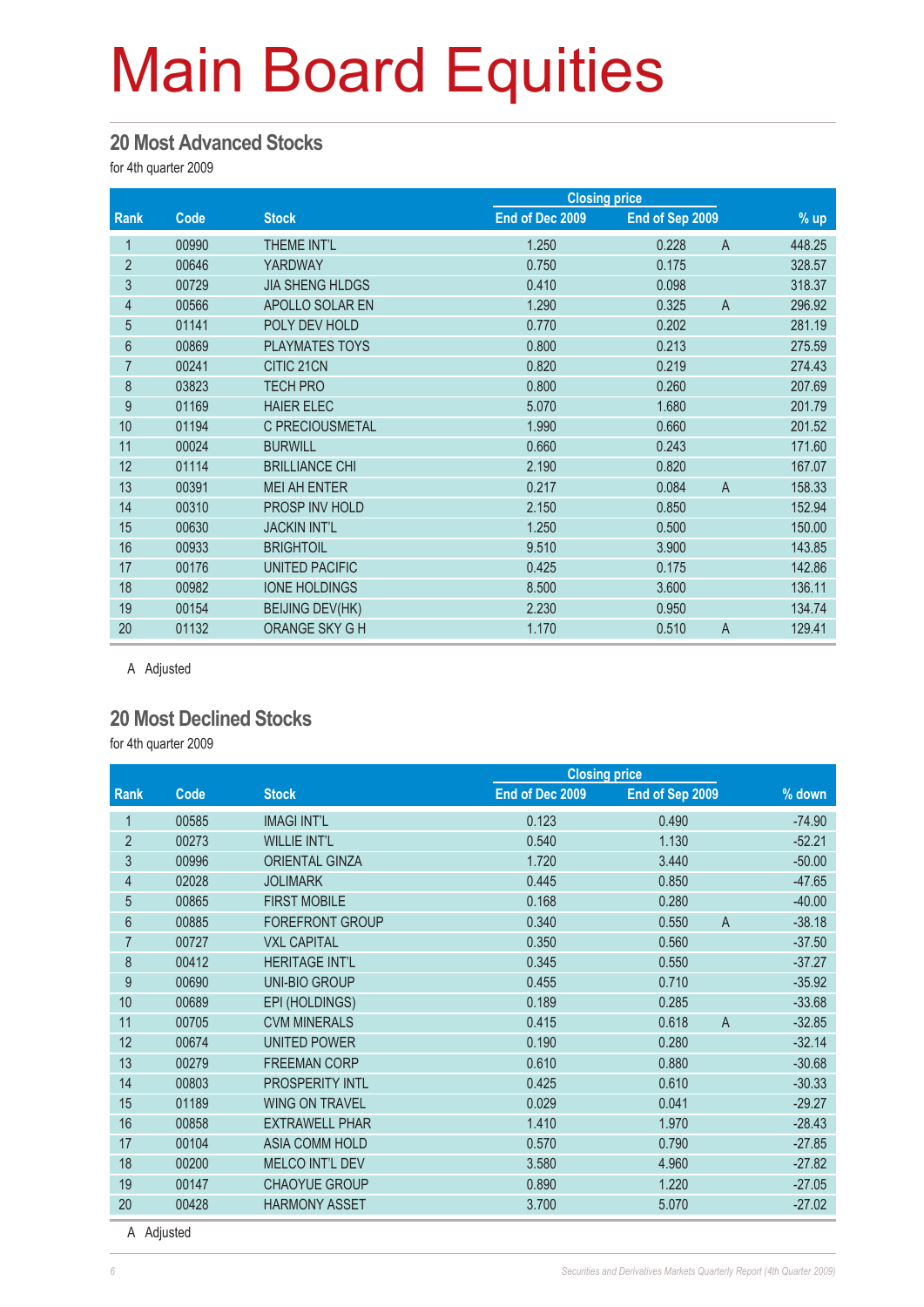# Main Board Equities

## 20 Most Advanced Stocks

for 4th quarter 2009

| Rank | Code | Stock | Closing price | | | % up |
|---|---|---|---|---|---|---|
| | | | End of Dec 2009 | End of Sep 2009 | | |
| 1 | 00990 | THEME INT'L | 1.250 | 0.228 | A | 448.25 |
| 2 | 00646 | YARDWAY | 0.750 | 0.175 | | 328.57 |
| 3 | 00729 | JIA SHENG HLDGS | 0.410 | 0.098 | | 318.37 |
| 4 | 00566 | APOLLO SOLAR EN | 1.290 | 0.325 | A | 296.92 |
| 5 | 01141 | POLY DEV HOLD | 0.770 | 0.202 | | 281.19 |
| 6 | 00869 | PLAYMATES TOYS | 0.800 | 0.213 | | 275.59 |
| 7 | 00241 | CITIC 21CN | 0.820 | 0.219 | | 274.43 |
| 8 | 03823 | TECH PRO | 0.800 | 0.260 | | 207.69 |
| 9 | 01169 | HAIER ELEC | 5.070 | 1.680 | | 201.79 |
| 10 | 01194 | C PRECIOUSMETAL | 1.990 | 0.660 | | 201.52 |
| 11 | 00024 | BURWILL | 0.660 | 0.243 | | 171.60 |
| 12 | 01114 | BRILLIANCE CHI | 2.190 | 0.820 | | 167.07 |
| 13 | 00391 | MEI AH ENTER | 0.217 | 0.084 | A | 158.33 |
| 14 | 00310 | PROSP INV HOLD | 2.150 | 0.850 | | 152.94 |
| 15 | 00630 | JACKIN INT'L | 1.250 | 0.500 | | 150.00 |
| 16 | 00933 | BRIGHTOIL | 9.510 | 3.900 | | 143.85 |
| 17 | 00176 | UNITED PACIFIC | 0.425 | 0.175 | | 142.86 |
| 18 | 00982 | IONE HOLDINGS | 8.500 | 3.600 | | 136.11 |
| 19 | 00154 | BEIJING DEV(HK) | 2.230 | 0.950 | | 134.74 |
| 20 | 01132 | ORANGE SKY G H | 1.170 | 0.510 | A | 129.41 |

A Adjusted

## 20 Most Declined Stocks

for 4th quarter 2009

| Rank | Code | Stock | Closing price | | | % down |
|---|---|---|---|---|---|---|
| | | | End of Dec 2009 | End of Sep 2009 | | |
| 1 | 00585 | IMAGI INT'L | 0.123 | 0.490 | | -74.90 |
| 2 | 00273 | WILLIE INT'L | 0.540 | 1.130 | | -52.21 |
| 3 | 00996 | ORIENTAL GINZA | 1.720 | 3.440 | | -50.00 |
| 4 | 02028 | JOLIMARK | 0.445 | 0.850 | | -47.65 |
| 5 | 00865 | FIRST MOBILE | 0.168 | 0.280 | | -40.00 |
| 6 | 00885 | FOREFRONT GROUP | 0.340 | 0.550 | A | -38.18 |
| 7 | 00727 | VXL CAPITAL | 0.350 | 0.560 | | -37.50 |
| 8 | 00412 | HERITAGE INT'L | 0.345 | 0.550 | | -37.27 |
| 9 | 00690 | UNI-BIO GROUP | 0.455 | 0.710 | | -35.92 |
| 10 | 00689 | EPI (HOLDINGS) | 0.189 | 0.285 | | -33.68 |
| 11 | 00705 | CVM MINERALS | 0.415 | 0.618 | A | -32.85 |
| 12 | 00674 | UNITED POWER | 0.190 | 0.280 | | -32.14 |
| 13 | 00279 | FREEMAN CORP | 0.610 | 0.880 | | -30.68 |
| 14 | 00803 | PROSPERITY INTL | 0.425 | 0.610 | | -30.33 |
| 15 | 01189 | WING ON TRAVEL | 0.029 | 0.041 | | -29.27 |
| 16 | 00858 | EXTRAWELL PHAR | 1.410 | 1.970 | | -28.43 |
| 17 | 00104 | ASIA COMM HOLD | 0.570 | 0.790 | | -27.85 |
| 18 | 00200 | MELCO INT'L DEV | 3.580 | 4.960 | | -27.82 |
| 19 | 00147 | CHAOYUE GROUP | 0.890 | 1.220 | | -27.05 |
| 20 | 00428 | HARMONY ASSET | 3.700 | 5.070 | | -27.02 |

A Adjusted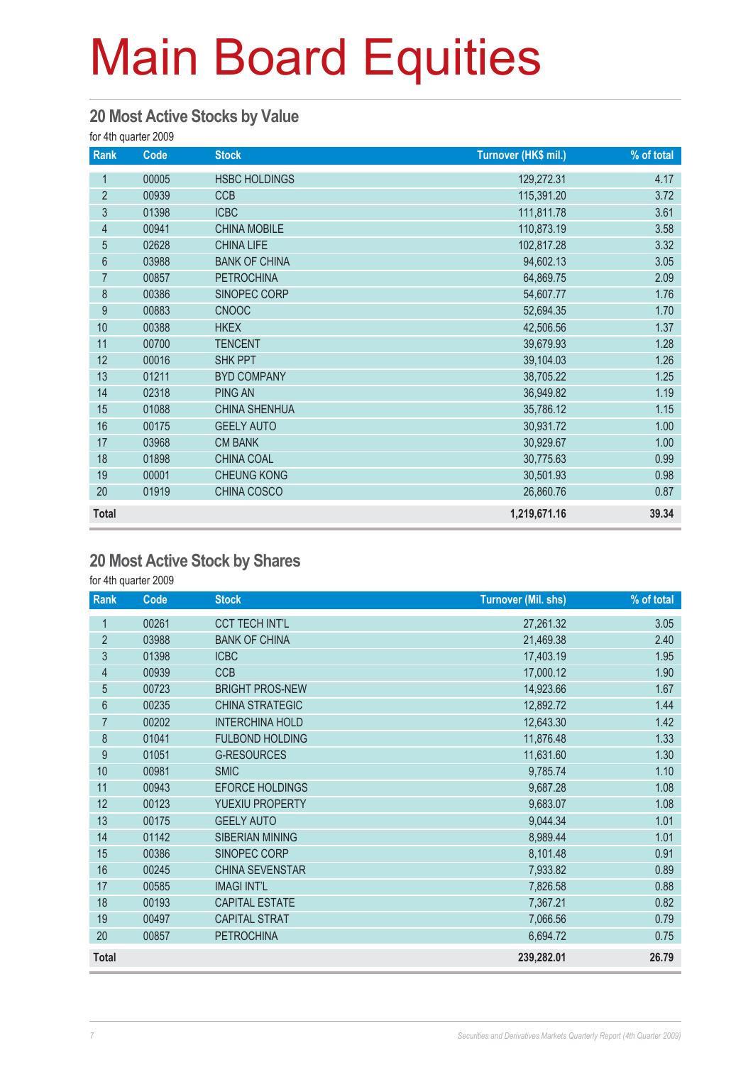# Main Board Equities

## 20 Most Active Stocks by Value

for 4th quarter 2009

| Rank | Code | Stock | Turnover (HK$ mil.) | % of total |
|---|---|---|---|---|
| 1 | 00005 | HSBC HOLDINGS | 129,272.31 | 4.17 |
| 2 | 00939 | CCB | 115,391.20 | 3.72 |
| 3 | 01398 | ICBC | 111,811.78 | 3.61 |
| 4 | 00941 | CHINA MOBILE | 110,873.19 | 3.58 |
| 5 | 02628 | CHINA LIFE | 102,817.28 | 3.32 |
| 6 | 03988 | BANK OF CHINA | 94,602.13 | 3.05 |
| 7 | 00857 | PETROCHINA | 64,869.75 | 2.09 |
| 8 | 00386 | SINOPEC CORP | 54,607.77 | 1.76 |
| 9 | 00883 | CNOOC | 52,694.35 | 1.70 |
| 10 | 00388 | HKEX | 42,506.56 | 1.37 |
| 11 | 00700 | TENCENT | 39,679.93 | 1.28 |
| 12 | 00016 | SHK PPT | 39,104.03 | 1.26 |
| 13 | 01211 | BYD COMPANY | 38,705.22 | 1.25 |
| 14 | 02318 | PING AN | 36,949.82 | 1.19 |
| 15 | 01088 | CHINA SHENHUA | 35,786.12 | 1.15 |
| 16 | 00175 | GEELY AUTO | 30,931.72 | 1.00 |
| 17 | 03968 | CM BANK | 30,929.67 | 1.00 |
| 18 | 01898 | CHINA COAL | 30,775.63 | 0.99 |
| 19 | 00001 | CHEUNG KONG | 30,501.93 | 0.98 |
| 20 | 01919 | CHINA COSCO | 26,860.76 | 0.87 |
| **Total** | | | **1,219,671.16** | **39.34** |

## 20 Most Active Stock by Shares

for 4th quarter 2009

| Rank | Code | Stock | Turnover (Mil. shs) | % of total |
|---|---|---|---|---|
| 1 | 00261 | CCT TECH INT'L | 27,261.32 | 3.05 |
| 2 | 03988 | BANK OF CHINA | 21,469.38 | 2.40 |
| 3 | 01398 | ICBC | 17,403.19 | 1.95 |
| 4 | 00939 | CCB | 17,000.12 | 1.90 |
| 5 | 00723 | BRIGHT PROS-NEW | 14,923.66 | 1.67 |
| 6 | 00235 | CHINA STRATEGIC | 12,892.72 | 1.44 |
| 7 | 00202 | INTERCHINA HOLD | 12,643.30 | 1.42 |
| 8 | 01041 | FULBOND HOLDING | 11,876.48 | 1.33 |
| 9 | 01051 | G-RESOURCES | 11,631.60 | 1.30 |
| 10 | 00981 | SMIC | 9,785.74 | 1.10 |
| 11 | 00943 | EFORCE HOLDINGS | 9,687.28 | 1.08 |
| 12 | 00123 | YUEXIU PROPERTY | 9,683.07 | 1.08 |
| 13 | 00175 | GEELY AUTO | 9,044.34 | 1.01 |
| 14 | 01142 | SIBERIAN MINING | 8,989.44 | 1.01 |
| 15 | 00386 | SINOPEC CORP | 8,101.48 | 0.91 |
| 16 | 00245 | CHINA SEVENSTAR | 7,933.82 | 0.89 |
| 17 | 00585 | IMAGI INT'L | 7,826.58 | 0.88 |
| 18 | 00193 | CAPITAL ESTATE | 7,367.21 | 0.82 |
| 19 | 00497 | CAPITAL STRAT | 7,066.56 | 0.79 |
| 20 | 00857 | PETROCHINA | 6,694.72 | 0.75 |
| **Total** | | | **239,282.01** | **26.79** |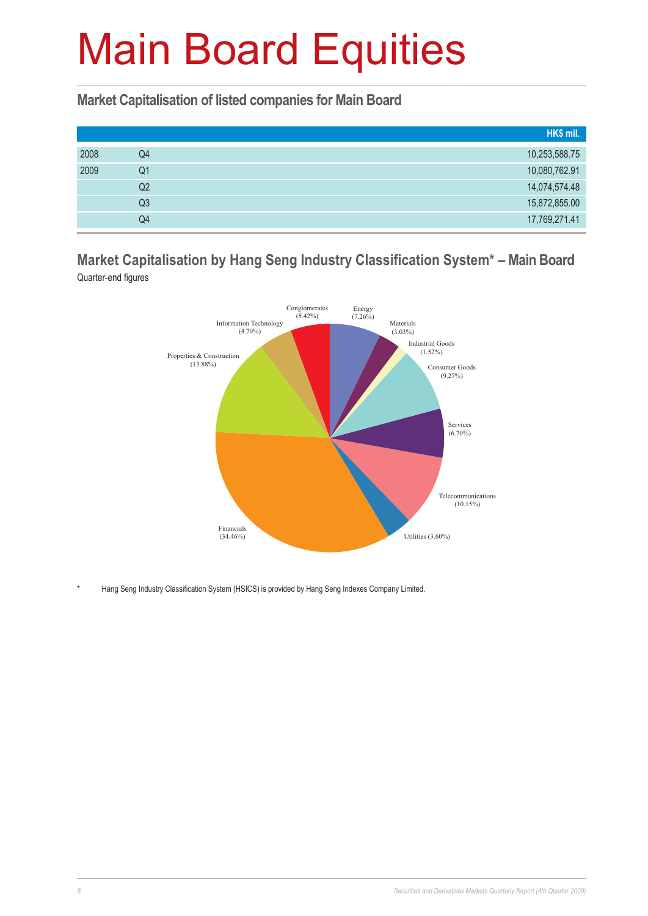# Main Board Equities

## Market Capitalisation of listed companies for Main Board

| | | HK$ mil. |
|---|---|---|
| 2008 | Q4 | 10,253,588.75 |
| 2009 | Q1 | 10,080,762.91 |
| | Q2 | 14,074,574.48 |
| | Q3 | 15,872,855.00 |
| | Q4 | 17,769,271.41 |

## Market Capitalisation by Hang Seng Industry Classification System* – Main Board

Quarter-end figures

Conglomerates (5.42%)
Energy (7.26%)
Materials (3.03%)
Industrial Goods (1.52%)
Consumer Goods (9.27%)
Services (6.70%)
Telecommunications (10.15%)
Utilities (3.60%)
Financials (34.46%)
Properties & Construction (13.88%)
Information Technology (4.70%)

\* Hang Seng Industry Classification System (HSICS) is provided by Hang Seng Indexes Company Limited.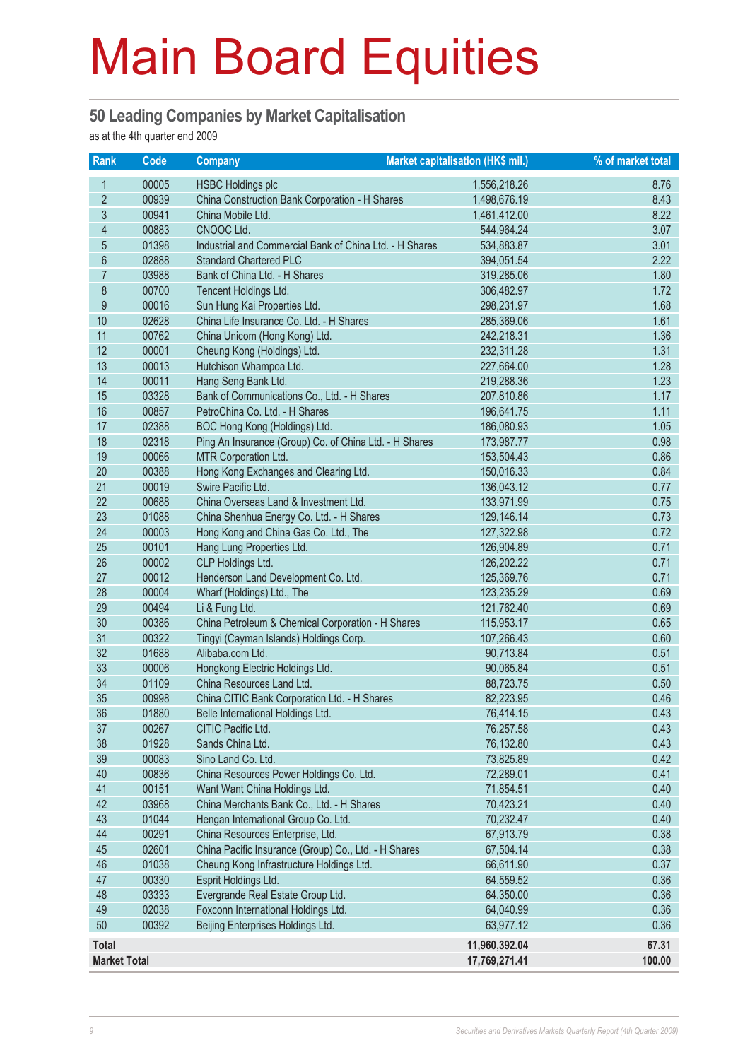# Main Board Equities

## 50 Leading Companies by Market Capitalisation

as at the 4th quarter end 2009

| Rank | Code | Company | Market capitalisation (HK$ mil.) | % of market total |
|---|---|---|---|---|
| 1 | 00005 | HSBC Holdings plc | 1,556,218.26 | 8.76 |
| 2 | 00939 | China Construction Bank Corporation - H Shares | 1,498,676.19 | 8.43 |
| 3 | 00941 | China Mobile Ltd. | 1,461,412.00 | 8.22 |
| 4 | 00883 | CNOOC Ltd. | 544,964.24 | 3.07 |
| 5 | 01398 | Industrial and Commercial Bank of China Ltd. - H Shares | 534,883.87 | 3.01 |
| 6 | 02888 | Standard Chartered PLC | 394,051.54 | 2.22 |
| 7 | 03988 | Bank of China Ltd. - H Shares | 319,285.06 | 1.80 |
| 8 | 00700 | Tencent Holdings Ltd. | 306,482.97 | 1.72 |
| 9 | 00016 | Sun Hung Kai Properties Ltd. | 298,231.97 | 1.68 |
| 10 | 02628 | China Life Insurance Co. Ltd. - H Shares | 285,369.06 | 1.61 |
| 11 | 00762 | China Unicom (Hong Kong) Ltd. | 242,218.31 | 1.36 |
| 12 | 00001 | Cheung Kong (Holdings) Ltd. | 232,311.28 | 1.31 |
| 13 | 00013 | Hutchison Whampoa Ltd. | 227,664.00 | 1.28 |
| 14 | 00011 | Hang Seng Bank Ltd. | 219,288.36 | 1.23 |
| 15 | 03328 | Bank of Communications Co., Ltd. - H Shares | 207,810.86 | 1.17 |
| 16 | 00857 | PetroChina Co. Ltd. - H Shares | 196,641.75 | 1.11 |
| 17 | 02388 | BOC Hong Kong (Holdings) Ltd. | 186,080.93 | 1.05 |
| 18 | 02318 | Ping An Insurance (Group) Co. of China Ltd. - H Shares | 173,987.77 | 0.98 |
| 19 | 00066 | MTR Corporation Ltd. | 153,504.43 | 0.86 |
| 20 | 00388 | Hong Kong Exchanges and Clearing Ltd. | 150,016.33 | 0.84 |
| 21 | 00019 | Swire Pacific Ltd. | 136,043.12 | 0.77 |
| 22 | 00688 | China Overseas Land & Investment Ltd. | 133,971.99 | 0.75 |
| 23 | 01088 | China Shenhua Energy Co. Ltd. - H Shares | 129,146.14 | 0.73 |
| 24 | 00003 | Hong Kong and China Gas Co. Ltd., The | 127,322.98 | 0.72 |
| 25 | 00101 | Hang Lung Properties Ltd. | 126,904.89 | 0.71 |
| 26 | 00002 | CLP Holdings Ltd. | 126,202.22 | 0.71 |
| 27 | 00012 | Henderson Land Development Co. Ltd. | 125,369.76 | 0.71 |
| 28 | 00004 | Wharf (Holdings) Ltd., The | 123,235.29 | 0.69 |
| 29 | 00494 | Li & Fung Ltd. | 121,762.40 | 0.69 |
| 30 | 00386 | China Petroleum & Chemical Corporation - H Shares | 115,953.17 | 0.65 |
| 31 | 00322 | Tingyi (Cayman Islands) Holdings Corp. | 107,266.43 | 0.60 |
| 32 | 01688 | Alibaba.com Ltd. | 90,713.84 | 0.51 |
| 33 | 00006 | Hongkong Electric Holdings Ltd. | 90,065.84 | 0.51 |
| 34 | 01109 | China Resources Land Ltd. | 88,723.75 | 0.50 |
| 35 | 00998 | China CITIC Bank Corporation Ltd. - H Shares | 82,223.95 | 0.46 |
| 36 | 01880 | Belle International Holdings Ltd. | 76,414.15 | 0.43 |
| 37 | 00267 | CITIC Pacific Ltd. | 76,257.58 | 0.43 |
| 38 | 01928 | Sands China Ltd. | 76,132.80 | 0.43 |
| 39 | 00083 | Sino Land Co. Ltd. | 73,825.89 | 0.42 |
| 40 | 00836 | China Resources Power Holdings Co. Ltd. | 72,289.01 | 0.41 |
| 41 | 00151 | Want Want China Holdings Ltd. | 71,854.51 | 0.40 |
| 42 | 03968 | China Merchants Bank Co., Ltd. - H Shares | 70,423.21 | 0.40 |
| 43 | 01044 | Hengan International Group Co. Ltd. | 70,232.47 | 0.40 |
| 44 | 00291 | China Resources Enterprise, Ltd. | 67,913.79 | 0.38 |
| 45 | 02601 | China Pacific Insurance (Group) Co., Ltd. - H Shares | 67,504.14 | 0.38 |
| 46 | 01038 | Cheung Kong Infrastructure Holdings Ltd. | 66,611.90 | 0.37 |
| 47 | 00330 | Esprit Holdings Ltd. | 64,559.52 | 0.36 |
| 48 | 03333 | Evergrande Real Estate Group Ltd. | 64,350.00 | 0.36 |
| 49 | 02038 | Foxconn International Holdings Ltd. | 64,040.99 | 0.36 |
| 50 | 00392 | Beijing Enterprises Holdings Ltd. | 63,977.12 | 0.36 |
| **Total** | | | **11,960,392.04** | **67.31** |
| **Market Total** | | | **17,769,271.41** | **100.00** |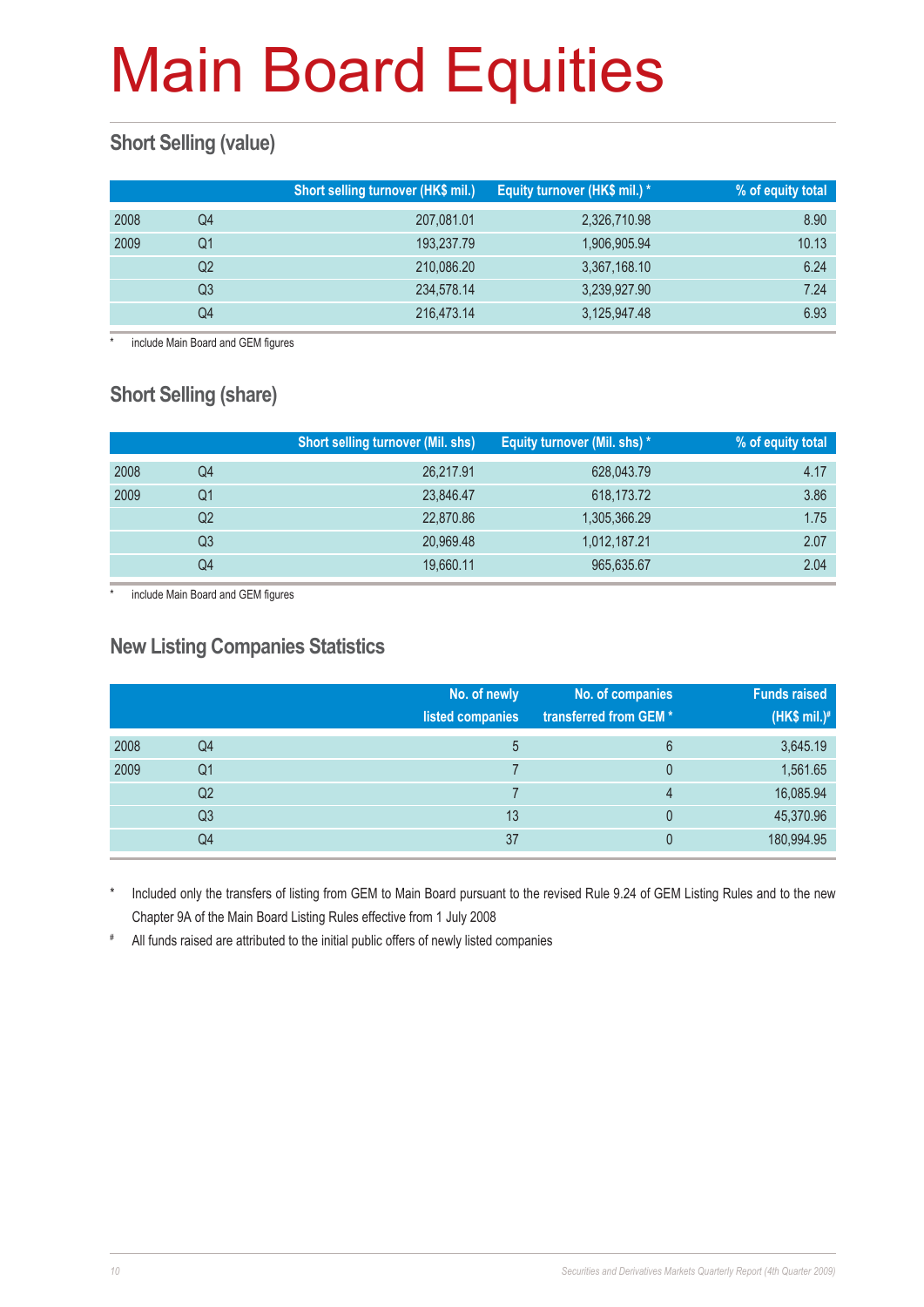# Main Board Equities

## Short Selling (value)

| | | Short selling turnover (HK$ mil.) | Equity turnover (HK$ mil.) * | % of equity total |
|---|---|---|---|---|
| 2008 | Q4 | 207,081.01 | 2,326,710.98 | 8.90 |
| 2009 | Q1 | 193,237.79 | 1,906,905.94 | 10.13 |
| | Q2 | 210,086.20 | 3,367,168.10 | 6.24 |
| | Q3 | 234,578.14 | 3,239,927.90 | 7.24 |
| | Q4 | 216,473.14 | 3,125,947.48 | 6.93 |

\* include Main Board and GEM figures

## Short Selling (share)

| | | Short selling turnover (Mil. shs) | Equity turnover (Mil. shs) * | % of equity total |
|---|---|---|---|---|
| 2008 | Q4 | 26,217.91 | 628,043.79 | 4.17 |
| 2009 | Q1 | 23,846.47 | 618,173.72 | 3.86 |
| | Q2 | 22,870.86 | 1,305,366.29 | 1.75 |
| | Q3 | 20,969.48 | 1,012,187.21 | 2.07 |
| | Q4 | 19,660.11 | 965,635.67 | 2.04 |

\* include Main Board and GEM figures

## New Listing Companies Statistics

| | | No. of newly listed companies | No. of companies transferred from GEM * | Funds raised (HK$ mil.)# |
|---|---|---|---|---|
| 2008 | Q4 | 5 | 6 | 3,645.19 |
| 2009 | Q1 | 7 | 0 | 1,561.65 |
| | Q2 | 7 | 4 | 16,085.94 |
| | Q3 | 13 | 0 | 45,370.96 |
| | Q4 | 37 | 0 | 180,994.95 |

\* Included only the transfers of listing from GEM to Main Board pursuant to the revised Rule 9.24 of GEM Listing Rules and to the new Chapter 9A of the Main Board Listing Rules effective from 1 July 2008

\# All funds raised are attributed to the initial public offers of newly listed companies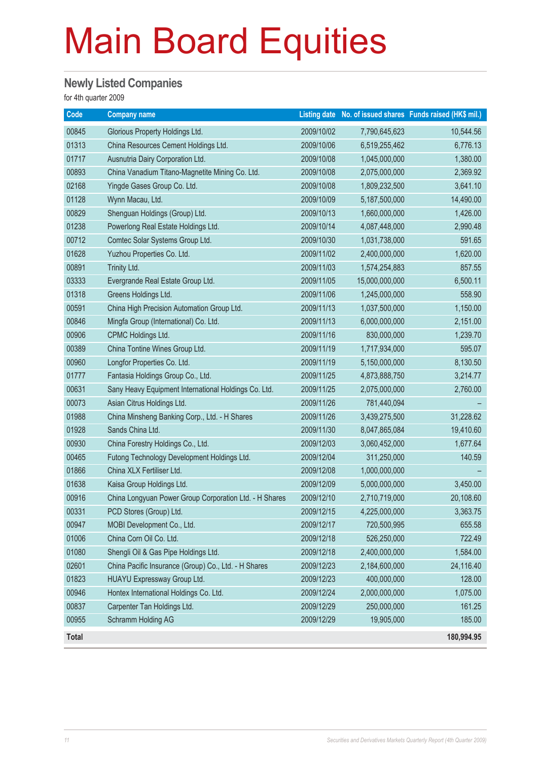# Main Board Equities

## Newly Listed Companies

for 4th quarter 2009

| Code | Company name | Listing date | No. of issued shares | Funds raised (HK$ mil.) |
|---|---|---|---|---|
| 00845 | Glorious Property Holdings Ltd. | 2009/10/02 | 7,790,645,623 | 10,544.56 |
| 01313 | China Resources Cement Holdings Ltd. | 2009/10/06 | 6,519,255,462 | 6,776.13 |
| 01717 | Ausnutria Dairy Corporation Ltd. | 2009/10/08 | 1,045,000,000 | 1,380.00 |
| 00893 | China Vanadium Titano-Magnetite Mining Co. Ltd. | 2009/10/08 | 2,075,000,000 | 2,369.92 |
| 02168 | Yingde Gases Group Co. Ltd. | 2009/10/08 | 1,809,232,500 | 3,641.10 |
| 01128 | Wynn Macau, Ltd. | 2009/10/09 | 5,187,500,000 | 14,490.00 |
| 00829 | Shenguan Holdings (Group) Ltd. | 2009/10/13 | 1,660,000,000 | 1,426.00 |
| 01238 | Powerlong Real Estate Holdings Ltd. | 2009/10/14 | 4,087,448,000 | 2,990.48 |
| 00712 | Comtec Solar Systems Group Ltd. | 2009/10/30 | 1,031,738,000 | 591.65 |
| 01628 | Yuzhou Properties Co. Ltd. | 2009/11/02 | 2,400,000,000 | 1,620.00 |
| 00891 | Trinity Ltd. | 2009/11/03 | 1,574,254,883 | 857.55 |
| 03333 | Evergrande Real Estate Group Ltd. | 2009/11/05 | 15,000,000,000 | 6,500.11 |
| 01318 | Greens Holdings Ltd. | 2009/11/06 | 1,245,000,000 | 558.90 |
| 00591 | China High Precision Automation Group Ltd. | 2009/11/13 | 1,037,500,000 | 1,150.00 |
| 00846 | Mingfa Group (International) Co. Ltd. | 2009/11/13 | 6,000,000,000 | 2,151.00 |
| 00906 | CPMC Holdings Ltd. | 2009/11/16 | 830,000,000 | 1,239.70 |
| 00389 | China Tontine Wines Group Ltd. | 2009/11/19 | 1,717,934,000 | 595.07 |
| 00960 | Longfor Properties Co. Ltd. | 2009/11/19 | 5,150,000,000 | 8,130.50 |
| 01777 | Fantasia Holdings Group Co., Ltd. | 2009/11/25 | 4,873,888,750 | 3,214.77 |
| 00631 | Sany Heavy Equipment International Holdings Co. Ltd. | 2009/11/25 | 2,075,000,000 | 2,760.00 |
| 00073 | Asian Citrus Holdings Ltd. | 2009/11/26 | 781,440,094 | – |
| 01988 | China Minsheng Banking Corp., Ltd. - H Shares | 2009/11/26 | 3,439,275,500 | 31,228.62 |
| 01928 | Sands China Ltd. | 2009/11/30 | 8,047,865,084 | 19,410.60 |
| 00930 | China Forestry Holdings Co., Ltd. | 2009/12/03 | 3,060,452,000 | 1,677.64 |
| 00465 | Futong Technology Development Holdings Ltd. | 2009/12/04 | 311,250,000 | 140.59 |
| 01866 | China XLX Fertiliser Ltd. | 2009/12/08 | 1,000,000,000 | – |
| 01638 | Kaisa Group Holdings Ltd. | 2009/12/09 | 5,000,000,000 | 3,450.00 |
| 00916 | China Longyuan Power Group Corporation Ltd. - H Shares | 2009/12/10 | 2,710,719,000 | 20,108.60 |
| 00331 | PCD Stores (Group) Ltd. | 2009/12/15 | 4,225,000,000 | 3,363.75 |
| 00947 | MOBI Development Co., Ltd. | 2009/12/17 | 720,500,995 | 655.58 |
| 01006 | China Corn Oil Co. Ltd. | 2009/12/18 | 526,250,000 | 722.49 |
| 01080 | Shengli Oil & Gas Pipe Holdings Ltd. | 2009/12/18 | 2,400,000,000 | 1,584.00 |
| 02601 | China Pacific Insurance (Group) Co., Ltd. - H Shares | 2009/12/23 | 2,184,600,000 | 24,116.40 |
| 01823 | HUAYU Expressway Group Ltd. | 2009/12/23 | 400,000,000 | 128.00 |
| 00946 | Hontex International Holdings Co. Ltd. | 2009/12/24 | 2,000,000,000 | 1,075.00 |
| 00837 | Carpenter Tan Holdings Ltd. | 2009/12/29 | 250,000,000 | 161.25 |
| 00955 | Schramm Holding AG | 2009/12/29 | 19,905,000 | 185.00 |
| **Total** | | | | **180,994.95** |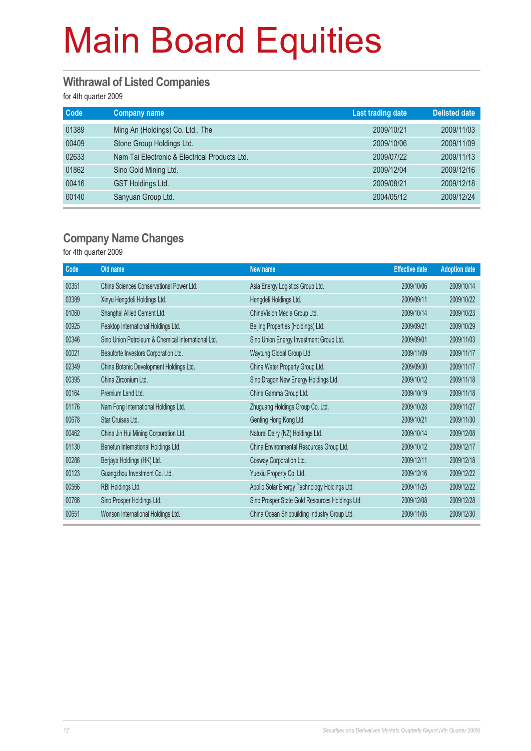# Main Board Equities

## Withrawal of Listed Companies

for 4th quarter 2009

| Code | Company name | Last trading date | Delisted date |
|---|---|---|---|
| 01389 | Ming An (Holdings) Co. Ltd., The | 2009/10/21 | 2009/11/03 |
| 00409 | Stone Group Holdings Ltd. | 2009/10/06 | 2009/11/09 |
| 02633 | Nam Tai Electronic & Electrical Products Ltd. | 2009/07/22 | 2009/11/13 |
| 01862 | Sino Gold Mining Ltd. | 2009/12/04 | 2009/12/16 |
| 00416 | GST Holdings Ltd. | 2009/08/21 | 2009/12/18 |
| 00140 | Sanyuan Group Ltd. | 2004/05/12 | 2009/12/24 |

## Company Name Changes

for 4th quarter 2009

| Code | Old name | New name | Effective date | Adoption date |
|---|---|---|---|---|
| 00351 | China Sciences Conservational Power Ltd. | Asia Energy Logistics Group Ltd. | 2009/10/06 | 2009/10/14 |
| 03389 | Xinyu Hengdeli Holdings Ltd. | Hengdeli Holdings Ltd. | 2009/09/11 | 2009/10/22 |
| 01060 | Shanghai Allied Cement Ltd. | ChinaVision Media Group Ltd. | 2009/10/14 | 2009/10/23 |
| 00925 | Peaktop International Holdings Ltd. | Beijing Properties (Holdings) Ltd. | 2009/09/21 | 2009/10/29 |
| 00346 | Sino Union Petroleum & Chemical International Ltd. | Sino Union Energy Investment Group Ltd. | 2009/09/01 | 2009/11/03 |
| 00021 | Beauforte Investors Corporation Ltd. | Waytung Global Group Ltd. | 2009/11/09 | 2009/11/17 |
| 02349 | China Botanic Development Holdings Ltd. | China Water Property Group Ltd. | 2009/09/30 | 2009/11/17 |
| 00395 | China Zirconium Ltd. | Sino Dragon New Energy Holdings Ltd. | 2009/10/12 | 2009/11/18 |
| 00164 | Premium Land Ltd. | China Gamma Group Ltd. | 2009/10/19 | 2009/11/18 |
| 01176 | Nam Fong International Holdings Ltd. | Zhuguang Holdings Group Co. Ltd. | 2009/10/28 | 2009/11/27 |
| 00678 | Star Cruises Ltd. | Genting Hong Kong Ltd. | 2009/10/21 | 2009/11/30 |
| 00462 | China Jin Hui Mining Corporation Ltd. | Natural Dairy (NZ) Holdings Ltd. | 2009/10/14 | 2009/12/08 |
| 01130 | Benefun International Holdings Ltd. | China Environmental Resources Group Ltd. | 2009/10/12 | 2009/12/17 |
| 00288 | Berjaya Holdings (HK) Ltd. | Cosway Corporation Ltd. | 2009/12/11 | 2009/12/18 |
| 00123 | Guangzhou Investment Co. Ltd. | Yuexiu Property Co. Ltd. | 2009/12/16 | 2009/12/22 |
| 00566 | RBI Holdings Ltd. | Apollo Solar Energy Technology Holdings Ltd. | 2009/11/25 | 2009/12/22 |
| 00766 | Sino Prosper Holdings Ltd. | Sino Prosper State Gold Resources Holdings Ltd. | 2009/12/08 | 2009/12/28 |
| 00651 | Wonson International Holdings Ltd. | China Ocean Shipbuilding Industry Group Ltd. | 2009/11/05 | 2009/12/30 |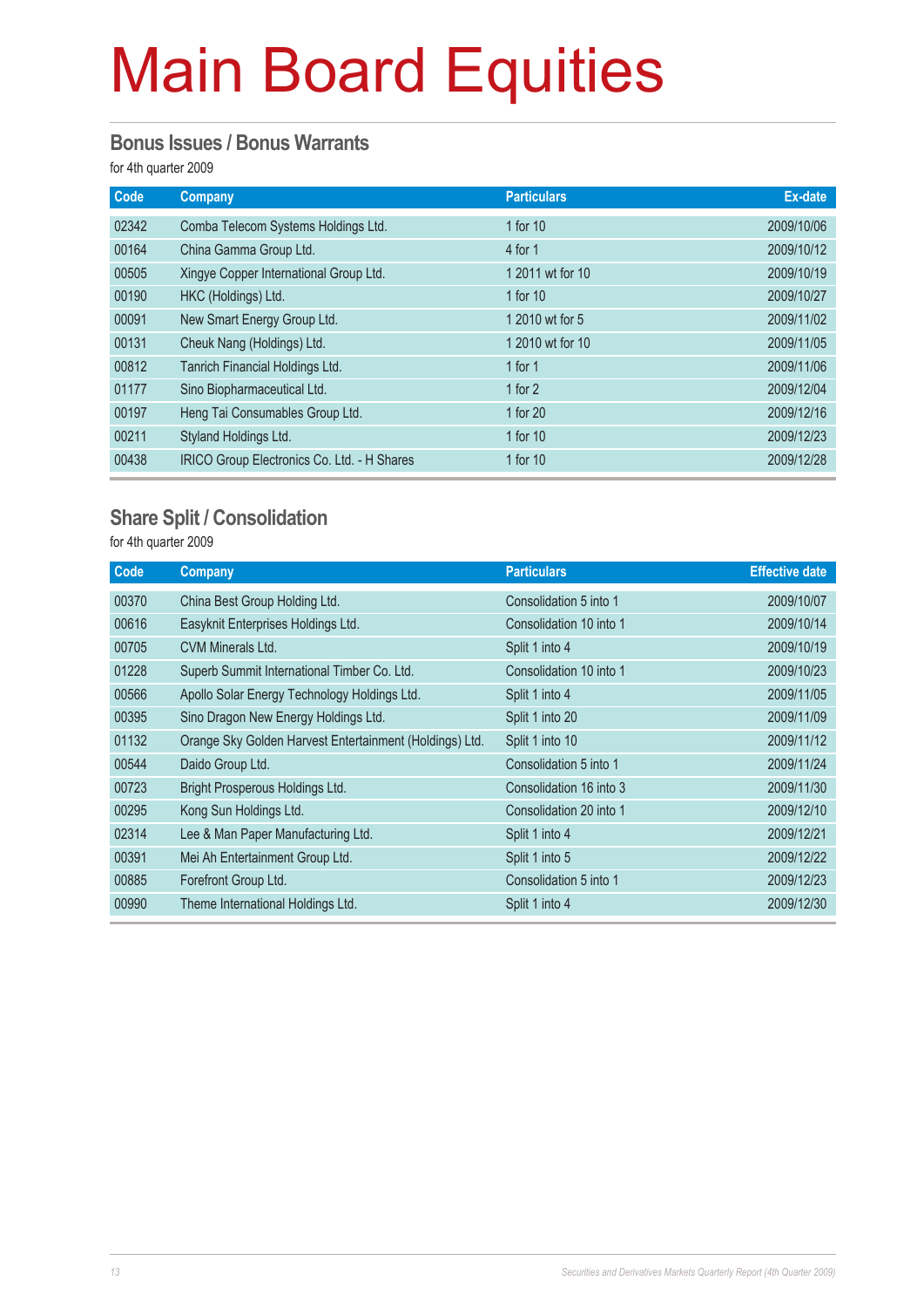# Main Board Equities

## Bonus Issues / Bonus Warrants

for 4th quarter 2009

| Code | Company | Particulars | Ex-date |
|---|---|---|---|
| 02342 | Comba Telecom Systems Holdings Ltd. | 1 for 10 | 2009/10/06 |
| 00164 | China Gamma Group Ltd. | 4 for 1 | 2009/10/12 |
| 00505 | Xingye Copper International Group Ltd. | 1 2011 wt for 10 | 2009/10/19 |
| 00190 | HKC (Holdings) Ltd. | 1 for 10 | 2009/10/27 |
| 00091 | New Smart Energy Group Ltd. | 1 2010 wt for 5 | 2009/11/02 |
| 00131 | Cheuk Nang (Holdings) Ltd. | 1 2010 wt for 10 | 2009/11/05 |
| 00812 | Tanrich Financial Holdings Ltd. | 1 for 1 | 2009/11/06 |
| 01177 | Sino Biopharmaceutical Ltd. | 1 for 2 | 2009/12/04 |
| 00197 | Heng Tai Consumables Group Ltd. | 1 for 20 | 2009/12/16 |
| 00211 | Styland Holdings Ltd. | 1 for 10 | 2009/12/23 |
| 00438 | IRICO Group Electronics Co. Ltd. - H Shares | 1 for 10 | 2009/12/28 |

## Share Split / Consolidation

for 4th quarter 2009

| Code | Company | Particulars | Effective date |
|---|---|---|---|
| 00370 | China Best Group Holding Ltd. | Consolidation 5 into 1 | 2009/10/07 |
| 00616 | Easyknit Enterprises Holdings Ltd. | Consolidation 10 into 1 | 2009/10/14 |
| 00705 | CVM Minerals Ltd. | Split 1 into 4 | 2009/10/19 |
| 01228 | Superb Summit International Timber Co. Ltd. | Consolidation 10 into 1 | 2009/10/23 |
| 00566 | Apollo Solar Energy Technology Holdings Ltd. | Split 1 into 4 | 2009/11/05 |
| 00395 | Sino Dragon New Energy Holdings Ltd. | Split 1 into 20 | 2009/11/09 |
| 01132 | Orange Sky Golden Harvest Entertainment (Holdings) Ltd. | Split 1 into 10 | 2009/11/12 |
| 00544 | Daido Group Ltd. | Consolidation 5 into 1 | 2009/11/24 |
| 00723 | Bright Prosperous Holdings Ltd. | Consolidation 16 into 3 | 2009/11/30 |
| 00295 | Kong Sun Holdings Ltd. | Consolidation 20 into 1 | 2009/12/10 |
| 02314 | Lee & Man Paper Manufacturing Ltd. | Split 1 into 4 | 2009/12/21 |
| 00391 | Mei Ah Entertainment Group Ltd. | Split 1 into 5 | 2009/12/22 |
| 00885 | Forefront Group Ltd. | Consolidation 5 into 1 | 2009/12/23 |
| 00990 | Theme International Holdings Ltd. | Split 1 into 4 | 2009/12/30 |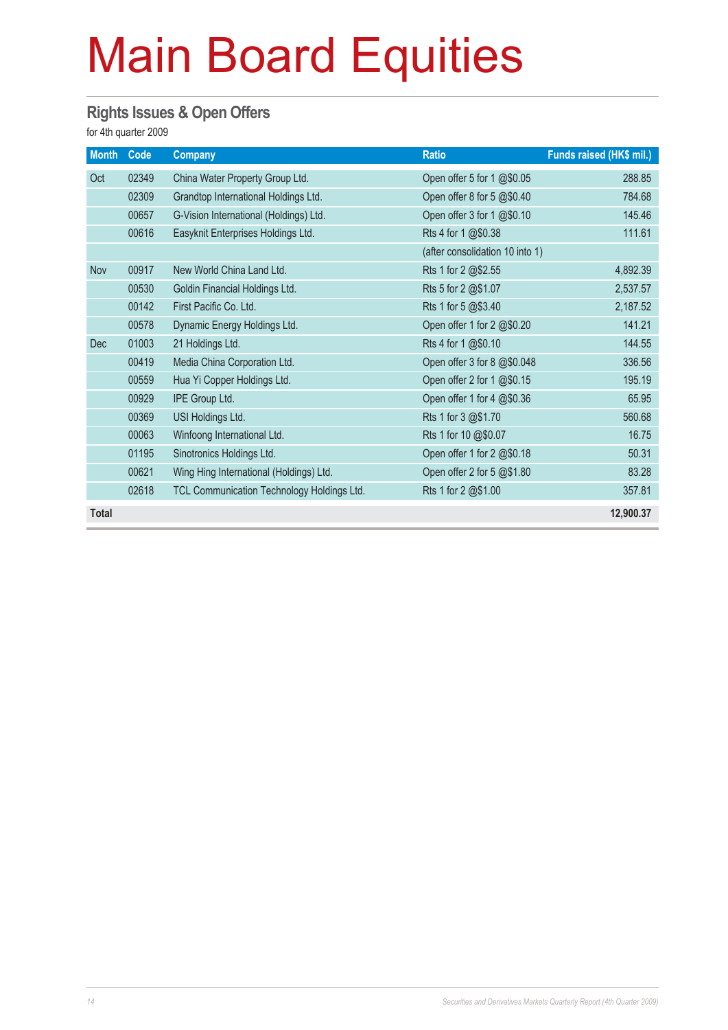# Main Board Equities

## Rights Issues & Open Offers

for 4th quarter 2009

| Month | Code | Company | Ratio | Funds raised (HK$ mil.) |
|---|---|---|---|---|
| Oct | 02349 | China Water Property Group Ltd. | Open offer 5 for 1 @$0.05 | 288.85 |
| | 02309 | Grandtop International Holdings Ltd. | Open offer 8 for 5 @$0.40 | 784.68 |
| | 00657 | G-Vision International (Holdings) Ltd. | Open offer 3 for 1 @$0.10 | 145.46 |
| | 00616 | Easyknit Enterprises Holdings Ltd. | Rts 4 for 1 @$0.38 | 111.61 |
| | | | (after consolidation 10 into 1) | |
| Nov | 00917 | New World China Land Ltd. | Rts 1 for 2 @$2.55 | 4,892.39 |
| | 00530 | Goldin Financial Holdings Ltd. | Rts 5 for 2 @$1.07 | 2,537.57 |
| | 00142 | First Pacific Co. Ltd. | Rts 1 for 5 @$3.40 | 2,187.52 |
| | 00578 | Dynamic Energy Holdings Ltd. | Open offer 1 for 2 @$0.20 | 141.21 |
| Dec | 01003 | 21 Holdings Ltd. | Rts 4 for 1 @$0.10 | 144.55 |
| | 00419 | Media China Corporation Ltd. | Open offer 3 for 8 @$0.048 | 336.56 |
| | 00559 | Hua Yi Copper Holdings Ltd. | Open offer 2 for 1 @$0.15 | 195.19 |
| | 00929 | IPE Group Ltd. | Open offer 1 for 4 @$0.36 | 65.95 |
| | 00369 | USI Holdings Ltd. | Rts 1 for 3 @$1.70 | 560.68 |
| | 00063 | Winfoong International Ltd. | Rts 1 for 10 @$0.07 | 16.75 |
| | 01195 | Sinotronics Holdings Ltd. | Open offer 1 for 2 @$0.18 | 50.31 |
| | 00621 | Wing Hing International (Holdings) Ltd. | Open offer 2 for 5 @$1.80 | 83.28 |
| | 02618 | TCL Communication Technology Holdings Ltd. | Rts 1 for 2 @$1.00 | 357.81 |
| **Total** | | | | **12,900.37** |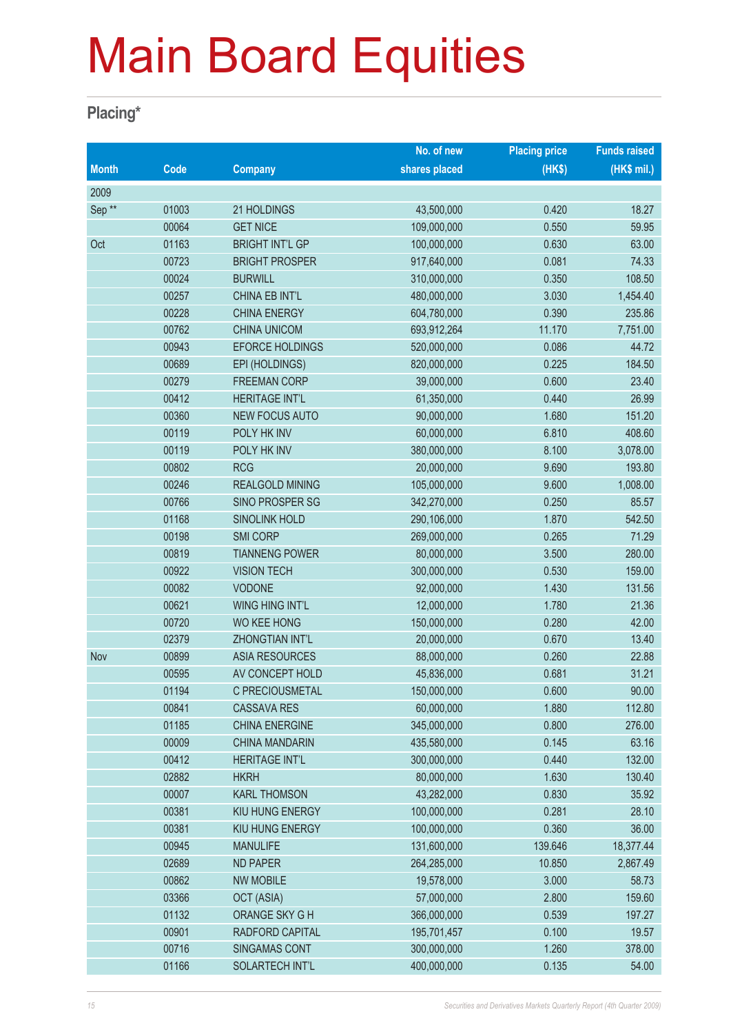# Main Board Equities

## Placing*

| Month | Code | Company | No. of new shares placed | Placing price (HK$) | Funds raised (HK$ mil.) |
|---|---|---|---|---|---|
| 2009 | | | | | |
| Sep ** | 01003 | 21 HOLDINGS | 43,500,000 | 0.420 | 18.27 |
| | 00064 | GET NICE | 109,000,000 | 0.550 | 59.95 |
| Oct | 01163 | BRIGHT INT'L GP | 100,000,000 | 0.630 | 63.00 |
| | 00723 | BRIGHT PROSPER | 917,640,000 | 0.081 | 74.33 |
| | 00024 | BURWILL | 310,000,000 | 0.350 | 108.50 |
| | 00257 | CHINA EB INT'L | 480,000,000 | 3.030 | 1,454.40 |
| | 00228 | CHINA ENERGY | 604,780,000 | 0.390 | 235.86 |
| | 00762 | CHINA UNICOM | 693,912,264 | 11.170 | 7,751.00 |
| | 00943 | EFORCE HOLDINGS | 520,000,000 | 0.086 | 44.72 |
| | 00689 | EPI (HOLDINGS) | 820,000,000 | 0.225 | 184.50 |
| | 00279 | FREEMAN CORP | 39,000,000 | 0.600 | 23.40 |
| | 00412 | HERITAGE INT'L | 61,350,000 | 0.440 | 26.99 |
| | 00360 | NEW FOCUS AUTO | 90,000,000 | 1.680 | 151.20 |
| | 00119 | POLY HK INV | 60,000,000 | 6.810 | 408.60 |
| | 00119 | POLY HK INV | 380,000,000 | 8.100 | 3,078.00 |
| | 00802 | RCG | 20,000,000 | 9.690 | 193.80 |
| | 00246 | REALGOLD MINING | 105,000,000 | 9.600 | 1,008.00 |
| | 00766 | SINO PROSPER SG | 342,270,000 | 0.250 | 85.57 |
| | 01168 | SINOLINK HOLD | 290,106,000 | 1.870 | 542.50 |
| | 00198 | SMI CORP | 269,000,000 | 0.265 | 71.29 |
| | 00819 | TIANNENG POWER | 80,000,000 | 3.500 | 280.00 |
| | 00922 | VISION TECH | 300,000,000 | 0.530 | 159.00 |
| | 00082 | VODONE | 92,000,000 | 1.430 | 131.56 |
| | 00621 | WING HING INT'L | 12,000,000 | 1.780 | 21.36 |
| | 00720 | WO KEE HONG | 150,000,000 | 0.280 | 42.00 |
| | 02379 | ZHONGTIAN INT'L | 20,000,000 | 0.670 | 13.40 |
| Nov | 00899 | ASIA RESOURCES | 88,000,000 | 0.260 | 22.88 |
| | 00595 | AV CONCEPT HOLD | 45,836,000 | 0.681 | 31.21 |
| | 01194 | C PRECIOUSMETAL | 150,000,000 | 0.600 | 90.00 |
| | 00841 | CASSAVA RES | 60,000,000 | 1.880 | 112.80 |
| | 01185 | CHINA ENERGINE | 345,000,000 | 0.800 | 276.00 |
| | 00009 | CHINA MANDARIN | 435,580,000 | 0.145 | 63.16 |
| | 00412 | HERITAGE INT'L | 300,000,000 | 0.440 | 132.00 |
| | 02882 | HKRH | 80,000,000 | 1.630 | 130.40 |
| | 00007 | KARL THOMSON | 43,282,000 | 0.830 | 35.92 |
| | 00381 | KIU HUNG ENERGY | 100,000,000 | 0.281 | 28.10 |
| | 00381 | KIU HUNG ENERGY | 100,000,000 | 0.360 | 36.00 |
| | 00945 | MANULIFE | 131,600,000 | 139.646 | 18,377.44 |
| | 02689 | ND PAPER | 264,285,000 | 10.850 | 2,867.49 |
| | 00862 | NW MOBILE | 19,578,000 | 3.000 | 58.73 |
| | 03366 | OCT (ASIA) | 57,000,000 | 2.800 | 159.60 |
| | 01132 | ORANGE SKY G H | 366,000,000 | 0.539 | 197.27 |
| | 00901 | RADFORD CAPITAL | 195,701,457 | 0.100 | 19.57 |
| | 00716 | SINGAMAS CONT | 300,000,000 | 1.260 | 378.00 |
| | 01166 | SOLARTECH INT'L | 400,000,000 | 0.135 | 54.00 |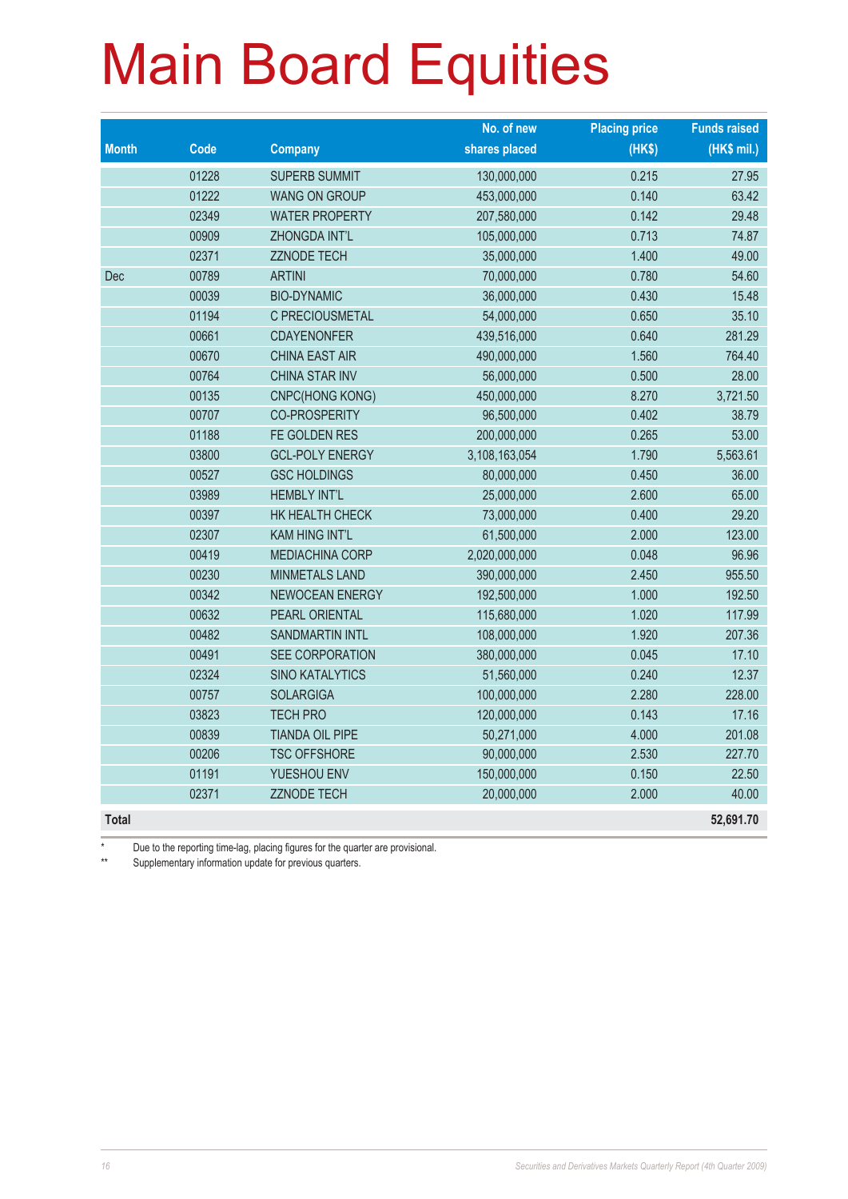# Main Board Equities

| Month | Code | Company | No. of new shares placed | Placing price (HK$) | Funds raised (HK$ mil.) |
|---|---|---|---|---|---|
| | 01228 | SUPERB SUMMIT | 130,000,000 | 0.215 | 27.95 |
| | 01222 | WANG ON GROUP | 453,000,000 | 0.140 | 63.42 |
| | 02349 | WATER PROPERTY | 207,580,000 | 0.142 | 29.48 |
| | 00909 | ZHONGDA INT'L | 105,000,000 | 0.713 | 74.87 |
| | 02371 | ZZNODE TECH | 35,000,000 | 1.400 | 49.00 |
| Dec | 00789 | ARTINI | 70,000,000 | 0.780 | 54.60 |
| | 00039 | BIO-DYNAMIC | 36,000,000 | 0.430 | 15.48 |
| | 01194 | C PRECIOUSMETAL | 54,000,000 | 0.650 | 35.10 |
| | 00661 | CDAYENONFER | 439,516,000 | 0.640 | 281.29 |
| | 00670 | CHINA EAST AIR | 490,000,000 | 1.560 | 764.40 |
| | 00764 | CHINA STAR INV | 56,000,000 | 0.500 | 28.00 |
| | 00135 | CNPC(HONG KONG) | 450,000,000 | 8.270 | 3,721.50 |
| | 00707 | CO-PROSPERITY | 96,500,000 | 0.402 | 38.79 |
| | 01188 | FE GOLDEN RES | 200,000,000 | 0.265 | 53.00 |
| | 03800 | GCL-POLY ENERGY | 3,108,163,054 | 1.790 | 5,563.61 |
| | 00527 | GSC HOLDINGS | 80,000,000 | 0.450 | 36.00 |
| | 03989 | HEMBLY INT'L | 25,000,000 | 2.600 | 65.00 |
| | 00397 | HK HEALTH CHECK | 73,000,000 | 0.400 | 29.20 |
| | 02307 | KAM HING INT'L | 61,500,000 | 2.000 | 123.00 |
| | 00419 | MEDIACHINA CORP | 2,020,000,000 | 0.048 | 96.96 |
| | 00230 | MINMETALS LAND | 390,000,000 | 2.450 | 955.50 |
| | 00342 | NEWOCEAN ENERGY | 192,500,000 | 1.000 | 192.50 |
| | 00632 | PEARL ORIENTAL | 115,680,000 | 1.020 | 117.99 |
| | 00482 | SANDMARTIN INTL | 108,000,000 | 1.920 | 207.36 |
| | 00491 | SEE CORPORATION | 380,000,000 | 0.045 | 17.10 |
| | 02324 | SINO KATALYTICS | 51,560,000 | 0.240 | 12.37 |
| | 00757 | SOLARGIGA | 100,000,000 | 2.280 | 228.00 |
| | 03823 | TECH PRO | 120,000,000 | 0.143 | 17.16 |
| | 00839 | TIANDA OIL PIPE | 50,271,000 | 4.000 | 201.08 |
| | 00206 | TSC OFFSHORE | 90,000,000 | 2.530 | 227.70 |
| | 01191 | YUESHOU ENV | 150,000,000 | 0.150 | 22.50 |
| | 02371 | ZZNODE TECH | 20,000,000 | 2.000 | 40.00 |
| **Total** | | | | | **52,691.70** |

\* Due to the reporting time-lag, placing figures for the quarter are provisional.

** Supplementary information update for previous quarters.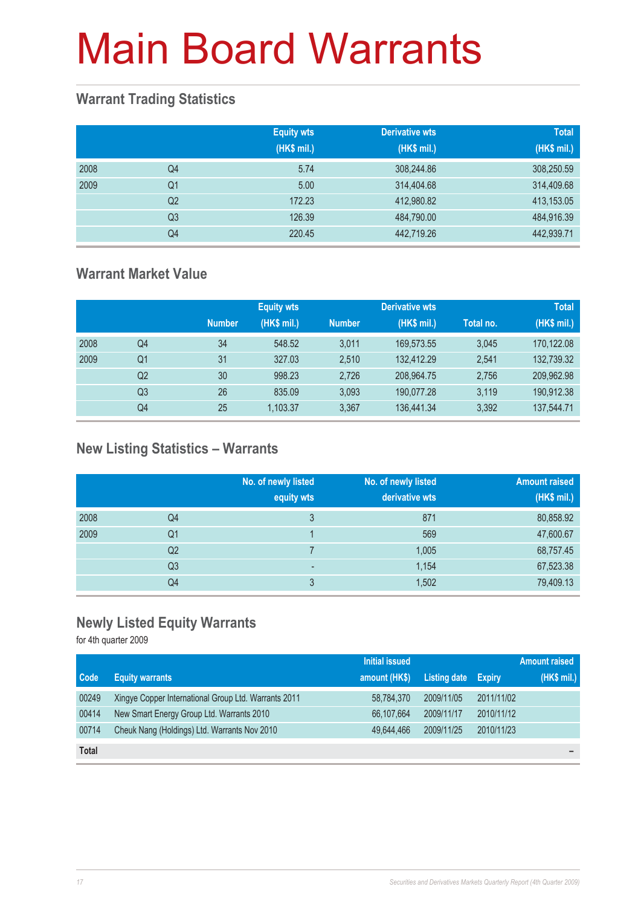# Main Board Warrants

## Warrant Trading Statistics

| | | Equity wts (HK$ mil.) | Derivative wts (HK$ mil.) | Total (HK$ mil.) |
|---|---|---|---|---|
| 2008 | Q4 | 5.74 | 308,244.86 | 308,250.59 |
| 2009 | Q1 | 5.00 | 314,404.68 | 314,409.68 |
| | Q2 | 172.23 | 412,980.82 | 413,153.05 |
| | Q3 | 126.39 | 484,790.00 | 484,916.39 |
| | Q4 | 220.45 | 442,719.26 | 442,939.71 |

## Warrant Market Value

| | | Equity wts | | Derivative wts | | | Total |
|---|---|---|---|---|---|---|---|
| | | Number | (HK$ mil.) | Number | (HK$ mil.) | Total no. | (HK$ mil.) |
| 2008 | Q4 | 34 | 548.52 | 3,011 | 169,573.55 | 3,045 | 170,122.08 |
| 2009 | Q1 | 31 | 327.03 | 2,510 | 132,412.29 | 2,541 | 132,739.32 |
| | Q2 | 30 | 998.23 | 2,726 | 208,964.75 | 2,756 | 209,962.98 |
| | Q3 | 26 | 835.09 | 3,093 | 190,077.28 | 3,119 | 190,912.38 |
| | Q4 | 25 | 1,103.37 | 3,367 | 136,441.34 | 3,392 | 137,544.71 |

## New Listing Statistics – Warrants

| | | No. of newly listed equity wts | No. of newly listed derivative wts | Amount raised (HK$ mil.) |
|---|---|---|---|---|
| 2008 | Q4 | 3 | 871 | 80,858.92 |
| 2009 | Q1 | 1 | 569 | 47,600.67 |
| | Q2 | 7 | 1,005 | 68,757.45 |
| | Q3 | - | 1,154 | 67,523.38 |
| | Q4 | 3 | 1,502 | 79,409.13 |

## Newly Listed Equity Warrants

for 4th quarter 2009

| Code | Equity warrants | Initial issued amount (HK$) | Listing date | Expiry | Amount raised (HK$ mil.) |
|---|---|---|---|---|---|
| 00249 | Xingye Copper International Group Ltd. Warrants 2011 | 58,784,370 | 2009/11/05 | 2011/11/02 | |
| 00414 | New Smart Energy Group Ltd. Warrants 2010 | 66,107,664 | 2009/11/17 | 2010/11/12 | |
| 00714 | Cheuk Nang (Holdings) Ltd. Warrants Nov 2010 | 49,644,466 | 2009/11/25 | 2010/11/23 | |
| **Total** | | | | | – |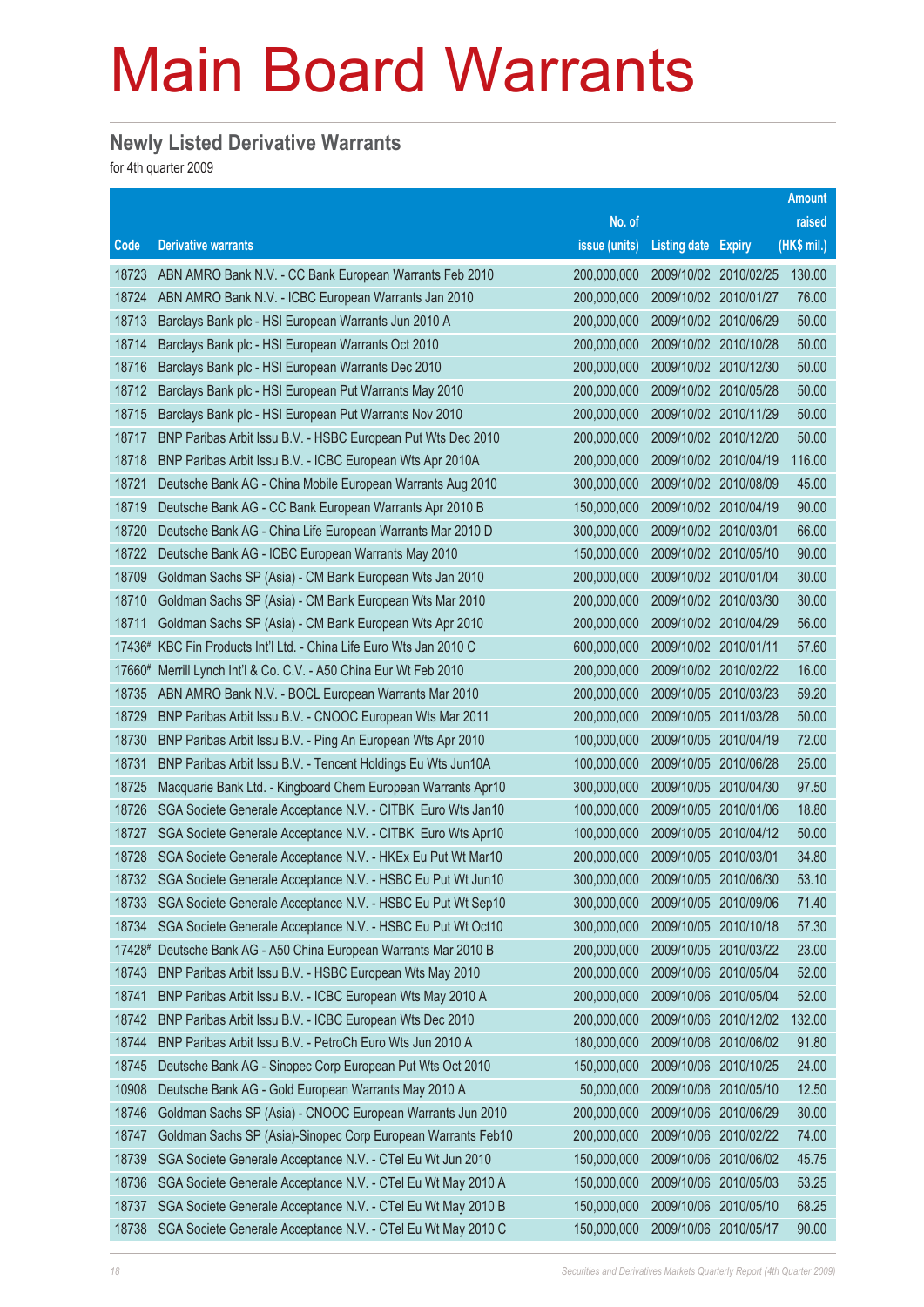# Main Board Warrants

## Newly Listed Derivative Warrants

for 4th quarter 2009

| Code | Derivative warrants | No. of issue (units) | Listing date | Expiry | Amount raised (HK$ mil.) |
|---|---|---|---|---|---|
| 18723 | ABN AMRO Bank N.V. - CC Bank European Warrants Feb 2010 | 200,000,000 | 2009/10/02 | 2010/02/25 | 130.00 |
| 18724 | ABN AMRO Bank N.V. - ICBC European Warrants Jan 2010 | 200,000,000 | 2009/10/02 | 2010/01/27 | 76.00 |
| 18713 | Barclays Bank plc - HSI European Warrants Jun 2010 A | 200,000,000 | 2009/10/02 | 2010/06/29 | 50.00 |
| 18714 | Barclays Bank plc - HSI European Warrants Oct 2010 | 200,000,000 | 2009/10/02 | 2010/10/28 | 50.00 |
| 18716 | Barclays Bank plc - HSI European Warrants Dec 2010 | 200,000,000 | 2009/10/02 | 2010/12/30 | 50.00 |
| 18712 | Barclays Bank plc - HSI European Put Warrants May 2010 | 200,000,000 | 2009/10/02 | 2010/05/28 | 50.00 |
| 18715 | Barclays Bank plc - HSI European Put Warrants Nov 2010 | 200,000,000 | 2009/10/02 | 2010/11/29 | 50.00 |
| 18717 | BNP Paribas Arbit Issu B.V. - HSBC European Put Wts Dec 2010 | 200,000,000 | 2009/10/02 | 2010/12/20 | 50.00 |
| 18718 | BNP Paribas Arbit Issu B.V. - ICBC European Wts Apr 2010A | 200,000,000 | 2009/10/02 | 2010/04/19 | 116.00 |
| 18721 | Deutsche Bank AG - China Mobile European Warrants Aug 2010 | 300,000,000 | 2009/10/02 | 2010/08/09 | 45.00 |
| 18719 | Deutsche Bank AG - CC Bank European Warrants Apr 2010 B | 150,000,000 | 2009/10/02 | 2010/04/19 | 90.00 |
| 18720 | Deutsche Bank AG - China Life European Warrants Mar 2010 D | 300,000,000 | 2009/10/02 | 2010/03/01 | 66.00 |
| 18722 | Deutsche Bank AG - ICBC European Warrants May 2010 | 150,000,000 | 2009/10/02 | 2010/05/10 | 90.00 |
| 18709 | Goldman Sachs SP (Asia) - CM Bank European Wts Jan 2010 | 200,000,000 | 2009/10/02 | 2010/01/04 | 30.00 |
| 18710 | Goldman Sachs SP (Asia) - CM Bank European Wts Mar 2010 | 200,000,000 | 2009/10/02 | 2010/03/30 | 30.00 |
| 18711 | Goldman Sachs SP (Asia) - CM Bank European Wts Apr 2010 | 200,000,000 | 2009/10/02 | 2010/04/29 | 56.00 |
| 17436# | KBC Fin Products Int'l Ltd. - China Life Euro Wts Jan 2010 C | 600,000,000 | 2009/10/02 | 2010/01/11 | 57.60 |
| 17660# | Merrill Lynch Int'l & Co. C.V. - A50 China Eur Wt Feb 2010 | 200,000,000 | 2009/10/02 | 2010/02/22 | 16.00 |
| 18735 | ABN AMRO Bank N.V. - BOCL European Warrants Mar 2010 | 200,000,000 | 2009/10/05 | 2010/03/23 | 59.20 |
| 18729 | BNP Paribas Arbit Issu B.V. - CNOOC European Wts Mar 2011 | 200,000,000 | 2009/10/05 | 2011/03/28 | 50.00 |
| 18730 | BNP Paribas Arbit Issu B.V. - Ping An European Wts Apr 2010 | 100,000,000 | 2009/10/05 | 2010/04/19 | 72.00 |
| 18731 | BNP Paribas Arbit Issu B.V. - Tencent Holdings Eu Wts Jun10A | 100,000,000 | 2009/10/05 | 2010/06/28 | 25.00 |
| 18725 | Macquarie Bank Ltd. - Kingboard Chem European Warrants Apr10 | 300,000,000 | 2009/10/05 | 2010/04/30 | 97.50 |
| 18726 | SGA Societe Generale Acceptance N.V. - CITBK Euro Wts Jan10 | 100,000,000 | 2009/10/05 | 2010/01/06 | 18.80 |
| 18727 | SGA Societe Generale Acceptance N.V. - CITBK Euro Wts Apr10 | 100,000,000 | 2009/10/05 | 2010/04/12 | 50.00 |
| 18728 | SGA Societe Generale Acceptance N.V. - HKEx Eu Put Wt Mar10 | 200,000,000 | 2009/10/05 | 2010/03/01 | 34.80 |
| 18732 | SGA Societe Generale Acceptance N.V. - HSBC Eu Put Wt Jun10 | 300,000,000 | 2009/10/05 | 2010/06/30 | 53.10 |
| 18733 | SGA Societe Generale Acceptance N.V. - HSBC Eu Put Wt Sep10 | 300,000,000 | 2009/10/05 | 2010/09/06 | 71.40 |
| 18734 | SGA Societe Generale Acceptance N.V. - HSBC Eu Put Wt Oct10 | 300,000,000 | 2009/10/05 | 2010/10/18 | 57.30 |
| 17428# | Deutsche Bank AG - A50 China European Warrants Mar 2010 B | 200,000,000 | 2009/10/05 | 2010/03/22 | 23.00 |
| 18743 | BNP Paribas Arbit Issu B.V. - HSBC European Wts May 2010 | 200,000,000 | 2009/10/06 | 2010/05/04 | 52.00 |
| 18741 | BNP Paribas Arbit Issu B.V. - ICBC European Wts May 2010 A | 200,000,000 | 2009/10/06 | 2010/05/04 | 52.00 |
| 18742 | BNP Paribas Arbit Issu B.V. - ICBC European Wts Dec 2010 | 200,000,000 | 2009/10/06 | 2010/12/02 | 132.00 |
| 18744 | BNP Paribas Arbit Issu B.V. - PetroCh Euro Wts Jun 2010 A | 180,000,000 | 2009/10/06 | 2010/06/02 | 91.80 |
| 18745 | Deutsche Bank AG - Sinopec Corp European Put Wts Oct 2010 | 150,000,000 | 2009/10/06 | 2010/10/25 | 24.00 |
| 10908 | Deutsche Bank AG - Gold European Warrants May 2010 A | 50,000,000 | 2009/10/06 | 2010/05/10 | 12.50 |
| 18746 | Goldman Sachs SP (Asia) - CNOOC European Warrants Jun 2010 | 200,000,000 | 2009/10/06 | 2010/06/29 | 30.00 |
| 18747 | Goldman Sachs SP (Asia)-Sinopec Corp European Warrants Feb10 | 200,000,000 | 2009/10/06 | 2010/02/22 | 74.00 |
| 18739 | SGA Societe Generale Acceptance N.V. - CTel Eu Wt Jun 2010 | 150,000,000 | 2009/10/06 | 2010/06/02 | 45.75 |
| 18736 | SGA Societe Generale Acceptance N.V. - CTel Eu Wt May 2010 A | 150,000,000 | 2009/10/06 | 2010/05/03 | 53.25 |
| 18737 | SGA Societe Generale Acceptance N.V. - CTel Eu Wt May 2010 B | 150,000,000 | 2009/10/06 | 2010/05/10 | 68.25 |
| 18738 | SGA Societe Generale Acceptance N.V. - CTel Eu Wt May 2010 C | 150,000,000 | 2009/10/06 | 2010/05/17 | 90.00 |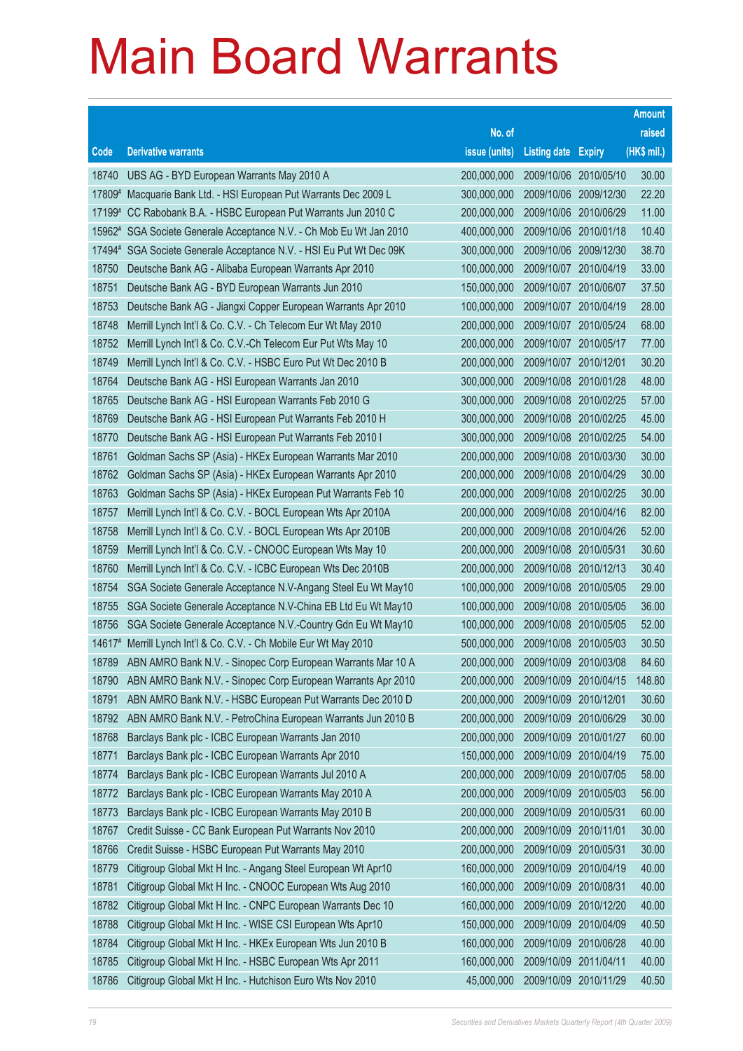# Main Board Warrants

| Code | Derivative warrants | No. of issue (units) | Listing date | Expiry | Amount raised (HK$ mil.) |
|---|---|---|---|---|---|
| 18740 | UBS AG - BYD European Warrants May 2010 A | 200,000,000 | 2009/10/06 | 2010/05/10 | 30.00 |
| 17809# | Macquarie Bank Ltd. - HSI European Put Warrants Dec 2009 L | 300,000,000 | 2009/10/06 | 2009/12/30 | 22.20 |
| 17199# | CC Rabobank B.A. - HSBC European Put Warrants Jun 2010 C | 200,000,000 | 2009/10/06 | 2010/06/29 | 11.00 |
| 15962# | SGA Societe Generale Acceptance N.V. - Ch Mob Eu Wt Jan 2010 | 400,000,000 | 2009/10/06 | 2010/01/18 | 10.40 |
| 17494# | SGA Societe Generale Acceptance N.V. - HSI Eu Put Wt Dec 09K | 300,000,000 | 2009/10/06 | 2009/12/30 | 38.70 |
| 18750 | Deutsche Bank AG - Alibaba European Warrants Apr 2010 | 100,000,000 | 2009/10/07 | 2010/04/19 | 33.00 |
| 18751 | Deutsche Bank AG - BYD European Warrants Jun 2010 | 150,000,000 | 2009/10/07 | 2010/06/07 | 37.50 |
| 18753 | Deutsche Bank AG - Jiangxi Copper European Warrants Apr 2010 | 100,000,000 | 2009/10/07 | 2010/04/19 | 28.00 |
| 18748 | Merrill Lynch Int'l & Co. C.V. - Ch Telecom Eur Wt May 2010 | 200,000,000 | 2009/10/07 | 2010/05/24 | 68.00 |
| 18752 | Merrill Lynch Int'l & Co. C.V.-Ch Telecom Eur Put Wts May 10 | 200,000,000 | 2009/10/07 | 2010/05/17 | 77.00 |
| 18749 | Merrill Lynch Int'l & Co. C.V. - HSBC Euro Put Wt Dec 2010 B | 200,000,000 | 2009/10/07 | 2010/12/01 | 30.20 |
| 18764 | Deutsche Bank AG - HSI European Warrants Jan 2010 | 300,000,000 | 2009/10/08 | 2010/01/28 | 48.00 |
| 18765 | Deutsche Bank AG - HSI European Warrants Feb 2010 G | 300,000,000 | 2009/10/08 | 2010/02/25 | 57.00 |
| 18769 | Deutsche Bank AG - HSI European Put Warrants Feb 2010 H | 300,000,000 | 2009/10/08 | 2010/02/25 | 45.00 |
| 18770 | Deutsche Bank AG - HSI European Put Warrants Feb 2010 I | 300,000,000 | 2009/10/08 | 2010/02/25 | 54.00 |
| 18761 | Goldman Sachs SP (Asia) - HKEx European Warrants Mar 2010 | 200,000,000 | 2009/10/08 | 2010/03/30 | 30.00 |
| 18762 | Goldman Sachs SP (Asia) - HKEx European Warrants Apr 2010 | 200,000,000 | 2009/10/08 | 2010/04/29 | 30.00 |
| 18763 | Goldman Sachs SP (Asia) - HKEx European Put Warrants Feb 10 | 200,000,000 | 2009/10/08 | 2010/02/25 | 30.00 |
| 18757 | Merrill Lynch Int'l & Co. C.V. - BOCL European Wts Apr 2010A | 200,000,000 | 2009/10/08 | 2010/04/16 | 82.00 |
| 18758 | Merrill Lynch Int'l & Co. C.V. - BOCL European Wts Apr 2010B | 200,000,000 | 2009/10/08 | 2010/04/26 | 52.00 |
| 18759 | Merrill Lynch Int'l & Co. C.V. - CNOOC European Wts May 10 | 200,000,000 | 2009/10/08 | 2010/05/31 | 30.60 |
| 18760 | Merrill Lynch Int'l & Co. C.V. - ICBC European Wts Dec 2010B | 200,000,000 | 2009/10/08 | 2010/12/13 | 30.40 |
| 18754 | SGA Societe Generale Acceptance N.V-Angang Steel Eu Wt May10 | 100,000,000 | 2009/10/08 | 2010/05/05 | 29.00 |
| 18755 | SGA Societe Generale Acceptance N.V-China EB Ltd Eu Wt May10 | 100,000,000 | 2009/10/08 | 2010/05/05 | 36.00 |
| 18756 | SGA Societe Generale Acceptance N.V.-Country Gdn Eu Wt May10 | 100,000,000 | 2009/10/08 | 2010/05/05 | 52.00 |
| 14617# | Merrill Lynch Int'l & Co. C.V. - Ch Mobile Eur Wt May 2010 | 500,000,000 | 2009/10/08 | 2010/05/03 | 30.50 |
| 18789 | ABN AMRO Bank N.V. - Sinopec Corp European Warrants Mar 10 A | 200,000,000 | 2009/10/09 | 2010/03/08 | 84.60 |
| 18790 | ABN AMRO Bank N.V. - Sinopec Corp European Warrants Apr 2010 | 200,000,000 | 2009/10/09 | 2010/04/15 | 148.80 |
| 18791 | ABN AMRO Bank N.V. - HSBC European Put Warrants Dec 2010 D | 200,000,000 | 2009/10/09 | 2010/12/01 | 30.60 |
| 18792 | ABN AMRO Bank N.V. - PetroChina European Warrants Jun 2010 B | 200,000,000 | 2009/10/09 | 2010/06/29 | 30.00 |
| 18768 | Barclays Bank plc - ICBC European Warrants Jan 2010 | 200,000,000 | 2009/10/09 | 2010/01/27 | 60.00 |
| 18771 | Barclays Bank plc - ICBC European Warrants Apr 2010 | 150,000,000 | 2009/10/09 | 2010/04/19 | 75.00 |
| 18774 | Barclays Bank plc - ICBC European Warrants Jul 2010 A | 200,000,000 | 2009/10/09 | 2010/07/05 | 58.00 |
| 18772 | Barclays Bank plc - ICBC European Warrants May 2010 A | 200,000,000 | 2009/10/09 | 2010/05/03 | 56.00 |
| 18773 | Barclays Bank plc - ICBC European Warrants May 2010 B | 200,000,000 | 2009/10/09 | 2010/05/31 | 60.00 |
| 18767 | Credit Suisse - CC Bank European Put Warrants Nov 2010 | 200,000,000 | 2009/10/09 | 2010/11/01 | 30.00 |
| 18766 | Credit Suisse - HSBC European Put Warrants May 2010 | 200,000,000 | 2009/10/09 | 2010/05/31 | 30.00 |
| 18779 | Citigroup Global Mkt H Inc. - Angang Steel European Wt Apr10 | 160,000,000 | 2009/10/09 | 2010/04/19 | 40.00 |
| 18781 | Citigroup Global Mkt H Inc. - CNOOC European Wts Aug 2010 | 160,000,000 | 2009/10/09 | 2010/08/31 | 40.00 |
| 18782 | Citigroup Global Mkt H Inc. - CNPC European Warrants Dec 10 | 160,000,000 | 2009/10/09 | 2010/12/20 | 40.00 |
| 18788 | Citigroup Global Mkt H Inc. - WISE CSI European Wts Apr10 | 150,000,000 | 2009/10/09 | 2010/04/09 | 40.50 |
| 18784 | Citigroup Global Mkt H Inc. - HKEx European Wts Jun 2010 B | 160,000,000 | 2009/10/09 | 2010/06/28 | 40.00 |
| 18785 | Citigroup Global Mkt H Inc. - HSBC European Wts Apr 2011 | 160,000,000 | 2009/10/09 | 2011/04/11 | 40.00 |
| 18786 | Citigroup Global Mkt H Inc. - Hutchison Euro Wts Nov 2010 | 45,000,000 | 2009/10/09 | 2010/11/29 | 40.50 |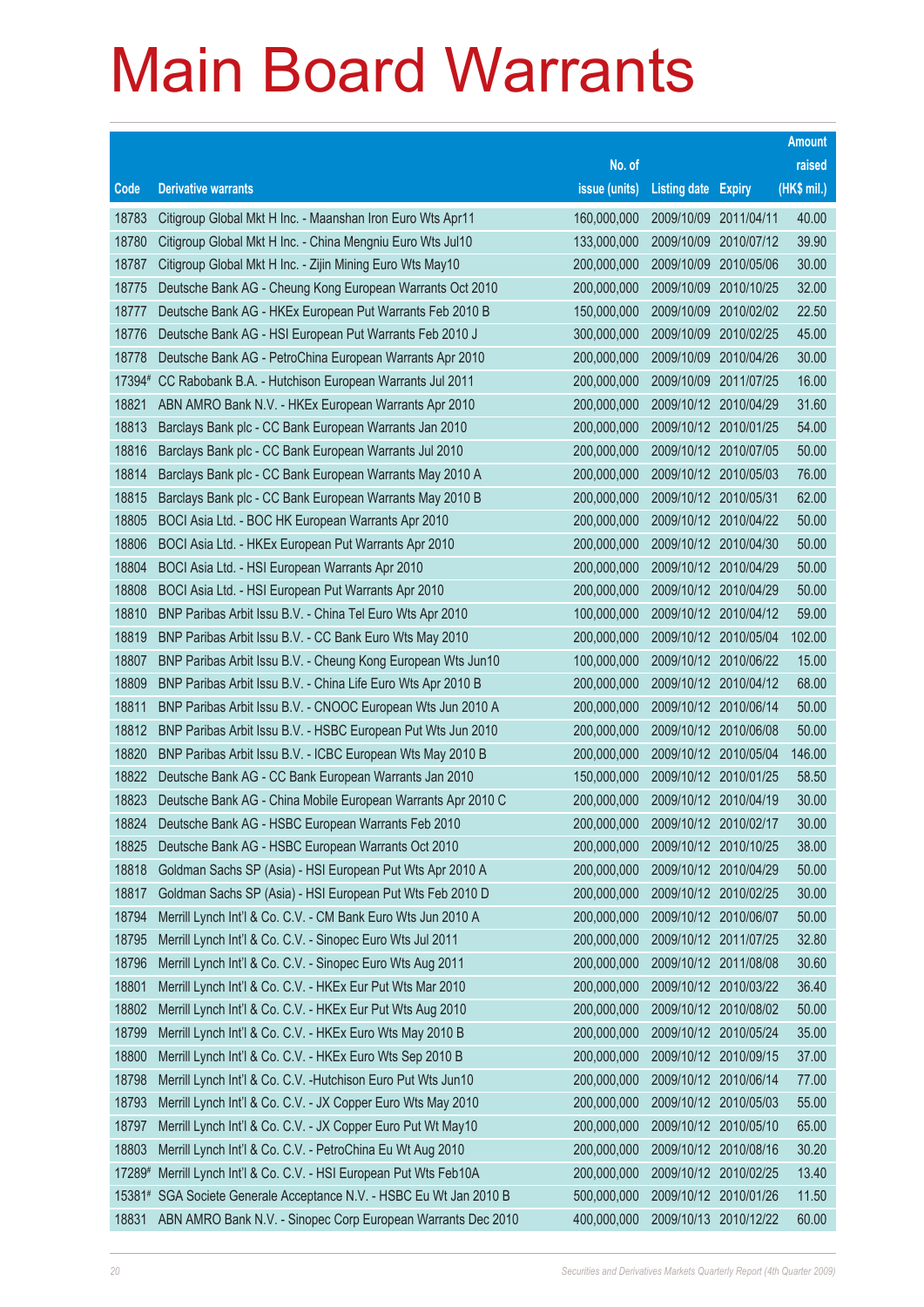# Main Board Warrants

| Code | Derivative warrants | No. of issue (units) | Listing date | Expiry | Amount raised (HK$ mil.) |
|---|---|---|---|---|---|
| 18783 | Citigroup Global Mkt H Inc. - Maanshan Iron Euro Wts Apr11 | 160,000,000 | 2009/10/09 | 2011/04/11 | 40.00 |
| 18780 | Citigroup Global Mkt H Inc. - China Mengniu Euro Wts Jul10 | 133,000,000 | 2009/10/09 | 2010/07/12 | 39.90 |
| 18787 | Citigroup Global Mkt H Inc. - Zijin Mining Euro Wts May10 | 200,000,000 | 2009/10/09 | 2010/05/06 | 30.00 |
| 18775 | Deutsche Bank AG - Cheung Kong European Warrants Oct 2010 | 200,000,000 | 2009/10/09 | 2010/10/25 | 32.00 |
| 18777 | Deutsche Bank AG - HKEx European Put Warrants Feb 2010 B | 150,000,000 | 2009/10/09 | 2010/02/02 | 22.50 |
| 18776 | Deutsche Bank AG - HSI European Put Warrants Feb 2010 J | 300,000,000 | 2009/10/09 | 2010/02/25 | 45.00 |
| 18778 | Deutsche Bank AG - PetroChina European Warrants Apr 2010 | 200,000,000 | 2009/10/09 | 2010/04/26 | 30.00 |
| 17394# | CC Rabobank B.A. - Hutchison European Warrants Jul 2011 | 200,000,000 | 2009/10/09 | 2011/07/25 | 16.00 |
| 18821 | ABN AMRO Bank N.V. - HKEx European Warrants Apr 2010 | 200,000,000 | 2009/10/12 | 2010/04/29 | 31.60 |
| 18813 | Barclays Bank plc - CC Bank European Warrants Jan 2010 | 200,000,000 | 2009/10/12 | 2010/01/25 | 54.00 |
| 18816 | Barclays Bank plc - CC Bank European Warrants Jul 2010 | 200,000,000 | 2009/10/12 | 2010/07/05 | 50.00 |
| 18814 | Barclays Bank plc - CC Bank European Warrants May 2010 A | 200,000,000 | 2009/10/12 | 2010/05/03 | 76.00 |
| 18815 | Barclays Bank plc - CC Bank European Warrants May 2010 B | 200,000,000 | 2009/10/12 | 2010/05/31 | 62.00 |
| 18805 | BOCI Asia Ltd. - BOC HK European Warrants Apr 2010 | 200,000,000 | 2009/10/12 | 2010/04/22 | 50.00 |
| 18806 | BOCI Asia Ltd. - HKEx European Put Warrants Apr 2010 | 200,000,000 | 2009/10/12 | 2010/04/30 | 50.00 |
| 18804 | BOCI Asia Ltd. - HSI European Warrants Apr 2010 | 200,000,000 | 2009/10/12 | 2010/04/29 | 50.00 |
| 18808 | BOCI Asia Ltd. - HSI European Put Warrants Apr 2010 | 200,000,000 | 2009/10/12 | 2010/04/29 | 50.00 |
| 18810 | BNP Paribas Arbit Issu B.V. - China Tel Euro Wts Apr 2010 | 100,000,000 | 2009/10/12 | 2010/04/12 | 59.00 |
| 18819 | BNP Paribas Arbit Issu B.V. - CC Bank Euro Wts May 2010 | 200,000,000 | 2009/10/12 | 2010/05/04 | 102.00 |
| 18807 | BNP Paribas Arbit Issu B.V. - Cheung Kong European Wts Jun10 | 100,000,000 | 2009/10/12 | 2010/06/22 | 15.00 |
| 18809 | BNP Paribas Arbit Issu B.V. - China Life Euro Wts Apr 2010 B | 200,000,000 | 2009/10/12 | 2010/04/12 | 68.00 |
| 18811 | BNP Paribas Arbit Issu B.V. - CNOOC European Wts Jun 2010 A | 200,000,000 | 2009/10/12 | 2010/06/14 | 50.00 |
| 18812 | BNP Paribas Arbit Issu B.V. - HSBC European Put Wts Jun 2010 | 200,000,000 | 2009/10/12 | 2010/06/08 | 50.00 |
| 18820 | BNP Paribas Arbit Issu B.V. - ICBC European Wts May 2010 B | 200,000,000 | 2009/10/12 | 2010/05/04 | 146.00 |
| 18822 | Deutsche Bank AG - CC Bank European Warrants Jan 2010 | 150,000,000 | 2009/10/12 | 2010/01/25 | 58.50 |
| 18823 | Deutsche Bank AG - China Mobile European Warrants Apr 2010 C | 200,000,000 | 2009/10/12 | 2010/04/19 | 30.00 |
| 18824 | Deutsche Bank AG - HSBC European Warrants Feb 2010 | 200,000,000 | 2009/10/12 | 2010/02/17 | 30.00 |
| 18825 | Deutsche Bank AG - HSBC European Warrants Oct 2010 | 200,000,000 | 2009/10/12 | 2010/10/25 | 38.00 |
| 18818 | Goldman Sachs SP (Asia) - HSI European Put Wts Apr 2010 A | 200,000,000 | 2009/10/12 | 2010/04/29 | 50.00 |
| 18817 | Goldman Sachs SP (Asia) - HSI European Put Wts Feb 2010 D | 200,000,000 | 2009/10/12 | 2010/02/25 | 30.00 |
| 18794 | Merrill Lynch Int'l & Co. C.V. - CM Bank Euro Wts Jun 2010 A | 200,000,000 | 2009/10/12 | 2010/06/07 | 50.00 |
| 18795 | Merrill Lynch Int'l & Co. C.V. - Sinopec Euro Wts Jul 2011 | 200,000,000 | 2009/10/12 | 2011/07/25 | 32.80 |
| 18796 | Merrill Lynch Int'l & Co. C.V. - Sinopec Euro Wts Aug 2011 | 200,000,000 | 2009/10/12 | 2011/08/08 | 30.60 |
| 18801 | Merrill Lynch Int'l & Co. C.V. - HKEx Eur Put Wts Mar 2010 | 200,000,000 | 2009/10/12 | 2010/03/22 | 36.40 |
| 18802 | Merrill Lynch Int'l & Co. C.V. - HKEx Eur Put Wts Aug 2010 | 200,000,000 | 2009/10/12 | 2010/08/02 | 50.00 |
| 18799 | Merrill Lynch Int'l & Co. C.V. - HKEx Euro Wts May 2010 B | 200,000,000 | 2009/10/12 | 2010/05/24 | 35.00 |
| 18800 | Merrill Lynch Int'l & Co. C.V. - HKEx Euro Wts Sep 2010 B | 200,000,000 | 2009/10/12 | 2010/09/15 | 37.00 |
| 18798 | Merrill Lynch Int'l & Co. C.V. -Hutchison Euro Put Wts Jun10 | 200,000,000 | 2009/10/12 | 2010/06/14 | 77.00 |
| 18793 | Merrill Lynch Int'l & Co. C.V. - JX Copper Euro Wts May 2010 | 200,000,000 | 2009/10/12 | 2010/05/03 | 55.00 |
| 18797 | Merrill Lynch Int'l & Co. C.V. - JX Copper Euro Put Wt May10 | 200,000,000 | 2009/10/12 | 2010/05/10 | 65.00 |
| 18803 | Merrill Lynch Int'l & Co. C.V. - PetroChina Eu Wt Aug 2010 | 200,000,000 | 2009/10/12 | 2010/08/16 | 30.20 |
| 17289# | Merrill Lynch Int'l & Co. C.V. - HSI European Put Wts Feb10A | 200,000,000 | 2009/10/12 | 2010/02/25 | 13.40 |
| 15381# | SGA Societe Generale Acceptance N.V. - HSBC Eu Wt Jan 2010 B | 500,000,000 | 2009/10/12 | 2010/01/26 | 11.50 |
| 18831 | ABN AMRO Bank N.V. - Sinopec Corp European Warrants Dec 2010 | 400,000,000 | 2009/10/13 | 2010/12/22 | 60.00 |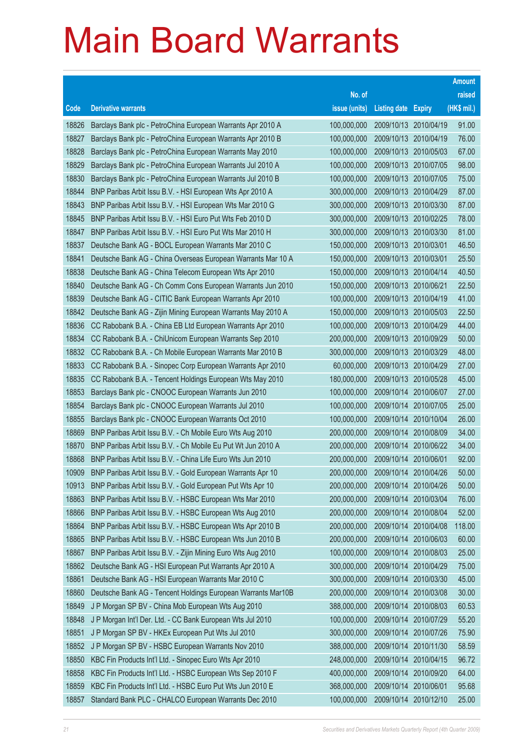# Main Board Warrants

| Code | Derivative warrants | No. of issue (units) | Listing date | Expiry | Amount raised (HK$ mil.) |
|---|---|---|---|---|---|
| 18826 | Barclays Bank plc - PetroChina European Warrants Apr 2010 A | 100,000,000 | 2009/10/13 | 2010/04/19 | 91.00 |
| 18827 | Barclays Bank plc - PetroChina European Warrants Apr 2010 B | 100,000,000 | 2009/10/13 | 2010/04/19 | 76.00 |
| 18828 | Barclays Bank plc - PetroChina European Warrants May 2010 | 100,000,000 | 2009/10/13 | 2010/05/03 | 67.00 |
| 18829 | Barclays Bank plc - PetroChina European Warrants Jul 2010 A | 100,000,000 | 2009/10/13 | 2010/07/05 | 98.00 |
| 18830 | Barclays Bank plc - PetroChina European Warrants Jul 2010 B | 100,000,000 | 2009/10/13 | 2010/07/05 | 75.00 |
| 18844 | BNP Paribas Arbit Issu B.V. - HSI European Wts Apr 2010 A | 300,000,000 | 2009/10/13 | 2010/04/29 | 87.00 |
| 18843 | BNP Paribas Arbit Issu B.V. - HSI European Wts Mar 2010 G | 300,000,000 | 2009/10/13 | 2010/03/30 | 87.00 |
| 18845 | BNP Paribas Arbit Issu B.V. - HSI Euro Put Wts Feb 2010 D | 300,000,000 | 2009/10/13 | 2010/02/25 | 78.00 |
| 18847 | BNP Paribas Arbit Issu B.V. - HSI Euro Put Wts Mar 2010 H | 300,000,000 | 2009/10/13 | 2010/03/30 | 81.00 |
| 18837 | Deutsche Bank AG - BOCL European Warrants Mar 2010 C | 150,000,000 | 2009/10/13 | 2010/03/01 | 46.50 |
| 18841 | Deutsche Bank AG - China Overseas European Warrants Mar 10 A | 150,000,000 | 2009/10/13 | 2010/03/01 | 25.50 |
| 18838 | Deutsche Bank AG - China Telecom European Wts Apr 2010 | 150,000,000 | 2009/10/13 | 2010/04/14 | 40.50 |
| 18840 | Deutsche Bank AG - Ch Comm Cons European Warrants Jun 2010 | 150,000,000 | 2009/10/13 | 2010/06/21 | 22.50 |
| 18839 | Deutsche Bank AG - CITIC Bank European Warrants Apr 2010 | 100,000,000 | 2009/10/13 | 2010/04/19 | 41.00 |
| 18842 | Deutsche Bank AG - Zijin Mining European Warrants May 2010 A | 150,000,000 | 2009/10/13 | 2010/05/03 | 22.50 |
| 18836 | CC Rabobank B.A. - China EB Ltd European Warrants Apr 2010 | 100,000,000 | 2009/10/13 | 2010/04/29 | 44.00 |
| 18834 | CC Rabobank B.A. - ChiUnicom European Warrants Sep 2010 | 200,000,000 | 2009/10/13 | 2010/09/29 | 50.00 |
| 18832 | CC Rabobank B.A. - Ch Mobile European Warrants Mar 2010 B | 300,000,000 | 2009/10/13 | 2010/03/29 | 48.00 |
| 18833 | CC Rabobank B.A. - Sinopec Corp European Warrants Apr 2010 | 60,000,000 | 2009/10/13 | 2010/04/29 | 27.00 |
| 18835 | CC Rabobank B.A. - Tencent Holdings European Wts May 2010 | 180,000,000 | 2009/10/13 | 2010/05/28 | 45.00 |
| 18853 | Barclays Bank plc - CNOOC European Warrants Jun 2010 | 100,000,000 | 2009/10/14 | 2010/06/07 | 27.00 |
| 18854 | Barclays Bank plc - CNOOC European Warrants Jul 2010 | 100,000,000 | 2009/10/14 | 2010/07/05 | 25.00 |
| 18855 | Barclays Bank plc - CNOOC European Warrants Oct 2010 | 100,000,000 | 2009/10/14 | 2010/10/04 | 26.00 |
| 18869 | BNP Paribas Arbit Issu B.V. - Ch Mobile Euro Wts Aug 2010 | 200,000,000 | 2009/10/14 | 2010/08/09 | 34.00 |
| 18870 | BNP Paribas Arbit Issu B.V. - Ch Mobile Eu Put Wt Jun 2010 A | 200,000,000 | 2009/10/14 | 2010/06/22 | 34.00 |
| 18868 | BNP Paribas Arbit Issu B.V. - China Life Euro Wts Jun 2010 | 200,000,000 | 2009/10/14 | 2010/06/01 | 92.00 |
| 10909 | BNP Paribas Arbit Issu B.V. - Gold European Warrants Apr 10 | 200,000,000 | 2009/10/14 | 2010/04/26 | 50.00 |
| 10913 | BNP Paribas Arbit Issu B.V. - Gold European Put Wts Apr 10 | 200,000,000 | 2009/10/14 | 2010/04/26 | 50.00 |
| 18863 | BNP Paribas Arbit Issu B.V. - HSBC European Wts Mar 2010 | 200,000,000 | 2009/10/14 | 2010/03/04 | 76.00 |
| 18866 | BNP Paribas Arbit Issu B.V. - HSBC European Wts Aug 2010 | 200,000,000 | 2009/10/14 | 2010/08/04 | 52.00 |
| 18864 | BNP Paribas Arbit Issu B.V. - HSBC European Wts Apr 2010 B | 200,000,000 | 2009/10/14 | 2010/04/08 | 118.00 |
| 18865 | BNP Paribas Arbit Issu B.V. - HSBC European Wts Jun 2010 B | 200,000,000 | 2009/10/14 | 2010/06/03 | 60.00 |
| 18867 | BNP Paribas Arbit Issu B.V. - Zijin Mining Euro Wts Aug 2010 | 100,000,000 | 2009/10/14 | 2010/08/03 | 25.00 |
| 18862 | Deutsche Bank AG - HSI European Put Warrants Apr 2010 A | 300,000,000 | 2009/10/14 | 2010/04/29 | 75.00 |
| 18861 | Deutsche Bank AG - HSI European Warrants Mar 2010 C | 300,000,000 | 2009/10/14 | 2010/03/30 | 45.00 |
| 18860 | Deutsche Bank AG - Tencent Holdings European Warrants Mar10B | 200,000,000 | 2009/10/14 | 2010/03/08 | 30.00 |
| 18849 | J P Morgan SP BV - China Mob European Wts Aug 2010 | 388,000,000 | 2009/10/14 | 2010/08/03 | 60.53 |
| 18848 | J P Morgan Int'l Der. Ltd. - CC Bank European Wts Jul 2010 | 100,000,000 | 2009/10/14 | 2010/07/29 | 55.20 |
| 18851 | J P Morgan SP BV - HKEx European Put Wts Jul 2010 | 300,000,000 | 2009/10/14 | 2010/07/26 | 75.90 |
| 18852 | J P Morgan SP BV - HSBC European Warrants Nov 2010 | 388,000,000 | 2009/10/14 | 2010/11/30 | 58.59 |
| 18850 | KBC Fin Products Int'l Ltd. - Sinopec Euro Wts Apr 2010 | 248,000,000 | 2009/10/14 | 2010/04/15 | 96.72 |
| 18858 | KBC Fin Products Int'l Ltd. - HSBC European Wts Sep 2010 F | 400,000,000 | 2009/10/14 | 2010/09/20 | 64.00 |
| 18859 | KBC Fin Products Int'l Ltd. - HSBC Euro Put Wts Jun 2010 E | 368,000,000 | 2009/10/14 | 2010/06/01 | 95.68 |
| 18857 | Standard Bank PLC - CHALCO European Warrants Dec 2010 | 100,000,000 | 2009/10/14 | 2010/12/10 | 25.00 |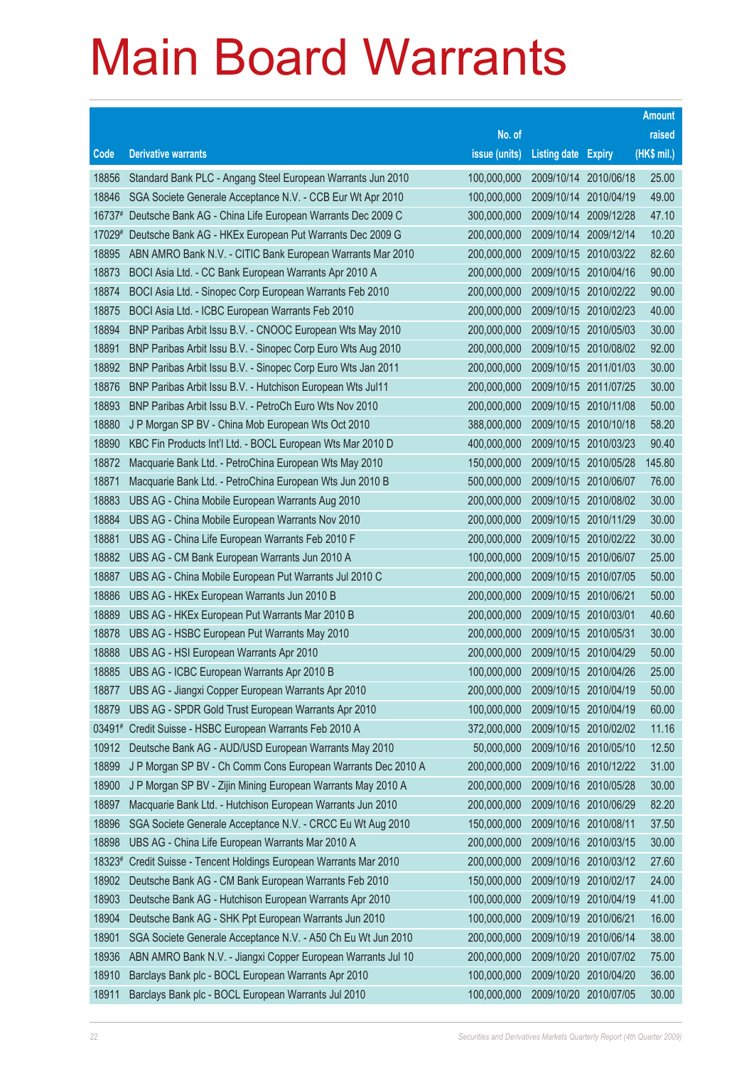# Main Board Warrants

| Code | Derivative warrants | No. of issue (units) | Listing date | Expiry | Amount raised (HK$ mil.) |
|---|---|---|---|---|---|
| 18856 | Standard Bank PLC - Angang Steel European Warrants Jun 2010 | 100,000,000 | 2009/10/14 | 2010/06/18 | 25.00 |
| 18846 | SGA Societe Generale Acceptance N.V. - CCB Eur Wt Apr 2010 | 100,000,000 | 2009/10/14 | 2010/04/19 | 49.00 |
| 16737# | Deutsche Bank AG - China Life European Warrants Dec 2009 C | 300,000,000 | 2009/10/14 | 2009/12/28 | 47.10 |
| 17029# | Deutsche Bank AG - HKEx European Put Warrants Dec 2009 G | 200,000,000 | 2009/10/14 | 2009/12/14 | 10.20 |
| 18895 | ABN AMRO Bank N.V. - CITIC Bank European Warrants Mar 2010 | 200,000,000 | 2009/10/15 | 2010/03/22 | 82.60 |
| 18873 | BOCI Asia Ltd. - CC Bank European Warrants Apr 2010 A | 200,000,000 | 2009/10/15 | 2010/04/16 | 90.00 |
| 18874 | BOCI Asia Ltd. - Sinopec Corp European Warrants Feb 2010 | 200,000,000 | 2009/10/15 | 2010/02/22 | 90.00 |
| 18875 | BOCI Asia Ltd. - ICBC European Warrants Feb 2010 | 200,000,000 | 2009/10/15 | 2010/02/23 | 40.00 |
| 18894 | BNP Paribas Arbit Issu B.V. - CNOOC European Wts May 2010 | 200,000,000 | 2009/10/15 | 2010/05/03 | 30.00 |
| 18891 | BNP Paribas Arbit Issu B.V. - Sinopec Corp Euro Wts Aug 2010 | 200,000,000 | 2009/10/15 | 2010/08/02 | 92.00 |
| 18892 | BNP Paribas Arbit Issu B.V. - Sinopec Corp Euro Wts Jan 2011 | 200,000,000 | 2009/10/15 | 2011/01/03 | 30.00 |
| 18876 | BNP Paribas Arbit Issu B.V. - Hutchison European Wts Jul11 | 200,000,000 | 2009/10/15 | 2011/07/25 | 30.00 |
| 18893 | BNP Paribas Arbit Issu B.V. - PetroCh Euro Wts Nov 2010 | 200,000,000 | 2009/10/15 | 2010/11/08 | 50.00 |
| 18880 | J P Morgan SP BV - China Mob European Wts Oct 2010 | 388,000,000 | 2009/10/15 | 2010/10/18 | 58.20 |
| 18890 | KBC Fin Products Int'l Ltd. - BOCL European Wts Mar 2010 D | 400,000,000 | 2009/10/15 | 2010/03/23 | 90.40 |
| 18872 | Macquarie Bank Ltd. - PetroChina European Wts May 2010 | 150,000,000 | 2009/10/15 | 2010/05/28 | 145.80 |
| 18871 | Macquarie Bank Ltd. - PetroChina European Wts Jun 2010 B | 500,000,000 | 2009/10/15 | 2010/06/07 | 76.00 |
| 18883 | UBS AG - China Mobile European Warrants Aug 2010 | 200,000,000 | 2009/10/15 | 2010/08/02 | 30.00 |
| 18884 | UBS AG - China Mobile European Warrants Nov 2010 | 200,000,000 | 2009/10/15 | 2010/11/29 | 30.00 |
| 18881 | UBS AG - China Life European Warrants Feb 2010 F | 200,000,000 | 2009/10/15 | 2010/02/22 | 30.00 |
| 18882 | UBS AG - CM Bank European Warrants Jun 2010 A | 100,000,000 | 2009/10/15 | 2010/06/07 | 25.00 |
| 18887 | UBS AG - China Mobile European Put Warrants Jul 2010 C | 200,000,000 | 2009/10/15 | 2010/07/05 | 50.00 |
| 18886 | UBS AG - HKEx European Warrants Jun 2010 B | 200,000,000 | 2009/10/15 | 2010/06/21 | 50.00 |
| 18889 | UBS AG - HKEx European Put Warrants Mar 2010 B | 200,000,000 | 2009/10/15 | 2010/03/01 | 40.60 |
| 18878 | UBS AG - HSBC European Put Warrants May 2010 | 200,000,000 | 2009/10/15 | 2010/05/31 | 30.00 |
| 18888 | UBS AG - HSI European Warrants Apr 2010 | 200,000,000 | 2009/10/15 | 2010/04/29 | 50.00 |
| 18885 | UBS AG - ICBC European Warrants Apr 2010 B | 100,000,000 | 2009/10/15 | 2010/04/26 | 25.00 |
| 18877 | UBS AG - Jiangxi Copper European Warrants Apr 2010 | 200,000,000 | 2009/10/15 | 2010/04/19 | 50.00 |
| 18879 | UBS AG - SPDR Gold Trust European Warrants Apr 2010 | 100,000,000 | 2009/10/15 | 2010/04/19 | 60.00 |
| 03491# | Credit Suisse - HSBC European Warrants Feb 2010 A | 372,000,000 | 2009/10/15 | 2010/02/02 | 11.16 |
| 10912 | Deutsche Bank AG - AUD/USD European Warrants May 2010 | 50,000,000 | 2009/10/16 | 2010/05/10 | 12.50 |
| 18899 | J P Morgan SP BV - Ch Comm Cons European Warrants Dec 2010 A | 200,000,000 | 2009/10/16 | 2010/12/22 | 31.00 |
| 18900 | J P Morgan SP BV - Zijin Mining European Warrants May 2010 A | 200,000,000 | 2009/10/16 | 2010/05/28 | 30.00 |
| 18897 | Macquarie Bank Ltd. - Hutchison European Warrants Jun 2010 | 200,000,000 | 2009/10/16 | 2010/06/29 | 82.20 |
| 18896 | SGA Societe Generale Acceptance N.V. - CRCC Eu Wt Aug 2010 | 150,000,000 | 2009/10/16 | 2010/08/11 | 37.50 |
| 18898 | UBS AG - China Life European Warrants Mar 2010 A | 200,000,000 | 2009/10/16 | 2010/03/15 | 30.00 |
| 18323# | Credit Suisse - Tencent Holdings European Warrants Mar 2010 | 200,000,000 | 2009/10/16 | 2010/03/12 | 27.60 |
| 18902 | Deutsche Bank AG - CM Bank European Warrants Feb 2010 | 150,000,000 | 2009/10/19 | 2010/02/17 | 24.00 |
| 18903 | Deutsche Bank AG - Hutchison European Warrants Apr 2010 | 100,000,000 | 2009/10/19 | 2010/04/19 | 41.00 |
| 18904 | Deutsche Bank AG - SHK Ppt European Warrants Jun 2010 | 100,000,000 | 2009/10/19 | 2010/06/21 | 16.00 |
| 18901 | SGA Societe Generale Acceptance N.V. - A50 Ch Eu Wt Jun 2010 | 200,000,000 | 2009/10/19 | 2010/06/14 | 38.00 |
| 18936 | ABN AMRO Bank N.V. - Jiangxi Copper European Warrants Jul 10 | 200,000,000 | 2009/10/20 | 2010/07/02 | 75.00 |
| 18910 | Barclays Bank plc - BOCL European Warrants Apr 2010 | 100,000,000 | 2009/10/20 | 2010/04/20 | 36.00 |
| 18911 | Barclays Bank plc - BOCL European Warrants Jul 2010 | 100,000,000 | 2009/10/20 | 2010/07/05 | 30.00 |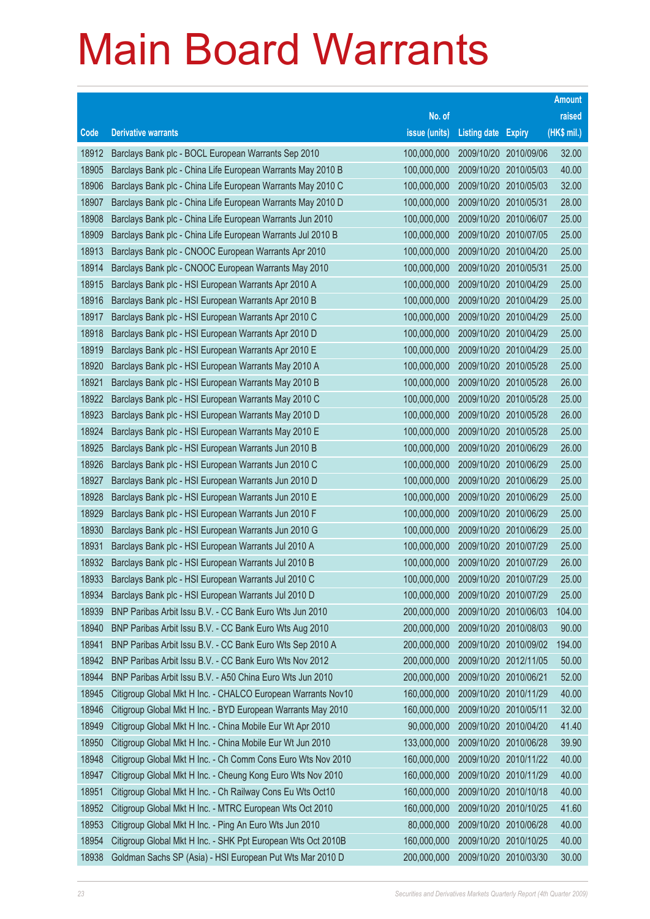# Main Board Warrants

| Code | Derivative warrants | No. of issue (units) | Listing date | Expiry | Amount raised (HK$ mil.) |
|---|---|---|---|---|---|
| 18912 | Barclays Bank plc - BOCL European Warrants Sep 2010 | 100,000,000 | 2009/10/20 | 2010/09/06 | 32.00 |
| 18905 | Barclays Bank plc - China Life European Warrants May 2010 B | 100,000,000 | 2009/10/20 | 2010/05/03 | 40.00 |
| 18906 | Barclays Bank plc - China Life European Warrants May 2010 C | 100,000,000 | 2009/10/20 | 2010/05/03 | 32.00 |
| 18907 | Barclays Bank plc - China Life European Warrants May 2010 D | 100,000,000 | 2009/10/20 | 2010/05/31 | 28.00 |
| 18908 | Barclays Bank plc - China Life European Warrants Jun 2010 | 100,000,000 | 2009/10/20 | 2010/06/07 | 25.00 |
| 18909 | Barclays Bank plc - China Life European Warrants Jul 2010 B | 100,000,000 | 2009/10/20 | 2010/07/05 | 25.00 |
| 18913 | Barclays Bank plc - CNOOC European Warrants Apr 2010 | 100,000,000 | 2009/10/20 | 2010/04/20 | 25.00 |
| 18914 | Barclays Bank plc - CNOOC European Warrants May 2010 | 100,000,000 | 2009/10/20 | 2010/05/31 | 25.00 |
| 18915 | Barclays Bank plc - HSI European Warrants Apr 2010 A | 100,000,000 | 2009/10/20 | 2010/04/29 | 25.00 |
| 18916 | Barclays Bank plc - HSI European Warrants Apr 2010 B | 100,000,000 | 2009/10/20 | 2010/04/29 | 25.00 |
| 18917 | Barclays Bank plc - HSI European Warrants Apr 2010 C | 100,000,000 | 2009/10/20 | 2010/04/29 | 25.00 |
| 18918 | Barclays Bank plc - HSI European Warrants Apr 2010 D | 100,000,000 | 2009/10/20 | 2010/04/29 | 25.00 |
| 18919 | Barclays Bank plc - HSI European Warrants Apr 2010 E | 100,000,000 | 2009/10/20 | 2010/04/29 | 25.00 |
| 18920 | Barclays Bank plc - HSI European Warrants May 2010 A | 100,000,000 | 2009/10/20 | 2010/05/28 | 25.00 |
| 18921 | Barclays Bank plc - HSI European Warrants May 2010 B | 100,000,000 | 2009/10/20 | 2010/05/28 | 26.00 |
| 18922 | Barclays Bank plc - HSI European Warrants May 2010 C | 100,000,000 | 2009/10/20 | 2010/05/28 | 25.00 |
| 18923 | Barclays Bank plc - HSI European Warrants May 2010 D | 100,000,000 | 2009/10/20 | 2010/05/28 | 26.00 |
| 18924 | Barclays Bank plc - HSI European Warrants May 2010 E | 100,000,000 | 2009/10/20 | 2010/05/28 | 25.00 |
| 18925 | Barclays Bank plc - HSI European Warrants Jun 2010 B | 100,000,000 | 2009/10/20 | 2010/06/29 | 26.00 |
| 18926 | Barclays Bank plc - HSI European Warrants Jun 2010 C | 100,000,000 | 2009/10/20 | 2010/06/29 | 25.00 |
| 18927 | Barclays Bank plc - HSI European Warrants Jun 2010 D | 100,000,000 | 2009/10/20 | 2010/06/29 | 25.00 |
| 18928 | Barclays Bank plc - HSI European Warrants Jun 2010 E | 100,000,000 | 2009/10/20 | 2010/06/29 | 25.00 |
| 18929 | Barclays Bank plc - HSI European Warrants Jun 2010 F | 100,000,000 | 2009/10/20 | 2010/06/29 | 25.00 |
| 18930 | Barclays Bank plc - HSI European Warrants Jun 2010 G | 100,000,000 | 2009/10/20 | 2010/06/29 | 25.00 |
| 18931 | Barclays Bank plc - HSI European Warrants Jul 2010 A | 100,000,000 | 2009/10/20 | 2010/07/29 | 25.00 |
| 18932 | Barclays Bank plc - HSI European Warrants Jul 2010 B | 100,000,000 | 2009/10/20 | 2010/07/29 | 26.00 |
| 18933 | Barclays Bank plc - HSI European Warrants Jul 2010 C | 100,000,000 | 2009/10/20 | 2010/07/29 | 25.00 |
| 18934 | Barclays Bank plc - HSI European Warrants Jul 2010 D | 100,000,000 | 2009/10/20 | 2010/07/29 | 25.00 |
| 18939 | BNP Paribas Arbit Issu B.V. - CC Bank Euro Wts Jun 2010 | 200,000,000 | 2009/10/20 | 2010/06/03 | 104.00 |
| 18940 | BNP Paribas Arbit Issu B.V. - CC Bank Euro Wts Aug 2010 | 200,000,000 | 2009/10/20 | 2010/08/03 | 90.00 |
| 18941 | BNP Paribas Arbit Issu B.V. - CC Bank Euro Wts Sep 2010 A | 200,000,000 | 2009/10/20 | 2010/09/02 | 194.00 |
| 18942 | BNP Paribas Arbit Issu B.V. - CC Bank Euro Wts Nov 2012 | 200,000,000 | 2009/10/20 | 2012/11/05 | 50.00 |
| 18944 | BNP Paribas Arbit Issu B.V. - A50 China Euro Wts Jun 2010 | 200,000,000 | 2009/10/20 | 2010/06/21 | 52.00 |
| 18945 | Citigroup Global Mkt H Inc. - CHALCO European Warrants Nov10 | 160,000,000 | 2009/10/20 | 2010/11/29 | 40.00 |
| 18946 | Citigroup Global Mkt H Inc. - BYD European Warrants May 2010 | 160,000,000 | 2009/10/20 | 2010/05/11 | 32.00 |
| 18949 | Citigroup Global Mkt H Inc. - China Mobile Eur Wt Apr 2010 | 90,000,000 | 2009/10/20 | 2010/04/20 | 41.40 |
| 18950 | Citigroup Global Mkt H Inc. - China Mobile Eur Wt Jun 2010 | 133,000,000 | 2009/10/20 | 2010/06/28 | 39.90 |
| 18948 | Citigroup Global Mkt H Inc. - Ch Comm Cons Euro Wts Nov 2010 | 160,000,000 | 2009/10/20 | 2010/11/22 | 40.00 |
| 18947 | Citigroup Global Mkt H Inc. - Cheung Kong Euro Wts Nov 2010 | 160,000,000 | 2009/10/20 | 2010/11/29 | 40.00 |
| 18951 | Citigroup Global Mkt H Inc. - Ch Railway Cons Eu Wts Oct10 | 160,000,000 | 2009/10/20 | 2010/10/18 | 40.00 |
| 18952 | Citigroup Global Mkt H Inc. - MTRC European Wts Oct 2010 | 160,000,000 | 2009/10/20 | 2010/10/25 | 41.60 |
| 18953 | Citigroup Global Mkt H Inc. - Ping An Euro Wts Jun 2010 | 80,000,000 | 2009/10/20 | 2010/06/28 | 40.00 |
| 18954 | Citigroup Global Mkt H Inc. - SHK Ppt European Wts Oct 2010B | 160,000,000 | 2009/10/20 | 2010/10/25 | 40.00 |
| 18938 | Goldman Sachs SP (Asia) - HSI European Put Wts Mar 2010 D | 200,000,000 | 2009/10/20 | 2010/03/30 | 30.00 |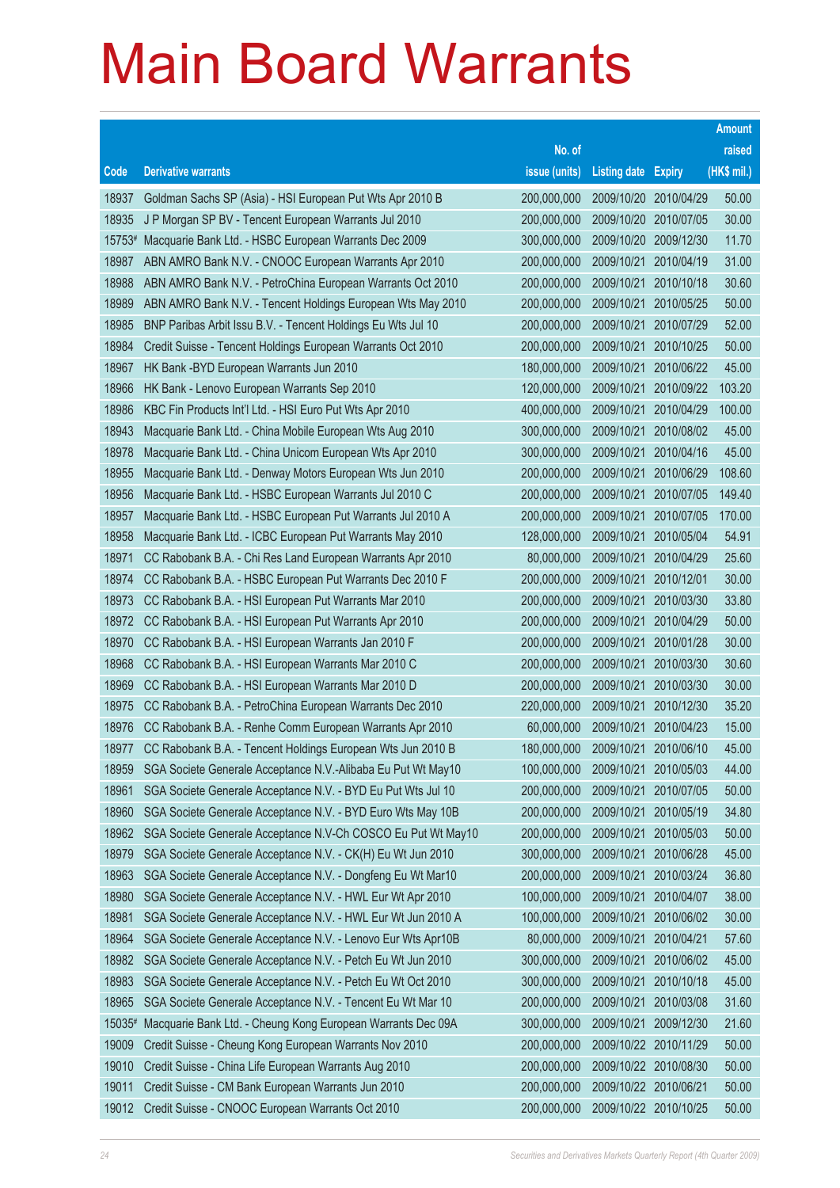# Main Board Warrants

| Code | Derivative warrants | No. of issue (units) | Listing date | Expiry | Amount raised (HK$ mil.) |
|---|---|---|---|---|---|
| 18937 | Goldman Sachs SP (Asia) - HSI European Put Wts Apr 2010 B | 200,000,000 | 2009/10/20 | 2010/04/29 | 50.00 |
| 18935 | J P Morgan SP BV - Tencent European Warrants Jul 2010 | 200,000,000 | 2009/10/20 | 2010/07/05 | 30.00 |
| 15753# | Macquarie Bank Ltd. - HSBC European Warrants Dec 2009 | 300,000,000 | 2009/10/20 | 2009/12/30 | 11.70 |
| 18987 | ABN AMRO Bank N.V. - CNOOC European Warrants Apr 2010 | 200,000,000 | 2009/10/21 | 2010/04/19 | 31.00 |
| 18988 | ABN AMRO Bank N.V. - PetroChina European Warrants Oct 2010 | 200,000,000 | 2009/10/21 | 2010/10/18 | 30.60 |
| 18989 | ABN AMRO Bank N.V. - Tencent Holdings European Wts May 2010 | 200,000,000 | 2009/10/21 | 2010/05/25 | 50.00 |
| 18985 | BNP Paribas Arbit Issu B.V. - Tencent Holdings Eu Wts Jul 10 | 200,000,000 | 2009/10/21 | 2010/07/29 | 52.00 |
| 18984 | Credit Suisse - Tencent Holdings European Warrants Oct 2010 | 200,000,000 | 2009/10/21 | 2010/10/25 | 50.00 |
| 18967 | HK Bank -BYD European Warrants Jun 2010 | 180,000,000 | 2009/10/21 | 2010/06/22 | 45.00 |
| 18966 | HK Bank - Lenovo European Warrants Sep 2010 | 120,000,000 | 2009/10/21 | 2010/09/22 | 103.20 |
| 18986 | KBC Fin Products Int'l Ltd. - HSI Euro Put Wts Apr 2010 | 400,000,000 | 2009/10/21 | 2010/04/29 | 100.00 |
| 18943 | Macquarie Bank Ltd. - China Mobile European Wts Aug 2010 | 300,000,000 | 2009/10/21 | 2010/08/02 | 45.00 |
| 18978 | Macquarie Bank Ltd. - China Unicom European Wts Apr 2010 | 300,000,000 | 2009/10/21 | 2010/04/16 | 45.00 |
| 18955 | Macquarie Bank Ltd. - Denway Motors European Wts Jun 2010 | 200,000,000 | 2009/10/21 | 2010/06/29 | 108.60 |
| 18956 | Macquarie Bank Ltd. - HSBC European Warrants Jul 2010 C | 200,000,000 | 2009/10/21 | 2010/07/05 | 149.40 |
| 18957 | Macquarie Bank Ltd. - HSBC European Put Warrants Jul 2010 A | 200,000,000 | 2009/10/21 | 2010/07/05 | 170.00 |
| 18958 | Macquarie Bank Ltd. - ICBC European Put Warrants May 2010 | 128,000,000 | 2009/10/21 | 2010/05/04 | 54.91 |
| 18971 | CC Rabobank B.A. - Chi Res Land European Warrants Apr 2010 | 80,000,000 | 2009/10/21 | 2010/04/29 | 25.60 |
| 18974 | CC Rabobank B.A. - HSBC European Put Warrants Dec 2010 F | 200,000,000 | 2009/10/21 | 2010/12/01 | 30.00 |
| 18973 | CC Rabobank B.A. - HSI European Put Warrants Mar 2010 | 200,000,000 | 2009/10/21 | 2010/03/30 | 33.80 |
| 18972 | CC Rabobank B.A. - HSI European Put Warrants Apr 2010 | 200,000,000 | 2009/10/21 | 2010/04/29 | 50.00 |
| 18970 | CC Rabobank B.A. - HSI European Warrants Jan 2010 F | 200,000,000 | 2009/10/21 | 2010/01/28 | 30.00 |
| 18968 | CC Rabobank B.A. - HSI European Warrants Mar 2010 C | 200,000,000 | 2009/10/21 | 2010/03/30 | 30.60 |
| 18969 | CC Rabobank B.A. - HSI European Warrants Mar 2010 D | 200,000,000 | 2009/10/21 | 2010/03/30 | 30.00 |
| 18975 | CC Rabobank B.A. - PetroChina European Warrants Dec 2010 | 220,000,000 | 2009/10/21 | 2010/12/30 | 35.20 |
| 18976 | CC Rabobank B.A. - Renhe Comm European Warrants Apr 2010 | 60,000,000 | 2009/10/21 | 2010/04/23 | 15.00 |
| 18977 | CC Rabobank B.A. - Tencent Holdings European Wts Jun 2010 B | 180,000,000 | 2009/10/21 | 2010/06/10 | 45.00 |
| 18959 | SGA Societe Generale Acceptance N.V.-Alibaba Eu Put Wt May10 | 100,000,000 | 2009/10/21 | 2010/05/03 | 44.00 |
| 18961 | SGA Societe Generale Acceptance N.V. - BYD Eu Put Wts Jul 10 | 200,000,000 | 2009/10/21 | 2010/07/05 | 50.00 |
| 18960 | SGA Societe Generale Acceptance N.V. - BYD Euro Wts May 10B | 200,000,000 | 2009/10/21 | 2010/05/19 | 34.80 |
| 18962 | SGA Societe Generale Acceptance N.V-Ch COSCO Eu Put Wt May10 | 200,000,000 | 2009/10/21 | 2010/05/03 | 50.00 |
| 18979 | SGA Societe Generale Acceptance N.V. - CK(H) Eu Wt Jun 2010 | 300,000,000 | 2009/10/21 | 2010/06/28 | 45.00 |
| 18963 | SGA Societe Generale Acceptance N.V. - Dongfeng Eu Wt Mar10 | 200,000,000 | 2009/10/21 | 2010/03/24 | 36.80 |
| 18980 | SGA Societe Generale Acceptance N.V. - HWL Eur Wt Apr 2010 | 100,000,000 | 2009/10/21 | 2010/04/07 | 38.00 |
| 18981 | SGA Societe Generale Acceptance N.V. - HWL Eur Wt Jun 2010 A | 100,000,000 | 2009/10/21 | 2010/06/02 | 30.00 |
| 18964 | SGA Societe Generale Acceptance N.V. - Lenovo Eur Wts Apr10B | 80,000,000 | 2009/10/21 | 2010/04/21 | 57.60 |
| 18982 | SGA Societe Generale Acceptance N.V. - Petch Eu Wt Jun 2010 | 300,000,000 | 2009/10/21 | 2010/06/02 | 45.00 |
| 18983 | SGA Societe Generale Acceptance N.V. - Petch Eu Wt Oct 2010 | 300,000,000 | 2009/10/21 | 2010/10/18 | 45.00 |
| 18965 | SGA Societe Generale Acceptance N.V. - Tencent Eu Wt Mar 10 | 200,000,000 | 2009/10/21 | 2010/03/08 | 31.60 |
| 15035# | Macquarie Bank Ltd. - Cheung Kong European Warrants Dec 09A | 300,000,000 | 2009/10/21 | 2009/12/30 | 21.60 |
| 19009 | Credit Suisse - Cheung Kong European Warrants Nov 2010 | 200,000,000 | 2009/10/22 | 2010/11/29 | 50.00 |
| 19010 | Credit Suisse - China Life European Warrants Aug 2010 | 200,000,000 | 2009/10/22 | 2010/08/30 | 50.00 |
| 19011 | Credit Suisse - CM Bank European Warrants Jun 2010 | 200,000,000 | 2009/10/22 | 2010/06/21 | 50.00 |
| 19012 | Credit Suisse - CNOOC European Warrants Oct 2010 | 200,000,000 | 2009/10/22 | 2010/10/25 | 50.00 |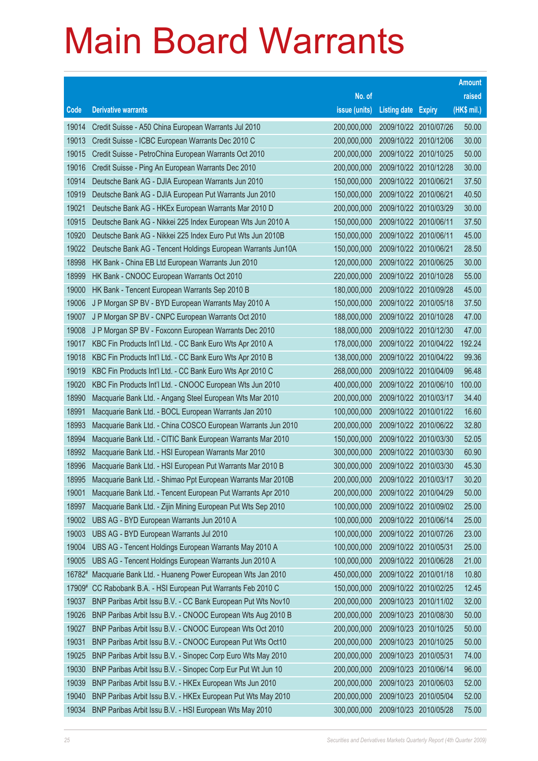# Main Board Warrants

| Code | Derivative warrants | No. of issue (units) | Listing date | Expiry | Amount raised (HK$ mil.) |
|---|---|---|---|---|---|
| 19014 | Credit Suisse - A50 China European Warrants Jul 2010 | 200,000,000 | 2009/10/22 | 2010/07/26 | 50.00 |
| 19013 | Credit Suisse - ICBC European Warrants Dec 2010 C | 200,000,000 | 2009/10/22 | 2010/12/06 | 30.00 |
| 19015 | Credit Suisse - PetroChina European Warrants Oct 2010 | 200,000,000 | 2009/10/22 | 2010/10/25 | 50.00 |
| 19016 | Credit Suisse - Ping An European Warrants Dec 2010 | 200,000,000 | 2009/10/22 | 2010/12/28 | 30.00 |
| 10914 | Deutsche Bank AG - DJIA European Warrants Jun 2010 | 150,000,000 | 2009/10/22 | 2010/06/21 | 37.50 |
| 10919 | Deutsche Bank AG - DJIA European Put Warrants Jun 2010 | 150,000,000 | 2009/10/22 | 2010/06/21 | 40.50 |
| 19021 | Deutsche Bank AG - HKEx European Warrants Mar 2010 D | 200,000,000 | 2009/10/22 | 2010/03/29 | 30.00 |
| 10915 | Deutsche Bank AG - Nikkei 225 Index European Wts Jun 2010 A | 150,000,000 | 2009/10/22 | 2010/06/11 | 37.50 |
| 10920 | Deutsche Bank AG - Nikkei 225 Index Euro Put Wts Jun 2010B | 150,000,000 | 2009/10/22 | 2010/06/11 | 45.00 |
| 19022 | Deutsche Bank AG - Tencent Holdings European Warrants Jun10A | 150,000,000 | 2009/10/22 | 2010/06/21 | 28.50 |
| 18998 | HK Bank - China EB Ltd European Warrants Jun 2010 | 120,000,000 | 2009/10/22 | 2010/06/25 | 30.00 |
| 18999 | HK Bank - CNOOC European Warrants Oct 2010 | 220,000,000 | 2009/10/22 | 2010/10/28 | 55.00 |
| 19000 | HK Bank - Tencent European Warrants Sep 2010 B | 180,000,000 | 2009/10/22 | 2010/09/28 | 45.00 |
| 19006 | J P Morgan SP BV - BYD European Warrants May 2010 A | 150,000,000 | 2009/10/22 | 2010/05/18 | 37.50 |
| 19007 | J P Morgan SP BV - CNPC European Warrants Oct 2010 | 188,000,000 | 2009/10/22 | 2010/10/28 | 47.00 |
| 19008 | J P Morgan SP BV - Foxconn European Warrants Dec 2010 | 188,000,000 | 2009/10/22 | 2010/12/30 | 47.00 |
| 19017 | KBC Fin Products Int'l Ltd. - CC Bank Euro Wts Apr 2010 A | 178,000,000 | 2009/10/22 | 2010/04/22 | 192.24 |
| 19018 | KBC Fin Products Int'l Ltd. - CC Bank Euro Wts Apr 2010 B | 138,000,000 | 2009/10/22 | 2010/04/22 | 99.36 |
| 19019 | KBC Fin Products Int'l Ltd. - CC Bank Euro Wts Apr 2010 C | 268,000,000 | 2009/10/22 | 2010/04/09 | 96.48 |
| 19020 | KBC Fin Products Int'l Ltd. - CNOOC European Wts Jun 2010 | 400,000,000 | 2009/10/22 | 2010/06/10 | 100.00 |
| 18990 | Macquarie Bank Ltd. - Angang Steel European Wts Mar 2010 | 200,000,000 | 2009/10/22 | 2010/03/17 | 34.40 |
| 18991 | Macquarie Bank Ltd. - BOCL European Warrants Jan 2010 | 100,000,000 | 2009/10/22 | 2010/01/22 | 16.60 |
| 18993 | Macquarie Bank Ltd. - China COSCO European Warrants Jun 2010 | 200,000,000 | 2009/10/22 | 2010/06/22 | 32.80 |
| 18994 | Macquarie Bank Ltd. - CITIC Bank European Warrants Mar 2010 | 150,000,000 | 2009/10/22 | 2010/03/30 | 52.05 |
| 18992 | Macquarie Bank Ltd. - HSI European Warrants Mar 2010 | 300,000,000 | 2009/10/22 | 2010/03/30 | 60.90 |
| 18996 | Macquarie Bank Ltd. - HSI European Put Warrants Mar 2010 B | 300,000,000 | 2009/10/22 | 2010/03/30 | 45.30 |
| 18995 | Macquarie Bank Ltd. - Shimao Ppt European Warrants Mar 2010B | 200,000,000 | 2009/10/22 | 2010/03/17 | 30.20 |
| 19001 | Macquarie Bank Ltd. - Tencent European Put Warrants Apr 2010 | 200,000,000 | 2009/10/22 | 2010/04/29 | 50.00 |
| 18997 | Macquarie Bank Ltd. - Zijin Mining European Put Wts Sep 2010 | 100,000,000 | 2009/10/22 | 2010/09/02 | 25.00 |
| 19002 | UBS AG - BYD European Warrants Jun 2010 A | 100,000,000 | 2009/10/22 | 2010/06/14 | 25.00 |
| 19003 | UBS AG - BYD European Warrants Jul 2010 | 100,000,000 | 2009/10/22 | 2010/07/26 | 23.00 |
| 19004 | UBS AG - Tencent Holdings European Warrants May 2010 A | 100,000,000 | 2009/10/22 | 2010/05/31 | 25.00 |
| 19005 | UBS AG - Tencent Holdings European Warrants Jun 2010 A | 100,000,000 | 2009/10/22 | 2010/06/28 | 21.00 |
| 16782# | Macquarie Bank Ltd. - Huaneng Power European Wts Jan 2010 | 450,000,000 | 2009/10/22 | 2010/01/18 | 10.80 |
| 17909# | CC Rabobank B.A. - HSI European Put Warrants Feb 2010 C | 150,000,000 | 2009/10/22 | 2010/02/25 | 12.45 |
| 19037 | BNP Paribas Arbit Issu B.V. - CC Bank European Put Wts Nov10 | 200,000,000 | 2009/10/23 | 2010/11/02 | 32.00 |
| 19026 | BNP Paribas Arbit Issu B.V. - CNOOC European Wts Aug 2010 B | 200,000,000 | 2009/10/23 | 2010/08/30 | 50.00 |
| 19027 | BNP Paribas Arbit Issu B.V. - CNOOC European Wts Oct 2010 | 200,000,000 | 2009/10/23 | 2010/10/25 | 50.00 |
| 19031 | BNP Paribas Arbit Issu B.V. - CNOOC European Put Wts Oct10 | 200,000,000 | 2009/10/23 | 2010/10/25 | 50.00 |
| 19025 | BNP Paribas Arbit Issu B.V. - Sinopec Corp Euro Wts May 2010 | 200,000,000 | 2009/10/23 | 2010/05/31 | 74.00 |
| 19030 | BNP Paribas Arbit Issu B.V. - Sinopec Corp Eur Put Wt Jun 10 | 200,000,000 | 2009/10/23 | 2010/06/14 | 96.00 |
| 19039 | BNP Paribas Arbit Issu B.V. - HKEx European Wts Jun 2010 | 200,000,000 | 2009/10/23 | 2010/06/03 | 52.00 |
| 19040 | BNP Paribas Arbit Issu B.V. - HKEx European Put Wts May 2010 | 200,000,000 | 2009/10/23 | 2010/05/04 | 52.00 |
| 19034 | BNP Paribas Arbit Issu B.V. - HSI European Wts May 2010 | 300,000,000 | 2009/10/23 | 2010/05/28 | 75.00 |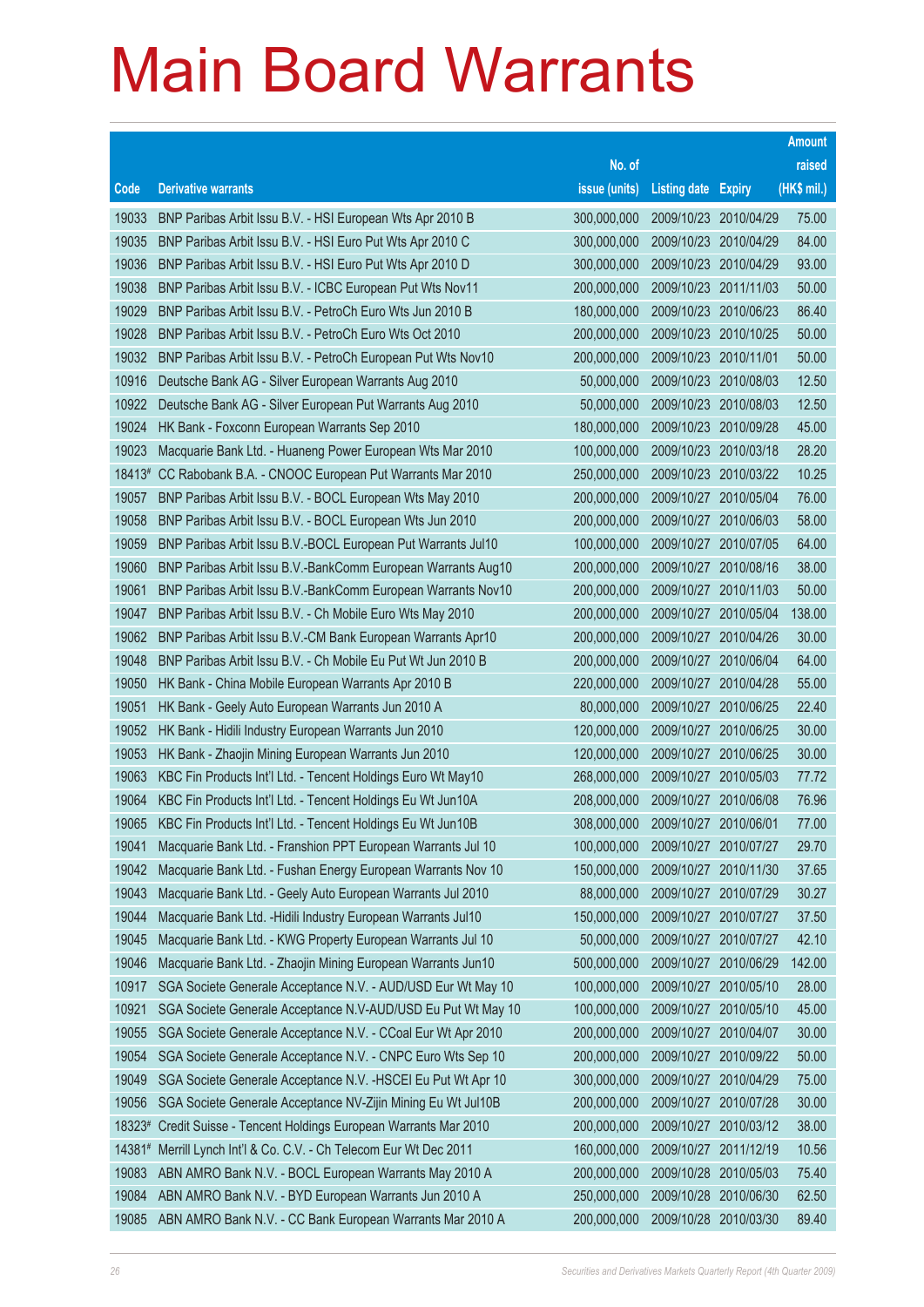# Main Board Warrants

| Code | Derivative warrants | No. of issue (units) | Listing date | Expiry | Amount raised (HK$ mil.) |
|---|---|---|---|---|---|
| 19033 | BNP Paribas Arbit Issu B.V. - HSI European Wts Apr 2010 B | 300,000,000 | 2009/10/23 | 2010/04/29 | 75.00 |
| 19035 | BNP Paribas Arbit Issu B.V. - HSI Euro Put Wts Apr 2010 C | 300,000,000 | 2009/10/23 | 2010/04/29 | 84.00 |
| 19036 | BNP Paribas Arbit Issu B.V. - HSI Euro Put Wts Apr 2010 D | 300,000,000 | 2009/10/23 | 2010/04/29 | 93.00 |
| 19038 | BNP Paribas Arbit Issu B.V. - ICBC European Put Wts Nov11 | 200,000,000 | 2009/10/23 | 2011/11/03 | 50.00 |
| 19029 | BNP Paribas Arbit Issu B.V. - PetroCh Euro Wts Jun 2010 B | 180,000,000 | 2009/10/23 | 2010/06/23 | 86.40 |
| 19028 | BNP Paribas Arbit Issu B.V. - PetroCh Euro Wts Oct 2010 | 200,000,000 | 2009/10/23 | 2010/10/25 | 50.00 |
| 19032 | BNP Paribas Arbit Issu B.V. - PetroCh European Put Wts Nov10 | 200,000,000 | 2009/10/23 | 2010/11/01 | 50.00 |
| 10916 | Deutsche Bank AG - Silver European Warrants Aug 2010 | 50,000,000 | 2009/10/23 | 2010/08/03 | 12.50 |
| 10922 | Deutsche Bank AG - Silver European Put Warrants Aug 2010 | 50,000,000 | 2009/10/23 | 2010/08/03 | 12.50 |
| 19024 | HK Bank - Foxconn European Warrants Sep 2010 | 180,000,000 | 2009/10/23 | 2010/09/28 | 45.00 |
| 19023 | Macquarie Bank Ltd. - Huaneng Power European Wts Mar 2010 | 100,000,000 | 2009/10/23 | 2010/03/18 | 28.20 |
| 18413# | CC Rabobank B.A. - CNOOC European Put Warrants Mar 2010 | 250,000,000 | 2009/10/23 | 2010/03/22 | 10.25 |
| 19057 | BNP Paribas Arbit Issu B.V. - BOCL European Wts May 2010 | 200,000,000 | 2009/10/27 | 2010/05/04 | 76.00 |
| 19058 | BNP Paribas Arbit Issu B.V. - BOCL European Wts Jun 2010 | 200,000,000 | 2009/10/27 | 2010/06/03 | 58.00 |
| 19059 | BNP Paribas Arbit Issu B.V.-BOCL European Put Warrants Jul10 | 100,000,000 | 2009/10/27 | 2010/07/05 | 64.00 |
| 19060 | BNP Paribas Arbit Issu B.V.-BankComm European Warrants Aug10 | 200,000,000 | 2009/10/27 | 2010/08/16 | 38.00 |
| 19061 | BNP Paribas Arbit Issu B.V.-BankComm European Warrants Nov10 | 200,000,000 | 2009/10/27 | 2010/11/03 | 50.00 |
| 19047 | BNP Paribas Arbit Issu B.V. - Ch Mobile Euro Wts May 2010 | 200,000,000 | 2009/10/27 | 2010/05/04 | 138.00 |
| 19062 | BNP Paribas Arbit Issu B.V.-CM Bank European Warrants Apr10 | 200,000,000 | 2009/10/27 | 2010/04/26 | 30.00 |
| 19048 | BNP Paribas Arbit Issu B.V. - Ch Mobile Eu Put Wt Jun 2010 B | 200,000,000 | 2009/10/27 | 2010/06/04 | 64.00 |
| 19050 | HK Bank - China Mobile European Warrants Apr 2010 B | 220,000,000 | 2009/10/27 | 2010/04/28 | 55.00 |
| 19051 | HK Bank - Geely Auto European Warrants Jun 2010 A | 80,000,000 | 2009/10/27 | 2010/06/25 | 22.40 |
| 19052 | HK Bank - Hidili Industry European Warrants Jun 2010 | 120,000,000 | 2009/10/27 | 2010/06/25 | 30.00 |
| 19053 | HK Bank - Zhaojin Mining European Warrants Jun 2010 | 120,000,000 | 2009/10/27 | 2010/06/25 | 30.00 |
| 19063 | KBC Fin Products Int'l Ltd. - Tencent Holdings Euro Wt May10 | 268,000,000 | 2009/10/27 | 2010/05/03 | 77.72 |
| 19064 | KBC Fin Products Int'l Ltd. - Tencent Holdings Eu Wt Jun10A | 208,000,000 | 2009/10/27 | 2010/06/08 | 76.96 |
| 19065 | KBC Fin Products Int'l Ltd. - Tencent Holdings Eu Wt Jun10B | 308,000,000 | 2009/10/27 | 2010/06/01 | 77.00 |
| 19041 | Macquarie Bank Ltd. - Franshion PPT European Warrants Jul 10 | 100,000,000 | 2009/10/27 | 2010/07/27 | 29.70 |
| 19042 | Macquarie Bank Ltd. - Fushan Energy European Warrants Nov 10 | 150,000,000 | 2009/10/27 | 2010/11/30 | 37.65 |
| 19043 | Macquarie Bank Ltd. - Geely Auto European Warrants Jul 2010 | 88,000,000 | 2009/10/27 | 2010/07/29 | 30.27 |
| 19044 | Macquarie Bank Ltd. -Hidili Industry European Warrants Jul10 | 150,000,000 | 2009/10/27 | 2010/07/27 | 37.50 |
| 19045 | Macquarie Bank Ltd. - KWG Property European Warrants Jul 10 | 50,000,000 | 2009/10/27 | 2010/07/27 | 42.10 |
| 19046 | Macquarie Bank Ltd. - Zhaojin Mining European Warrants Jun10 | 500,000,000 | 2009/10/27 | 2010/06/29 | 142.00 |
| 10917 | SGA Societe Generale Acceptance N.V. - AUD/USD Eur Wt May 10 | 100,000,000 | 2009/10/27 | 2010/05/10 | 28.00 |
| 10921 | SGA Societe Generale Acceptance N.V-AUD/USD Eu Put Wt May 10 | 100,000,000 | 2009/10/27 | 2010/05/10 | 45.00 |
| 19055 | SGA Societe Generale Acceptance N.V. - CCoal Eur Wt Apr 2010 | 200,000,000 | 2009/10/27 | 2010/04/07 | 30.00 |
| 19054 | SGA Societe Generale Acceptance N.V. - CNPC Euro Wts Sep 10 | 200,000,000 | 2009/10/27 | 2010/09/22 | 50.00 |
| 19049 | SGA Societe Generale Acceptance N.V. -HSCEI Eu Put Wt Apr 10 | 300,000,000 | 2009/10/27 | 2010/04/29 | 75.00 |
| 19056 | SGA Societe Generale Acceptance NV-Zijin Mining Eu Wt Jul10B | 200,000,000 | 2009/10/27 | 2010/07/28 | 30.00 |
| 18323# | Credit Suisse - Tencent Holdings European Warrants Mar 2010 | 200,000,000 | 2009/10/27 | 2010/03/12 | 38.00 |
| 14381# | Merrill Lynch Int'l & Co. C.V. - Ch Telecom Eur Wt Dec 2011 | 160,000,000 | 2009/10/27 | 2011/12/19 | 10.56 |
| 19083 | ABN AMRO Bank N.V. - BOCL European Warrants May 2010 A | 200,000,000 | 2009/10/28 | 2010/05/03 | 75.40 |
| 19084 | ABN AMRO Bank N.V. - BYD European Warrants Jun 2010 A | 250,000,000 | 2009/10/28 | 2010/06/30 | 62.50 |
| 19085 | ABN AMRO Bank N.V. - CC Bank European Warrants Mar 2010 A | 200,000,000 | 2009/10/28 | 2010/03/30 | 89.40 |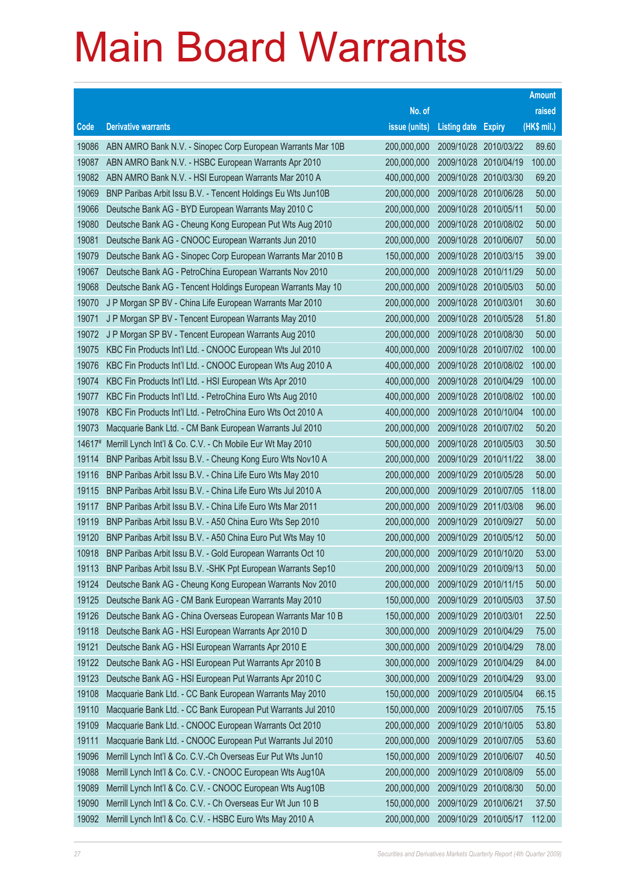# Main Board Warrants

| Code | Derivative warrants | No. of issue (units) | Listing date | Expiry | Amount raised (HK$ mil.) |
|---|---|---|---|---|---|
| 19086 | ABN AMRO Bank N.V. - Sinopec Corp European Warrants Mar 10B | 200,000,000 | 2009/10/28 | 2010/03/22 | 89.60 |
| 19087 | ABN AMRO Bank N.V. - HSBC European Warrants Apr 2010 | 200,000,000 | 2009/10/28 | 2010/04/19 | 100.00 |
| 19082 | ABN AMRO Bank N.V. - HSI European Warrants Mar 2010 A | 400,000,000 | 2009/10/28 | 2010/03/30 | 69.20 |
| 19069 | BNP Paribas Arbit Issu B.V. - Tencent Holdings Eu Wts Jun10B | 200,000,000 | 2009/10/28 | 2010/06/28 | 50.00 |
| 19066 | Deutsche Bank AG - BYD European Warrants May 2010 C | 200,000,000 | 2009/10/28 | 2010/05/11 | 50.00 |
| 19080 | Deutsche Bank AG - Cheung Kong European Put Wts Aug 2010 | 200,000,000 | 2009/10/28 | 2010/08/02 | 50.00 |
| 19081 | Deutsche Bank AG - CNOOC European Warrants Jun 2010 | 200,000,000 | 2009/10/28 | 2010/06/07 | 50.00 |
| 19079 | Deutsche Bank AG - Sinopec Corp European Warrants Mar 2010 B | 150,000,000 | 2009/10/28 | 2010/03/15 | 39.00 |
| 19067 | Deutsche Bank AG - PetroChina European Warrants Nov 2010 | 200,000,000 | 2009/10/28 | 2010/11/29 | 50.00 |
| 19068 | Deutsche Bank AG - Tencent Holdings European Warrants May 10 | 200,000,000 | 2009/10/28 | 2010/05/03 | 50.00 |
| 19070 | J P Morgan SP BV - China Life European Warrants Mar 2010 | 200,000,000 | 2009/10/28 | 2010/03/01 | 30.60 |
| 19071 | J P Morgan SP BV - Tencent European Warrants May 2010 | 200,000,000 | 2009/10/28 | 2010/05/28 | 51.80 |
| 19072 | J P Morgan SP BV - Tencent European Warrants Aug 2010 | 200,000,000 | 2009/10/28 | 2010/08/30 | 50.00 |
| 19075 | KBC Fin Products Int'l Ltd. - CNOOC European Wts Jul 2010 | 400,000,000 | 2009/10/28 | 2010/07/02 | 100.00 |
| 19076 | KBC Fin Products Int'l Ltd. - CNOOC European Wts Aug 2010 A | 400,000,000 | 2009/10/28 | 2010/08/02 | 100.00 |
| 19074 | KBC Fin Products Int'l Ltd. - HSI European Wts Apr 2010 | 400,000,000 | 2009/10/28 | 2010/04/29 | 100.00 |
| 19077 | KBC Fin Products Int'l Ltd. - PetroChina Euro Wts Aug 2010 | 400,000,000 | 2009/10/28 | 2010/08/02 | 100.00 |
| 19078 | KBC Fin Products Int'l Ltd. - PetroChina Euro Wts Oct 2010 A | 400,000,000 | 2009/10/28 | 2010/10/04 | 100.00 |
| 19073 | Macquarie Bank Ltd. - CM Bank European Warrants Jul 2010 | 200,000,000 | 2009/10/28 | 2010/07/02 | 50.20 |
| 14617# | Merrill Lynch Int'l & Co. C.V. - Ch Mobile Eur Wt May 2010 | 500,000,000 | 2009/10/28 | 2010/05/03 | 30.50 |
| 19114 | BNP Paribas Arbit Issu B.V. - Cheung Kong Euro Wts Nov10 A | 200,000,000 | 2009/10/29 | 2010/11/22 | 38.00 |
| 19116 | BNP Paribas Arbit Issu B.V. - China Life Euro Wts May 2010 | 200,000,000 | 2009/10/29 | 2010/05/28 | 50.00 |
| 19115 | BNP Paribas Arbit Issu B.V. - China Life Euro Wts Jul 2010 A | 200,000,000 | 2009/10/29 | 2010/07/05 | 118.00 |
| 19117 | BNP Paribas Arbit Issu B.V. - China Life Euro Wts Mar 2011 | 200,000,000 | 2009/10/29 | 2011/03/08 | 96.00 |
| 19119 | BNP Paribas Arbit Issu B.V. - A50 China Euro Wts Sep 2010 | 200,000,000 | 2009/10/29 | 2010/09/27 | 50.00 |
| 19120 | BNP Paribas Arbit Issu B.V. - A50 China Euro Put Wts May 10 | 200,000,000 | 2009/10/29 | 2010/05/12 | 50.00 |
| 10918 | BNP Paribas Arbit Issu B.V. - Gold European Warrants Oct 10 | 200,000,000 | 2009/10/29 | 2010/10/20 | 53.00 |
| 19113 | BNP Paribas Arbit Issu B.V. -SHK Ppt European Warrants Sep10 | 200,000,000 | 2009/10/29 | 2010/09/13 | 50.00 |
| 19124 | Deutsche Bank AG - Cheung Kong European Warrants Nov 2010 | 200,000,000 | 2009/10/29 | 2010/11/15 | 50.00 |
| 19125 | Deutsche Bank AG - CM Bank European Warrants May 2010 | 150,000,000 | 2009/10/29 | 2010/05/03 | 37.50 |
| 19126 | Deutsche Bank AG - China Overseas European Warrants Mar 10 B | 150,000,000 | 2009/10/29 | 2010/03/01 | 22.50 |
| 19118 | Deutsche Bank AG - HSI European Warrants Apr 2010 D | 300,000,000 | 2009/10/29 | 2010/04/29 | 75.00 |
| 19121 | Deutsche Bank AG - HSI European Warrants Apr 2010 E | 300,000,000 | 2009/10/29 | 2010/04/29 | 78.00 |
| 19122 | Deutsche Bank AG - HSI European Put Warrants Apr 2010 B | 300,000,000 | 2009/10/29 | 2010/04/29 | 84.00 |
| 19123 | Deutsche Bank AG - HSI European Put Warrants Apr 2010 C | 300,000,000 | 2009/10/29 | 2010/04/29 | 93.00 |
| 19108 | Macquarie Bank Ltd. - CC Bank European Warrants May 2010 | 150,000,000 | 2009/10/29 | 2010/05/04 | 66.15 |
| 19110 | Macquarie Bank Ltd. - CC Bank European Put Warrants Jul 2010 | 150,000,000 | 2009/10/29 | 2010/07/05 | 75.15 |
| 19109 | Macquarie Bank Ltd. - CNOOC European Warrants Oct 2010 | 200,000,000 | 2009/10/29 | 2010/10/05 | 53.80 |
| 19111 | Macquarie Bank Ltd. - CNOOC European Put Warrants Jul 2010 | 200,000,000 | 2009/10/29 | 2010/07/05 | 53.60 |
| 19096 | Merrill Lynch Int'l & Co. C.V.-Ch Overseas Eur Put Wts Jun10 | 150,000,000 | 2009/10/29 | 2010/06/07 | 40.50 |
| 19088 | Merrill Lynch Int'l & Co. C.V. - CNOOC European Wts Aug10A | 200,000,000 | 2009/10/29 | 2010/08/09 | 55.00 |
| 19089 | Merrill Lynch Int'l & Co. C.V. - CNOOC European Wts Aug10B | 200,000,000 | 2009/10/29 | 2010/08/30 | 50.00 |
| 19090 | Merrill Lynch Int'l & Co. C.V. - Ch Overseas Eur Wt Jun 10 B | 150,000,000 | 2009/10/29 | 2010/06/21 | 37.50 |
| 19092 | Merrill Lynch Int'l & Co. C.V. - HSBC Euro Wts May 2010 A | 200,000,000 | 2009/10/29 | 2010/05/17 | 112.00 |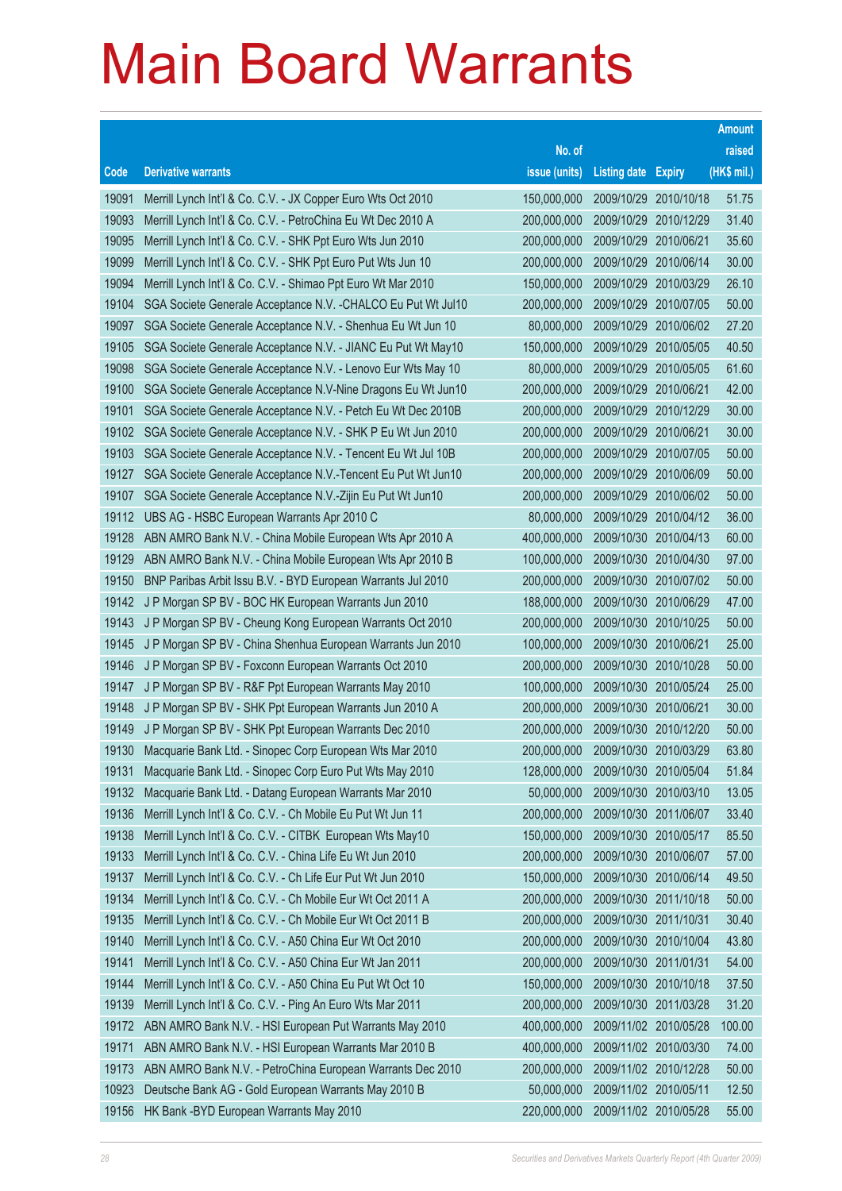# Main Board Warrants

| Code | Derivative warrants | No. of issue (units) | Listing date | Expiry | Amount raised (HK$ mil.) |
|---|---|---|---|---|---|
| 19091 | Merrill Lynch Int'l & Co. C.V. - JX Copper Euro Wts Oct 2010 | 150,000,000 | 2009/10/29 | 2010/10/18 | 51.75 |
| 19093 | Merrill Lynch Int'l & Co. C.V. - PetroChina Eu Wt Dec 2010 A | 200,000,000 | 2009/10/29 | 2010/12/29 | 31.40 |
| 19095 | Merrill Lynch Int'l & Co. C.V. - SHK Ppt Euro Wts Jun 2010 | 200,000,000 | 2009/10/29 | 2010/06/21 | 35.60 |
| 19099 | Merrill Lynch Int'l & Co. C.V. - SHK Ppt Euro Put Wts Jun 10 | 200,000,000 | 2009/10/29 | 2010/06/14 | 30.00 |
| 19094 | Merrill Lynch Int'l & Co. C.V. - Shimao Ppt Euro Wt Mar 2010 | 150,000,000 | 2009/10/29 | 2010/03/29 | 26.10 |
| 19104 | SGA Societe Generale Acceptance N.V. -CHALCO Eu Put Wt Jul10 | 200,000,000 | 2009/10/29 | 2010/07/05 | 50.00 |
| 19097 | SGA Societe Generale Acceptance N.V. - Shenhua Eu Wt Jun 10 | 80,000,000 | 2009/10/29 | 2010/06/02 | 27.20 |
| 19105 | SGA Societe Generale Acceptance N.V. - JIANC Eu Put Wt May10 | 150,000,000 | 2009/10/29 | 2010/05/05 | 40.50 |
| 19098 | SGA Societe Generale Acceptance N.V. - Lenovo Eur Wts May 10 | 80,000,000 | 2009/10/29 | 2010/05/05 | 61.60 |
| 19100 | SGA Societe Generale Acceptance N.V-Nine Dragons Eu Wt Jun10 | 200,000,000 | 2009/10/29 | 2010/06/21 | 42.00 |
| 19101 | SGA Societe Generale Acceptance N.V. - Petch Eu Wt Dec 2010B | 200,000,000 | 2009/10/29 | 2010/12/29 | 30.00 |
| 19102 | SGA Societe Generale Acceptance N.V. - SHK P Eu Wt Jun 2010 | 200,000,000 | 2009/10/29 | 2010/06/21 | 30.00 |
| 19103 | SGA Societe Generale Acceptance N.V. - Tencent Eu Wt Jul 10B | 200,000,000 | 2009/10/29 | 2010/07/05 | 50.00 |
| 19127 | SGA Societe Generale Acceptance N.V.-Tencent Eu Put Wt Jun10 | 200,000,000 | 2009/10/29 | 2010/06/09 | 50.00 |
| 19107 | SGA Societe Generale Acceptance N.V.-Zijin Eu Put Wt Jun10 | 200,000,000 | 2009/10/29 | 2010/06/02 | 50.00 |
| 19112 | UBS AG - HSBC European Warrants Apr 2010 C | 80,000,000 | 2009/10/29 | 2010/04/12 | 36.00 |
| 19128 | ABN AMRO Bank N.V. - China Mobile European Wts Apr 2010 A | 400,000,000 | 2009/10/30 | 2010/04/13 | 60.00 |
| 19129 | ABN AMRO Bank N.V. - China Mobile European Wts Apr 2010 B | 100,000,000 | 2009/10/30 | 2010/04/30 | 97.00 |
| 19150 | BNP Paribas Arbit Issu B.V. - BYD European Warrants Jul 2010 | 200,000,000 | 2009/10/30 | 2010/07/02 | 50.00 |
| 19142 | J P Morgan SP BV - BOC HK European Warrants Jun 2010 | 188,000,000 | 2009/10/30 | 2010/06/29 | 47.00 |
| 19143 | J P Morgan SP BV - Cheung Kong European Warrants Oct 2010 | 200,000,000 | 2009/10/30 | 2010/10/25 | 50.00 |
| 19145 | J P Morgan SP BV - China Shenhua European Warrants Jun 2010 | 100,000,000 | 2009/10/30 | 2010/06/21 | 25.00 |
| 19146 | J P Morgan SP BV - Foxconn European Warrants Oct 2010 | 200,000,000 | 2009/10/30 | 2010/10/28 | 50.00 |
| 19147 | J P Morgan SP BV - R&F Ppt European Warrants May 2010 | 100,000,000 | 2009/10/30 | 2010/05/24 | 25.00 |
| 19148 | J P Morgan SP BV - SHK Ppt European Warrants Jun 2010 A | 200,000,000 | 2009/10/30 | 2010/06/21 | 30.00 |
| 19149 | J P Morgan SP BV - SHK Ppt European Warrants Dec 2010 | 200,000,000 | 2009/10/30 | 2010/12/20 | 50.00 |
| 19130 | Macquarie Bank Ltd. - Sinopec Corp European Wts Mar 2010 | 200,000,000 | 2009/10/30 | 2010/03/29 | 63.80 |
| 19131 | Macquarie Bank Ltd. - Sinopec Corp Euro Put Wts May 2010 | 128,000,000 | 2009/10/30 | 2010/05/04 | 51.84 |
| 19132 | Macquarie Bank Ltd. - Datang European Warrants Mar 2010 | 50,000,000 | 2009/10/30 | 2010/03/10 | 13.05 |
| 19136 | Merrill Lynch Int'l & Co. C.V. - Ch Mobile Eu Put Wt Jun 11 | 200,000,000 | 2009/10/30 | 2011/06/07 | 33.40 |
| 19138 | Merrill Lynch Int'l & Co. C.V. - CITBK European Wts May10 | 150,000,000 | 2009/10/30 | 2010/05/17 | 85.50 |
| 19133 | Merrill Lynch Int'l & Co. C.V. - China Life Eu Wt Jun 2010 | 200,000,000 | 2009/10/30 | 2010/06/07 | 57.00 |
| 19137 | Merrill Lynch Int'l & Co. C.V. - Ch Life Eur Put Wt Jun 2010 | 150,000,000 | 2009/10/30 | 2010/06/14 | 49.50 |
| 19134 | Merrill Lynch Int'l & Co. C.V. - Ch Mobile Eur Wt Oct 2011 A | 200,000,000 | 2009/10/30 | 2011/10/18 | 50.00 |
| 19135 | Merrill Lynch Int'l & Co. C.V. - Ch Mobile Eur Wt Oct 2011 B | 200,000,000 | 2009/10/30 | 2011/10/31 | 30.40 |
| 19140 | Merrill Lynch Int'l & Co. C.V. - A50 China Eur Wt Oct 2010 | 200,000,000 | 2009/10/30 | 2010/10/04 | 43.80 |
| 19141 | Merrill Lynch Int'l & Co. C.V. - A50 China Eur Wt Jan 2011 | 200,000,000 | 2009/10/30 | 2011/01/31 | 54.00 |
| 19144 | Merrill Lynch Int'l & Co. C.V. - A50 China Eu Put Wt Oct 10 | 150,000,000 | 2009/10/30 | 2010/10/18 | 37.50 |
| 19139 | Merrill Lynch Int'l & Co. C.V. - Ping An Euro Wts Mar 2011 | 200,000,000 | 2009/10/30 | 2011/03/28 | 31.20 |
| 19172 | ABN AMRO Bank N.V. - HSI European Put Warrants May 2010 | 400,000,000 | 2009/11/02 | 2010/05/28 | 100.00 |
| 19171 | ABN AMRO Bank N.V. - HSI European Warrants Mar 2010 B | 400,000,000 | 2009/11/02 | 2010/03/30 | 74.00 |
| 19173 | ABN AMRO Bank N.V. - PetroChina European Warrants Dec 2010 | 200,000,000 | 2009/11/02 | 2010/12/28 | 50.00 |
| 10923 | Deutsche Bank AG - Gold European Warrants May 2010 B | 50,000,000 | 2009/11/02 | 2010/05/11 | 12.50 |
| 19156 | HK Bank -BYD European Warrants May 2010 | 220,000,000 | 2009/11/02 | 2010/05/28 | 55.00 |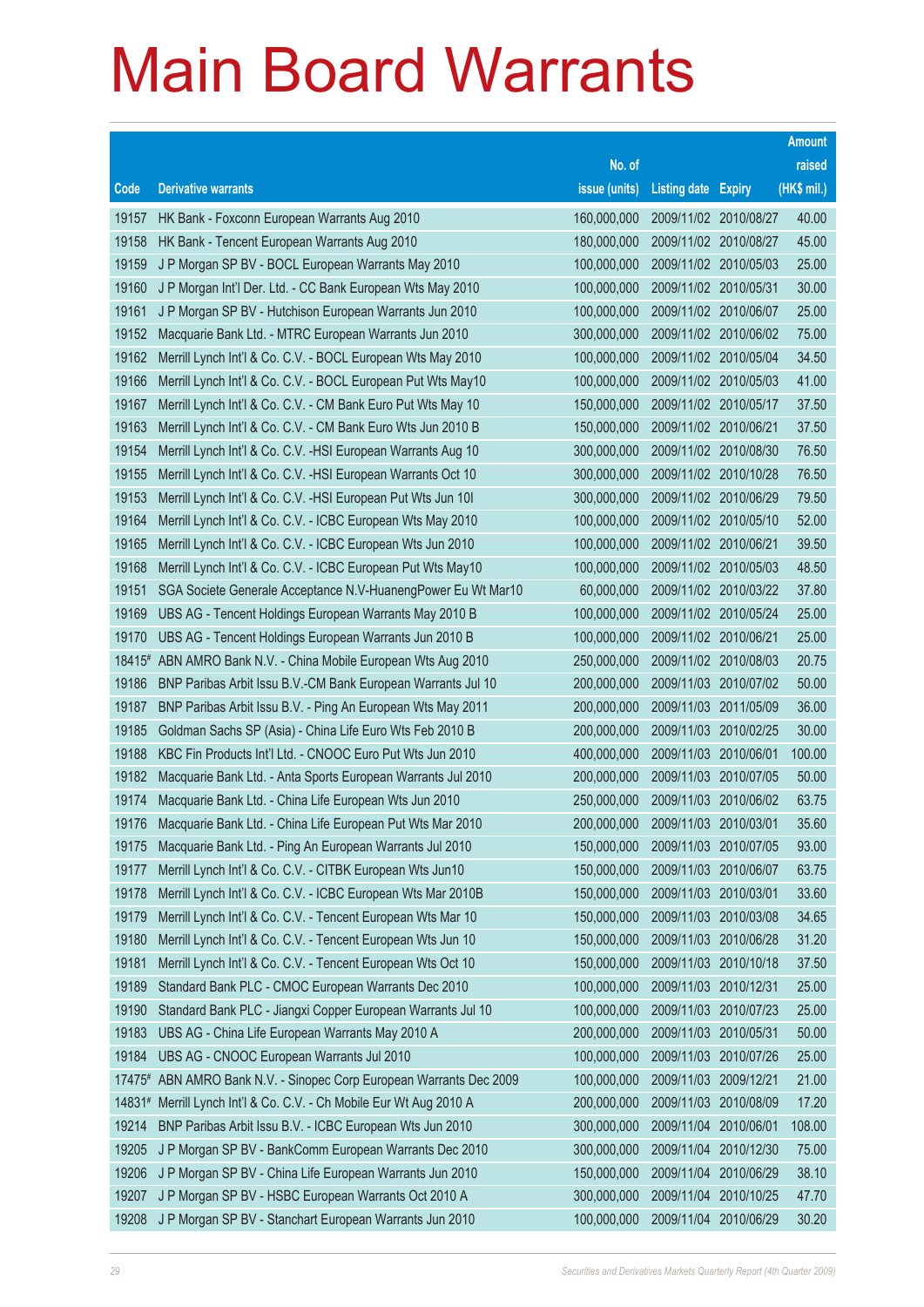# Main Board Warrants

| Code | Derivative warrants | No. of issue (units) | Listing date | Expiry | Amount raised (HK$ mil.) |
|---|---|---|---|---|---|
| 19157 | HK Bank - Foxconn European Warrants Aug 2010 | 160,000,000 | 2009/11/02 | 2010/08/27 | 40.00 |
| 19158 | HK Bank - Tencent European Warrants Aug 2010 | 180,000,000 | 2009/11/02 | 2010/08/27 | 45.00 |
| 19159 | J P Morgan SP BV - BOCL European Warrants May 2010 | 100,000,000 | 2009/11/02 | 2010/05/03 | 25.00 |
| 19160 | J P Morgan Int'l Der. Ltd. - CC Bank European Wts May 2010 | 100,000,000 | 2009/11/02 | 2010/05/31 | 30.00 |
| 19161 | J P Morgan SP BV - Hutchison European Warrants Jun 2010 | 100,000,000 | 2009/11/02 | 2010/06/07 | 25.00 |
| 19152 | Macquarie Bank Ltd. - MTRC European Warrants Jun 2010 | 300,000,000 | 2009/11/02 | 2010/06/02 | 75.00 |
| 19162 | Merrill Lynch Int'l & Co. C.V. - BOCL European Wts May 2010 | 100,000,000 | 2009/11/02 | 2010/05/04 | 34.50 |
| 19166 | Merrill Lynch Int'l & Co. C.V. - BOCL European Put Wts May10 | 100,000,000 | 2009/11/02 | 2010/05/03 | 41.00 |
| 19167 | Merrill Lynch Int'l & Co. C.V. - CM Bank Euro Put Wts May 10 | 150,000,000 | 2009/11/02 | 2010/05/17 | 37.50 |
| 19163 | Merrill Lynch Int'l & Co. C.V. - CM Bank Euro Wts Jun 2010 B | 150,000,000 | 2009/11/02 | 2010/06/21 | 37.50 |
| 19154 | Merrill Lynch Int'l & Co. C.V. -HSI European Warrants Aug 10 | 300,000,000 | 2009/11/02 | 2010/08/30 | 76.50 |
| 19155 | Merrill Lynch Int'l & Co. C.V. -HSI European Warrants Oct 10 | 300,000,000 | 2009/11/02 | 2010/10/28 | 76.50 |
| 19153 | Merrill Lynch Int'l & Co. C.V. -HSI European Put Wts Jun 10I | 300,000,000 | 2009/11/02 | 2010/06/29 | 79.50 |
| 19164 | Merrill Lynch Int'l & Co. C.V. - ICBC European Wts May 2010 | 100,000,000 | 2009/11/02 | 2010/05/10 | 52.00 |
| 19165 | Merrill Lynch Int'l & Co. C.V. - ICBC European Wts Jun 2010 | 100,000,000 | 2009/11/02 | 2010/06/21 | 39.50 |
| 19168 | Merrill Lynch Int'l & Co. C.V. - ICBC European Put Wts May10 | 100,000,000 | 2009/11/02 | 2010/05/03 | 48.50 |
| 19151 | SGA Societe Generale Acceptance N.V-HuanengPower Eu Wt Mar10 | 60,000,000 | 2009/11/02 | 2010/03/22 | 37.80 |
| 19169 | UBS AG - Tencent Holdings European Warrants May 2010 B | 100,000,000 | 2009/11/02 | 2010/05/24 | 25.00 |
| 19170 | UBS AG - Tencent Holdings European Warrants Jun 2010 B | 100,000,000 | 2009/11/02 | 2010/06/21 | 25.00 |
| 18415# | ABN AMRO Bank N.V. - China Mobile European Wts Aug 2010 | 250,000,000 | 2009/11/02 | 2010/08/03 | 20.75 |
| 19186 | BNP Paribas Arbit Issu B.V.-CM Bank European Warrants Jul 10 | 200,000,000 | 2009/11/03 | 2010/07/02 | 50.00 |
| 19187 | BNP Paribas Arbit Issu B.V. - Ping An European Wts May 2011 | 200,000,000 | 2009/11/03 | 2011/05/09 | 36.00 |
| 19185 | Goldman Sachs SP (Asia) - China Life Euro Wts Feb 2010 B | 200,000,000 | 2009/11/03 | 2010/02/25 | 30.00 |
| 19188 | KBC Fin Products Int'l Ltd. - CNOOC Euro Put Wts Jun 2010 | 400,000,000 | 2009/11/03 | 2010/06/01 | 100.00 |
| 19182 | Macquarie Bank Ltd. - Anta Sports European Warrants Jul 2010 | 200,000,000 | 2009/11/03 | 2010/07/05 | 50.00 |
| 19174 | Macquarie Bank Ltd. - China Life European Wts Jun 2010 | 250,000,000 | 2009/11/03 | 2010/06/02 | 63.75 |
| 19176 | Macquarie Bank Ltd. - China Life European Put Wts Mar 2010 | 200,000,000 | 2009/11/03 | 2010/03/01 | 35.60 |
| 19175 | Macquarie Bank Ltd. - Ping An European Warrants Jul 2010 | 150,000,000 | 2009/11/03 | 2010/07/05 | 93.00 |
| 19177 | Merrill Lynch Int'l & Co. C.V. - CITBK European Wts Jun10 | 150,000,000 | 2009/11/03 | 2010/06/07 | 63.75 |
| 19178 | Merrill Lynch Int'l & Co. C.V. - ICBC European Wts Mar 2010B | 150,000,000 | 2009/11/03 | 2010/03/01 | 33.60 |
| 19179 | Merrill Lynch Int'l & Co. C.V. - Tencent European Wts Mar 10 | 150,000,000 | 2009/11/03 | 2010/03/08 | 34.65 |
| 19180 | Merrill Lynch Int'l & Co. C.V. - Tencent European Wts Jun 10 | 150,000,000 | 2009/11/03 | 2010/06/28 | 31.20 |
| 19181 | Merrill Lynch Int'l & Co. C.V. - Tencent European Wts Oct 10 | 150,000,000 | 2009/11/03 | 2010/10/18 | 37.50 |
| 19189 | Standard Bank PLC - CMOC European Warrants Dec 2010 | 100,000,000 | 2009/11/03 | 2010/12/31 | 25.00 |
| 19190 | Standard Bank PLC - Jiangxi Copper European Warrants Jul 10 | 100,000,000 | 2009/11/03 | 2010/07/23 | 25.00 |
| 19183 | UBS AG - China Life European Warrants May 2010 A | 200,000,000 | 2009/11/03 | 2010/05/31 | 50.00 |
| 19184 | UBS AG - CNOOC European Warrants Jul 2010 | 100,000,000 | 2009/11/03 | 2010/07/26 | 25.00 |
| 17475# | ABN AMRO Bank N.V. - Sinopec Corp European Warrants Dec 2009 | 100,000,000 | 2009/11/03 | 2009/12/21 | 21.00 |
| 14831# | Merrill Lynch Int'l & Co. C.V. - Ch Mobile Eur Wt Aug 2010 A | 200,000,000 | 2009/11/03 | 2010/08/09 | 17.20 |
| 19214 | BNP Paribas Arbit Issu B.V. - ICBC European Wts Jun 2010 | 300,000,000 | 2009/11/04 | 2010/06/01 | 108.00 |
| 19205 | J P Morgan SP BV - BankComm European Warrants Dec 2010 | 300,000,000 | 2009/11/04 | 2010/12/30 | 75.00 |
| 19206 | J P Morgan SP BV - China Life European Warrants Jun 2010 | 150,000,000 | 2009/11/04 | 2010/06/29 | 38.10 |
| 19207 | J P Morgan SP BV - HSBC European Warrants Oct 2010 A | 300,000,000 | 2009/11/04 | 2010/10/25 | 47.70 |
| 19208 | J P Morgan SP BV - Stanchart European Warrants Jun 2010 | 100,000,000 | 2009/11/04 | 2010/06/29 | 30.20 |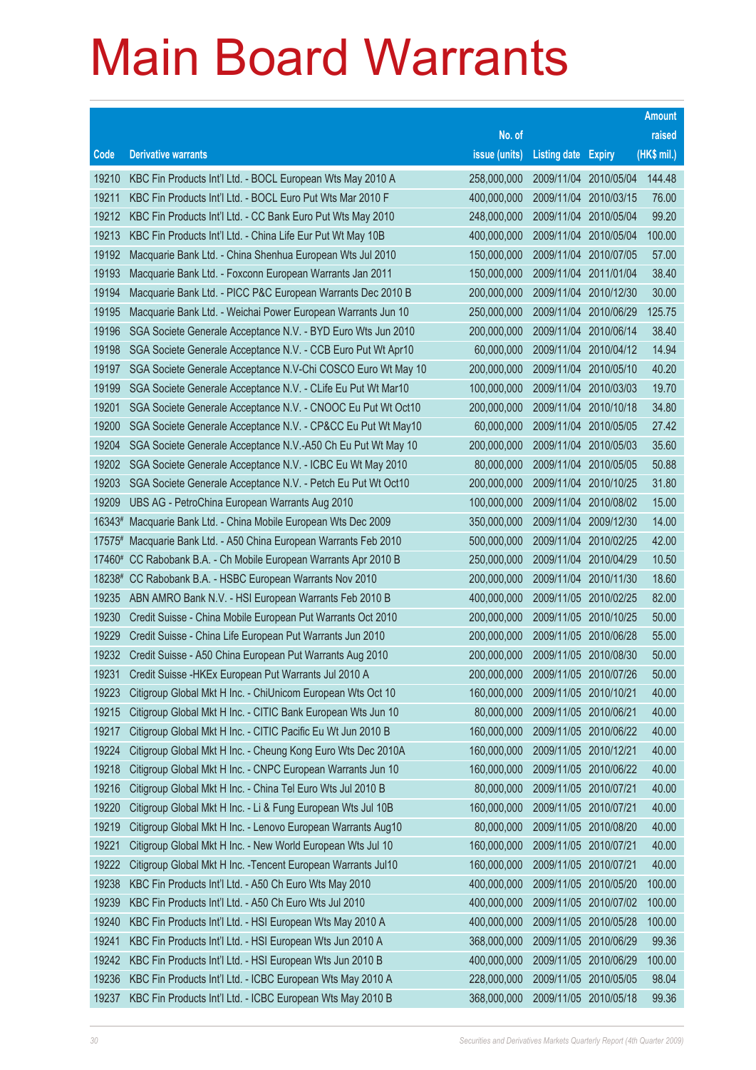# Main Board Warrants

| Code | Derivative warrants | No. of issue (units) | Listing date | Expiry | Amount raised (HK$ mil.) |
|---|---|---|---|---|---|
| 19210 | KBC Fin Products Int'l Ltd. - BOCL European Wts May 2010 A | 258,000,000 | 2009/11/04 | 2010/05/04 | 144.48 |
| 19211 | KBC Fin Products Int'l Ltd. - BOCL Euro Put Wts Mar 2010 F | 400,000,000 | 2009/11/04 | 2010/03/15 | 76.00 |
| 19212 | KBC Fin Products Int'l Ltd. - CC Bank Euro Put Wts May 2010 | 248,000,000 | 2009/11/04 | 2010/05/04 | 99.20 |
| 19213 | KBC Fin Products Int'l Ltd. - China Life Eur Put Wt May 10B | 400,000,000 | 2009/11/04 | 2010/05/04 | 100.00 |
| 19192 | Macquarie Bank Ltd. - China Shenhua European Wts Jul 2010 | 150,000,000 | 2009/11/04 | 2010/07/05 | 57.00 |
| 19193 | Macquarie Bank Ltd. - Foxconn European Warrants Jan 2011 | 150,000,000 | 2009/11/04 | 2011/01/04 | 38.40 |
| 19194 | Macquarie Bank Ltd. - PICC P&C European Warrants Dec 2010 B | 200,000,000 | 2009/11/04 | 2010/12/30 | 30.00 |
| 19195 | Macquarie Bank Ltd. - Weichai Power European Warrants Jun 10 | 250,000,000 | 2009/11/04 | 2010/06/29 | 125.75 |
| 19196 | SGA Societe Generale Acceptance N.V. - BYD Euro Wts Jun 2010 | 200,000,000 | 2009/11/04 | 2010/06/14 | 38.40 |
| 19198 | SGA Societe Generale Acceptance N.V. - CCB Euro Put Wt Apr10 | 60,000,000 | 2009/11/04 | 2010/04/12 | 14.94 |
| 19197 | SGA Societe Generale Acceptance N.V-Chi COSCO Euro Wt May 10 | 200,000,000 | 2009/11/04 | 2010/05/10 | 40.20 |
| 19199 | SGA Societe Generale Acceptance N.V. - CLife Eu Put Wt Mar10 | 100,000,000 | 2009/11/04 | 2010/03/03 | 19.70 |
| 19201 | SGA Societe Generale Acceptance N.V. - CNOOC Eu Put Wt Oct10 | 200,000,000 | 2009/11/04 | 2010/10/18 | 34.80 |
| 19200 | SGA Societe Generale Acceptance N.V. - CP&CC Eu Put Wt May10 | 60,000,000 | 2009/11/04 | 2010/05/05 | 27.42 |
| 19204 | SGA Societe Generale Acceptance N.V.-A50 Ch Eu Put Wt May 10 | 200,000,000 | 2009/11/04 | 2010/05/03 | 35.60 |
| 19202 | SGA Societe Generale Acceptance N.V. - ICBC Eu Wt May 2010 | 80,000,000 | 2009/11/04 | 2010/05/05 | 50.88 |
| 19203 | SGA Societe Generale Acceptance N.V. - Petch Eu Put Wt Oct10 | 200,000,000 | 2009/11/04 | 2010/10/25 | 31.80 |
| 19209 | UBS AG - PetroChina European Warrants Aug 2010 | 100,000,000 | 2009/11/04 | 2010/08/02 | 15.00 |
| 16343# | Macquarie Bank Ltd. - China Mobile European Wts Dec 2009 | 350,000,000 | 2009/11/04 | 2009/12/30 | 14.00 |
| 17575# | Macquarie Bank Ltd. - A50 China European Warrants Feb 2010 | 500,000,000 | 2009/11/04 | 2010/02/25 | 42.00 |
| 17460# | CC Rabobank B.A. - Ch Mobile European Warrants Apr 2010 B | 250,000,000 | 2009/11/04 | 2010/04/29 | 10.50 |
| 18238# | CC Rabobank B.A. - HSBC European Warrants Nov 2010 | 200,000,000 | 2009/11/04 | 2010/11/30 | 18.60 |
| 19235 | ABN AMRO Bank N.V. - HSI European Warrants Feb 2010 B | 400,000,000 | 2009/11/05 | 2010/02/25 | 82.00 |
| 19230 | Credit Suisse - China Mobile European Put Warrants Oct 2010 | 200,000,000 | 2009/11/05 | 2010/10/25 | 50.00 |
| 19229 | Credit Suisse - China Life European Put Warrants Jun 2010 | 200,000,000 | 2009/11/05 | 2010/06/28 | 55.00 |
| 19232 | Credit Suisse - A50 China European Put Warrants Aug 2010 | 200,000,000 | 2009/11/05 | 2010/08/30 | 50.00 |
| 19231 | Credit Suisse -HKEx European Put Warrants Jul 2010 A | 200,000,000 | 2009/11/05 | 2010/07/26 | 50.00 |
| 19223 | Citigroup Global Mkt H Inc. - ChiUnicom European Wts Oct 10 | 160,000,000 | 2009/11/05 | 2010/10/21 | 40.00 |
| 19215 | Citigroup Global Mkt H Inc. - CITIC Bank European Wts Jun 10 | 80,000,000 | 2009/11/05 | 2010/06/21 | 40.00 |
| 19217 | Citigroup Global Mkt H Inc. - CITIC Pacific Eu Wt Jun 2010 B | 160,000,000 | 2009/11/05 | 2010/06/22 | 40.00 |
| 19224 | Citigroup Global Mkt H Inc. - Cheung Kong Euro Wts Dec 2010A | 160,000,000 | 2009/11/05 | 2010/12/21 | 40.00 |
| 19218 | Citigroup Global Mkt H Inc. - CNPC European Warrants Jun 10 | 160,000,000 | 2009/11/05 | 2010/06/22 | 40.00 |
| 19216 | Citigroup Global Mkt H Inc. - China Tel Euro Wts Jul 2010 B | 80,000,000 | 2009/11/05 | 2010/07/21 | 40.00 |
| 19220 | Citigroup Global Mkt H Inc. - Li & Fung European Wts Jul 10B | 160,000,000 | 2009/11/05 | 2010/07/21 | 40.00 |
| 19219 | Citigroup Global Mkt H Inc. - Lenovo European Warrants Aug10 | 80,000,000 | 2009/11/05 | 2010/08/20 | 40.00 |
| 19221 | Citigroup Global Mkt H Inc. - New World European Wts Jul 10 | 160,000,000 | 2009/11/05 | 2010/07/21 | 40.00 |
| 19222 | Citigroup Global Mkt H Inc. -Tencent European Warrants Jul10 | 160,000,000 | 2009/11/05 | 2010/07/21 | 40.00 |
| 19238 | KBC Fin Products Int'l Ltd. - A50 Ch Euro Wts May 2010 | 400,000,000 | 2009/11/05 | 2010/05/20 | 100.00 |
| 19239 | KBC Fin Products Int'l Ltd. - A50 Ch Euro Wts Jul 2010 | 400,000,000 | 2009/11/05 | 2010/07/02 | 100.00 |
| 19240 | KBC Fin Products Int'l Ltd. - HSI European Wts May 2010 A | 400,000,000 | 2009/11/05 | 2010/05/28 | 100.00 |
| 19241 | KBC Fin Products Int'l Ltd. - HSI European Wts Jun 2010 A | 368,000,000 | 2009/11/05 | 2010/06/29 | 99.36 |
| 19242 | KBC Fin Products Int'l Ltd. - HSI European Wts Jun 2010 B | 400,000,000 | 2009/11/05 | 2010/06/29 | 100.00 |
| 19236 | KBC Fin Products Int'l Ltd. - ICBC European Wts May 2010 A | 228,000,000 | 2009/11/05 | 2010/05/05 | 98.04 |
| 19237 | KBC Fin Products Int'l Ltd. - ICBC European Wts May 2010 B | 368,000,000 | 2009/11/05 | 2010/05/18 | 99.36 |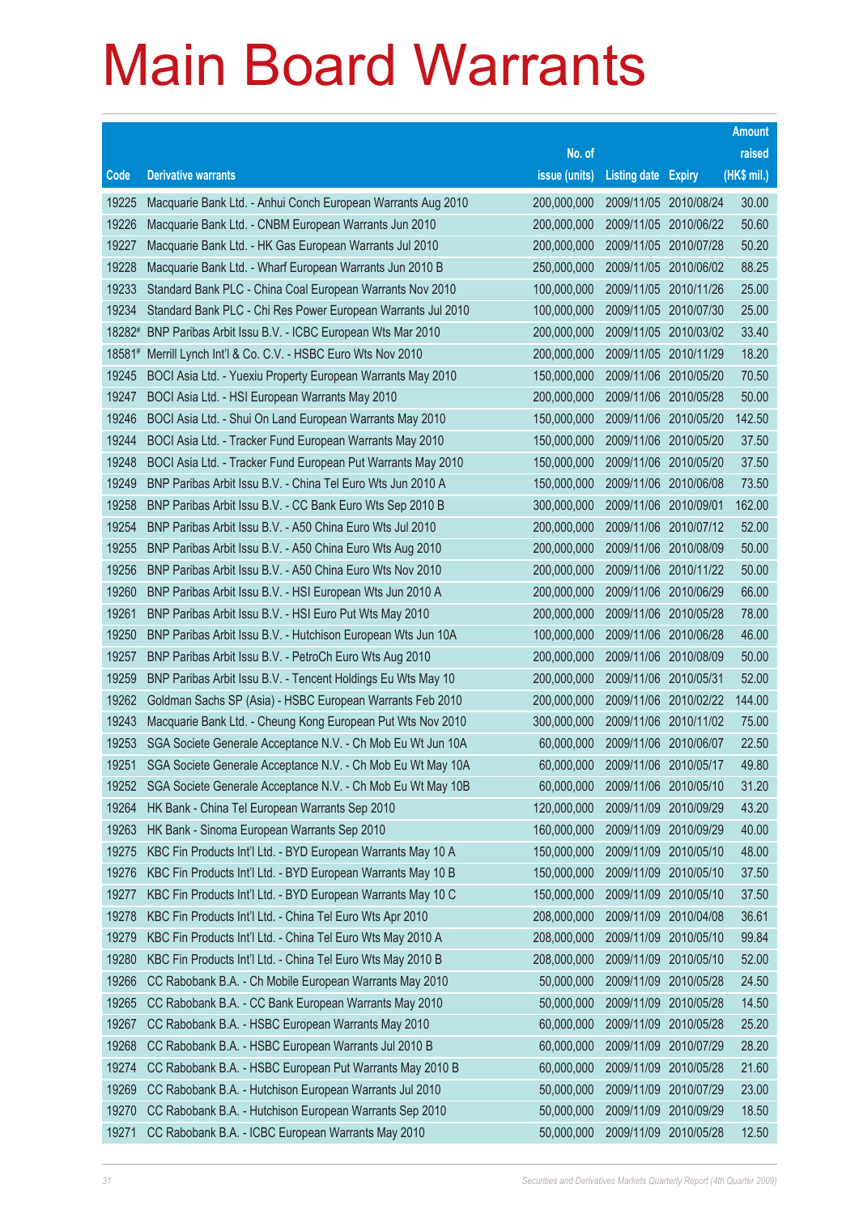# Main Board Warrants

| Code | Derivative warrants | No. of issue (units) | Listing date | Expiry | Amount raised (HK$ mil.) |
|---|---|---|---|---|---|
| 19225 | Macquarie Bank Ltd. - Anhui Conch European Warrants Aug 2010 | 200,000,000 | 2009/11/05 | 2010/08/24 | 30.00 |
| 19226 | Macquarie Bank Ltd. - CNBM European Warrants Jun 2010 | 200,000,000 | 2009/11/05 | 2010/06/22 | 50.60 |
| 19227 | Macquarie Bank Ltd. - HK Gas European Warrants Jul 2010 | 200,000,000 | 2009/11/05 | 2010/07/28 | 50.20 |
| 19228 | Macquarie Bank Ltd. - Wharf European Warrants Jun 2010 B | 250,000,000 | 2009/11/05 | 2010/06/02 | 88.25 |
| 19233 | Standard Bank PLC - China Coal European Warrants Nov 2010 | 100,000,000 | 2009/11/05 | 2010/11/26 | 25.00 |
| 19234 | Standard Bank PLC - Chi Res Power European Warrants Jul 2010 | 100,000,000 | 2009/11/05 | 2010/07/30 | 25.00 |
| 18282# | BNP Paribas Arbit Issu B.V. - ICBC European Wts Mar 2010 | 200,000,000 | 2009/11/05 | 2010/03/02 | 33.40 |
| 18581# | Merrill Lynch Int'l & Co. C.V. - HSBC Euro Wts Nov 2010 | 200,000,000 | 2009/11/05 | 2010/11/29 | 18.20 |
| 19245 | BOCI Asia Ltd. - Yuexiu Property European Warrants May 2010 | 150,000,000 | 2009/11/06 | 2010/05/20 | 70.50 |
| 19247 | BOCI Asia Ltd. - HSI European Warrants May 2010 | 200,000,000 | 2009/11/06 | 2010/05/28 | 50.00 |
| 19246 | BOCI Asia Ltd. - Shui On Land European Warrants May 2010 | 150,000,000 | 2009/11/06 | 2010/05/20 | 142.50 |
| 19244 | BOCI Asia Ltd. - Tracker Fund European Warrants May 2010 | 150,000,000 | 2009/11/06 | 2010/05/20 | 37.50 |
| 19248 | BOCI Asia Ltd. - Tracker Fund European Put Warrants May 2010 | 150,000,000 | 2009/11/06 | 2010/05/20 | 37.50 |
| 19249 | BNP Paribas Arbit Issu B.V. - China Tel Euro Wts Jun 2010 A | 150,000,000 | 2009/11/06 | 2010/06/08 | 73.50 |
| 19258 | BNP Paribas Arbit Issu B.V. - CC Bank Euro Wts Sep 2010 B | 300,000,000 | 2009/11/06 | 2010/09/01 | 162.00 |
| 19254 | BNP Paribas Arbit Issu B.V. - A50 China Euro Wts Jul 2010 | 200,000,000 | 2009/11/06 | 2010/07/12 | 52.00 |
| 19255 | BNP Paribas Arbit Issu B.V. - A50 China Euro Wts Aug 2010 | 200,000,000 | 2009/11/06 | 2010/08/09 | 50.00 |
| 19256 | BNP Paribas Arbit Issu B.V. - A50 China Euro Wts Nov 2010 | 200,000,000 | 2009/11/06 | 2010/11/22 | 50.00 |
| 19260 | BNP Paribas Arbit Issu B.V. - HSI European Wts Jun 2010 A | 200,000,000 | 2009/11/06 | 2010/06/29 | 66.00 |
| 19261 | BNP Paribas Arbit Issu B.V. - HSI Euro Put Wts May 2010 | 200,000,000 | 2009/11/06 | 2010/05/28 | 78.00 |
| 19250 | BNP Paribas Arbit Issu B.V. - Hutchison European Wts Jun 10A | 100,000,000 | 2009/11/06 | 2010/06/28 | 46.00 |
| 19257 | BNP Paribas Arbit Issu B.V. - PetroCh Euro Wts Aug 2010 | 200,000,000 | 2009/11/06 | 2010/08/09 | 50.00 |
| 19259 | BNP Paribas Arbit Issu B.V. - Tencent Holdings Eu Wts May 10 | 200,000,000 | 2009/11/06 | 2010/05/31 | 52.00 |
| 19262 | Goldman Sachs SP (Asia) - HSBC European Warrants Feb 2010 | 200,000,000 | 2009/11/06 | 2010/02/22 | 144.00 |
| 19243 | Macquarie Bank Ltd. - Cheung Kong European Put Wts Nov 2010 | 300,000,000 | 2009/11/06 | 2010/11/02 | 75.00 |
| 19253 | SGA Societe Generale Acceptance N.V. - Ch Mob Eu Wt Jun 10A | 60,000,000 | 2009/11/06 | 2010/06/07 | 22.50 |
| 19251 | SGA Societe Generale Acceptance N.V. - Ch Mob Eu Wt May 10A | 60,000,000 | 2009/11/06 | 2010/05/17 | 49.80 |
| 19252 | SGA Societe Generale Acceptance N.V. - Ch Mob Eu Wt May 10B | 60,000,000 | 2009/11/06 | 2010/05/10 | 31.20 |
| 19264 | HK Bank - China Tel European Warrants Sep 2010 | 120,000,000 | 2009/11/09 | 2010/09/29 | 43.20 |
| 19263 | HK Bank - Sinoma European Warrants Sep 2010 | 160,000,000 | 2009/11/09 | 2010/09/29 | 40.00 |
| 19275 | KBC Fin Products Int'l Ltd. - BYD European Warrants May 10 A | 150,000,000 | 2009/11/09 | 2010/05/10 | 48.00 |
| 19276 | KBC Fin Products Int'l Ltd. - BYD European Warrants May 10 B | 150,000,000 | 2009/11/09 | 2010/05/10 | 37.50 |
| 19277 | KBC Fin Products Int'l Ltd. - BYD European Warrants May 10 C | 150,000,000 | 2009/11/09 | 2010/05/10 | 37.50 |
| 19278 | KBC Fin Products Int'l Ltd. - China Tel Euro Wts Apr 2010 | 208,000,000 | 2009/11/09 | 2010/04/08 | 36.61 |
| 19279 | KBC Fin Products Int'l Ltd. - China Tel Euro Wts May 2010 A | 208,000,000 | 2009/11/09 | 2010/05/10 | 99.84 |
| 19280 | KBC Fin Products Int'l Ltd. - China Tel Euro Wts May 2010 B | 208,000,000 | 2009/11/09 | 2010/05/10 | 52.00 |
| 19266 | CC Rabobank B.A. - Ch Mobile European Warrants May 2010 | 50,000,000 | 2009/11/09 | 2010/05/28 | 24.50 |
| 19265 | CC Rabobank B.A. - CC Bank European Warrants May 2010 | 50,000,000 | 2009/11/09 | 2010/05/28 | 14.50 |
| 19267 | CC Rabobank B.A. - HSBC European Warrants May 2010 | 60,000,000 | 2009/11/09 | 2010/05/28 | 25.20 |
| 19268 | CC Rabobank B.A. - HSBC European Warrants Jul 2010 B | 60,000,000 | 2009/11/09 | 2010/07/29 | 28.20 |
| 19274 | CC Rabobank B.A. - HSBC European Put Warrants May 2010 B | 60,000,000 | 2009/11/09 | 2010/05/28 | 21.60 |
| 19269 | CC Rabobank B.A. - Hutchison European Warrants Jul 2010 | 50,000,000 | 2009/11/09 | 2010/07/29 | 23.00 |
| 19270 | CC Rabobank B.A. - Hutchison European Warrants Sep 2010 | 50,000,000 | 2009/11/09 | 2010/09/29 | 18.50 |
| 19271 | CC Rabobank B.A. - ICBC European Warrants May 2010 | 50,000,000 | 2009/11/09 | 2010/05/28 | 12.50 |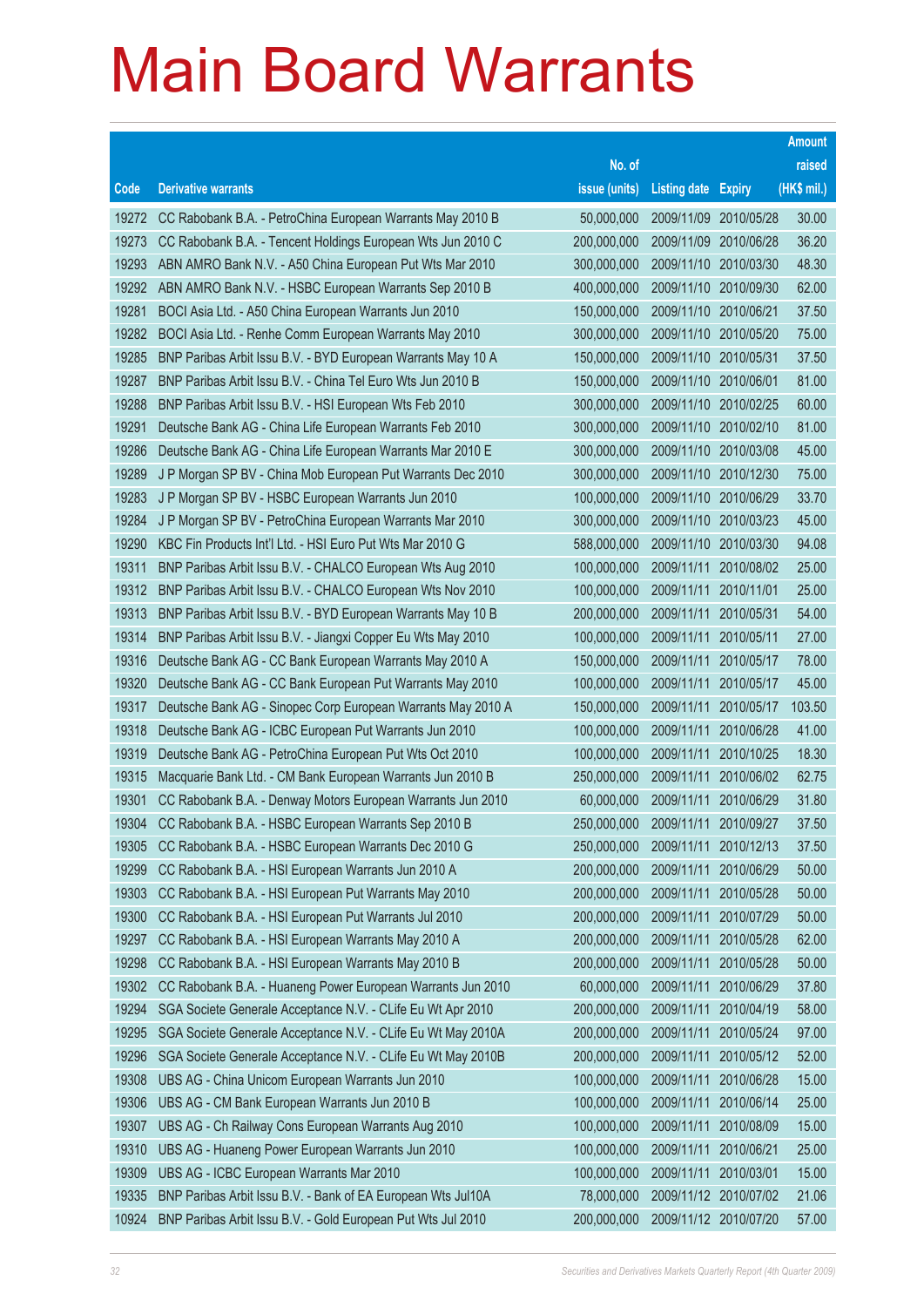# Main Board Warrants

| Code | Derivative warrants | No. of issue (units) | Listing date | Expiry | Amount raised (HK$ mil.) |
|---|---|---|---|---|---|
| 19272 | CC Rabobank B.A. - PetroChina European Warrants May 2010 B | 50,000,000 | 2009/11/09 | 2010/05/28 | 30.00 |
| 19273 | CC Rabobank B.A. - Tencent Holdings European Wts Jun 2010 C | 200,000,000 | 2009/11/09 | 2010/06/28 | 36.20 |
| 19293 | ABN AMRO Bank N.V. - A50 China European Put Wts Mar 2010 | 300,000,000 | 2009/11/10 | 2010/03/30 | 48.30 |
| 19292 | ABN AMRO Bank N.V. - HSBC European Warrants Sep 2010 B | 400,000,000 | 2009/11/10 | 2010/09/30 | 62.00 |
| 19281 | BOCI Asia Ltd. - A50 China European Warrants Jun 2010 | 150,000,000 | 2009/11/10 | 2010/06/21 | 37.50 |
| 19282 | BOCI Asia Ltd. - Renhe Comm European Warrants May 2010 | 300,000,000 | 2009/11/10 | 2010/05/20 | 75.00 |
| 19285 | BNP Paribas Arbit Issu B.V. - BYD European Warrants May 10 A | 150,000,000 | 2009/11/10 | 2010/05/31 | 37.50 |
| 19287 | BNP Paribas Arbit Issu B.V. - China Tel Euro Wts Jun 2010 B | 150,000,000 | 2009/11/10 | 2010/06/01 | 81.00 |
| 19288 | BNP Paribas Arbit Issu B.V. - HSI European Wts Feb 2010 | 300,000,000 | 2009/11/10 | 2010/02/25 | 60.00 |
| 19291 | Deutsche Bank AG - China Life European Warrants Feb 2010 | 300,000,000 | 2009/11/10 | 2010/02/10 | 81.00 |
| 19286 | Deutsche Bank AG - China Life European Warrants Mar 2010 E | 300,000,000 | 2009/11/10 | 2010/03/08 | 45.00 |
| 19289 | J P Morgan SP BV - China Mob European Put Warrants Dec 2010 | 300,000,000 | 2009/11/10 | 2010/12/30 | 75.00 |
| 19283 | J P Morgan SP BV - HSBC European Warrants Jun 2010 | 100,000,000 | 2009/11/10 | 2010/06/29 | 33.70 |
| 19284 | J P Morgan SP BV - PetroChina European Warrants Mar 2010 | 300,000,000 | 2009/11/10 | 2010/03/23 | 45.00 |
| 19290 | KBC Fin Products Int'l Ltd. - HSI Euro Put Wts Mar 2010 G | 588,000,000 | 2009/11/10 | 2010/03/30 | 94.08 |
| 19311 | BNP Paribas Arbit Issu B.V. - CHALCO European Wts Aug 2010 | 100,000,000 | 2009/11/11 | 2010/08/02 | 25.00 |
| 19312 | BNP Paribas Arbit Issu B.V. - CHALCO European Wts Nov 2010 | 100,000,000 | 2009/11/11 | 2010/11/01 | 25.00 |
| 19313 | BNP Paribas Arbit Issu B.V. - BYD European Warrants May 10 B | 200,000,000 | 2009/11/11 | 2010/05/31 | 54.00 |
| 19314 | BNP Paribas Arbit Issu B.V. - Jiangxi Copper Eu Wts May 2010 | 100,000,000 | 2009/11/11 | 2010/05/11 | 27.00 |
| 19316 | Deutsche Bank AG - CC Bank European Warrants May 2010 A | 150,000,000 | 2009/11/11 | 2010/05/17 | 78.00 |
| 19320 | Deutsche Bank AG - CC Bank European Put Warrants May 2010 | 100,000,000 | 2009/11/11 | 2010/05/17 | 45.00 |
| 19317 | Deutsche Bank AG - Sinopec Corp European Warrants May 2010 A | 150,000,000 | 2009/11/11 | 2010/05/17 | 103.50 |
| 19318 | Deutsche Bank AG - ICBC European Put Warrants Jun 2010 | 100,000,000 | 2009/11/11 | 2010/06/28 | 41.00 |
| 19319 | Deutsche Bank AG - PetroChina European Put Wts Oct 2010 | 100,000,000 | 2009/11/11 | 2010/10/25 | 18.30 |
| 19315 | Macquarie Bank Ltd. - CM Bank European Warrants Jun 2010 B | 250,000,000 | 2009/11/11 | 2010/06/02 | 62.75 |
| 19301 | CC Rabobank B.A. - Denway Motors European Warrants Jun 2010 | 60,000,000 | 2009/11/11 | 2010/06/29 | 31.80 |
| 19304 | CC Rabobank B.A. - HSBC European Warrants Sep 2010 B | 250,000,000 | 2009/11/11 | 2010/09/27 | 37.50 |
| 19305 | CC Rabobank B.A. - HSBC European Warrants Dec 2010 G | 250,000,000 | 2009/11/11 | 2010/12/13 | 37.50 |
| 19299 | CC Rabobank B.A. - HSI European Warrants Jun 2010 A | 200,000,000 | 2009/11/11 | 2010/06/29 | 50.00 |
| 19303 | CC Rabobank B.A. - HSI European Put Warrants May 2010 | 200,000,000 | 2009/11/11 | 2010/05/28 | 50.00 |
| 19300 | CC Rabobank B.A. - HSI European Put Warrants Jul 2010 | 200,000,000 | 2009/11/11 | 2010/07/29 | 50.00 |
| 19297 | CC Rabobank B.A. - HSI European Warrants May 2010 A | 200,000,000 | 2009/11/11 | 2010/05/28 | 62.00 |
| 19298 | CC Rabobank B.A. - HSI European Warrants May 2010 B | 200,000,000 | 2009/11/11 | 2010/05/28 | 50.00 |
| 19302 | CC Rabobank B.A. - Huaneng Power European Warrants Jun 2010 | 60,000,000 | 2009/11/11 | 2010/06/29 | 37.80 |
| 19294 | SGA Societe Generale Acceptance N.V. - CLife Eu Wt Apr 2010 | 200,000,000 | 2009/11/11 | 2010/04/19 | 58.00 |
| 19295 | SGA Societe Generale Acceptance N.V. - CLife Eu Wt May 2010A | 200,000,000 | 2009/11/11 | 2010/05/24 | 97.00 |
| 19296 | SGA Societe Generale Acceptance N.V. - CLife Eu Wt May 2010B | 200,000,000 | 2009/11/11 | 2010/05/12 | 52.00 |
| 19308 | UBS AG - China Unicom European Warrants Jun 2010 | 100,000,000 | 2009/11/11 | 2010/06/28 | 15.00 |
| 19306 | UBS AG - CM Bank European Warrants Jun 2010 B | 100,000,000 | 2009/11/11 | 2010/06/14 | 25.00 |
| 19307 | UBS AG - Ch Railway Cons European Warrants Aug 2010 | 100,000,000 | 2009/11/11 | 2010/08/09 | 15.00 |
| 19310 | UBS AG - Huaneng Power European Warrants Jun 2010 | 100,000,000 | 2009/11/11 | 2010/06/21 | 25.00 |
| 19309 | UBS AG - ICBC European Warrants Mar 2010 | 100,000,000 | 2009/11/11 | 2010/03/01 | 15.00 |
| 19335 | BNP Paribas Arbit Issu B.V. - Bank of EA European Wts Jul10A | 78,000,000 | 2009/11/12 | 2010/07/02 | 21.06 |
| 10924 | BNP Paribas Arbit Issu B.V. - Gold European Put Wts Jul 2010 | 200,000,000 | 2009/11/12 | 2010/07/20 | 57.00 |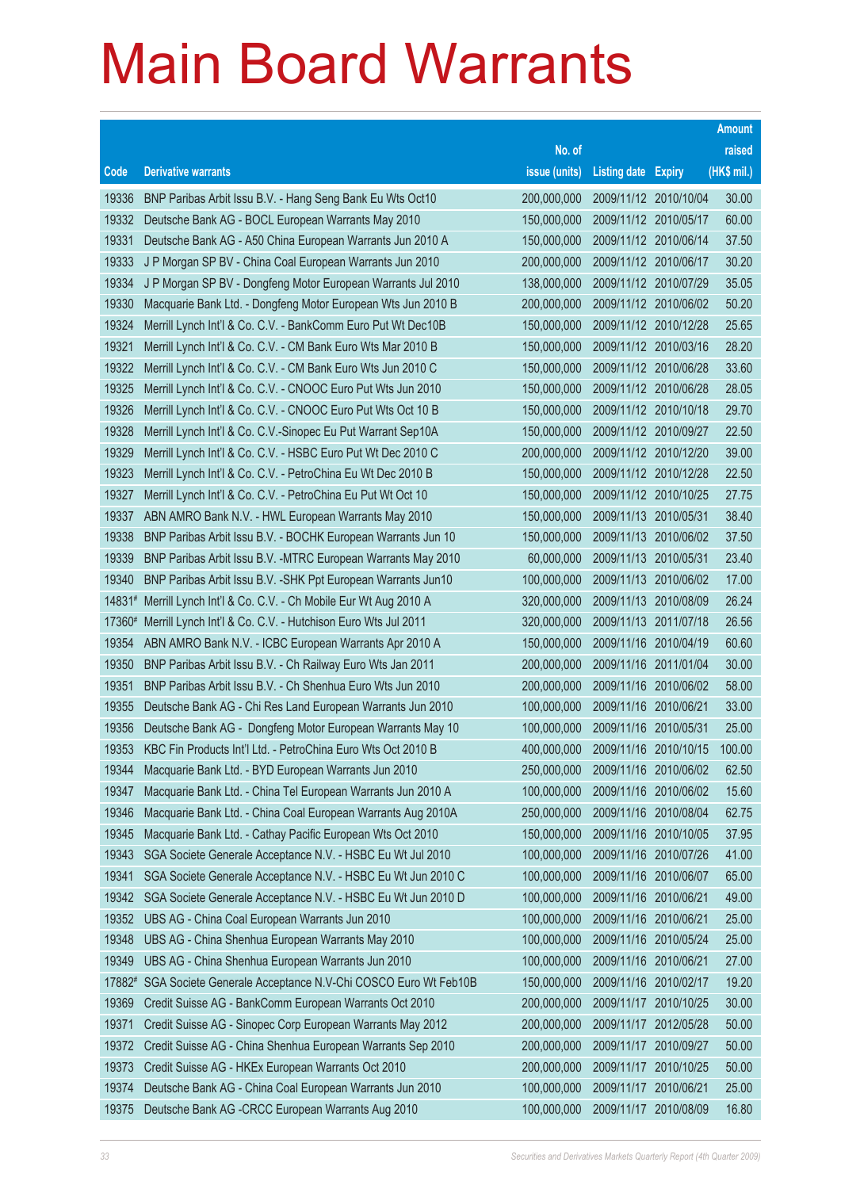# Main Board Warrants

| Code | Derivative warrants | No. of issue (units) | Listing date | Expiry | Amount raised (HK$ mil.) |
|---|---|---|---|---|---|
| 19336 | BNP Paribas Arbit Issu B.V. - Hang Seng Bank Eu Wts Oct10 | 200,000,000 | 2009/11/12 | 2010/10/04 | 30.00 |
| 19332 | Deutsche Bank AG - BOCL European Warrants May 2010 | 150,000,000 | 2009/11/12 | 2010/05/17 | 60.00 |
| 19331 | Deutsche Bank AG - A50 China European Warrants Jun 2010 A | 150,000,000 | 2009/11/12 | 2010/06/14 | 37.50 |
| 19333 | J P Morgan SP BV - China Coal European Warrants Jun 2010 | 200,000,000 | 2009/11/12 | 2010/06/17 | 30.20 |
| 19334 | J P Morgan SP BV - Dongfeng Motor European Warrants Jul 2010 | 138,000,000 | 2009/11/12 | 2010/07/29 | 35.05 |
| 19330 | Macquarie Bank Ltd. - Dongfeng Motor European Wts Jun 2010 B | 200,000,000 | 2009/11/12 | 2010/06/02 | 50.20 |
| 19324 | Merrill Lynch Int'l & Co. C.V. - BankComm Euro Put Wt Dec10B | 150,000,000 | 2009/11/12 | 2010/12/28 | 25.65 |
| 19321 | Merrill Lynch Int'l & Co. C.V. - CM Bank Euro Wts Mar 2010 B | 150,000,000 | 2009/11/12 | 2010/03/16 | 28.20 |
| 19322 | Merrill Lynch Int'l & Co. C.V. - CM Bank Euro Wts Jun 2010 C | 150,000,000 | 2009/11/12 | 2010/06/28 | 33.60 |
| 19325 | Merrill Lynch Int'l & Co. C.V. - CNOOC Euro Put Wts Jun 2010 | 150,000,000 | 2009/11/12 | 2010/06/28 | 28.05 |
| 19326 | Merrill Lynch Int'l & Co. C.V. - CNOOC Euro Put Wts Oct 10 B | 150,000,000 | 2009/11/12 | 2010/10/18 | 29.70 |
| 19328 | Merrill Lynch Int'l & Co. C.V.-Sinopec Eu Put Warrant Sep10A | 150,000,000 | 2009/11/12 | 2010/09/27 | 22.50 |
| 19329 | Merrill Lynch Int'l & Co. C.V. - HSBC Euro Put Wt Dec 2010 C | 200,000,000 | 2009/11/12 | 2010/12/20 | 39.00 |
| 19323 | Merrill Lynch Int'l & Co. C.V. - PetroChina Eu Wt Dec 2010 B | 150,000,000 | 2009/11/12 | 2010/12/28 | 22.50 |
| 19327 | Merrill Lynch Int'l & Co. C.V. - PetroChina Eu Put Wt Oct 10 | 150,000,000 | 2009/11/12 | 2010/10/25 | 27.75 |
| 19337 | ABN AMRO Bank N.V. - HWL European Warrants May 2010 | 150,000,000 | 2009/11/13 | 2010/05/31 | 38.40 |
| 19338 | BNP Paribas Arbit Issu B.V. - BOCHK European Warrants Jun 10 | 150,000,000 | 2009/11/13 | 2010/06/02 | 37.50 |
| 19339 | BNP Paribas Arbit Issu B.V. -MTRC European Warrants May 2010 | 60,000,000 | 2009/11/13 | 2010/05/31 | 23.40 |
| 19340 | BNP Paribas Arbit Issu B.V. -SHK Ppt European Warrants Jun10 | 100,000,000 | 2009/11/13 | 2010/06/02 | 17.00 |
| 14831# | Merrill Lynch Int'l & Co. C.V. - Ch Mobile Eur Wt Aug 2010 A | 320,000,000 | 2009/11/13 | 2010/08/09 | 26.24 |
| 17360# | Merrill Lynch Int'l & Co. C.V. - Hutchison Euro Wts Jul 2011 | 320,000,000 | 2009/11/13 | 2011/07/18 | 26.56 |
| 19354 | ABN AMRO Bank N.V. - ICBC European Warrants Apr 2010 A | 150,000,000 | 2009/11/16 | 2010/04/19 | 60.60 |
| 19350 | BNP Paribas Arbit Issu B.V. - Ch Railway Euro Wts Jan 2011 | 200,000,000 | 2009/11/16 | 2011/01/04 | 30.00 |
| 19351 | BNP Paribas Arbit Issu B.V. - Ch Shenhua Euro Wts Jun 2010 | 200,000,000 | 2009/11/16 | 2010/06/02 | 58.00 |
| 19355 | Deutsche Bank AG - Chi Res Land European Warrants Jun 2010 | 100,000,000 | 2009/11/16 | 2010/06/21 | 33.00 |
| 19356 | Deutsche Bank AG - Dongfeng Motor European Warrants May 10 | 100,000,000 | 2009/11/16 | 2010/05/31 | 25.00 |
| 19353 | KBC Fin Products Int'l Ltd. - PetroChina Euro Wts Oct 2010 B | 400,000,000 | 2009/11/16 | 2010/10/15 | 100.00 |
| 19344 | Macquarie Bank Ltd. - BYD European Warrants Jun 2010 | 250,000,000 | 2009/11/16 | 2010/06/02 | 62.50 |
| 19347 | Macquarie Bank Ltd. - China Tel European Warrants Jun 2010 A | 100,000,000 | 2009/11/16 | 2010/06/02 | 15.60 |
| 19346 | Macquarie Bank Ltd. - China Coal European Warrants Aug 2010A | 250,000,000 | 2009/11/16 | 2010/08/04 | 62.75 |
| 19345 | Macquarie Bank Ltd. - Cathay Pacific European Wts Oct 2010 | 150,000,000 | 2009/11/16 | 2010/10/05 | 37.95 |
| 19343 | SGA Societe Generale Acceptance N.V. - HSBC Eu Wt Jul 2010 | 100,000,000 | 2009/11/16 | 2010/07/26 | 41.00 |
| 19341 | SGA Societe Generale Acceptance N.V. - HSBC Eu Wt Jun 2010 C | 100,000,000 | 2009/11/16 | 2010/06/07 | 65.00 |
| 19342 | SGA Societe Generale Acceptance N.V. - HSBC Eu Wt Jun 2010 D | 100,000,000 | 2009/11/16 | 2010/06/21 | 49.00 |
| 19352 | UBS AG - China Coal European Warrants Jun 2010 | 100,000,000 | 2009/11/16 | 2010/06/21 | 25.00 |
| 19348 | UBS AG - China Shenhua European Warrants May 2010 | 100,000,000 | 2009/11/16 | 2010/05/24 | 25.00 |
| 19349 | UBS AG - China Shenhua European Warrants Jun 2010 | 100,000,000 | 2009/11/16 | 2010/06/21 | 27.00 |
| 17882# | SGA Societe Generale Acceptance N.V-Chi COSCO Euro Wt Feb10B | 150,000,000 | 2009/11/16 | 2010/02/17 | 19.20 |
| 19369 | Credit Suisse AG - BankComm European Warrants Oct 2010 | 200,000,000 | 2009/11/17 | 2010/10/25 | 30.00 |
| 19371 | Credit Suisse AG - Sinopec Corp European Warrants May 2012 | 200,000,000 | 2009/11/17 | 2012/05/28 | 50.00 |
| 19372 | Credit Suisse AG - China Shenhua European Warrants Sep 2010 | 200,000,000 | 2009/11/17 | 2010/09/27 | 50.00 |
| 19373 | Credit Suisse AG - HKEx European Warrants Oct 2010 | 200,000,000 | 2009/11/17 | 2010/10/25 | 50.00 |
| 19374 | Deutsche Bank AG - China Coal European Warrants Jun 2010 | 100,000,000 | 2009/11/17 | 2010/06/21 | 25.00 |
| 19375 | Deutsche Bank AG -CRCC European Warrants Aug 2010 | 100,000,000 | 2009/11/17 | 2010/08/09 | 16.80 |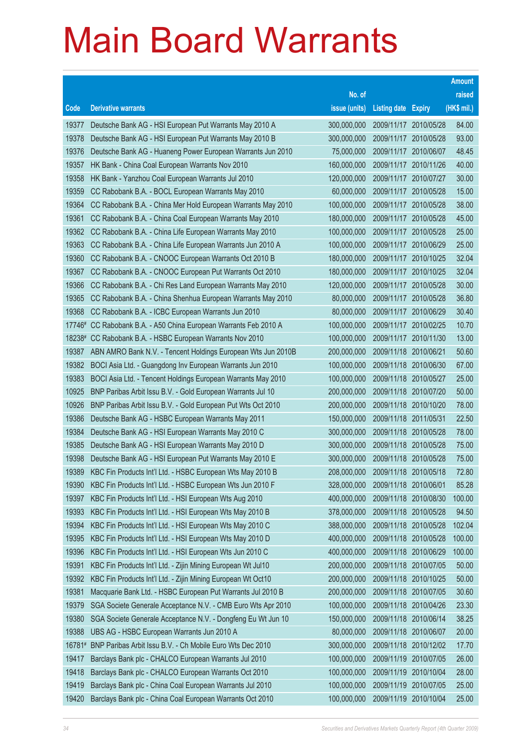# Main Board Warrants

| Code | Derivative warrants | No. of issue (units) | Listing date | Expiry | Amount raised (HK$ mil.) |
|---|---|---|---|---|---|
| 19377 | Deutsche Bank AG - HSI European Put Warrants May 2010 A | 300,000,000 | 2009/11/17 | 2010/05/28 | 84.00 |
| 19378 | Deutsche Bank AG - HSI European Put Warrants May 2010 B | 300,000,000 | 2009/11/17 | 2010/05/28 | 93.00 |
| 19376 | Deutsche Bank AG - Huaneng Power European Warrants Jun 2010 | 75,000,000 | 2009/11/17 | 2010/06/07 | 48.45 |
| 19357 | HK Bank - China Coal European Warrants Nov 2010 | 160,000,000 | 2009/11/17 | 2010/11/26 | 40.00 |
| 19358 | HK Bank - Yanzhou Coal European Warrants Jul 2010 | 120,000,000 | 2009/11/17 | 2010/07/27 | 30.00 |
| 19359 | CC Rabobank B.A. - BOCL European Warrants May 2010 | 60,000,000 | 2009/11/17 | 2010/05/28 | 15.00 |
| 19364 | CC Rabobank B.A. - China Mer Hold European Warrants May 2010 | 100,000,000 | 2009/11/17 | 2010/05/28 | 38.00 |
| 19361 | CC Rabobank B.A. - China Coal European Warrants May 2010 | 180,000,000 | 2009/11/17 | 2010/05/28 | 45.00 |
| 19362 | CC Rabobank B.A. - China Life European Warrants May 2010 | 100,000,000 | 2009/11/17 | 2010/05/28 | 25.00 |
| 19363 | CC Rabobank B.A. - China Life European Warrants Jun 2010 A | 100,000,000 | 2009/11/17 | 2010/06/29 | 25.00 |
| 19360 | CC Rabobank B.A. - CNOOC European Warrants Oct 2010 B | 180,000,000 | 2009/11/17 | 2010/10/25 | 32.04 |
| 19367 | CC Rabobank B.A. - CNOOC European Put Warrants Oct 2010 | 180,000,000 | 2009/11/17 | 2010/10/25 | 32.04 |
| 19366 | CC Rabobank B.A. - Chi Res Land European Warrants May 2010 | 120,000,000 | 2009/11/17 | 2010/05/28 | 30.00 |
| 19365 | CC Rabobank B.A. - China Shenhua European Warrants May 2010 | 80,000,000 | 2009/11/17 | 2010/05/28 | 36.80 |
| 19368 | CC Rabobank B.A. - ICBC European Warrants Jun 2010 | 80,000,000 | 2009/11/17 | 2010/06/29 | 30.40 |
| 17746# | CC Rabobank B.A. - A50 China European Warrants Feb 2010 A | 100,000,000 | 2009/11/17 | 2010/02/25 | 10.70 |
| 18238# | CC Rabobank B.A. - HSBC European Warrants Nov 2010 | 100,000,000 | 2009/11/17 | 2010/11/30 | 13.00 |
| 19387 | ABN AMRO Bank N.V. - Tencent Holdings European Wts Jun 2010B | 200,000,000 | 2009/11/18 | 2010/06/21 | 50.60 |
| 19382 | BOCI Asia Ltd. - Guangdong Inv European Warrants Jun 2010 | 100,000,000 | 2009/11/18 | 2010/06/30 | 67.00 |
| 19383 | BOCI Asia Ltd. - Tencent Holdings European Warrants May 2010 | 100,000,000 | 2009/11/18 | 2010/05/27 | 25.00 |
| 10925 | BNP Paribas Arbit Issu B.V. - Gold European Warrants Jul 10 | 200,000,000 | 2009/11/18 | 2010/07/20 | 50.00 |
| 10926 | BNP Paribas Arbit Issu B.V. - Gold European Put Wts Oct 2010 | 200,000,000 | 2009/11/18 | 2010/10/20 | 78.00 |
| 19386 | Deutsche Bank AG - HSBC European Warrants May 2011 | 150,000,000 | 2009/11/18 | 2011/05/31 | 22.50 |
| 19384 | Deutsche Bank AG - HSI European Warrants May 2010 C | 300,000,000 | 2009/11/18 | 2010/05/28 | 78.00 |
| 19385 | Deutsche Bank AG - HSI European Warrants May 2010 D | 300,000,000 | 2009/11/18 | 2010/05/28 | 75.00 |
| 19398 | Deutsche Bank AG - HSI European Put Warrants May 2010 E | 300,000,000 | 2009/11/18 | 2010/05/28 | 75.00 |
| 19389 | KBC Fin Products Int'l Ltd. - HSBC European Wts May 2010 B | 208,000,000 | 2009/11/18 | 2010/05/18 | 72.80 |
| 19390 | KBC Fin Products Int'l Ltd. - HSBC European Wts Jun 2010 F | 328,000,000 | 2009/11/18 | 2010/06/01 | 85.28 |
| 19397 | KBC Fin Products Int'l Ltd. - HSI European Wts Aug 2010 | 400,000,000 | 2009/11/18 | 2010/08/30 | 100.00 |
| 19393 | KBC Fin Products Int'l Ltd. - HSI European Wts May 2010 B | 378,000,000 | 2009/11/18 | 2010/05/28 | 94.50 |
| 19394 | KBC Fin Products Int'l Ltd. - HSI European Wts May 2010 C | 388,000,000 | 2009/11/18 | 2010/05/28 | 102.04 |
| 19395 | KBC Fin Products Int'l Ltd. - HSI European Wts May 2010 D | 400,000,000 | 2009/11/18 | 2010/05/28 | 100.00 |
| 19396 | KBC Fin Products Int'l Ltd. - HSI European Wts Jun 2010 C | 400,000,000 | 2009/11/18 | 2010/06/29 | 100.00 |
| 19391 | KBC Fin Products Int'l Ltd. - Zijin Mining European Wt Jul10 | 200,000,000 | 2009/11/18 | 2010/07/05 | 50.00 |
| 19392 | KBC Fin Products Int'l Ltd. - Zijin Mining European Wt Oct10 | 200,000,000 | 2009/11/18 | 2010/10/25 | 50.00 |
| 19381 | Macquarie Bank Ltd. - HSBC European Put Warrants Jul 2010 B | 200,000,000 | 2009/11/18 | 2010/07/05 | 30.60 |
| 19379 | SGA Societe Generale Acceptance N.V. - CMB Euro Wts Apr 2010 | 100,000,000 | 2009/11/18 | 2010/04/26 | 23.30 |
| 19380 | SGA Societe Generale Acceptance N.V. - Dongfeng Eu Wt Jun 10 | 150,000,000 | 2009/11/18 | 2010/06/14 | 38.25 |
| 19388 | UBS AG - HSBC European Warrants Jun 2010 A | 80,000,000 | 2009/11/18 | 2010/06/07 | 20.00 |
| 16781# | BNP Paribas Arbit Issu B.V. - Ch Mobile Euro Wts Dec 2010 | 300,000,000 | 2009/11/18 | 2010/12/02 | 17.70 |
| 19417 | Barclays Bank plc - CHALCO European Warrants Jul 2010 | 100,000,000 | 2009/11/19 | 2010/07/05 | 26.00 |
| 19418 | Barclays Bank plc - CHALCO European Warrants Oct 2010 | 100,000,000 | 2009/11/19 | 2010/10/04 | 28.00 |
| 19419 | Barclays Bank plc - China Coal European Warrants Jul 2010 | 100,000,000 | 2009/11/19 | 2010/07/05 | 25.00 |
| 19420 | Barclays Bank plc - China Coal European Warrants Oct 2010 | 100,000,000 | 2009/11/19 | 2010/10/04 | 25.00 |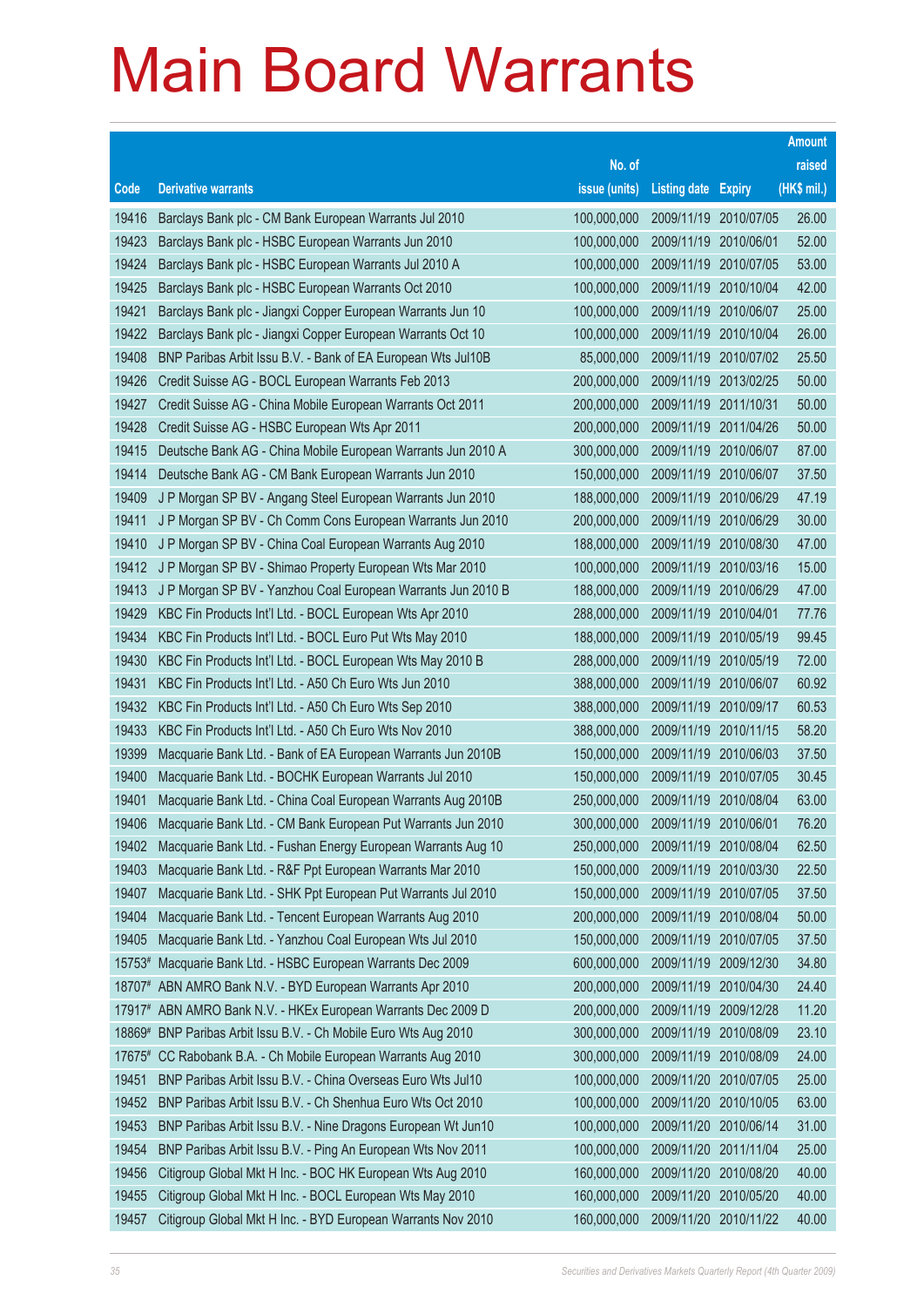# Main Board Warrants

| Code | Derivative warrants | No. of issue (units) | Listing date | Expiry | Amount raised (HK$ mil.) |
|---|---|---|---|---|---|
| 19416 | Barclays Bank plc - CM Bank European Warrants Jul 2010 | 100,000,000 | 2009/11/19 | 2010/07/05 | 26.00 |
| 19423 | Barclays Bank plc - HSBC European Warrants Jun 2010 | 100,000,000 | 2009/11/19 | 2010/06/01 | 52.00 |
| 19424 | Barclays Bank plc - HSBC European Warrants Jul 2010 A | 100,000,000 | 2009/11/19 | 2010/07/05 | 53.00 |
| 19425 | Barclays Bank plc - HSBC European Warrants Oct 2010 | 100,000,000 | 2009/11/19 | 2010/10/04 | 42.00 |
| 19421 | Barclays Bank plc - Jiangxi Copper European Warrants Jun 10 | 100,000,000 | 2009/11/19 | 2010/06/07 | 25.00 |
| 19422 | Barclays Bank plc - Jiangxi Copper European Warrants Oct 10 | 100,000,000 | 2009/11/19 | 2010/10/04 | 26.00 |
| 19408 | BNP Paribas Arbit Issu B.V. - Bank of EA European Wts Jul10B | 85,000,000 | 2009/11/19 | 2010/07/02 | 25.50 |
| 19426 | Credit Suisse AG - BOCL European Warrants Feb 2013 | 200,000,000 | 2009/11/19 | 2013/02/25 | 50.00 |
| 19427 | Credit Suisse AG - China Mobile European Warrants Oct 2011 | 200,000,000 | 2009/11/19 | 2011/10/31 | 50.00 |
| 19428 | Credit Suisse AG - HSBC European Wts Apr 2011 | 200,000,000 | 2009/11/19 | 2011/04/26 | 50.00 |
| 19415 | Deutsche Bank AG - China Mobile European Warrants Jun 2010 A | 300,000,000 | 2009/11/19 | 2010/06/07 | 87.00 |
| 19414 | Deutsche Bank AG - CM Bank European Warrants Jun 2010 | 150,000,000 | 2009/11/19 | 2010/06/07 | 37.50 |
| 19409 | J P Morgan SP BV - Angang Steel European Warrants Jun 2010 | 188,000,000 | 2009/11/19 | 2010/06/29 | 47.19 |
| 19411 | J P Morgan SP BV - Ch Comm Cons European Warrants Jun 2010 | 200,000,000 | 2009/11/19 | 2010/06/29 | 30.00 |
| 19410 | J P Morgan SP BV - China Coal European Warrants Aug 2010 | 188,000,000 | 2009/11/19 | 2010/08/30 | 47.00 |
| 19412 | J P Morgan SP BV - Shimao Property European Wts Mar 2010 | 100,000,000 | 2009/11/19 | 2010/03/16 | 15.00 |
| 19413 | J P Morgan SP BV - Yanzhou Coal European Warrants Jun 2010 B | 188,000,000 | 2009/11/19 | 2010/06/29 | 47.00 |
| 19429 | KBC Fin Products Int'l Ltd. - BOCL European Wts Apr 2010 | 288,000,000 | 2009/11/19 | 2010/04/01 | 77.76 |
| 19434 | KBC Fin Products Int'l Ltd. - BOCL Euro Put Wts May 2010 | 188,000,000 | 2009/11/19 | 2010/05/19 | 99.45 |
| 19430 | KBC Fin Products Int'l Ltd. - BOCL European Wts May 2010 B | 288,000,000 | 2009/11/19 | 2010/05/19 | 72.00 |
| 19431 | KBC Fin Products Int'l Ltd. - A50 Ch Euro Wts Jun 2010 | 388,000,000 | 2009/11/19 | 2010/06/07 | 60.92 |
| 19432 | KBC Fin Products Int'l Ltd. - A50 Ch Euro Wts Sep 2010 | 388,000,000 | 2009/11/19 | 2010/09/17 | 60.53 |
| 19433 | KBC Fin Products Int'l Ltd. - A50 Ch Euro Wts Nov 2010 | 388,000,000 | 2009/11/19 | 2010/11/15 | 58.20 |
| 19399 | Macquarie Bank Ltd. - Bank of EA European Warrants Jun 2010B | 150,000,000 | 2009/11/19 | 2010/06/03 | 37.50 |
| 19400 | Macquarie Bank Ltd. - BOCHK European Warrants Jul 2010 | 150,000,000 | 2009/11/19 | 2010/07/05 | 30.45 |
| 19401 | Macquarie Bank Ltd. - China Coal European Warrants Aug 2010B | 250,000,000 | 2009/11/19 | 2010/08/04 | 63.00 |
| 19406 | Macquarie Bank Ltd. - CM Bank European Put Warrants Jun 2010 | 300,000,000 | 2009/11/19 | 2010/06/01 | 76.20 |
| 19402 | Macquarie Bank Ltd. - Fushan Energy European Warrants Aug 10 | 250,000,000 | 2009/11/19 | 2010/08/04 | 62.50 |
| 19403 | Macquarie Bank Ltd. - R&F Ppt European Warrants Mar 2010 | 150,000,000 | 2009/11/19 | 2010/03/30 | 22.50 |
| 19407 | Macquarie Bank Ltd. - SHK Ppt European Put Warrants Jul 2010 | 150,000,000 | 2009/11/19 | 2010/07/05 | 37.50 |
| 19404 | Macquarie Bank Ltd. - Tencent European Warrants Aug 2010 | 200,000,000 | 2009/11/19 | 2010/08/04 | 50.00 |
| 19405 | Macquarie Bank Ltd. - Yanzhou Coal European Wts Jul 2010 | 150,000,000 | 2009/11/19 | 2010/07/05 | 37.50 |
| 15753# | Macquarie Bank Ltd. - HSBC European Warrants Dec 2009 | 600,000,000 | 2009/11/19 | 2009/12/30 | 34.80 |
| 18707# | ABN AMRO Bank N.V. - BYD European Warrants Apr 2010 | 200,000,000 | 2009/11/19 | 2010/04/30 | 24.40 |
| 17917# | ABN AMRO Bank N.V. - HKEx European Warrants Dec 2009 D | 200,000,000 | 2009/11/19 | 2009/12/28 | 11.20 |
| 18869# | BNP Paribas Arbit Issu B.V. - Ch Mobile Euro Wts Aug 2010 | 300,000,000 | 2009/11/19 | 2010/08/09 | 23.10 |
| 17675# | CC Rabobank B.A. - Ch Mobile European Warrants Aug 2010 | 300,000,000 | 2009/11/19 | 2010/08/09 | 24.00 |
| 19451 | BNP Paribas Arbit Issu B.V. - China Overseas Euro Wts Jul10 | 100,000,000 | 2009/11/20 | 2010/07/05 | 25.00 |
| 19452 | BNP Paribas Arbit Issu B.V. - Ch Shenhua Euro Wts Oct 2010 | 100,000,000 | 2009/11/20 | 2010/10/05 | 63.00 |
| 19453 | BNP Paribas Arbit Issu B.V. - Nine Dragons European Wt Jun10 | 100,000,000 | 2009/11/20 | 2010/06/14 | 31.00 |
| 19454 | BNP Paribas Arbit Issu B.V. - Ping An European Wts Nov 2011 | 100,000,000 | 2009/11/20 | 2011/11/04 | 25.00 |
| 19456 | Citigroup Global Mkt H Inc. - BOC HK European Wts Aug 2010 | 160,000,000 | 2009/11/20 | 2010/08/20 | 40.00 |
| 19455 | Citigroup Global Mkt H Inc. - BOCL European Wts May 2010 | 160,000,000 | 2009/11/20 | 2010/05/20 | 40.00 |
| 19457 | Citigroup Global Mkt H Inc. - BYD European Warrants Nov 2010 | 160,000,000 | 2009/11/20 | 2010/11/22 | 40.00 |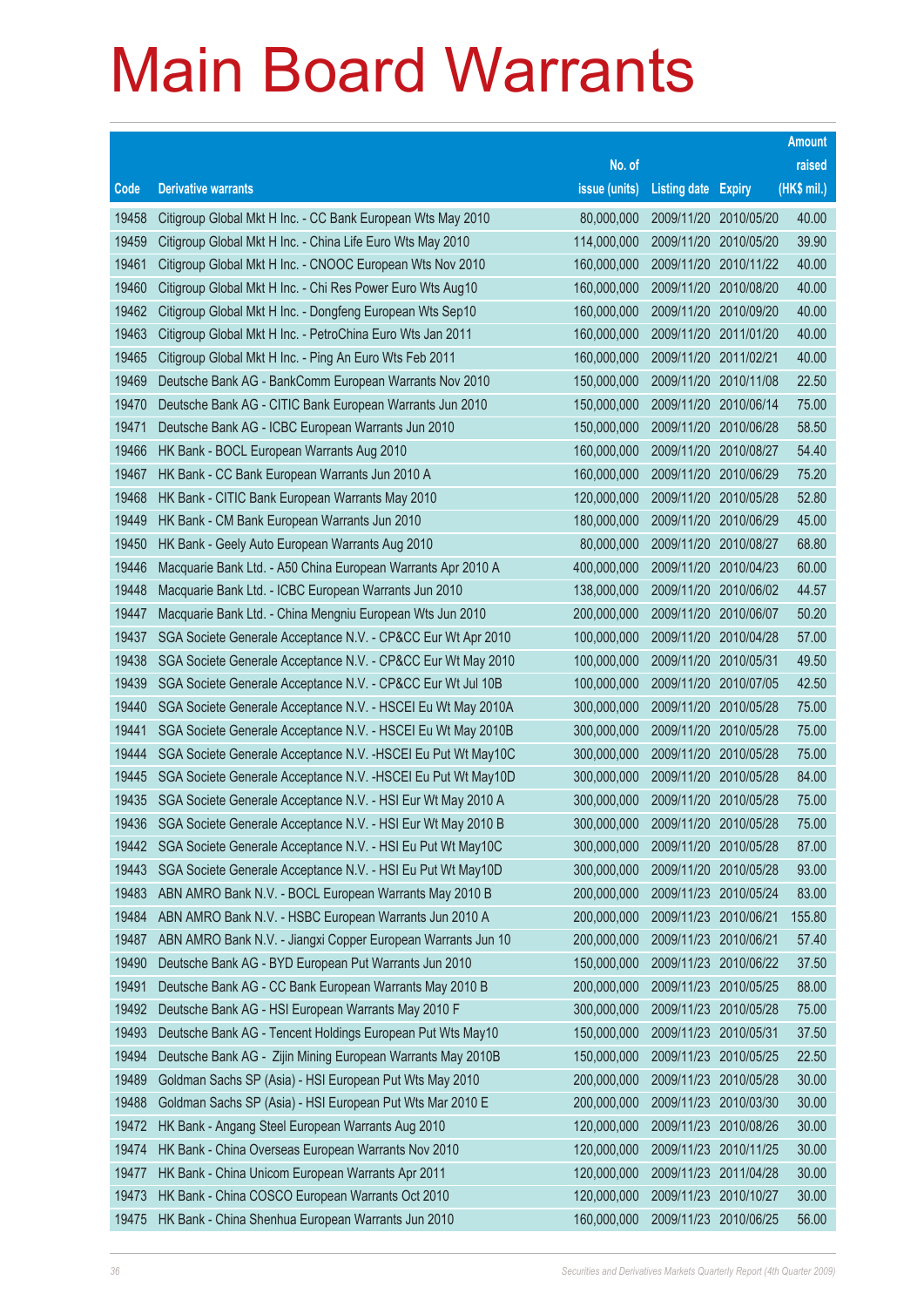# Main Board Warrants

| Code | Derivative warrants | No. of issue (units) | Listing date | Expiry | Amount raised (HK$ mil.) |
|---|---|---|---|---|---|
| 19458 | Citigroup Global Mkt H Inc. - CC Bank European Wts May 2010 | 80,000,000 | 2009/11/20 | 2010/05/20 | 40.00 |
| 19459 | Citigroup Global Mkt H Inc. - China Life Euro Wts May 2010 | 114,000,000 | 2009/11/20 | 2010/05/20 | 39.90 |
| 19461 | Citigroup Global Mkt H Inc. - CNOOC European Wts Nov 2010 | 160,000,000 | 2009/11/20 | 2010/11/22 | 40.00 |
| 19460 | Citigroup Global Mkt H Inc. - Chi Res Power Euro Wts Aug10 | 160,000,000 | 2009/11/20 | 2010/08/20 | 40.00 |
| 19462 | Citigroup Global Mkt H Inc. - Dongfeng European Wts Sep10 | 160,000,000 | 2009/11/20 | 2010/09/20 | 40.00 |
| 19463 | Citigroup Global Mkt H Inc. - PetroChina Euro Wts Jan 2011 | 160,000,000 | 2009/11/20 | 2011/01/20 | 40.00 |
| 19465 | Citigroup Global Mkt H Inc. - Ping An Euro Wts Feb 2011 | 160,000,000 | 2009/11/20 | 2011/02/21 | 40.00 |
| 19469 | Deutsche Bank AG - BankComm European Warrants Nov 2010 | 150,000,000 | 2009/11/20 | 2010/11/08 | 22.50 |
| 19470 | Deutsche Bank AG - CITIC Bank European Warrants Jun 2010 | 150,000,000 | 2009/11/20 | 2010/06/14 | 75.00 |
| 19471 | Deutsche Bank AG - ICBC European Warrants Jun 2010 | 150,000,000 | 2009/11/20 | 2010/06/28 | 58.50 |
| 19466 | HK Bank - BOCL European Warrants Aug 2010 | 160,000,000 | 2009/11/20 | 2010/08/27 | 54.40 |
| 19467 | HK Bank - CC Bank European Warrants Jun 2010 A | 160,000,000 | 2009/11/20 | 2010/06/29 | 75.20 |
| 19468 | HK Bank - CITIC Bank European Warrants May 2010 | 120,000,000 | 2009/11/20 | 2010/05/28 | 52.80 |
| 19449 | HK Bank - CM Bank European Warrants Jun 2010 | 180,000,000 | 2009/11/20 | 2010/06/29 | 45.00 |
| 19450 | HK Bank - Geely Auto European Warrants Aug 2010 | 80,000,000 | 2009/11/20 | 2010/08/27 | 68.80 |
| 19446 | Macquarie Bank Ltd. - A50 China European Warrants Apr 2010 A | 400,000,000 | 2009/11/20 | 2010/04/23 | 60.00 |
| 19448 | Macquarie Bank Ltd. - ICBC European Warrants Jun 2010 | 138,000,000 | 2009/11/20 | 2010/06/02 | 44.57 |
| 19447 | Macquarie Bank Ltd. - China Mengniu European Wts Jun 2010 | 200,000,000 | 2009/11/20 | 2010/06/07 | 50.20 |
| 19437 | SGA Societe Generale Acceptance N.V. - CP&CC Eur Wt Apr 2010 | 100,000,000 | 2009/11/20 | 2010/04/28 | 57.00 |
| 19438 | SGA Societe Generale Acceptance N.V. - CP&CC Eur Wt May 2010 | 100,000,000 | 2009/11/20 | 2010/05/31 | 49.50 |
| 19439 | SGA Societe Generale Acceptance N.V. - CP&CC Eur Wt Jul 10B | 100,000,000 | 2009/11/20 | 2010/07/05 | 42.50 |
| 19440 | SGA Societe Generale Acceptance N.V. - HSCEI Eu Wt May 2010A | 300,000,000 | 2009/11/20 | 2010/05/28 | 75.00 |
| 19441 | SGA Societe Generale Acceptance N.V. - HSCEI Eu Wt May 2010B | 300,000,000 | 2009/11/20 | 2010/05/28 | 75.00 |
| 19444 | SGA Societe Generale Acceptance N.V. -HSCEI Eu Put Wt May10C | 300,000,000 | 2009/11/20 | 2010/05/28 | 75.00 |
| 19445 | SGA Societe Generale Acceptance N.V. -HSCEI Eu Put Wt May10D | 300,000,000 | 2009/11/20 | 2010/05/28 | 84.00 |
| 19435 | SGA Societe Generale Acceptance N.V. - HSI Eur Wt May 2010 A | 300,000,000 | 2009/11/20 | 2010/05/28 | 75.00 |
| 19436 | SGA Societe Generale Acceptance N.V. - HSI Eur Wt May 2010 B | 300,000,000 | 2009/11/20 | 2010/05/28 | 75.00 |
| 19442 | SGA Societe Generale Acceptance N.V. - HSI Eu Put Wt May10C | 300,000,000 | 2009/11/20 | 2010/05/28 | 87.00 |
| 19443 | SGA Societe Generale Acceptance N.V. - HSI Eu Put Wt May10D | 300,000,000 | 2009/11/20 | 2010/05/28 | 93.00 |
| 19483 | ABN AMRO Bank N.V. - BOCL European Warrants May 2010 B | 200,000,000 | 2009/11/23 | 2010/05/24 | 83.00 |
| 19484 | ABN AMRO Bank N.V. - HSBC European Warrants Jun 2010 A | 200,000,000 | 2009/11/23 | 2010/06/21 | 155.80 |
| 19487 | ABN AMRO Bank N.V. - Jiangxi Copper European Warrants Jun 10 | 200,000,000 | 2009/11/23 | 2010/06/21 | 57.40 |
| 19490 | Deutsche Bank AG - BYD European Put Warrants Jun 2010 | 150,000,000 | 2009/11/23 | 2010/06/22 | 37.50 |
| 19491 | Deutsche Bank AG - CC Bank European Warrants May 2010 B | 200,000,000 | 2009/11/23 | 2010/05/25 | 88.00 |
| 19492 | Deutsche Bank AG - HSI European Warrants May 2010 F | 300,000,000 | 2009/11/23 | 2010/05/28 | 75.00 |
| 19493 | Deutsche Bank AG - Tencent Holdings European Put Wts May10 | 150,000,000 | 2009/11/23 | 2010/05/31 | 37.50 |
| 19494 | Deutsche Bank AG - Zijin Mining European Warrants May 2010B | 150,000,000 | 2009/11/23 | 2010/05/25 | 22.50 |
| 19489 | Goldman Sachs SP (Asia) - HSI European Put Wts May 2010 | 200,000,000 | 2009/11/23 | 2010/05/28 | 30.00 |
| 19488 | Goldman Sachs SP (Asia) - HSI European Put Wts Mar 2010 E | 200,000,000 | 2009/11/23 | 2010/03/30 | 30.00 |
| 19472 | HK Bank - Angang Steel European Warrants Aug 2010 | 120,000,000 | 2009/11/23 | 2010/08/26 | 30.00 |
| 19474 | HK Bank - China Overseas European Warrants Nov 2010 | 120,000,000 | 2009/11/23 | 2010/11/25 | 30.00 |
| 19477 | HK Bank - China Unicom European Warrants Apr 2011 | 120,000,000 | 2009/11/23 | 2011/04/28 | 30.00 |
| 19473 | HK Bank - China COSCO European Warrants Oct 2010 | 120,000,000 | 2009/11/23 | 2010/10/27 | 30.00 |
| 19475 | HK Bank - China Shenhua European Warrants Jun 2010 | 160,000,000 | 2009/11/23 | 2010/06/25 | 56.00 |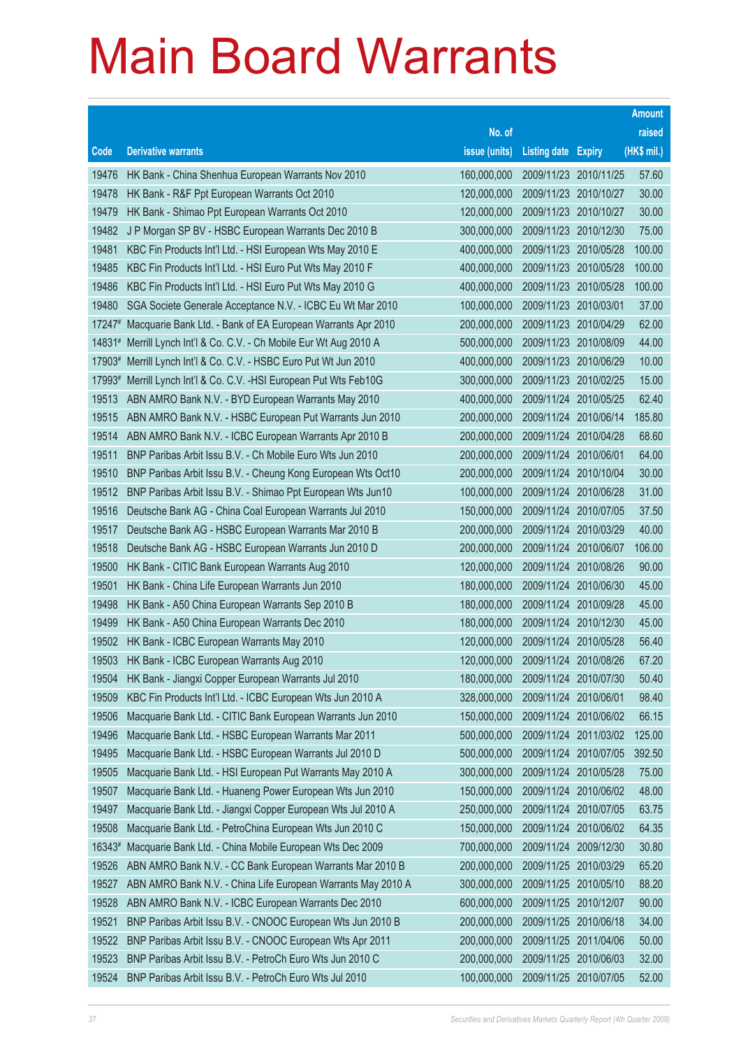# Main Board Warrants

| Code | Derivative warrants | No. of issue (units) | Listing date | Expiry | Amount raised (HK$ mil.) |
|---|---|---|---|---|---|
| 19476 | HK Bank - China Shenhua European Warrants Nov 2010 | 160,000,000 | 2009/11/23 | 2010/11/25 | 57.60 |
| 19478 | HK Bank - R&F Ppt European Warrants Oct 2010 | 120,000,000 | 2009/11/23 | 2010/10/27 | 30.00 |
| 19479 | HK Bank - Shimao Ppt European Warrants Oct 2010 | 120,000,000 | 2009/11/23 | 2010/10/27 | 30.00 |
| 19482 | J P Morgan SP BV - HSBC European Warrants Dec 2010 B | 300,000,000 | 2009/11/23 | 2010/12/30 | 75.00 |
| 19481 | KBC Fin Products Int'l Ltd. - HSI European Wts May 2010 E | 400,000,000 | 2009/11/23 | 2010/05/28 | 100.00 |
| 19485 | KBC Fin Products Int'l Ltd. - HSI Euro Put Wts May 2010 F | 400,000,000 | 2009/11/23 | 2010/05/28 | 100.00 |
| 19486 | KBC Fin Products Int'l Ltd. - HSI Euro Put Wts May 2010 G | 400,000,000 | 2009/11/23 | 2010/05/28 | 100.00 |
| 19480 | SGA Societe Generale Acceptance N.V. - ICBC Eu Wt Mar 2010 | 100,000,000 | 2009/11/23 | 2010/03/01 | 37.00 |
| 17247# | Macquarie Bank Ltd. - Bank of EA European Warrants Apr 2010 | 200,000,000 | 2009/11/23 | 2010/04/29 | 62.00 |
| 14831# | Merrill Lynch Int'l & Co. C.V. - Ch Mobile Eur Wt Aug 2010 A | 500,000,000 | 2009/11/23 | 2010/08/09 | 44.00 |
| 17903# | Merrill Lynch Int'l & Co. C.V. - HSBC Euro Put Wt Jun 2010 | 400,000,000 | 2009/11/23 | 2010/06/29 | 10.00 |
| 17993# | Merrill Lynch Int'l & Co. C.V. -HSI European Put Wts Feb10G | 300,000,000 | 2009/11/23 | 2010/02/25 | 15.00 |
| 19513 | ABN AMRO Bank N.V. - BYD European Warrants May 2010 | 400,000,000 | 2009/11/24 | 2010/05/25 | 62.40 |
| 19515 | ABN AMRO Bank N.V. - HSBC European Put Warrants Jun 2010 | 200,000,000 | 2009/11/24 | 2010/06/14 | 185.80 |
| 19514 | ABN AMRO Bank N.V. - ICBC European Warrants Apr 2010 B | 200,000,000 | 2009/11/24 | 2010/04/28 | 68.60 |
| 19511 | BNP Paribas Arbit Issu B.V. - Ch Mobile Euro Wts Jun 2010 | 200,000,000 | 2009/11/24 | 2010/06/01 | 64.00 |
| 19510 | BNP Paribas Arbit Issu B.V. - Cheung Kong European Wts Oct10 | 200,000,000 | 2009/11/24 | 2010/10/04 | 30.00 |
| 19512 | BNP Paribas Arbit Issu B.V. - Shimao Ppt European Wts Jun10 | 100,000,000 | 2009/11/24 | 2010/06/28 | 31.00 |
| 19516 | Deutsche Bank AG - China Coal European Warrants Jul 2010 | 150,000,000 | 2009/11/24 | 2010/07/05 | 37.50 |
| 19517 | Deutsche Bank AG - HSBC European Warrants Mar 2010 B | 200,000,000 | 2009/11/24 | 2010/03/29 | 40.00 |
| 19518 | Deutsche Bank AG - HSBC European Warrants Jun 2010 D | 200,000,000 | 2009/11/24 | 2010/06/07 | 106.00 |
| 19500 | HK Bank - CITIC Bank European Warrants Aug 2010 | 120,000,000 | 2009/11/24 | 2010/08/26 | 90.00 |
| 19501 | HK Bank - China Life European Warrants Jun 2010 | 180,000,000 | 2009/11/24 | 2010/06/30 | 45.00 |
| 19498 | HK Bank - A50 China European Warrants Sep 2010 B | 180,000,000 | 2009/11/24 | 2010/09/28 | 45.00 |
| 19499 | HK Bank - A50 China European Warrants Dec 2010 | 180,000,000 | 2009/11/24 | 2010/12/30 | 45.00 |
| 19502 | HK Bank - ICBC European Warrants May 2010 | 120,000,000 | 2009/11/24 | 2010/05/28 | 56.40 |
| 19503 | HK Bank - ICBC European Warrants Aug 2010 | 120,000,000 | 2009/11/24 | 2010/08/26 | 67.20 |
| 19504 | HK Bank - Jiangxi Copper European Warrants Jul 2010 | 180,000,000 | 2009/11/24 | 2010/07/30 | 50.40 |
| 19509 | KBC Fin Products Int'l Ltd. - ICBC European Wts Jun 2010 A | 328,000,000 | 2009/11/24 | 2010/06/01 | 98.40 |
| 19506 | Macquarie Bank Ltd. - CITIC Bank European Warrants Jun 2010 | 150,000,000 | 2009/11/24 | 2010/06/02 | 66.15 |
| 19496 | Macquarie Bank Ltd. - HSBC European Warrants Mar 2011 | 500,000,000 | 2009/11/24 | 2011/03/02 | 125.00 |
| 19495 | Macquarie Bank Ltd. - HSBC European Warrants Jul 2010 D | 500,000,000 | 2009/11/24 | 2010/07/05 | 392.50 |
| 19505 | Macquarie Bank Ltd. - HSI European Put Warrants May 2010 A | 300,000,000 | 2009/11/24 | 2010/05/28 | 75.00 |
| 19507 | Macquarie Bank Ltd. - Huaneng Power European Wts Jun 2010 | 150,000,000 | 2009/11/24 | 2010/06/02 | 48.00 |
| 19497 | Macquarie Bank Ltd. - Jiangxi Copper European Wts Jul 2010 A | 250,000,000 | 2009/11/24 | 2010/07/05 | 63.75 |
| 19508 | Macquarie Bank Ltd. - PetroChina European Wts Jun 2010 C | 150,000,000 | 2009/11/24 | 2010/06/02 | 64.35 |
| 16343# | Macquarie Bank Ltd. - China Mobile European Wts Dec 2009 | 700,000,000 | 2009/11/24 | 2009/12/30 | 30.80 |
| 19526 | ABN AMRO Bank N.V. - CC Bank European Warrants Mar 2010 B | 200,000,000 | 2009/11/25 | 2010/03/29 | 65.20 |
| 19527 | ABN AMRO Bank N.V. - China Life European Warrants May 2010 A | 300,000,000 | 2009/11/25 | 2010/05/10 | 88.20 |
| 19528 | ABN AMRO Bank N.V. - ICBC European Warrants Dec 2010 | 600,000,000 | 2009/11/25 | 2010/12/07 | 90.00 |
| 19521 | BNP Paribas Arbit Issu B.V. - CNOOC European Wts Jun 2010 B | 200,000,000 | 2009/11/25 | 2010/06/18 | 34.00 |
| 19522 | BNP Paribas Arbit Issu B.V. - CNOOC European Wts Apr 2011 | 200,000,000 | 2009/11/25 | 2011/04/06 | 50.00 |
| 19523 | BNP Paribas Arbit Issu B.V. - PetroCh Euro Wts Jun 2010 C | 200,000,000 | 2009/11/25 | 2010/06/03 | 32.00 |
| 19524 | BNP Paribas Arbit Issu B.V. - PetroCh Euro Wts Jul 2010 | 100,000,000 | 2009/11/25 | 2010/07/05 | 52.00 |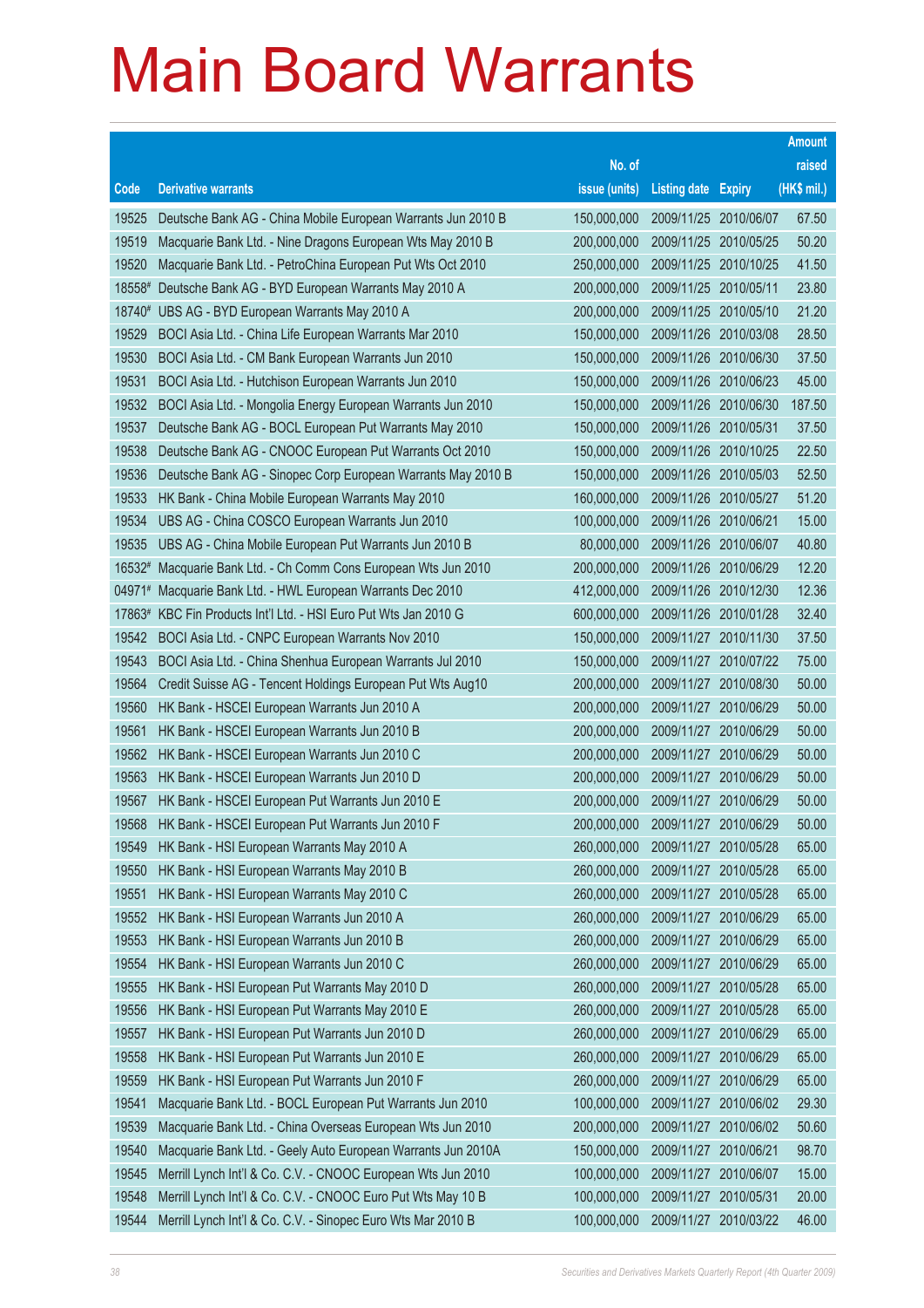# Main Board Warrants

| Code | Derivative warrants | No. of issue (units) | Listing date | Expiry | Amount raised (HK$ mil.) |
|---|---|---|---|---|---|
| 19525 | Deutsche Bank AG - China Mobile European Warrants Jun 2010 B | 150,000,000 | 2009/11/25 | 2010/06/07 | 67.50 |
| 19519 | Macquarie Bank Ltd. - Nine Dragons European Wts May 2010 B | 200,000,000 | 2009/11/25 | 2010/05/25 | 50.20 |
| 19520 | Macquarie Bank Ltd. - PetroChina European Put Wts Oct 2010 | 250,000,000 | 2009/11/25 | 2010/10/25 | 41.50 |
| 18558# | Deutsche Bank AG - BYD European Warrants May 2010 A | 200,000,000 | 2009/11/25 | 2010/05/11 | 23.80 |
| 18740# | UBS AG - BYD European Warrants May 2010 A | 200,000,000 | 2009/11/25 | 2010/05/10 | 21.20 |
| 19529 | BOCI Asia Ltd. - China Life European Warrants Mar 2010 | 150,000,000 | 2009/11/26 | 2010/03/08 | 28.50 |
| 19530 | BOCI Asia Ltd. - CM Bank European Warrants Jun 2010 | 150,000,000 | 2009/11/26 | 2010/06/30 | 37.50 |
| 19531 | BOCI Asia Ltd. - Hutchison European Warrants Jun 2010 | 150,000,000 | 2009/11/26 | 2010/06/23 | 45.00 |
| 19532 | BOCI Asia Ltd. - Mongolia Energy European Warrants Jun 2010 | 150,000,000 | 2009/11/26 | 2010/06/30 | 187.50 |
| 19537 | Deutsche Bank AG - BOCL European Put Warrants May 2010 | 150,000,000 | 2009/11/26 | 2010/05/31 | 37.50 |
| 19538 | Deutsche Bank AG - CNOOC European Put Warrants Oct 2010 | 150,000,000 | 2009/11/26 | 2010/10/25 | 22.50 |
| 19536 | Deutsche Bank AG - Sinopec Corp European Warrants May 2010 B | 150,000,000 | 2009/11/26 | 2010/05/03 | 52.50 |
| 19533 | HK Bank - China Mobile European Warrants May 2010 | 160,000,000 | 2009/11/26 | 2010/05/27 | 51.20 |
| 19534 | UBS AG - China COSCO European Warrants Jun 2010 | 100,000,000 | 2009/11/26 | 2010/06/21 | 15.00 |
| 19535 | UBS AG - China Mobile European Put Warrants Jun 2010 B | 80,000,000 | 2009/11/26 | 2010/06/07 | 40.80 |
| 16532# | Macquarie Bank Ltd. - Ch Comm Cons European Wts Jun 2010 | 200,000,000 | 2009/11/26 | 2010/06/29 | 12.20 |
| 04971# | Macquarie Bank Ltd. - HWL European Warrants Dec 2010 | 412,000,000 | 2009/11/26 | 2010/12/30 | 12.36 |
| 17863# | KBC Fin Products Int'l Ltd. - HSI Euro Put Wts Jan 2010 G | 600,000,000 | 2009/11/26 | 2010/01/28 | 32.40 |
| 19542 | BOCI Asia Ltd. - CNPC European Warrants Nov 2010 | 150,000,000 | 2009/11/27 | 2010/11/30 | 37.50 |
| 19543 | BOCI Asia Ltd. - China Shenhua European Warrants Jul 2010 | 150,000,000 | 2009/11/27 | 2010/07/22 | 75.00 |
| 19564 | Credit Suisse AG - Tencent Holdings European Put Wts Aug10 | 200,000,000 | 2009/11/27 | 2010/08/30 | 50.00 |
| 19560 | HK Bank - HSCEI European Warrants Jun 2010 A | 200,000,000 | 2009/11/27 | 2010/06/29 | 50.00 |
| 19561 | HK Bank - HSCEI European Warrants Jun 2010 B | 200,000,000 | 2009/11/27 | 2010/06/29 | 50.00 |
| 19562 | HK Bank - HSCEI European Warrants Jun 2010 C | 200,000,000 | 2009/11/27 | 2010/06/29 | 50.00 |
| 19563 | HK Bank - HSCEI European Warrants Jun 2010 D | 200,000,000 | 2009/11/27 | 2010/06/29 | 50.00 |
| 19567 | HK Bank - HSCEI European Put Warrants Jun 2010 E | 200,000,000 | 2009/11/27 | 2010/06/29 | 50.00 |
| 19568 | HK Bank - HSCEI European Put Warrants Jun 2010 F | 200,000,000 | 2009/11/27 | 2010/06/29 | 50.00 |
| 19549 | HK Bank - HSI European Warrants May 2010 A | 260,000,000 | 2009/11/27 | 2010/05/28 | 65.00 |
| 19550 | HK Bank - HSI European Warrants May 2010 B | 260,000,000 | 2009/11/27 | 2010/05/28 | 65.00 |
| 19551 | HK Bank - HSI European Warrants May 2010 C | 260,000,000 | 2009/11/27 | 2010/05/28 | 65.00 |
| 19552 | HK Bank - HSI European Warrants Jun 2010 A | 260,000,000 | 2009/11/27 | 2010/06/29 | 65.00 |
| 19553 | HK Bank - HSI European Warrants Jun 2010 B | 260,000,000 | 2009/11/27 | 2010/06/29 | 65.00 |
| 19554 | HK Bank - HSI European Warrants Jun 2010 C | 260,000,000 | 2009/11/27 | 2010/06/29 | 65.00 |
| 19555 | HK Bank - HSI European Put Warrants May 2010 D | 260,000,000 | 2009/11/27 | 2010/05/28 | 65.00 |
| 19556 | HK Bank - HSI European Put Warrants May 2010 E | 260,000,000 | 2009/11/27 | 2010/05/28 | 65.00 |
| 19557 | HK Bank - HSI European Put Warrants Jun 2010 D | 260,000,000 | 2009/11/27 | 2010/06/29 | 65.00 |
| 19558 | HK Bank - HSI European Put Warrants Jun 2010 E | 260,000,000 | 2009/11/27 | 2010/06/29 | 65.00 |
| 19559 | HK Bank - HSI European Put Warrants Jun 2010 F | 260,000,000 | 2009/11/27 | 2010/06/29 | 65.00 |
| 19541 | Macquarie Bank Ltd. - BOCL European Put Warrants Jun 2010 | 100,000,000 | 2009/11/27 | 2010/06/02 | 29.30 |
| 19539 | Macquarie Bank Ltd. - China Overseas European Wts Jun 2010 | 200,000,000 | 2009/11/27 | 2010/06/02 | 50.60 |
| 19540 | Macquarie Bank Ltd. - Geely Auto European Warrants Jun 2010A | 150,000,000 | 2009/11/27 | 2010/06/21 | 98.70 |
| 19545 | Merrill Lynch Int'l & Co. C.V. - CNOOC European Wts Jun 2010 | 100,000,000 | 2009/11/27 | 2010/06/07 | 15.00 |
| 19548 | Merrill Lynch Int'l & Co. C.V. - CNOOC Euro Put Wts May 10 B | 100,000,000 | 2009/11/27 | 2010/05/31 | 20.00 |
| 19544 | Merrill Lynch Int'l & Co. C.V. - Sinopec Euro Wts Mar 2010 B | 100,000,000 | 2009/11/27 | 2010/03/22 | 46.00 |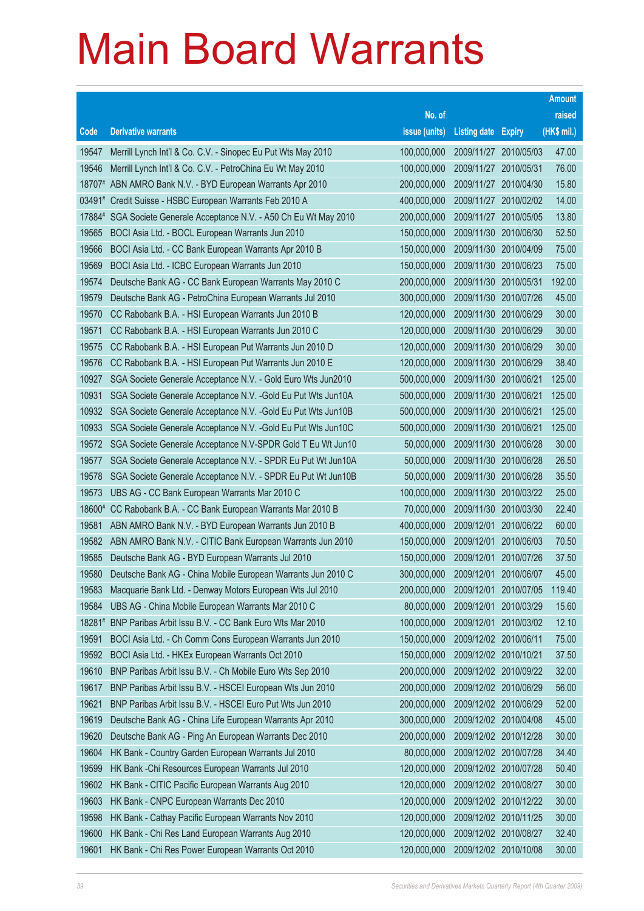# Main Board Warrants

| Code | Derivative warrants | No. of issue (units) | Listing date | Expiry | Amount raised (HK$ mil.) |
|---|---|---|---|---|---|
| 19547 | Merrill Lynch Int'l & Co. C.V. - Sinopec Eu Put Wts May 2010 | 100,000,000 | 2009/11/27 | 2010/05/03 | 47.00 |
| 19546 | Merrill Lynch Int'l & Co. C.V. - PetroChina Eu Wt May 2010 | 100,000,000 | 2009/11/27 | 2010/05/31 | 76.00 |
| 18707# | ABN AMRO Bank N.V. - BYD European Warrants Apr 2010 | 200,000,000 | 2009/11/27 | 2010/04/30 | 15.80 |
| 03491# | Credit Suisse - HSBC European Warrants Feb 2010 A | 400,000,000 | 2009/11/27 | 2010/02/02 | 14.00 |
| 17884# | SGA Societe Generale Acceptance N.V. - A50 Ch Eu Wt May 2010 | 200,000,000 | 2009/11/27 | 2010/05/05 | 13.80 |
| 19565 | BOCI Asia Ltd. - BOCL European Warrants Jun 2010 | 150,000,000 | 2009/11/30 | 2010/06/30 | 52.50 |
| 19566 | BOCI Asia Ltd. - CC Bank European Warrants Apr 2010 B | 150,000,000 | 2009/11/30 | 2010/04/09 | 75.00 |
| 19569 | BOCI Asia Ltd. - ICBC European Warrants Jun 2010 | 150,000,000 | 2009/11/30 | 2010/06/23 | 75.00 |
| 19574 | Deutsche Bank AG - CC Bank European Warrants May 2010 C | 200,000,000 | 2009/11/30 | 2010/05/31 | 192.00 |
| 19579 | Deutsche Bank AG - PetroChina European Warrants Jul 2010 | 300,000,000 | 2009/11/30 | 2010/07/26 | 45.00 |
| 19570 | CC Rabobank B.A. - HSI European Warrants Jun 2010 B | 120,000,000 | 2009/11/30 | 2010/06/29 | 30.00 |
| 19571 | CC Rabobank B.A. - HSI European Warrants Jun 2010 C | 120,000,000 | 2009/11/30 | 2010/06/29 | 30.00 |
| 19575 | CC Rabobank B.A. - HSI European Put Warrants Jun 2010 D | 120,000,000 | 2009/11/30 | 2010/06/29 | 30.00 |
| 19576 | CC Rabobank B.A. - HSI European Put Warrants Jun 2010 E | 120,000,000 | 2009/11/30 | 2010/06/29 | 38.40 |
| 10927 | SGA Societe Generale Acceptance N.V. - Gold Euro Wts Jun2010 | 500,000,000 | 2009/11/30 | 2010/06/21 | 125.00 |
| 10931 | SGA Societe Generale Acceptance N.V. -Gold Eu Put Wts Jun10A | 500,000,000 | 2009/11/30 | 2010/06/21 | 125.00 |
| 10932 | SGA Societe Generale Acceptance N.V. -Gold Eu Put Wts Jun10B | 500,000,000 | 2009/11/30 | 2010/06/21 | 125.00 |
| 10933 | SGA Societe Generale Acceptance N.V. -Gold Eu Put Wts Jun10C | 500,000,000 | 2009/11/30 | 2010/06/21 | 125.00 |
| 19572 | SGA Societe Generale Acceptance N.V-SPDR Gold T Eu Wt Jun10 | 50,000,000 | 2009/11/30 | 2010/06/28 | 30.00 |
| 19577 | SGA Societe Generale Acceptance N.V. - SPDR Eu Put Wt Jun10A | 50,000,000 | 2009/11/30 | 2010/06/28 | 26.50 |
| 19578 | SGA Societe Generale Acceptance N.V. - SPDR Eu Put Wt Jun10B | 50,000,000 | 2009/11/30 | 2010/06/28 | 35.50 |
| 19573 | UBS AG - CC Bank European Warrants Mar 2010 C | 100,000,000 | 2009/11/30 | 2010/03/22 | 25.00 |
| 18600# | CC Rabobank B.A. - CC Bank European Warrants Mar 2010 B | 70,000,000 | 2009/11/30 | 2010/03/30 | 22.40 |
| 19581 | ABN AMRO Bank N.V. - BYD European Warrants Jun 2010 B | 400,000,000 | 2009/12/01 | 2010/06/22 | 60.00 |
| 19582 | ABN AMRO Bank N.V. - CITIC Bank European Warrants Jun 2010 | 150,000,000 | 2009/12/01 | 2010/06/03 | 70.50 |
| 19585 | Deutsche Bank AG - BYD European Warrants Jul 2010 | 150,000,000 | 2009/12/01 | 2010/07/26 | 37.50 |
| 19580 | Deutsche Bank AG - China Mobile European Warrants Jun 2010 C | 300,000,000 | 2009/12/01 | 2010/06/07 | 45.00 |
| 19583 | Macquarie Bank Ltd. - Denway Motors European Wts Jul 2010 | 200,000,000 | 2009/12/01 | 2010/07/05 | 119.40 |
| 19584 | UBS AG - China Mobile European Warrants Mar 2010 C | 80,000,000 | 2009/12/01 | 2010/03/29 | 15.60 |
| 18281# | BNP Paribas Arbit Issu B.V. - CC Bank Euro Wts Mar 2010 | 100,000,000 | 2009/12/01 | 2010/03/02 | 12.10 |
| 19591 | BOCI Asia Ltd. - Ch Comm Cons European Warrants Jun 2010 | 150,000,000 | 2009/12/02 | 2010/06/11 | 75.00 |
| 19592 | BOCI Asia Ltd. - HKEx European Warrants Oct 2010 | 150,000,000 | 2009/12/02 | 2010/10/21 | 37.50 |
| 19610 | BNP Paribas Arbit Issu B.V. - Ch Mobile Euro Wts Sep 2010 | 200,000,000 | 2009/12/02 | 2010/09/22 | 32.00 |
| 19617 | BNP Paribas Arbit Issu B.V. - HSCEI European Wts Jun 2010 | 200,000,000 | 2009/12/02 | 2010/06/29 | 56.00 |
| 19621 | BNP Paribas Arbit Issu B.V. - HSCEI Euro Put Wts Jun 2010 | 200,000,000 | 2009/12/02 | 2010/06/29 | 52.00 |
| 19619 | Deutsche Bank AG - China Life European Warrants Apr 2010 | 300,000,000 | 2009/12/02 | 2010/04/08 | 45.00 |
| 19620 | Deutsche Bank AG - Ping An European Warrants Dec 2010 | 200,000,000 | 2009/12/02 | 2010/12/28 | 30.00 |
| 19604 | HK Bank - Country Garden European Warrants Jul 2010 | 80,000,000 | 2009/12/02 | 2010/07/28 | 34.40 |
| 19599 | HK Bank -Chi Resources European Warrants Jul 2010 | 120,000,000 | 2009/12/02 | 2010/07/28 | 50.40 |
| 19602 | HK Bank - CITIC Pacific European Warrants Aug 2010 | 120,000,000 | 2009/12/02 | 2010/08/27 | 30.00 |
| 19603 | HK Bank - CNPC European Warrants Dec 2010 | 120,000,000 | 2009/12/02 | 2010/12/22 | 30.00 |
| 19598 | HK Bank - Cathay Pacific European Warrants Nov 2010 | 120,000,000 | 2009/12/02 | 2010/11/25 | 30.00 |
| 19600 | HK Bank - Chi Res Land European Warrants Aug 2010 | 120,000,000 | 2009/12/02 | 2010/08/27 | 32.40 |
| 19601 | HK Bank - Chi Res Power European Warrants Oct 2010 | 120,000,000 | 2009/12/02 | 2010/10/08 | 30.00 |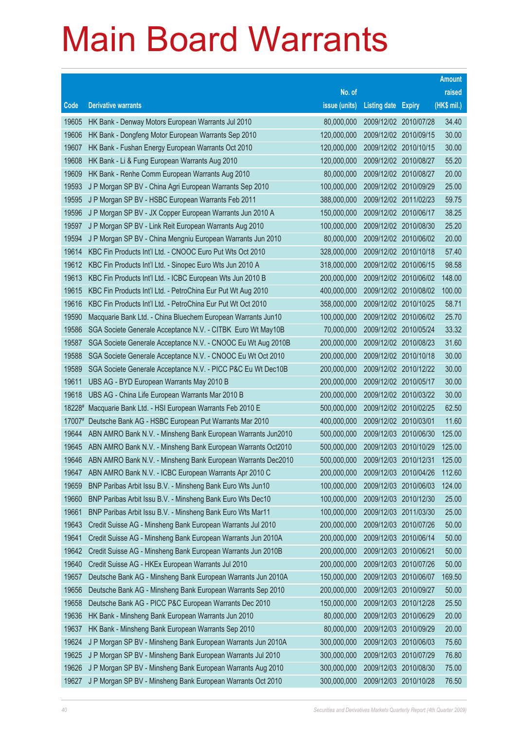# Main Board Warrants

| Code | Derivative warrants | No. of issue (units) | Listing date | Expiry | Amount raised (HK$ mil.) |
|---|---|---|---|---|---|
| 19605 | HK Bank - Denway Motors European Warrants Jul 2010 | 80,000,000 | 2009/12/02 | 2010/07/28 | 34.40 |
| 19606 | HK Bank - Dongfeng Motor European Warrants Sep 2010 | 120,000,000 | 2009/12/02 | 2010/09/15 | 30.00 |
| 19607 | HK Bank - Fushan Energy European Warrants Oct 2010 | 120,000,000 | 2009/12/02 | 2010/10/15 | 30.00 |
| 19608 | HK Bank - Li & Fung European Warrants Aug 2010 | 120,000,000 | 2009/12/02 | 2010/08/27 | 55.20 |
| 19609 | HK Bank - Renhe Comm European Warrants Aug 2010 | 80,000,000 | 2009/12/02 | 2010/08/27 | 20.00 |
| 19593 | J P Morgan SP BV - China Agri European Warrants Sep 2010 | 100,000,000 | 2009/12/02 | 2010/09/29 | 25.00 |
| 19595 | J P Morgan SP BV - HSBC European Warrants Feb 2011 | 388,000,000 | 2009/12/02 | 2011/02/23 | 59.75 |
| 19596 | J P Morgan SP BV - JX Copper European Warrants Jun 2010 A | 150,000,000 | 2009/12/02 | 2010/06/17 | 38.25 |
| 19597 | J P Morgan SP BV - Link Reit European Warrants Aug 2010 | 100,000,000 | 2009/12/02 | 2010/08/30 | 25.20 |
| 19594 | J P Morgan SP BV - China Mengniu European Warrants Jun 2010 | 80,000,000 | 2009/12/02 | 2010/06/02 | 20.00 |
| 19614 | KBC Fin Products Int'l Ltd. - CNOOC Euro Put Wts Oct 2010 | 328,000,000 | 2009/12/02 | 2010/10/18 | 57.40 |
| 19612 | KBC Fin Products Int'l Ltd. - Sinopec Euro Wts Jun 2010 A | 318,000,000 | 2009/12/02 | 2010/06/15 | 98.58 |
| 19613 | KBC Fin Products Int'l Ltd. - ICBC European Wts Jun 2010 B | 200,000,000 | 2009/12/02 | 2010/06/02 | 148.00 |
| 19615 | KBC Fin Products Int'l Ltd. - PetroChina Eur Put Wt Aug 2010 | 400,000,000 | 2009/12/02 | 2010/08/02 | 100.00 |
| 19616 | KBC Fin Products Int'l Ltd. - PetroChina Eur Put Wt Oct 2010 | 358,000,000 | 2009/12/02 | 2010/10/25 | 58.71 |
| 19590 | Macquarie Bank Ltd. - China Bluechem European Warrants Jun10 | 100,000,000 | 2009/12/02 | 2010/06/02 | 25.70 |
| 19586 | SGA Societe Generale Acceptance N.V. - CITBK Euro Wt May10B | 70,000,000 | 2009/12/02 | 2010/05/24 | 33.32 |
| 19587 | SGA Societe Generale Acceptance N.V. - CNOOC Eu Wt Aug 2010B | 200,000,000 | 2009/12/02 | 2010/08/23 | 31.60 |
| 19588 | SGA Societe Generale Acceptance N.V. - CNOOC Eu Wt Oct 2010 | 200,000,000 | 2009/12/02 | 2010/10/18 | 30.00 |
| 19589 | SGA Societe Generale Acceptance N.V. - PICC P&C Eu Wt Dec10B | 200,000,000 | 2009/12/02 | 2010/12/22 | 30.00 |
| 19611 | UBS AG - BYD European Warrants May 2010 B | 200,000,000 | 2009/12/02 | 2010/05/17 | 30.00 |
| 19618 | UBS AG - China Life European Warrants Mar 2010 B | 200,000,000 | 2009/12/02 | 2010/03/22 | 30.00 |
| 18228# | Macquarie Bank Ltd. - HSI European Warrants Feb 2010 E | 500,000,000 | 2009/12/02 | 2010/02/25 | 62.50 |
| 17007# | Deutsche Bank AG - HSBC European Put Warrants Mar 2010 | 400,000,000 | 2009/12/02 | 2010/03/01 | 11.60 |
| 19644 | ABN AMRO Bank N.V. - Minsheng Bank European Warrants Jun2010 | 500,000,000 | 2009/12/03 | 2010/06/30 | 125.00 |
| 19645 | ABN AMRO Bank N.V. - Minsheng Bank European Warrants Oct2010 | 500,000,000 | 2009/12/03 | 2010/10/29 | 125.00 |
| 19646 | ABN AMRO Bank N.V. - Minsheng Bank European Warrants Dec2010 | 500,000,000 | 2009/12/03 | 2010/12/31 | 125.00 |
| 19647 | ABN AMRO Bank N.V. - ICBC European Warrants Apr 2010 C | 200,000,000 | 2009/12/03 | 2010/04/26 | 112.60 |
| 19659 | BNP Paribas Arbit Issu B.V. - Minsheng Bank Euro Wts Jun10 | 100,000,000 | 2009/12/03 | 2010/06/03 | 124.00 |
| 19660 | BNP Paribas Arbit Issu B.V. - Minsheng Bank Euro Wts Dec10 | 100,000,000 | 2009/12/03 | 2010/12/30 | 25.00 |
| 19661 | BNP Paribas Arbit Issu B.V. - Minsheng Bank Euro Wts Mar11 | 100,000,000 | 2009/12/03 | 2011/03/30 | 25.00 |
| 19643 | Credit Suisse AG - Minsheng Bank European Warrants Jul 2010 | 200,000,000 | 2009/12/03 | 2010/07/26 | 50.00 |
| 19641 | Credit Suisse AG - Minsheng Bank European Warrants Jun 2010A | 200,000,000 | 2009/12/03 | 2010/06/14 | 50.00 |
| 19642 | Credit Suisse AG - Minsheng Bank European Warrants Jun 2010B | 200,000,000 | 2009/12/03 | 2010/06/21 | 50.00 |
| 19640 | Credit Suisse AG - HKEx European Warrants Jul 2010 | 200,000,000 | 2009/12/03 | 2010/07/26 | 50.00 |
| 19657 | Deutsche Bank AG - Minsheng Bank European Warrants Jun 2010A | 150,000,000 | 2009/12/03 | 2010/06/07 | 169.50 |
| 19656 | Deutsche Bank AG - Minsheng Bank European Warrants Sep 2010 | 200,000,000 | 2009/12/03 | 2010/09/27 | 50.00 |
| 19658 | Deutsche Bank AG - PICC P&C European Warrants Dec 2010 | 150,000,000 | 2009/12/03 | 2010/12/28 | 25.50 |
| 19636 | HK Bank - Minsheng Bank European Warrants Jun 2010 | 80,000,000 | 2009/12/03 | 2010/06/29 | 20.00 |
| 19637 | HK Bank - Minsheng Bank European Warrants Sep 2010 | 80,000,000 | 2009/12/03 | 2010/09/29 | 20.00 |
| 19624 | J P Morgan SP BV - Minsheng Bank European Warrants Jun 2010A | 300,000,000 | 2009/12/03 | 2010/06/03 | 75.60 |
| 19625 | J P Morgan SP BV - Minsheng Bank European Warrants Jul 2010 | 300,000,000 | 2009/12/03 | 2010/07/29 | 76.80 |
| 19626 | J P Morgan SP BV - Minsheng Bank European Warrants Aug 2010 | 300,000,000 | 2009/12/03 | 2010/08/30 | 75.00 |
| 19627 | J P Morgan SP BV - Minsheng Bank European Warrants Oct 2010 | 300,000,000 | 2009/12/03 | 2010/10/28 | 76.50 |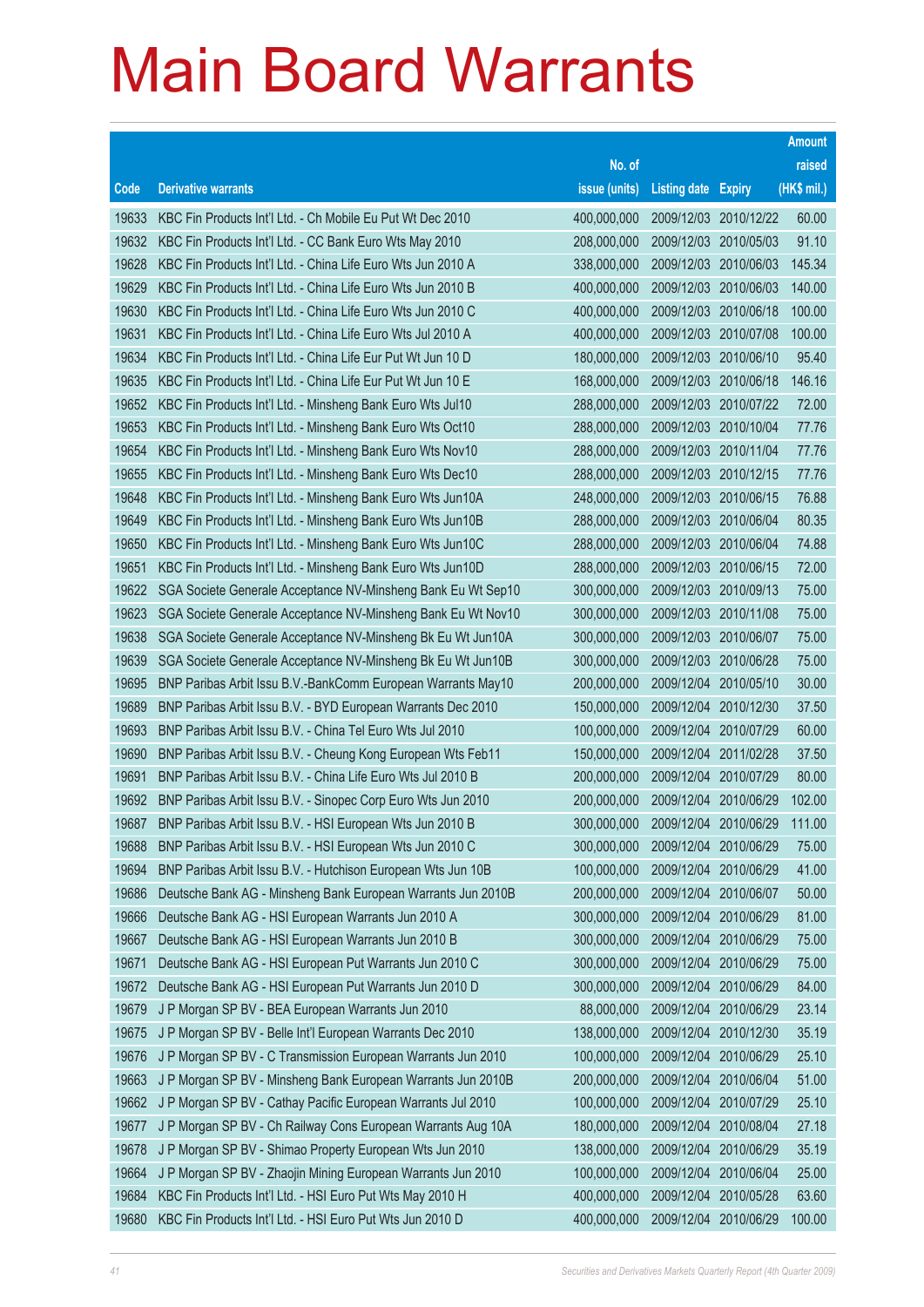# Main Board Warrants

| Code | Derivative warrants | No. of issue (units) | Listing date | Expiry | Amount raised (HK$ mil.) |
|---|---|---|---|---|---|
| 19633 | KBC Fin Products Int'l Ltd. - Ch Mobile Eu Put Wt Dec 2010 | 400,000,000 | 2009/12/03 | 2010/12/22 | 60.00 |
| 19632 | KBC Fin Products Int'l Ltd. - CC Bank Euro Wts May 2010 | 208,000,000 | 2009/12/03 | 2010/05/03 | 91.10 |
| 19628 | KBC Fin Products Int'l Ltd. - China Life Euro Wts Jun 2010 A | 338,000,000 | 2009/12/03 | 2010/06/03 | 145.34 |
| 19629 | KBC Fin Products Int'l Ltd. - China Life Euro Wts Jun 2010 B | 400,000,000 | 2009/12/03 | 2010/06/03 | 140.00 |
| 19630 | KBC Fin Products Int'l Ltd. - China Life Euro Wts Jun 2010 C | 400,000,000 | 2009/12/03 | 2010/06/18 | 100.00 |
| 19631 | KBC Fin Products Int'l Ltd. - China Life Euro Wts Jul 2010 A | 400,000,000 | 2009/12/03 | 2010/07/08 | 100.00 |
| 19634 | KBC Fin Products Int'l Ltd. - China Life Eur Put Wt Jun 10 D | 180,000,000 | 2009/12/03 | 2010/06/10 | 95.40 |
| 19635 | KBC Fin Products Int'l Ltd. - China Life Eur Put Wt Jun 10 E | 168,000,000 | 2009/12/03 | 2010/06/18 | 146.16 |
| 19652 | KBC Fin Products Int'l Ltd. - Minsheng Bank Euro Wts Jul10 | 288,000,000 | 2009/12/03 | 2010/07/22 | 72.00 |
| 19653 | KBC Fin Products Int'l Ltd. - Minsheng Bank Euro Wts Oct10 | 288,000,000 | 2009/12/03 | 2010/10/04 | 77.76 |
| 19654 | KBC Fin Products Int'l Ltd. - Minsheng Bank Euro Wts Nov10 | 288,000,000 | 2009/12/03 | 2010/11/04 | 77.76 |
| 19655 | KBC Fin Products Int'l Ltd. - Minsheng Bank Euro Wts Dec10 | 288,000,000 | 2009/12/03 | 2010/12/15 | 77.76 |
| 19648 | KBC Fin Products Int'l Ltd. - Minsheng Bank Euro Wts Jun10A | 248,000,000 | 2009/12/03 | 2010/06/15 | 76.88 |
| 19649 | KBC Fin Products Int'l Ltd. - Minsheng Bank Euro Wts Jun10B | 288,000,000 | 2009/12/03 | 2010/06/04 | 80.35 |
| 19650 | KBC Fin Products Int'l Ltd. - Minsheng Bank Euro Wts Jun10C | 288,000,000 | 2009/12/03 | 2010/06/04 | 74.88 |
| 19651 | KBC Fin Products Int'l Ltd. - Minsheng Bank Euro Wts Jun10D | 288,000,000 | 2009/12/03 | 2010/06/15 | 72.00 |
| 19622 | SGA Societe Generale Acceptance NV-Minsheng Bank Eu Wt Sep10 | 300,000,000 | 2009/12/03 | 2010/09/13 | 75.00 |
| 19623 | SGA Societe Generale Acceptance NV-Minsheng Bank Eu Wt Nov10 | 300,000,000 | 2009/12/03 | 2010/11/08 | 75.00 |
| 19638 | SGA Societe Generale Acceptance NV-Minsheng Bk Eu Wt Jun10A | 300,000,000 | 2009/12/03 | 2010/06/07 | 75.00 |
| 19639 | SGA Societe Generale Acceptance NV-Minsheng Bk Eu Wt Jun10B | 300,000,000 | 2009/12/03 | 2010/06/28 | 75.00 |
| 19695 | BNP Paribas Arbit Issu B.V.-BankComm European Warrants May10 | 200,000,000 | 2009/12/04 | 2010/05/10 | 30.00 |
| 19689 | BNP Paribas Arbit Issu B.V. - BYD European Warrants Dec 2010 | 150,000,000 | 2009/12/04 | 2010/12/30 | 37.50 |
| 19693 | BNP Paribas Arbit Issu B.V. - China Tel Euro Wts Jul 2010 | 100,000,000 | 2009/12/04 | 2010/07/29 | 60.00 |
| 19690 | BNP Paribas Arbit Issu B.V. - Cheung Kong European Wts Feb11 | 150,000,000 | 2009/12/04 | 2011/02/28 | 37.50 |
| 19691 | BNP Paribas Arbit Issu B.V. - China Life Euro Wts Jul 2010 B | 200,000,000 | 2009/12/04 | 2010/07/29 | 80.00 |
| 19692 | BNP Paribas Arbit Issu B.V. - Sinopec Corp Euro Wts Jun 2010 | 200,000,000 | 2009/12/04 | 2010/06/29 | 102.00 |
| 19687 | BNP Paribas Arbit Issu B.V. - HSI European Wts Jun 2010 B | 300,000,000 | 2009/12/04 | 2010/06/29 | 111.00 |
| 19688 | BNP Paribas Arbit Issu B.V. - HSI European Wts Jun 2010 C | 300,000,000 | 2009/12/04 | 2010/06/29 | 75.00 |
| 19694 | BNP Paribas Arbit Issu B.V. - Hutchison European Wts Jun 10B | 100,000,000 | 2009/12/04 | 2010/06/29 | 41.00 |
| 19686 | Deutsche Bank AG - Minsheng Bank European Warrants Jun 2010B | 200,000,000 | 2009/12/04 | 2010/06/07 | 50.00 |
| 19666 | Deutsche Bank AG - HSI European Warrants Jun 2010 A | 300,000,000 | 2009/12/04 | 2010/06/29 | 81.00 |
| 19667 | Deutsche Bank AG - HSI European Warrants Jun 2010 B | 300,000,000 | 2009/12/04 | 2010/06/29 | 75.00 |
| 19671 | Deutsche Bank AG - HSI European Put Warrants Jun 2010 C | 300,000,000 | 2009/12/04 | 2010/06/29 | 75.00 |
| 19672 | Deutsche Bank AG - HSI European Put Warrants Jun 2010 D | 300,000,000 | 2009/12/04 | 2010/06/29 | 84.00 |
| 19679 | J P Morgan SP BV - BEA European Warrants Jun 2010 | 88,000,000 | 2009/12/04 | 2010/06/29 | 23.14 |
| 19675 | J P Morgan SP BV - Belle Int'l European Warrants Dec 2010 | 138,000,000 | 2009/12/04 | 2010/12/30 | 35.19 |
| 19676 | J P Morgan SP BV - C Transmission European Warrants Jun 2010 | 100,000,000 | 2009/12/04 | 2010/06/29 | 25.10 |
| 19663 | J P Morgan SP BV - Minsheng Bank European Warrants Jun 2010B | 200,000,000 | 2009/12/04 | 2010/06/04 | 51.00 |
| 19662 | J P Morgan SP BV - Cathay Pacific European Warrants Jul 2010 | 100,000,000 | 2009/12/04 | 2010/07/29 | 25.10 |
| 19677 | J P Morgan SP BV - Ch Railway Cons European Warrants Aug 10A | 180,000,000 | 2009/12/04 | 2010/08/04 | 27.18 |
| 19678 | J P Morgan SP BV - Shimao Property European Wts Jun 2010 | 138,000,000 | 2009/12/04 | 2010/06/29 | 35.19 |
| 19664 | J P Morgan SP BV - Zhaojin Mining European Warrants Jun 2010 | 100,000,000 | 2009/12/04 | 2010/06/04 | 25.00 |
| 19684 | KBC Fin Products Int'l Ltd. - HSI Euro Put Wts May 2010 H | 400,000,000 | 2009/12/04 | 2010/05/28 | 63.60 |
| 19680 | KBC Fin Products Int'l Ltd. - HSI Euro Put Wts Jun 2010 D | 400,000,000 | 2009/12/04 | 2010/06/29 | 100.00 |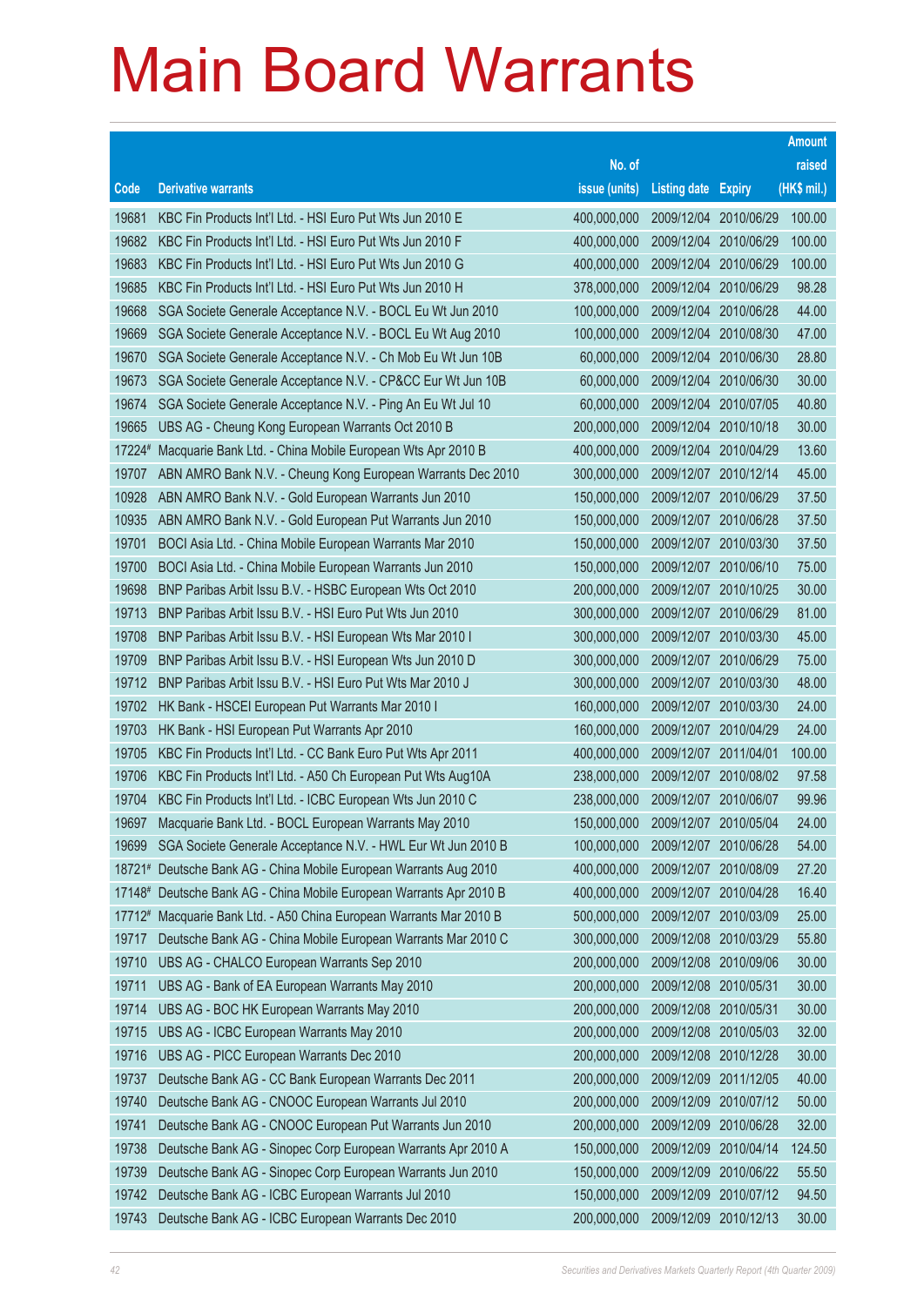# Main Board Warrants

| Code | Derivative warrants | No. of issue (units) | Listing date | Expiry | Amount raised (HK$ mil.) |
|---|---|---|---|---|---|
| 19681 | KBC Fin Products Int'l Ltd. - HSI Euro Put Wts Jun 2010 E | 400,000,000 | 2009/12/04 | 2010/06/29 | 100.00 |
| 19682 | KBC Fin Products Int'l Ltd. - HSI Euro Put Wts Jun 2010 F | 400,000,000 | 2009/12/04 | 2010/06/29 | 100.00 |
| 19683 | KBC Fin Products Int'l Ltd. - HSI Euro Put Wts Jun 2010 G | 400,000,000 | 2009/12/04 | 2010/06/29 | 100.00 |
| 19685 | KBC Fin Products Int'l Ltd. - HSI Euro Put Wts Jun 2010 H | 378,000,000 | 2009/12/04 | 2010/06/29 | 98.28 |
| 19668 | SGA Societe Generale Acceptance N.V. - BOCL Eu Wt Jun 2010 | 100,000,000 | 2009/12/04 | 2010/06/28 | 44.00 |
| 19669 | SGA Societe Generale Acceptance N.V. - BOCL Eu Wt Aug 2010 | 100,000,000 | 2009/12/04 | 2010/08/30 | 47.00 |
| 19670 | SGA Societe Generale Acceptance N.V. - Ch Mob Eu Wt Jun 10B | 60,000,000 | 2009/12/04 | 2010/06/30 | 28.80 |
| 19673 | SGA Societe Generale Acceptance N.V. - CP&CC Eur Wt Jun 10B | 60,000,000 | 2009/12/04 | 2010/06/30 | 30.00 |
| 19674 | SGA Societe Generale Acceptance N.V. - Ping An Eu Wt Jul 10 | 60,000,000 | 2009/12/04 | 2010/07/05 | 40.80 |
| 19665 | UBS AG - Cheung Kong European Warrants Oct 2010 B | 200,000,000 | 2009/12/04 | 2010/10/18 | 30.00 |
| 17224# | Macquarie Bank Ltd. - China Mobile European Wts Apr 2010 B | 400,000,000 | 2009/12/04 | 2010/04/29 | 13.60 |
| 19707 | ABN AMRO Bank N.V. - Cheung Kong European Warrants Dec 2010 | 300,000,000 | 2009/12/07 | 2010/12/14 | 45.00 |
| 10928 | ABN AMRO Bank N.V. - Gold European Warrants Jun 2010 | 150,000,000 | 2009/12/07 | 2010/06/29 | 37.50 |
| 10935 | ABN AMRO Bank N.V. - Gold European Put Warrants Jun 2010 | 150,000,000 | 2009/12/07 | 2010/06/28 | 37.50 |
| 19701 | BOCI Asia Ltd. - China Mobile European Warrants Mar 2010 | 150,000,000 | 2009/12/07 | 2010/03/30 | 37.50 |
| 19700 | BOCI Asia Ltd. - China Mobile European Warrants Jun 2010 | 150,000,000 | 2009/12/07 | 2010/06/10 | 75.00 |
| 19698 | BNP Paribas Arbit Issu B.V. - HSBC European Wts Oct 2010 | 200,000,000 | 2009/12/07 | 2010/10/25 | 30.00 |
| 19713 | BNP Paribas Arbit Issu B.V. - HSI Euro Put Wts Jun 2010 | 300,000,000 | 2009/12/07 | 2010/06/29 | 81.00 |
| 19708 | BNP Paribas Arbit Issu B.V. - HSI European Wts Mar 2010 I | 300,000,000 | 2009/12/07 | 2010/03/30 | 45.00 |
| 19709 | BNP Paribas Arbit Issu B.V. - HSI European Wts Jun 2010 D | 300,000,000 | 2009/12/07 | 2010/06/29 | 75.00 |
| 19712 | BNP Paribas Arbit Issu B.V. - HSI Euro Put Wts Mar 2010 J | 300,000,000 | 2009/12/07 | 2010/03/30 | 48.00 |
| 19702 | HK Bank - HSCEI European Put Warrants Mar 2010 I | 160,000,000 | 2009/12/07 | 2010/03/30 | 24.00 |
| 19703 | HK Bank - HSI European Put Warrants Apr 2010 | 160,000,000 | 2009/12/07 | 2010/04/29 | 24.00 |
| 19705 | KBC Fin Products Int'l Ltd. - CC Bank Euro Put Wts Apr 2011 | 400,000,000 | 2009/12/07 | 2011/04/01 | 100.00 |
| 19706 | KBC Fin Products Int'l Ltd. - A50 Ch European Put Wts Aug10A | 238,000,000 | 2009/12/07 | 2010/08/02 | 97.58 |
| 19704 | KBC Fin Products Int'l Ltd. - ICBC European Wts Jun 2010 C | 238,000,000 | 2009/12/07 | 2010/06/07 | 99.96 |
| 19697 | Macquarie Bank Ltd. - BOCL European Warrants May 2010 | 150,000,000 | 2009/12/07 | 2010/05/04 | 24.00 |
| 19699 | SGA Societe Generale Acceptance N.V. - HWL Eur Wt Jun 2010 B | 100,000,000 | 2009/12/07 | 2010/06/28 | 54.00 |
| 18721# | Deutsche Bank AG - China Mobile European Warrants Aug 2010 | 400,000,000 | 2009/12/07 | 2010/08/09 | 27.20 |
| 17148# | Deutsche Bank AG - China Mobile European Warrants Apr 2010 B | 400,000,000 | 2009/12/07 | 2010/04/28 | 16.40 |
| 17712# | Macquarie Bank Ltd. - A50 China European Warrants Mar 2010 B | 500,000,000 | 2009/12/07 | 2010/03/09 | 25.00 |
| 19717 | Deutsche Bank AG - China Mobile European Warrants Mar 2010 C | 300,000,000 | 2009/12/08 | 2010/03/29 | 55.80 |
| 19710 | UBS AG - CHALCO European Warrants Sep 2010 | 200,000,000 | 2009/12/08 | 2010/09/06 | 30.00 |
| 19711 | UBS AG - Bank of EA European Warrants May 2010 | 200,000,000 | 2009/12/08 | 2010/05/31 | 30.00 |
| 19714 | UBS AG - BOC HK European Warrants May 2010 | 200,000,000 | 2009/12/08 | 2010/05/31 | 30.00 |
| 19715 | UBS AG - ICBC European Warrants May 2010 | 200,000,000 | 2009/12/08 | 2010/05/03 | 32.00 |
| 19716 | UBS AG - PICC European Warrants Dec 2010 | 200,000,000 | 2009/12/08 | 2010/12/28 | 30.00 |
| 19737 | Deutsche Bank AG - CC Bank European Warrants Dec 2011 | 200,000,000 | 2009/12/09 | 2011/12/05 | 40.00 |
| 19740 | Deutsche Bank AG - CNOOC European Warrants Jul 2010 | 200,000,000 | 2009/12/09 | 2010/07/12 | 50.00 |
| 19741 | Deutsche Bank AG - CNOOC European Put Warrants Jun 2010 | 200,000,000 | 2009/12/09 | 2010/06/28 | 32.00 |
| 19738 | Deutsche Bank AG - Sinopec Corp European Warrants Apr 2010 A | 150,000,000 | 2009/12/09 | 2010/04/14 | 124.50 |
| 19739 | Deutsche Bank AG - Sinopec Corp European Warrants Jun 2010 | 150,000,000 | 2009/12/09 | 2010/06/22 | 55.50 |
| 19742 | Deutsche Bank AG - ICBC European Warrants Jul 2010 | 150,000,000 | 2009/12/09 | 2010/07/12 | 94.50 |
| 19743 | Deutsche Bank AG - ICBC European Warrants Dec 2010 | 200,000,000 | 2009/12/09 | 2010/12/13 | 30.00 |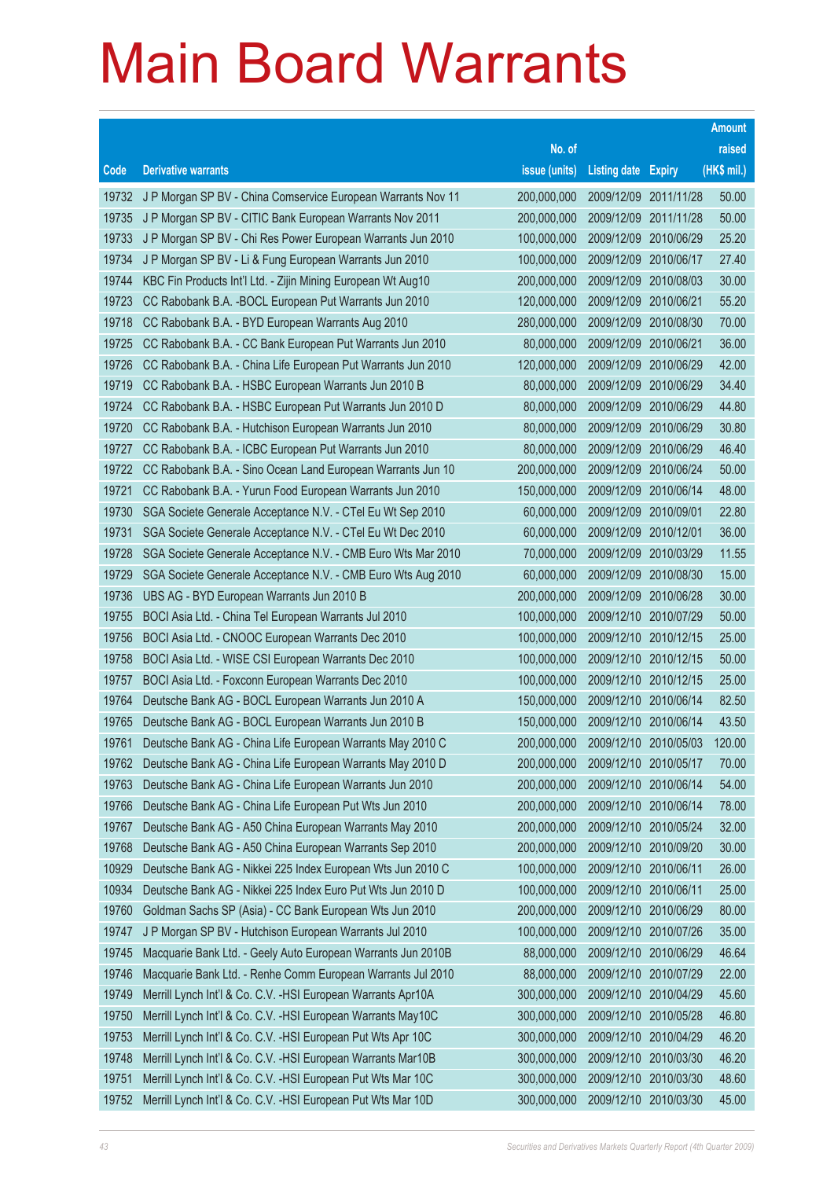# Main Board Warrants

| Code | Derivative warrants | No. of issue (units) | Listing date | Expiry | Amount raised (HK$ mil.) |
|---|---|---|---|---|---|
| 19732 | J P Morgan SP BV - China Comservice European Warrants Nov 11 | 200,000,000 | 2009/12/09 | 2011/11/28 | 50.00 |
| 19735 | J P Morgan SP BV - CITIC Bank European Warrants Nov 2011 | 200,000,000 | 2009/12/09 | 2011/11/28 | 50.00 |
| 19733 | J P Morgan SP BV - Chi Res Power European Warrants Jun 2010 | 100,000,000 | 2009/12/09 | 2010/06/29 | 25.20 |
| 19734 | J P Morgan SP BV - Li & Fung European Warrants Jun 2010 | 100,000,000 | 2009/12/09 | 2010/06/17 | 27.40 |
| 19744 | KBC Fin Products Int'l Ltd. - Zijin Mining European Wt Aug10 | 200,000,000 | 2009/12/09 | 2010/08/03 | 30.00 |
| 19723 | CC Rabobank B.A. -BOCL European Put Warrants Jun 2010 | 120,000,000 | 2009/12/09 | 2010/06/21 | 55.20 |
| 19718 | CC Rabobank B.A. - BYD European Warrants Aug 2010 | 280,000,000 | 2009/12/09 | 2010/08/30 | 70.00 |
| 19725 | CC Rabobank B.A. - CC Bank European Put Warrants Jun 2010 | 80,000,000 | 2009/12/09 | 2010/06/21 | 36.00 |
| 19726 | CC Rabobank B.A. - China Life European Put Warrants Jun 2010 | 120,000,000 | 2009/12/09 | 2010/06/29 | 42.00 |
| 19719 | CC Rabobank B.A. - HSBC European Warrants Jun 2010 B | 80,000,000 | 2009/12/09 | 2010/06/29 | 34.40 |
| 19724 | CC Rabobank B.A. - HSBC European Put Warrants Jun 2010 D | 80,000,000 | 2009/12/09 | 2010/06/29 | 44.80 |
| 19720 | CC Rabobank B.A. - Hutchison European Warrants Jun 2010 | 80,000,000 | 2009/12/09 | 2010/06/29 | 30.80 |
| 19727 | CC Rabobank B.A. - ICBC European Put Warrants Jun 2010 | 80,000,000 | 2009/12/09 | 2010/06/29 | 46.40 |
| 19722 | CC Rabobank B.A. - Sino Ocean Land European Warrants Jun 10 | 200,000,000 | 2009/12/09 | 2010/06/24 | 50.00 |
| 19721 | CC Rabobank B.A. - Yurun Food European Warrants Jun 2010 | 150,000,000 | 2009/12/09 | 2010/06/14 | 48.00 |
| 19730 | SGA Societe Generale Acceptance N.V. - CTel Eu Wt Sep 2010 | 60,000,000 | 2009/12/09 | 2010/09/01 | 22.80 |
| 19731 | SGA Societe Generale Acceptance N.V. - CTel Eu Wt Dec 2010 | 60,000,000 | 2009/12/09 | 2010/12/01 | 36.00 |
| 19728 | SGA Societe Generale Acceptance N.V. - CMB Euro Wts Mar 2010 | 70,000,000 | 2009/12/09 | 2010/03/29 | 11.55 |
| 19729 | SGA Societe Generale Acceptance N.V. - CMB Euro Wts Aug 2010 | 60,000,000 | 2009/12/09 | 2010/08/30 | 15.00 |
| 19736 | UBS AG - BYD European Warrants Jun 2010 B | 200,000,000 | 2009/12/09 | 2010/06/28 | 30.00 |
| 19755 | BOCI Asia Ltd. - China Tel European Warrants Jul 2010 | 100,000,000 | 2009/12/10 | 2010/07/29 | 50.00 |
| 19756 | BOCI Asia Ltd. - CNOOC European Warrants Dec 2010 | 100,000,000 | 2009/12/10 | 2010/12/15 | 25.00 |
| 19758 | BOCI Asia Ltd. - WISE CSI European Warrants Dec 2010 | 100,000,000 | 2009/12/10 | 2010/12/15 | 50.00 |
| 19757 | BOCI Asia Ltd. - Foxconn European Warrants Dec 2010 | 100,000,000 | 2009/12/10 | 2010/12/15 | 25.00 |
| 19764 | Deutsche Bank AG - BOCL European Warrants Jun 2010 A | 150,000,000 | 2009/12/10 | 2010/06/14 | 82.50 |
| 19765 | Deutsche Bank AG - BOCL European Warrants Jun 2010 B | 150,000,000 | 2009/12/10 | 2010/06/14 | 43.50 |
| 19761 | Deutsche Bank AG - China Life European Warrants May 2010 C | 200,000,000 | 2009/12/10 | 2010/05/03 | 120.00 |
| 19762 | Deutsche Bank AG - China Life European Warrants May 2010 D | 200,000,000 | 2009/12/10 | 2010/05/17 | 70.00 |
| 19763 | Deutsche Bank AG - China Life European Warrants Jun 2010 | 200,000,000 | 2009/12/10 | 2010/06/14 | 54.00 |
| 19766 | Deutsche Bank AG - China Life European Put Wts Jun 2010 | 200,000,000 | 2009/12/10 | 2010/06/14 | 78.00 |
| 19767 | Deutsche Bank AG - A50 China European Warrants May 2010 | 200,000,000 | 2009/12/10 | 2010/05/24 | 32.00 |
| 19768 | Deutsche Bank AG - A50 China European Warrants Sep 2010 | 200,000,000 | 2009/12/10 | 2010/09/20 | 30.00 |
| 10929 | Deutsche Bank AG - Nikkei 225 Index European Wts Jun 2010 C | 100,000,000 | 2009/12/10 | 2010/06/11 | 26.00 |
| 10934 | Deutsche Bank AG - Nikkei 225 Index Euro Put Wts Jun 2010 D | 100,000,000 | 2009/12/10 | 2010/06/11 | 25.00 |
| 19760 | Goldman Sachs SP (Asia) - CC Bank European Wts Jun 2010 | 200,000,000 | 2009/12/10 | 2010/06/29 | 80.00 |
| 19747 | J P Morgan SP BV - Hutchison European Warrants Jul 2010 | 100,000,000 | 2009/12/10 | 2010/07/26 | 35.00 |
| 19745 | Macquarie Bank Ltd. - Geely Auto European Warrants Jun 2010B | 88,000,000 | 2009/12/10 | 2010/06/29 | 46.64 |
| 19746 | Macquarie Bank Ltd. - Renhe Comm European Warrants Jul 2010 | 88,000,000 | 2009/12/10 | 2010/07/29 | 22.00 |
| 19749 | Merrill Lynch Int'l & Co. C.V. -HSI European Warrants Apr10A | 300,000,000 | 2009/12/10 | 2010/04/29 | 45.60 |
| 19750 | Merrill Lynch Int'l & Co. C.V. -HSI European Warrants May10C | 300,000,000 | 2009/12/10 | 2010/05/28 | 46.80 |
| 19753 | Merrill Lynch Int'l & Co. C.V. -HSI European Put Wts Apr 10C | 300,000,000 | 2009/12/10 | 2010/04/29 | 46.20 |
| 19748 | Merrill Lynch Int'l & Co. C.V. -HSI European Warrants Mar10B | 300,000,000 | 2009/12/10 | 2010/03/30 | 46.20 |
| 19751 | Merrill Lynch Int'l & Co. C.V. -HSI European Put Wts Mar 10C | 300,000,000 | 2009/12/10 | 2010/03/30 | 48.60 |
| 19752 | Merrill Lynch Int'l & Co. C.V. -HSI European Put Wts Mar 10D | 300,000,000 | 2009/12/10 | 2010/03/30 | 45.00 |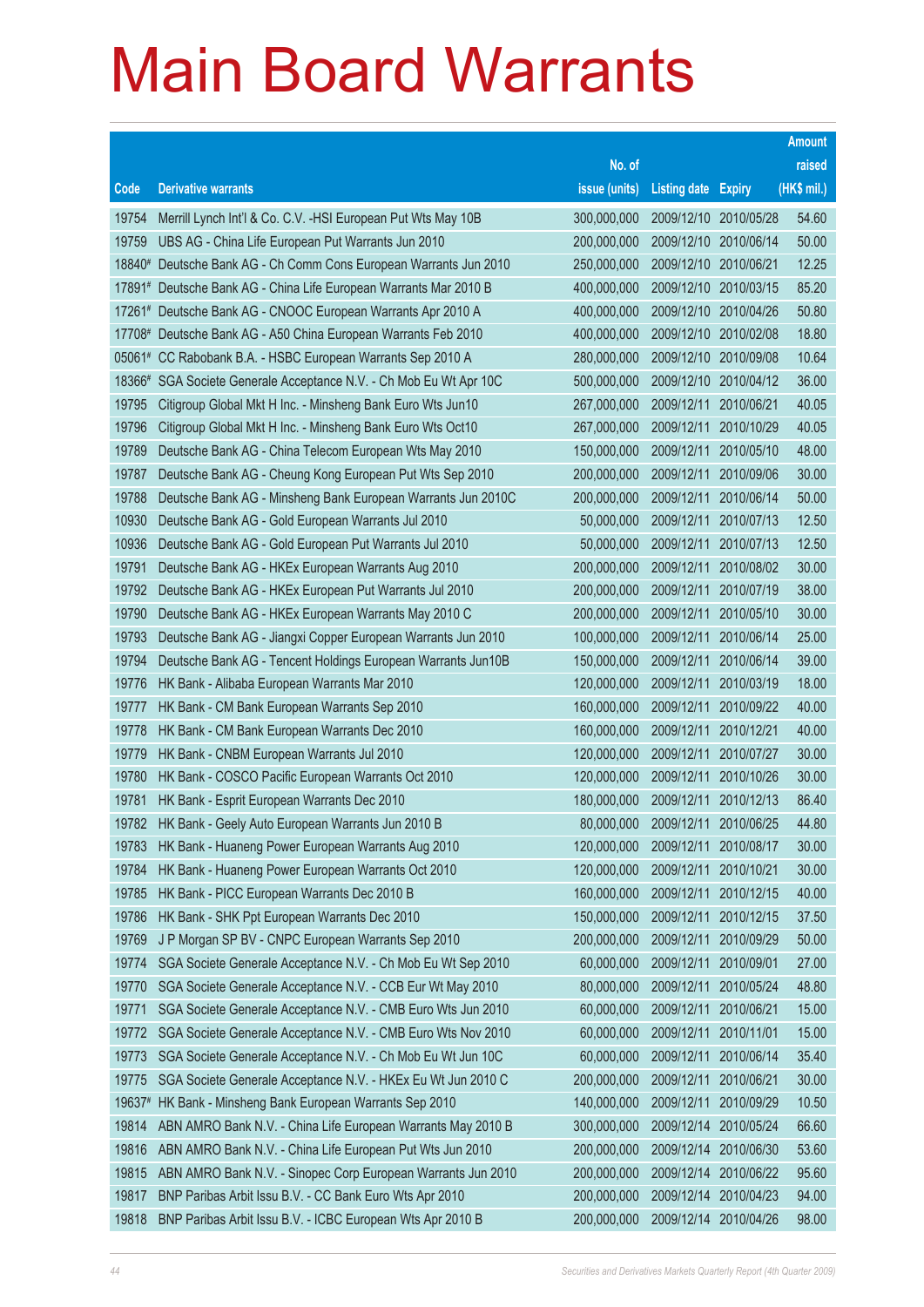# Main Board Warrants

| Code | Derivative warrants | No. of issue (units) | Listing date | Expiry | Amount raised (HK$ mil.) |
|---|---|---|---|---|---|
| 19754 | Merrill Lynch Int'l & Co. C.V. -HSI European Put Wts May 10B | 300,000,000 | 2009/12/10 | 2010/05/28 | 54.60 |
| 19759 | UBS AG - China Life European Put Warrants Jun 2010 | 200,000,000 | 2009/12/10 | 2010/06/14 | 50.00 |
| 18840# | Deutsche Bank AG - Ch Comm Cons European Warrants Jun 2010 | 250,000,000 | 2009/12/10 | 2010/06/21 | 12.25 |
| 17891# | Deutsche Bank AG - China Life European Warrants Mar 2010 B | 400,000,000 | 2009/12/10 | 2010/03/15 | 85.20 |
| 17261# | Deutsche Bank AG - CNOOC European Warrants Apr 2010 A | 400,000,000 | 2009/12/10 | 2010/04/26 | 50.80 |
| 17708# | Deutsche Bank AG - A50 China European Warrants Feb 2010 | 400,000,000 | 2009/12/10 | 2010/02/08 | 18.80 |
| 05061# | CC Rabobank B.A. - HSBC European Warrants Sep 2010 A | 280,000,000 | 2009/12/10 | 2010/09/08 | 10.64 |
| 18366# | SGA Societe Generale Acceptance N.V. - Ch Mob Eu Wt Apr 10C | 500,000,000 | 2009/12/10 | 2010/04/12 | 36.00 |
| 19795 | Citigroup Global Mkt H Inc. - Minsheng Bank Euro Wts Jun10 | 267,000,000 | 2009/12/11 | 2010/06/21 | 40.05 |
| 19796 | Citigroup Global Mkt H Inc. - Minsheng Bank Euro Wts Oct10 | 267,000,000 | 2009/12/11 | 2010/10/29 | 40.05 |
| 19789 | Deutsche Bank AG - China Telecom European Wts May 2010 | 150,000,000 | 2009/12/11 | 2010/05/10 | 48.00 |
| 19787 | Deutsche Bank AG - Cheung Kong European Put Wts Sep 2010 | 200,000,000 | 2009/12/11 | 2010/09/06 | 30.00 |
| 19788 | Deutsche Bank AG - Minsheng Bank European Warrants Jun 2010C | 200,000,000 | 2009/12/11 | 2010/06/14 | 50.00 |
| 10930 | Deutsche Bank AG - Gold European Warrants Jul 2010 | 50,000,000 | 2009/12/11 | 2010/07/13 | 12.50 |
| 10936 | Deutsche Bank AG - Gold European Put Warrants Jul 2010 | 50,000,000 | 2009/12/11 | 2010/07/13 | 12.50 |
| 19791 | Deutsche Bank AG - HKEx European Warrants Aug 2010 | 200,000,000 | 2009/12/11 | 2010/08/02 | 30.00 |
| 19792 | Deutsche Bank AG - HKEx European Put Warrants Jul 2010 | 200,000,000 | 2009/12/11 | 2010/07/19 | 38.00 |
| 19790 | Deutsche Bank AG - HKEx European Warrants May 2010 C | 200,000,000 | 2009/12/11 | 2010/05/10 | 30.00 |
| 19793 | Deutsche Bank AG - Jiangxi Copper European Warrants Jun 2010 | 100,000,000 | 2009/12/11 | 2010/06/14 | 25.00 |
| 19794 | Deutsche Bank AG - Tencent Holdings European Warrants Jun10B | 150,000,000 | 2009/12/11 | 2010/06/14 | 39.00 |
| 19776 | HK Bank - Alibaba European Warrants Mar 2010 | 120,000,000 | 2009/12/11 | 2010/03/19 | 18.00 |
| 19777 | HK Bank - CM Bank European Warrants Sep 2010 | 160,000,000 | 2009/12/11 | 2010/09/22 | 40.00 |
| 19778 | HK Bank - CM Bank European Warrants Dec 2010 | 160,000,000 | 2009/12/11 | 2010/12/21 | 40.00 |
| 19779 | HK Bank - CNBM European Warrants Jul 2010 | 120,000,000 | 2009/12/11 | 2010/07/27 | 30.00 |
| 19780 | HK Bank - COSCO Pacific European Warrants Oct 2010 | 120,000,000 | 2009/12/11 | 2010/10/26 | 30.00 |
| 19781 | HK Bank - Esprit European Warrants Dec 2010 | 180,000,000 | 2009/12/11 | 2010/12/13 | 86.40 |
| 19782 | HK Bank - Geely Auto European Warrants Jun 2010 B | 80,000,000 | 2009/12/11 | 2010/06/25 | 44.80 |
| 19783 | HK Bank - Huaneng Power European Warrants Aug 2010 | 120,000,000 | 2009/12/11 | 2010/08/17 | 30.00 |
| 19784 | HK Bank - Huaneng Power European Warrants Oct 2010 | 120,000,000 | 2009/12/11 | 2010/10/21 | 30.00 |
| 19785 | HK Bank - PICC European Warrants Dec 2010 B | 160,000,000 | 2009/12/11 | 2010/12/15 | 40.00 |
| 19786 | HK Bank - SHK Ppt European Warrants Dec 2010 | 150,000,000 | 2009/12/11 | 2010/12/15 | 37.50 |
| 19769 | J P Morgan SP BV - CNPC European Warrants Sep 2010 | 200,000,000 | 2009/12/11 | 2010/09/29 | 50.00 |
| 19774 | SGA Societe Generale Acceptance N.V. - Ch Mob Eu Wt Sep 2010 | 60,000,000 | 2009/12/11 | 2010/09/01 | 27.00 |
| 19770 | SGA Societe Generale Acceptance N.V. - CCB Eur Wt May 2010 | 80,000,000 | 2009/12/11 | 2010/05/24 | 48.80 |
| 19771 | SGA Societe Generale Acceptance N.V. - CMB Euro Wts Jun 2010 | 60,000,000 | 2009/12/11 | 2010/06/21 | 15.00 |
| 19772 | SGA Societe Generale Acceptance N.V. - CMB Euro Wts Nov 2010 | 60,000,000 | 2009/12/11 | 2010/11/01 | 15.00 |
| 19773 | SGA Societe Generale Acceptance N.V. - Ch Mob Eu Wt Jun 10C | 60,000,000 | 2009/12/11 | 2010/06/14 | 35.40 |
| 19775 | SGA Societe Generale Acceptance N.V. - HKEx Eu Wt Jun 2010 C | 200,000,000 | 2009/12/11 | 2010/06/21 | 30.00 |
| 19637# | HK Bank - Minsheng Bank European Warrants Sep 2010 | 140,000,000 | 2009/12/11 | 2010/09/29 | 10.50 |
| 19814 | ABN AMRO Bank N.V. - China Life European Warrants May 2010 B | 300,000,000 | 2009/12/14 | 2010/05/24 | 66.60 |
| 19816 | ABN AMRO Bank N.V. - China Life European Put Wts Jun 2010 | 200,000,000 | 2009/12/14 | 2010/06/30 | 53.60 |
| 19815 | ABN AMRO Bank N.V. - Sinopec Corp European Warrants Jun 2010 | 200,000,000 | 2009/12/14 | 2010/06/22 | 95.60 |
| 19817 | BNP Paribas Arbit Issu B.V. - CC Bank Euro Wts Apr 2010 | 200,000,000 | 2009/12/14 | 2010/04/23 | 94.00 |
| 19818 | BNP Paribas Arbit Issu B.V. - ICBC European Wts Apr 2010 B | 200,000,000 | 2009/12/14 | 2010/04/26 | 98.00 |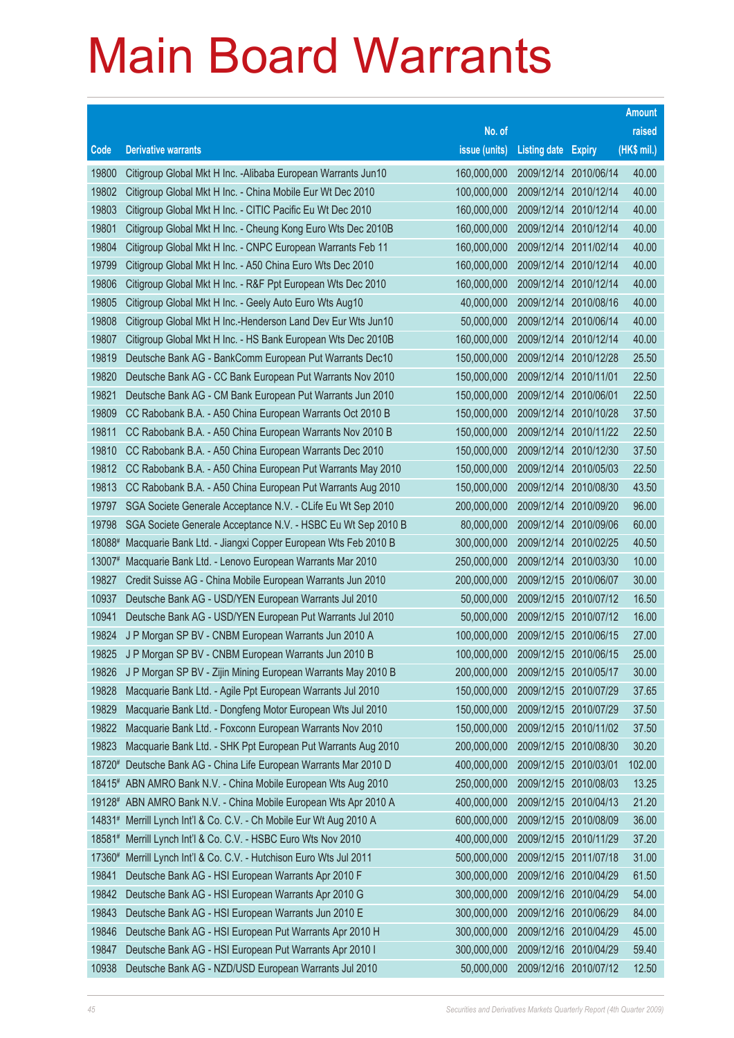# Main Board Warrants

| Code | Derivative warrants | No. of issue (units) | Listing date | Expiry | Amount raised (HK$ mil.) |
|---|---|---|---|---|---|
| 19800 | Citigroup Global Mkt H Inc. -Alibaba European Warrants Jun10 | 160,000,000 | 2009/12/14 | 2010/06/14 | 40.00 |
| 19802 | Citigroup Global Mkt H Inc. - China Mobile Eur Wt Dec 2010 | 100,000,000 | 2009/12/14 | 2010/12/14 | 40.00 |
| 19803 | Citigroup Global Mkt H Inc. - CITIC Pacific Eu Wt Dec 2010 | 160,000,000 | 2009/12/14 | 2010/12/14 | 40.00 |
| 19801 | Citigroup Global Mkt H Inc. - Cheung Kong Euro Wts Dec 2010B | 160,000,000 | 2009/12/14 | 2010/12/14 | 40.00 |
| 19804 | Citigroup Global Mkt H Inc. - CNPC European Warrants Feb 11 | 160,000,000 | 2009/12/14 | 2011/02/14 | 40.00 |
| 19799 | Citigroup Global Mkt H Inc. - A50 China Euro Wts Dec 2010 | 160,000,000 | 2009/12/14 | 2010/12/14 | 40.00 |
| 19806 | Citigroup Global Mkt H Inc. - R&F Ppt European Wts Dec 2010 | 160,000,000 | 2009/12/14 | 2010/12/14 | 40.00 |
| 19805 | Citigroup Global Mkt H Inc. - Geely Auto Euro Wts Aug10 | 40,000,000 | 2009/12/14 | 2010/08/16 | 40.00 |
| 19808 | Citigroup Global Mkt H Inc.-Henderson Land Dev Eur Wts Jun10 | 50,000,000 | 2009/12/14 | 2010/06/14 | 40.00 |
| 19807 | Citigroup Global Mkt H Inc. - HS Bank European Wts Dec 2010B | 160,000,000 | 2009/12/14 | 2010/12/14 | 40.00 |
| 19819 | Deutsche Bank AG - BankComm European Put Warrants Dec10 | 150,000,000 | 2009/12/14 | 2010/12/28 | 25.50 |
| 19820 | Deutsche Bank AG - CC Bank European Put Warrants Nov 2010 | 150,000,000 | 2009/12/14 | 2010/11/01 | 22.50 |
| 19821 | Deutsche Bank AG - CM Bank European Put Warrants Jun 2010 | 150,000,000 | 2009/12/14 | 2010/06/01 | 22.50 |
| 19809 | CC Rabobank B.A. - A50 China European Warrants Oct 2010 B | 150,000,000 | 2009/12/14 | 2010/10/28 | 37.50 |
| 19811 | CC Rabobank B.A. - A50 China European Warrants Nov 2010 B | 150,000,000 | 2009/12/14 | 2010/11/22 | 22.50 |
| 19810 | CC Rabobank B.A. - A50 China European Warrants Dec 2010 | 150,000,000 | 2009/12/14 | 2010/12/30 | 37.50 |
| 19812 | CC Rabobank B.A. - A50 China European Put Warrants May 2010 | 150,000,000 | 2009/12/14 | 2010/05/03 | 22.50 |
| 19813 | CC Rabobank B.A. - A50 China European Put Warrants Aug 2010 | 150,000,000 | 2009/12/14 | 2010/08/30 | 43.50 |
| 19797 | SGA Societe Generale Acceptance N.V. - CLife Eu Wt Sep 2010 | 200,000,000 | 2009/12/14 | 2010/09/20 | 96.00 |
| 19798 | SGA Societe Generale Acceptance N.V. - HSBC Eu Wt Sep 2010 B | 80,000,000 | 2009/12/14 | 2010/09/06 | 60.00 |
| 18088# | Macquarie Bank Ltd. - Jiangxi Copper European Wts Feb 2010 B | 300,000,000 | 2009/12/14 | 2010/02/25 | 40.50 |
| 13007# | Macquarie Bank Ltd. - Lenovo European Warrants Mar 2010 | 250,000,000 | 2009/12/14 | 2010/03/30 | 10.00 |
| 19827 | Credit Suisse AG - China Mobile European Warrants Jun 2010 | 200,000,000 | 2009/12/15 | 2010/06/07 | 30.00 |
| 10937 | Deutsche Bank AG - USD/YEN European Warrants Jul 2010 | 50,000,000 | 2009/12/15 | 2010/07/12 | 16.50 |
| 10941 | Deutsche Bank AG - USD/YEN European Put Warrants Jul 2010 | 50,000,000 | 2009/12/15 | 2010/07/12 | 16.00 |
| 19824 | J P Morgan SP BV - CNBM European Warrants Jun 2010 A | 100,000,000 | 2009/12/15 | 2010/06/15 | 27.00 |
| 19825 | J P Morgan SP BV - CNBM European Warrants Jun 2010 B | 100,000,000 | 2009/12/15 | 2010/06/15 | 25.00 |
| 19826 | J P Morgan SP BV - Zijin Mining European Warrants May 2010 B | 200,000,000 | 2009/12/15 | 2010/05/17 | 30.00 |
| 19828 | Macquarie Bank Ltd. - Agile Ppt European Warrants Jul 2010 | 150,000,000 | 2009/12/15 | 2010/07/29 | 37.65 |
| 19829 | Macquarie Bank Ltd. - Dongfeng Motor European Wts Jul 2010 | 150,000,000 | 2009/12/15 | 2010/07/29 | 37.50 |
| 19822 | Macquarie Bank Ltd. - Foxconn European Warrants Nov 2010 | 150,000,000 | 2009/12/15 | 2010/11/02 | 37.50 |
| 19823 | Macquarie Bank Ltd. - SHK Ppt European Put Warrants Aug 2010 | 200,000,000 | 2009/12/15 | 2010/08/30 | 30.20 |
| 18720# | Deutsche Bank AG - China Life European Warrants Mar 2010 D | 400,000,000 | 2009/12/15 | 2010/03/01 | 102.00 |
| 18415# | ABN AMRO Bank N.V. - China Mobile European Wts Aug 2010 | 250,000,000 | 2009/12/15 | 2010/08/03 | 13.25 |
| 19128# | ABN AMRO Bank N.V. - China Mobile European Wts Apr 2010 A | 400,000,000 | 2009/12/15 | 2010/04/13 | 21.20 |
| 14831# | Merrill Lynch Int'l & Co. C.V. - Ch Mobile Eur Wt Aug 2010 A | 600,000,000 | 2009/12/15 | 2010/08/09 | 36.00 |
| 18581# | Merrill Lynch Int'l & Co. C.V. - HSBC Euro Wts Nov 2010 | 400,000,000 | 2009/12/15 | 2010/11/29 | 37.20 |
| 17360# | Merrill Lynch Int'l & Co. C.V. - Hutchison Euro Wts Jul 2011 | 500,000,000 | 2009/12/15 | 2011/07/18 | 31.00 |
| 19841 | Deutsche Bank AG - HSI European Warrants Apr 2010 F | 300,000,000 | 2009/12/16 | 2010/04/29 | 61.50 |
| 19842 | Deutsche Bank AG - HSI European Warrants Apr 2010 G | 300,000,000 | 2009/12/16 | 2010/04/29 | 54.00 |
| 19843 | Deutsche Bank AG - HSI European Warrants Jun 2010 E | 300,000,000 | 2009/12/16 | 2010/06/29 | 84.00 |
| 19846 | Deutsche Bank AG - HSI European Put Warrants Apr 2010 H | 300,000,000 | 2009/12/16 | 2010/04/29 | 45.00 |
| 19847 | Deutsche Bank AG - HSI European Put Warrants Apr 2010 I | 300,000,000 | 2009/12/16 | 2010/04/29 | 59.40 |
| 10938 | Deutsche Bank AG - NZD/USD European Warrants Jul 2010 | 50,000,000 | 2009/12/16 | 2010/07/12 | 12.50 |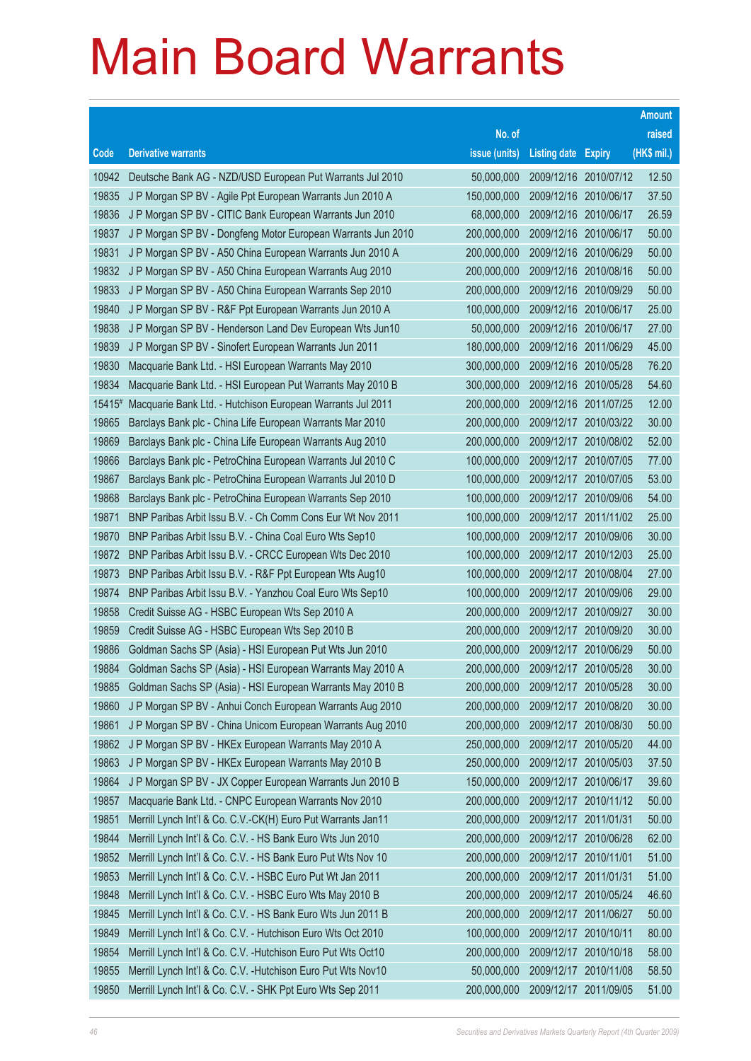# Main Board Warrants

| Code | Derivative warrants | No. of issue (units) | Listing date | Expiry | Amount raised (HK$ mil.) |
|---|---|---|---|---|---|
| 10942 | Deutsche Bank AG - NZD/USD European Put Warrants Jul 2010 | 50,000,000 | 2009/12/16 | 2010/07/12 | 12.50 |
| 19835 | J P Morgan SP BV - Agile Ppt European Warrants Jun 2010 A | 150,000,000 | 2009/12/16 | 2010/06/17 | 37.50 |
| 19836 | J P Morgan SP BV - CITIC Bank European Warrants Jun 2010 | 68,000,000 | 2009/12/16 | 2010/06/17 | 26.59 |
| 19837 | J P Morgan SP BV - Dongfeng Motor European Warrants Jun 2010 | 200,000,000 | 2009/12/16 | 2010/06/17 | 50.00 |
| 19831 | J P Morgan SP BV - A50 China European Warrants Jun 2010 A | 200,000,000 | 2009/12/16 | 2010/06/29 | 50.00 |
| 19832 | J P Morgan SP BV - A50 China European Warrants Aug 2010 | 200,000,000 | 2009/12/16 | 2010/08/16 | 50.00 |
| 19833 | J P Morgan SP BV - A50 China European Warrants Sep 2010 | 200,000,000 | 2009/12/16 | 2010/09/29 | 50.00 |
| 19840 | J P Morgan SP BV - R&F Ppt European Warrants Jun 2010 A | 100,000,000 | 2009/12/16 | 2010/06/17 | 25.00 |
| 19838 | J P Morgan SP BV - Henderson Land Dev European Wts Jun10 | 50,000,000 | 2009/12/16 | 2010/06/17 | 27.00 |
| 19839 | J P Morgan SP BV - Sinofert European Warrants Jun 2011 | 180,000,000 | 2009/12/16 | 2011/06/29 | 45.00 |
| 19830 | Macquarie Bank Ltd. - HSI European Warrants May 2010 | 300,000,000 | 2009/12/16 | 2010/05/28 | 76.20 |
| 19834 | Macquarie Bank Ltd. - HSI European Put Warrants May 2010 B | 300,000,000 | 2009/12/16 | 2010/05/28 | 54.60 |
| 15415# | Macquarie Bank Ltd. - Hutchison European Warrants Jul 2011 | 200,000,000 | 2009/12/16 | 2011/07/25 | 12.00 |
| 19865 | Barclays Bank plc - China Life European Warrants Mar 2010 | 200,000,000 | 2009/12/17 | 2010/03/22 | 30.00 |
| 19869 | Barclays Bank plc - China Life European Warrants Aug 2010 | 200,000,000 | 2009/12/17 | 2010/08/02 | 52.00 |
| 19866 | Barclays Bank plc - PetroChina European Warrants Jul 2010 C | 100,000,000 | 2009/12/17 | 2010/07/05 | 77.00 |
| 19867 | Barclays Bank plc - PetroChina European Warrants Jul 2010 D | 100,000,000 | 2009/12/17 | 2010/07/05 | 53.00 |
| 19868 | Barclays Bank plc - PetroChina European Warrants Sep 2010 | 100,000,000 | 2009/12/17 | 2010/09/06 | 54.00 |
| 19871 | BNP Paribas Arbit Issu B.V. - Ch Comm Cons Eur Wt Nov 2011 | 100,000,000 | 2009/12/17 | 2011/11/02 | 25.00 |
| 19870 | BNP Paribas Arbit Issu B.V. - China Coal Euro Wts Sep10 | 100,000,000 | 2009/12/17 | 2010/09/06 | 30.00 |
| 19872 | BNP Paribas Arbit Issu B.V. - CRCC European Wts Dec 2010 | 100,000,000 | 2009/12/17 | 2010/12/03 | 25.00 |
| 19873 | BNP Paribas Arbit Issu B.V. - R&F Ppt European Wts Aug10 | 100,000,000 | 2009/12/17 | 2010/08/04 | 27.00 |
| 19874 | BNP Paribas Arbit Issu B.V. - Yanzhou Coal Euro Wts Sep10 | 100,000,000 | 2009/12/17 | 2010/09/06 | 29.00 |
| 19858 | Credit Suisse AG - HSBC European Wts Sep 2010 A | 200,000,000 | 2009/12/17 | 2010/09/27 | 30.00 |
| 19859 | Credit Suisse AG - HSBC European Wts Sep 2010 B | 200,000,000 | 2009/12/17 | 2010/09/20 | 30.00 |
| 19886 | Goldman Sachs SP (Asia) - HSI European Put Wts Jun 2010 | 200,000,000 | 2009/12/17 | 2010/06/29 | 50.00 |
| 19884 | Goldman Sachs SP (Asia) - HSI European Warrants May 2010 A | 200,000,000 | 2009/12/17 | 2010/05/28 | 30.00 |
| 19885 | Goldman Sachs SP (Asia) - HSI European Warrants May 2010 B | 200,000,000 | 2009/12/17 | 2010/05/28 | 30.00 |
| 19860 | J P Morgan SP BV - Anhui Conch European Warrants Aug 2010 | 200,000,000 | 2009/12/17 | 2010/08/20 | 30.00 |
| 19861 | J P Morgan SP BV - China Unicom European Warrants Aug 2010 | 200,000,000 | 2009/12/17 | 2010/08/30 | 50.00 |
| 19862 | J P Morgan SP BV - HKEx European Warrants May 2010 A | 250,000,000 | 2009/12/17 | 2010/05/20 | 44.00 |
| 19863 | J P Morgan SP BV - HKEx European Warrants May 2010 B | 250,000,000 | 2009/12/17 | 2010/05/03 | 37.50 |
| 19864 | J P Morgan SP BV - JX Copper European Warrants Jun 2010 B | 150,000,000 | 2009/12/17 | 2010/06/17 | 39.60 |
| 19857 | Macquarie Bank Ltd. - CNPC European Warrants Nov 2010 | 200,000,000 | 2009/12/17 | 2010/11/12 | 50.00 |
| 19851 | Merrill Lynch Int'l & Co. C.V.-CK(H) Euro Put Warrants Jan11 | 200,000,000 | 2009/12/17 | 2011/01/31 | 50.00 |
| 19844 | Merrill Lynch Int'l & Co. C.V. - HS Bank Euro Wts Jun 2010 | 200,000,000 | 2009/12/17 | 2010/06/28 | 62.00 |
| 19852 | Merrill Lynch Int'l & Co. C.V. - HS Bank Euro Put Wts Nov 10 | 200,000,000 | 2009/12/17 | 2010/11/01 | 51.00 |
| 19853 | Merrill Lynch Int'l & Co. C.V. - HSBC Euro Put Wt Jan 2011 | 200,000,000 | 2009/12/17 | 2011/01/31 | 51.00 |
| 19848 | Merrill Lynch Int'l & Co. C.V. - HSBC Euro Wts May 2010 B | 200,000,000 | 2009/12/17 | 2010/05/24 | 46.60 |
| 19845 | Merrill Lynch Int'l & Co. C.V. - HS Bank Euro Wts Jun 2011 B | 200,000,000 | 2009/12/17 | 2011/06/27 | 50.00 |
| 19849 | Merrill Lynch Int'l & Co. C.V. - Hutchison Euro Wts Oct 2010 | 100,000,000 | 2009/12/17 | 2010/10/11 | 80.00 |
| 19854 | Merrill Lynch Int'l & Co. C.V. -Hutchison Euro Put Wts Oct10 | 200,000,000 | 2009/12/17 | 2010/10/18 | 58.00 |
| 19855 | Merrill Lynch Int'l & Co. C.V. -Hutchison Euro Put Wts Nov10 | 50,000,000 | 2009/12/17 | 2010/11/08 | 58.50 |
| 19850 | Merrill Lynch Int'l & Co. C.V. - SHK Ppt Euro Wts Sep 2011 | 200,000,000 | 2009/12/17 | 2011/09/05 | 51.00 |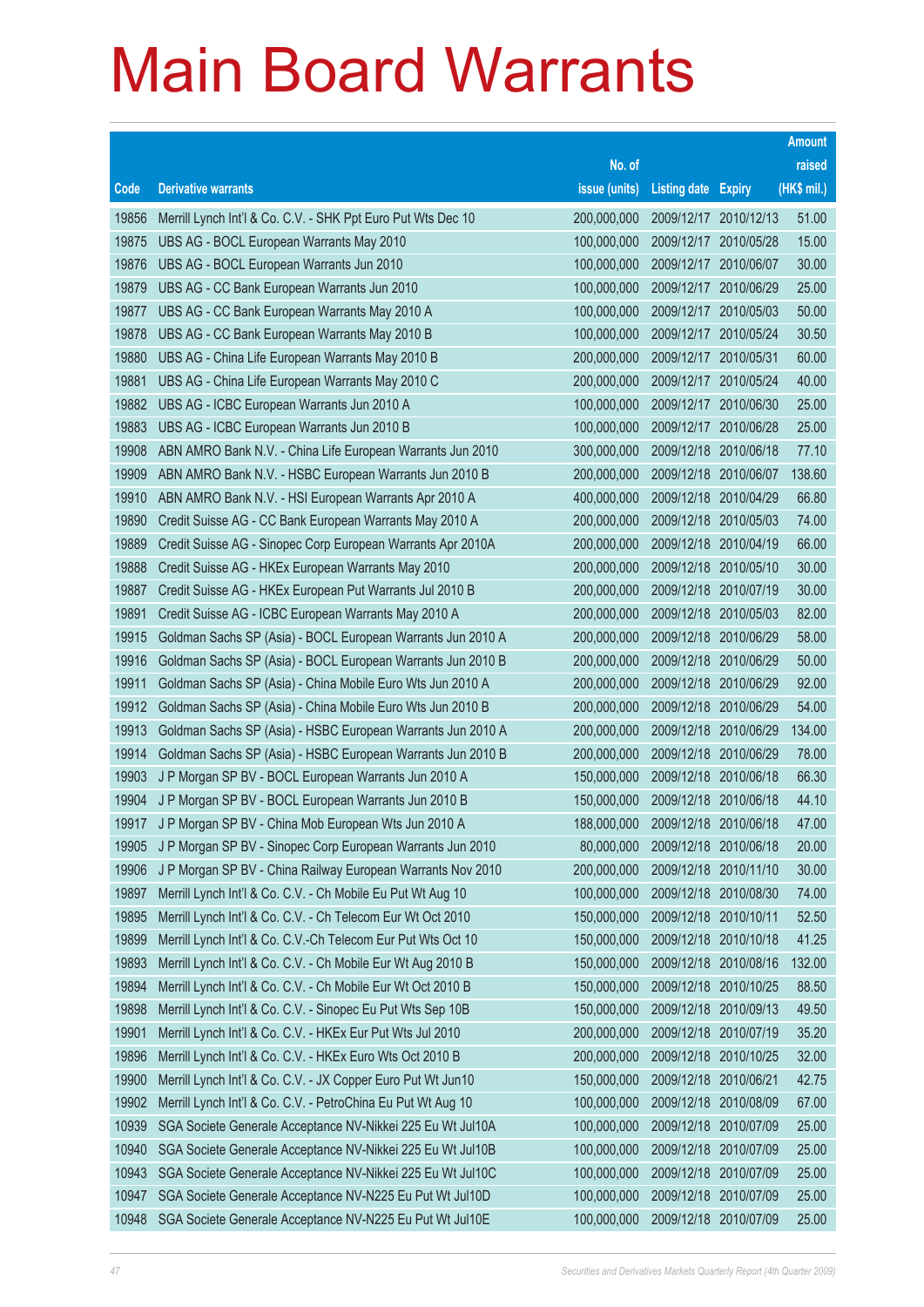# Main Board Warrants

| Code | Derivative warrants | No. of issue (units) | Listing date | Expiry | Amount raised (HK$ mil.) |
|---|---|---|---|---|---|
| 19856 | Merrill Lynch Int'l & Co. C.V. - SHK Ppt Euro Put Wts Dec 10 | 200,000,000 | 2009/12/17 | 2010/12/13 | 51.00 |
| 19875 | UBS AG - BOCL European Warrants May 2010 | 100,000,000 | 2009/12/17 | 2010/05/28 | 15.00 |
| 19876 | UBS AG - BOCL European Warrants Jun 2010 | 100,000,000 | 2009/12/17 | 2010/06/07 | 30.00 |
| 19879 | UBS AG - CC Bank European Warrants Jun 2010 | 100,000,000 | 2009/12/17 | 2010/06/29 | 25.00 |
| 19877 | UBS AG - CC Bank European Warrants May 2010 A | 100,000,000 | 2009/12/17 | 2010/05/03 | 50.00 |
| 19878 | UBS AG - CC Bank European Warrants May 2010 B | 100,000,000 | 2009/12/17 | 2010/05/24 | 30.50 |
| 19880 | UBS AG - China Life European Warrants May 2010 B | 200,000,000 | 2009/12/17 | 2010/05/31 | 60.00 |
| 19881 | UBS AG - China Life European Warrants May 2010 C | 200,000,000 | 2009/12/17 | 2010/05/24 | 40.00 |
| 19882 | UBS AG - ICBC European Warrants Jun 2010 A | 100,000,000 | 2009/12/17 | 2010/06/30 | 25.00 |
| 19883 | UBS AG - ICBC European Warrants Jun 2010 B | 100,000,000 | 2009/12/17 | 2010/06/28 | 25.00 |
| 19908 | ABN AMRO Bank N.V. - China Life European Warrants Jun 2010 | 300,000,000 | 2009/12/18 | 2010/06/18 | 77.10 |
| 19909 | ABN AMRO Bank N.V. - HSBC European Warrants Jun 2010 B | 200,000,000 | 2009/12/18 | 2010/06/07 | 138.60 |
| 19910 | ABN AMRO Bank N.V. - HSI European Warrants Apr 2010 A | 400,000,000 | 2009/12/18 | 2010/04/29 | 66.80 |
| 19890 | Credit Suisse AG - CC Bank European Warrants May 2010 A | 200,000,000 | 2009/12/18 | 2010/05/03 | 74.00 |
| 19889 | Credit Suisse AG - Sinopec Corp European Warrants Apr 2010A | 200,000,000 | 2009/12/18 | 2010/04/19 | 66.00 |
| 19888 | Credit Suisse AG - HKEx European Warrants May 2010 | 200,000,000 | 2009/12/18 | 2010/05/10 | 30.00 |
| 19887 | Credit Suisse AG - HKEx European Put Warrants Jul 2010 B | 200,000,000 | 2009/12/18 | 2010/07/19 | 30.00 |
| 19891 | Credit Suisse AG - ICBC European Warrants May 2010 A | 200,000,000 | 2009/12/18 | 2010/05/03 | 82.00 |
| 19915 | Goldman Sachs SP (Asia) - BOCL European Warrants Jun 2010 A | 200,000,000 | 2009/12/18 | 2010/06/29 | 58.00 |
| 19916 | Goldman Sachs SP (Asia) - BOCL European Warrants Jun 2010 B | 200,000,000 | 2009/12/18 | 2010/06/29 | 50.00 |
| 19911 | Goldman Sachs SP (Asia) - China Mobile Euro Wts Jun 2010 A | 200,000,000 | 2009/12/18 | 2010/06/29 | 92.00 |
| 19912 | Goldman Sachs SP (Asia) - China Mobile Euro Wts Jun 2010 B | 200,000,000 | 2009/12/18 | 2010/06/29 | 54.00 |
| 19913 | Goldman Sachs SP (Asia) - HSBC European Warrants Jun 2010 A | 200,000,000 | 2009/12/18 | 2010/06/29 | 134.00 |
| 19914 | Goldman Sachs SP (Asia) - HSBC European Warrants Jun 2010 B | 200,000,000 | 2009/12/18 | 2010/06/29 | 78.00 |
| 19903 | J P Morgan SP BV - BOCL European Warrants Jun 2010 A | 150,000,000 | 2009/12/18 | 2010/06/18 | 66.30 |
| 19904 | J P Morgan SP BV - BOCL European Warrants Jun 2010 B | 150,000,000 | 2009/12/18 | 2010/06/18 | 44.10 |
| 19917 | J P Morgan SP BV - China Mob European Wts Jun 2010 A | 188,000,000 | 2009/12/18 | 2010/06/18 | 47.00 |
| 19905 | J P Morgan SP BV - Sinopec Corp European Warrants Jun 2010 | 80,000,000 | 2009/12/18 | 2010/06/18 | 20.00 |
| 19906 | J P Morgan SP BV - China Railway European Warrants Nov 2010 | 200,000,000 | 2009/12/18 | 2010/11/10 | 30.00 |
| 19897 | Merrill Lynch Int'l & Co. C.V. - Ch Mobile Eu Put Wt Aug 10 | 100,000,000 | 2009/12/18 | 2010/08/30 | 74.00 |
| 19895 | Merrill Lynch Int'l & Co. C.V. - Ch Telecom Eur Wt Oct 2010 | 150,000,000 | 2009/12/18 | 2010/10/11 | 52.50 |
| 19899 | Merrill Lynch Int'l & Co. C.V.-Ch Telecom Eur Put Wts Oct 10 | 150,000,000 | 2009/12/18 | 2010/10/18 | 41.25 |
| 19893 | Merrill Lynch Int'l & Co. C.V. - Ch Mobile Eur Wt Aug 2010 B | 150,000,000 | 2009/12/18 | 2010/08/16 | 132.00 |
| 19894 | Merrill Lynch Int'l & Co. C.V. - Ch Mobile Eur Wt Oct 2010 B | 150,000,000 | 2009/12/18 | 2010/10/25 | 88.50 |
| 19898 | Merrill Lynch Int'l & Co. C.V. - Sinopec Eu Put Wts Sep 10B | 150,000,000 | 2009/12/18 | 2010/09/13 | 49.50 |
| 19901 | Merrill Lynch Int'l & Co. C.V. - HKEx Eur Put Wts Jul 2010 | 200,000,000 | 2009/12/18 | 2010/07/19 | 35.20 |
| 19896 | Merrill Lynch Int'l & Co. C.V. - HKEx Euro Wts Oct 2010 B | 200,000,000 | 2009/12/18 | 2010/10/25 | 32.00 |
| 19900 | Merrill Lynch Int'l & Co. C.V. - JX Copper Eur Put Wt Jun10 | 150,000,000 | 2009/12/18 | 2010/06/21 | 42.75 |
| 19902 | Merrill Lynch Int'l & Co. C.V. - PetroChina Eu Put Wt Aug 10 | 100,000,000 | 2009/12/18 | 2010/08/09 | 67.00 |
| 10939 | SGA Societe Generale Acceptance NV-Nikkei 225 Eu Wt Jul10A | 100,000,000 | 2009/12/18 | 2010/07/09 | 25.00 |
| 10940 | SGA Societe Generale Acceptance NV-Nikkei 225 Eu Wt Jul10B | 100,000,000 | 2009/12/18 | 2010/07/09 | 25.00 |
| 10943 | SGA Societe Generale Acceptance NV-Nikkei 225 Eu Wt Jul10C | 100,000,000 | 2009/12/18 | 2010/07/09 | 25.00 |
| 10947 | SGA Societe Generale Acceptance NV-N225 Eu Put Wt Jul10D | 100,000,000 | 2009/12/18 | 2010/07/09 | 25.00 |
| 10948 | SGA Societe Generale Acceptance NV-N225 Eu Put Wt Jul10E | 100,000,000 | 2009/12/18 | 2010/07/09 | 25.00 |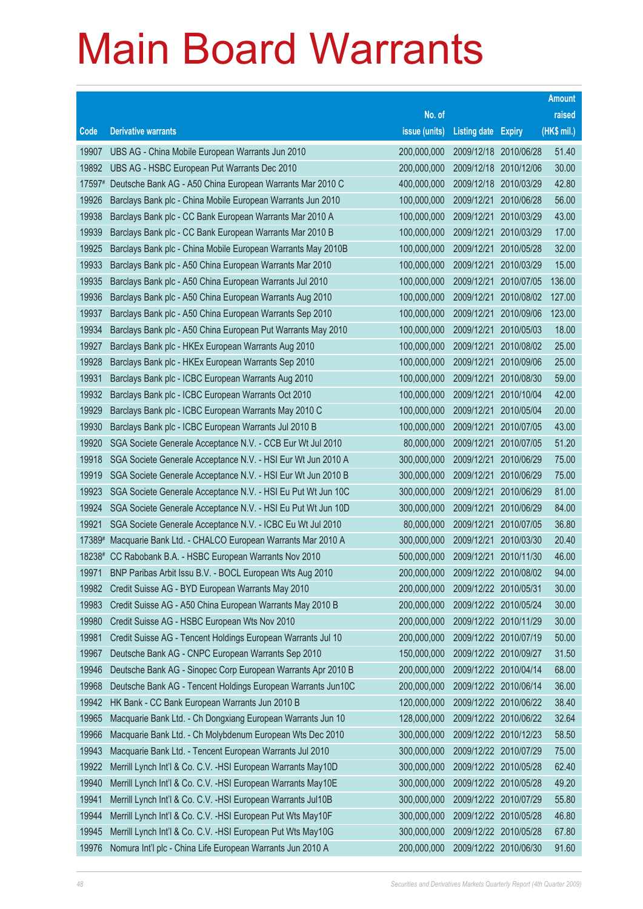# Main Board Warrants

| Code | Derivative warrants | No. of issue (units) | Listing date | Expiry | Amount raised (HK$ mil.) |
|---|---|---|---|---|---|
| 19907 | UBS AG - China Mobile European Warrants Jun 2010 | 200,000,000 | 2009/12/18 | 2010/06/28 | 51.40 |
| 19892 | UBS AG - HSBC European Put Warrants Dec 2010 | 200,000,000 | 2009/12/18 | 2010/12/06 | 30.00 |
| 17597# | Deutsche Bank AG - A50 China European Warrants Mar 2010 C | 400,000,000 | 2009/12/18 | 2010/03/29 | 42.80 |
| 19926 | Barclays Bank plc - China Mobile European Warrants Jun 2010 | 100,000,000 | 2009/12/21 | 2010/06/28 | 56.00 |
| 19938 | Barclays Bank plc - CC Bank European Warrants Mar 2010 A | 100,000,000 | 2009/12/21 | 2010/03/29 | 43.00 |
| 19939 | Barclays Bank plc - CC Bank European Warrants Mar 2010 B | 100,000,000 | 2009/12/21 | 2010/03/29 | 17.00 |
| 19925 | Barclays Bank plc - China Mobile European Warrants May 2010B | 100,000,000 | 2009/12/21 | 2010/05/28 | 32.00 |
| 19933 | Barclays Bank plc - A50 China European Warrants Mar 2010 | 100,000,000 | 2009/12/21 | 2010/03/29 | 15.00 |
| 19935 | Barclays Bank plc - A50 China European Warrants Jul 2010 | 100,000,000 | 2009/12/21 | 2010/07/05 | 136.00 |
| 19936 | Barclays Bank plc - A50 China European Warrants Aug 2010 | 100,000,000 | 2009/12/21 | 2010/08/02 | 127.00 |
| 19937 | Barclays Bank plc - A50 China European Warrants Sep 2010 | 100,000,000 | 2009/12/21 | 2010/09/06 | 123.00 |
| 19934 | Barclays Bank plc - A50 China European Put Warrants May 2010 | 100,000,000 | 2009/12/21 | 2010/05/03 | 18.00 |
| 19927 | Barclays Bank plc - HKEx European Warrants Aug 2010 | 100,000,000 | 2009/12/21 | 2010/08/02 | 25.00 |
| 19928 | Barclays Bank plc - HKEx European Warrants Sep 2010 | 100,000,000 | 2009/12/21 | 2010/09/06 | 25.00 |
| 19931 | Barclays Bank plc - ICBC European Warrants Aug 2010 | 100,000,000 | 2009/12/21 | 2010/08/30 | 59.00 |
| 19932 | Barclays Bank plc - ICBC European Warrants Oct 2010 | 100,000,000 | 2009/12/21 | 2010/10/04 | 42.00 |
| 19929 | Barclays Bank plc - ICBC European Warrants May 2010 C | 100,000,000 | 2009/12/21 | 2010/05/04 | 20.00 |
| 19930 | Barclays Bank plc - ICBC European Warrants Jul 2010 B | 100,000,000 | 2009/12/21 | 2010/07/05 | 43.00 |
| 19920 | SGA Societe Generale Acceptance N.V. - CCB Eur Wt Jul 2010 | 80,000,000 | 2009/12/21 | 2010/07/05 | 51.20 |
| 19918 | SGA Societe Generale Acceptance N.V. - HSI Eur Wt Jun 2010 A | 300,000,000 | 2009/12/21 | 2010/06/29 | 75.00 |
| 19919 | SGA Societe Generale Acceptance N.V. - HSI Eur Wt Jun 2010 B | 300,000,000 | 2009/12/21 | 2010/06/29 | 75.00 |
| 19923 | SGA Societe Generale Acceptance N.V. - HSI Eu Put Wt Jun 10C | 300,000,000 | 2009/12/21 | 2010/06/29 | 81.00 |
| 19924 | SGA Societe Generale Acceptance N.V. - HSI Eu Put Wt Jun 10D | 300,000,000 | 2009/12/21 | 2010/06/29 | 84.00 |
| 19921 | SGA Societe Generale Acceptance N.V. - ICBC Eu Wt Jul 2010 | 80,000,000 | 2009/12/21 | 2010/07/05 | 36.80 |
| 17389# | Macquarie Bank Ltd. - CHALCO European Warrants Mar 2010 A | 300,000,000 | 2009/12/21 | 2010/03/30 | 20.40 |
| 18238# | CC Rabobank B.A. - HSBC European Warrants Nov 2010 | 500,000,000 | 2009/12/21 | 2010/11/30 | 46.00 |
| 19971 | BNP Paribas Arbit Issu B.V. - BOCL European Wts Aug 2010 | 200,000,000 | 2009/12/22 | 2010/08/02 | 94.00 |
| 19982 | Credit Suisse AG - BYD European Warrants May 2010 | 200,000,000 | 2009/12/22 | 2010/05/31 | 30.00 |
| 19983 | Credit Suisse AG - A50 China European Warrants May 2010 B | 200,000,000 | 2009/12/22 | 2010/05/24 | 30.00 |
| 19980 | Credit Suisse AG - HSBC European Wts Nov 2010 | 200,000,000 | 2009/12/22 | 2010/11/29 | 30.00 |
| 19981 | Credit Suisse AG - Tencent Holdings European Warrants Jul 10 | 200,000,000 | 2009/12/22 | 2010/07/19 | 50.00 |
| 19967 | Deutsche Bank AG - CNPC European Warrants Sep 2010 | 150,000,000 | 2009/12/22 | 2010/09/27 | 31.50 |
| 19946 | Deutsche Bank AG - Sinopec Corp European Warrants Apr 2010 B | 200,000,000 | 2009/12/22 | 2010/04/14 | 68.00 |
| 19968 | Deutsche Bank AG - Tencent Holdings European Warrants Jun10C | 200,000,000 | 2009/12/22 | 2010/06/14 | 36.00 |
| 19942 | HK Bank - CC Bank European Warrants Jun 2010 B | 120,000,000 | 2009/12/22 | 2010/06/22 | 38.40 |
| 19965 | Macquarie Bank Ltd. - Ch Dongxiang European Warrants Jun 10 | 128,000,000 | 2009/12/22 | 2010/06/22 | 32.64 |
| 19966 | Macquarie Bank Ltd. - Ch Molybdenum European Wts Dec 2010 | 300,000,000 | 2009/12/22 | 2010/12/23 | 58.50 |
| 19943 | Macquarie Bank Ltd. - Tencent European Warrants Jul 2010 | 300,000,000 | 2009/12/22 | 2010/07/29 | 75.00 |
| 19922 | Merrill Lynch Int'l & Co. C.V. -HSI European Warrants May10D | 300,000,000 | 2009/12/22 | 2010/05/28 | 62.40 |
| 19940 | Merrill Lynch Int'l & Co. C.V. -HSI European Warrants May10E | 300,000,000 | 2009/12/22 | 2010/05/28 | 49.20 |
| 19941 | Merrill Lynch Int'l & Co. C.V. -HSI European Warrants Jul10B | 300,000,000 | 2009/12/22 | 2010/07/29 | 55.80 |
| 19944 | Merrill Lynch Int'l & Co. C.V. -HSI European Put Wts May10F | 300,000,000 | 2009/12/22 | 2010/05/28 | 46.80 |
| 19945 | Merrill Lynch Int'l & Co. C.V. -HSI European Put Wts May10G | 300,000,000 | 2009/12/22 | 2010/05/28 | 67.80 |
| 19976 | Nomura Int'l plc - China Life European Warrants Jun 2010 A | 200,000,000 | 2009/12/22 | 2010/06/30 | 91.60 |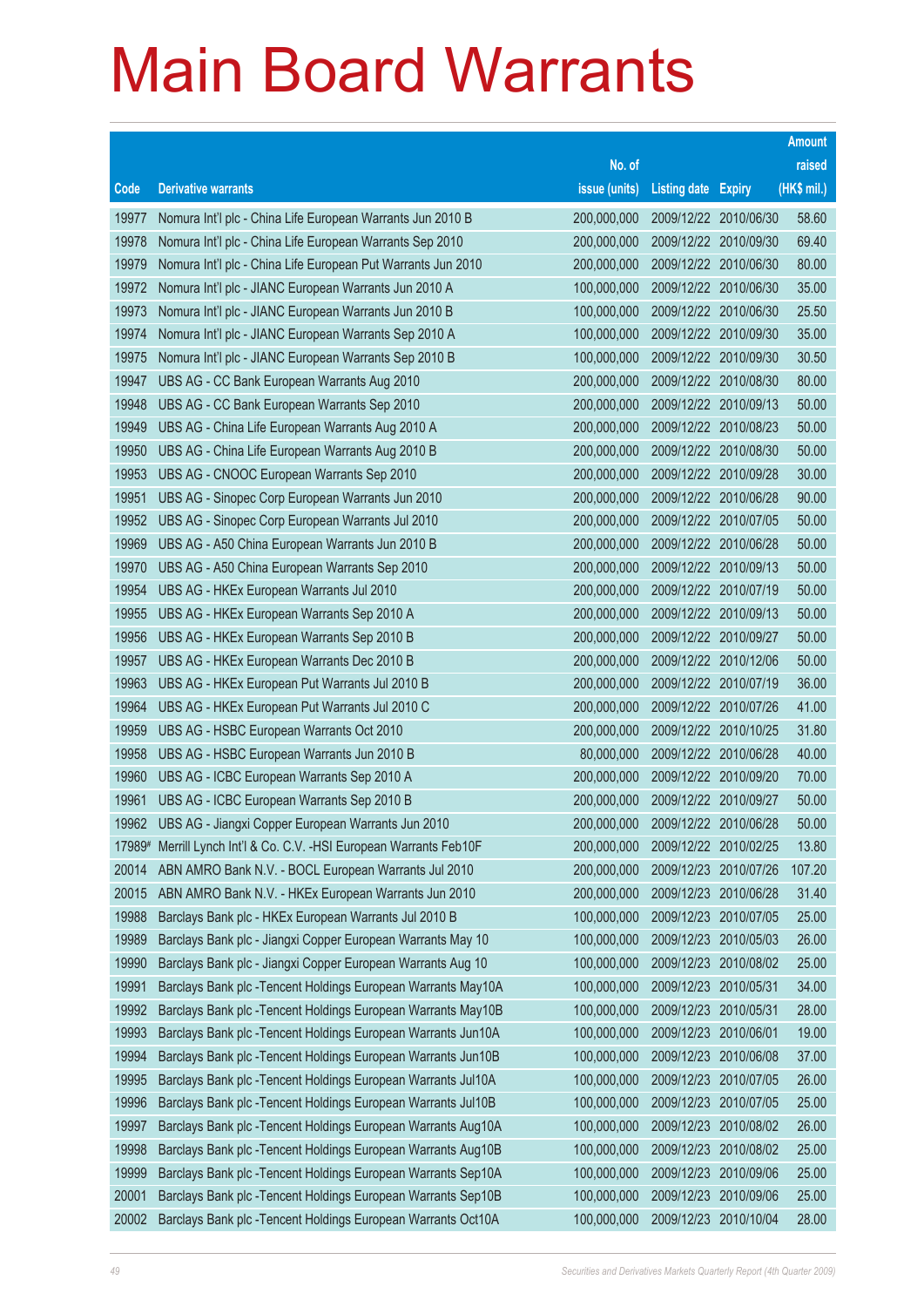# Main Board Warrants

| Code | Derivative warrants | No. of issue (units) | Listing date | Expiry | Amount raised (HK$ mil.) |
|---|---|---|---|---|---|
| 19977 | Nomura Int'l plc - China Life European Warrants Jun 2010 B | 200,000,000 | 2009/12/22 | 2010/06/30 | 58.60 |
| 19978 | Nomura Int'l plc - China Life European Warrants Sep 2010 | 200,000,000 | 2009/12/22 | 2010/09/30 | 69.40 |
| 19979 | Nomura Int'l plc - China Life European Put Warrants Jun 2010 | 200,000,000 | 2009/12/22 | 2010/06/30 | 80.00 |
| 19972 | Nomura Int'l plc - JIANC European Warrants Jun 2010 A | 100,000,000 | 2009/12/22 | 2010/06/30 | 35.00 |
| 19973 | Nomura Int'l plc - JIANC European Warrants Jun 2010 B | 100,000,000 | 2009/12/22 | 2010/06/30 | 25.50 |
| 19974 | Nomura Int'l plc - JIANC European Warrants Sep 2010 A | 100,000,000 | 2009/12/22 | 2010/09/30 | 35.00 |
| 19975 | Nomura Int'l plc - JIANC European Warrants Sep 2010 B | 100,000,000 | 2009/12/22 | 2010/09/30 | 30.50 |
| 19947 | UBS AG - CC Bank European Warrants Aug 2010 | 200,000,000 | 2009/12/22 | 2010/08/30 | 80.00 |
| 19948 | UBS AG - CC Bank European Warrants Sep 2010 | 200,000,000 | 2009/12/22 | 2010/09/13 | 50.00 |
| 19949 | UBS AG - China Life European Warrants Aug 2010 A | 200,000,000 | 2009/12/22 | 2010/08/23 | 50.00 |
| 19950 | UBS AG - China Life European Warrants Aug 2010 B | 200,000,000 | 2009/12/22 | 2010/08/30 | 50.00 |
| 19953 | UBS AG - CNOOC European Warrants Sep 2010 | 200,000,000 | 2009/12/22 | 2010/09/28 | 30.00 |
| 19951 | UBS AG - Sinopec Corp European Warrants Jun 2010 | 200,000,000 | 2009/12/22 | 2010/06/28 | 90.00 |
| 19952 | UBS AG - Sinopec Corp European Warrants Jul 2010 | 200,000,000 | 2009/12/22 | 2010/07/05 | 50.00 |
| 19969 | UBS AG - A50 China European Warrants Jun 2010 B | 200,000,000 | 2009/12/22 | 2010/06/28 | 50.00 |
| 19970 | UBS AG - A50 China European Warrants Sep 2010 | 200,000,000 | 2009/12/22 | 2010/09/13 | 50.00 |
| 19954 | UBS AG - HKEx European Warrants Jul 2010 | 200,000,000 | 2009/12/22 | 2010/07/19 | 50.00 |
| 19955 | UBS AG - HKEx European Warrants Sep 2010 A | 200,000,000 | 2009/12/22 | 2010/09/13 | 50.00 |
| 19956 | UBS AG - HKEx European Warrants Sep 2010 B | 200,000,000 | 2009/12/22 | 2010/09/27 | 50.00 |
| 19957 | UBS AG - HKEx European Warrants Dec 2010 B | 200,000,000 | 2009/12/22 | 2010/12/06 | 50.00 |
| 19963 | UBS AG - HKEx European Put Warrants Jul 2010 B | 200,000,000 | 2009/12/22 | 2010/07/19 | 36.00 |
| 19964 | UBS AG - HKEx European Put Warrants Jul 2010 C | 200,000,000 | 2009/12/22 | 2010/07/26 | 41.00 |
| 19959 | UBS AG - HSBC European Warrants Oct 2010 | 200,000,000 | 2009/12/22 | 2010/10/25 | 31.80 |
| 19958 | UBS AG - HSBC European Warrants Jun 2010 B | 80,000,000 | 2009/12/22 | 2010/06/28 | 40.00 |
| 19960 | UBS AG - ICBC European Warrants Sep 2010 A | 200,000,000 | 2009/12/22 | 2010/09/20 | 70.00 |
| 19961 | UBS AG - ICBC European Warrants Sep 2010 B | 200,000,000 | 2009/12/22 | 2010/09/27 | 50.00 |
| 19962 | UBS AG - Jiangxi Copper European Warrants Jun 2010 | 200,000,000 | 2009/12/22 | 2010/06/28 | 50.00 |
| 17989# | Merrill Lynch Int'l & Co. C.V. -HSI European Warrants Feb10F | 200,000,000 | 2009/12/22 | 2010/02/25 | 13.80 |
| 20014 | ABN AMRO Bank N.V. - BOCL European Warrants Jul 2010 | 200,000,000 | 2009/12/23 | 2010/07/26 | 107.20 |
| 20015 | ABN AMRO Bank N.V. - HKEx European Warrants Jun 2010 | 200,000,000 | 2009/12/23 | 2010/06/28 | 31.40 |
| 19988 | Barclays Bank plc - HKEx European Warrants Jul 2010 B | 100,000,000 | 2009/12/23 | 2010/07/05 | 25.00 |
| 19989 | Barclays Bank plc - Jiangxi Copper European Warrants May 10 | 100,000,000 | 2009/12/23 | 2010/05/03 | 26.00 |
| 19990 | Barclays Bank plc - Jiangxi Copper European Warrants Aug 10 | 100,000,000 | 2009/12/23 | 2010/08/02 | 25.00 |
| 19991 | Barclays Bank plc -Tencent Holdings European Warrants May10A | 100,000,000 | 2009/12/23 | 2010/05/31 | 34.00 |
| 19992 | Barclays Bank plc -Tencent Holdings European Warrants May10B | 100,000,000 | 2009/12/23 | 2010/05/31 | 28.00 |
| 19993 | Barclays Bank plc -Tencent Holdings European Warrants Jun10A | 100,000,000 | 2009/12/23 | 2010/06/01 | 19.00 |
| 19994 | Barclays Bank plc -Tencent Holdings European Warrants Jun10B | 100,000,000 | 2009/12/23 | 2010/06/08 | 37.00 |
| 19995 | Barclays Bank plc -Tencent Holdings European Warrants Jul10A | 100,000,000 | 2009/12/23 | 2010/07/05 | 26.00 |
| 19996 | Barclays Bank plc -Tencent Holdings European Warrants Jul10B | 100,000,000 | 2009/12/23 | 2010/07/05 | 25.00 |
| 19997 | Barclays Bank plc -Tencent Holdings European Warrants Aug10A | 100,000,000 | 2009/12/23 | 2010/08/02 | 26.00 |
| 19998 | Barclays Bank plc -Tencent Holdings European Warrants Aug10B | 100,000,000 | 2009/12/23 | 2010/08/02 | 25.00 |
| 19999 | Barclays Bank plc -Tencent Holdings European Warrants Sep10A | 100,000,000 | 2009/12/23 | 2010/09/06 | 25.00 |
| 20001 | Barclays Bank plc -Tencent Holdings European Warrants Sep10B | 100,000,000 | 2009/12/23 | 2010/09/06 | 25.00 |
| 20002 | Barclays Bank plc -Tencent Holdings European Warrants Oct10A | 100,000,000 | 2009/12/23 | 2010/10/04 | 28.00 |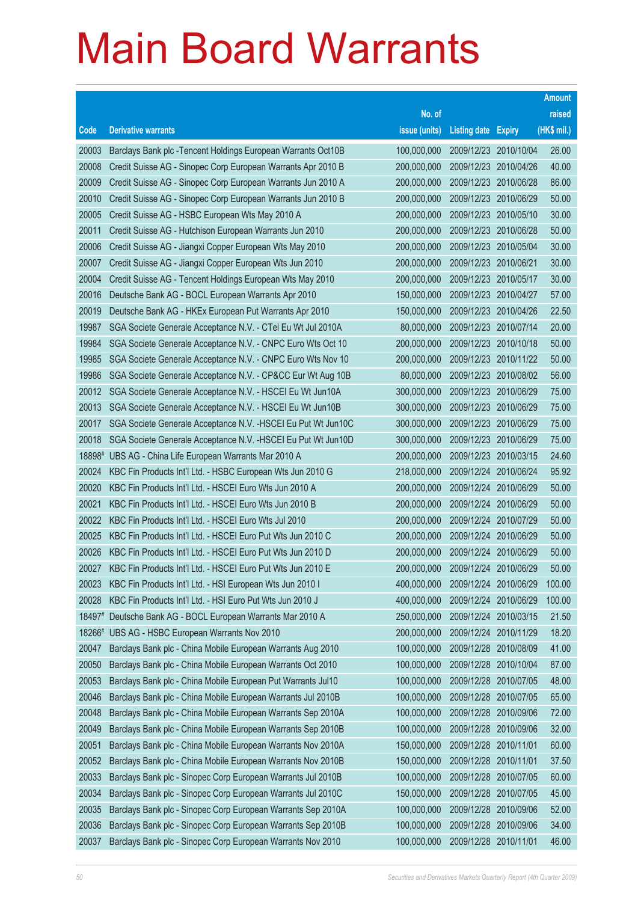# Main Board Warrants

| Code | Derivative warrants | No. of issue (units) | Listing date | Expiry | Amount raised (HK$ mil.) |
|---|---|---|---|---|---|
| 20003 | Barclays Bank plc -Tencent Holdings European Warrants Oct10B | 100,000,000 | 2009/12/23 | 2010/10/04 | 26.00 |
| 20008 | Credit Suisse AG - Sinopec Corp European Warrants Apr 2010 B | 200,000,000 | 2009/12/23 | 2010/04/26 | 40.00 |
| 20009 | Credit Suisse AG - Sinopec Corp European Warrants Jun 2010 A | 200,000,000 | 2009/12/23 | 2010/06/28 | 86.00 |
| 20010 | Credit Suisse AG - Sinopec Corp European Warrants Jun 2010 B | 200,000,000 | 2009/12/23 | 2010/06/29 | 50.00 |
| 20005 | Credit Suisse AG - HSBC European Wts May 2010 A | 200,000,000 | 2009/12/23 | 2010/05/10 | 30.00 |
| 20011 | Credit Suisse AG - Hutchison European Warrants Jun 2010 | 200,000,000 | 2009/12/23 | 2010/06/28 | 50.00 |
| 20006 | Credit Suisse AG - Jiangxi Copper European Wts May 2010 | 200,000,000 | 2009/12/23 | 2010/05/04 | 30.00 |
| 20007 | Credit Suisse AG - Jiangxi Copper European Wts Jun 2010 | 200,000,000 | 2009/12/23 | 2010/06/21 | 30.00 |
| 20004 | Credit Suisse AG - Tencent Holdings European Wts May 2010 | 200,000,000 | 2009/12/23 | 2010/05/17 | 30.00 |
| 20016 | Deutsche Bank AG - BOCL European Warrants Apr 2010 | 150,000,000 | 2009/12/23 | 2010/04/27 | 57.00 |
| 20019 | Deutsche Bank AG - HKEx European Put Warrants Apr 2010 | 150,000,000 | 2009/12/23 | 2010/04/26 | 22.50 |
| 19987 | SGA Societe Generale Acceptance N.V. - CTel Eu Wt Jul 2010A | 80,000,000 | 2009/12/23 | 2010/07/14 | 20.00 |
| 19984 | SGA Societe Generale Acceptance N.V. - CNPC Euro Wts Oct 10 | 200,000,000 | 2009/12/23 | 2010/10/18 | 50.00 |
| 19985 | SGA Societe Generale Acceptance N.V. - CNPC Euro Wts Nov 10 | 200,000,000 | 2009/12/23 | 2010/11/22 | 50.00 |
| 19986 | SGA Societe Generale Acceptance N.V. - CP&CC Eur Wt Aug 10B | 80,000,000 | 2009/12/23 | 2010/08/02 | 56.00 |
| 20012 | SGA Societe Generale Acceptance N.V. - HSCEI Eu Wt Jun10A | 300,000,000 | 2009/12/23 | 2010/06/29 | 75.00 |
| 20013 | SGA Societe Generale Acceptance N.V. - HSCEI Eu Wt Jun10B | 300,000,000 | 2009/12/23 | 2010/06/29 | 75.00 |
| 20017 | SGA Societe Generale Acceptance N.V. -HSCEI Eu Put Wt Jun10C | 300,000,000 | 2009/12/23 | 2010/06/29 | 75.00 |
| 20018 | SGA Societe Generale Acceptance N.V. -HSCEI Eu Put Wt Jun10D | 300,000,000 | 2009/12/23 | 2010/06/29 | 75.00 |
| 18898# | UBS AG - China Life European Warrants Mar 2010 A | 200,000,000 | 2009/12/23 | 2010/03/15 | 24.60 |
| 20024 | KBC Fin Products Int'l Ltd. - HSBC European Wts Jun 2010 G | 218,000,000 | 2009/12/24 | 2010/06/24 | 95.92 |
| 20020 | KBC Fin Products Int'l Ltd. - HSCEI Euro Wts Jun 2010 A | 200,000,000 | 2009/12/24 | 2010/06/29 | 50.00 |
| 20021 | KBC Fin Products Int'l Ltd. - HSCEI Euro Wts Jun 2010 B | 200,000,000 | 2009/12/24 | 2010/06/29 | 50.00 |
| 20022 | KBC Fin Products Int'l Ltd. - HSCEI Euro Wts Jul 2010 | 200,000,000 | 2009/12/24 | 2010/07/29 | 50.00 |
| 20025 | KBC Fin Products Int'l Ltd. - HSCEI Euro Put Wts Jun 2010 C | 200,000,000 | 2009/12/24 | 2010/06/29 | 50.00 |
| 20026 | KBC Fin Products Int'l Ltd. - HSCEI Euro Put Wts Jun 2010 D | 200,000,000 | 2009/12/24 | 2010/06/29 | 50.00 |
| 20027 | KBC Fin Products Int'l Ltd. - HSCEI Euro Put Wts Jun 2010 E | 200,000,000 | 2009/12/24 | 2010/06/29 | 50.00 |
| 20023 | KBC Fin Products Int'l Ltd. - HSI European Wts Jun 2010 I | 400,000,000 | 2009/12/24 | 2010/06/29 | 100.00 |
| 20028 | KBC Fin Products Int'l Ltd. - HSI Euro Put Wts Jun 2010 J | 400,000,000 | 2009/12/24 | 2010/06/29 | 100.00 |
| 18497# | Deutsche Bank AG - BOCL European Warrants Mar 2010 A | 250,000,000 | 2009/12/24 | 2010/03/15 | 21.50 |
| 18266# | UBS AG - HSBC European Warrants Nov 2010 | 200,000,000 | 2009/12/24 | 2010/11/29 | 18.20 |
| 20047 | Barclays Bank plc - China Mobile European Warrants Aug 2010 | 100,000,000 | 2009/12/28 | 2010/08/09 | 41.00 |
| 20050 | Barclays Bank plc - China Mobile European Warrants Oct 2010 | 100,000,000 | 2009/12/28 | 2010/10/04 | 87.00 |
| 20053 | Barclays Bank plc - China Mobile European Put Warrants Jul10 | 100,000,000 | 2009/12/28 | 2010/07/05 | 48.00 |
| 20046 | Barclays Bank plc - China Mobile European Warrants Jul 2010B | 100,000,000 | 2009/12/28 | 2010/07/05 | 65.00 |
| 20048 | Barclays Bank plc - China Mobile European Warrants Sep 2010A | 100,000,000 | 2009/12/28 | 2010/09/06 | 72.00 |
| 20049 | Barclays Bank plc - China Mobile European Warrants Sep 2010B | 100,000,000 | 2009/12/28 | 2010/09/06 | 32.00 |
| 20051 | Barclays Bank plc - China Mobile European Warrants Nov 2010A | 150,000,000 | 2009/12/28 | 2010/11/01 | 60.00 |
| 20052 | Barclays Bank plc - China Mobile European Warrants Nov 2010B | 150,000,000 | 2009/12/28 | 2010/11/01 | 37.50 |
| 20033 | Barclays Bank plc - Sinopec Corp European Warrants Jul 2010B | 100,000,000 | 2009/12/28 | 2010/07/05 | 60.00 |
| 20034 | Barclays Bank plc - Sinopec Corp European Warrants Jul 2010C | 150,000,000 | 2009/12/28 | 2010/07/05 | 45.00 |
| 20035 | Barclays Bank plc - Sinopec Corp European Warrants Sep 2010A | 100,000,000 | 2009/12/28 | 2010/09/06 | 52.00 |
| 20036 | Barclays Bank plc - Sinopec Corp European Warrants Sep 2010B | 100,000,000 | 2009/12/28 | 2010/09/06 | 34.00 |
| 20037 | Barclays Bank plc - Sinopec Corp European Warrants Nov 2010 | 100,000,000 | 2009/12/28 | 2010/11/01 | 46.00 |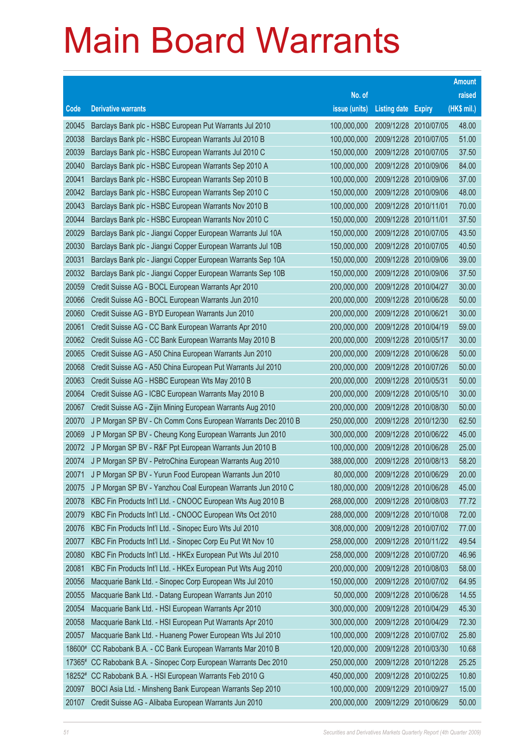# Main Board Warrants

| Code | Derivative warrants | No. of issue (units) | Listing date | Expiry | Amount raised (HK$ mil.) |
|---|---|---|---|---|---|
| 20045 | Barclays Bank plc - HSBC European Put Warrants Jul 2010 | 100,000,000 | 2009/12/28 | 2010/07/05 | 48.00 |
| 20038 | Barclays Bank plc - HSBC European Warrants Jul 2010 B | 100,000,000 | 2009/12/28 | 2010/07/05 | 51.00 |
| 20039 | Barclays Bank plc - HSBC European Warrants Jul 2010 C | 150,000,000 | 2009/12/28 | 2010/07/05 | 37.50 |
| 20040 | Barclays Bank plc - HSBC European Warrants Sep 2010 A | 100,000,000 | 2009/12/28 | 2010/09/06 | 84.00 |
| 20041 | Barclays Bank plc - HSBC European Warrants Sep 2010 B | 100,000,000 | 2009/12/28 | 2010/09/06 | 37.00 |
| 20042 | Barclays Bank plc - HSBC European Warrants Sep 2010 C | 150,000,000 | 2009/12/28 | 2010/09/06 | 48.00 |
| 20043 | Barclays Bank plc - HSBC European Warrants Nov 2010 B | 100,000,000 | 2009/12/28 | 2010/11/01 | 70.00 |
| 20044 | Barclays Bank plc - HSBC European Warrants Nov 2010 C | 150,000,000 | 2009/12/28 | 2010/11/01 | 37.50 |
| 20029 | Barclays Bank plc - Jiangxi Copper European Warrants Jul 10A | 150,000,000 | 2009/12/28 | 2010/07/05 | 43.50 |
| 20030 | Barclays Bank plc - Jiangxi Copper European Warrants Jul 10B | 150,000,000 | 2009/12/28 | 2010/07/05 | 40.50 |
| 20031 | Barclays Bank plc - Jiangxi Copper European Warrants Sep 10A | 150,000,000 | 2009/12/28 | 2010/09/06 | 39.00 |
| 20032 | Barclays Bank plc - Jiangxi Copper European Warrants Sep 10B | 150,000,000 | 2009/12/28 | 2010/09/06 | 37.50 |
| 20059 | Credit Suisse AG - BOCL European Warrants Apr 2010 | 200,000,000 | 2009/12/28 | 2010/04/27 | 30.00 |
| 20066 | Credit Suisse AG - BOCL European Warrants Jun 2010 | 200,000,000 | 2009/12/28 | 2010/06/28 | 50.00 |
| 20060 | Credit Suisse AG - BYD European Warrants Jun 2010 | 200,000,000 | 2009/12/28 | 2010/06/21 | 30.00 |
| 20061 | Credit Suisse AG - CC Bank European Warrants Apr 2010 | 200,000,000 | 2009/12/28 | 2010/04/19 | 59.00 |
| 20062 | Credit Suisse AG - CC Bank European Warrants May 2010 B | 200,000,000 | 2009/12/28 | 2010/05/17 | 30.00 |
| 20065 | Credit Suisse AG - A50 China European Warrants Jun 2010 | 200,000,000 | 2009/12/28 | 2010/06/28 | 50.00 |
| 20068 | Credit Suisse AG - A50 China European Put Warrants Jul 2010 | 200,000,000 | 2009/12/28 | 2010/07/26 | 50.00 |
| 20063 | Credit Suisse AG - HSBC European Wts May 2010 B | 200,000,000 | 2009/12/28 | 2010/05/31 | 50.00 |
| 20064 | Credit Suisse AG - ICBC European Warrants May 2010 B | 200,000,000 | 2009/12/28 | 2010/05/10 | 30.00 |
| 20067 | Credit Suisse AG - Zijin Mining European Warrants Aug 2010 | 200,000,000 | 2009/12/28 | 2010/08/30 | 50.00 |
| 20070 | J P Morgan SP BV - Ch Comm Cons European Warrants Dec 2010 B | 250,000,000 | 2009/12/28 | 2010/12/30 | 62.50 |
| 20069 | J P Morgan SP BV - Cheung Kong European Warrants Jun 2010 | 300,000,000 | 2009/12/28 | 2010/06/22 | 45.00 |
| 20072 | J P Morgan SP BV - R&F Ppt European Warrants Jun 2010 B | 100,000,000 | 2009/12/28 | 2010/06/28 | 25.00 |
| 20074 | J P Morgan SP BV - PetroChina European Warrants Aug 2010 | 388,000,000 | 2009/12/28 | 2010/08/13 | 58.20 |
| 20071 | J P Morgan SP BV - Yurun Food European Warrants Jun 2010 | 80,000,000 | 2009/12/28 | 2010/06/29 | 20.00 |
| 20075 | J P Morgan SP BV - Yanzhou Coal European Warrants Jun 2010 C | 180,000,000 | 2009/12/28 | 2010/06/28 | 45.00 |
| 20078 | KBC Fin Products Int'l Ltd. - CNOOC European Wts Aug 2010 B | 268,000,000 | 2009/12/28 | 2010/08/03 | 77.72 |
| 20079 | KBC Fin Products Int'l Ltd. - CNOOC European Wts Oct 2010 | 288,000,000 | 2009/12/28 | 2010/10/08 | 72.00 |
| 20076 | KBC Fin Products Int'l Ltd. - Sinopec Euro Wts Jul 2010 | 308,000,000 | 2009/12/28 | 2010/07/02 | 77.00 |
| 20077 | KBC Fin Products Int'l Ltd. - Sinopec Corp Eu Put Wt Nov 10 | 258,000,000 | 2009/12/28 | 2010/11/22 | 49.54 |
| 20080 | KBC Fin Products Int'l Ltd. - HKEx European Put Wts Jul 2010 | 258,000,000 | 2009/12/28 | 2010/07/20 | 46.96 |
| 20081 | KBC Fin Products Int'l Ltd. - HKEx European Put Wts Aug 2010 | 200,000,000 | 2009/12/28 | 2010/08/03 | 58.00 |
| 20056 | Macquarie Bank Ltd. - Sinopec Corp European Wts Jul 2010 | 150,000,000 | 2009/12/28 | 2010/07/02 | 64.95 |
| 20055 | Macquarie Bank Ltd. - Datang European Warrants Jun 2010 | 50,000,000 | 2009/12/28 | 2010/06/28 | 14.55 |
| 20054 | Macquarie Bank Ltd. - HSI European Warrants Apr 2010 | 300,000,000 | 2009/12/28 | 2010/04/29 | 45.30 |
| 20058 | Macquarie Bank Ltd. - HSI European Put Warrants Apr 2010 | 300,000,000 | 2009/12/28 | 2010/04/29 | 72.30 |
| 20057 | Macquarie Bank Ltd. - Huaneng Power European Wts Jul 2010 | 100,000,000 | 2009/12/28 | 2010/07/02 | 25.80 |
| 18600# | CC Rabobank B.A. - CC Bank European Warrants Mar 2010 B | 120,000,000 | 2009/12/28 | 2010/03/30 | 10.68 |
| 17365# | CC Rabobank B.A. - Sinopec Corp European Warrants Dec 2010 | 250,000,000 | 2009/12/28 | 2010/12/28 | 25.25 |
| 18252# | CC Rabobank B.A. - HSI European Warrants Feb 2010 G | 450,000,000 | 2009/12/28 | 2010/02/25 | 10.80 |
| 20097 | BOCI Asia Ltd. - Minsheng Bank European Warrants Sep 2010 | 100,000,000 | 2009/12/29 | 2010/09/27 | 15.00 |
| 20107 | Credit Suisse AG - Alibaba European Warrants Jun 2010 | 200,000,000 | 2009/12/29 | 2010/06/29 | 50.00 |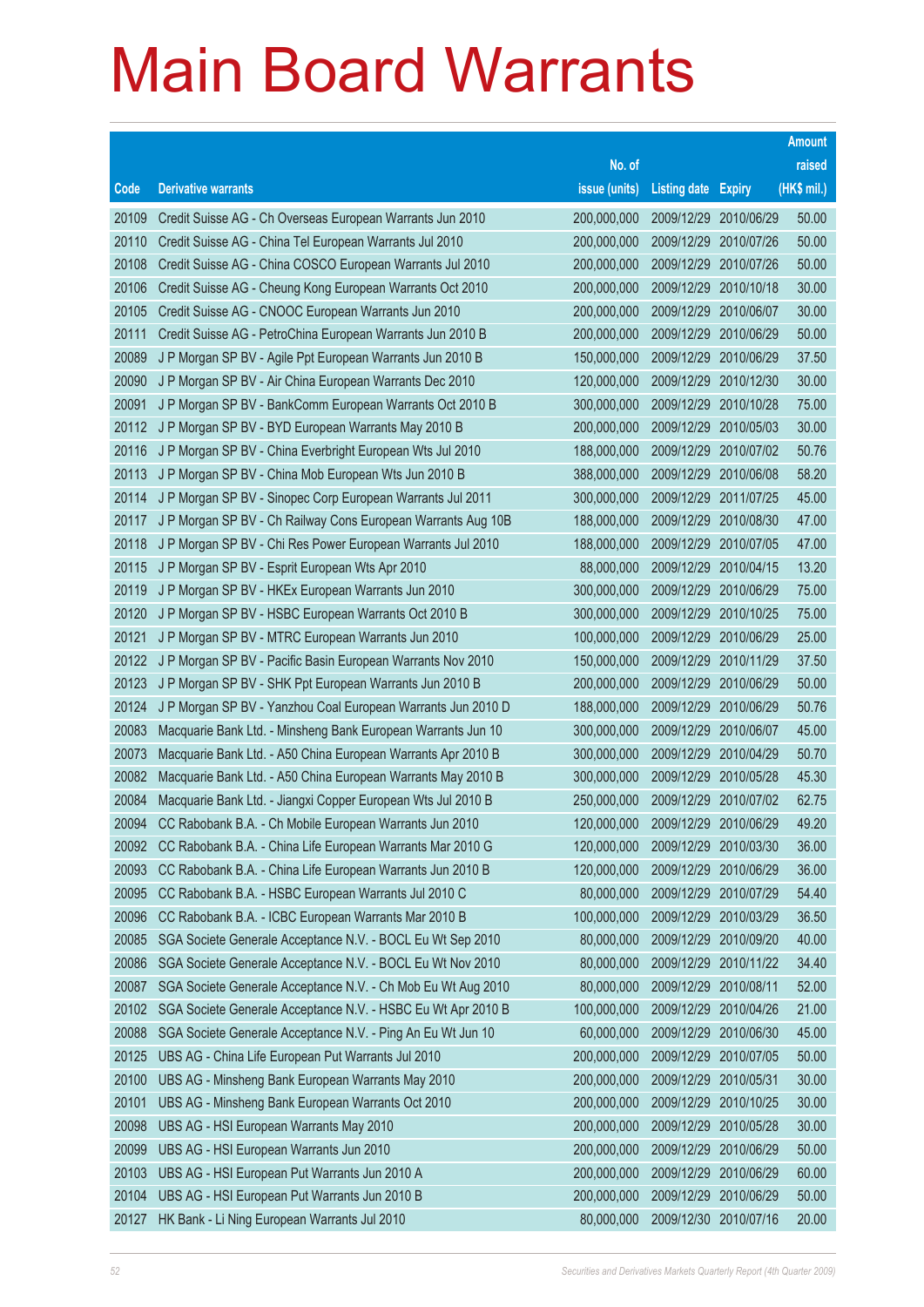# Main Board Warrants

| Code | Derivative warrants | No. of issue (units) | Listing date | Expiry | Amount raised (HK$ mil.) |
|---|---|---|---|---|---|
| 20109 | Credit Suisse AG - Ch Overseas European Warrants Jun 2010 | 200,000,000 | 2009/12/29 | 2010/06/29 | 50.00 |
| 20110 | Credit Suisse AG - China Tel European Warrants Jul 2010 | 200,000,000 | 2009/12/29 | 2010/07/26 | 50.00 |
| 20108 | Credit Suisse AG - China COSCO European Warrants Jul 2010 | 200,000,000 | 2009/12/29 | 2010/07/26 | 50.00 |
| 20106 | Credit Suisse AG - Cheung Kong European Warrants Oct 2010 | 200,000,000 | 2009/12/29 | 2010/10/18 | 30.00 |
| 20105 | Credit Suisse AG - CNOOC European Warrants Jun 2010 | 200,000,000 | 2009/12/29 | 2010/06/07 | 30.00 |
| 20111 | Credit Suisse AG - PetroChina European Warrants Jun 2010 B | 200,000,000 | 2009/12/29 | 2010/06/29 | 50.00 |
| 20089 | J P Morgan SP BV - Agile Ppt European Warrants Jun 2010 B | 150,000,000 | 2009/12/29 | 2010/06/29 | 37.50 |
| 20090 | J P Morgan SP BV - Air China European Warrants Dec 2010 | 120,000,000 | 2009/12/29 | 2010/12/30 | 30.00 |
| 20091 | J P Morgan SP BV - BankComm European Warrants Oct 2010 B | 300,000,000 | 2009/12/29 | 2010/10/28 | 75.00 |
| 20112 | J P Morgan SP BV - BYD European Warrants May 2010 B | 200,000,000 | 2009/12/29 | 2010/05/03 | 30.00 |
| 20116 | J P Morgan SP BV - China Everbright European Wts Jul 2010 | 188,000,000 | 2009/12/29 | 2010/07/02 | 50.76 |
| 20113 | J P Morgan SP BV - China Mob European Wts Jun 2010 B | 388,000,000 | 2009/12/29 | 2010/06/08 | 58.20 |
| 20114 | J P Morgan SP BV - Sinopec Corp European Warrants Jul 2011 | 300,000,000 | 2009/12/29 | 2011/07/25 | 45.00 |
| 20117 | J P Morgan SP BV - Ch Railway Cons European Warrants Aug 10B | 188,000,000 | 2009/12/29 | 2010/08/30 | 47.00 |
| 20118 | J P Morgan SP BV - Chi Res Power European Warrants Jul 2010 | 188,000,000 | 2009/12/29 | 2010/07/05 | 47.00 |
| 20115 | J P Morgan SP BV - Esprit European Wts Apr 2010 | 88,000,000 | 2009/12/29 | 2010/04/15 | 13.20 |
| 20119 | J P Morgan SP BV - HKEx European Warrants Jun 2010 | 300,000,000 | 2009/12/29 | 2010/06/29 | 75.00 |
| 20120 | J P Morgan SP BV - HSBC European Warrants Oct 2010 B | 300,000,000 | 2009/12/29 | 2010/10/25 | 75.00 |
| 20121 | J P Morgan SP BV - MTRC European Warrants Jun 2010 | 100,000,000 | 2009/12/29 | 2010/06/29 | 25.00 |
| 20122 | J P Morgan SP BV - Pacific Basin European Warrants Nov 2010 | 150,000,000 | 2009/12/29 | 2010/11/29 | 37.50 |
| 20123 | J P Morgan SP BV - SHK Ppt European Warrants Jun 2010 B | 200,000,000 | 2009/12/29 | 2010/06/29 | 50.00 |
| 20124 | J P Morgan SP BV - Yanzhou Coal European Warrants Jun 2010 D | 188,000,000 | 2009/12/29 | 2010/06/29 | 50.76 |
| 20083 | Macquarie Bank Ltd. - Minsheng Bank European Warrants Jun 10 | 300,000,000 | 2009/12/29 | 2010/06/07 | 45.00 |
| 20073 | Macquarie Bank Ltd. - A50 China European Warrants Apr 2010 B | 300,000,000 | 2009/12/29 | 2010/04/29 | 50.70 |
| 20082 | Macquarie Bank Ltd. - A50 China European Warrants May 2010 B | 300,000,000 | 2009/12/29 | 2010/05/28 | 45.30 |
| 20084 | Macquarie Bank Ltd. - Jiangxi Copper European Wts Jul 2010 B | 250,000,000 | 2009/12/29 | 2010/07/02 | 62.75 |
| 20094 | CC Rabobank B.A. - Ch Mobile European Warrants Jun 2010 | 120,000,000 | 2009/12/29 | 2010/06/29 | 49.20 |
| 20092 | CC Rabobank B.A. - China Life European Warrants Mar 2010 G | 120,000,000 | 2009/12/29 | 2010/03/30 | 36.00 |
| 20093 | CC Rabobank B.A. - China Life European Warrants Jun 2010 B | 120,000,000 | 2009/12/29 | 2010/06/29 | 36.00 |
| 20095 | CC Rabobank B.A. - HSBC European Warrants Jul 2010 C | 80,000,000 | 2009/12/29 | 2010/07/29 | 54.40 |
| 20096 | CC Rabobank B.A. - ICBC European Warrants Mar 2010 B | 100,000,000 | 2009/12/29 | 2010/03/29 | 36.50 |
| 20085 | SGA Societe Generale Acceptance N.V. - BOCL Eu Wt Sep 2010 | 80,000,000 | 2009/12/29 | 2010/09/20 | 40.00 |
| 20086 | SGA Societe Generale Acceptance N.V. - BOCL Eu Wt Nov 2010 | 80,000,000 | 2009/12/29 | 2010/11/22 | 34.40 |
| 20087 | SGA Societe Generale Acceptance N.V. - Ch Mob Eu Wt Aug 2010 | 80,000,000 | 2009/12/29 | 2010/08/11 | 52.00 |
| 20102 | SGA Societe Generale Acceptance N.V. - HSBC Eu Wt Apr 2010 B | 100,000,000 | 2009/12/29 | 2010/04/26 | 21.00 |
| 20088 | SGA Societe Generale Acceptance N.V. - Ping An Eu Wt Jun 10 | 60,000,000 | 2009/12/29 | 2010/06/30 | 45.00 |
| 20125 | UBS AG - China Life European Put Warrants Jul 2010 | 200,000,000 | 2009/12/29 | 2010/07/05 | 50.00 |
| 20100 | UBS AG - Minsheng Bank European Warrants May 2010 | 200,000,000 | 2009/12/29 | 2010/05/31 | 30.00 |
| 20101 | UBS AG - Minsheng Bank European Warrants Oct 2010 | 200,000,000 | 2009/12/29 | 2010/10/25 | 30.00 |
| 20098 | UBS AG - HSI European Warrants May 2010 | 200,000,000 | 2009/12/29 | 2010/05/28 | 30.00 |
| 20099 | UBS AG - HSI European Warrants Jun 2010 | 200,000,000 | 2009/12/29 | 2010/06/29 | 50.00 |
| 20103 | UBS AG - HSI European Put Warrants Jun 2010 A | 200,000,000 | 2009/12/29 | 2010/06/29 | 60.00 |
| 20104 | UBS AG - HSI European Put Warrants Jun 2010 B | 200,000,000 | 2009/12/29 | 2010/06/29 | 50.00 |
| 20127 | HK Bank - Li Ning European Warrants Jul 2010 | 80,000,000 | 2009/12/30 | 2010/07/16 | 20.00 |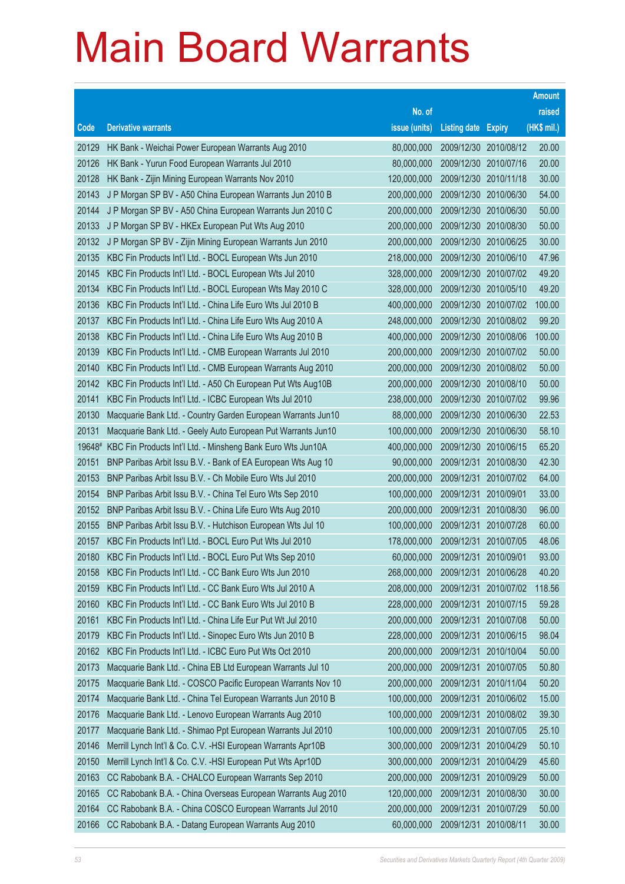# Main Board Warrants

| Code | Derivative warrants | No. of issue (units) | Listing date | Expiry | Amount raised (HK$ mil.) |
|---|---|---|---|---|---|
| 20129 | HK Bank - Weichai Power European Warrants Aug 2010 | 80,000,000 | 2009/12/30 | 2010/08/12 | 20.00 |
| 20126 | HK Bank - Yurun Food European Warrants Jul 2010 | 80,000,000 | 2009/12/30 | 2010/07/16 | 20.00 |
| 20128 | HK Bank - Zijin Mining European Warrants Nov 2010 | 120,000,000 | 2009/12/30 | 2010/11/18 | 30.00 |
| 20143 | J P Morgan SP BV - A50 China European Warrants Jun 2010 B | 200,000,000 | 2009/12/30 | 2010/06/30 | 54.00 |
| 20144 | J P Morgan SP BV - A50 China European Warrants Jun 2010 C | 200,000,000 | 2009/12/30 | 2010/06/30 | 50.00 |
| 20133 | J P Morgan SP BV - HKEx European Put Wts Aug 2010 | 200,000,000 | 2009/12/30 | 2010/08/30 | 50.00 |
| 20132 | J P Morgan SP BV - Zijin Mining European Warrants Jun 2010 | 200,000,000 | 2009/12/30 | 2010/06/25 | 30.00 |
| 20135 | KBC Fin Products Int'l Ltd. - BOCL European Wts Jun 2010 | 218,000,000 | 2009/12/30 | 2010/06/10 | 47.96 |
| 20145 | KBC Fin Products Int'l Ltd. - BOCL European Wts Jul 2010 | 328,000,000 | 2009/12/30 | 2010/07/02 | 49.20 |
| 20134 | KBC Fin Products Int'l Ltd. - BOCL European Wts May 2010 C | 328,000,000 | 2009/12/30 | 2010/05/10 | 49.20 |
| 20136 | KBC Fin Products Int'l Ltd. - China Life Euro Wts Jul 2010 B | 400,000,000 | 2009/12/30 | 2010/07/02 | 100.00 |
| 20137 | KBC Fin Products Int'l Ltd. - China Life Euro Wts Aug 2010 A | 248,000,000 | 2009/12/30 | 2010/08/02 | 99.20 |
| 20138 | KBC Fin Products Int'l Ltd. - China Life Euro Wts Aug 2010 B | 400,000,000 | 2009/12/30 | 2010/08/06 | 100.00 |
| 20139 | KBC Fin Products Int'l Ltd. - CMB European Warrants Jul 2010 | 200,000,000 | 2009/12/30 | 2010/07/02 | 50.00 |
| 20140 | KBC Fin Products Int'l Ltd. - CMB European Warrants Aug 2010 | 200,000,000 | 2009/12/30 | 2010/08/02 | 50.00 |
| 20142 | KBC Fin Products Int'l Ltd. - A50 Ch European Put Wts Aug10B | 200,000,000 | 2009/12/30 | 2010/08/10 | 50.00 |
| 20141 | KBC Fin Products Int'l Ltd. - ICBC European Wts Jul 2010 | 238,000,000 | 2009/12/30 | 2010/07/02 | 99.96 |
| 20130 | Macquarie Bank Ltd. - Country Garden European Warrants Jun10 | 88,000,000 | 2009/12/30 | 2010/06/30 | 22.53 |
| 20131 | Macquarie Bank Ltd. - Geely Auto European Put Warrants Jun10 | 100,000,000 | 2009/12/30 | 2010/06/30 | 58.10 |
| 19648# | KBC Fin Products Int'l Ltd. - Minsheng Bank Euro Wts Jun10A | 400,000,000 | 2009/12/30 | 2010/06/15 | 65.20 |
| 20151 | BNP Paribas Arbit Issu B.V. - Bank of EA European Wts Aug 10 | 90,000,000 | 2009/12/31 | 2010/08/30 | 42.30 |
| 20153 | BNP Paribas Arbit Issu B.V. - Ch Mobile Euro Wts Jul 2010 | 200,000,000 | 2009/12/31 | 2010/07/02 | 64.00 |
| 20154 | BNP Paribas Arbit Issu B.V. - China Tel Euro Wts Sep 2010 | 100,000,000 | 2009/12/31 | 2010/09/01 | 33.00 |
| 20152 | BNP Paribas Arbit Issu B.V. - China Life Euro Wts Aug 2010 | 200,000,000 | 2009/12/31 | 2010/08/30 | 96.00 |
| 20155 | BNP Paribas Arbit Issu B.V. - Hutchison European Wts Jul 10 | 100,000,000 | 2009/12/31 | 2010/07/28 | 60.00 |
| 20157 | KBC Fin Products Int'l Ltd. - BOCL Euro Put Wts Jul 2010 | 178,000,000 | 2009/12/31 | 2010/07/05 | 48.06 |
| 20180 | KBC Fin Products Int'l Ltd. - BOCL Euro Put Wts Sep 2010 | 60,000,000 | 2009/12/31 | 2010/09/01 | 93.00 |
| 20158 | KBC Fin Products Int'l Ltd. - CC Bank Euro Wts Jun 2010 | 268,000,000 | 2009/12/31 | 2010/06/28 | 40.20 |
| 20159 | KBC Fin Products Int'l Ltd. - CC Bank Euro Wts Jul 2010 A | 208,000,000 | 2009/12/31 | 2010/07/02 | 118.56 |
| 20160 | KBC Fin Products Int'l Ltd. - CC Bank Euro Wts Jul 2010 B | 228,000,000 | 2009/12/31 | 2010/07/15 | 59.28 |
| 20161 | KBC Fin Products Int'l Ltd. - China Life Eur Put Wt Jul 2010 | 200,000,000 | 2009/12/31 | 2010/07/08 | 50.00 |
| 20179 | KBC Fin Products Int'l Ltd. - Sinopec Euro Wts Jun 2010 B | 228,000,000 | 2009/12/31 | 2010/06/15 | 98.04 |
| 20162 | KBC Fin Products Int'l Ltd. - ICBC Euro Put Wts Oct 2010 | 200,000,000 | 2009/12/31 | 2010/10/04 | 50.00 |
| 20173 | Macquarie Bank Ltd. - China EB Ltd European Warrants Jul 10 | 200,000,000 | 2009/12/31 | 2010/07/05 | 50.80 |
| 20175 | Macquarie Bank Ltd. - COSCO Pacific European Warrants Nov 10 | 200,000,000 | 2009/12/31 | 2010/11/04 | 50.20 |
| 20174 | Macquarie Bank Ltd. - China Tel European Warrants Jun 2010 B | 100,000,000 | 2009/12/31 | 2010/06/02 | 15.00 |
| 20176 | Macquarie Bank Ltd. - Lenovo European Warrants Aug 2010 | 100,000,000 | 2009/12/31 | 2010/08/02 | 39.30 |
| 20177 | Macquarie Bank Ltd. - Shimao Ppt European Warrants Jul 2010 | 100,000,000 | 2009/12/31 | 2010/07/05 | 25.10 |
| 20146 | Merrill Lynch Int'l & Co. C.V. -HSI European Warrants Apr10B | 300,000,000 | 2009/12/31 | 2010/04/29 | 50.10 |
| 20150 | Merrill Lynch Int'l & Co. C.V. -HSI European Put Wts Apr10D | 300,000,000 | 2009/12/31 | 2010/04/29 | 45.60 |
| 20163 | CC Rabobank B.A. - CHALCO European Warrants Sep 2010 | 200,000,000 | 2009/12/31 | 2010/09/29 | 50.00 |
| 20165 | CC Rabobank B.A. - China Overseas European Warrants Aug 2010 | 120,000,000 | 2009/12/31 | 2010/08/30 | 30.00 |
| 20164 | CC Rabobank B.A. - China COSCO European Warrants Jul 2010 | 200,000,000 | 2009/12/31 | 2010/07/29 | 50.00 |
| 20166 | CC Rabobank B.A. - Datang European Warrants Aug 2010 | 60,000,000 | 2009/12/31 | 2010/08/11 | 30.00 |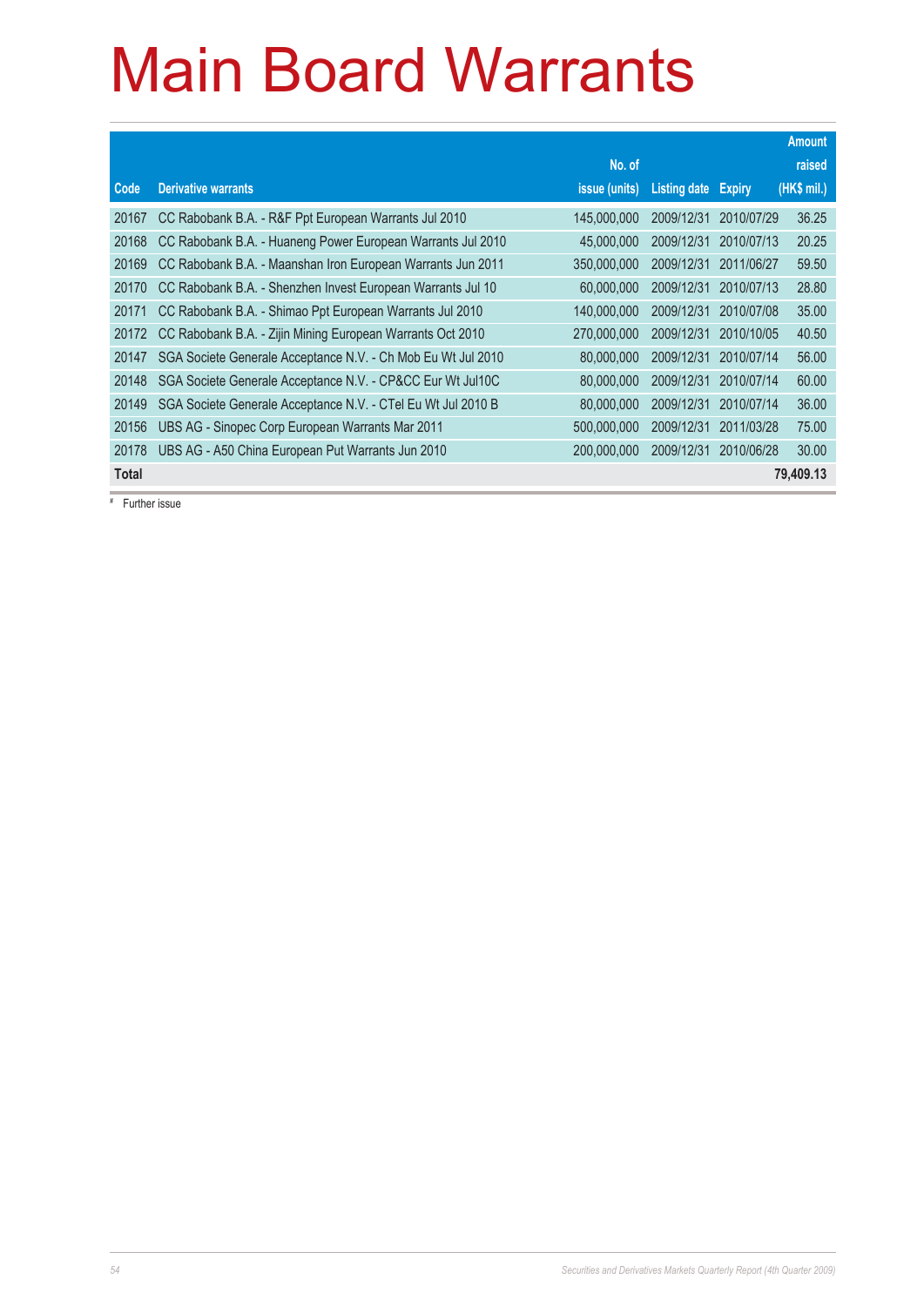# Main Board Warrants

| Code | Derivative warrants | No. of issue (units) | Listing date | Expiry | Amount raised (HK$ mil.) |
|---|---|---|---|---|---|
| 20167 | CC Rabobank B.A. - R&F Ppt European Warrants Jul 2010 | 145,000,000 | 2009/12/31 | 2010/07/29 | 36.25 |
| 20168 | CC Rabobank B.A. - Huaneng Power European Warrants Jul 2010 | 45,000,000 | 2009/12/31 | 2010/07/13 | 20.25 |
| 20169 | CC Rabobank B.A. - Maanshan Iron European Warrants Jun 2011 | 350,000,000 | 2009/12/31 | 2011/06/27 | 59.50 |
| 20170 | CC Rabobank B.A. - Shenzhen Invest European Warrants Jul 10 | 60,000,000 | 2009/12/31 | 2010/07/13 | 28.80 |
| 20171 | CC Rabobank B.A. - Shimao Ppt European Warrants Jul 2010 | 140,000,000 | 2009/12/31 | 2010/07/08 | 35.00 |
| 20172 | CC Rabobank B.A. - Zijin Mining European Warrants Oct 2010 | 270,000,000 | 2009/12/31 | 2010/10/05 | 40.50 |
| 20147 | SGA Societe Generale Acceptance N.V. - Ch Mob Eu Wt Jul 2010 | 80,000,000 | 2009/12/31 | 2010/07/14 | 56.00 |
| 20148 | SGA Societe Generale Acceptance N.V. - CP&CC Eur Wt Jul10C | 80,000,000 | 2009/12/31 | 2010/07/14 | 60.00 |
| 20149 | SGA Societe Generale Acceptance N.V. - CTel Eu Wt Jul 2010 B | 80,000,000 | 2009/12/31 | 2010/07/14 | 36.00 |
| 20156 | UBS AG - Sinopec Corp European Warrants Mar 2011 | 500,000,000 | 2009/12/31 | 2011/03/28 | 75.00 |
| 20178 | UBS AG - A50 China European Put Warrants Jun 2010 | 200,000,000 | 2009/12/31 | 2010/06/28 | 30.00 |
| **Total** | | | | | **79,409.13** |

# Further issue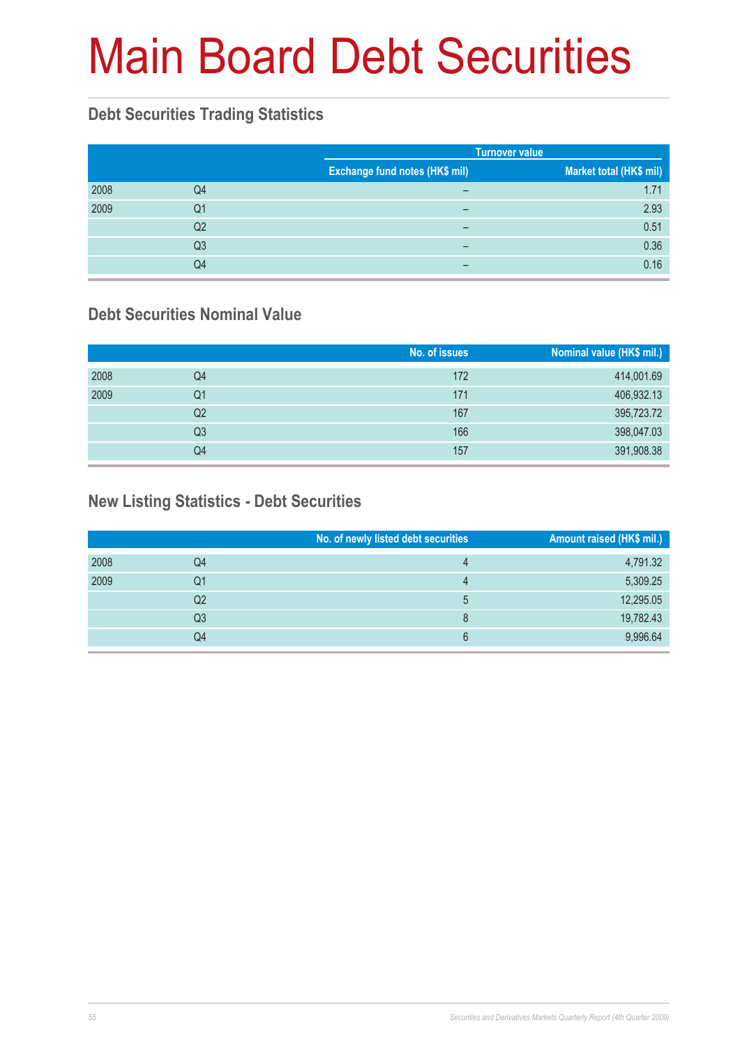# Main Board Debt Securities

## Debt Securities Trading Statistics

| | | Turnover value | |
|---|---|---|---|
| | | Exchange fund notes (HK$ mil) | Market total (HK$ mil) |
| 2008 | Q4 | – | 1.71 |
| 2009 | Q1 | – | 2.93 |
| | Q2 | – | 0.51 |
| | Q3 | – | 0.36 |
| | Q4 | – | 0.16 |

## Debt Securities Nominal Value

| | | No. of issues | Nominal value (HK$ mil.) |
|---|---|---|---|
| 2008 | Q4 | 172 | 414,001.69 |
| 2009 | Q1 | 171 | 406,932.13 |
| | Q2 | 167 | 395,723.72 |
| | Q3 | 166 | 398,047.03 |
| | Q4 | 157 | 391,908.38 |

## New Listing Statistics - Debt Securities

| | | No. of newly listed debt securities | Amount raised (HK$ mil.) |
|---|---|---|---|
| 2008 | Q4 | 4 | 4,791.32 |
| 2009 | Q1 | 4 | 5,309.25 |
| | Q2 | 5 | 12,295.05 |
| | Q3 | 8 | 19,782.43 |
| | Q4 | 6 | 9,996.64 |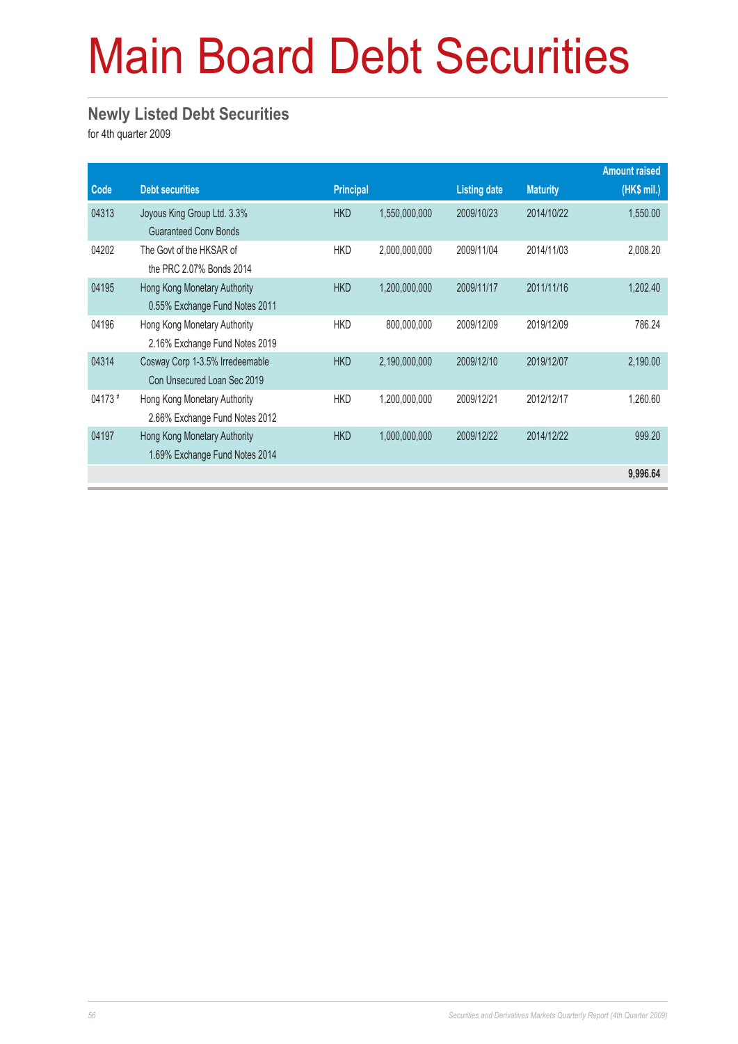# Main Board Debt Securities

## Newly Listed Debt Securities

for 4th quarter 2009

| Code | Debt securities | Principal | | Listing date | Maturity | Amount raised (HK$ mil.) |
|---|---|---|---|---|---|---|
| 04313 | Joyous King Group Ltd. 3.3% Guaranteed Conv Bonds | HKD | 1,550,000,000 | 2009/10/23 | 2014/10/22 | 1,550.00 |
| 04202 | The Govt of the HKSAR of the PRC 2.07% Bonds 2014 | HKD | 2,000,000,000 | 2009/11/04 | 2014/11/03 | 2,008.20 |
| 04195 | Hong Kong Monetary Authority 0.55% Exchange Fund Notes 2011 | HKD | 1,200,000,000 | 2009/11/17 | 2011/11/16 | 1,202.40 |
| 04196 | Hong Kong Monetary Authority 2.16% Exchange Fund Notes 2019 | HKD | 800,000,000 | 2009/12/09 | 2019/12/09 | 786.24 |
| 04314 | Cosway Corp 1-3.5% Irredeemable Con Unsecured Loan Sec 2019 | HKD | 2,190,000,000 | 2009/12/10 | 2019/12/07 | 2,190.00 |
| 04173 # | Hong Kong Monetary Authority 2.66% Exchange Fund Notes 2012 | HKD | 1,200,000,000 | 2009/12/21 | 2012/12/17 | 1,260.60 |
| 04197 | Hong Kong Monetary Authority 1.69% Exchange Fund Notes 2014 | HKD | 1,000,000,000 | 2009/12/22 | 2014/12/22 | 999.20 |
| | | | | | | **9,996.64** |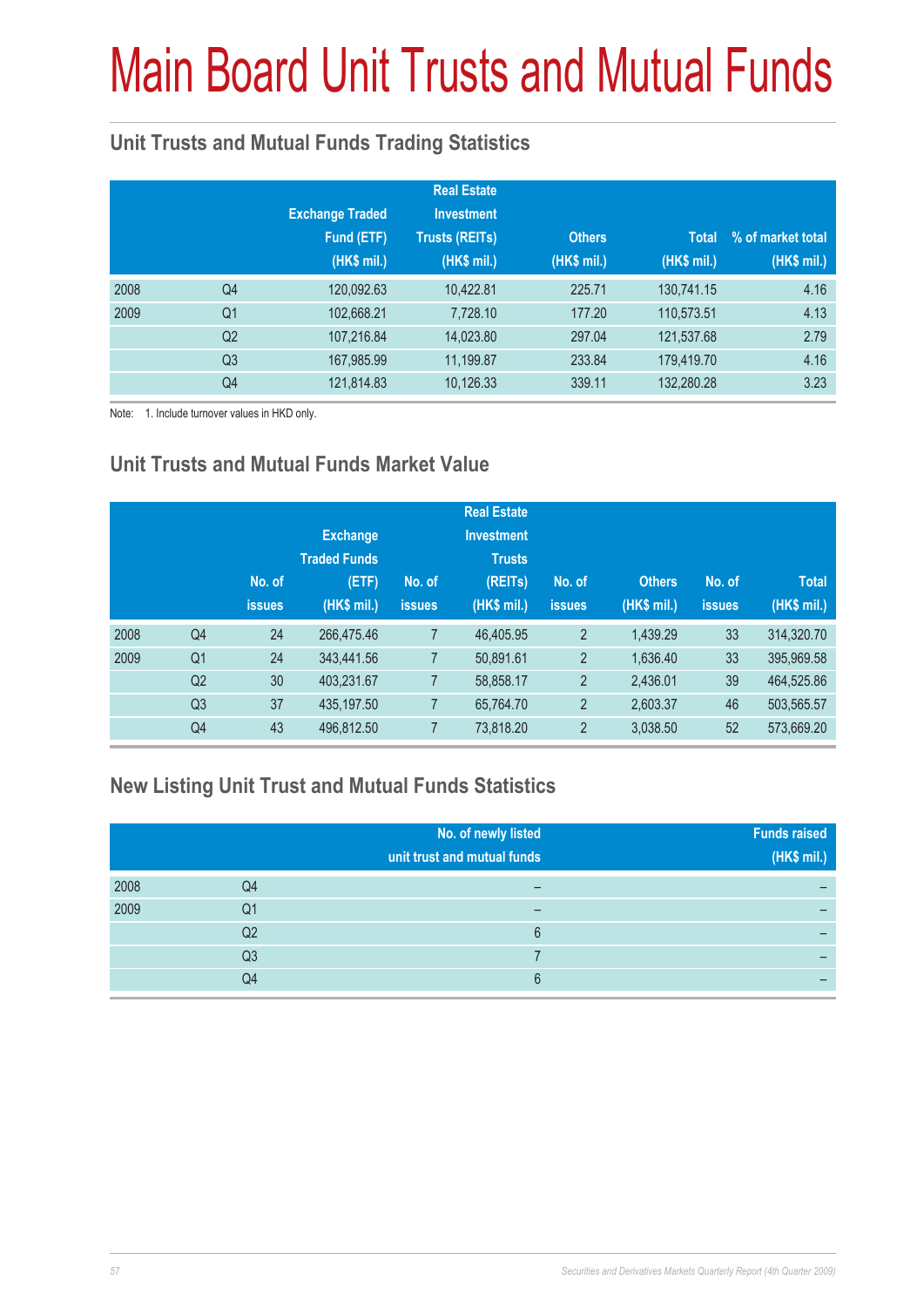# Main Board Unit Trusts and Mutual Funds

## Unit Trusts and Mutual Funds Trading Statistics

| | | Exchange Traded Fund (ETF) (HK$ mil.) | Real Estate Investment Trusts (REITs) (HK$ mil.) | Others (HK$ mil.) | Total (HK$ mil.) | % of market total (HK$ mil.) |
|---|---|---|---|---|---|---|
| 2008 | Q4 | 120,092.63 | 10,422.81 | 225.71 | 130,741.15 | 4.16 |
| 2009 | Q1 | 102,668.21 | 7,728.10 | 177.20 | 110,573.51 | 4.13 |
| | Q2 | 107,216.84 | 14,023.80 | 297.04 | 121,537.68 | 2.79 |
| | Q3 | 167,985.99 | 11,199.87 | 233.84 | 179,419.70 | 4.16 |
| | Q4 | 121,814.83 | 10,126.33 | 339.11 | 132,280.28 | 3.23 |

Note: 1. Include turnover values in HKD only.

## Unit Trusts and Mutual Funds Market Value

| | | No. of issues | Exchange Traded Funds (ETF) (HK$ mil.) | No. of issues | Real Estate Investment Trusts (REITs) (HK$ mil.) | No. of issues | Others (HK$ mil.) | No. of issues | Total (HK$ mil.) |
|---|---|---|---|---|---|---|---|---|---|
| 2008 | Q4 | 24 | 266,475.46 | 7 | 46,405.95 | 2 | 1,439.29 | 33 | 314,320.70 |
| 2009 | Q1 | 24 | 343,441.56 | 7 | 50,891.61 | 2 | 1,636.40 | 33 | 395,969.58 |
| | Q2 | 30 | 403,231.67 | 7 | 58,858.17 | 2 | 2,436.01 | 39 | 464,525.86 |
| | Q3 | 37 | 435,197.50 | 7 | 65,764.70 | 2 | 2,603.37 | 46 | 503,565.57 |
| | Q4 | 43 | 496,812.50 | 7 | 73,818.20 | 2 | 3,038.50 | 52 | 573,669.20 |

## New Listing Unit Trust and Mutual Funds Statistics

| | | No. of newly listed unit trust and mutual funds | Funds raised (HK$ mil.) |
|---|---|---|---|
| 2008 | Q4 | – | – |
| 2009 | Q1 | – | – |
| | Q2 | 6 | – |
| | Q3 | 7 | – |
| | Q4 | 6 | – |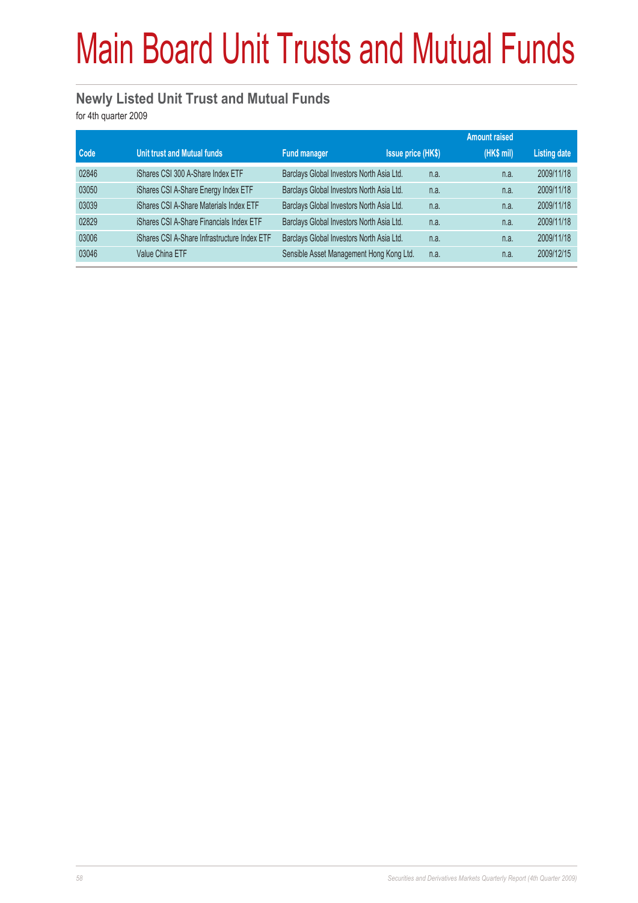# Main Board Unit Trusts and Mutual Funds

## Newly Listed Unit Trust and Mutual Funds

for 4th quarter 2009

| Code | Unit trust and Mutual funds | Fund manager | Issue price (HK$) | Amount raised (HK$ mil) | Listing date |
|---|---|---|---|---|---|
| 02846 | iShares CSI 300 A-Share Index ETF | Barclays Global Investors North Asia Ltd. | n.a. | n.a. | 2009/11/18 |
| 03050 | iShares CSI A-Share Energy Index ETF | Barclays Global Investors North Asia Ltd. | n.a. | n.a. | 2009/11/18 |
| 03039 | iShares CSI A-Share Materials Index ETF | Barclays Global Investors North Asia Ltd. | n.a. | n.a. | 2009/11/18 |
| 02829 | iShares CSI A-Share Financials Index ETF | Barclays Global Investors North Asia Ltd. | n.a. | n.a. | 2009/11/18 |
| 03006 | iShares CSI A-Share Infrastructure Index ETF | Barclays Global Investors North Asia Ltd. | n.a. | n.a. | 2009/11/18 |
| 03046 | Value China ETF | Sensible Asset Management Hong Kong Ltd. | n.a. | n.a. | 2009/12/15 |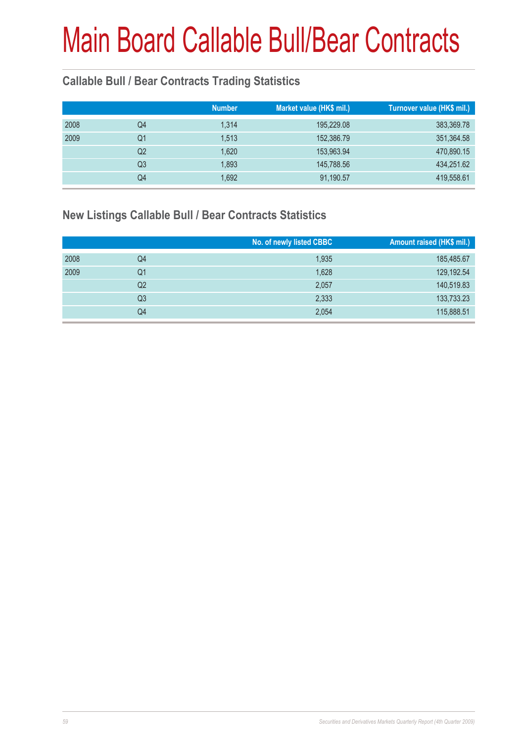# Main Board Callable Bull/Bear Contracts

## Callable Bull / Bear Contracts Trading Statistics

| | | Number | Market value (HK$ mil.) | Turnover value (HK$ mil.) |
|---|---|---|---|---|
| 2008 | Q4 | 1,314 | 195,229.08 | 383,369.78 |
| 2009 | Q1 | 1,513 | 152,386.79 | 351,364.58 |
| | Q2 | 1,620 | 153,963.94 | 470,890.15 |
| | Q3 | 1,893 | 145,788.56 | 434,251.62 |
| | Q4 | 1,692 | 91,190.57 | 419,558.61 |

## New Listings Callable Bull / Bear Contracts Statistics

| | | No. of newly listed CBBC | Amount raised (HK$ mil.) |
|---|---|---|---|
| 2008 | Q4 | 1,935 | 185,485.67 |
| 2009 | Q1 | 1,628 | 129,192.54 |
| | Q2 | 2,057 | 140,519.83 |
| | Q3 | 2,333 | 133,733.23 |
| | Q4 | 2,054 | 115,888.51 |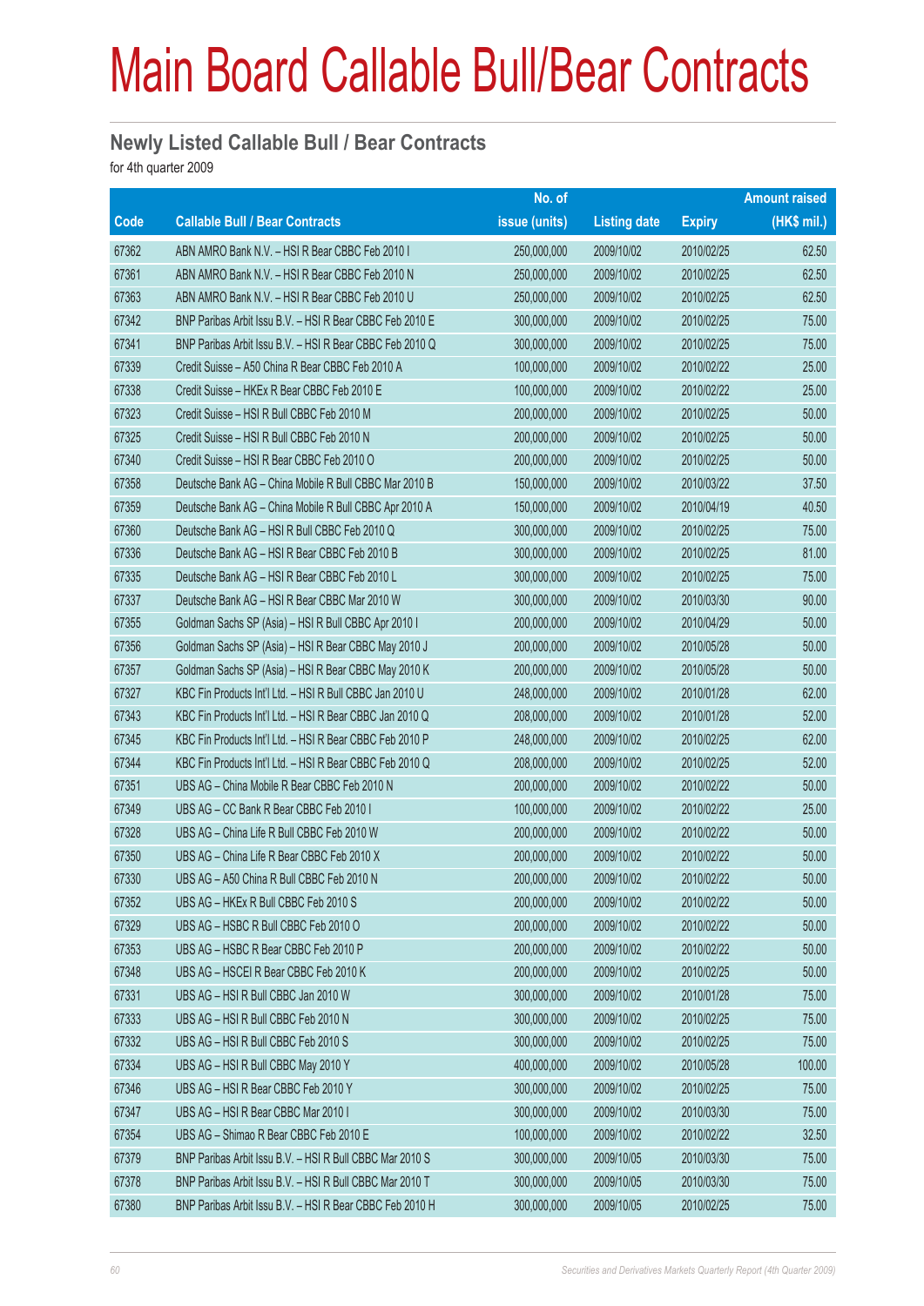# Main Board Callable Bull/Bear Contracts

## Newly Listed Callable Bull / Bear Contracts

for 4th quarter 2009

| Code | Callable Bull / Bear Contracts | No. of issue (units) | Listing date | Expiry | Amount raised (HK$ mil.) |
|---|---|---|---|---|---|
| 67362 | ABN AMRO Bank N.V. – HSI R Bear CBBC Feb 2010 I | 250,000,000 | 2009/10/02 | 2010/02/25 | 62.50 |
| 67361 | ABN AMRO Bank N.V. – HSI R Bear CBBC Feb 2010 N | 250,000,000 | 2009/10/02 | 2010/02/25 | 62.50 |
| 67363 | ABN AMRO Bank N.V. – HSI R Bear CBBC Feb 2010 U | 250,000,000 | 2009/10/02 | 2010/02/25 | 62.50 |
| 67342 | BNP Paribas Arbit Issu B.V. – HSI R Bear CBBC Feb 2010 E | 300,000,000 | 2009/10/02 | 2010/02/25 | 75.00 |
| 67341 | BNP Paribas Arbit Issu B.V. – HSI R Bear CBBC Feb 2010 Q | 300,000,000 | 2009/10/02 | 2010/02/25 | 75.00 |
| 67339 | Credit Suisse – A50 China R Bear CBBC Feb 2010 A | 100,000,000 | 2009/10/02 | 2010/02/22 | 25.00 |
| 67338 | Credit Suisse – HKEx R Bear CBBC Feb 2010 E | 100,000,000 | 2009/10/02 | 2010/02/22 | 25.00 |
| 67323 | Credit Suisse – HSI R Bull CBBC Feb 2010 M | 200,000,000 | 2009/10/02 | 2010/02/25 | 50.00 |
| 67325 | Credit Suisse – HSI R Bull CBBC Feb 2010 N | 200,000,000 | 2009/10/02 | 2010/02/25 | 50.00 |
| 67340 | Credit Suisse – HSI R Bear CBBC Feb 2010 O | 200,000,000 | 2009/10/02 | 2010/02/25 | 50.00 |
| 67358 | Deutsche Bank AG – China Mobile R Bull CBBC Mar 2010 B | 150,000,000 | 2009/10/02 | 2010/03/22 | 37.50 |
| 67359 | Deutsche Bank AG – China Mobile R Bull CBBC Apr 2010 A | 150,000,000 | 2009/10/02 | 2010/04/19 | 40.50 |
| 67360 | Deutsche Bank AG – HSI R Bull CBBC Feb 2010 Q | 300,000,000 | 2009/10/02 | 2010/02/25 | 75.00 |
| 67336 | Deutsche Bank AG – HSI R Bear CBBC Feb 2010 B | 300,000,000 | 2009/10/02 | 2010/02/25 | 81.00 |
| 67335 | Deutsche Bank AG – HSI R Bear CBBC Feb 2010 L | 300,000,000 | 2009/10/02 | 2010/02/25 | 75.00 |
| 67337 | Deutsche Bank AG – HSI R Bear CBBC Mar 2010 W | 300,000,000 | 2009/10/02 | 2010/03/30 | 90.00 |
| 67355 | Goldman Sachs SP (Asia) – HSI R Bull CBBC Apr 2010 I | 200,000,000 | 2009/10/02 | 2010/04/29 | 50.00 |
| 67356 | Goldman Sachs SP (Asia) – HSI R Bear CBBC May 2010 J | 200,000,000 | 2009/10/02 | 2010/05/28 | 50.00 |
| 67357 | Goldman Sachs SP (Asia) – HSI R Bear CBBC May 2010 K | 200,000,000 | 2009/10/02 | 2010/05/28 | 50.00 |
| 67327 | KBC Fin Products Int'l Ltd. – HSI R Bull CBBC Jan 2010 U | 248,000,000 | 2009/10/02 | 2010/01/28 | 62.00 |
| 67343 | KBC Fin Products Int'l Ltd. – HSI R Bear CBBC Jan 2010 Q | 208,000,000 | 2009/10/02 | 2010/01/28 | 52.00 |
| 67345 | KBC Fin Products Int'l Ltd. – HSI R Bear CBBC Feb 2010 P | 248,000,000 | 2009/10/02 | 2010/02/25 | 62.00 |
| 67344 | KBC Fin Products Int'l Ltd. – HSI R Bear CBBC Feb 2010 Q | 208,000,000 | 2009/10/02 | 2010/02/25 | 52.00 |
| 67351 | UBS AG – China Mobile R Bear CBBC Feb 2010 N | 200,000,000 | 2009/10/02 | 2010/02/22 | 50.00 |
| 67349 | UBS AG – CC Bank R Bear CBBC Feb 2010 I | 100,000,000 | 2009/10/02 | 2010/02/22 | 25.00 |
| 67328 | UBS AG – China Life R Bull CBBC Feb 2010 W | 200,000,000 | 2009/10/02 | 2010/02/22 | 50.00 |
| 67350 | UBS AG – China Life R Bear CBBC Feb 2010 X | 200,000,000 | 2009/10/02 | 2010/02/22 | 50.00 |
| 67330 | UBS AG – A50 China R Bull CBBC Feb 2010 N | 200,000,000 | 2009/10/02 | 2010/02/22 | 50.00 |
| 67352 | UBS AG – HKEx R Bull CBBC Feb 2010 S | 200,000,000 | 2009/10/02 | 2010/02/22 | 50.00 |
| 67329 | UBS AG – HSBC R Bull CBBC Feb 2010 O | 200,000,000 | 2009/10/02 | 2010/02/22 | 50.00 |
| 67353 | UBS AG – HSBC R Bear CBBC Feb 2010 P | 200,000,000 | 2009/10/02 | 2010/02/22 | 50.00 |
| 67348 | UBS AG – HSCEI R Bear CBBC Feb 2010 K | 200,000,000 | 2009/10/02 | 2010/02/25 | 50.00 |
| 67331 | UBS AG – HSI R Bull CBBC Jan 2010 W | 300,000,000 | 2009/10/02 | 2010/01/28 | 75.00 |
| 67333 | UBS AG – HSI R Bull CBBC Feb 2010 N | 300,000,000 | 2009/10/02 | 2010/02/25 | 75.00 |
| 67332 | UBS AG – HSI R Bull CBBC Feb 2010 S | 300,000,000 | 2009/10/02 | 2010/02/25 | 75.00 |
| 67334 | UBS AG – HSI R Bull CBBC May 2010 Y | 400,000,000 | 2009/10/02 | 2010/05/28 | 100.00 |
| 67346 | UBS AG – HSI R Bear CBBC Feb 2010 Y | 300,000,000 | 2009/10/02 | 2010/02/25 | 75.00 |
| 67347 | UBS AG – HSI R Bear CBBC Mar 2010 I | 300,000,000 | 2009/10/02 | 2010/03/30 | 75.00 |
| 67354 | UBS AG – Shimao R Bear CBBC Feb 2010 E | 100,000,000 | 2009/10/02 | 2010/02/22 | 32.50 |
| 67379 | BNP Paribas Arbit Issu B.V. – HSI R Bull CBBC Mar 2010 S | 300,000,000 | 2009/10/05 | 2010/03/30 | 75.00 |
| 67378 | BNP Paribas Arbit Issu B.V. – HSI R Bull CBBC Mar 2010 T | 300,000,000 | 2009/10/05 | 2010/03/30 | 75.00 |
| 67380 | BNP Paribas Arbit Issu B.V. – HSI R Bear CBBC Feb 2010 H | 300,000,000 | 2009/10/05 | 2010/02/25 | 75.00 |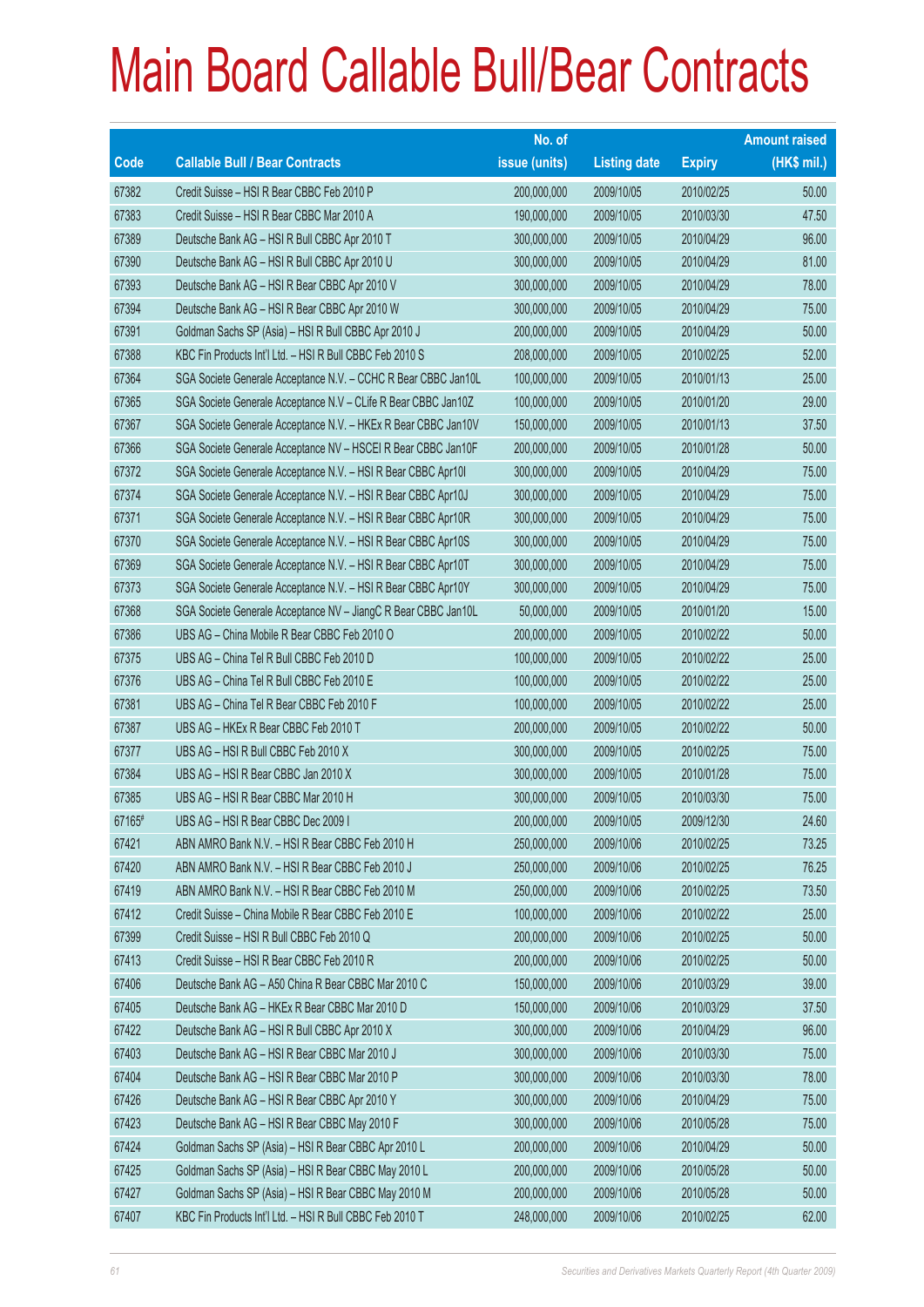# Main Board Callable Bull/Bear Contracts

| Code | Callable Bull / Bear Contracts | No. of issue (units) | Listing date | Expiry | Amount raised (HK$ mil.) |
|---|---|---|---|---|---|
| 67382 | Credit Suisse – HSI R Bear CBBC Feb 2010 P | 200,000,000 | 2009/10/05 | 2010/02/25 | 50.00 |
| 67383 | Credit Suisse – HSI R Bear CBBC Mar 2010 A | 190,000,000 | 2009/10/05 | 2010/03/30 | 47.50 |
| 67389 | Deutsche Bank AG – HSI R Bull CBBC Apr 2010 T | 300,000,000 | 2009/10/05 | 2010/04/29 | 96.00 |
| 67390 | Deutsche Bank AG – HSI R Bull CBBC Apr 2010 U | 300,000,000 | 2009/10/05 | 2010/04/29 | 81.00 |
| 67393 | Deutsche Bank AG – HSI R Bear CBBC Apr 2010 V | 300,000,000 | 2009/10/05 | 2010/04/29 | 78.00 |
| 67394 | Deutsche Bank AG – HSI R Bear CBBC Apr 2010 W | 300,000,000 | 2009/10/05 | 2010/04/29 | 75.00 |
| 67391 | Goldman Sachs SP (Asia) – HSI R Bull CBBC Apr 2010 J | 200,000,000 | 2009/10/05 | 2010/04/29 | 50.00 |
| 67388 | KBC Fin Products Int'l Ltd. – HSI R Bull CBBC Feb 2010 S | 208,000,000 | 2009/10/05 | 2010/02/25 | 52.00 |
| 67364 | SGA Societe Generale Acceptance N.V. – CCHC R Bear CBBC Jan10L | 100,000,000 | 2009/10/05 | 2010/01/13 | 25.00 |
| 67365 | SGA Societe Generale Acceptance N.V – CLife R Bear CBBC Jan10Z | 100,000,000 | 2009/10/05 | 2010/01/20 | 29.00 |
| 67367 | SGA Societe Generale Acceptance N.V. – HKEx R Bear CBBC Jan10V | 150,000,000 | 2009/10/05 | 2010/01/13 | 37.50 |
| 67366 | SGA Societe Generale Acceptance NV – HSCEI R Bear CBBC Jan10F | 200,000,000 | 2009/10/05 | 2010/01/28 | 50.00 |
| 67372 | SGA Societe Generale Acceptance N.V. – HSI R Bear CBBC Apr10I | 300,000,000 | 2009/10/05 | 2010/04/29 | 75.00 |
| 67374 | SGA Societe Generale Acceptance N.V. – HSI R Bear CBBC Apr10J | 300,000,000 | 2009/10/05 | 2010/04/29 | 75.00 |
| 67371 | SGA Societe Generale Acceptance N.V. – HSI R Bear CBBC Apr10R | 300,000,000 | 2009/10/05 | 2010/04/29 | 75.00 |
| 67370 | SGA Societe Generale Acceptance N.V. – HSI R Bear CBBC Apr10S | 300,000,000 | 2009/10/05 | 2010/04/29 | 75.00 |
| 67369 | SGA Societe Generale Acceptance N.V. – HSI R Bear CBBC Apr10T | 300,000,000 | 2009/10/05 | 2010/04/29 | 75.00 |
| 67373 | SGA Societe Generale Acceptance N.V. – HSI R Bear CBBC Apr10Y | 300,000,000 | 2009/10/05 | 2010/04/29 | 75.00 |
| 67368 | SGA Societe Generale Acceptance NV – JiangC R Bear CBBC Jan10L | 50,000,000 | 2009/10/05 | 2010/01/20 | 15.00 |
| 67386 | UBS AG – China Mobile R Bear CBBC Feb 2010 O | 200,000,000 | 2009/10/05 | 2010/02/22 | 50.00 |
| 67375 | UBS AG – China Tel R Bull CBBC Feb 2010 D | 100,000,000 | 2009/10/05 | 2010/02/22 | 25.00 |
| 67376 | UBS AG – China Tel R Bull CBBC Feb 2010 E | 100,000,000 | 2009/10/05 | 2010/02/22 | 25.00 |
| 67381 | UBS AG – China Tel R Bear CBBC Feb 2010 F | 100,000,000 | 2009/10/05 | 2010/02/22 | 25.00 |
| 67387 | UBS AG – HKEx R Bear CBBC Feb 2010 T | 200,000,000 | 2009/10/05 | 2010/02/22 | 50.00 |
| 67377 | UBS AG – HSI R Bull CBBC Feb 2010 X | 300,000,000 | 2009/10/05 | 2010/02/25 | 75.00 |
| 67384 | UBS AG – HSI R Bear CBBC Jan 2010 X | 300,000,000 | 2009/10/05 | 2010/01/28 | 75.00 |
| 67385 | UBS AG – HSI R Bear CBBC Mar 2010 H | 300,000,000 | 2009/10/05 | 2010/03/30 | 75.00 |
| 67165# | UBS AG – HSI R Bear CBBC Dec 2009 I | 200,000,000 | 2009/10/05 | 2009/12/30 | 24.60 |
| 67421 | ABN AMRO Bank N.V. – HSI R Bear CBBC Feb 2010 H | 250,000,000 | 2009/10/06 | 2010/02/25 | 73.25 |
| 67420 | ABN AMRO Bank N.V. – HSI R Bear CBBC Feb 2010 J | 250,000,000 | 2009/10/06 | 2010/02/25 | 76.25 |
| 67419 | ABN AMRO Bank N.V. – HSI R Bear CBBC Feb 2010 M | 250,000,000 | 2009/10/06 | 2010/02/25 | 73.50 |
| 67412 | Credit Suisse – China Mobile R Bear CBBC Feb 2010 E | 100,000,000 | 2009/10/06 | 2010/02/22 | 25.00 |
| 67399 | Credit Suisse – HSI R Bull CBBC Feb 2010 Q | 200,000,000 | 2009/10/06 | 2010/02/25 | 50.00 |
| 67413 | Credit Suisse – HSI R Bear CBBC Feb 2010 R | 200,000,000 | 2009/10/06 | 2010/02/25 | 50.00 |
| 67406 | Deutsche Bank AG – A50 China R Bear CBBC Mar 2010 C | 150,000,000 | 2009/10/06 | 2010/03/29 | 39.00 |
| 67405 | Deutsche Bank AG – HKEx R Bear CBBC Mar 2010 D | 150,000,000 | 2009/10/06 | 2010/03/29 | 37.50 |
| 67422 | Deutsche Bank AG – HSI R Bull CBBC Apr 2010 X | 300,000,000 | 2009/10/06 | 2010/04/29 | 96.00 |
| 67403 | Deutsche Bank AG – HSI R Bear CBBC Mar 2010 J | 300,000,000 | 2009/10/06 | 2010/03/30 | 75.00 |
| 67404 | Deutsche Bank AG – HSI R Bear CBBC Mar 2010 P | 300,000,000 | 2009/10/06 | 2010/03/30 | 78.00 |
| 67426 | Deutsche Bank AG – HSI R Bear CBBC Apr 2010 Y | 300,000,000 | 2009/10/06 | 2010/04/29 | 75.00 |
| 67423 | Deutsche Bank AG – HSI R Bear CBBC May 2010 F | 300,000,000 | 2009/10/06 | 2010/05/28 | 75.00 |
| 67424 | Goldman Sachs SP (Asia) – HSI R Bear CBBC Apr 2010 L | 200,000,000 | 2009/10/06 | 2010/04/29 | 50.00 |
| 67425 | Goldman Sachs SP (Asia) – HSI R Bear CBBC May 2010 L | 200,000,000 | 2009/10/06 | 2010/05/28 | 50.00 |
| 67427 | Goldman Sachs SP (Asia) – HSI R Bear CBBC May 2010 M | 200,000,000 | 2009/10/06 | 2010/05/28 | 50.00 |
| 67407 | KBC Fin Products Int'l Ltd. – HSI R Bull CBBC Feb 2010 T | 248,000,000 | 2009/10/06 | 2010/02/25 | 62.00 |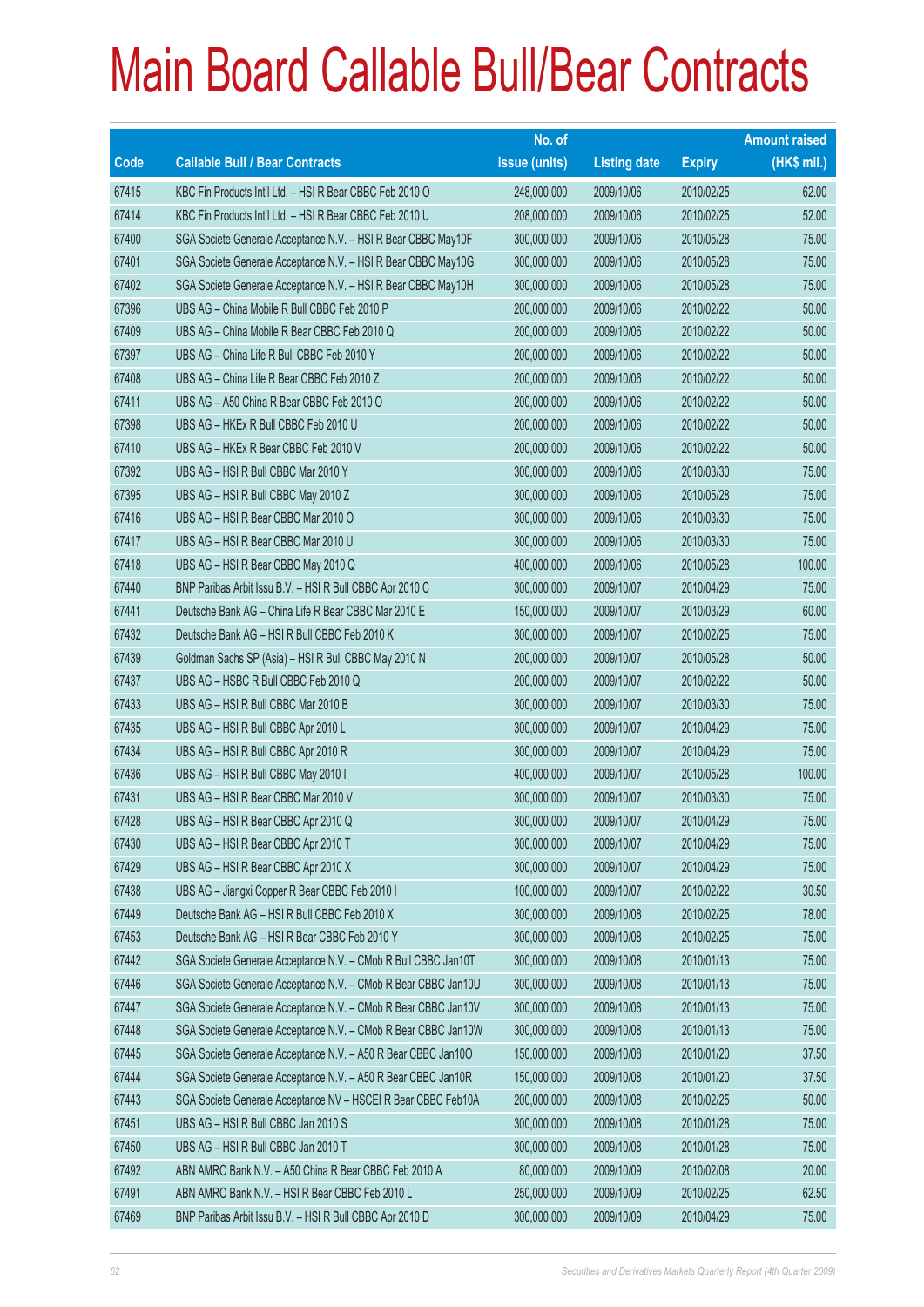# Main Board Callable Bull/Bear Contracts

| Code | Callable Bull / Bear Contracts | No. of issue (units) | Listing date | Expiry | Amount raised (HK$ mil.) |
|---|---|---|---|---|---|
| 67415 | KBC Fin Products Int'l Ltd. – HSI R Bear CBBC Feb 2010 O | 248,000,000 | 2009/10/06 | 2010/02/25 | 62.00 |
| 67414 | KBC Fin Products Int'l Ltd. – HSI R Bear CBBC Feb 2010 U | 208,000,000 | 2009/10/06 | 2010/02/25 | 52.00 |
| 67400 | SGA Societe Generale Acceptance N.V. – HSI R Bear CBBC May10F | 300,000,000 | 2009/10/06 | 2010/05/28 | 75.00 |
| 67401 | SGA Societe Generale Acceptance N.V. – HSI R Bear CBBC May10G | 300,000,000 | 2009/10/06 | 2010/05/28 | 75.00 |
| 67402 | SGA Societe Generale Acceptance N.V. – HSI R Bear CBBC May10H | 300,000,000 | 2009/10/06 | 2010/05/28 | 75.00 |
| 67396 | UBS AG – China Mobile R Bull CBBC Feb 2010 P | 200,000,000 | 2009/10/06 | 2010/02/22 | 50.00 |
| 67409 | UBS AG – China Mobile R Bear CBBC Feb 2010 Q | 200,000,000 | 2009/10/06 | 2010/02/22 | 50.00 |
| 67397 | UBS AG – China Life R Bull CBBC Feb 2010 Y | 200,000,000 | 2009/10/06 | 2010/02/22 | 50.00 |
| 67408 | UBS AG – China Life R Bear CBBC Feb 2010 Z | 200,000,000 | 2009/10/06 | 2010/02/22 | 50.00 |
| 67411 | UBS AG – A50 China R Bear CBBC Feb 2010 O | 200,000,000 | 2009/10/06 | 2010/02/22 | 50.00 |
| 67398 | UBS AG – HKEx R Bull CBBC Feb 2010 U | 200,000,000 | 2009/10/06 | 2010/02/22 | 50.00 |
| 67410 | UBS AG – HKEx R Bear CBBC Feb 2010 V | 200,000,000 | 2009/10/06 | 2010/02/22 | 50.00 |
| 67392 | UBS AG – HSI R Bull CBBC Mar 2010 Y | 300,000,000 | 2009/10/06 | 2010/03/30 | 75.00 |
| 67395 | UBS AG – HSI R Bull CBBC May 2010 Z | 300,000,000 | 2009/10/06 | 2010/05/28 | 75.00 |
| 67416 | UBS AG – HSI R Bear CBBC Mar 2010 O | 300,000,000 | 2009/10/06 | 2010/03/30 | 75.00 |
| 67417 | UBS AG – HSI R Bear CBBC Mar 2010 U | 300,000,000 | 2009/10/06 | 2010/03/30 | 75.00 |
| 67418 | UBS AG – HSI R Bear CBBC May 2010 Q | 400,000,000 | 2009/10/06 | 2010/05/28 | 100.00 |
| 67440 | BNP Paribas Arbit Issu B.V. – HSI R Bull CBBC Apr 2010 C | 300,000,000 | 2009/10/07 | 2010/04/29 | 75.00 |
| 67441 | Deutsche Bank AG – China Life R Bear CBBC Mar 2010 E | 150,000,000 | 2009/10/07 | 2010/03/29 | 60.00 |
| 67432 | Deutsche Bank AG – HSI R Bull CBBC Feb 2010 K | 300,000,000 | 2009/10/07 | 2010/02/25 | 75.00 |
| 67439 | Goldman Sachs SP (Asia) – HSI R Bull CBBC May 2010 N | 200,000,000 | 2009/10/07 | 2010/05/28 | 50.00 |
| 67437 | UBS AG – HSBC R Bull CBBC Feb 2010 Q | 200,000,000 | 2009/10/07 | 2010/02/22 | 50.00 |
| 67433 | UBS AG – HSI R Bull CBBC Mar 2010 B | 300,000,000 | 2009/10/07 | 2010/03/30 | 75.00 |
| 67435 | UBS AG – HSI R Bull CBBC Apr 2010 L | 300,000,000 | 2009/10/07 | 2010/04/29 | 75.00 |
| 67434 | UBS AG – HSI R Bull CBBC Apr 2010 R | 300,000,000 | 2009/10/07 | 2010/04/29 | 75.00 |
| 67436 | UBS AG – HSI R Bull CBBC May 2010 I | 400,000,000 | 2009/10/07 | 2010/05/28 | 100.00 |
| 67431 | UBS AG – HSI R Bear CBBC Mar 2010 V | 300,000,000 | 2009/10/07 | 2010/03/30 | 75.00 |
| 67428 | UBS AG – HSI R Bear CBBC Apr 2010 Q | 300,000,000 | 2009/10/07 | 2010/04/29 | 75.00 |
| 67430 | UBS AG – HSI R Bear CBBC Apr 2010 T | 300,000,000 | 2009/10/07 | 2010/04/29 | 75.00 |
| 67429 | UBS AG – HSI R Bear CBBC Apr 2010 X | 300,000,000 | 2009/10/07 | 2010/04/29 | 75.00 |
| 67438 | UBS AG – Jiangxi Copper R Bear CBBC Feb 2010 I | 100,000,000 | 2009/10/07 | 2010/02/22 | 30.50 |
| 67449 | Deutsche Bank AG – HSI R Bull CBBC Feb 2010 X | 300,000,000 | 2009/10/08 | 2010/02/25 | 78.00 |
| 67453 | Deutsche Bank AG – HSI R Bear CBBC Feb 2010 Y | 300,000,000 | 2009/10/08 | 2010/02/25 | 75.00 |
| 67442 | SGA Societe Generale Acceptance N.V. – CMob R Bull CBBC Jan10T | 300,000,000 | 2009/10/08 | 2010/01/13 | 75.00 |
| 67446 | SGA Societe Generale Acceptance N.V. – CMob R Bear CBBC Jan10U | 300,000,000 | 2009/10/08 | 2010/01/13 | 75.00 |
| 67447 | SGA Societe Generale Acceptance N.V. – CMob R Bear CBBC Jan10V | 300,000,000 | 2009/10/08 | 2010/01/13 | 75.00 |
| 67448 | SGA Societe Generale Acceptance N.V. – CMob R Bear CBBC Jan10W | 300,000,000 | 2009/10/08 | 2010/01/13 | 75.00 |
| 67445 | SGA Societe Generale Acceptance N.V. – A50 R Bear CBBC Jan10O | 150,000,000 | 2009/10/08 | 2010/01/20 | 37.50 |
| 67444 | SGA Societe Generale Acceptance N.V. – A50 R Bear CBBC Jan10R | 150,000,000 | 2009/10/08 | 2010/01/20 | 37.50 |
| 67443 | SGA Societe Generale Acceptance NV – HSCEI R Bear CBBC Feb10A | 200,000,000 | 2009/10/08 | 2010/02/25 | 50.00 |
| 67451 | UBS AG – HSI R Bull CBBC Jan 2010 S | 300,000,000 | 2009/10/08 | 2010/01/28 | 75.00 |
| 67450 | UBS AG – HSI R Bull CBBC Jan 2010 T | 300,000,000 | 2009/10/08 | 2010/01/28 | 75.00 |
| 67492 | ABN AMRO Bank N.V. – A50 China R Bear CBBC Feb 2010 A | 80,000,000 | 2009/10/09 | 2010/02/08 | 20.00 |
| 67491 | ABN AMRO Bank N.V. – HSI R Bear CBBC Feb 2010 L | 250,000,000 | 2009/10/09 | 2010/02/25 | 62.50 |
| 67469 | BNP Paribas Arbit Issu B.V. – HSI R Bull CBBC Apr 2010 D | 300,000,000 | 2009/10/09 | 2010/04/29 | 75.00 |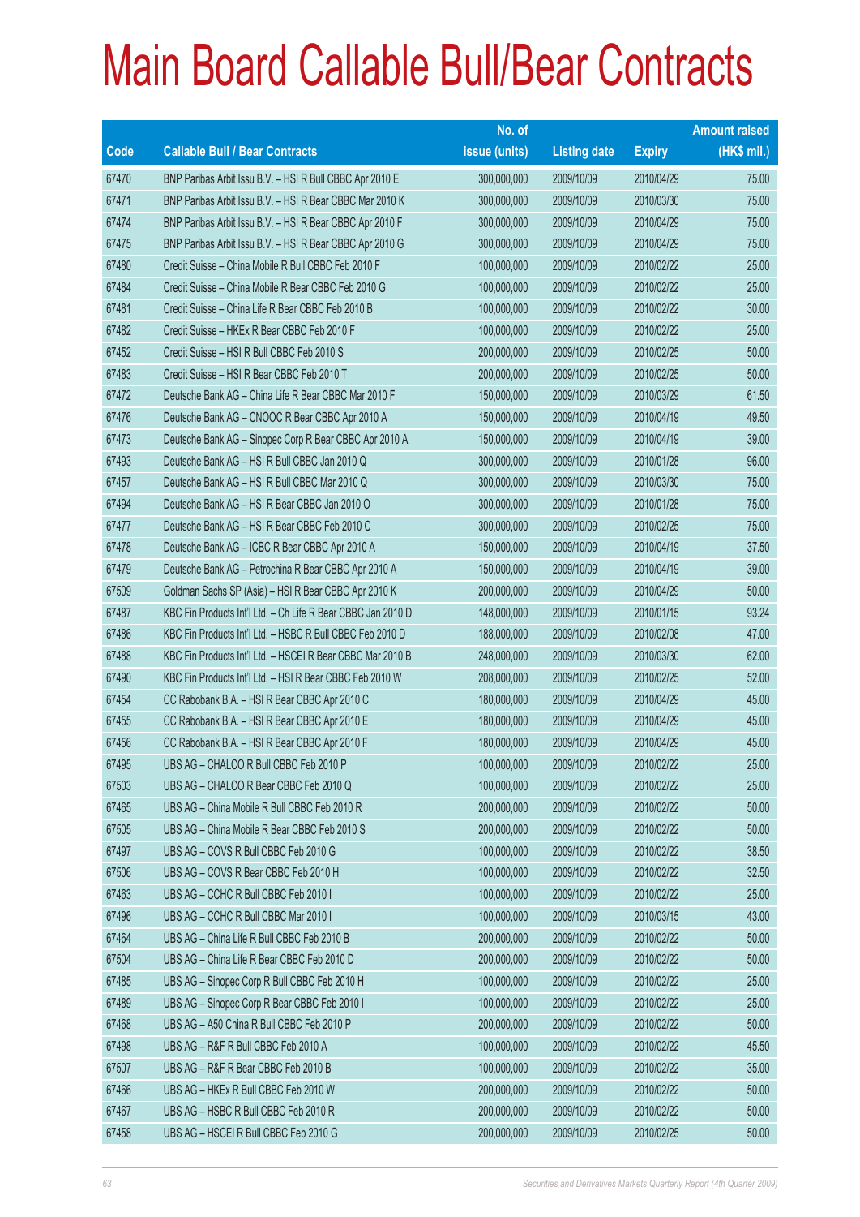# Main Board Callable Bull/Bear Contracts

| Code | Callable Bull / Bear Contracts | No. of issue (units) | Listing date | Expiry | Amount raised (HK$ mil.) |
|---|---|---|---|---|---|
| 67470 | BNP Paribas Arbit Issu B.V. – HSI R Bull CBBC Apr 2010 E | 300,000,000 | 2009/10/09 | 2010/04/29 | 75.00 |
| 67471 | BNP Paribas Arbit Issu B.V. – HSI R Bear CBBC Mar 2010 K | 300,000,000 | 2009/10/09 | 2010/03/30 | 75.00 |
| 67474 | BNP Paribas Arbit Issu B.V. – HSI R Bear CBBC Apr 2010 F | 300,000,000 | 2009/10/09 | 2010/04/29 | 75.00 |
| 67475 | BNP Paribas Arbit Issu B.V. – HSI R Bear CBBC Apr 2010 G | 300,000,000 | 2009/10/09 | 2010/04/29 | 75.00 |
| 67480 | Credit Suisse – China Mobile R Bull CBBC Feb 2010 F | 100,000,000 | 2009/10/09 | 2010/02/22 | 25.00 |
| 67484 | Credit Suisse – China Mobile R Bear CBBC Feb 2010 G | 100,000,000 | 2009/10/09 | 2010/02/22 | 25.00 |
| 67481 | Credit Suisse – China Life R Bear CBBC Feb 2010 B | 100,000,000 | 2009/10/09 | 2010/02/22 | 30.00 |
| 67482 | Credit Suisse – HKEx R Bear CBBC Feb 2010 F | 100,000,000 | 2009/10/09 | 2010/02/22 | 25.00 |
| 67452 | Credit Suisse – HSI R Bull CBBC Feb 2010 S | 200,000,000 | 2009/10/09 | 2010/02/25 | 50.00 |
| 67483 | Credit Suisse – HSI R Bear CBBC Feb 2010 T | 200,000,000 | 2009/10/09 | 2010/02/25 | 50.00 |
| 67472 | Deutsche Bank AG – China Life R Bear CBBC Mar 2010 F | 150,000,000 | 2009/10/09 | 2010/03/29 | 61.50 |
| 67476 | Deutsche Bank AG – CNOOC R Bear CBBC Apr 2010 A | 150,000,000 | 2009/10/09 | 2010/04/19 | 49.50 |
| 67473 | Deutsche Bank AG – Sinopec Corp R Bear CBBC Apr 2010 A | 150,000,000 | 2009/10/09 | 2010/04/19 | 39.00 |
| 67493 | Deutsche Bank AG – HSI R Bull CBBC Jan 2010 Q | 300,000,000 | 2009/10/09 | 2010/01/28 | 96.00 |
| 67457 | Deutsche Bank AG – HSI R Bull CBBC Mar 2010 Q | 300,000,000 | 2009/10/09 | 2010/03/30 | 75.00 |
| 67494 | Deutsche Bank AG – HSI R Bear CBBC Jan 2010 O | 300,000,000 | 2009/10/09 | 2010/01/28 | 75.00 |
| 67477 | Deutsche Bank AG – HSI R Bear CBBC Feb 2010 C | 300,000,000 | 2009/10/09 | 2010/02/25 | 75.00 |
| 67478 | Deutsche Bank AG – ICBC R Bear CBBC Apr 2010 A | 150,000,000 | 2009/10/09 | 2010/04/19 | 37.50 |
| 67479 | Deutsche Bank AG – Petrochina R Bear CBBC Apr 2010 A | 150,000,000 | 2009/10/09 | 2010/04/19 | 39.00 |
| 67509 | Goldman Sachs SP (Asia) – HSI R Bear CBBC Apr 2010 K | 200,000,000 | 2009/10/09 | 2010/04/29 | 50.00 |
| 67487 | KBC Fin Products Int'l Ltd. – Ch Life R Bear CBBC Jan 2010 D | 148,000,000 | 2009/10/09 | 2010/01/15 | 93.24 |
| 67486 | KBC Fin Products Int'l Ltd. – HSBC R Bull CBBC Feb 2010 D | 188,000,000 | 2009/10/09 | 2010/02/08 | 47.00 |
| 67488 | KBC Fin Products Int'l Ltd. – HSCEI R Bear CBBC Mar 2010 B | 248,000,000 | 2009/10/09 | 2010/03/30 | 62.00 |
| 67490 | KBC Fin Products Int'l Ltd. – HSI R Bear CBBC Feb 2010 W | 208,000,000 | 2009/10/09 | 2010/02/25 | 52.00 |
| 67454 | CC Rabobank B.A. – HSI R Bear CBBC Apr 2010 C | 180,000,000 | 2009/10/09 | 2010/04/29 | 45.00 |
| 67455 | CC Rabobank B.A. – HSI R Bear CBBC Apr 2010 E | 180,000,000 | 2009/10/09 | 2010/04/29 | 45.00 |
| 67456 | CC Rabobank B.A. – HSI R Bear CBBC Apr 2010 F | 180,000,000 | 2009/10/09 | 2010/04/29 | 45.00 |
| 67495 | UBS AG – CHALCO R Bull CBBC Feb 2010 P | 100,000,000 | 2009/10/09 | 2010/02/22 | 25.00 |
| 67503 | UBS AG – CHALCO R Bear CBBC Feb 2010 Q | 100,000,000 | 2009/10/09 | 2010/02/22 | 25.00 |
| 67465 | UBS AG – China Mobile R Bull CBBC Feb 2010 R | 200,000,000 | 2009/10/09 | 2010/02/22 | 50.00 |
| 67505 | UBS AG – China Mobile R Bear CBBC Feb 2010 S | 200,000,000 | 2009/10/09 | 2010/02/22 | 50.00 |
| 67497 | UBS AG – COVS R Bull CBBC Feb 2010 G | 100,000,000 | 2009/10/09 | 2010/02/22 | 38.50 |
| 67506 | UBS AG – COVS R Bear CBBC Feb 2010 H | 100,000,000 | 2009/10/09 | 2010/02/22 | 32.50 |
| 67463 | UBS AG – CCHC R Bull CBBC Feb 2010 I | 100,000,000 | 2009/10/09 | 2010/02/22 | 25.00 |
| 67496 | UBS AG – CCHC R Bull CBBC Mar 2010 I | 100,000,000 | 2009/10/09 | 2010/03/15 | 43.00 |
| 67464 | UBS AG – China Life R Bull CBBC Feb 2010 B | 200,000,000 | 2009/10/09 | 2010/02/22 | 50.00 |
| 67504 | UBS AG – China Life R Bear CBBC Feb 2010 D | 200,000,000 | 2009/10/09 | 2010/02/22 | 50.00 |
| 67485 | UBS AG – Sinopec Corp R Bull CBBC Feb 2010 H | 100,000,000 | 2009/10/09 | 2010/02/22 | 25.00 |
| 67489 | UBS AG – Sinopec Corp R Bear CBBC Feb 2010 I | 100,000,000 | 2009/10/09 | 2010/02/22 | 25.00 |
| 67468 | UBS AG – A50 China R Bull CBBC Feb 2010 P | 200,000,000 | 2009/10/09 | 2010/02/22 | 50.00 |
| 67498 | UBS AG – R&F R Bull CBBC Feb 2010 A | 100,000,000 | 2009/10/09 | 2010/02/22 | 45.50 |
| 67507 | UBS AG – R&F R Bear CBBC Feb 2010 B | 100,000,000 | 2009/10/09 | 2010/02/22 | 35.00 |
| 67466 | UBS AG – HKEx R Bull CBBC Feb 2010 W | 200,000,000 | 2009/10/09 | 2010/02/22 | 50.00 |
| 67467 | UBS AG – HSBC R Bull CBBC Feb 2010 R | 200,000,000 | 2009/10/09 | 2010/02/22 | 50.00 |
| 67458 | UBS AG – HSCEI R Bull CBBC Feb 2010 G | 200,000,000 | 2009/10/09 | 2010/02/25 | 50.00 |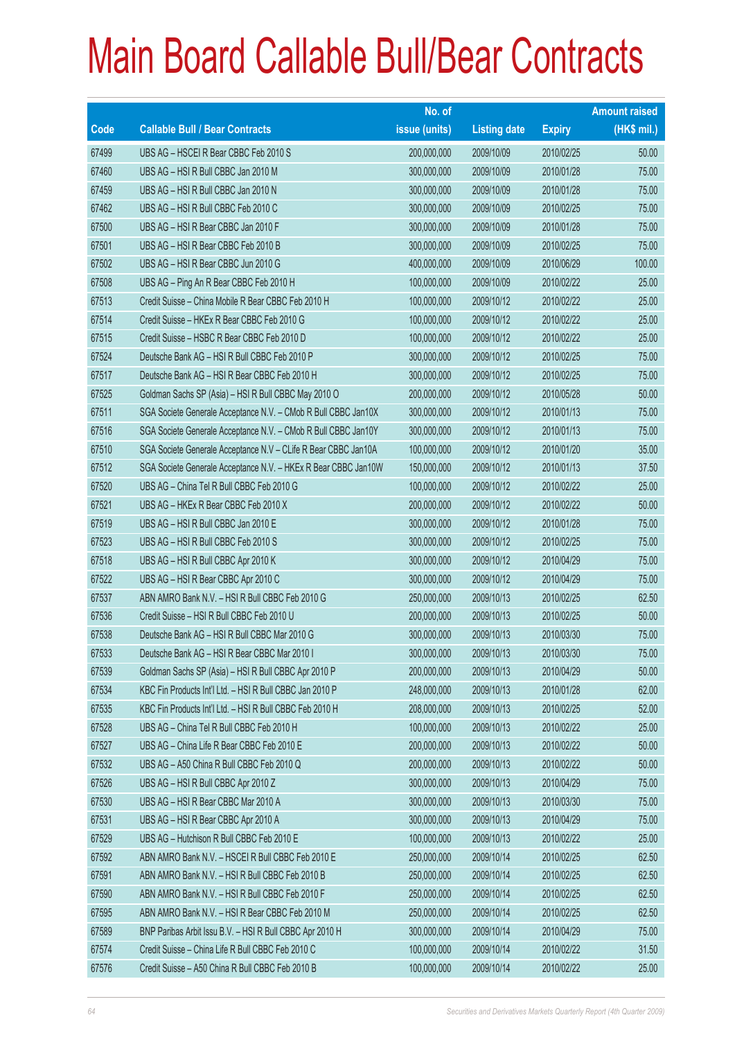# Main Board Callable Bull/Bear Contracts

| Code | Callable Bull / Bear Contracts | No. of issue (units) | Listing date | Expiry | Amount raised (HK$ mil.) |
|---|---|---|---|---|---|
| 67499 | UBS AG – HSCEI R Bear CBBC Feb 2010 S | 200,000,000 | 2009/10/09 | 2010/02/25 | 50.00 |
| 67460 | UBS AG – HSI R Bull CBBC Jan 2010 M | 300,000,000 | 2009/10/09 | 2010/01/28 | 75.00 |
| 67459 | UBS AG – HSI R Bull CBBC Jan 2010 N | 300,000,000 | 2009/10/09 | 2010/01/28 | 75.00 |
| 67462 | UBS AG – HSI R Bull CBBC Feb 2010 C | 300,000,000 | 2009/10/09 | 2010/02/25 | 75.00 |
| 67500 | UBS AG – HSI R Bear CBBC Jan 2010 F | 300,000,000 | 2009/10/09 | 2010/01/28 | 75.00 |
| 67501 | UBS AG – HSI R Bear CBBC Feb 2010 B | 300,000,000 | 2009/10/09 | 2010/02/25 | 75.00 |
| 67502 | UBS AG – HSI R Bear CBBC Jun 2010 G | 400,000,000 | 2009/10/09 | 2010/06/29 | 100.00 |
| 67508 | UBS AG – Ping An R Bear CBBC Feb 2010 H | 100,000,000 | 2009/10/09 | 2010/02/22 | 25.00 |
| 67513 | Credit Suisse – China Mobile R Bear CBBC Feb 2010 H | 100,000,000 | 2009/10/12 | 2010/02/22 | 25.00 |
| 67514 | Credit Suisse – HKEx R Bear CBBC Feb 2010 G | 100,000,000 | 2009/10/12 | 2010/02/22 | 25.00 |
| 67515 | Credit Suisse – HSBC R Bear CBBC Feb 2010 D | 100,000,000 | 2009/10/12 | 2010/02/22 | 25.00 |
| 67524 | Deutsche Bank AG – HSI R Bull CBBC Feb 2010 P | 300,000,000 | 2009/10/12 | 2010/02/25 | 75.00 |
| 67517 | Deutsche Bank AG – HSI R Bear CBBC Feb 2010 H | 300,000,000 | 2009/10/12 | 2010/02/25 | 75.00 |
| 67525 | Goldman Sachs SP (Asia) – HSI R Bull CBBC May 2010 O | 200,000,000 | 2009/10/12 | 2010/05/28 | 50.00 |
| 67511 | SGA Societe Generale Acceptance N.V. – CMob R Bull CBBC Jan10X | 300,000,000 | 2009/10/12 | 2010/01/13 | 75.00 |
| 67516 | SGA Societe Generale Acceptance N.V. – CMob R Bull CBBC Jan10Y | 300,000,000 | 2009/10/12 | 2010/01/13 | 75.00 |
| 67510 | SGA Societe Generale Acceptance N.V – CLife R Bear CBBC Jan10A | 100,000,000 | 2009/10/12 | 2010/01/20 | 35.00 |
| 67512 | SGA Societe Generale Acceptance N.V. – HKEx R Bear CBBC Jan10W | 150,000,000 | 2009/10/12 | 2010/01/13 | 37.50 |
| 67520 | UBS AG – China Tel R Bull CBBC Feb 2010 G | 100,000,000 | 2009/10/12 | 2010/02/22 | 25.00 |
| 67521 | UBS AG – HKEx R Bear CBBC Feb 2010 X | 200,000,000 | 2009/10/12 | 2010/02/22 | 50.00 |
| 67519 | UBS AG – HSI R Bull CBBC Jan 2010 E | 300,000,000 | 2009/10/12 | 2010/01/28 | 75.00 |
| 67523 | UBS AG – HSI R Bull CBBC Feb 2010 S | 300,000,000 | 2009/10/12 | 2010/02/25 | 75.00 |
| 67518 | UBS AG – HSI R Bull CBBC Apr 2010 K | 300,000,000 | 2009/10/12 | 2010/04/29 | 75.00 |
| 67522 | UBS AG – HSI R Bear CBBC Apr 2010 C | 300,000,000 | 2009/10/12 | 2010/04/29 | 75.00 |
| 67537 | ABN AMRO Bank N.V. – HSI R Bull CBBC Feb 2010 G | 250,000,000 | 2009/10/13 | 2010/02/25 | 62.50 |
| 67536 | Credit Suisse – HSI R Bull CBBC Feb 2010 U | 200,000,000 | 2009/10/13 | 2010/02/25 | 50.00 |
| 67538 | Deutsche Bank AG – HSI R Bull CBBC Mar 2010 G | 300,000,000 | 2009/10/13 | 2010/03/30 | 75.00 |
| 67533 | Deutsche Bank AG – HSI R Bear CBBC Mar 2010 I | 300,000,000 | 2009/10/13 | 2010/03/30 | 75.00 |
| 67539 | Goldman Sachs SP (Asia) – HSI R Bull CBBC Apr 2010 P | 200,000,000 | 2009/10/13 | 2010/04/29 | 50.00 |
| 67534 | KBC Fin Products Int'l Ltd. – HSI R Bull CBBC Jan 2010 P | 248,000,000 | 2009/10/13 | 2010/01/28 | 62.00 |
| 67535 | KBC Fin Products Int'l Ltd. – HSI R Bull CBBC Feb 2010 H | 208,000,000 | 2009/10/13 | 2010/02/25 | 52.00 |
| 67528 | UBS AG – China Tel R Bull CBBC Feb 2010 H | 100,000,000 | 2009/10/13 | 2010/02/22 | 25.00 |
| 67527 | UBS AG – China Life R Bear CBBC Feb 2010 E | 200,000,000 | 2009/10/13 | 2010/02/22 | 50.00 |
| 67532 | UBS AG – A50 China R Bull CBBC Feb 2010 Q | 200,000,000 | 2009/10/13 | 2010/02/22 | 50.00 |
| 67526 | UBS AG – HSI R Bull CBBC Apr 2010 Z | 300,000,000 | 2009/10/13 | 2010/04/29 | 75.00 |
| 67530 | UBS AG – HSI R Bear CBBC Mar 2010 A | 300,000,000 | 2009/10/13 | 2010/03/30 | 75.00 |
| 67531 | UBS AG – HSI R Bear CBBC Apr 2010 A | 300,000,000 | 2009/10/13 | 2010/04/29 | 75.00 |
| 67529 | UBS AG – Hutchison R Bull CBBC Feb 2010 E | 100,000,000 | 2009/10/13 | 2010/02/22 | 25.00 |
| 67592 | ABN AMRO Bank N.V. – HSCEI R Bull CBBC Feb 2010 E | 250,000,000 | 2009/10/14 | 2010/02/25 | 62.50 |
| 67591 | ABN AMRO Bank N.V. – HSI R Bull CBBC Feb 2010 B | 250,000,000 | 2009/10/14 | 2010/02/25 | 62.50 |
| 67590 | ABN AMRO Bank N.V. – HSI R Bull CBBC Feb 2010 F | 250,000,000 | 2009/10/14 | 2010/02/25 | 62.50 |
| 67595 | ABN AMRO Bank N.V. – HSI R Bear CBBC Feb 2010 M | 250,000,000 | 2009/10/14 | 2010/02/25 | 62.50 |
| 67589 | BNP Paribas Arbit Issu B.V. – HSI R Bull CBBC Apr 2010 H | 300,000,000 | 2009/10/14 | 2010/04/29 | 75.00 |
| 67574 | Credit Suisse – China Life R Bull CBBC Feb 2010 C | 100,000,000 | 2009/10/14 | 2010/02/22 | 31.50 |
| 67576 | Credit Suisse – A50 China R Bull CBBC Feb 2010 B | 100,000,000 | 2009/10/14 | 2010/02/22 | 25.00 |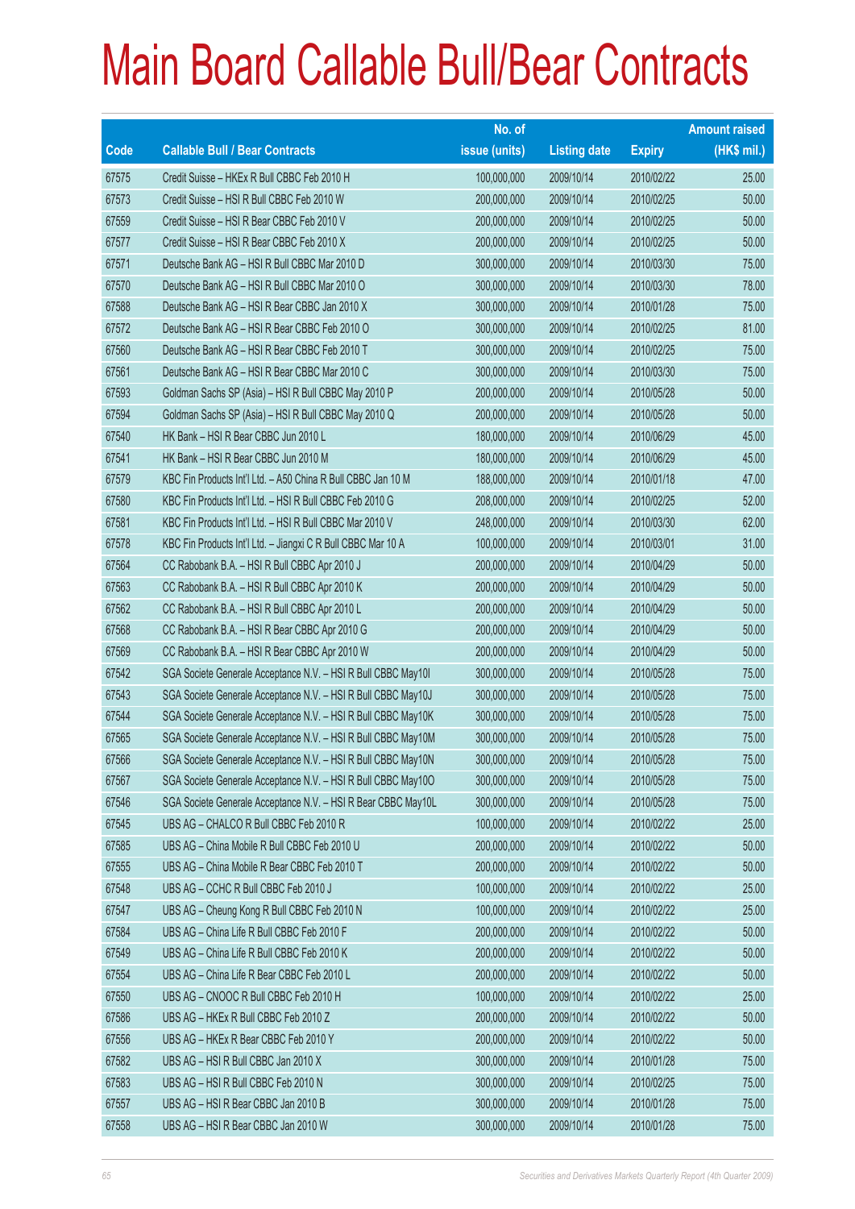# Main Board Callable Bull/Bear Contracts

| Code | Callable Bull / Bear Contracts | No. of issue (units) | Listing date | Expiry | Amount raised (HK$ mil.) |
|---|---|---|---|---|---|
| 67575 | Credit Suisse – HKEx R Bull CBBC Feb 2010 H | 100,000,000 | 2009/10/14 | 2010/02/22 | 25.00 |
| 67573 | Credit Suisse – HSI R Bull CBBC Feb 2010 W | 200,000,000 | 2009/10/14 | 2010/02/25 | 50.00 |
| 67559 | Credit Suisse – HSI R Bear CBBC Feb 2010 V | 200,000,000 | 2009/10/14 | 2010/02/25 | 50.00 |
| 67577 | Credit Suisse – HSI R Bear CBBC Feb 2010 X | 200,000,000 | 2009/10/14 | 2010/02/25 | 50.00 |
| 67571 | Deutsche Bank AG – HSI R Bull CBBC Mar 2010 D | 300,000,000 | 2009/10/14 | 2010/03/30 | 75.00 |
| 67570 | Deutsche Bank AG – HSI R Bull CBBC Mar 2010 O | 300,000,000 | 2009/10/14 | 2010/03/30 | 78.00 |
| 67588 | Deutsche Bank AG – HSI R Bear CBBC Jan 2010 X | 300,000,000 | 2009/10/14 | 2010/01/28 | 75.00 |
| 67572 | Deutsche Bank AG – HSI R Bear CBBC Feb 2010 O | 300,000,000 | 2009/10/14 | 2010/02/25 | 81.00 |
| 67560 | Deutsche Bank AG – HSI R Bear CBBC Feb 2010 T | 300,000,000 | 2009/10/14 | 2010/02/25 | 75.00 |
| 67561 | Deutsche Bank AG – HSI R Bear CBBC Mar 2010 C | 300,000,000 | 2009/10/14 | 2010/03/30 | 75.00 |
| 67593 | Goldman Sachs SP (Asia) – HSI R Bull CBBC May 2010 P | 200,000,000 | 2009/10/14 | 2010/05/28 | 50.00 |
| 67594 | Goldman Sachs SP (Asia) – HSI R Bull CBBC May 2010 Q | 200,000,000 | 2009/10/14 | 2010/05/28 | 50.00 |
| 67540 | HK Bank – HSI R Bear CBBC Jun 2010 L | 180,000,000 | 2009/10/14 | 2010/06/29 | 45.00 |
| 67541 | HK Bank – HSI R Bear CBBC Jun 2010 M | 180,000,000 | 2009/10/14 | 2010/06/29 | 45.00 |
| 67579 | KBC Fin Products Int'l Ltd. – A50 China R Bull CBBC Jan 10 M | 188,000,000 | 2009/10/14 | 2010/01/18 | 47.00 |
| 67580 | KBC Fin Products Int'l Ltd. – HSI R Bull CBBC Feb 2010 G | 208,000,000 | 2009/10/14 | 2010/02/25 | 52.00 |
| 67581 | KBC Fin Products Int'l Ltd. – HSI R Bull CBBC Mar 2010 V | 248,000,000 | 2009/10/14 | 2010/03/30 | 62.00 |
| 67578 | KBC Fin Products Int'l Ltd. – Jiangxi C R Bull CBBC Mar 10 A | 100,000,000 | 2009/10/14 | 2010/03/01 | 31.00 |
| 67564 | CC Rabobank B.A. – HSI R Bull CBBC Apr 2010 J | 200,000,000 | 2009/10/14 | 2010/04/29 | 50.00 |
| 67563 | CC Rabobank B.A. – HSI R Bull CBBC Apr 2010 K | 200,000,000 | 2009/10/14 | 2010/04/29 | 50.00 |
| 67562 | CC Rabobank B.A. – HSI R Bull CBBC Apr 2010 L | 200,000,000 | 2009/10/14 | 2010/04/29 | 50.00 |
| 67568 | CC Rabobank B.A. – HSI R Bear CBBC Apr 2010 G | 200,000,000 | 2009/10/14 | 2010/04/29 | 50.00 |
| 67569 | CC Rabobank B.A. – HSI R Bear CBBC Apr 2010 W | 200,000,000 | 2009/10/14 | 2010/04/29 | 50.00 |
| 67542 | SGA Societe Generale Acceptance N.V. – HSI R Bull CBBC May10I | 300,000,000 | 2009/10/14 | 2010/05/28 | 75.00 |
| 67543 | SGA Societe Generale Acceptance N.V. – HSI R Bull CBBC May10J | 300,000,000 | 2009/10/14 | 2010/05/28 | 75.00 |
| 67544 | SGA Societe Generale Acceptance N.V. – HSI R Bull CBBC May10K | 300,000,000 | 2009/10/14 | 2010/05/28 | 75.00 |
| 67565 | SGA Societe Generale Acceptance N.V. – HSI R Bull CBBC May10M | 300,000,000 | 2009/10/14 | 2010/05/28 | 75.00 |
| 67566 | SGA Societe Generale Acceptance N.V. – HSI R Bull CBBC May10N | 300,000,000 | 2009/10/14 | 2010/05/28 | 75.00 |
| 67567 | SGA Societe Generale Acceptance N.V. – HSI R Bull CBBC May10O | 300,000,000 | 2009/10/14 | 2010/05/28 | 75.00 |
| 67546 | SGA Societe Generale Acceptance N.V. – HSI R Bear CBBC May10L | 300,000,000 | 2009/10/14 | 2010/05/28 | 75.00 |
| 67545 | UBS AG – CHALCO R Bull CBBC Feb 2010 R | 100,000,000 | 2009/10/14 | 2010/02/22 | 25.00 |
| 67585 | UBS AG – China Mobile R Bull CBBC Feb 2010 U | 200,000,000 | 2009/10/14 | 2010/02/22 | 50.00 |
| 67555 | UBS AG – China Mobile R Bear CBBC Feb 2010 T | 200,000,000 | 2009/10/14 | 2010/02/22 | 50.00 |
| 67548 | UBS AG – CCHC R Bull CBBC Feb 2010 J | 100,000,000 | 2009/10/14 | 2010/02/22 | 25.00 |
| 67547 | UBS AG – Cheung Kong R Bull CBBC Feb 2010 N | 100,000,000 | 2009/10/14 | 2010/02/22 | 25.00 |
| 67584 | UBS AG – China Life R Bull CBBC Feb 2010 F | 200,000,000 | 2009/10/14 | 2010/02/22 | 50.00 |
| 67549 | UBS AG – China Life R Bull CBBC Feb 2010 K | 200,000,000 | 2009/10/14 | 2010/02/22 | 50.00 |
| 67554 | UBS AG – China Life R Bear CBBC Feb 2010 L | 200,000,000 | 2009/10/14 | 2010/02/22 | 50.00 |
| 67550 | UBS AG – CNOOC R Bull CBBC Feb 2010 H | 100,000,000 | 2009/10/14 | 2010/02/22 | 25.00 |
| 67586 | UBS AG – HKEx R Bull CBBC Feb 2010 Z | 200,000,000 | 2009/10/14 | 2010/02/22 | 50.00 |
| 67556 | UBS AG – HKEx R Bear CBBC Feb 2010 Y | 200,000,000 | 2009/10/14 | 2010/02/22 | 50.00 |
| 67582 | UBS AG – HSI R Bull CBBC Jan 2010 X | 300,000,000 | 2009/10/14 | 2010/01/28 | 75.00 |
| 67583 | UBS AG – HSI R Bull CBBC Feb 2010 N | 300,000,000 | 2009/10/14 | 2010/02/25 | 75.00 |
| 67557 | UBS AG – HSI R Bear CBBC Jan 2010 B | 300,000,000 | 2009/10/14 | 2010/01/28 | 75.00 |
| 67558 | UBS AG – HSI R Bear CBBC Jan 2010 W | 300,000,000 | 2009/10/14 | 2010/01/28 | 75.00 |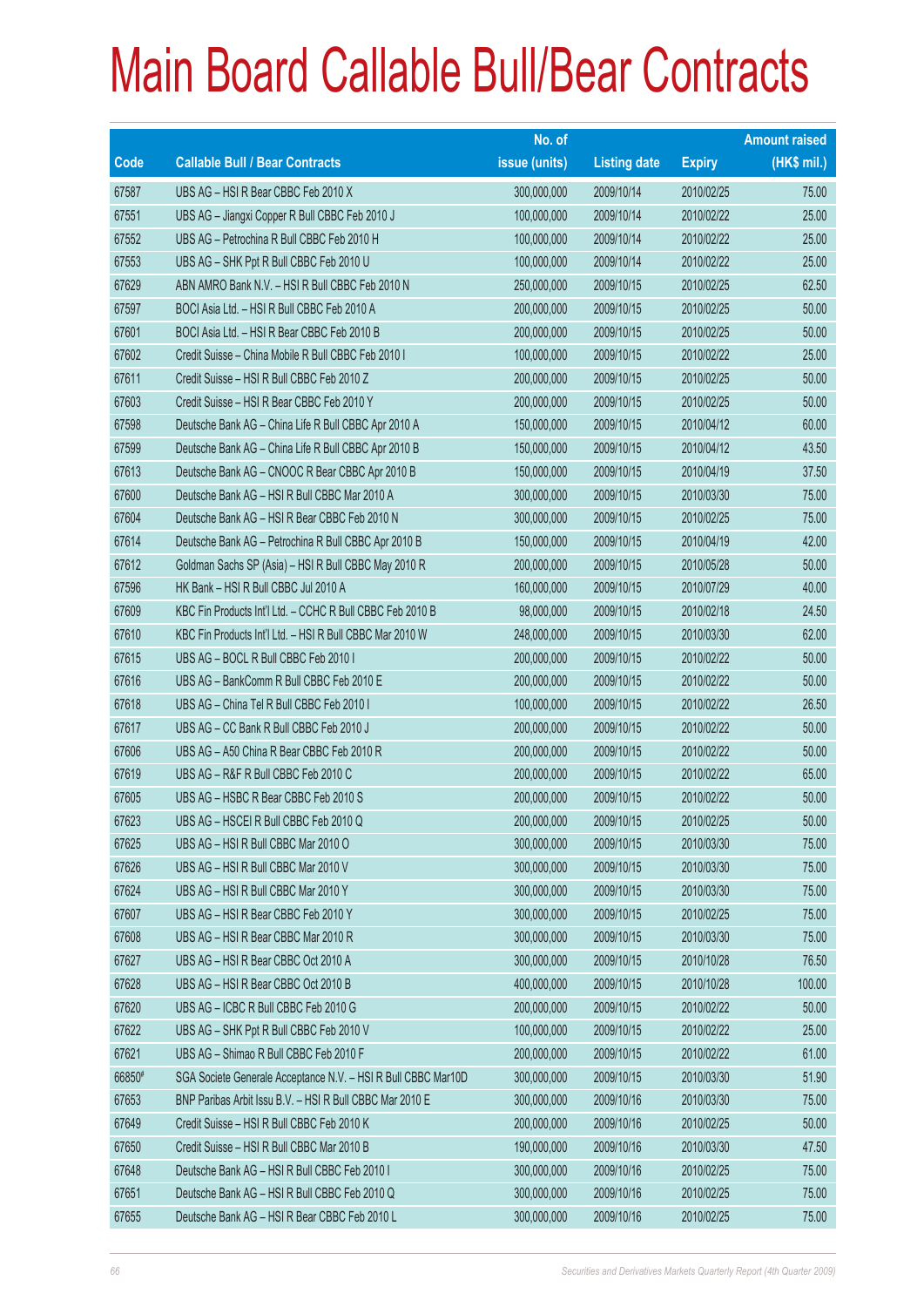# Main Board Callable Bull/Bear Contracts

| Code | Callable Bull / Bear Contracts | No. of issue (units) | Listing date | Expiry | Amount raised (HK$ mil.) |
|---|---|---|---|---|---|
| 67587 | UBS AG – HSI R Bear CBBC Feb 2010 X | 300,000,000 | 2009/10/14 | 2010/02/25 | 75.00 |
| 67551 | UBS AG – Jiangxi Copper R Bull CBBC Feb 2010 J | 100,000,000 | 2009/10/14 | 2010/02/22 | 25.00 |
| 67552 | UBS AG – Petrochina R Bull CBBC Feb 2010 H | 100,000,000 | 2009/10/14 | 2010/02/22 | 25.00 |
| 67553 | UBS AG – SHK Ppt R Bull CBBC Feb 2010 U | 100,000,000 | 2009/10/14 | 2010/02/22 | 25.00 |
| 67629 | ABN AMRO Bank N.V. – HSI R Bull CBBC Feb 2010 N | 250,000,000 | 2009/10/15 | 2010/02/25 | 62.50 |
| 67597 | BOCI Asia Ltd. – HSI R Bull CBBC Feb 2010 A | 200,000,000 | 2009/10/15 | 2010/02/25 | 50.00 |
| 67601 | BOCI Asia Ltd. – HSI R Bear CBBC Feb 2010 B | 200,000,000 | 2009/10/15 | 2010/02/25 | 50.00 |
| 67602 | Credit Suisse – China Mobile R Bull CBBC Feb 2010 I | 100,000,000 | 2009/10/15 | 2010/02/22 | 25.00 |
| 67611 | Credit Suisse – HSI R Bull CBBC Feb 2010 Z | 200,000,000 | 2009/10/15 | 2010/02/25 | 50.00 |
| 67603 | Credit Suisse – HSI R Bear CBBC Feb 2010 Y | 200,000,000 | 2009/10/15 | 2010/02/25 | 50.00 |
| 67598 | Deutsche Bank AG – China Life R Bull CBBC Apr 2010 A | 150,000,000 | 2009/10/15 | 2010/04/12 | 60.00 |
| 67599 | Deutsche Bank AG – China Life R Bull CBBC Apr 2010 B | 150,000,000 | 2009/10/15 | 2010/04/12 | 43.50 |
| 67613 | Deutsche Bank AG – CNOOC R Bear CBBC Apr 2010 B | 150,000,000 | 2009/10/15 | 2010/04/19 | 37.50 |
| 67600 | Deutsche Bank AG – HSI R Bull CBBC Mar 2010 A | 300,000,000 | 2009/10/15 | 2010/03/30 | 75.00 |
| 67604 | Deutsche Bank AG – HSI R Bear CBBC Feb 2010 N | 300,000,000 | 2009/10/15 | 2010/02/25 | 75.00 |
| 67614 | Deutsche Bank AG – Petrochina R Bull CBBC Apr 2010 B | 150,000,000 | 2009/10/15 | 2010/04/19 | 42.00 |
| 67612 | Goldman Sachs SP (Asia) – HSI R Bull CBBC May 2010 R | 200,000,000 | 2009/10/15 | 2010/05/28 | 50.00 |
| 67596 | HK Bank – HSI R Bull CBBC Jul 2010 A | 160,000,000 | 2009/10/15 | 2010/07/29 | 40.00 |
| 67609 | KBC Fin Products Int'l Ltd. – CCHC R Bull CBBC Feb 2010 B | 98,000,000 | 2009/10/15 | 2010/02/18 | 24.50 |
| 67610 | KBC Fin Products Int'l Ltd. – HSI R Bull CBBC Mar 2010 W | 248,000,000 | 2009/10/15 | 2010/03/30 | 62.00 |
| 67615 | UBS AG – BOCL R Bull CBBC Feb 2010 I | 200,000,000 | 2009/10/15 | 2010/02/22 | 50.00 |
| 67616 | UBS AG – BankComm R Bull CBBC Feb 2010 E | 200,000,000 | 2009/10/15 | 2010/02/22 | 50.00 |
| 67618 | UBS AG – China Tel R Bull CBBC Feb 2010 I | 100,000,000 | 2009/10/15 | 2010/02/22 | 26.50 |
| 67617 | UBS AG – CC Bank R Bull CBBC Feb 2010 J | 200,000,000 | 2009/10/15 | 2010/02/22 | 50.00 |
| 67606 | UBS AG – A50 China R Bear CBBC Feb 2010 R | 200,000,000 | 2009/10/15 | 2010/02/22 | 50.00 |
| 67619 | UBS AG – R&F R Bull CBBC Feb 2010 C | 200,000,000 | 2009/10/15 | 2010/02/22 | 65.00 |
| 67605 | UBS AG – HSBC R Bear CBBC Feb 2010 S | 200,000,000 | 2009/10/15 | 2010/02/22 | 50.00 |
| 67623 | UBS AG – HSCEI R Bull CBBC Feb 2010 Q | 200,000,000 | 2009/10/15 | 2010/02/25 | 50.00 |
| 67625 | UBS AG – HSI R Bull CBBC Mar 2010 O | 300,000,000 | 2009/10/15 | 2010/03/30 | 75.00 |
| 67626 | UBS AG – HSI R Bull CBBC Mar 2010 V | 300,000,000 | 2009/10/15 | 2010/03/30 | 75.00 |
| 67624 | UBS AG – HSI R Bull CBBC Mar 2010 Y | 300,000,000 | 2009/10/15 | 2010/03/30 | 75.00 |
| 67607 | UBS AG – HSI R Bear CBBC Feb 2010 Y | 300,000,000 | 2009/10/15 | 2010/02/25 | 75.00 |
| 67608 | UBS AG – HSI R Bear CBBC Mar 2010 R | 300,000,000 | 2009/10/15 | 2010/03/30 | 75.00 |
| 67627 | UBS AG – HSI R Bear CBBC Oct 2010 A | 300,000,000 | 2009/10/15 | 2010/10/28 | 76.50 |
| 67628 | UBS AG – HSI R Bear CBBC Oct 2010 B | 400,000,000 | 2009/10/15 | 2010/10/28 | 100.00 |
| 67620 | UBS AG – ICBC R Bull CBBC Feb 2010 G | 200,000,000 | 2009/10/15 | 2010/02/22 | 50.00 |
| 67622 | UBS AG – SHK Ppt R Bull CBBC Feb 2010 V | 100,000,000 | 2009/10/15 | 2010/02/22 | 25.00 |
| 67621 | UBS AG – Shimao R Bull CBBC Feb 2010 F | 200,000,000 | 2009/10/15 | 2010/02/22 | 61.00 |
| 66850# | SGA Societe Generale Acceptance N.V. – HSI R Bull CBBC Mar10D | 300,000,000 | 2009/10/15 | 2010/03/30 | 51.90 |
| 67653 | BNP Paribas Arbit Issu B.V. – HSI R Bull CBBC Mar 2010 E | 300,000,000 | 2009/10/16 | 2010/03/30 | 75.00 |
| 67649 | Credit Suisse – HSI R Bull CBBC Feb 2010 K | 200,000,000 | 2009/10/16 | 2010/02/25 | 50.00 |
| 67650 | Credit Suisse – HSI R Bull CBBC Mar 2010 B | 190,000,000 | 2009/10/16 | 2010/03/30 | 47.50 |
| 67648 | Deutsche Bank AG – HSI R Bull CBBC Feb 2010 I | 300,000,000 | 2009/10/16 | 2010/02/25 | 75.00 |
| 67651 | Deutsche Bank AG – HSI R Bull CBBC Feb 2010 Q | 300,000,000 | 2009/10/16 | 2010/02/25 | 75.00 |
| 67655 | Deutsche Bank AG – HSI R Bear CBBC Feb 2010 L | 300,000,000 | 2009/10/16 | 2010/02/25 | 75.00 |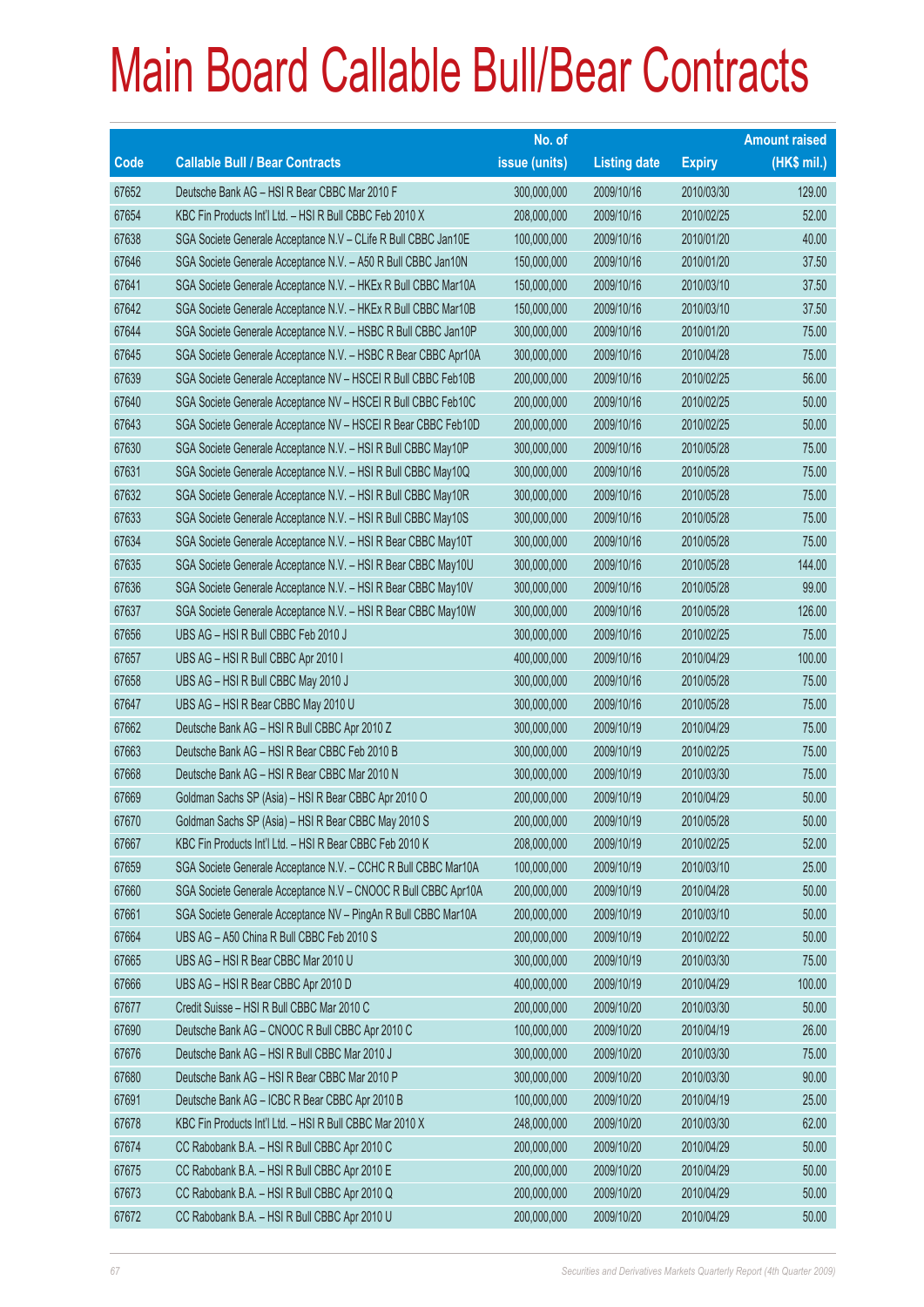# Main Board Callable Bull/Bear Contracts

| Code | Callable Bull / Bear Contracts | No. of issue (units) | Listing date | Expiry | Amount raised (HK$ mil.) |
|---|---|---|---|---|---|
| 67652 | Deutsche Bank AG – HSI R Bear CBBC Mar 2010 F | 300,000,000 | 2009/10/16 | 2010/03/30 | 129.00 |
| 67654 | KBC Fin Products Int'l Ltd. – HSI R Bull CBBC Feb 2010 X | 208,000,000 | 2009/10/16 | 2010/02/25 | 52.00 |
| 67638 | SGA Societe Generale Acceptance N.V – CLife R Bull CBBC Jan10E | 100,000,000 | 2009/10/16 | 2010/01/20 | 40.00 |
| 67646 | SGA Societe Generale Acceptance N.V. – A50 R Bull CBBC Jan10N | 150,000,000 | 2009/10/16 | 2010/01/20 | 37.50 |
| 67641 | SGA Societe Generale Acceptance N.V. – HKEx R Bull CBBC Mar10A | 150,000,000 | 2009/10/16 | 2010/03/10 | 37.50 |
| 67642 | SGA Societe Generale Acceptance N.V. – HKEx R Bull CBBC Mar10B | 150,000,000 | 2009/10/16 | 2010/03/10 | 37.50 |
| 67644 | SGA Societe Generale Acceptance N.V. – HSBC R Bull CBBC Jan10P | 300,000,000 | 2009/10/16 | 2010/01/20 | 75.00 |
| 67645 | SGA Societe Generale Acceptance N.V. – HSBC R Bear CBBC Apr10A | 300,000,000 | 2009/10/16 | 2010/04/28 | 75.00 |
| 67639 | SGA Societe Generale Acceptance NV – HSCEI R Bull CBBC Feb10B | 200,000,000 | 2009/10/16 | 2010/02/25 | 56.00 |
| 67640 | SGA Societe Generale Acceptance NV – HSCEI R Bull CBBC Feb10C | 200,000,000 | 2009/10/16 | 2010/02/25 | 50.00 |
| 67643 | SGA Societe Generale Acceptance NV – HSCEI R Bear CBBC Feb10D | 200,000,000 | 2009/10/16 | 2010/02/25 | 50.00 |
| 67630 | SGA Societe Generale Acceptance N.V. – HSI R Bull CBBC May10P | 300,000,000 | 2009/10/16 | 2010/05/28 | 75.00 |
| 67631 | SGA Societe Generale Acceptance N.V. – HSI R Bull CBBC May10Q | 300,000,000 | 2009/10/16 | 2010/05/28 | 75.00 |
| 67632 | SGA Societe Generale Acceptance N.V. – HSI R Bull CBBC May10R | 300,000,000 | 2009/10/16 | 2010/05/28 | 75.00 |
| 67633 | SGA Societe Generale Acceptance N.V. – HSI R Bull CBBC May10S | 300,000,000 | 2009/10/16 | 2010/05/28 | 75.00 |
| 67634 | SGA Societe Generale Acceptance N.V. – HSI R Bear CBBC May10T | 300,000,000 | 2009/10/16 | 2010/05/28 | 75.00 |
| 67635 | SGA Societe Generale Acceptance N.V. – HSI R Bear CBBC May10U | 300,000,000 | 2009/10/16 | 2010/05/28 | 144.00 |
| 67636 | SGA Societe Generale Acceptance N.V. – HSI R Bear CBBC May10V | 300,000,000 | 2009/10/16 | 2010/05/28 | 99.00 |
| 67637 | SGA Societe Generale Acceptance N.V. – HSI R Bear CBBC May10W | 300,000,000 | 2009/10/16 | 2010/05/28 | 126.00 |
| 67656 | UBS AG – HSI R Bull CBBC Feb 2010 J | 300,000,000 | 2009/10/16 | 2010/02/25 | 75.00 |
| 67657 | UBS AG – HSI R Bull CBBC Apr 2010 I | 400,000,000 | 2009/10/16 | 2010/04/29 | 100.00 |
| 67658 | UBS AG – HSI R Bull CBBC May 2010 J | 300,000,000 | 2009/10/16 | 2010/05/28 | 75.00 |
| 67647 | UBS AG – HSI R Bear CBBC May 2010 U | 300,000,000 | 2009/10/16 | 2010/05/28 | 75.00 |
| 67662 | Deutsche Bank AG – HSI R Bull CBBC Apr 2010 Z | 300,000,000 | 2009/10/19 | 2010/04/29 | 75.00 |
| 67663 | Deutsche Bank AG – HSI R Bear CBBC Feb 2010 B | 300,000,000 | 2009/10/19 | 2010/02/25 | 75.00 |
| 67668 | Deutsche Bank AG – HSI R Bear CBBC Mar 2010 N | 300,000,000 | 2009/10/19 | 2010/03/30 | 75.00 |
| 67669 | Goldman Sachs SP (Asia) – HSI R Bear CBBC Apr 2010 O | 200,000,000 | 2009/10/19 | 2010/04/29 | 50.00 |
| 67670 | Goldman Sachs SP (Asia) – HSI R Bear CBBC May 2010 S | 200,000,000 | 2009/10/19 | 2010/05/28 | 50.00 |
| 67667 | KBC Fin Products Int'l Ltd. – HSI R Bear CBBC Feb 2010 K | 208,000,000 | 2009/10/19 | 2010/02/25 | 52.00 |
| 67659 | SGA Societe Generale Acceptance N.V. – CCHC R Bull CBBC Mar10A | 100,000,000 | 2009/10/19 | 2010/03/10 | 25.00 |
| 67660 | SGA Societe Generale Acceptance N.V – CNOOC R Bull CBBC Apr10A | 200,000,000 | 2009/10/19 | 2010/04/28 | 50.00 |
| 67661 | SGA Societe Generale Acceptance NV – PingAn R Bull CBBC Mar10A | 200,000,000 | 2009/10/19 | 2010/03/10 | 50.00 |
| 67664 | UBS AG – A50 China R Bull CBBC Feb 2010 S | 200,000,000 | 2009/10/19 | 2010/02/22 | 50.00 |
| 67665 | UBS AG – HSI R Bear CBBC Mar 2010 U | 300,000,000 | 2009/10/19 | 2010/03/30 | 75.00 |
| 67666 | UBS AG – HSI R Bear CBBC Apr 2010 D | 400,000,000 | 2009/10/19 | 2010/04/29 | 100.00 |
| 67677 | Credit Suisse – HSI R Bull CBBC Mar 2010 C | 200,000,000 | 2009/10/20 | 2010/03/30 | 50.00 |
| 67690 | Deutsche Bank AG – CNOOC R Bull CBBC Apr 2010 C | 100,000,000 | 2009/10/20 | 2010/04/19 | 26.00 |
| 67676 | Deutsche Bank AG – HSI R Bull CBBC Mar 2010 J | 300,000,000 | 2009/10/20 | 2010/03/30 | 75.00 |
| 67680 | Deutsche Bank AG – HSI R Bear CBBC Mar 2010 P | 300,000,000 | 2009/10/20 | 2010/03/30 | 90.00 |
| 67691 | Deutsche Bank AG – ICBC R Bear CBBC Apr 2010 B | 100,000,000 | 2009/10/20 | 2010/04/19 | 25.00 |
| 67678 | KBC Fin Products Int'l Ltd. – HSI R Bull CBBC Mar 2010 X | 248,000,000 | 2009/10/20 | 2010/03/30 | 62.00 |
| 67674 | CC Rabobank B.A. – HSI R Bull CBBC Apr 2010 C | 200,000,000 | 2009/10/20 | 2010/04/29 | 50.00 |
| 67675 | CC Rabobank B.A. – HSI R Bull CBBC Apr 2010 E | 200,000,000 | 2009/10/20 | 2010/04/29 | 50.00 |
| 67673 | CC Rabobank B.A. – HSI R Bull CBBC Apr 2010 Q | 200,000,000 | 2009/10/20 | 2010/04/29 | 50.00 |
| 67672 | CC Rabobank B.A. – HSI R Bull CBBC Apr 2010 U | 200,000,000 | 2009/10/20 | 2010/04/29 | 50.00 |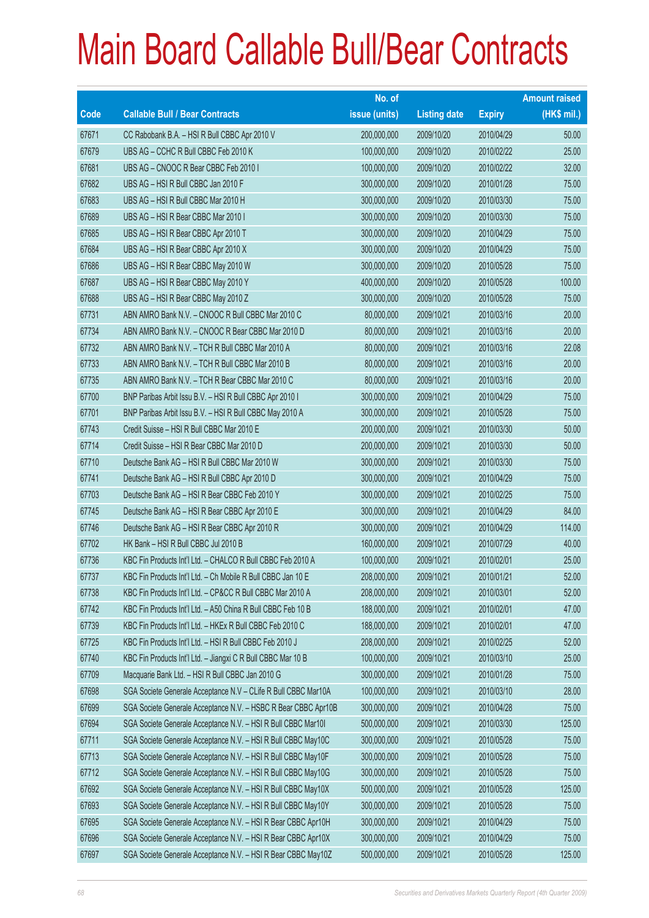# Main Board Callable Bull/Bear Contracts

| Code | Callable Bull / Bear Contracts | No. of issue (units) | Listing date | Expiry | Amount raised (HK$ mil.) |
|---|---|---|---|---|---|
| 67671 | CC Rabobank B.A. – HSI R Bull CBBC Apr 2010 V | 200,000,000 | 2009/10/20 | 2010/04/29 | 50.00 |
| 67679 | UBS AG – CCHC R Bull CBBC Feb 2010 K | 100,000,000 | 2009/10/20 | 2010/02/22 | 25.00 |
| 67681 | UBS AG – CNOOC R Bear CBBC Feb 2010 I | 100,000,000 | 2009/10/20 | 2010/02/22 | 32.00 |
| 67682 | UBS AG – HSI R Bull CBBC Jan 2010 F | 300,000,000 | 2009/10/20 | 2010/01/28 | 75.00 |
| 67683 | UBS AG – HSI R Bull CBBC Mar 2010 H | 300,000,000 | 2009/10/20 | 2010/03/30 | 75.00 |
| 67689 | UBS AG – HSI R Bear CBBC Mar 2010 I | 300,000,000 | 2009/10/20 | 2010/03/30 | 75.00 |
| 67685 | UBS AG – HSI R Bear CBBC Apr 2010 T | 300,000,000 | 2009/10/20 | 2010/04/29 | 75.00 |
| 67684 | UBS AG – HSI R Bear CBBC Apr 2010 X | 300,000,000 | 2009/10/20 | 2010/04/29 | 75.00 |
| 67686 | UBS AG – HSI R Bear CBBC May 2010 W | 300,000,000 | 2009/10/20 | 2010/05/28 | 75.00 |
| 67687 | UBS AG – HSI R Bear CBBC May 2010 Y | 400,000,000 | 2009/10/20 | 2010/05/28 | 100.00 |
| 67688 | UBS AG – HSI R Bear CBBC May 2010 Z | 300,000,000 | 2009/10/20 | 2010/05/28 | 75.00 |
| 67731 | ABN AMRO Bank N.V. – CNOOC R Bull CBBC Mar 2010 C | 80,000,000 | 2009/10/21 | 2010/03/16 | 20.00 |
| 67734 | ABN AMRO Bank N.V. – CNOOC R Bear CBBC Mar 2010 D | 80,000,000 | 2009/10/21 | 2010/03/16 | 20.00 |
| 67732 | ABN AMRO Bank N.V. – TCH R Bull CBBC Mar 2010 A | 80,000,000 | 2009/10/21 | 2010/03/16 | 22.08 |
| 67733 | ABN AMRO Bank N.V. – TCH R Bull CBBC Mar 2010 B | 80,000,000 | 2009/10/21 | 2010/03/16 | 20.00 |
| 67735 | ABN AMRO Bank N.V. – TCH R Bear CBBC Mar 2010 C | 80,000,000 | 2009/10/21 | 2010/03/16 | 20.00 |
| 67700 | BNP Paribas Arbit Issu B.V. – HSI R Bull CBBC Apr 2010 I | 300,000,000 | 2009/10/21 | 2010/04/29 | 75.00 |
| 67701 | BNP Paribas Arbit Issu B.V. – HSI R Bull CBBC May 2010 A | 300,000,000 | 2009/10/21 | 2010/05/28 | 75.00 |
| 67743 | Credit Suisse – HSI R Bull CBBC Mar 2010 E | 200,000,000 | 2009/10/21 | 2010/03/30 | 50.00 |
| 67714 | Credit Suisse – HSI R Bear CBBC Mar 2010 D | 200,000,000 | 2009/10/21 | 2010/03/30 | 50.00 |
| 67710 | Deutsche Bank AG – HSI R Bull CBBC Mar 2010 W | 300,000,000 | 2009/10/21 | 2010/03/30 | 75.00 |
| 67741 | Deutsche Bank AG – HSI R Bull CBBC Apr 2010 D | 300,000,000 | 2009/10/21 | 2010/04/29 | 75.00 |
| 67703 | Deutsche Bank AG – HSI R Bear CBBC Feb 2010 Y | 300,000,000 | 2009/10/21 | 2010/02/25 | 75.00 |
| 67745 | Deutsche Bank AG – HSI R Bear CBBC Apr 2010 E | 300,000,000 | 2009/10/21 | 2010/04/29 | 84.00 |
| 67746 | Deutsche Bank AG – HSI R Bear CBBC Apr 2010 R | 300,000,000 | 2009/10/21 | 2010/04/29 | 114.00 |
| 67702 | HK Bank – HSI R Bull CBBC Jul 2010 B | 160,000,000 | 2009/10/21 | 2010/07/29 | 40.00 |
| 67736 | KBC Fin Products Int'l Ltd. – CHALCO R Bull CBBC Feb 2010 A | 100,000,000 | 2009/10/21 | 2010/02/01 | 25.00 |
| 67737 | KBC Fin Products Int'l Ltd. – Ch Mobile R Bull CBBC Jan 10 E | 208,000,000 | 2009/10/21 | 2010/01/21 | 52.00 |
| 67738 | KBC Fin Products Int'l Ltd. – CP&CC R Bull CBBC Mar 2010 A | 208,000,000 | 2009/10/21 | 2010/03/01 | 52.00 |
| 67742 | KBC Fin Products Int'l Ltd. – A50 China R Bull CBBC Feb 10 B | 188,000,000 | 2009/10/21 | 2010/02/01 | 47.00 |
| 67739 | KBC Fin Products Int'l Ltd. – HKEx R Bull CBBC Feb 2010 C | 188,000,000 | 2009/10/21 | 2010/02/01 | 47.00 |
| 67725 | KBC Fin Products Int'l Ltd. – HSI R Bull CBBC Feb 2010 J | 208,000,000 | 2009/10/21 | 2010/02/25 | 52.00 |
| 67740 | KBC Fin Products Int'l Ltd. – Jiangxi C R Bull CBBC Mar 10 B | 100,000,000 | 2009/10/21 | 2010/03/10 | 25.00 |
| 67709 | Macquarie Bank Ltd. – HSI R Bull CBBC Jan 2010 G | 300,000,000 | 2009/10/21 | 2010/01/28 | 75.00 |
| 67698 | SGA Societe Generale Acceptance N.V – CLife R Bull CBBC Mar10A | 100,000,000 | 2009/10/21 | 2010/03/10 | 28.00 |
| 67699 | SGA Societe Generale Acceptance N.V. – HSBC R Bear CBBC Apr10B | 300,000,000 | 2009/10/21 | 2010/04/28 | 75.00 |
| 67694 | SGA Societe Generale Acceptance N.V. – HSI R Bull CBBC Mar10I | 500,000,000 | 2009/10/21 | 2010/03/30 | 125.00 |
| 67711 | SGA Societe Generale Acceptance N.V. – HSI R Bull CBBC May10C | 300,000,000 | 2009/10/21 | 2010/05/28 | 75.00 |
| 67713 | SGA Societe Generale Acceptance N.V. – HSI R Bull CBBC May10F | 300,000,000 | 2009/10/21 | 2010/05/28 | 75.00 |
| 67712 | SGA Societe Generale Acceptance N.V. – HSI R Bull CBBC May10G | 300,000,000 | 2009/10/21 | 2010/05/28 | 75.00 |
| 67692 | SGA Societe Generale Acceptance N.V. – HSI R Bull CBBC May10X | 500,000,000 | 2009/10/21 | 2010/05/28 | 125.00 |
| 67693 | SGA Societe Generale Acceptance N.V. – HSI R Bull CBBC May10Y | 300,000,000 | 2009/10/21 | 2010/05/28 | 75.00 |
| 67695 | SGA Societe Generale Acceptance N.V. – HSI R Bear CBBC Apr10H | 300,000,000 | 2009/10/21 | 2010/04/29 | 75.00 |
| 67696 | SGA Societe Generale Acceptance N.V. – HSI R Bear CBBC Apr10X | 300,000,000 | 2009/10/21 | 2010/04/29 | 75.00 |
| 67697 | SGA Societe Generale Acceptance N.V. – HSI R Bear CBBC May10Z | 500,000,000 | 2009/10/21 | 2010/05/28 | 125.00 |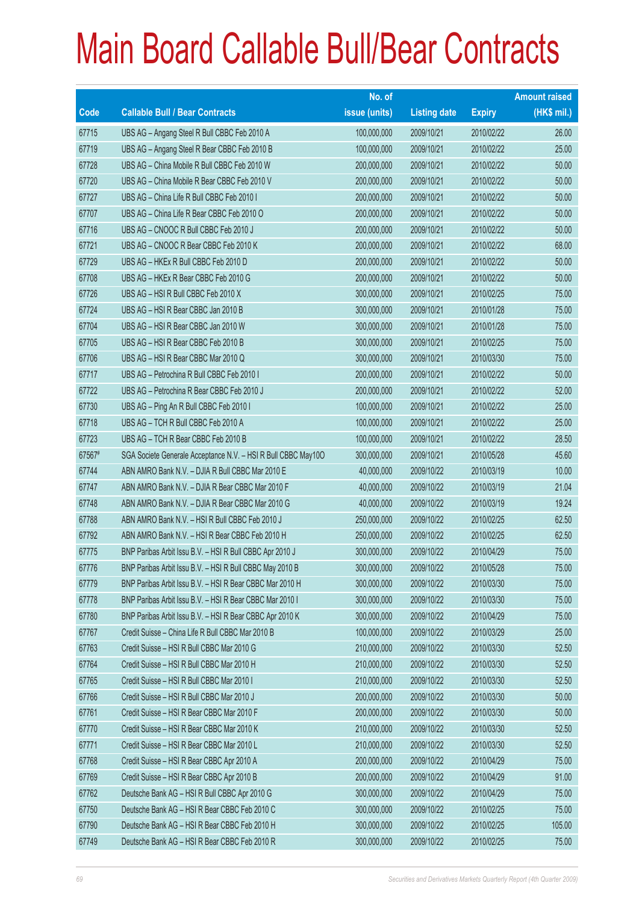# Main Board Callable Bull/Bear Contracts

| Code | Callable Bull / Bear Contracts | No. of issue (units) | Listing date | Expiry | Amount raised (HK$ mil.) |
|---|---|---|---|---|---|
| 67715 | UBS AG – Angang Steel R Bull CBBC Feb 2010 A | 100,000,000 | 2009/10/21 | 2010/02/22 | 26.00 |
| 67719 | UBS AG – Angang Steel R Bear CBBC Feb 2010 B | 100,000,000 | 2009/10/21 | 2010/02/22 | 25.00 |
| 67728 | UBS AG – China Mobile R Bull CBBC Feb 2010 W | 200,000,000 | 2009/10/21 | 2010/02/22 | 50.00 |
| 67720 | UBS AG – China Mobile R Bear CBBC Feb 2010 V | 200,000,000 | 2009/10/21 | 2010/02/22 | 50.00 |
| 67727 | UBS AG – China Life R Bull CBBC Feb 2010 I | 200,000,000 | 2009/10/21 | 2010/02/22 | 50.00 |
| 67707 | UBS AG – China Life R Bear CBBC Feb 2010 O | 200,000,000 | 2009/10/21 | 2010/02/22 | 50.00 |
| 67716 | UBS AG – CNOOC R Bull CBBC Feb 2010 J | 200,000,000 | 2009/10/21 | 2010/02/22 | 50.00 |
| 67721 | UBS AG – CNOOC R Bear CBBC Feb 2010 K | 200,000,000 | 2009/10/21 | 2010/02/22 | 68.00 |
| 67729 | UBS AG – HKEx R Bull CBBC Feb 2010 D | 200,000,000 | 2009/10/21 | 2010/02/22 | 50.00 |
| 67708 | UBS AG – HKEx R Bear CBBC Feb 2010 G | 200,000,000 | 2009/10/21 | 2010/02/22 | 50.00 |
| 67726 | UBS AG – HSI R Bull CBBC Feb 2010 X | 300,000,000 | 2009/10/21 | 2010/02/25 | 75.00 |
| 67724 | UBS AG – HSI R Bear CBBC Jan 2010 B | 300,000,000 | 2009/10/21 | 2010/01/28 | 75.00 |
| 67704 | UBS AG – HSI R Bear CBBC Jan 2010 W | 300,000,000 | 2009/10/21 | 2010/01/28 | 75.00 |
| 67705 | UBS AG – HSI R Bear CBBC Feb 2010 B | 300,000,000 | 2009/10/21 | 2010/02/25 | 75.00 |
| 67706 | UBS AG – HSI R Bear CBBC Mar 2010 Q | 300,000,000 | 2009/10/21 | 2010/03/30 | 75.00 |
| 67717 | UBS AG – Petrochina R Bull CBBC Feb 2010 I | 200,000,000 | 2009/10/21 | 2010/02/22 | 50.00 |
| 67722 | UBS AG – Petrochina R Bear CBBC Feb 2010 J | 200,000,000 | 2009/10/21 | 2010/02/22 | 52.00 |
| 67730 | UBS AG – Ping An R Bull CBBC Feb 2010 I | 100,000,000 | 2009/10/21 | 2010/02/22 | 25.00 |
| 67718 | UBS AG – TCH R Bull CBBC Feb 2010 A | 100,000,000 | 2009/10/21 | 2010/02/22 | 25.00 |
| 67723 | UBS AG – TCH R Bear CBBC Feb 2010 B | 100,000,000 | 2009/10/21 | 2010/02/22 | 28.50 |
| 67567# | SGA Societe Generale Acceptance N.V. – HSI R Bull CBBC May10O | 300,000,000 | 2009/10/21 | 2010/05/28 | 45.60 |
| 67744 | ABN AMRO Bank N.V. – DJIA R Bull CBBC Mar 2010 E | 40,000,000 | 2009/10/22 | 2010/03/19 | 10.00 |
| 67747 | ABN AMRO Bank N.V. – DJIA R Bear CBBC Mar 2010 F | 40,000,000 | 2009/10/22 | 2010/03/19 | 21.04 |
| 67748 | ABN AMRO Bank N.V. – DJIA R Bear CBBC Mar 2010 G | 40,000,000 | 2009/10/22 | 2010/03/19 | 19.24 |
| 67788 | ABN AMRO Bank N.V. – HSI R Bull CBBC Feb 2010 J | 250,000,000 | 2009/10/22 | 2010/02/25 | 62.50 |
| 67792 | ABN AMRO Bank N.V. – HSI R Bear CBBC Feb 2010 H | 250,000,000 | 2009/10/22 | 2010/02/25 | 62.50 |
| 67775 | BNP Paribas Arbit Issu B.V. – HSI R Bull CBBC Apr 2010 J | 300,000,000 | 2009/10/22 | 2010/04/29 | 75.00 |
| 67776 | BNP Paribas Arbit Issu B.V. – HSI R Bull CBBC May 2010 B | 300,000,000 | 2009/10/22 | 2010/05/28 | 75.00 |
| 67779 | BNP Paribas Arbit Issu B.V. – HSI R Bear CBBC Mar 2010 H | 300,000,000 | 2009/10/22 | 2010/03/30 | 75.00 |
| 67778 | BNP Paribas Arbit Issu B.V. – HSI R Bear CBBC Mar 2010 I | 300,000,000 | 2009/10/22 | 2010/03/30 | 75.00 |
| 67780 | BNP Paribas Arbit Issu B.V. – HSI R Bear CBBC Apr 2010 K | 300,000,000 | 2009/10/22 | 2010/04/29 | 75.00 |
| 67767 | Credit Suisse – China Life R Bull CBBC Mar 2010 B | 100,000,000 | 2009/10/22 | 2010/03/29 | 25.00 |
| 67763 | Credit Suisse – HSI R Bull CBBC Mar 2010 G | 210,000,000 | 2009/10/22 | 2010/03/30 | 52.50 |
| 67764 | Credit Suisse – HSI R Bull CBBC Mar 2010 H | 210,000,000 | 2009/10/22 | 2010/03/30 | 52.50 |
| 67765 | Credit Suisse – HSI R Bull CBBC Mar 2010 I | 210,000,000 | 2009/10/22 | 2010/03/30 | 52.50 |
| 67766 | Credit Suisse – HSI R Bull CBBC Mar 2010 J | 200,000,000 | 2009/10/22 | 2010/03/30 | 50.00 |
| 67761 | Credit Suisse – HSI R Bear CBBC Mar 2010 F | 200,000,000 | 2009/10/22 | 2010/03/30 | 50.00 |
| 67770 | Credit Suisse – HSI R Bear CBBC Mar 2010 K | 210,000,000 | 2009/10/22 | 2010/03/30 | 52.50 |
| 67771 | Credit Suisse – HSI R Bear CBBC Mar 2010 L | 210,000,000 | 2009/10/22 | 2010/03/30 | 52.50 |
| 67768 | Credit Suisse – HSI R Bear CBBC Apr 2010 A | 200,000,000 | 2009/10/22 | 2010/04/29 | 75.00 |
| 67769 | Credit Suisse – HSI R Bear CBBC Apr 2010 B | 200,000,000 | 2009/10/22 | 2010/04/29 | 91.00 |
| 67762 | Deutsche Bank AG – HSI R Bull CBBC Apr 2010 G | 300,000,000 | 2009/10/22 | 2010/04/29 | 75.00 |
| 67750 | Deutsche Bank AG – HSI R Bear CBBC Feb 2010 C | 300,000,000 | 2009/10/22 | 2010/02/25 | 75.00 |
| 67790 | Deutsche Bank AG – HSI R Bear CBBC Feb 2010 H | 300,000,000 | 2009/10/22 | 2010/02/25 | 105.00 |
| 67749 | Deutsche Bank AG – HSI R Bear CBBC Feb 2010 R | 300,000,000 | 2009/10/22 | 2010/02/25 | 75.00 |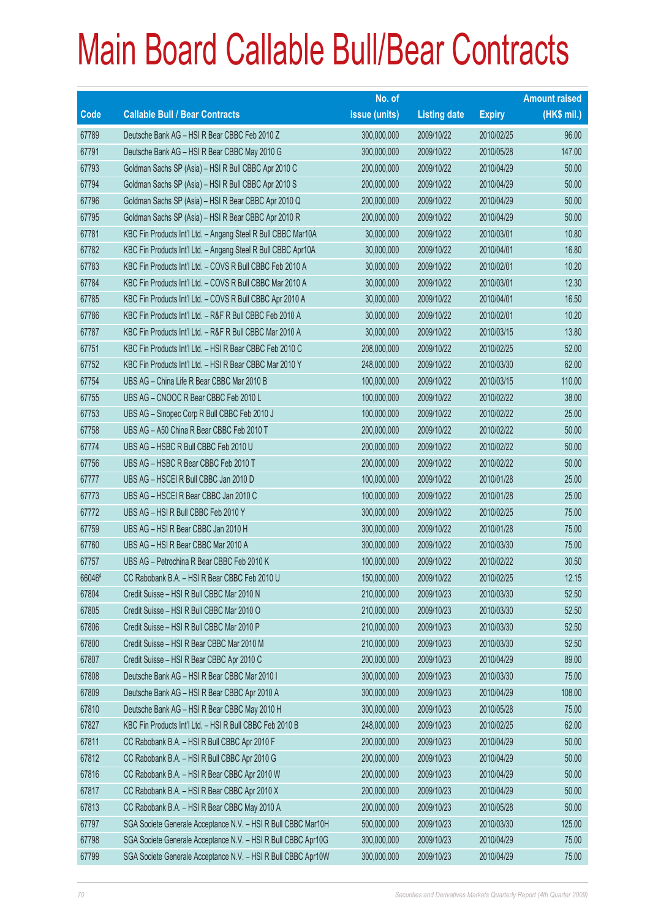# Main Board Callable Bull/Bear Contracts

| Code | Callable Bull / Bear Contracts | No. of issue (units) | Listing date | Expiry | Amount raised (HK$ mil.) |
|---|---|---|---|---|---|
| 67789 | Deutsche Bank AG – HSI R Bear CBBC Feb 2010 Z | 300,000,000 | 2009/10/22 | 2010/02/25 | 96.00 |
| 67791 | Deutsche Bank AG – HSI R Bear CBBC May 2010 G | 300,000,000 | 2009/10/22 | 2010/05/28 | 147.00 |
| 67793 | Goldman Sachs SP (Asia) – HSI R Bull CBBC Apr 2010 C | 200,000,000 | 2009/10/22 | 2010/04/29 | 50.00 |
| 67794 | Goldman Sachs SP (Asia) – HSI R Bull CBBC Apr 2010 S | 200,000,000 | 2009/10/22 | 2010/04/29 | 50.00 |
| 67796 | Goldman Sachs SP (Asia) – HSI R Bear CBBC Apr 2010 Q | 200,000,000 | 2009/10/22 | 2010/04/29 | 50.00 |
| 67795 | Goldman Sachs SP (Asia) – HSI R Bear CBBC Apr 2010 R | 200,000,000 | 2009/10/22 | 2010/04/29 | 50.00 |
| 67781 | KBC Fin Products Int'l Ltd. – Angang Steel R Bull CBBC Mar10A | 30,000,000 | 2009/10/22 | 2010/03/01 | 10.80 |
| 67782 | KBC Fin Products Int'l Ltd. – Angang Steel R Bull CBBC Apr10A | 30,000,000 | 2009/10/22 | 2010/04/01 | 16.80 |
| 67783 | KBC Fin Products Int'l Ltd. – COVS R Bull CBBC Feb 2010 A | 30,000,000 | 2009/10/22 | 2010/02/01 | 10.20 |
| 67784 | KBC Fin Products Int'l Ltd. – COVS R Bull CBBC Mar 2010 A | 30,000,000 | 2009/10/22 | 2010/03/01 | 12.30 |
| 67785 | KBC Fin Products Int'l Ltd. – COVS R Bull CBBC Apr 2010 A | 30,000,000 | 2009/10/22 | 2010/04/01 | 16.50 |
| 67786 | KBC Fin Products Int'l Ltd. – R&F R Bull CBBC Feb 2010 A | 30,000,000 | 2009/10/22 | 2010/02/01 | 10.20 |
| 67787 | KBC Fin Products Int'l Ltd. – R&F R Bull CBBC Mar 2010 A | 30,000,000 | 2009/10/22 | 2010/03/15 | 13.80 |
| 67751 | KBC Fin Products Int'l Ltd. – HSI R Bear CBBC Feb 2010 C | 208,000,000 | 2009/10/22 | 2010/02/25 | 52.00 |
| 67752 | KBC Fin Products Int'l Ltd. – HSI R Bear CBBC Mar 2010 Y | 248,000,000 | 2009/10/22 | 2010/03/30 | 62.00 |
| 67754 | UBS AG – China Life R Bear CBBC Mar 2010 B | 100,000,000 | 2009/10/22 | 2010/03/15 | 110.00 |
| 67755 | UBS AG – CNOOC R Bear CBBC Feb 2010 L | 100,000,000 | 2009/10/22 | 2010/02/22 | 38.00 |
| 67753 | UBS AG – Sinopec Corp R Bull CBBC Feb 2010 J | 100,000,000 | 2009/10/22 | 2010/02/22 | 25.00 |
| 67758 | UBS AG – A50 China R Bear CBBC Feb 2010 T | 200,000,000 | 2009/10/22 | 2010/02/22 | 50.00 |
| 67774 | UBS AG – HSBC R Bull CBBC Feb 2010 U | 200,000,000 | 2009/10/22 | 2010/02/22 | 50.00 |
| 67756 | UBS AG – HSBC R Bear CBBC Feb 2010 T | 200,000,000 | 2009/10/22 | 2010/02/22 | 50.00 |
| 67777 | UBS AG – HSCEI R Bull CBBC Jan 2010 D | 100,000,000 | 2009/10/22 | 2010/01/28 | 25.00 |
| 67773 | UBS AG – HSCEI R Bear CBBC Jan 2010 C | 100,000,000 | 2009/10/22 | 2010/01/28 | 25.00 |
| 67772 | UBS AG – HSI R Bull CBBC Feb 2010 Y | 300,000,000 | 2009/10/22 | 2010/02/25 | 75.00 |
| 67759 | UBS AG – HSI R Bear CBBC Jan 2010 H | 300,000,000 | 2009/10/22 | 2010/01/28 | 75.00 |
| 67760 | UBS AG – HSI R Bear CBBC Mar 2010 A | 300,000,000 | 2009/10/22 | 2010/03/30 | 75.00 |
| 67757 | UBS AG – Petrochina R Bear CBBC Feb 2010 K | 100,000,000 | 2009/10/22 | 2010/02/22 | 30.50 |
| 66046# | CC Rabobank B.A. – HSI R Bear CBBC Feb 2010 U | 150,000,000 | 2009/10/22 | 2010/02/25 | 12.15 |
| 67804 | Credit Suisse – HSI R Bull CBBC Mar 2010 N | 210,000,000 | 2009/10/23 | 2010/03/30 | 52.50 |
| 67805 | Credit Suisse – HSI R Bull CBBC Mar 2010 O | 210,000,000 | 2009/10/23 | 2010/03/30 | 52.50 |
| 67806 | Credit Suisse – HSI R Bull CBBC Mar 2010 P | 210,000,000 | 2009/10/23 | 2010/03/30 | 52.50 |
| 67800 | Credit Suisse – HSI R Bear CBBC Mar 2010 M | 210,000,000 | 2009/10/23 | 2010/03/30 | 52.50 |
| 67807 | Credit Suisse – HSI R Bear CBBC Apr 2010 C | 200,000,000 | 2009/10/23 | 2010/04/29 | 89.00 |
| 67808 | Deutsche Bank AG – HSI R Bear CBBC Mar 2010 I | 300,000,000 | 2009/10/23 | 2010/03/30 | 75.00 |
| 67809 | Deutsche Bank AG – HSI R Bear CBBC Apr 2010 A | 300,000,000 | 2009/10/23 | 2010/04/29 | 108.00 |
| 67810 | Deutsche Bank AG – HSI R Bear CBBC May 2010 H | 300,000,000 | 2009/10/23 | 2010/05/28 | 75.00 |
| 67827 | KBC Fin Products Int'l Ltd. – HSI R Bull CBBC Feb 2010 B | 248,000,000 | 2009/10/23 | 2010/02/25 | 62.00 |
| 67811 | CC Rabobank B.A. – HSI R Bull CBBC Apr 2010 F | 200,000,000 | 2009/10/23 | 2010/04/29 | 50.00 |
| 67812 | CC Rabobank B.A. – HSI R Bull CBBC Apr 2010 G | 200,000,000 | 2009/10/23 | 2010/04/29 | 50.00 |
| 67816 | CC Rabobank B.A. – HSI R Bear CBBC Apr 2010 W | 200,000,000 | 2009/10/23 | 2010/04/29 | 50.00 |
| 67817 | CC Rabobank B.A. – HSI R Bear CBBC Apr 2010 X | 200,000,000 | 2009/10/23 | 2010/04/29 | 50.00 |
| 67813 | CC Rabobank B.A. – HSI R Bear CBBC May 2010 A | 200,000,000 | 2009/10/23 | 2010/05/28 | 50.00 |
| 67797 | SGA Societe Generale Acceptance N.V. – HSI R Bull CBBC Mar10H | 500,000,000 | 2009/10/23 | 2010/03/30 | 125.00 |
| 67798 | SGA Societe Generale Acceptance N.V. – HSI R Bull CBBC Apr10G | 300,000,000 | 2009/10/23 | 2010/04/29 | 75.00 |
| 67799 | SGA Societe Generale Acceptance N.V. – HSI R Bull CBBC Apr10W | 300,000,000 | 2009/10/23 | 2010/04/29 | 75.00 |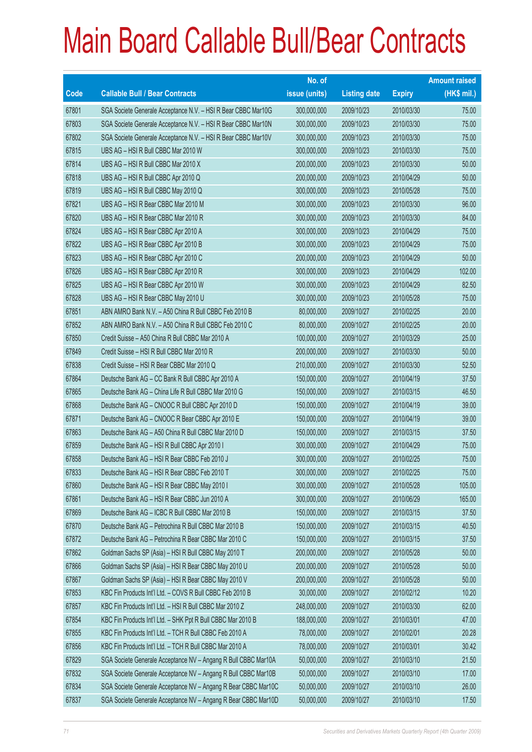# Main Board Callable Bull/Bear Contracts

| Code | Callable Bull / Bear Contracts | No. of issue (units) | Listing date | Expiry | Amount raised (HK$ mil.) |
|---|---|---|---|---|---|
| 67801 | SGA Societe Generale Acceptance N.V. – HSI R Bear CBBC Mar10G | 300,000,000 | 2009/10/23 | 2010/03/30 | 75.00 |
| 67803 | SGA Societe Generale Acceptance N.V. – HSI R Bear CBBC Mar10N | 300,000,000 | 2009/10/23 | 2010/03/30 | 75.00 |
| 67802 | SGA Societe Generale Acceptance N.V. – HSI R Bear CBBC Mar10V | 300,000,000 | 2009/10/23 | 2010/03/30 | 75.00 |
| 67815 | UBS AG – HSI R Bull CBBC Mar 2010 W | 300,000,000 | 2009/10/23 | 2010/03/30 | 75.00 |
| 67814 | UBS AG – HSI R Bull CBBC Mar 2010 X | 200,000,000 | 2009/10/23 | 2010/03/30 | 50.00 |
| 67818 | UBS AG – HSI R Bull CBBC Apr 2010 Q | 200,000,000 | 2009/10/23 | 2010/04/29 | 50.00 |
| 67819 | UBS AG – HSI R Bull CBBC May 2010 Q | 300,000,000 | 2009/10/23 | 2010/05/28 | 75.00 |
| 67821 | UBS AG – HSI R Bear CBBC Mar 2010 M | 300,000,000 | 2009/10/23 | 2010/03/30 | 96.00 |
| 67820 | UBS AG – HSI R Bear CBBC Mar 2010 R | 300,000,000 | 2009/10/23 | 2010/03/30 | 84.00 |
| 67824 | UBS AG – HSI R Bear CBBC Apr 2010 A | 300,000,000 | 2009/10/23 | 2010/04/29 | 75.00 |
| 67822 | UBS AG – HSI R Bear CBBC Apr 2010 B | 300,000,000 | 2009/10/23 | 2010/04/29 | 75.00 |
| 67823 | UBS AG – HSI R Bear CBBC Apr 2010 C | 200,000,000 | 2009/10/23 | 2010/04/29 | 50.00 |
| 67826 | UBS AG – HSI R Bear CBBC Apr 2010 R | 300,000,000 | 2009/10/23 | 2010/04/29 | 102.00 |
| 67825 | UBS AG – HSI R Bear CBBC Apr 2010 W | 300,000,000 | 2009/10/23 | 2010/04/29 | 82.50 |
| 67828 | UBS AG – HSI R Bear CBBC May 2010 U | 300,000,000 | 2009/10/23 | 2010/05/28 | 75.00 |
| 67851 | ABN AMRO Bank N.V. – A50 China R Bull CBBC Feb 2010 B | 80,000,000 | 2009/10/27 | 2010/02/25 | 20.00 |
| 67852 | ABN AMRO Bank N.V. – A50 China R Bull CBBC Feb 2010 C | 80,000,000 | 2009/10/27 | 2010/02/25 | 20.00 |
| 67850 | Credit Suisse – A50 China R Bull CBBC Mar 2010 A | 100,000,000 | 2009/10/27 | 2010/03/29 | 25.00 |
| 67849 | Credit Suisse – HSI R Bull CBBC Mar 2010 R | 200,000,000 | 2009/10/27 | 2010/03/30 | 50.00 |
| 67838 | Credit Suisse – HSI R Bear CBBC Mar 2010 Q | 210,000,000 | 2009/10/27 | 2010/03/30 | 52.50 |
| 67864 | Deutsche Bank AG – CC Bank R Bull CBBC Apr 2010 A | 150,000,000 | 2009/10/27 | 2010/04/19 | 37.50 |
| 67865 | Deutsche Bank AG – China Life R Bull CBBC Mar 2010 G | 150,000,000 | 2009/10/27 | 2010/03/15 | 46.50 |
| 67868 | Deutsche Bank AG – CNOOC R Bull CBBC Apr 2010 D | 150,000,000 | 2009/10/27 | 2010/04/19 | 39.00 |
| 67871 | Deutsche Bank AG – CNOOC R Bear CBBC Apr 2010 E | 150,000,000 | 2009/10/27 | 2010/04/19 | 39.00 |
| 67863 | Deutsche Bank AG – A50 China R Bull CBBC Mar 2010 D | 150,000,000 | 2009/10/27 | 2010/03/15 | 37.50 |
| 67859 | Deutsche Bank AG – HSI R Bull CBBC Apr 2010 I | 300,000,000 | 2009/10/27 | 2010/04/29 | 75.00 |
| 67858 | Deutsche Bank AG – HSI R Bear CBBC Feb 2010 J | 300,000,000 | 2009/10/27 | 2010/02/25 | 75.00 |
| 67833 | Deutsche Bank AG – HSI R Bear CBBC Feb 2010 T | 300,000,000 | 2009/10/27 | 2010/02/25 | 75.00 |
| 67860 | Deutsche Bank AG – HSI R Bear CBBC May 2010 I | 300,000,000 | 2009/10/27 | 2010/05/28 | 105.00 |
| 67861 | Deutsche Bank AG – HSI R Bear CBBC Jun 2010 A | 300,000,000 | 2009/10/27 | 2010/06/29 | 165.00 |
| 67869 | Deutsche Bank AG – ICBC R Bull CBBC Mar 2010 B | 150,000,000 | 2009/10/27 | 2010/03/15 | 37.50 |
| 67870 | Deutsche Bank AG – Petrochina R Bull CBBC Mar 2010 B | 150,000,000 | 2009/10/27 | 2010/03/15 | 40.50 |
| 67872 | Deutsche Bank AG – Petrochina R Bear CBBC Mar 2010 C | 150,000,000 | 2009/10/27 | 2010/03/15 | 37.50 |
| 67862 | Goldman Sachs SP (Asia) – HSI R Bull CBBC May 2010 T | 200,000,000 | 2009/10/27 | 2010/05/28 | 50.00 |
| 67866 | Goldman Sachs SP (Asia) – HSI R Bear CBBC May 2010 U | 200,000,000 | 2009/10/27 | 2010/05/28 | 50.00 |
| 67867 | Goldman Sachs SP (Asia) – HSI R Bear CBBC May 2010 V | 200,000,000 | 2009/10/27 | 2010/05/28 | 50.00 |
| 67853 | KBC Fin Products Int'l Ltd. – COVS R Bull CBBC Feb 2010 B | 30,000,000 | 2009/10/27 | 2010/02/12 | 10.20 |
| 67857 | KBC Fin Products Int'l Ltd. – HSI R Bull CBBC Mar 2010 Z | 248,000,000 | 2009/10/27 | 2010/03/30 | 62.00 |
| 67854 | KBC Fin Products Int'l Ltd. – SHK Ppt R Bull CBBC Mar 2010 B | 188,000,000 | 2009/10/27 | 2010/03/01 | 47.00 |
| 67855 | KBC Fin Products Int'l Ltd. – TCH R Bull CBBC Feb 2010 A | 78,000,000 | 2009/10/27 | 2010/02/01 | 20.28 |
| 67856 | KBC Fin Products Int'l Ltd. – TCH R Bull CBBC Mar 2010 A | 78,000,000 | 2009/10/27 | 2010/03/01 | 30.42 |
| 67829 | SGA Societe Generale Acceptance NV – Angang R Bull CBBC Mar10A | 50,000,000 | 2009/10/27 | 2010/03/10 | 21.50 |
| 67832 | SGA Societe Generale Acceptance NV – Angang R Bull CBBC Mar10B | 50,000,000 | 2009/10/27 | 2010/03/10 | 17.00 |
| 67834 | SGA Societe Generale Acceptance NV – Angang R Bear CBBC Mar10C | 50,000,000 | 2009/10/27 | 2010/03/10 | 26.00 |
| 67837 | SGA Societe Generale Acceptance NV – Angang R Bear CBBC Mar10D | 50,000,000 | 2009/10/27 | 2010/03/10 | 17.50 |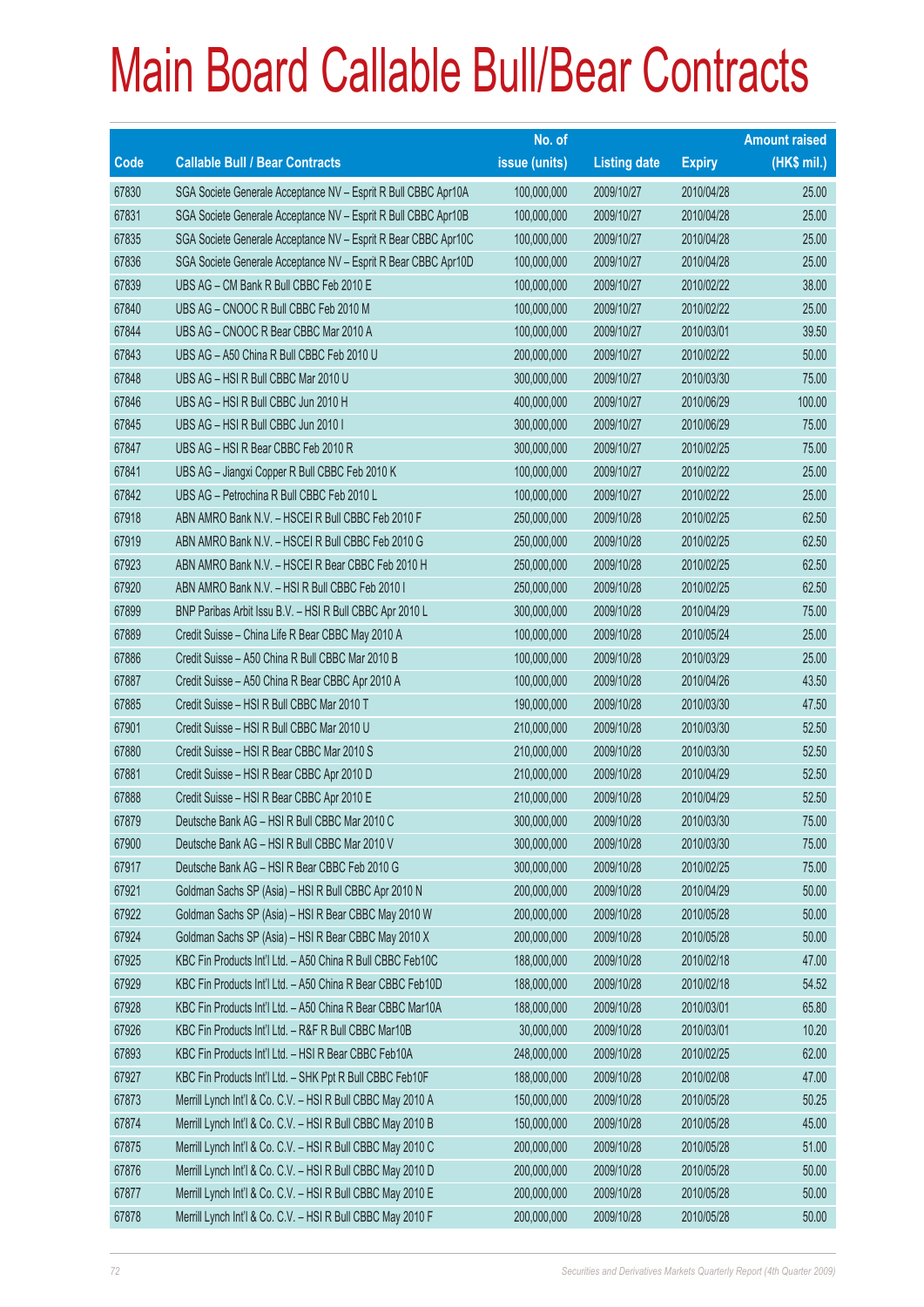# Main Board Callable Bull/Bear Contracts

| Code | Callable Bull / Bear Contracts | No. of issue (units) | Listing date | Expiry | Amount raised (HK$ mil.) |
|---|---|---|---|---|---|
| 67830 | SGA Societe Generale Acceptance NV – Esprit R Bull CBBC Apr10A | 100,000,000 | 2009/10/27 | 2010/04/28 | 25.00 |
| 67831 | SGA Societe Generale Acceptance NV – Esprit R Bull CBBC Apr10B | 100,000,000 | 2009/10/27 | 2010/04/28 | 25.00 |
| 67835 | SGA Societe Generale Acceptance NV – Esprit R Bear CBBC Apr10C | 100,000,000 | 2009/10/27 | 2010/04/28 | 25.00 |
| 67836 | SGA Societe Generale Acceptance NV – Esprit R Bear CBBC Apr10D | 100,000,000 | 2009/10/27 | 2010/04/28 | 25.00 |
| 67839 | UBS AG – CM Bank R Bull CBBC Feb 2010 E | 100,000,000 | 2009/10/27 | 2010/02/22 | 38.00 |
| 67840 | UBS AG – CNOOC R Bull CBBC Feb 2010 M | 100,000,000 | 2009/10/27 | 2010/02/22 | 25.00 |
| 67844 | UBS AG – CNOOC R Bear CBBC Mar 2010 A | 100,000,000 | 2009/10/27 | 2010/03/01 | 39.50 |
| 67843 | UBS AG – A50 China R Bull CBBC Feb 2010 U | 200,000,000 | 2009/10/27 | 2010/02/22 | 50.00 |
| 67848 | UBS AG – HSI R Bull CBBC Mar 2010 U | 300,000,000 | 2009/10/27 | 2010/03/30 | 75.00 |
| 67846 | UBS AG – HSI R Bull CBBC Jun 2010 H | 400,000,000 | 2009/10/27 | 2010/06/29 | 100.00 |
| 67845 | UBS AG – HSI R Bull CBBC Jun 2010 I | 300,000,000 | 2009/10/27 | 2010/06/29 | 75.00 |
| 67847 | UBS AG – HSI R Bear CBBC Feb 2010 R | 300,000,000 | 2009/10/27 | 2010/02/25 | 75.00 |
| 67841 | UBS AG – Jiangxi Copper R Bull CBBC Feb 2010 K | 100,000,000 | 2009/10/27 | 2010/02/22 | 25.00 |
| 67842 | UBS AG – Petrochina R Bull CBBC Feb 2010 L | 100,000,000 | 2009/10/27 | 2010/02/22 | 25.00 |
| 67918 | ABN AMRO Bank N.V. – HSCEI R Bull CBBC Feb 2010 F | 250,000,000 | 2009/10/28 | 2010/02/25 | 62.50 |
| 67919 | ABN AMRO Bank N.V. – HSCEI R Bull CBBC Feb 2010 G | 250,000,000 | 2009/10/28 | 2010/02/25 | 62.50 |
| 67923 | ABN AMRO Bank N.V. – HSCEI R Bear CBBC Feb 2010 H | 250,000,000 | 2009/10/28 | 2010/02/25 | 62.50 |
| 67920 | ABN AMRO Bank N.V. – HSI R Bull CBBC Feb 2010 I | 250,000,000 | 2009/10/28 | 2010/02/25 | 62.50 |
| 67899 | BNP Paribas Arbit Issu B.V. – HSI R Bull CBBC Apr 2010 L | 300,000,000 | 2009/10/28 | 2010/04/29 | 75.00 |
| 67889 | Credit Suisse – China Life R Bear CBBC May 2010 A | 100,000,000 | 2009/10/28 | 2010/05/24 | 25.00 |
| 67886 | Credit Suisse – A50 China R Bull CBBC Mar 2010 B | 100,000,000 | 2009/10/28 | 2010/03/29 | 25.00 |
| 67887 | Credit Suisse – A50 China R Bear CBBC Apr 2010 A | 100,000,000 | 2009/10/28 | 2010/04/26 | 43.50 |
| 67885 | Credit Suisse – HSI R Bull CBBC Mar 2010 T | 190,000,000 | 2009/10/28 | 2010/03/30 | 47.50 |
| 67901 | Credit Suisse – HSI R Bull CBBC Mar 2010 U | 210,000,000 | 2009/10/28 | 2010/03/30 | 52.50 |
| 67880 | Credit Suisse – HSI R Bear CBBC Mar 2010 S | 210,000,000 | 2009/10/28 | 2010/03/30 | 52.50 |
| 67881 | Credit Suisse – HSI R Bear CBBC Apr 2010 D | 210,000,000 | 2009/10/28 | 2010/04/29 | 52.50 |
| 67888 | Credit Suisse – HSI R Bear CBBC Apr 2010 E | 210,000,000 | 2009/10/28 | 2010/04/29 | 52.50 |
| 67879 | Deutsche Bank AG – HSI R Bull CBBC Mar 2010 C | 300,000,000 | 2009/10/28 | 2010/03/30 | 75.00 |
| 67900 | Deutsche Bank AG – HSI R Bull CBBC Mar 2010 V | 300,000,000 | 2009/10/28 | 2010/03/30 | 75.00 |
| 67917 | Deutsche Bank AG – HSI R Bear CBBC Feb 2010 G | 300,000,000 | 2009/10/28 | 2010/02/25 | 75.00 |
| 67921 | Goldman Sachs SP (Asia) – HSI R Bull CBBC Apr 2010 N | 200,000,000 | 2009/10/28 | 2010/04/29 | 50.00 |
| 67922 | Goldman Sachs SP (Asia) – HSI R Bear CBBC May 2010 W | 200,000,000 | 2009/10/28 | 2010/05/28 | 50.00 |
| 67924 | Goldman Sachs SP (Asia) – HSI R Bear CBBC May 2010 X | 200,000,000 | 2009/10/28 | 2010/05/28 | 50.00 |
| 67925 | KBC Fin Products Int'l Ltd. – A50 China R Bull CBBC Feb10C | 188,000,000 | 2009/10/28 | 2010/02/18 | 47.00 |
| 67929 | KBC Fin Products Int'l Ltd. – A50 China R Bear CBBC Feb10D | 188,000,000 | 2009/10/28 | 2010/02/18 | 54.52 |
| 67928 | KBC Fin Products Int'l Ltd. – A50 China R Bear CBBC Mar10A | 188,000,000 | 2009/10/28 | 2010/03/01 | 65.80 |
| 67926 | KBC Fin Products Int'l Ltd. – R&F R Bull CBBC Mar10B | 30,000,000 | 2009/10/28 | 2010/03/01 | 10.20 |
| 67893 | KBC Fin Products Int'l Ltd. – HSI R Bear CBBC Feb10A | 248,000,000 | 2009/10/28 | 2010/02/25 | 62.00 |
| 67927 | KBC Fin Products Int'l Ltd. – SHK Ppt R Bull CBBC Feb10F | 188,000,000 | 2009/10/28 | 2010/02/08 | 47.00 |
| 67873 | Merrill Lynch Int'l & Co. C.V. – HSI R Bull CBBC May 2010 A | 150,000,000 | 2009/10/28 | 2010/05/28 | 50.25 |
| 67874 | Merrill Lynch Int'l & Co. C.V. – HSI R Bull CBBC May 2010 B | 150,000,000 | 2009/10/28 | 2010/05/28 | 45.00 |
| 67875 | Merrill Lynch Int'l & Co. C.V. – HSI R Bull CBBC May 2010 C | 200,000,000 | 2009/10/28 | 2010/05/28 | 51.00 |
| 67876 | Merrill Lynch Int'l & Co. C.V. – HSI R Bull CBBC May 2010 D | 200,000,000 | 2009/10/28 | 2010/05/28 | 50.00 |
| 67877 | Merrill Lynch Int'l & Co. C.V. – HSI R Bull CBBC May 2010 E | 200,000,000 | 2009/10/28 | 2010/05/28 | 50.00 |
| 67878 | Merrill Lynch Int'l & Co. C.V. – HSI R Bull CBBC May 2010 F | 200,000,000 | 2009/10/28 | 2010/05/28 | 50.00 |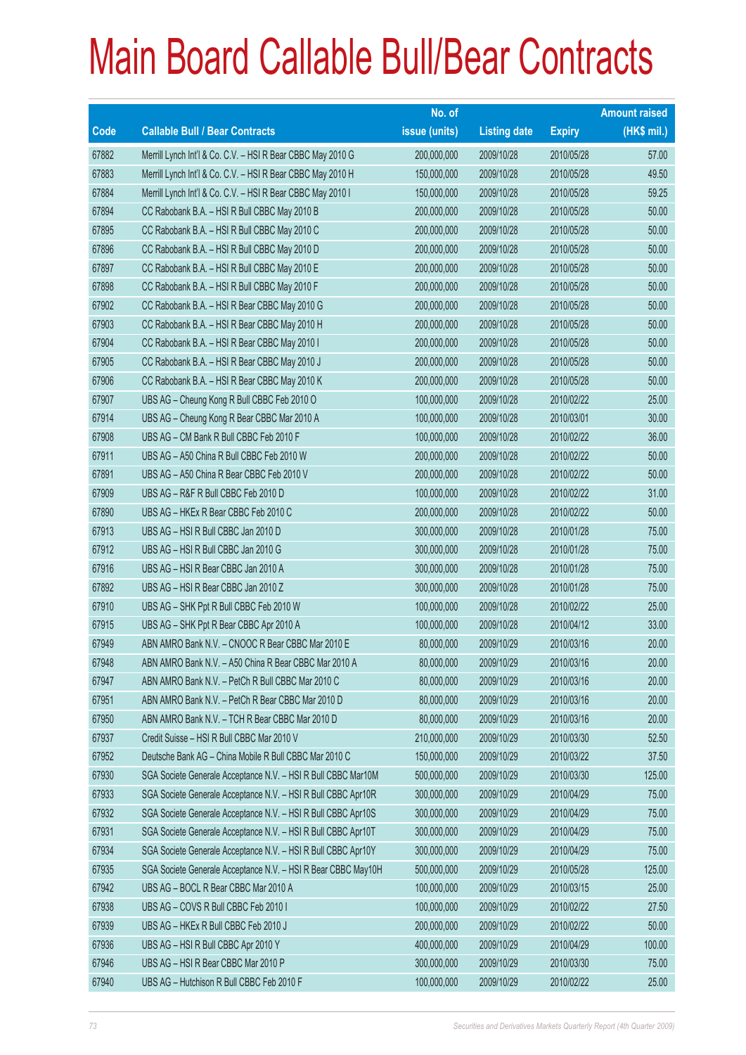# Main Board Callable Bull/Bear Contracts

| Code | Callable Bull / Bear Contracts | No. of issue (units) | Listing date | Expiry | Amount raised (HK$ mil.) |
|---|---|---|---|---|---|
| 67882 | Merrill Lynch Int'l & Co. C.V. – HSI R Bear CBBC May 2010 G | 200,000,000 | 2009/10/28 | 2010/05/28 | 57.00 |
| 67883 | Merrill Lynch Int'l & Co. C.V. – HSI R Bear CBBC May 2010 H | 150,000,000 | 2009/10/28 | 2010/05/28 | 49.50 |
| 67884 | Merrill Lynch Int'l & Co. C.V. – HSI R Bear CBBC May 2010 I | 150,000,000 | 2009/10/28 | 2010/05/28 | 59.25 |
| 67894 | CC Rabobank B.A. – HSI R Bull CBBC May 2010 B | 200,000,000 | 2009/10/28 | 2010/05/28 | 50.00 |
| 67895 | CC Rabobank B.A. – HSI R Bull CBBC May 2010 C | 200,000,000 | 2009/10/28 | 2010/05/28 | 50.00 |
| 67896 | CC Rabobank B.A. – HSI R Bull CBBC May 2010 D | 200,000,000 | 2009/10/28 | 2010/05/28 | 50.00 |
| 67897 | CC Rabobank B.A. – HSI R Bull CBBC May 2010 E | 200,000,000 | 2009/10/28 | 2010/05/28 | 50.00 |
| 67898 | CC Rabobank B.A. – HSI R Bull CBBC May 2010 F | 200,000,000 | 2009/10/28 | 2010/05/28 | 50.00 |
| 67902 | CC Rabobank B.A. – HSI R Bear CBBC May 2010 G | 200,000,000 | 2009/10/28 | 2010/05/28 | 50.00 |
| 67903 | CC Rabobank B.A. – HSI R Bear CBBC May 2010 H | 200,000,000 | 2009/10/28 | 2010/05/28 | 50.00 |
| 67904 | CC Rabobank B.A. – HSI R Bear CBBC May 2010 I | 200,000,000 | 2009/10/28 | 2010/05/28 | 50.00 |
| 67905 | CC Rabobank B.A. – HSI R Bear CBBC May 2010 J | 200,000,000 | 2009/10/28 | 2010/05/28 | 50.00 |
| 67906 | CC Rabobank B.A. – HSI R Bear CBBC May 2010 K | 200,000,000 | 2009/10/28 | 2010/05/28 | 50.00 |
| 67907 | UBS AG – Cheung Kong R Bull CBBC Feb 2010 O | 100,000,000 | 2009/10/28 | 2010/02/22 | 25.00 |
| 67914 | UBS AG – Cheung Kong R Bear CBBC Mar 2010 A | 100,000,000 | 2009/10/28 | 2010/03/01 | 30.00 |
| 67908 | UBS AG – CM Bank R Bull CBBC Feb 2010 F | 100,000,000 | 2009/10/28 | 2010/02/22 | 36.00 |
| 67911 | UBS AG – A50 China R Bull CBBC Feb 2010 W | 200,000,000 | 2009/10/28 | 2010/02/22 | 50.00 |
| 67891 | UBS AG – A50 China R Bear CBBC Feb 2010 V | 200,000,000 | 2009/10/28 | 2010/02/22 | 50.00 |
| 67909 | UBS AG – R&F R Bull CBBC Feb 2010 D | 100,000,000 | 2009/10/28 | 2010/02/22 | 31.00 |
| 67890 | UBS AG – HKEx R Bear CBBC Feb 2010 C | 200,000,000 | 2009/10/28 | 2010/02/22 | 50.00 |
| 67913 | UBS AG – HSI R Bull CBBC Jan 2010 D | 300,000,000 | 2009/10/28 | 2010/01/28 | 75.00 |
| 67912 | UBS AG – HSI R Bull CBBC Jan 2010 G | 300,000,000 | 2009/10/28 | 2010/01/28 | 75.00 |
| 67916 | UBS AG – HSI R Bear CBBC Jan 2010 A | 300,000,000 | 2009/10/28 | 2010/01/28 | 75.00 |
| 67892 | UBS AG – HSI R Bear CBBC Jan 2010 Z | 300,000,000 | 2009/10/28 | 2010/01/28 | 75.00 |
| 67910 | UBS AG – SHK Ppt R Bull CBBC Feb 2010 W | 100,000,000 | 2009/10/28 | 2010/02/22 | 25.00 |
| 67915 | UBS AG – SHK Ppt R Bear CBBC Apr 2010 A | 100,000,000 | 2009/10/28 | 2010/04/12 | 33.00 |
| 67949 | ABN AMRO Bank N.V. – CNOOC R Bear CBBC Mar 2010 E | 80,000,000 | 2009/10/29 | 2010/03/16 | 20.00 |
| 67948 | ABN AMRO Bank N.V. – A50 China R Bear CBBC Mar 2010 A | 80,000,000 | 2009/10/29 | 2010/03/16 | 20.00 |
| 67947 | ABN AMRO Bank N.V. – PetCh R Bull CBBC Mar 2010 C | 80,000,000 | 2009/10/29 | 2010/03/16 | 20.00 |
| 67951 | ABN AMRO Bank N.V. – PetCh R Bear CBBC Mar 2010 D | 80,000,000 | 2009/10/29 | 2010/03/16 | 20.00 |
| 67950 | ABN AMRO Bank N.V. – TCH R Bear CBBC Mar 2010 D | 80,000,000 | 2009/10/29 | 2010/03/16 | 20.00 |
| 67937 | Credit Suisse – HSI R Bull CBBC Mar 2010 V | 210,000,000 | 2009/10/29 | 2010/03/30 | 52.50 |
| 67952 | Deutsche Bank AG – China Mobile R Bull CBBC Mar 2010 C | 150,000,000 | 2009/10/29 | 2010/03/22 | 37.50 |
| 67930 | SGA Societe Generale Acceptance N.V. – HSI R Bull CBBC Mar10M | 500,000,000 | 2009/10/29 | 2010/03/30 | 125.00 |
| 67933 | SGA Societe Generale Acceptance N.V. – HSI R Bull CBBC Apr10R | 300,000,000 | 2009/10/29 | 2010/04/29 | 75.00 |
| 67932 | SGA Societe Generale Acceptance N.V. – HSI R Bull CBBC Apr10S | 300,000,000 | 2009/10/29 | 2010/04/29 | 75.00 |
| 67931 | SGA Societe Generale Acceptance N.V. – HSI R Bull CBBC Apr10T | 300,000,000 | 2009/10/29 | 2010/04/29 | 75.00 |
| 67934 | SGA Societe Generale Acceptance N.V. – HSI R Bull CBBC Apr10Y | 300,000,000 | 2009/10/29 | 2010/04/29 | 75.00 |
| 67935 | SGA Societe Generale Acceptance N.V. – HSI R Bear CBBC May10H | 500,000,000 | 2009/10/29 | 2010/05/28 | 125.00 |
| 67942 | UBS AG – BOCL R Bear CBBC Mar 2010 A | 100,000,000 | 2009/10/29 | 2010/03/15 | 25.00 |
| 67938 | UBS AG – COVS R Bull CBBC Feb 2010 I | 100,000,000 | 2009/10/29 | 2010/02/22 | 27.50 |
| 67939 | UBS AG – HKEx R Bull CBBC Feb 2010 J | 200,000,000 | 2009/10/29 | 2010/02/22 | 50.00 |
| 67936 | UBS AG – HSI R Bull CBBC Apr 2010 Y | 400,000,000 | 2009/10/29 | 2010/04/29 | 100.00 |
| 67946 | UBS AG – HSI R Bear CBBC Mar 2010 P | 300,000,000 | 2009/10/29 | 2010/03/30 | 75.00 |
| 67940 | UBS AG – Hutchison R Bull CBBC Feb 2010 F | 100,000,000 | 2009/10/29 | 2010/02/22 | 25.00 |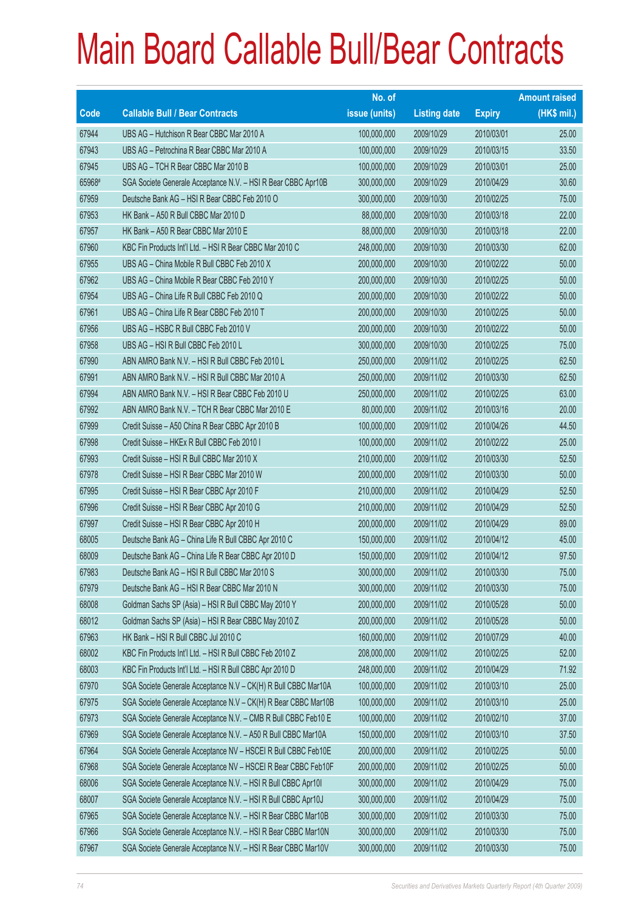# Main Board Callable Bull/Bear Contracts

| Code | Callable Bull / Bear Contracts | No. of issue (units) | Listing date | Expiry | Amount raised (HK$ mil.) |
|---|---|---|---|---|---|
| 67944 | UBS AG – Hutchison R Bear CBBC Mar 2010 A | 100,000,000 | 2009/10/29 | 2010/03/01 | 25.00 |
| 67943 | UBS AG – Petrochina R Bear CBBC Mar 2010 A | 100,000,000 | 2009/10/29 | 2010/03/15 | 33.50 |
| 67945 | UBS AG – TCH R Bear CBBC Mar 2010 B | 100,000,000 | 2009/10/29 | 2010/03/01 | 25.00 |
| 65968# | SGA Societe Generale Acceptance N.V. – HSI R Bear CBBC Apr10B | 300,000,000 | 2009/10/29 | 2010/04/29 | 30.60 |
| 67959 | Deutsche Bank AG – HSI R Bear CBBC Feb 2010 O | 300,000,000 | 2009/10/30 | 2010/02/25 | 75.00 |
| 67953 | HK Bank – A50 R Bull CBBC Mar 2010 D | 88,000,000 | 2009/10/30 | 2010/03/18 | 22.00 |
| 67957 | HK Bank – A50 R Bear CBBC Mar 2010 E | 88,000,000 | 2009/10/30 | 2010/03/18 | 22.00 |
| 67960 | KBC Fin Products Int'l Ltd. – HSI R Bear CBBC Mar 2010 C | 248,000,000 | 2009/10/30 | 2010/03/30 | 62.00 |
| 67955 | UBS AG – China Mobile R Bull CBBC Feb 2010 X | 200,000,000 | 2009/10/30 | 2010/02/22 | 50.00 |
| 67962 | UBS AG – China Mobile R Bear CBBC Feb 2010 Y | 200,000,000 | 2009/10/30 | 2010/02/25 | 50.00 |
| 67954 | UBS AG – China Life R Bull CBBC Feb 2010 Q | 200,000,000 | 2009/10/30 | 2010/02/22 | 50.00 |
| 67961 | UBS AG – China Life R Bear CBBC Feb 2010 T | 200,000,000 | 2009/10/30 | 2010/02/25 | 50.00 |
| 67956 | UBS AG – HSBC R Bull CBBC Feb 2010 V | 200,000,000 | 2009/10/30 | 2010/02/22 | 50.00 |
| 67958 | UBS AG – HSI R Bull CBBC Feb 2010 L | 300,000,000 | 2009/10/30 | 2010/02/25 | 75.00 |
| 67990 | ABN AMRO Bank N.V. – HSI R Bull CBBC Feb 2010 L | 250,000,000 | 2009/11/02 | 2010/02/25 | 62.50 |
| 67991 | ABN AMRO Bank N.V. – HSI R Bull CBBC Mar 2010 A | 250,000,000 | 2009/11/02 | 2010/03/30 | 62.50 |
| 67994 | ABN AMRO Bank N.V. – HSI R Bear CBBC Feb 2010 U | 250,000,000 | 2009/11/02 | 2010/02/25 | 63.00 |
| 67992 | ABN AMRO Bank N.V. – TCH R Bear CBBC Mar 2010 E | 80,000,000 | 2009/11/02 | 2010/03/16 | 20.00 |
| 67999 | Credit Suisse – A50 China R Bear CBBC Apr 2010 B | 100,000,000 | 2009/11/02 | 2010/04/26 | 44.50 |
| 67998 | Credit Suisse – HKEx R Bull CBBC Feb 2010 I | 100,000,000 | 2009/11/02 | 2010/02/22 | 25.00 |
| 67993 | Credit Suisse – HSI R Bull CBBC Mar 2010 X | 210,000,000 | 2009/11/02 | 2010/03/30 | 52.50 |
| 67978 | Credit Suisse – HSI R Bear CBBC Mar 2010 W | 200,000,000 | 2009/11/02 | 2010/03/30 | 50.00 |
| 67995 | Credit Suisse – HSI R Bear CBBC Apr 2010 F | 210,000,000 | 2009/11/02 | 2010/04/29 | 52.50 |
| 67996 | Credit Suisse – HSI R Bear CBBC Apr 2010 G | 210,000,000 | 2009/11/02 | 2010/04/29 | 52.50 |
| 67997 | Credit Suisse – HSI R Bear CBBC Apr 2010 H | 200,000,000 | 2009/11/02 | 2010/04/29 | 89.00 |
| 68005 | Deutsche Bank AG – China Life R Bull CBBC Apr 2010 C | 150,000,000 | 2009/11/02 | 2010/04/12 | 45.00 |
| 68009 | Deutsche Bank AG – China Life R Bear CBBC Apr 2010 D | 150,000,000 | 2009/11/02 | 2010/04/12 | 97.50 |
| 67983 | Deutsche Bank AG – HSI R Bull CBBC Mar 2010 S | 300,000,000 | 2009/11/02 | 2010/03/30 | 75.00 |
| 67979 | Deutsche Bank AG – HSI R Bear CBBC Mar 2010 N | 300,000,000 | 2009/11/02 | 2010/03/30 | 75.00 |
| 68008 | Goldman Sachs SP (Asia) – HSI R Bull CBBC May 2010 Y | 200,000,000 | 2009/11/02 | 2010/05/28 | 50.00 |
| 68012 | Goldman Sachs SP (Asia) – HSI R Bear CBBC May 2010 Z | 200,000,000 | 2009/11/02 | 2010/05/28 | 50.00 |
| 67963 | HK Bank – HSI R Bull CBBC Jul 2010 C | 160,000,000 | 2009/11/02 | 2010/07/29 | 40.00 |
| 68002 | KBC Fin Products Int'l Ltd. – HSI R Bull CBBC Feb 2010 Z | 208,000,000 | 2009/11/02 | 2010/02/25 | 52.00 |
| 68003 | KBC Fin Products Int'l Ltd. – HSI R Bull CBBC Apr 2010 D | 248,000,000 | 2009/11/02 | 2010/04/29 | 71.92 |
| 67970 | SGA Societe Generale Acceptance N.V – CK(H) R Bull CBBC Mar10A | 100,000,000 | 2009/11/02 | 2010/03/10 | 25.00 |
| 67975 | SGA Societe Generale Acceptance N.V – CK(H) R Bear CBBC Mar10B | 100,000,000 | 2009/11/02 | 2010/03/10 | 25.00 |
| 67973 | SGA Societe Generale Acceptance N.V. – CMB R Bull CBBC Feb10 E | 100,000,000 | 2009/11/02 | 2010/02/10 | 37.00 |
| 67969 | SGA Societe Generale Acceptance N.V. – A50 R Bull CBBC Mar10A | 150,000,000 | 2009/11/02 | 2010/03/10 | 37.50 |
| 67964 | SGA Societe Generale Acceptance NV – HSCEI R Bull CBBC Feb10E | 200,000,000 | 2009/11/02 | 2010/02/25 | 50.00 |
| 67968 | SGA Societe Generale Acceptance NV – HSCEI R Bear CBBC Feb10F | 200,000,000 | 2009/11/02 | 2010/02/25 | 50.00 |
| 68006 | SGA Societe Generale Acceptance N.V. – HSI R Bull CBBC Apr10I | 300,000,000 | 2009/11/02 | 2010/04/29 | 75.00 |
| 68007 | SGA Societe Generale Acceptance N.V. – HSI R Bull CBBC Apr10J | 300,000,000 | 2009/11/02 | 2010/04/29 | 75.00 |
| 67965 | SGA Societe Generale Acceptance N.V. – HSI R Bear CBBC Mar10B | 300,000,000 | 2009/11/02 | 2010/03/30 | 75.00 |
| 67966 | SGA Societe Generale Acceptance N.V. – HSI R Bear CBBC Mar10N | 300,000,000 | 2009/11/02 | 2010/03/30 | 75.00 |
| 67967 | SGA Societe Generale Acceptance N.V. – HSI R Bear CBBC Mar10V | 300,000,000 | 2009/11/02 | 2010/03/30 | 75.00 |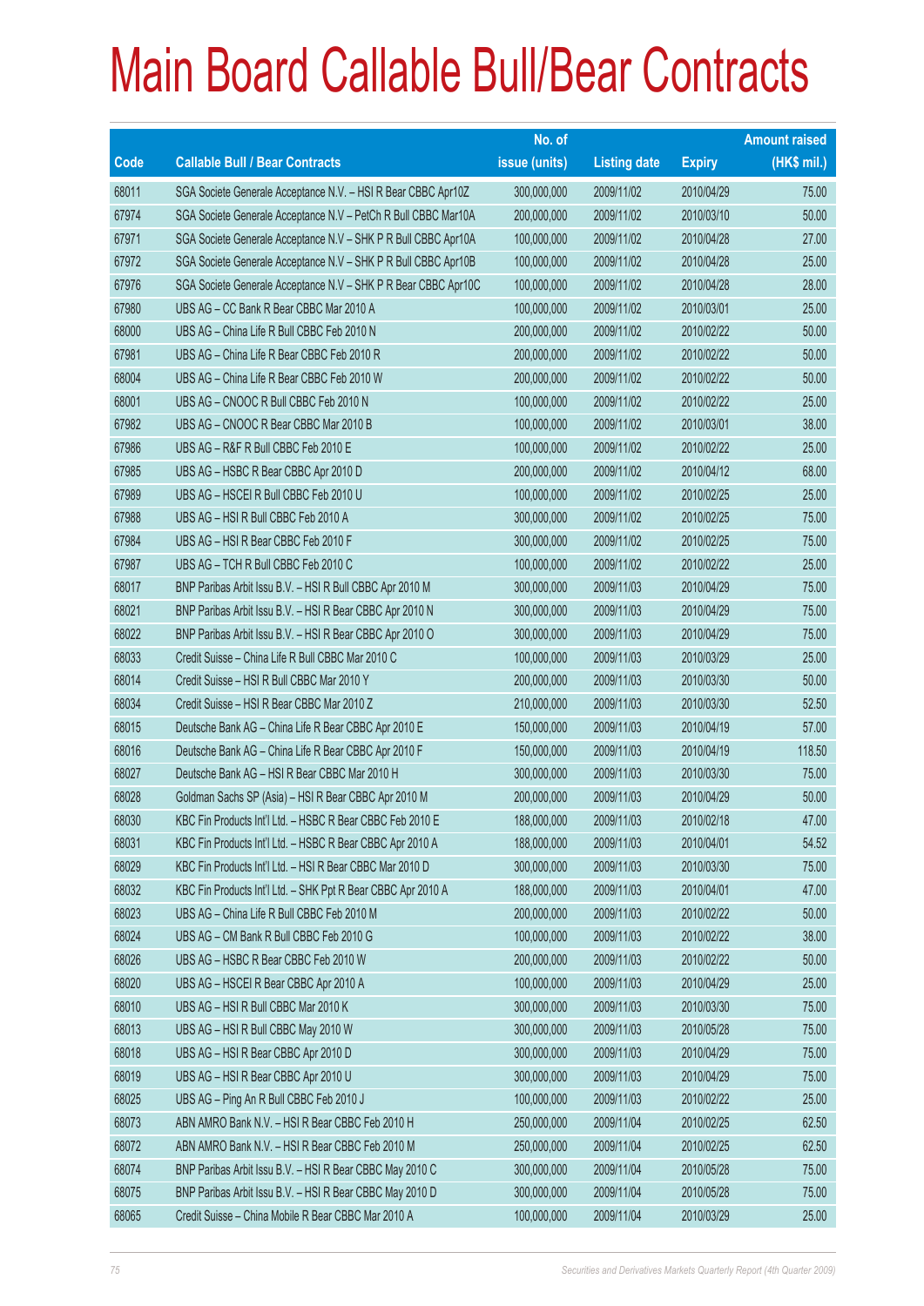# Main Board Callable Bull/Bear Contracts

| Code | Callable Bull / Bear Contracts | No. of issue (units) | Listing date | Expiry | Amount raised (HK$ mil.) |
|---|---|---|---|---|---|
| 68011 | SGA Societe Generale Acceptance N.V. – HSI R Bear CBBC Apr10Z | 300,000,000 | 2009/11/02 | 2010/04/29 | 75.00 |
| 67974 | SGA Societe Generale Acceptance N.V – PetCh R Bull CBBC Mar10A | 200,000,000 | 2009/11/02 | 2010/03/10 | 50.00 |
| 67971 | SGA Societe Generale Acceptance N.V – SHK P R Bull CBBC Apr10A | 100,000,000 | 2009/11/02 | 2010/04/28 | 27.00 |
| 67972 | SGA Societe Generale Acceptance N.V – SHK P R Bull CBBC Apr10B | 100,000,000 | 2009/11/02 | 2010/04/28 | 25.00 |
| 67976 | SGA Societe Generale Acceptance N.V – SHK P R Bear CBBC Apr10C | 100,000,000 | 2009/11/02 | 2010/04/28 | 28.00 |
| 67980 | UBS AG – CC Bank R Bear CBBC Mar 2010 A | 100,000,000 | 2009/11/02 | 2010/03/01 | 25.00 |
| 68000 | UBS AG – China Life R Bull CBBC Feb 2010 N | 200,000,000 | 2009/11/02 | 2010/02/22 | 50.00 |
| 67981 | UBS AG – China Life R Bear CBBC Feb 2010 R | 200,000,000 | 2009/11/02 | 2010/02/22 | 50.00 |
| 68004 | UBS AG – China Life R Bear CBBC Feb 2010 W | 200,000,000 | 2009/11/02 | 2010/02/22 | 50.00 |
| 68001 | UBS AG – CNOOC R Bull CBBC Feb 2010 N | 100,000,000 | 2009/11/02 | 2010/02/22 | 25.00 |
| 67982 | UBS AG – CNOOC R Bear CBBC Mar 2010 B | 100,000,000 | 2009/11/02 | 2010/03/01 | 38.00 |
| 67986 | UBS AG – R&F R Bull CBBC Feb 2010 E | 100,000,000 | 2009/11/02 | 2010/02/22 | 25.00 |
| 67985 | UBS AG – HSBC R Bear CBBC Apr 2010 D | 200,000,000 | 2009/11/02 | 2010/04/12 | 68.00 |
| 67989 | UBS AG – HSCEI R Bull CBBC Feb 2010 U | 100,000,000 | 2009/11/02 | 2010/02/25 | 25.00 |
| 67988 | UBS AG – HSI R Bull CBBC Feb 2010 A | 300,000,000 | 2009/11/02 | 2010/02/25 | 75.00 |
| 67984 | UBS AG – HSI R Bear CBBC Feb 2010 F | 300,000,000 | 2009/11/02 | 2010/02/25 | 75.00 |
| 67987 | UBS AG – TCH R Bull CBBC Feb 2010 C | 100,000,000 | 2009/11/02 | 2010/02/22 | 25.00 |
| 68017 | BNP Paribas Arbit Issu B.V. – HSI R Bull CBBC Apr 2010 M | 300,000,000 | 2009/11/03 | 2010/04/29 | 75.00 |
| 68021 | BNP Paribas Arbit Issu B.V. – HSI R Bear CBBC Apr 2010 N | 300,000,000 | 2009/11/03 | 2010/04/29 | 75.00 |
| 68022 | BNP Paribas Arbit Issu B.V. – HSI R Bear CBBC Apr 2010 O | 300,000,000 | 2009/11/03 | 2010/04/29 | 75.00 |
| 68033 | Credit Suisse – China Life R Bull CBBC Mar 2010 C | 100,000,000 | 2009/11/03 | 2010/03/29 | 25.00 |
| 68014 | Credit Suisse – HSI R Bull CBBC Mar 2010 Y | 200,000,000 | 2009/11/03 | 2010/03/30 | 50.00 |
| 68034 | Credit Suisse – HSI R Bear CBBC Mar 2010 Z | 210,000,000 | 2009/11/03 | 2010/03/30 | 52.50 |
| 68015 | Deutsche Bank AG – China Life R Bear CBBC Apr 2010 E | 150,000,000 | 2009/11/03 | 2010/04/19 | 57.00 |
| 68016 | Deutsche Bank AG – China Life R Bear CBBC Apr 2010 F | 150,000,000 | 2009/11/03 | 2010/04/19 | 118.50 |
| 68027 | Deutsche Bank AG – HSI R Bear CBBC Mar 2010 H | 300,000,000 | 2009/11/03 | 2010/03/30 | 75.00 |
| 68028 | Goldman Sachs SP (Asia) – HSI R Bear CBBC Apr 2010 M | 200,000,000 | 2009/11/03 | 2010/04/29 | 50.00 |
| 68030 | KBC Fin Products Int'l Ltd. – HSBC R Bear CBBC Feb 2010 E | 188,000,000 | 2009/11/03 | 2010/02/18 | 47.00 |
| 68031 | KBC Fin Products Int'l Ltd. – HSBC R Bear CBBC Apr 2010 A | 188,000,000 | 2009/11/03 | 2010/04/01 | 54.52 |
| 68029 | KBC Fin Products Int'l Ltd. – HSI R Bear CBBC Mar 2010 D | 300,000,000 | 2009/11/03 | 2010/03/30 | 75.00 |
| 68032 | KBC Fin Products Int'l Ltd. – SHK Ppt R Bear CBBC Apr 2010 A | 188,000,000 | 2009/11/03 | 2010/04/01 | 47.00 |
| 68023 | UBS AG – China Life R Bull CBBC Feb 2010 M | 200,000,000 | 2009/11/03 | 2010/02/22 | 50.00 |
| 68024 | UBS AG – CM Bank R Bull CBBC Feb 2010 G | 100,000,000 | 2009/11/03 | 2010/02/22 | 38.00 |
| 68026 | UBS AG – HSBC R Bear CBBC Feb 2010 W | 200,000,000 | 2009/11/03 | 2010/02/22 | 50.00 |
| 68020 | UBS AG – HSCEI R Bear CBBC Apr 2010 A | 100,000,000 | 2009/11/03 | 2010/04/29 | 25.00 |
| 68010 | UBS AG – HSI R Bull CBBC Mar 2010 K | 300,000,000 | 2009/11/03 | 2010/03/30 | 75.00 |
| 68013 | UBS AG – HSI R Bull CBBC May 2010 W | 300,000,000 | 2009/11/03 | 2010/05/28 | 75.00 |
| 68018 | UBS AG – HSI R Bear CBBC Apr 2010 D | 300,000,000 | 2009/11/03 | 2010/04/29 | 75.00 |
| 68019 | UBS AG – HSI R Bear CBBC Apr 2010 U | 300,000,000 | 2009/11/03 | 2010/04/29 | 75.00 |
| 68025 | UBS AG – Ping An R Bull CBBC Feb 2010 J | 100,000,000 | 2009/11/03 | 2010/02/22 | 25.00 |
| 68073 | ABN AMRO Bank N.V. – HSI R Bear CBBC Feb 2010 H | 250,000,000 | 2009/11/04 | 2010/02/25 | 62.50 |
| 68072 | ABN AMRO Bank N.V. – HSI R Bear CBBC Feb 2010 M | 250,000,000 | 2009/11/04 | 2010/02/25 | 62.50 |
| 68074 | BNP Paribas Arbit Issu B.V. – HSI R Bear CBBC May 2010 C | 300,000,000 | 2009/11/04 | 2010/05/28 | 75.00 |
| 68075 | BNP Paribas Arbit Issu B.V. – HSI R Bear CBBC May 2010 D | 300,000,000 | 2009/11/04 | 2010/05/28 | 75.00 |
| 68065 | Credit Suisse – China Mobile R Bear CBBC Mar 2010 A | 100,000,000 | 2009/11/04 | 2010/03/29 | 25.00 |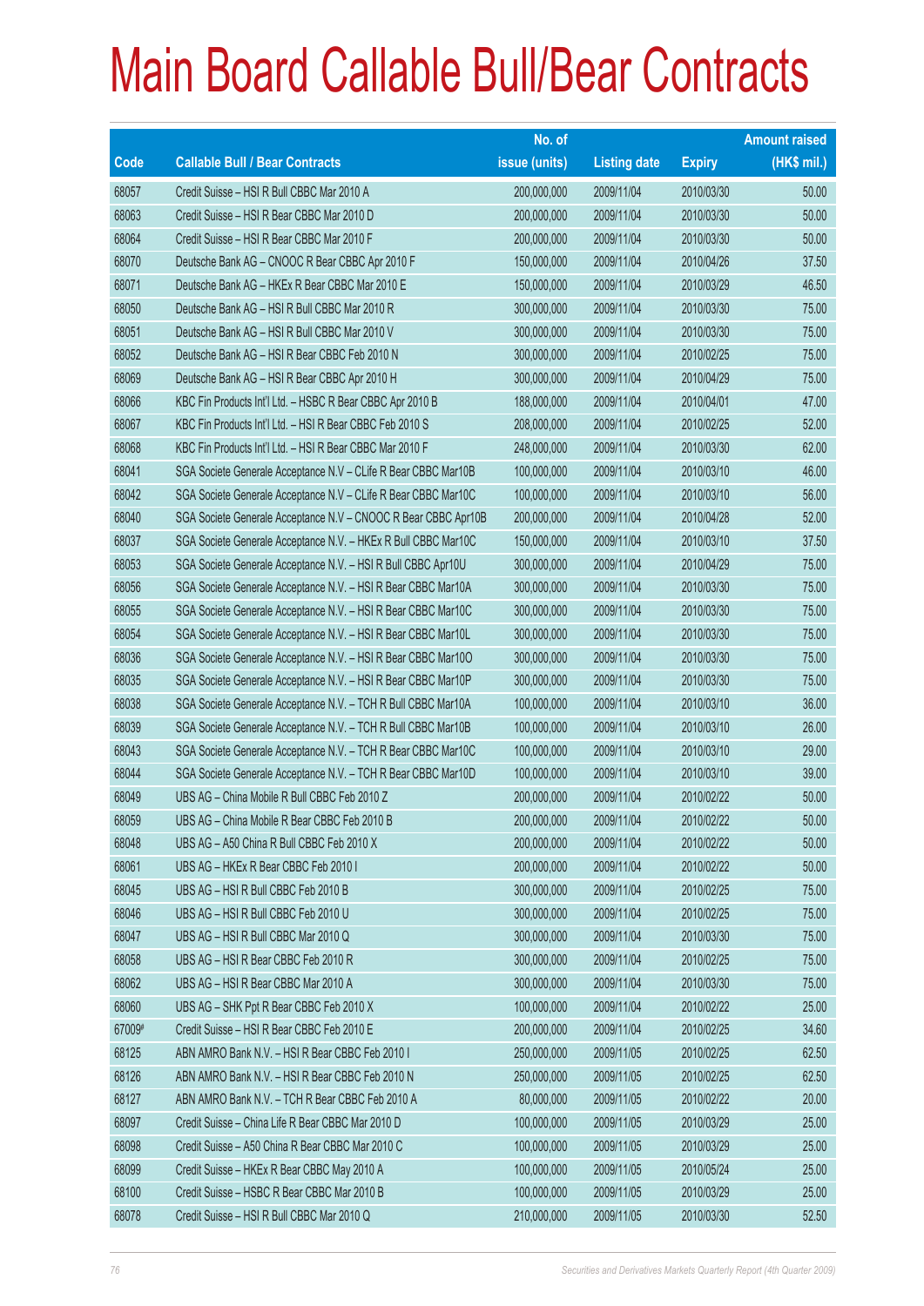# Main Board Callable Bull/Bear Contracts

| Code | Callable Bull / Bear Contracts | No. of issue (units) | Listing date | Expiry | Amount raised (HK$ mil.) |
|---|---|---|---|---|---|
| 68057 | Credit Suisse – HSI R Bull CBBC Mar 2010 A | 200,000,000 | 2009/11/04 | 2010/03/30 | 50.00 |
| 68063 | Credit Suisse – HSI R Bear CBBC Mar 2010 D | 200,000,000 | 2009/11/04 | 2010/03/30 | 50.00 |
| 68064 | Credit Suisse – HSI R Bear CBBC Mar 2010 F | 200,000,000 | 2009/11/04 | 2010/03/30 | 50.00 |
| 68070 | Deutsche Bank AG – CNOOC R Bear CBBC Apr 2010 F | 150,000,000 | 2009/11/04 | 2010/04/26 | 37.50 |
| 68071 | Deutsche Bank AG – HKEx R Bear CBBC Mar 2010 E | 150,000,000 | 2009/11/04 | 2010/03/29 | 46.50 |
| 68050 | Deutsche Bank AG – HSI R Bull CBBC Mar 2010 R | 300,000,000 | 2009/11/04 | 2010/03/30 | 75.00 |
| 68051 | Deutsche Bank AG – HSI R Bull CBBC Mar 2010 V | 300,000,000 | 2009/11/04 | 2010/03/30 | 75.00 |
| 68052 | Deutsche Bank AG – HSI R Bear CBBC Feb 2010 N | 300,000,000 | 2009/11/04 | 2010/02/25 | 75.00 |
| 68069 | Deutsche Bank AG – HSI R Bear CBBC Apr 2010 H | 300,000,000 | 2009/11/04 | 2010/04/29 | 75.00 |
| 68066 | KBC Fin Products Int'l Ltd. – HSBC R Bear CBBC Apr 2010 B | 188,000,000 | 2009/11/04 | 2010/04/01 | 47.00 |
| 68067 | KBC Fin Products Int'l Ltd. – HSI R Bear CBBC Feb 2010 S | 208,000,000 | 2009/11/04 | 2010/02/25 | 52.00 |
| 68068 | KBC Fin Products Int'l Ltd. – HSI R Bear CBBC Mar 2010 F | 248,000,000 | 2009/11/04 | 2010/03/30 | 62.00 |
| 68041 | SGA Societe Generale Acceptance N.V – CLife R Bear CBBC Mar10B | 100,000,000 | 2009/11/04 | 2010/03/10 | 46.00 |
| 68042 | SGA Societe Generale Acceptance N.V – CLife R Bear CBBC Mar10C | 100,000,000 | 2009/11/04 | 2010/03/10 | 56.00 |
| 68040 | SGA Societe Generale Acceptance N.V – CNOOC R Bear CBBC Apr10B | 200,000,000 | 2009/11/04 | 2010/04/28 | 52.00 |
| 68037 | SGA Societe Generale Acceptance N.V. – HKEx R Bull CBBC Mar10C | 150,000,000 | 2009/11/04 | 2010/03/10 | 37.50 |
| 68053 | SGA Societe Generale Acceptance N.V. – HSI R Bull CBBC Apr10U | 300,000,000 | 2009/11/04 | 2010/04/29 | 75.00 |
| 68056 | SGA Societe Generale Acceptance N.V. – HSI R Bear CBBC Mar10A | 300,000,000 | 2009/11/04 | 2010/03/30 | 75.00 |
| 68055 | SGA Societe Generale Acceptance N.V. – HSI R Bear CBBC Mar10C | 300,000,000 | 2009/11/04 | 2010/03/30 | 75.00 |
| 68054 | SGA Societe Generale Acceptance N.V. – HSI R Bear CBBC Mar10L | 300,000,000 | 2009/11/04 | 2010/03/30 | 75.00 |
| 68036 | SGA Societe Generale Acceptance N.V. – HSI R Bear CBBC Mar10O | 300,000,000 | 2009/11/04 | 2010/03/30 | 75.00 |
| 68035 | SGA Societe Generale Acceptance N.V. – HSI R Bear CBBC Mar10P | 300,000,000 | 2009/11/04 | 2010/03/30 | 75.00 |
| 68038 | SGA Societe Generale Acceptance N.V. – TCH R Bull CBBC Mar10A | 100,000,000 | 2009/11/04 | 2010/03/10 | 36.00 |
| 68039 | SGA Societe Generale Acceptance N.V. – TCH R Bull CBBC Mar10B | 100,000,000 | 2009/11/04 | 2010/03/10 | 26.00 |
| 68043 | SGA Societe Generale Acceptance N.V. – TCH R Bear CBBC Mar10C | 100,000,000 | 2009/11/04 | 2010/03/10 | 29.00 |
| 68044 | SGA Societe Generale Acceptance N.V. – TCH R Bear CBBC Mar10D | 100,000,000 | 2009/11/04 | 2010/03/10 | 39.00 |
| 68049 | UBS AG – China Mobile R Bull CBBC Feb 2010 Z | 200,000,000 | 2009/11/04 | 2010/02/22 | 50.00 |
| 68059 | UBS AG – China Mobile R Bear CBBC Feb 2010 B | 200,000,000 | 2009/11/04 | 2010/02/22 | 50.00 |
| 68048 | UBS AG – A50 China R Bull CBBC Feb 2010 X | 200,000,000 | 2009/11/04 | 2010/02/22 | 50.00 |
| 68061 | UBS AG – HKEx R Bear CBBC Feb 2010 I | 200,000,000 | 2009/11/04 | 2010/02/22 | 50.00 |
| 68045 | UBS AG – HSI R Bull CBBC Feb 2010 B | 300,000,000 | 2009/11/04 | 2010/02/25 | 75.00 |
| 68046 | UBS AG – HSI R Bull CBBC Feb 2010 U | 300,000,000 | 2009/11/04 | 2010/02/25 | 75.00 |
| 68047 | UBS AG – HSI R Bull CBBC Mar 2010 Q | 300,000,000 | 2009/11/04 | 2010/03/30 | 75.00 |
| 68058 | UBS AG – HSI R Bear CBBC Feb 2010 R | 300,000,000 | 2009/11/04 | 2010/02/25 | 75.00 |
| 68062 | UBS AG – HSI R Bear CBBC Mar 2010 A | 300,000,000 | 2009/11/04 | 2010/03/30 | 75.00 |
| 68060 | UBS AG – SHK Ppt R Bear CBBC Feb 2010 X | 100,000,000 | 2009/11/04 | 2010/02/22 | 25.00 |
| 67009# | Credit Suisse – HSI R Bear CBBC Feb 2010 E | 200,000,000 | 2009/11/04 | 2010/02/25 | 34.60 |
| 68125 | ABN AMRO Bank N.V. – HSI R Bear CBBC Feb 2010 I | 250,000,000 | 2009/11/05 | 2010/02/25 | 62.50 |
| 68126 | ABN AMRO Bank N.V. – HSI R Bear CBBC Feb 2010 N | 250,000,000 | 2009/11/05 | 2010/02/25 | 62.50 |
| 68127 | ABN AMRO Bank N.V. – TCH R Bear CBBC Feb 2010 A | 80,000,000 | 2009/11/05 | 2010/02/22 | 20.00 |
| 68097 | Credit Suisse – China Life R Bear CBBC Mar 2010 D | 100,000,000 | 2009/11/05 | 2010/03/29 | 25.00 |
| 68098 | Credit Suisse – A50 China R Bear CBBC Mar 2010 C | 100,000,000 | 2009/11/05 | 2010/03/29 | 25.00 |
| 68099 | Credit Suisse – HKEx R Bear CBBC May 2010 A | 100,000,000 | 2009/11/05 | 2010/05/24 | 25.00 |
| 68100 | Credit Suisse – HSBC R Bear CBBC Mar 2010 B | 100,000,000 | 2009/11/05 | 2010/03/29 | 25.00 |
| 68078 | Credit Suisse – HSI R Bull CBBC Mar 2010 Q | 210,000,000 | 2009/11/05 | 2010/03/30 | 52.50 |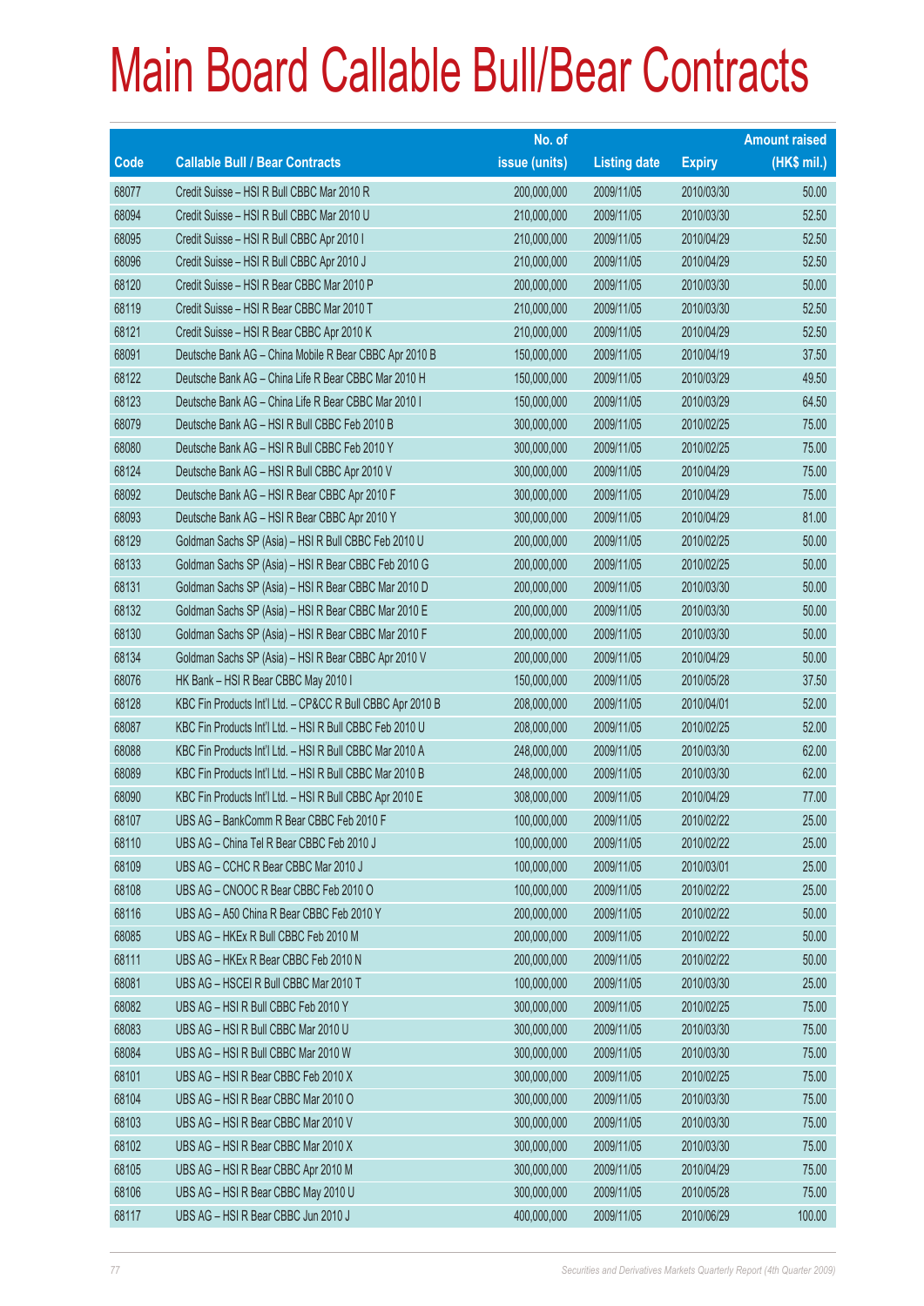# Main Board Callable Bull/Bear Contracts

| Code | Callable Bull / Bear Contracts | No. of issue (units) | Listing date | Expiry | Amount raised (HK$ mil.) |
|---|---|---|---|---|---|
| 68077 | Credit Suisse – HSI R Bull CBBC Mar 2010 R | 200,000,000 | 2009/11/05 | 2010/03/30 | 50.00 |
| 68094 | Credit Suisse – HSI R Bull CBBC Mar 2010 U | 210,000,000 | 2009/11/05 | 2010/03/30 | 52.50 |
| 68095 | Credit Suisse – HSI R Bull CBBC Apr 2010 I | 210,000,000 | 2009/11/05 | 2010/04/29 | 52.50 |
| 68096 | Credit Suisse – HSI R Bull CBBC Apr 2010 J | 210,000,000 | 2009/11/05 | 2010/04/29 | 52.50 |
| 68120 | Credit Suisse – HSI R Bear CBBC Mar 2010 P | 200,000,000 | 2009/11/05 | 2010/03/30 | 50.00 |
| 68119 | Credit Suisse – HSI R Bear CBBC Mar 2010 T | 210,000,000 | 2009/11/05 | 2010/03/30 | 52.50 |
| 68121 | Credit Suisse – HSI R Bear CBBC Apr 2010 K | 210,000,000 | 2009/11/05 | 2010/04/29 | 52.50 |
| 68091 | Deutsche Bank AG – China Mobile R Bear CBBC Apr 2010 B | 150,000,000 | 2009/11/05 | 2010/04/19 | 37.50 |
| 68122 | Deutsche Bank AG – China Life R Bear CBBC Mar 2010 H | 150,000,000 | 2009/11/05 | 2010/03/29 | 49.50 |
| 68123 | Deutsche Bank AG – China Life R Bear CBBC Mar 2010 I | 150,000,000 | 2009/11/05 | 2010/03/29 | 64.50 |
| 68079 | Deutsche Bank AG – HSI R Bull CBBC Feb 2010 B | 300,000,000 | 2009/11/05 | 2010/02/25 | 75.00 |
| 68080 | Deutsche Bank AG – HSI R Bull CBBC Feb 2010 Y | 300,000,000 | 2009/11/05 | 2010/02/25 | 75.00 |
| 68124 | Deutsche Bank AG – HSI R Bull CBBC Apr 2010 V | 300,000,000 | 2009/11/05 | 2010/04/29 | 75.00 |
| 68092 | Deutsche Bank AG – HSI R Bear CBBC Apr 2010 F | 300,000,000 | 2009/11/05 | 2010/04/29 | 75.00 |
| 68093 | Deutsche Bank AG – HSI R Bear CBBC Apr 2010 Y | 300,000,000 | 2009/11/05 | 2010/04/29 | 81.00 |
| 68129 | Goldman Sachs SP (Asia) – HSI R Bull CBBC Feb 2010 U | 200,000,000 | 2009/11/05 | 2010/02/25 | 50.00 |
| 68133 | Goldman Sachs SP (Asia) – HSI R Bear CBBC Feb 2010 G | 200,000,000 | 2009/11/05 | 2010/02/25 | 50.00 |
| 68131 | Goldman Sachs SP (Asia) – HSI R Bear CBBC Mar 2010 D | 200,000,000 | 2009/11/05 | 2010/03/30 | 50.00 |
| 68132 | Goldman Sachs SP (Asia) – HSI R Bear CBBC Mar 2010 E | 200,000,000 | 2009/11/05 | 2010/03/30 | 50.00 |
| 68130 | Goldman Sachs SP (Asia) – HSI R Bear CBBC Mar 2010 F | 200,000,000 | 2009/11/05 | 2010/03/30 | 50.00 |
| 68134 | Goldman Sachs SP (Asia) – HSI R Bear CBBC Apr 2010 V | 200,000,000 | 2009/11/05 | 2010/04/29 | 50.00 |
| 68076 | HK Bank – HSI R Bear CBBC May 2010 I | 150,000,000 | 2009/11/05 | 2010/05/28 | 37.50 |
| 68128 | KBC Fin Products Int'l Ltd. – CP&CC R Bull CBBC Apr 2010 B | 208,000,000 | 2009/11/05 | 2010/04/01 | 52.00 |
| 68087 | KBC Fin Products Int'l Ltd. – HSI R Bull CBBC Feb 2010 U | 208,000,000 | 2009/11/05 | 2010/02/25 | 52.00 |
| 68088 | KBC Fin Products Int'l Ltd. – HSI R Bull CBBC Mar 2010 A | 248,000,000 | 2009/11/05 | 2010/03/30 | 62.00 |
| 68089 | KBC Fin Products Int'l Ltd. – HSI R Bull CBBC Mar 2010 B | 248,000,000 | 2009/11/05 | 2010/03/30 | 62.00 |
| 68090 | KBC Fin Products Int'l Ltd. – HSI R Bull CBBC Apr 2010 E | 308,000,000 | 2009/11/05 | 2010/04/29 | 77.00 |
| 68107 | UBS AG – BankComm R Bear CBBC Feb 2010 F | 100,000,000 | 2009/11/05 | 2010/02/22 | 25.00 |
| 68110 | UBS AG – China Tel R Bear CBBC Feb 2010 J | 100,000,000 | 2009/11/05 | 2010/02/22 | 25.00 |
| 68109 | UBS AG – CCHC R Bear CBBC Mar 2010 J | 100,000,000 | 2009/11/05 | 2010/03/01 | 25.00 |
| 68108 | UBS AG – CNOOC R Bear CBBC Feb 2010 O | 100,000,000 | 2009/11/05 | 2010/02/22 | 25.00 |
| 68116 | UBS AG – A50 China R Bear CBBC Feb 2010 Y | 200,000,000 | 2009/11/05 | 2010/02/22 | 50.00 |
| 68085 | UBS AG – HKEx R Bull CBBC Feb 2010 M | 200,000,000 | 2009/11/05 | 2010/02/22 | 50.00 |
| 68111 | UBS AG – HKEx R Bear CBBC Feb 2010 N | 200,000,000 | 2009/11/05 | 2010/02/22 | 50.00 |
| 68081 | UBS AG – HSCEI R Bull CBBC Mar 2010 T | 100,000,000 | 2009/11/05 | 2010/03/30 | 25.00 |
| 68082 | UBS AG – HSI R Bull CBBC Feb 2010 Y | 300,000,000 | 2009/11/05 | 2010/02/25 | 75.00 |
| 68083 | UBS AG – HSI R Bull CBBC Mar 2010 U | 300,000,000 | 2009/11/05 | 2010/03/30 | 75.00 |
| 68084 | UBS AG – HSI R Bull CBBC Mar 2010 W | 300,000,000 | 2009/11/05 | 2010/03/30 | 75.00 |
| 68101 | UBS AG – HSI R Bear CBBC Feb 2010 X | 300,000,000 | 2009/11/05 | 2010/02/25 | 75.00 |
| 68104 | UBS AG – HSI R Bear CBBC Mar 2010 O | 300,000,000 | 2009/11/05 | 2010/03/30 | 75.00 |
| 68103 | UBS AG – HSI R Bear CBBC Mar 2010 V | 300,000,000 | 2009/11/05 | 2010/03/30 | 75.00 |
| 68102 | UBS AG – HSI R Bear CBBC Mar 2010 X | 300,000,000 | 2009/11/05 | 2010/03/30 | 75.00 |
| 68105 | UBS AG – HSI R Bear CBBC Apr 2010 M | 300,000,000 | 2009/11/05 | 2010/04/29 | 75.00 |
| 68106 | UBS AG – HSI R Bear CBBC May 2010 U | 300,000,000 | 2009/11/05 | 2010/05/28 | 75.00 |
| 68117 | UBS AG – HSI R Bear CBBC Jun 2010 J | 400,000,000 | 2009/11/05 | 2010/06/29 | 100.00 |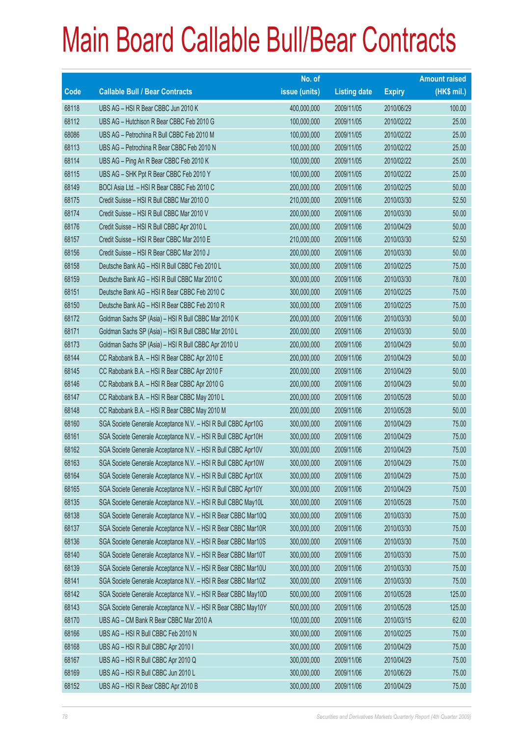# Main Board Callable Bull/Bear Contracts

| Code | Callable Bull / Bear Contracts | No. of issue (units) | Listing date | Expiry | Amount raised (HK$ mil.) |
|---|---|---|---|---|---|
| 68118 | UBS AG – HSI R Bear CBBC Jun 2010 K | 400,000,000 | 2009/11/05 | 2010/06/29 | 100.00 |
| 68112 | UBS AG – Hutchison R Bear CBBC Feb 2010 G | 100,000,000 | 2009/11/05 | 2010/02/22 | 25.00 |
| 68086 | UBS AG – Petrochina R Bull CBBC Feb 2010 M | 100,000,000 | 2009/11/05 | 2010/02/22 | 25.00 |
| 68113 | UBS AG – Petrochina R Bear CBBC Feb 2010 N | 100,000,000 | 2009/11/05 | 2010/02/22 | 25.00 |
| 68114 | UBS AG – Ping An R Bear CBBC Feb 2010 K | 100,000,000 | 2009/11/05 | 2010/02/22 | 25.00 |
| 68115 | UBS AG – SHK Ppt R Bear CBBC Feb 2010 Y | 100,000,000 | 2009/11/05 | 2010/02/22 | 25.00 |
| 68149 | BOCI Asia Ltd. – HSI R Bear CBBC Feb 2010 C | 200,000,000 | 2009/11/06 | 2010/02/25 | 50.00 |
| 68175 | Credit Suisse – HSI R Bull CBBC Mar 2010 O | 210,000,000 | 2009/11/06 | 2010/03/30 | 52.50 |
| 68174 | Credit Suisse – HSI R Bull CBBC Mar 2010 V | 200,000,000 | 2009/11/06 | 2010/03/30 | 50.00 |
| 68176 | Credit Suisse – HSI R Bull CBBC Apr 2010 L | 200,000,000 | 2009/11/06 | 2010/04/29 | 50.00 |
| 68157 | Credit Suisse – HSI R Bear CBBC Mar 2010 E | 210,000,000 | 2009/11/06 | 2010/03/30 | 52.50 |
| 68156 | Credit Suisse – HSI R Bear CBBC Mar 2010 J | 200,000,000 | 2009/11/06 | 2010/03/30 | 50.00 |
| 68158 | Deutsche Bank AG – HSI R Bull CBBC Feb 2010 L | 300,000,000 | 2009/11/06 | 2010/02/25 | 75.00 |
| 68159 | Deutsche Bank AG – HSI R Bull CBBC Mar 2010 C | 300,000,000 | 2009/11/06 | 2010/03/30 | 78.00 |
| 68151 | Deutsche Bank AG – HSI R Bear CBBC Feb 2010 C | 300,000,000 | 2009/11/06 | 2010/02/25 | 75.00 |
| 68150 | Deutsche Bank AG – HSI R Bear CBBC Feb 2010 R | 300,000,000 | 2009/11/06 | 2010/02/25 | 75.00 |
| 68172 | Goldman Sachs SP (Asia) – HSI R Bull CBBC Mar 2010 K | 200,000,000 | 2009/11/06 | 2010/03/30 | 50.00 |
| 68171 | Goldman Sachs SP (Asia) – HSI R Bull CBBC Mar 2010 L | 200,000,000 | 2009/11/06 | 2010/03/30 | 50.00 |
| 68173 | Goldman Sachs SP (Asia) – HSI R Bull CBBC Apr 2010 U | 200,000,000 | 2009/11/06 | 2010/04/29 | 50.00 |
| 68144 | CC Rabobank B.A. – HSI R Bear CBBC Apr 2010 E | 200,000,000 | 2009/11/06 | 2010/04/29 | 50.00 |
| 68145 | CC Rabobank B.A. – HSI R Bear CBBC Apr 2010 F | 200,000,000 | 2009/11/06 | 2010/04/29 | 50.00 |
| 68146 | CC Rabobank B.A. – HSI R Bear CBBC Apr 2010 G | 200,000,000 | 2009/11/06 | 2010/04/29 | 50.00 |
| 68147 | CC Rabobank B.A. – HSI R Bear CBBC May 2010 L | 200,000,000 | 2009/11/06 | 2010/05/28 | 50.00 |
| 68148 | CC Rabobank B.A. – HSI R Bear CBBC May 2010 M | 200,000,000 | 2009/11/06 | 2010/05/28 | 50.00 |
| 68160 | SGA Societe Generale Acceptance N.V. – HSI R Bull CBBC Apr10G | 300,000,000 | 2009/11/06 | 2010/04/29 | 75.00 |
| 68161 | SGA Societe Generale Acceptance N.V. – HSI R Bull CBBC Apr10H | 300,000,000 | 2009/11/06 | 2010/04/29 | 75.00 |
| 68162 | SGA Societe Generale Acceptance N.V. – HSI R Bull CBBC Apr10V | 300,000,000 | 2009/11/06 | 2010/04/29 | 75.00 |
| 68163 | SGA Societe Generale Acceptance N.V. – HSI R Bull CBBC Apr10W | 300,000,000 | 2009/11/06 | 2010/04/29 | 75.00 |
| 68164 | SGA Societe Generale Acceptance N.V. – HSI R Bull CBBC Apr10X | 300,000,000 | 2009/11/06 | 2010/04/29 | 75.00 |
| 68165 | SGA Societe Generale Acceptance N.V. – HSI R Bull CBBC Apr10Y | 300,000,000 | 2009/11/06 | 2010/04/29 | 75.00 |
| 68135 | SGA Societe Generale Acceptance N.V. – HSI R Bull CBBC May10L | 300,000,000 | 2009/11/06 | 2010/05/28 | 75.00 |
| 68138 | SGA Societe Generale Acceptance N.V. – HSI R Bear CBBC Mar10Q | 300,000,000 | 2009/11/06 | 2010/03/30 | 75.00 |
| 68137 | SGA Societe Generale Acceptance N.V. – HSI R Bear CBBC Mar10R | 300,000,000 | 2009/11/06 | 2010/03/30 | 75.00 |
| 68136 | SGA Societe Generale Acceptance N.V. – HSI R Bear CBBC Mar10S | 300,000,000 | 2009/11/06 | 2010/03/30 | 75.00 |
| 68140 | SGA Societe Generale Acceptance N.V. – HSI R Bear CBBC Mar10T | 300,000,000 | 2009/11/06 | 2010/03/30 | 75.00 |
| 68139 | SGA Societe Generale Acceptance N.V. – HSI R Bear CBBC Mar10U | 300,000,000 | 2009/11/06 | 2010/03/30 | 75.00 |
| 68141 | SGA Societe Generale Acceptance N.V. – HSI R Bear CBBC Mar10Z | 300,000,000 | 2009/11/06 | 2010/03/30 | 75.00 |
| 68142 | SGA Societe Generale Acceptance N.V. – HSI R Bear CBBC May10D | 500,000,000 | 2009/11/06 | 2010/05/28 | 125.00 |
| 68143 | SGA Societe Generale Acceptance N.V. – HSI R Bear CBBC May10Y | 500,000,000 | 2009/11/06 | 2010/05/28 | 125.00 |
| 68170 | UBS AG – CM Bank R Bear CBBC Mar 2010 A | 100,000,000 | 2009/11/06 | 2010/03/15 | 62.00 |
| 68166 | UBS AG – HSI R Bull CBBC Feb 2010 N | 300,000,000 | 2009/11/06 | 2010/02/25 | 75.00 |
| 68168 | UBS AG – HSI R Bull CBBC Apr 2010 I | 300,000,000 | 2009/11/06 | 2010/04/29 | 75.00 |
| 68167 | UBS AG – HSI R Bull CBBC Apr 2010 Q | 300,000,000 | 2009/11/06 | 2010/04/29 | 75.00 |
| 68169 | UBS AG – HSI R Bull CBBC Jun 2010 L | 300,000,000 | 2009/11/06 | 2010/06/29 | 75.00 |
| 68152 | UBS AG – HSI R Bear CBBC Apr 2010 B | 300,000,000 | 2009/11/06 | 2010/04/29 | 75.00 |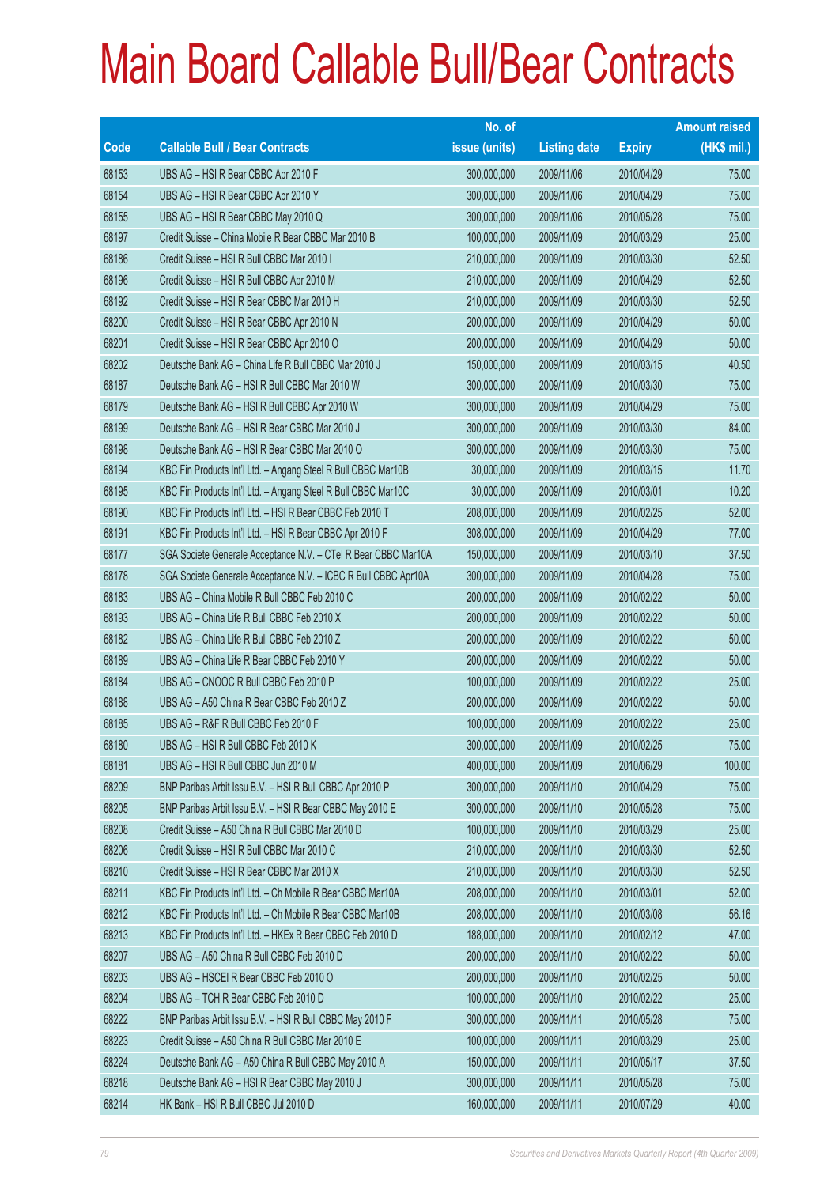# Main Board Callable Bull/Bear Contracts

| Code | Callable Bull / Bear Contracts | No. of issue (units) | Listing date | Expiry | Amount raised (HK$ mil.) |
|---|---|---|---|---|---|
| 68153 | UBS AG – HSI R Bear CBBC Apr 2010 F | 300,000,000 | 2009/11/06 | 2010/04/29 | 75.00 |
| 68154 | UBS AG – HSI R Bear CBBC Apr 2010 Y | 300,000,000 | 2009/11/06 | 2010/04/29 | 75.00 |
| 68155 | UBS AG – HSI R Bear CBBC May 2010 Q | 300,000,000 | 2009/11/06 | 2010/05/28 | 75.00 |
| 68197 | Credit Suisse – China Mobile R Bear CBBC Mar 2010 B | 100,000,000 | 2009/11/09 | 2010/03/29 | 25.00 |
| 68186 | Credit Suisse – HSI R Bull CBBC Mar 2010 I | 210,000,000 | 2009/11/09 | 2010/03/30 | 52.50 |
| 68196 | Credit Suisse – HSI R Bull CBBC Apr 2010 M | 210,000,000 | 2009/11/09 | 2010/04/29 | 52.50 |
| 68192 | Credit Suisse – HSI R Bear CBBC Mar 2010 H | 210,000,000 | 2009/11/09 | 2010/03/30 | 52.50 |
| 68200 | Credit Suisse – HSI R Bear CBBC Apr 2010 N | 200,000,000 | 2009/11/09 | 2010/04/29 | 50.00 |
| 68201 | Credit Suisse – HSI R Bear CBBC Apr 2010 O | 200,000,000 | 2009/11/09 | 2010/04/29 | 50.00 |
| 68202 | Deutsche Bank AG – China Life R Bull CBBC Mar 2010 J | 150,000,000 | 2009/11/09 | 2010/03/15 | 40.50 |
| 68187 | Deutsche Bank AG – HSI R Bull CBBC Mar 2010 W | 300,000,000 | 2009/11/09 | 2010/03/30 | 75.00 |
| 68179 | Deutsche Bank AG – HSI R Bull CBBC Apr 2010 W | 300,000,000 | 2009/11/09 | 2010/04/29 | 75.00 |
| 68199 | Deutsche Bank AG – HSI R Bear CBBC Mar 2010 J | 300,000,000 | 2009/11/09 | 2010/03/30 | 84.00 |
| 68198 | Deutsche Bank AG – HSI R Bear CBBC Mar 2010 O | 300,000,000 | 2009/11/09 | 2010/03/30 | 75.00 |
| 68194 | KBC Fin Products Int'l Ltd. – Angang Steel R Bull CBBC Mar10B | 30,000,000 | 2009/11/09 | 2010/03/15 | 11.70 |
| 68195 | KBC Fin Products Int'l Ltd. – Angang Steel R Bull CBBC Mar10C | 30,000,000 | 2009/11/09 | 2010/03/01 | 10.20 |
| 68190 | KBC Fin Products Int'l Ltd. – HSI R Bear CBBC Feb 2010 T | 208,000,000 | 2009/11/09 | 2010/02/25 | 52.00 |
| 68191 | KBC Fin Products Int'l Ltd. – HSI R Bear CBBC Apr 2010 F | 308,000,000 | 2009/11/09 | 2010/04/29 | 77.00 |
| 68177 | SGA Societe Generale Acceptance N.V. – CTel R Bear CBBC Mar10A | 150,000,000 | 2009/11/09 | 2010/03/10 | 37.50 |
| 68178 | SGA Societe Generale Acceptance N.V. – ICBC R Bull CBBC Apr10A | 300,000,000 | 2009/11/09 | 2010/04/28 | 75.00 |
| 68183 | UBS AG – China Mobile R Bull CBBC Feb 2010 C | 200,000,000 | 2009/11/09 | 2010/02/22 | 50.00 |
| 68193 | UBS AG – China Life R Bull CBBC Feb 2010 X | 200,000,000 | 2009/11/09 | 2010/02/22 | 50.00 |
| 68182 | UBS AG – China Life R Bull CBBC Feb 2010 Z | 200,000,000 | 2009/11/09 | 2010/02/22 | 50.00 |
| 68189 | UBS AG – China Life R Bear CBBC Feb 2010 Y | 200,000,000 | 2009/11/09 | 2010/02/22 | 50.00 |
| 68184 | UBS AG – CNOOC R Bull CBBC Feb 2010 P | 100,000,000 | 2009/11/09 | 2010/02/22 | 25.00 |
| 68188 | UBS AG – A50 China R Bear CBBC Feb 2010 Z | 200,000,000 | 2009/11/09 | 2010/02/22 | 50.00 |
| 68185 | UBS AG – R&F R Bull CBBC Feb 2010 F | 100,000,000 | 2009/11/09 | 2010/02/22 | 25.00 |
| 68180 | UBS AG – HSI R Bull CBBC Feb 2010 K | 300,000,000 | 2009/11/09 | 2010/02/25 | 75.00 |
| 68181 | UBS AG – HSI R Bull CBBC Jun 2010 M | 400,000,000 | 2009/11/09 | 2010/06/29 | 100.00 |
| 68209 | BNP Paribas Arbit Issu B.V. – HSI R Bull CBBC Apr 2010 P | 300,000,000 | 2009/11/10 | 2010/04/29 | 75.00 |
| 68205 | BNP Paribas Arbit Issu B.V. – HSI R Bear CBBC May 2010 E | 300,000,000 | 2009/11/10 | 2010/05/28 | 75.00 |
| 68208 | Credit Suisse – A50 China R Bull CBBC Mar 2010 D | 100,000,000 | 2009/11/10 | 2010/03/29 | 25.00 |
| 68206 | Credit Suisse – HSI R Bull CBBC Mar 2010 C | 210,000,000 | 2009/11/10 | 2010/03/30 | 52.50 |
| 68210 | Credit Suisse – HSI R Bear CBBC Mar 2010 X | 210,000,000 | 2009/11/10 | 2010/03/30 | 52.50 |
| 68211 | KBC Fin Products Int'l Ltd. – Ch Mobile R Bear CBBC Mar10A | 208,000,000 | 2009/11/10 | 2010/03/01 | 52.00 |
| 68212 | KBC Fin Products Int'l Ltd. – Ch Mobile R Bear CBBC Mar10B | 208,000,000 | 2009/11/10 | 2010/03/08 | 56.16 |
| 68213 | KBC Fin Products Int'l Ltd. – HKEx R Bear CBBC Feb 2010 D | 188,000,000 | 2009/11/10 | 2010/02/12 | 47.00 |
| 68207 | UBS AG – A50 China R Bull CBBC Feb 2010 D | 200,000,000 | 2009/11/10 | 2010/02/22 | 50.00 |
| 68203 | UBS AG – HSCEI R Bear CBBC Feb 2010 O | 200,000,000 | 2009/11/10 | 2010/02/25 | 50.00 |
| 68204 | UBS AG – TCH R Bear CBBC Feb 2010 D | 100,000,000 | 2009/11/10 | 2010/02/22 | 25.00 |
| 68222 | BNP Paribas Arbit Issu B.V. – HSI R Bull CBBC May 2010 F | 300,000,000 | 2009/11/11 | 2010/05/28 | 75.00 |
| 68223 | Credit Suisse – A50 China R Bull CBBC Mar 2010 E | 100,000,000 | 2009/11/11 | 2010/03/29 | 25.00 |
| 68224 | Deutsche Bank AG – A50 China R Bull CBBC May 2010 A | 150,000,000 | 2009/11/11 | 2010/05/17 | 37.50 |
| 68218 | Deutsche Bank AG – HSI R Bear CBBC May 2010 J | 300,000,000 | 2009/11/11 | 2010/05/28 | 75.00 |
| 68214 | HK Bank – HSI R Bull CBBC Jul 2010 D | 160,000,000 | 2009/11/11 | 2010/07/29 | 40.00 |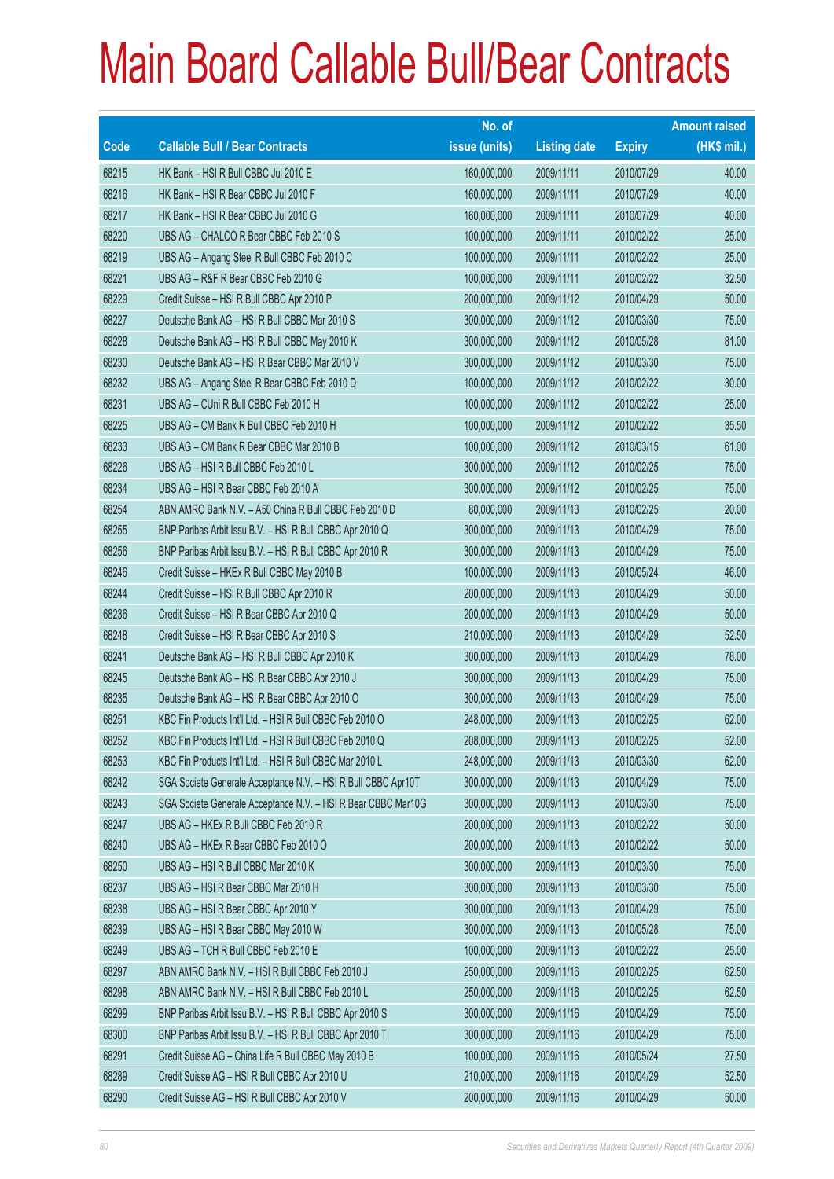# Main Board Callable Bull/Bear Contracts

| Code | Callable Bull / Bear Contracts | No. of issue (units) | Listing date | Expiry | Amount raised (HK$ mil.) |
|---|---|---|---|---|---|
| 68215 | HK Bank – HSI R Bull CBBC Jul 2010 E | 160,000,000 | 2009/11/11 | 2010/07/29 | 40.00 |
| 68216 | HK Bank – HSI R Bear CBBC Jul 2010 F | 160,000,000 | 2009/11/11 | 2010/07/29 | 40.00 |
| 68217 | HK Bank – HSI R Bear CBBC Jul 2010 G | 160,000,000 | 2009/11/11 | 2010/07/29 | 40.00 |
| 68220 | UBS AG – CHALCO R Bear CBBC Feb 2010 S | 100,000,000 | 2009/11/11 | 2010/02/22 | 25.00 |
| 68219 | UBS AG – Angang Steel R Bull CBBC Feb 2010 C | 100,000,000 | 2009/11/11 | 2010/02/22 | 25.00 |
| 68221 | UBS AG – R&F R Bear CBBC Feb 2010 G | 100,000,000 | 2009/11/11 | 2010/02/22 | 32.50 |
| 68229 | Credit Suisse – HSI R Bull CBBC Apr 2010 P | 200,000,000 | 2009/11/12 | 2010/04/29 | 50.00 |
| 68227 | Deutsche Bank AG – HSI R Bull CBBC Mar 2010 S | 300,000,000 | 2009/11/12 | 2010/03/30 | 75.00 |
| 68228 | Deutsche Bank AG – HSI R Bull CBBC May 2010 K | 300,000,000 | 2009/11/12 | 2010/05/28 | 81.00 |
| 68230 | Deutsche Bank AG – HSI R Bear CBBC Mar 2010 V | 300,000,000 | 2009/11/12 | 2010/03/30 | 75.00 |
| 68232 | UBS AG – Angang Steel R Bear CBBC Feb 2010 D | 100,000,000 | 2009/11/12 | 2010/02/22 | 30.00 |
| 68231 | UBS AG – CUni R Bull CBBC Feb 2010 H | 100,000,000 | 2009/11/12 | 2010/02/22 | 25.00 |
| 68225 | UBS AG – CM Bank R Bull CBBC Feb 2010 H | 100,000,000 | 2009/11/12 | 2010/02/22 | 35.50 |
| 68233 | UBS AG – CM Bank R Bear CBBC Mar 2010 B | 100,000,000 | 2009/11/12 | 2010/03/15 | 61.00 |
| 68226 | UBS AG – HSI R Bull CBBC Feb 2010 L | 300,000,000 | 2009/11/12 | 2010/02/25 | 75.00 |
| 68234 | UBS AG – HSI R Bear CBBC Feb 2010 A | 300,000,000 | 2009/11/12 | 2010/02/25 | 75.00 |
| 68254 | ABN AMRO Bank N.V. – A50 China R Bull CBBC Feb 2010 D | 80,000,000 | 2009/11/13 | 2010/02/25 | 20.00 |
| 68255 | BNP Paribas Arbit Issu B.V. – HSI R Bull CBBC Apr 2010 Q | 300,000,000 | 2009/11/13 | 2010/04/29 | 75.00 |
| 68256 | BNP Paribas Arbit Issu B.V. – HSI R Bull CBBC Apr 2010 R | 300,000,000 | 2009/11/13 | 2010/04/29 | 75.00 |
| 68246 | Credit Suisse – HKEx R Bull CBBC May 2010 B | 100,000,000 | 2009/11/13 | 2010/05/24 | 46.00 |
| 68244 | Credit Suisse – HSI R Bull CBBC Apr 2010 R | 200,000,000 | 2009/11/13 | 2010/04/29 | 50.00 |
| 68236 | Credit Suisse – HSI R Bear CBBC Apr 2010 Q | 200,000,000 | 2009/11/13 | 2010/04/29 | 50.00 |
| 68248 | Credit Suisse – HSI R Bear CBBC Apr 2010 S | 210,000,000 | 2009/11/13 | 2010/04/29 | 52.50 |
| 68241 | Deutsche Bank AG – HSI R Bull CBBC Apr 2010 K | 300,000,000 | 2009/11/13 | 2010/04/29 | 78.00 |
| 68245 | Deutsche Bank AG – HSI R Bear CBBC Apr 2010 J | 300,000,000 | 2009/11/13 | 2010/04/29 | 75.00 |
| 68235 | Deutsche Bank AG – HSI R Bear CBBC Apr 2010 O | 300,000,000 | 2009/11/13 | 2010/04/29 | 75.00 |
| 68251 | KBC Fin Products Int'l Ltd. – HSI R Bull CBBC Feb 2010 O | 248,000,000 | 2009/11/13 | 2010/02/25 | 62.00 |
| 68252 | KBC Fin Products Int'l Ltd. – HSI R Bull CBBC Feb 2010 Q | 208,000,000 | 2009/11/13 | 2010/02/25 | 52.00 |
| 68253 | KBC Fin Products Int'l Ltd. – HSI R Bull CBBC Mar 2010 L | 248,000,000 | 2009/11/13 | 2010/03/30 | 62.00 |
| 68242 | SGA Societe Generale Acceptance N.V. – HSI R Bull CBBC Apr10T | 300,000,000 | 2009/11/13 | 2010/04/29 | 75.00 |
| 68243 | SGA Societe Generale Acceptance N.V. – HSI R Bear CBBC Mar10G | 300,000,000 | 2009/11/13 | 2010/03/30 | 75.00 |
| 68247 | UBS AG – HKEx R Bull CBBC Feb 2010 R | 200,000,000 | 2009/11/13 | 2010/02/22 | 50.00 |
| 68240 | UBS AG – HKEx R Bear CBBC Feb 2010 O | 200,000,000 | 2009/11/13 | 2010/02/22 | 50.00 |
| 68250 | UBS AG – HSI R Bull CBBC Mar 2010 K | 300,000,000 | 2009/11/13 | 2010/03/30 | 75.00 |
| 68237 | UBS AG – HSI R Bear CBBC Mar 2010 H | 300,000,000 | 2009/11/13 | 2010/03/30 | 75.00 |
| 68238 | UBS AG – HSI R Bear CBBC Apr 2010 Y | 300,000,000 | 2009/11/13 | 2010/04/29 | 75.00 |
| 68239 | UBS AG – HSI R Bear CBBC May 2010 W | 300,000,000 | 2009/11/13 | 2010/05/28 | 75.00 |
| 68249 | UBS AG – TCH R Bull CBBC Feb 2010 E | 100,000,000 | 2009/11/13 | 2010/02/22 | 25.00 |
| 68297 | ABN AMRO Bank N.V. – HSI R Bull CBBC Feb 2010 J | 250,000,000 | 2009/11/16 | 2010/02/25 | 62.50 |
| 68298 | ABN AMRO Bank N.V. – HSI R Bull CBBC Feb 2010 L | 250,000,000 | 2009/11/16 | 2010/02/25 | 62.50 |
| 68299 | BNP Paribas Arbit Issu B.V. – HSI R Bull CBBC Apr 2010 S | 300,000,000 | 2009/11/16 | 2010/04/29 | 75.00 |
| 68300 | BNP Paribas Arbit Issu B.V. – HSI R Bull CBBC Apr 2010 T | 300,000,000 | 2009/11/16 | 2010/04/29 | 75.00 |
| 68291 | Credit Suisse AG – China Life R Bull CBBC May 2010 B | 100,000,000 | 2009/11/16 | 2010/05/24 | 27.50 |
| 68289 | Credit Suisse AG – HSI R Bull CBBC Apr 2010 U | 210,000,000 | 2009/11/16 | 2010/04/29 | 52.50 |
| 68290 | Credit Suisse AG – HSI R Bull CBBC Apr 2010 V | 200,000,000 | 2009/11/16 | 2010/04/29 | 50.00 |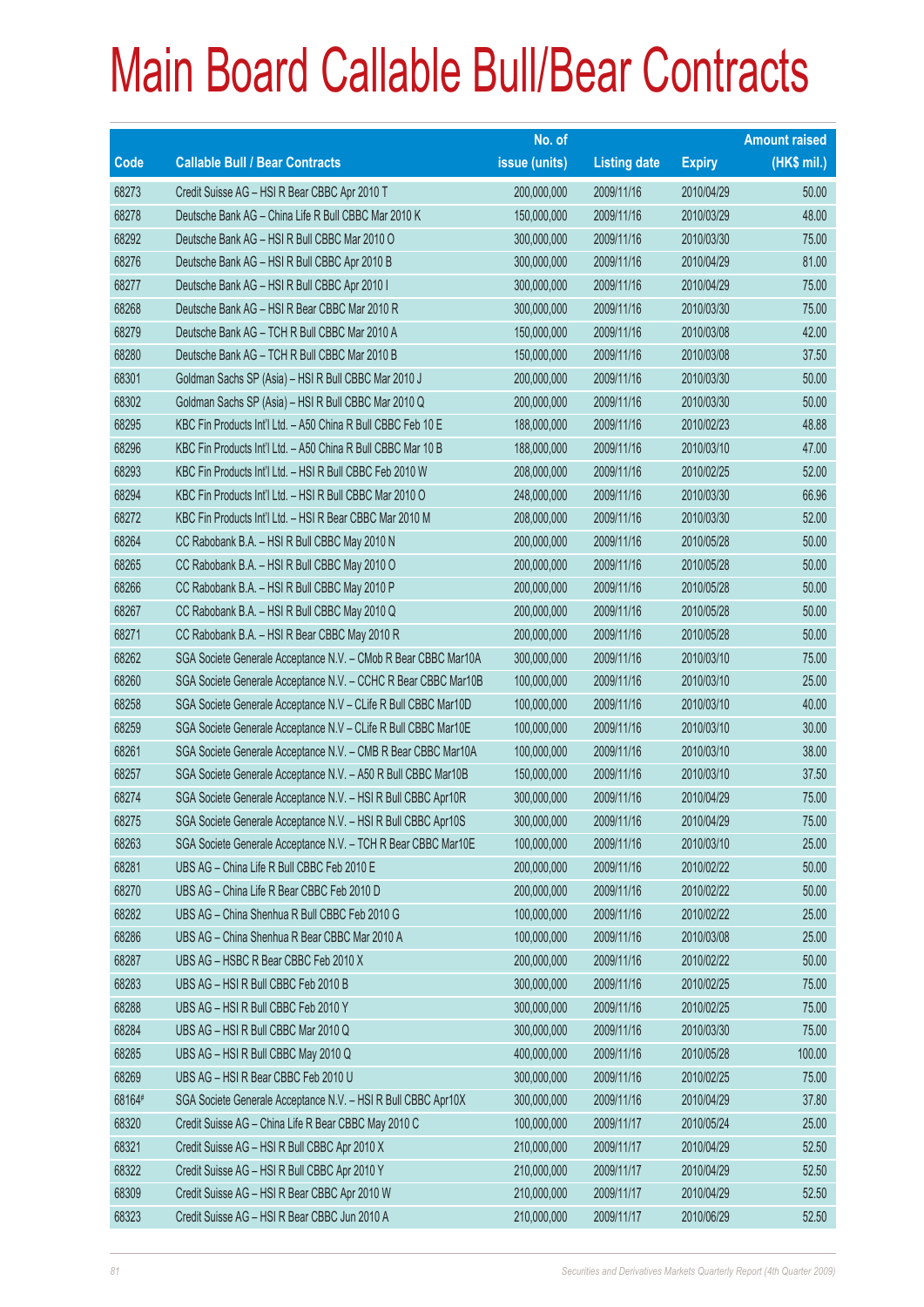# Main Board Callable Bull/Bear Contracts

| Code | Callable Bull / Bear Contracts | No. of issue (units) | Listing date | Expiry | Amount raised (HK$ mil.) |
|---|---|---|---|---|---|
| 68273 | Credit Suisse AG – HSI R Bear CBBC Apr 2010 T | 200,000,000 | 2009/11/16 | 2010/04/29 | 50.00 |
| 68278 | Deutsche Bank AG – China Life R Bull CBBC Mar 2010 K | 150,000,000 | 2009/11/16 | 2010/03/29 | 48.00 |
| 68292 | Deutsche Bank AG – HSI R Bull CBBC Mar 2010 O | 300,000,000 | 2009/11/16 | 2010/03/30 | 75.00 |
| 68276 | Deutsche Bank AG – HSI R Bull CBBC Apr 2010 B | 300,000,000 | 2009/11/16 | 2010/04/29 | 81.00 |
| 68277 | Deutsche Bank AG – HSI R Bull CBBC Apr 2010 I | 300,000,000 | 2009/11/16 | 2010/04/29 | 75.00 |
| 68268 | Deutsche Bank AG – HSI R Bear CBBC Mar 2010 R | 300,000,000 | 2009/11/16 | 2010/03/30 | 75.00 |
| 68279 | Deutsche Bank AG – TCH R Bull CBBC Mar 2010 A | 150,000,000 | 2009/11/16 | 2010/03/08 | 42.00 |
| 68280 | Deutsche Bank AG – TCH R Bull CBBC Mar 2010 B | 150,000,000 | 2009/11/16 | 2010/03/08 | 37.50 |
| 68301 | Goldman Sachs SP (Asia) – HSI R Bull CBBC Mar 2010 J | 200,000,000 | 2009/11/16 | 2010/03/30 | 50.00 |
| 68302 | Goldman Sachs SP (Asia) – HSI R Bull CBBC Mar 2010 Q | 200,000,000 | 2009/11/16 | 2010/03/30 | 50.00 |
| 68295 | KBC Fin Products Int'l Ltd. – A50 China R Bull CBBC Feb 10 E | 188,000,000 | 2009/11/16 | 2010/02/23 | 48.88 |
| 68296 | KBC Fin Products Int'l Ltd. – A50 China R Bull CBBC Mar 10 B | 188,000,000 | 2009/11/16 | 2010/03/10 | 47.00 |
| 68293 | KBC Fin Products Int'l Ltd. – HSI R Bull CBBC Feb 2010 W | 208,000,000 | 2009/11/16 | 2010/02/25 | 52.00 |
| 68294 | KBC Fin Products Int'l Ltd. – HSI R Bull CBBC Mar 2010 O | 248,000,000 | 2009/11/16 | 2010/03/30 | 66.96 |
| 68272 | KBC Fin Products Int'l Ltd. – HSI R Bear CBBC Mar 2010 M | 208,000,000 | 2009/11/16 | 2010/03/30 | 52.00 |
| 68264 | CC Rabobank B.A. – HSI R Bull CBBC May 2010 N | 200,000,000 | 2009/11/16 | 2010/05/28 | 50.00 |
| 68265 | CC Rabobank B.A. – HSI R Bull CBBC May 2010 O | 200,000,000 | 2009/11/16 | 2010/05/28 | 50.00 |
| 68266 | CC Rabobank B.A. – HSI R Bull CBBC May 2010 P | 200,000,000 | 2009/11/16 | 2010/05/28 | 50.00 |
| 68267 | CC Rabobank B.A. – HSI R Bull CBBC May 2010 Q | 200,000,000 | 2009/11/16 | 2010/05/28 | 50.00 |
| 68271 | CC Rabobank B.A. – HSI R Bear CBBC May 2010 R | 200,000,000 | 2009/11/16 | 2010/05/28 | 50.00 |
| 68262 | SGA Societe Generale Acceptance N.V. – CMob R Bear CBBC Mar10A | 300,000,000 | 2009/11/16 | 2010/03/10 | 75.00 |
| 68260 | SGA Societe Generale Acceptance N.V. – CCHC R Bear CBBC Mar10B | 100,000,000 | 2009/11/16 | 2010/03/10 | 25.00 |
| 68258 | SGA Societe Generale Acceptance N.V – CLife R Bull CBBC Mar10D | 100,000,000 | 2009/11/16 | 2010/03/10 | 40.00 |
| 68259 | SGA Societe Generale Acceptance N.V – CLife R Bull CBBC Mar10E | 100,000,000 | 2009/11/16 | 2010/03/10 | 30.00 |
| 68261 | SGA Societe Generale Acceptance N.V. – CMB R Bear CBBC Mar10A | 100,000,000 | 2009/11/16 | 2010/03/10 | 38.00 |
| 68257 | SGA Societe Generale Acceptance N.V. – A50 R Bull CBBC Mar10B | 150,000,000 | 2009/11/16 | 2010/03/10 | 37.50 |
| 68274 | SGA Societe Generale Acceptance N.V. – HSI R Bull CBBC Apr10R | 300,000,000 | 2009/11/16 | 2010/04/29 | 75.00 |
| 68275 | SGA Societe Generale Acceptance N.V. – HSI R Bull CBBC Apr10S | 300,000,000 | 2009/11/16 | 2010/04/29 | 75.00 |
| 68263 | SGA Societe Generale Acceptance N.V. – TCH R Bear CBBC Mar10E | 100,000,000 | 2009/11/16 | 2010/03/10 | 25.00 |
| 68281 | UBS AG – China Life R Bull CBBC Feb 2010 E | 200,000,000 | 2009/11/16 | 2010/02/22 | 50.00 |
| 68270 | UBS AG – China Life R Bear CBBC Feb 2010 D | 200,000,000 | 2009/11/16 | 2010/02/22 | 50.00 |
| 68282 | UBS AG – China Shenhua R Bull CBBC Feb 2010 G | 100,000,000 | 2009/11/16 | 2010/02/22 | 25.00 |
| 68286 | UBS AG – China Shenhua R Bear CBBC Mar 2010 A | 100,000,000 | 2009/11/16 | 2010/03/08 | 25.00 |
| 68287 | UBS AG – HSBC R Bear CBBC Feb 2010 X | 200,000,000 | 2009/11/16 | 2010/02/22 | 50.00 |
| 68283 | UBS AG – HSI R Bull CBBC Feb 2010 B | 300,000,000 | 2009/11/16 | 2010/02/25 | 75.00 |
| 68288 | UBS AG – HSI R Bull CBBC Feb 2010 Y | 300,000,000 | 2009/11/16 | 2010/02/25 | 75.00 |
| 68284 | UBS AG – HSI R Bull CBBC Mar 2010 Q | 300,000,000 | 2009/11/16 | 2010/03/30 | 75.00 |
| 68285 | UBS AG – HSI R Bull CBBC May 2010 Q | 400,000,000 | 2009/11/16 | 2010/05/28 | 100.00 |
| 68269 | UBS AG – HSI R Bear CBBC Feb 2010 U | 300,000,000 | 2009/11/16 | 2010/02/25 | 75.00 |
| 68164# | SGA Societe Generale Acceptance N.V. – HSI R Bull CBBC Apr10X | 300,000,000 | 2009/11/16 | 2010/04/29 | 37.80 |
| 68320 | Credit Suisse AG – China Life R Bear CBBC May 2010 C | 100,000,000 | 2009/11/17 | 2010/05/24 | 25.00 |
| 68321 | Credit Suisse AG – HSI R Bull CBBC Apr 2010 X | 210,000,000 | 2009/11/17 | 2010/04/29 | 52.50 |
| 68322 | Credit Suisse AG – HSI R Bull CBBC Apr 2010 Y | 210,000,000 | 2009/11/17 | 2010/04/29 | 52.50 |
| 68309 | Credit Suisse AG – HSI R Bear CBBC Apr 2010 W | 210,000,000 | 2009/11/17 | 2010/04/29 | 52.50 |
| 68323 | Credit Suisse AG – HSI R Bear CBBC Jun 2010 A | 210,000,000 | 2009/11/17 | 2010/06/29 | 52.50 |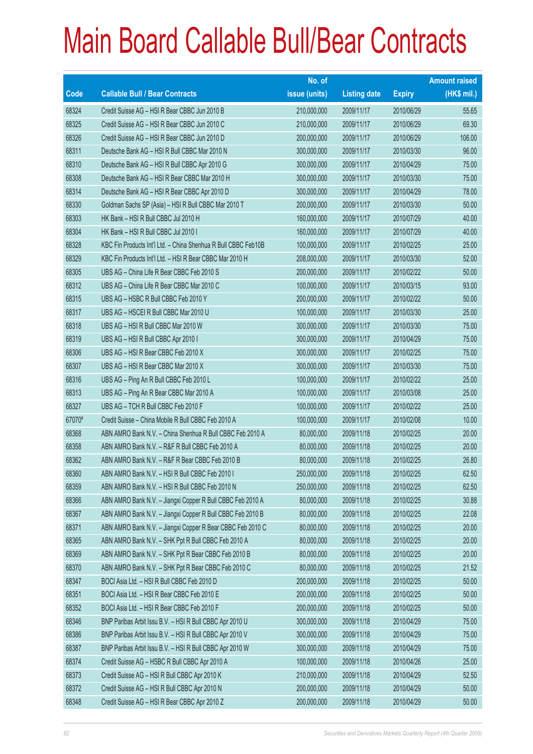# Main Board Callable Bull/Bear Contracts

| Code | Callable Bull / Bear Contracts | No. of issue (units) | Listing date | Expiry | Amount raised (HK$ mil.) |
|---|---|---|---|---|---|
| 68324 | Credit Suisse AG – HSI R Bear CBBC Jun 2010 B | 210,000,000 | 2009/11/17 | 2010/06/29 | 55.65 |
| 68325 | Credit Suisse AG – HSI R Bear CBBC Jun 2010 C | 210,000,000 | 2009/11/17 | 2010/06/29 | 69.30 |
| 68326 | Credit Suisse AG – HSI R Bear CBBC Jun 2010 D | 200,000,000 | 2009/11/17 | 2010/06/29 | 106.00 |
| 68311 | Deutsche Bank AG – HSI R Bull CBBC Mar 2010 N | 300,000,000 | 2009/11/17 | 2010/03/30 | 96.00 |
| 68310 | Deutsche Bank AG – HSI R Bull CBBC Apr 2010 G | 300,000,000 | 2009/11/17 | 2010/04/29 | 75.00 |
| 68308 | Deutsche Bank AG – HSI R Bear CBBC Mar 2010 H | 300,000,000 | 2009/11/17 | 2010/03/30 | 75.00 |
| 68314 | Deutsche Bank AG – HSI R Bear CBBC Apr 2010 D | 300,000,000 | 2009/11/17 | 2010/04/29 | 78.00 |
| 68330 | Goldman Sachs SP (Asia) – HSI R Bull CBBC Mar 2010 T | 200,000,000 | 2009/11/17 | 2010/03/30 | 50.00 |
| 68303 | HK Bank – HSI R Bull CBBC Jul 2010 H | 160,000,000 | 2009/11/17 | 2010/07/29 | 40.00 |
| 68304 | HK Bank – HSI R Bull CBBC Jul 2010 I | 160,000,000 | 2009/11/17 | 2010/07/29 | 40.00 |
| 68328 | KBC Fin Products Int'l Ltd. – China Shenhua R Bull CBBC Feb10B | 100,000,000 | 2009/11/17 | 2010/02/25 | 25.00 |
| 68329 | KBC Fin Products Int'l Ltd. – HSI R Bear CBBC Mar 2010 H | 208,000,000 | 2009/11/17 | 2010/03/30 | 52.00 |
| 68305 | UBS AG – China Life R Bear CBBC Feb 2010 S | 200,000,000 | 2009/11/17 | 2010/02/22 | 50.00 |
| 68312 | UBS AG – China Life R Bear CBBC Mar 2010 C | 100,000,000 | 2009/11/17 | 2010/03/15 | 93.00 |
| 68315 | UBS AG – HSBC R Bull CBBC Feb 2010 Y | 200,000,000 | 2009/11/17 | 2010/02/22 | 50.00 |
| 68317 | UBS AG – HSCEI R Bull CBBC Mar 2010 U | 100,000,000 | 2009/11/17 | 2010/03/30 | 25.00 |
| 68318 | UBS AG – HSI R Bull CBBC Mar 2010 W | 300,000,000 | 2009/11/17 | 2010/03/30 | 75.00 |
| 68319 | UBS AG – HSI R Bull CBBC Apr 2010 I | 300,000,000 | 2009/11/17 | 2010/04/29 | 75.00 |
| 68306 | UBS AG – HSI R Bear CBBC Feb 2010 X | 300,000,000 | 2009/11/17 | 2010/02/25 | 75.00 |
| 68307 | UBS AG – HSI R Bear CBBC Mar 2010 X | 300,000,000 | 2009/11/17 | 2010/03/30 | 75.00 |
| 68316 | UBS AG – Ping An R Bull CBBC Feb 2010 L | 100,000,000 | 2009/11/17 | 2010/02/22 | 25.00 |
| 68313 | UBS AG – Ping An R Bear CBBC Mar 2010 A | 100,000,000 | 2009/11/17 | 2010/03/08 | 25.00 |
| 68327 | UBS AG – TCH R Bull CBBC Feb 2010 F | 100,000,000 | 2009/11/17 | 2010/02/22 | 25.00 |
| 67070# | Credit Suisse – China Mobile R Bull CBBC Feb 2010 A | 100,000,000 | 2009/11/17 | 2010/02/08 | 10.00 |
| 68368 | ABN AMRO Bank N.V. – China Shenhua R Bull CBBC Feb 2010 A | 80,000,000 | 2009/11/18 | 2010/02/25 | 20.00 |
| 68358 | ABN AMRO Bank N.V. – R&F R Bull CBBC Feb 2010 A | 80,000,000 | 2009/11/18 | 2010/02/25 | 20.00 |
| 68362 | ABN AMRO Bank N.V. – R&F R Bear CBBC Feb 2010 B | 80,000,000 | 2009/11/18 | 2010/02/25 | 26.80 |
| 68360 | ABN AMRO Bank N.V. – HSI R Bull CBBC Feb 2010 I | 250,000,000 | 2009/11/18 | 2010/02/25 | 62.50 |
| 68359 | ABN AMRO Bank N.V. – HSI R Bull CBBC Feb 2010 N | 250,000,000 | 2009/11/18 | 2010/02/25 | 62.50 |
| 68366 | ABN AMRO Bank N.V. – Jiangxi Copper R Bull CBBC Feb 2010 A | 80,000,000 | 2009/11/18 | 2010/02/25 | 30.88 |
| 68367 | ABN AMRO Bank N.V. – Jiangxi Copper R Bull CBBC Feb 2010 B | 80,000,000 | 2009/11/18 | 2010/02/25 | 22.08 |
| 68371 | ABN AMRO Bank N.V. – Jiangxi Copper R Bear CBBC Feb 2010 C | 80,000,000 | 2009/11/18 | 2010/02/25 | 20.00 |
| 68365 | ABN AMRO Bank N.V. – SHK Ppt R Bull CBBC Feb 2010 A | 80,000,000 | 2009/11/18 | 2010/02/25 | 20.00 |
| 68369 | ABN AMRO Bank N.V. – SHK Ppt R Bear CBBC Feb 2010 B | 80,000,000 | 2009/11/18 | 2010/02/25 | 20.00 |
| 68370 | ABN AMRO Bank N.V. – SHK Ppt R Bear CBBC Feb 2010 C | 80,000,000 | 2009/11/18 | 2010/02/25 | 21.52 |
| 68347 | BOCI Asia Ltd. – HSI R Bull CBBC Feb 2010 D | 200,000,000 | 2009/11/18 | 2010/02/25 | 50.00 |
| 68351 | BOCI Asia Ltd. – HSI R Bear CBBC Feb 2010 E | 200,000,000 | 2009/11/18 | 2010/02/25 | 50.00 |
| 68352 | BOCI Asia Ltd. – HSI R Bear CBBC Feb 2010 F | 200,000,000 | 2009/11/18 | 2010/02/25 | 50.00 |
| 68346 | BNP Paribas Arbit Issu B.V. – HSI R Bull CBBC Apr 2010 U | 300,000,000 | 2009/11/18 | 2010/04/29 | 75.00 |
| 68386 | BNP Paribas Arbit Issu B.V. – HSI R Bull CBBC Apr 2010 V | 300,000,000 | 2009/11/18 | 2010/04/29 | 75.00 |
| 68387 | BNP Paribas Arbit Issu B.V. – HSI R Bull CBBC Apr 2010 W | 300,000,000 | 2009/11/18 | 2010/04/29 | 75.00 |
| 68374 | Credit Suisse AG – HSBC R Bull CBBC Apr 2010 A | 100,000,000 | 2009/11/18 | 2010/04/26 | 25.00 |
| 68373 | Credit Suisse AG – HSI R Bull CBBC Apr 2010 K | 210,000,000 | 2009/11/18 | 2010/04/29 | 52.50 |
| 68372 | Credit Suisse AG – HSI R Bull CBBC Apr 2010 N | 200,000,000 | 2009/11/18 | 2010/04/29 | 50.00 |
| 68348 | Credit Suisse AG – HSI R Bear CBBC Apr 2010 Z | 200,000,000 | 2009/11/18 | 2010/04/29 | 50.00 |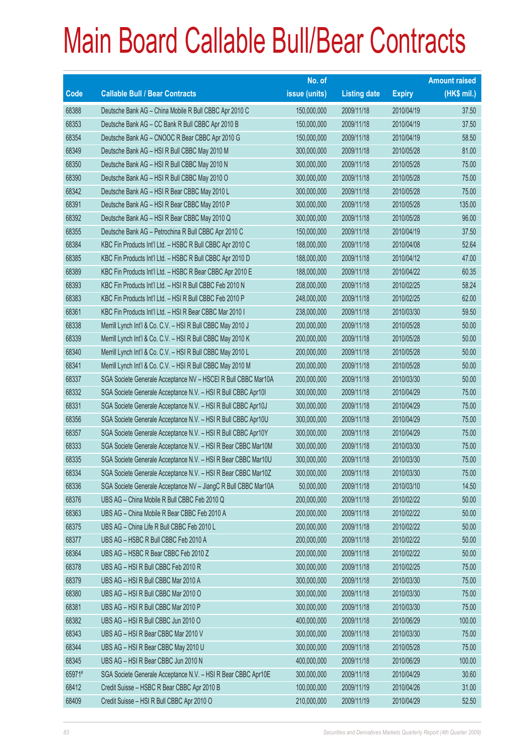# Main Board Callable Bull/Bear Contracts

| Code | Callable Bull / Bear Contracts | No. of issue (units) | Listing date | Expiry | Amount raised (HK$ mil.) |
|---|---|---|---|---|---|
| 68388 | Deutsche Bank AG – China Mobile R Bull CBBC Apr 2010 C | 150,000,000 | 2009/11/18 | 2010/04/19 | 37.50 |
| 68353 | Deutsche Bank AG – CC Bank R Bull CBBC Apr 2010 B | 150,000,000 | 2009/11/18 | 2010/04/19 | 37.50 |
| 68354 | Deutsche Bank AG – CNOOC R Bear CBBC Apr 2010 G | 150,000,000 | 2009/11/18 | 2010/04/19 | 58.50 |
| 68349 | Deutsche Bank AG – HSI R Bull CBBC May 2010 M | 300,000,000 | 2009/11/18 | 2010/05/28 | 81.00 |
| 68350 | Deutsche Bank AG – HSI R Bull CBBC May 2010 N | 300,000,000 | 2009/11/18 | 2010/05/28 | 75.00 |
| 68390 | Deutsche Bank AG – HSI R Bull CBBC May 2010 O | 300,000,000 | 2009/11/18 | 2010/05/28 | 75.00 |
| 68342 | Deutsche Bank AG – HSI R Bear CBBC May 2010 L | 300,000,000 | 2009/11/18 | 2010/05/28 | 75.00 |
| 68391 | Deutsche Bank AG – HSI R Bear CBBC May 2010 P | 300,000,000 | 2009/11/18 | 2010/05/28 | 135.00 |
| 68392 | Deutsche Bank AG – HSI R Bear CBBC May 2010 Q | 300,000,000 | 2009/11/18 | 2010/05/28 | 96.00 |
| 68355 | Deutsche Bank AG – Petrochina R Bull CBBC Apr 2010 C | 150,000,000 | 2009/11/18 | 2010/04/19 | 37.50 |
| 68384 | KBC Fin Products Int'l Ltd. – HSBC R Bull CBBC Apr 2010 C | 188,000,000 | 2009/11/18 | 2010/04/08 | 52.64 |
| 68385 | KBC Fin Products Int'l Ltd. – HSBC R Bull CBBC Apr 2010 D | 188,000,000 | 2009/11/18 | 2010/04/12 | 47.00 |
| 68389 | KBC Fin Products Int'l Ltd. – HSBC R Bear CBBC Apr 2010 E | 188,000,000 | 2009/11/18 | 2010/04/22 | 60.35 |
| 68393 | KBC Fin Products Int'l Ltd. – HSI R Bull CBBC Feb 2010 N | 208,000,000 | 2009/11/18 | 2010/02/25 | 58.24 |
| 68383 | KBC Fin Products Int'l Ltd. – HSI R Bull CBBC Feb 2010 P | 248,000,000 | 2009/11/18 | 2010/02/25 | 62.00 |
| 68361 | KBC Fin Products Int'l Ltd. – HSI R Bear CBBC Mar 2010 I | 238,000,000 | 2009/11/18 | 2010/03/30 | 59.50 |
| 68338 | Merrill Lynch Int'l & Co. C.V. – HSI R Bull CBBC May 2010 J | 200,000,000 | 2009/11/18 | 2010/05/28 | 50.00 |
| 68339 | Merrill Lynch Int'l & Co. C.V. – HSI R Bull CBBC May 2010 K | 200,000,000 | 2009/11/18 | 2010/05/28 | 50.00 |
| 68340 | Merrill Lynch Int'l & Co. C.V. – HSI R Bull CBBC May 2010 L | 200,000,000 | 2009/11/18 | 2010/05/28 | 50.00 |
| 68341 | Merrill Lynch Int'l & Co. C.V. – HSI R Bull CBBC May 2010 M | 200,000,000 | 2009/11/18 | 2010/05/28 | 50.00 |
| 68337 | SGA Societe Generale Acceptance NV – HSCEI R Bull CBBC Mar10A | 200,000,000 | 2009/11/18 | 2010/03/30 | 50.00 |
| 68332 | SGA Societe Generale Acceptance N.V. – HSI R Bull CBBC Apr10I | 300,000,000 | 2009/11/18 | 2010/04/29 | 75.00 |
| 68331 | SGA Societe Generale Acceptance N.V. – HSI R Bull CBBC Apr10J | 300,000,000 | 2009/11/18 | 2010/04/29 | 75.00 |
| 68356 | SGA Societe Generale Acceptance N.V. – HSI R Bull CBBC Apr10U | 300,000,000 | 2009/11/18 | 2010/04/29 | 75.00 |
| 68357 | SGA Societe Generale Acceptance N.V. – HSI R Bull CBBC Apr10Y | 300,000,000 | 2009/11/18 | 2010/04/29 | 75.00 |
| 68333 | SGA Societe Generale Acceptance N.V. – HSI R Bear CBBC Mar10M | 300,000,000 | 2009/11/18 | 2010/03/30 | 75.00 |
| 68335 | SGA Societe Generale Acceptance N.V. – HSI R Bear CBBC Mar10U | 300,000,000 | 2009/11/18 | 2010/03/30 | 75.00 |
| 68334 | SGA Societe Generale Acceptance N.V. – HSI R Bear CBBC Mar10Z | 300,000,000 | 2009/11/18 | 2010/03/30 | 75.00 |
| 68336 | SGA Societe Generale Acceptance NV – JiangC R Bull CBBC Mar10A | 50,000,000 | 2009/11/18 | 2010/03/10 | 14.50 |
| 68376 | UBS AG – China Mobile R Bull CBBC Feb 2010 Q | 200,000,000 | 2009/11/18 | 2010/02/22 | 50.00 |
| 68363 | UBS AG – China Mobile R Bear CBBC Feb 2010 A | 200,000,000 | 2009/11/18 | 2010/02/22 | 50.00 |
| 68375 | UBS AG – China Life R Bull CBBC Feb 2010 L | 200,000,000 | 2009/11/18 | 2010/02/22 | 50.00 |
| 68377 | UBS AG – HSBC R Bull CBBC Feb 2010 A | 200,000,000 | 2009/11/18 | 2010/02/22 | 50.00 |
| 68364 | UBS AG – HSBC R Bear CBBC Feb 2010 Z | 200,000,000 | 2009/11/18 | 2010/02/22 | 50.00 |
| 68378 | UBS AG – HSI R Bull CBBC Feb 2010 R | 300,000,000 | 2009/11/18 | 2010/02/25 | 75.00 |
| 68379 | UBS AG – HSI R Bull CBBC Mar 2010 A | 300,000,000 | 2009/11/18 | 2010/03/30 | 75.00 |
| 68380 | UBS AG – HSI R Bull CBBC Mar 2010 O | 300,000,000 | 2009/11/18 | 2010/03/30 | 75.00 |
| 68381 | UBS AG – HSI R Bull CBBC Mar 2010 P | 300,000,000 | 2009/11/18 | 2010/03/30 | 75.00 |
| 68382 | UBS AG – HSI R Bull CBBC Jun 2010 O | 400,000,000 | 2009/11/18 | 2010/06/29 | 100.00 |
| 68343 | UBS AG – HSI R Bear CBBC Mar 2010 V | 300,000,000 | 2009/11/18 | 2010/03/30 | 75.00 |
| 68344 | UBS AG – HSI R Bear CBBC May 2010 U | 300,000,000 | 2009/11/18 | 2010/05/28 | 75.00 |
| 68345 | UBS AG – HSI R Bear CBBC Jun 2010 N | 400,000,000 | 2009/11/18 | 2010/06/29 | 100.00 |
| 65971# | SGA Societe Generale Acceptance N.V. – HSI R Bear CBBC Apr10E | 300,000,000 | 2009/11/18 | 2010/04/29 | 30.60 |
| 68412 | Credit Suisse – HSBC R Bear CBBC Apr 2010 B | 100,000,000 | 2009/11/19 | 2010/04/26 | 31.00 |
| 68409 | Credit Suisse – HSI R Bull CBBC Apr 2010 O | 210,000,000 | 2009/11/19 | 2010/04/29 | 52.50 |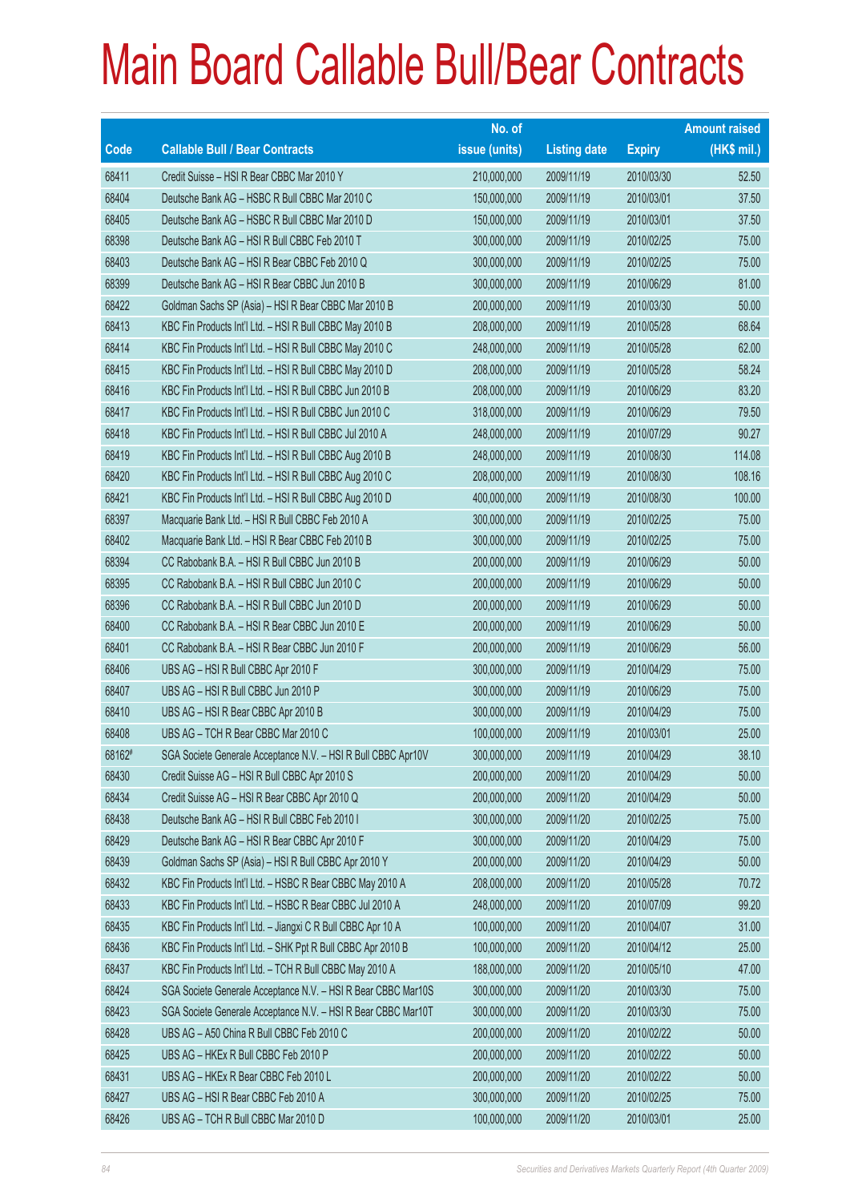# Main Board Callable Bull/Bear Contracts

| Code | Callable Bull / Bear Contracts | No. of issue (units) | Listing date | Expiry | Amount raised (HK$ mil.) |
|---|---|---|---|---|---|
| 68411 | Credit Suisse – HSI R Bear CBBC Mar 2010 Y | 210,000,000 | 2009/11/19 | 2010/03/30 | 52.50 |
| 68404 | Deutsche Bank AG – HSBC R Bull CBBC Mar 2010 C | 150,000,000 | 2009/11/19 | 2010/03/01 | 37.50 |
| 68405 | Deutsche Bank AG – HSBC R Bull CBBC Mar 2010 D | 150,000,000 | 2009/11/19 | 2010/03/01 | 37.50 |
| 68398 | Deutsche Bank AG – HSI R Bull CBBC Feb 2010 T | 300,000,000 | 2009/11/19 | 2010/02/25 | 75.00 |
| 68403 | Deutsche Bank AG – HSI R Bear CBBC Feb 2010 Q | 300,000,000 | 2009/11/19 | 2010/02/25 | 75.00 |
| 68399 | Deutsche Bank AG – HSI R Bear CBBC Jun 2010 B | 300,000,000 | 2009/11/19 | 2010/06/29 | 81.00 |
| 68422 | Goldman Sachs SP (Asia) – HSI R Bear CBBC Mar 2010 B | 200,000,000 | 2009/11/19 | 2010/03/30 | 50.00 |
| 68413 | KBC Fin Products Int'l Ltd. – HSI R Bull CBBC May 2010 B | 208,000,000 | 2009/11/19 | 2010/05/28 | 68.64 |
| 68414 | KBC Fin Products Int'l Ltd. – HSI R Bull CBBC May 2010 C | 248,000,000 | 2009/11/19 | 2010/05/28 | 62.00 |
| 68415 | KBC Fin Products Int'l Ltd. – HSI R Bull CBBC May 2010 D | 208,000,000 | 2009/11/19 | 2010/05/28 | 58.24 |
| 68416 | KBC Fin Products Int'l Ltd. – HSI R Bull CBBC Jun 2010 B | 208,000,000 | 2009/11/19 | 2010/06/29 | 83.20 |
| 68417 | KBC Fin Products Int'l Ltd. – HSI R Bull CBBC Jun 2010 C | 318,000,000 | 2009/11/19 | 2010/06/29 | 79.50 |
| 68418 | KBC Fin Products Int'l Ltd. – HSI R Bull CBBC Jul 2010 A | 248,000,000 | 2009/11/19 | 2010/07/29 | 90.27 |
| 68419 | KBC Fin Products Int'l Ltd. – HSI R Bull CBBC Aug 2010 B | 248,000,000 | 2009/11/19 | 2010/08/30 | 114.08 |
| 68420 | KBC Fin Products Int'l Ltd. – HSI R Bull CBBC Aug 2010 C | 208,000,000 | 2009/11/19 | 2010/08/30 | 108.16 |
| 68421 | KBC Fin Products Int'l Ltd. – HSI R Bull CBBC Aug 2010 D | 400,000,000 | 2009/11/19 | 2010/08/30 | 100.00 |
| 68397 | Macquarie Bank Ltd. – HSI R Bull CBBC Feb 2010 A | 300,000,000 | 2009/11/19 | 2010/02/25 | 75.00 |
| 68402 | Macquarie Bank Ltd. – HSI R Bear CBBC Feb 2010 B | 300,000,000 | 2009/11/19 | 2010/02/25 | 75.00 |
| 68394 | CC Rabobank B.A. – HSI R Bull CBBC Jun 2010 B | 200,000,000 | 2009/11/19 | 2010/06/29 | 50.00 |
| 68395 | CC Rabobank B.A. – HSI R Bull CBBC Jun 2010 C | 200,000,000 | 2009/11/19 | 2010/06/29 | 50.00 |
| 68396 | CC Rabobank B.A. – HSI R Bull CBBC Jun 2010 D | 200,000,000 | 2009/11/19 | 2010/06/29 | 50.00 |
| 68400 | CC Rabobank B.A. – HSI R Bear CBBC Jun 2010 E | 200,000,000 | 2009/11/19 | 2010/06/29 | 50.00 |
| 68401 | CC Rabobank B.A. – HSI R Bear CBBC Jun 2010 F | 200,000,000 | 2009/11/19 | 2010/06/29 | 56.00 |
| 68406 | UBS AG – HSI R Bull CBBC Apr 2010 F | 300,000,000 | 2009/11/19 | 2010/04/29 | 75.00 |
| 68407 | UBS AG – HSI R Bull CBBC Jun 2010 P | 300,000,000 | 2009/11/19 | 2010/06/29 | 75.00 |
| 68410 | UBS AG – HSI R Bear CBBC Apr 2010 B | 300,000,000 | 2009/11/19 | 2010/04/29 | 75.00 |
| 68408 | UBS AG – TCH R Bear CBBC Mar 2010 C | 100,000,000 | 2009/11/19 | 2010/03/01 | 25.00 |
| 68162# | SGA Societe Generale Acceptance N.V. – HSI R Bull CBBC Apr10V | 300,000,000 | 2009/11/19 | 2010/04/29 | 38.10 |
| 68430 | Credit Suisse AG – HSI R Bull CBBC Apr 2010 S | 200,000,000 | 2009/11/20 | 2010/04/29 | 50.00 |
| 68434 | Credit Suisse AG – HSI R Bear CBBC Apr 2010 Q | 200,000,000 | 2009/11/20 | 2010/04/29 | 50.00 |
| 68438 | Deutsche Bank AG – HSI R Bull CBBC Feb 2010 I | 300,000,000 | 2009/11/20 | 2010/02/25 | 75.00 |
| 68429 | Deutsche Bank AG – HSI R Bear CBBC Apr 2010 F | 300,000,000 | 2009/11/20 | 2010/04/29 | 75.00 |
| 68439 | Goldman Sachs SP (Asia) – HSI R Bull CBBC Apr 2010 Y | 200,000,000 | 2009/11/20 | 2010/04/29 | 50.00 |
| 68432 | KBC Fin Products Int'l Ltd. – HSBC R Bear CBBC May 2010 A | 208,000,000 | 2009/11/20 | 2010/05/28 | 70.72 |
| 68433 | KBC Fin Products Int'l Ltd. – HSBC R Bear CBBC Jul 2010 A | 248,000,000 | 2009/11/20 | 2010/07/09 | 99.20 |
| 68435 | KBC Fin Products Int'l Ltd. – Jiangxi C R Bull CBBC Apr 10 A | 100,000,000 | 2009/11/20 | 2010/04/07 | 31.00 |
| 68436 | KBC Fin Products Int'l Ltd. – SHK Ppt R Bull CBBC Apr 2010 B | 100,000,000 | 2009/11/20 | 2010/04/12 | 25.00 |
| 68437 | KBC Fin Products Int'l Ltd. – TCH R Bull CBBC May 2010 A | 188,000,000 | 2009/11/20 | 2010/05/10 | 47.00 |
| 68424 | SGA Societe Generale Acceptance N.V. – HSI R Bear CBBC Mar10S | 300,000,000 | 2009/11/20 | 2010/03/30 | 75.00 |
| 68423 | SGA Societe Generale Acceptance N.V. – HSI R Bear CBBC Mar10T | 300,000,000 | 2009/11/20 | 2010/03/30 | 75.00 |
| 68428 | UBS AG – A50 China R Bull CBBC Feb 2010 C | 200,000,000 | 2009/11/20 | 2010/02/22 | 50.00 |
| 68425 | UBS AG – HKEx R Bull CBBC Feb 2010 P | 200,000,000 | 2009/11/20 | 2010/02/22 | 50.00 |
| 68431 | UBS AG – HKEx R Bear CBBC Feb 2010 L | 200,000,000 | 2009/11/20 | 2010/02/22 | 50.00 |
| 68427 | UBS AG – HSI R Bear CBBC Feb 2010 A | 300,000,000 | 2009/11/20 | 2010/02/25 | 75.00 |
| 68426 | UBS AG – TCH R Bull CBBC Mar 2010 D | 100,000,000 | 2009/11/20 | 2010/03/01 | 25.00 |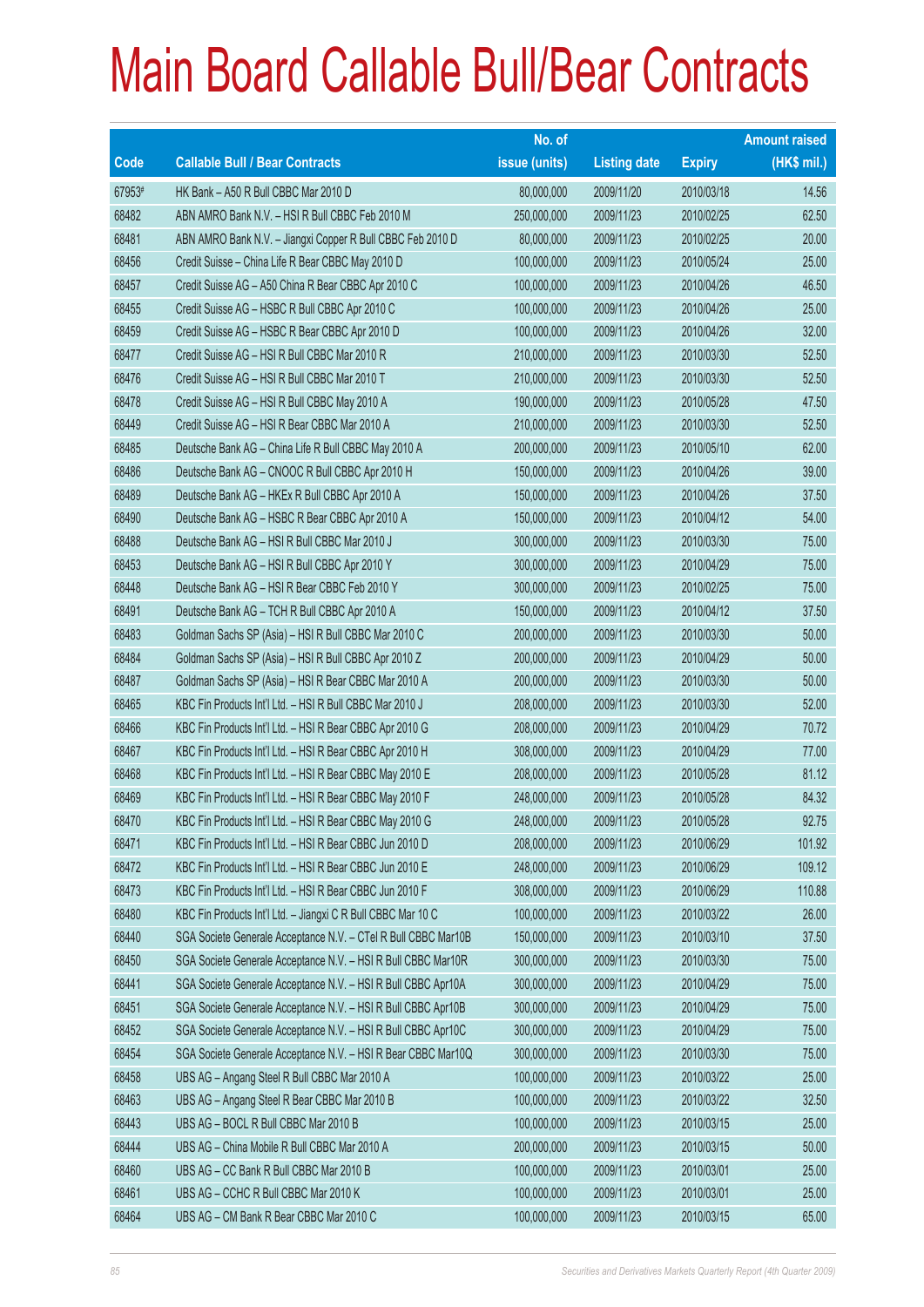# Main Board Callable Bull/Bear Contracts

| Code | Callable Bull / Bear Contracts | No. of issue (units) | Listing date | Expiry | Amount raised (HK$ mil.) |
|---|---|---|---|---|---|
| 67953# | HK Bank – A50 R Bull CBBC Mar 2010 D | 80,000,000 | 2009/11/20 | 2010/03/18 | 14.56 |
| 68482 | ABN AMRO Bank N.V. – HSI R Bull CBBC Feb 2010 M | 250,000,000 | 2009/11/23 | 2010/02/25 | 62.50 |
| 68481 | ABN AMRO Bank N.V. – Jiangxi Copper R Bull CBBC Feb 2010 D | 80,000,000 | 2009/11/23 | 2010/02/25 | 20.00 |
| 68456 | Credit Suisse – China Life R Bear CBBC May 2010 D | 100,000,000 | 2009/11/23 | 2010/05/24 | 25.00 |
| 68457 | Credit Suisse AG – A50 China R Bear CBBC Apr 2010 C | 100,000,000 | 2009/11/23 | 2010/04/26 | 46.50 |
| 68455 | Credit Suisse AG – HSBC R Bull CBBC Apr 2010 C | 100,000,000 | 2009/11/23 | 2010/04/26 | 25.00 |
| 68459 | Credit Suisse AG – HSBC R Bear CBBC Apr 2010 D | 100,000,000 | 2009/11/23 | 2010/04/26 | 32.00 |
| 68477 | Credit Suisse AG – HSI R Bull CBBC Mar 2010 R | 210,000,000 | 2009/11/23 | 2010/03/30 | 52.50 |
| 68476 | Credit Suisse AG – HSI R Bull CBBC Mar 2010 T | 210,000,000 | 2009/11/23 | 2010/03/30 | 52.50 |
| 68478 | Credit Suisse AG – HSI R Bull CBBC May 2010 A | 190,000,000 | 2009/11/23 | 2010/05/28 | 47.50 |
| 68449 | Credit Suisse AG – HSI R Bear CBBC Mar 2010 A | 210,000,000 | 2009/11/23 | 2010/03/30 | 52.50 |
| 68485 | Deutsche Bank AG – China Life R Bull CBBC May 2010 A | 200,000,000 | 2009/11/23 | 2010/05/10 | 62.00 |
| 68486 | Deutsche Bank AG – CNOOC R Bull CBBC Apr 2010 H | 150,000,000 | 2009/11/23 | 2010/04/26 | 39.00 |
| 68489 | Deutsche Bank AG – HKEx R Bull CBBC Apr 2010 A | 150,000,000 | 2009/11/23 | 2010/04/26 | 37.50 |
| 68490 | Deutsche Bank AG – HSBC R Bear CBBC Apr 2010 A | 150,000,000 | 2009/11/23 | 2010/04/12 | 54.00 |
| 68488 | Deutsche Bank AG – HSI R Bull CBBC Mar 2010 J | 300,000,000 | 2009/11/23 | 2010/03/30 | 75.00 |
| 68453 | Deutsche Bank AG – HSI R Bull CBBC Apr 2010 Y | 300,000,000 | 2009/11/23 | 2010/04/29 | 75.00 |
| 68448 | Deutsche Bank AG – HSI R Bear CBBC Feb 2010 Y | 300,000,000 | 2009/11/23 | 2010/02/25 | 75.00 |
| 68491 | Deutsche Bank AG – TCH R Bull CBBC Apr 2010 A | 150,000,000 | 2009/11/23 | 2010/04/12 | 37.50 |
| 68483 | Goldman Sachs SP (Asia) – HSI R Bull CBBC Mar 2010 C | 200,000,000 | 2009/11/23 | 2010/03/30 | 50.00 |
| 68484 | Goldman Sachs SP (Asia) – HSI R Bull CBBC Apr 2010 Z | 200,000,000 | 2009/11/23 | 2010/04/29 | 50.00 |
| 68487 | Goldman Sachs SP (Asia) – HSI R Bear CBBC Mar 2010 A | 200,000,000 | 2009/11/23 | 2010/03/30 | 50.00 |
| 68465 | KBC Fin Products Int'l Ltd. – HSI R Bull CBBC Mar 2010 J | 208,000,000 | 2009/11/23 | 2010/03/30 | 52.00 |
| 68466 | KBC Fin Products Int'l Ltd. – HSI R Bear CBBC Apr 2010 G | 208,000,000 | 2009/11/23 | 2010/04/29 | 70.72 |
| 68467 | KBC Fin Products Int'l Ltd. – HSI R Bear CBBC Apr 2010 H | 308,000,000 | 2009/11/23 | 2010/04/29 | 77.00 |
| 68468 | KBC Fin Products Int'l Ltd. – HSI R Bear CBBC May 2010 E | 208,000,000 | 2009/11/23 | 2010/05/28 | 81.12 |
| 68469 | KBC Fin Products Int'l Ltd. – HSI R Bear CBBC May 2010 F | 248,000,000 | 2009/11/23 | 2010/05/28 | 84.32 |
| 68470 | KBC Fin Products Int'l Ltd. – HSI R Bear CBBC May 2010 G | 248,000,000 | 2009/11/23 | 2010/05/28 | 92.75 |
| 68471 | KBC Fin Products Int'l Ltd. – HSI R Bear CBBC Jun 2010 D | 208,000,000 | 2009/11/23 | 2010/06/29 | 101.92 |
| 68472 | KBC Fin Products Int'l Ltd. – HSI R Bear CBBC Jun 2010 E | 248,000,000 | 2009/11/23 | 2010/06/29 | 109.12 |
| 68473 | KBC Fin Products Int'l Ltd. – HSI R Bear CBBC Jun 2010 F | 308,000,000 | 2009/11/23 | 2010/06/29 | 110.88 |
| 68480 | KBC Fin Products Int'l Ltd. – Jiangxi C R Bull CBBC Mar 10 C | 100,000,000 | 2009/11/23 | 2010/03/22 | 26.00 |
| 68440 | SGA Societe Generale Acceptance N.V. – CTel R Bull CBBC Mar10B | 150,000,000 | 2009/11/23 | 2010/03/10 | 37.50 |
| 68450 | SGA Societe Generale Acceptance N.V. – HSI R Bull CBBC Mar10R | 300,000,000 | 2009/11/23 | 2010/03/30 | 75.00 |
| 68441 | SGA Societe Generale Acceptance N.V. – HSI R Bull CBBC Apr10A | 300,000,000 | 2009/11/23 | 2010/04/29 | 75.00 |
| 68451 | SGA Societe Generale Acceptance N.V. – HSI R Bull CBBC Apr10B | 300,000,000 | 2009/11/23 | 2010/04/29 | 75.00 |
| 68452 | SGA Societe Generale Acceptance N.V. – HSI R Bull CBBC Apr10C | 300,000,000 | 2009/11/23 | 2010/04/29 | 75.00 |
| 68454 | SGA Societe Generale Acceptance N.V. – HSI R Bear CBBC Mar10Q | 300,000,000 | 2009/11/23 | 2010/03/30 | 75.00 |
| 68458 | UBS AG – Angang Steel R Bull CBBC Mar 2010 A | 100,000,000 | 2009/11/23 | 2010/03/22 | 25.00 |
| 68463 | UBS AG – Angang Steel R Bear CBBC Mar 2010 B | 100,000,000 | 2009/11/23 | 2010/03/22 | 32.50 |
| 68443 | UBS AG – BOCL R Bull CBBC Mar 2010 B | 100,000,000 | 2009/11/23 | 2010/03/15 | 25.00 |
| 68444 | UBS AG – China Mobile R Bull CBBC Mar 2010 A | 200,000,000 | 2009/11/23 | 2010/03/15 | 50.00 |
| 68460 | UBS AG – CC Bank R Bull CBBC Mar 2010 B | 100,000,000 | 2009/11/23 | 2010/03/01 | 25.00 |
| 68461 | UBS AG – CCHC R Bull CBBC Mar 2010 K | 100,000,000 | 2009/11/23 | 2010/03/01 | 25.00 |
| 68464 | UBS AG – CM Bank R Bear CBBC Mar 2010 C | 100,000,000 | 2009/11/23 | 2010/03/15 | 65.00 |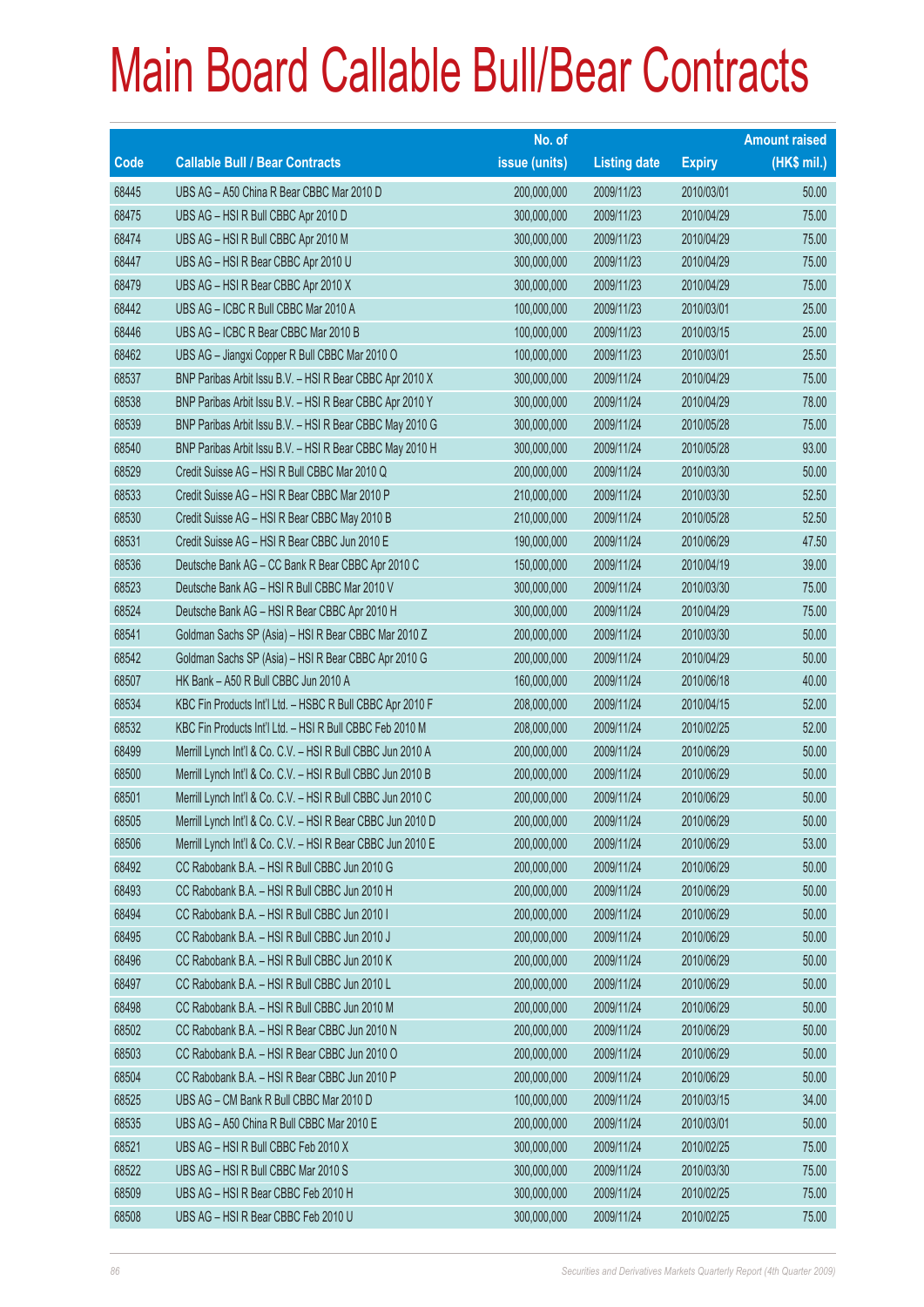# Main Board Callable Bull/Bear Contracts

| Code | Callable Bull / Bear Contracts | No. of issue (units) | Listing date | Expiry | Amount raised (HK$ mil.) |
|---|---|---|---|---|---|
| 68445 | UBS AG – A50 China R Bear CBBC Mar 2010 D | 200,000,000 | 2009/11/23 | 2010/03/01 | 50.00 |
| 68475 | UBS AG – HSI R Bull CBBC Apr 2010 D | 300,000,000 | 2009/11/23 | 2010/04/29 | 75.00 |
| 68474 | UBS AG – HSI R Bull CBBC Apr 2010 M | 300,000,000 | 2009/11/23 | 2010/04/29 | 75.00 |
| 68447 | UBS AG – HSI R Bear CBBC Apr 2010 U | 300,000,000 | 2009/11/23 | 2010/04/29 | 75.00 |
| 68479 | UBS AG – HSI R Bear CBBC Apr 2010 X | 300,000,000 | 2009/11/23 | 2010/04/29 | 75.00 |
| 68442 | UBS AG – ICBC R Bull CBBC Mar 2010 A | 100,000,000 | 2009/11/23 | 2010/03/01 | 25.00 |
| 68446 | UBS AG – ICBC R Bear CBBC Mar 2010 B | 100,000,000 | 2009/11/23 | 2010/03/15 | 25.00 |
| 68462 | UBS AG – Jiangxi Copper R Bull CBBC Mar 2010 O | 100,000,000 | 2009/11/23 | 2010/03/01 | 25.50 |
| 68537 | BNP Paribas Arbit Issu B.V. – HSI R Bear CBBC Apr 2010 X | 300,000,000 | 2009/11/24 | 2010/04/29 | 75.00 |
| 68538 | BNP Paribas Arbit Issu B.V. – HSI R Bear CBBC Apr 2010 Y | 300,000,000 | 2009/11/24 | 2010/04/29 | 78.00 |
| 68539 | BNP Paribas Arbit Issu B.V. – HSI R Bear CBBC May 2010 G | 300,000,000 | 2009/11/24 | 2010/05/28 | 75.00 |
| 68540 | BNP Paribas Arbit Issu B.V. – HSI R Bear CBBC May 2010 H | 300,000,000 | 2009/11/24 | 2010/05/28 | 93.00 |
| 68529 | Credit Suisse AG – HSI R Bull CBBC Mar 2010 Q | 200,000,000 | 2009/11/24 | 2010/03/30 | 50.00 |
| 68533 | Credit Suisse AG – HSI R Bear CBBC Mar 2010 P | 210,000,000 | 2009/11/24 | 2010/03/30 | 52.50 |
| 68530 | Credit Suisse AG – HSI R Bear CBBC May 2010 B | 210,000,000 | 2009/11/24 | 2010/05/28 | 52.50 |
| 68531 | Credit Suisse AG – HSI R Bear CBBC Jun 2010 E | 190,000,000 | 2009/11/24 | 2010/06/29 | 47.50 |
| 68536 | Deutsche Bank AG – CC Bank R Bear CBBC Apr 2010 C | 150,000,000 | 2009/11/24 | 2010/04/19 | 39.00 |
| 68523 | Deutsche Bank AG – HSI R Bull CBBC Mar 2010 V | 300,000,000 | 2009/11/24 | 2010/03/30 | 75.00 |
| 68524 | Deutsche Bank AG – HSI R Bear CBBC Apr 2010 H | 300,000,000 | 2009/11/24 | 2010/04/29 | 75.00 |
| 68541 | Goldman Sachs SP (Asia) – HSI R Bear CBBC Mar 2010 Z | 200,000,000 | 2009/11/24 | 2010/03/30 | 50.00 |
| 68542 | Goldman Sachs SP (Asia) – HSI R Bear CBBC Apr 2010 G | 200,000,000 | 2009/11/24 | 2010/04/29 | 50.00 |
| 68507 | HK Bank – A50 R Bull CBBC Jun 2010 A | 160,000,000 | 2009/11/24 | 2010/06/18 | 40.00 |
| 68534 | KBC Fin Products Int'l Ltd. – HSBC R Bull CBBC Apr 2010 F | 208,000,000 | 2009/11/24 | 2010/04/15 | 52.00 |
| 68532 | KBC Fin Products Int'l Ltd. – HSI R Bull CBBC Feb 2010 M | 208,000,000 | 2009/11/24 | 2010/02/25 | 52.00 |
| 68499 | Merrill Lynch Int'l & Co. C.V. – HSI R Bull CBBC Jun 2010 A | 200,000,000 | 2009/11/24 | 2010/06/29 | 50.00 |
| 68500 | Merrill Lynch Int'l & Co. C.V. – HSI R Bull CBBC Jun 2010 B | 200,000,000 | 2009/11/24 | 2010/06/29 | 50.00 |
| 68501 | Merrill Lynch Int'l & Co. C.V. – HSI R Bull CBBC Jun 2010 C | 200,000,000 | 2009/11/24 | 2010/06/29 | 50.00 |
| 68505 | Merrill Lynch Int'l & Co. C.V. – HSI R Bear CBBC Jun 2010 D | 200,000,000 | 2009/11/24 | 2010/06/29 | 50.00 |
| 68506 | Merrill Lynch Int'l & Co. C.V. – HSI R Bear CBBC Jun 2010 E | 200,000,000 | 2009/11/24 | 2010/06/29 | 53.00 |
| 68492 | CC Rabobank B.A. – HSI R Bull CBBC Jun 2010 G | 200,000,000 | 2009/11/24 | 2010/06/29 | 50.00 |
| 68493 | CC Rabobank B.A. – HSI R Bull CBBC Jun 2010 H | 200,000,000 | 2009/11/24 | 2010/06/29 | 50.00 |
| 68494 | CC Rabobank B.A. – HSI R Bull CBBC Jun 2010 I | 200,000,000 | 2009/11/24 | 2010/06/29 | 50.00 |
| 68495 | CC Rabobank B.A. – HSI R Bull CBBC Jun 2010 J | 200,000,000 | 2009/11/24 | 2010/06/29 | 50.00 |
| 68496 | CC Rabobank B.A. – HSI R Bull CBBC Jun 2010 K | 200,000,000 | 2009/11/24 | 2010/06/29 | 50.00 |
| 68497 | CC Rabobank B.A. – HSI R Bull CBBC Jun 2010 L | 200,000,000 | 2009/11/24 | 2010/06/29 | 50.00 |
| 68498 | CC Rabobank B.A. – HSI R Bull CBBC Jun 2010 M | 200,000,000 | 2009/11/24 | 2010/06/29 | 50.00 |
| 68502 | CC Rabobank B.A. – HSI R Bear CBBC Jun 2010 N | 200,000,000 | 2009/11/24 | 2010/06/29 | 50.00 |
| 68503 | CC Rabobank B.A. – HSI R Bear CBBC Jun 2010 O | 200,000,000 | 2009/11/24 | 2010/06/29 | 50.00 |
| 68504 | CC Rabobank B.A. – HSI R Bear CBBC Jun 2010 P | 200,000,000 | 2009/11/24 | 2010/06/29 | 50.00 |
| 68525 | UBS AG – CM Bank R Bull CBBC Mar 2010 D | 100,000,000 | 2009/11/24 | 2010/03/15 | 34.00 |
| 68535 | UBS AG – A50 China R Bull CBBC Mar 2010 E | 200,000,000 | 2009/11/24 | 2010/03/01 | 50.00 |
| 68521 | UBS AG – HSI R Bull CBBC Feb 2010 X | 300,000,000 | 2009/11/24 | 2010/02/25 | 75.00 |
| 68522 | UBS AG – HSI R Bull CBBC Mar 2010 S | 300,000,000 | 2009/11/24 | 2010/03/30 | 75.00 |
| 68509 | UBS AG – HSI R Bear CBBC Feb 2010 H | 300,000,000 | 2009/11/24 | 2010/02/25 | 75.00 |
| 68508 | UBS AG – HSI R Bear CBBC Feb 2010 U | 300,000,000 | 2009/11/24 | 2010/02/25 | 75.00 |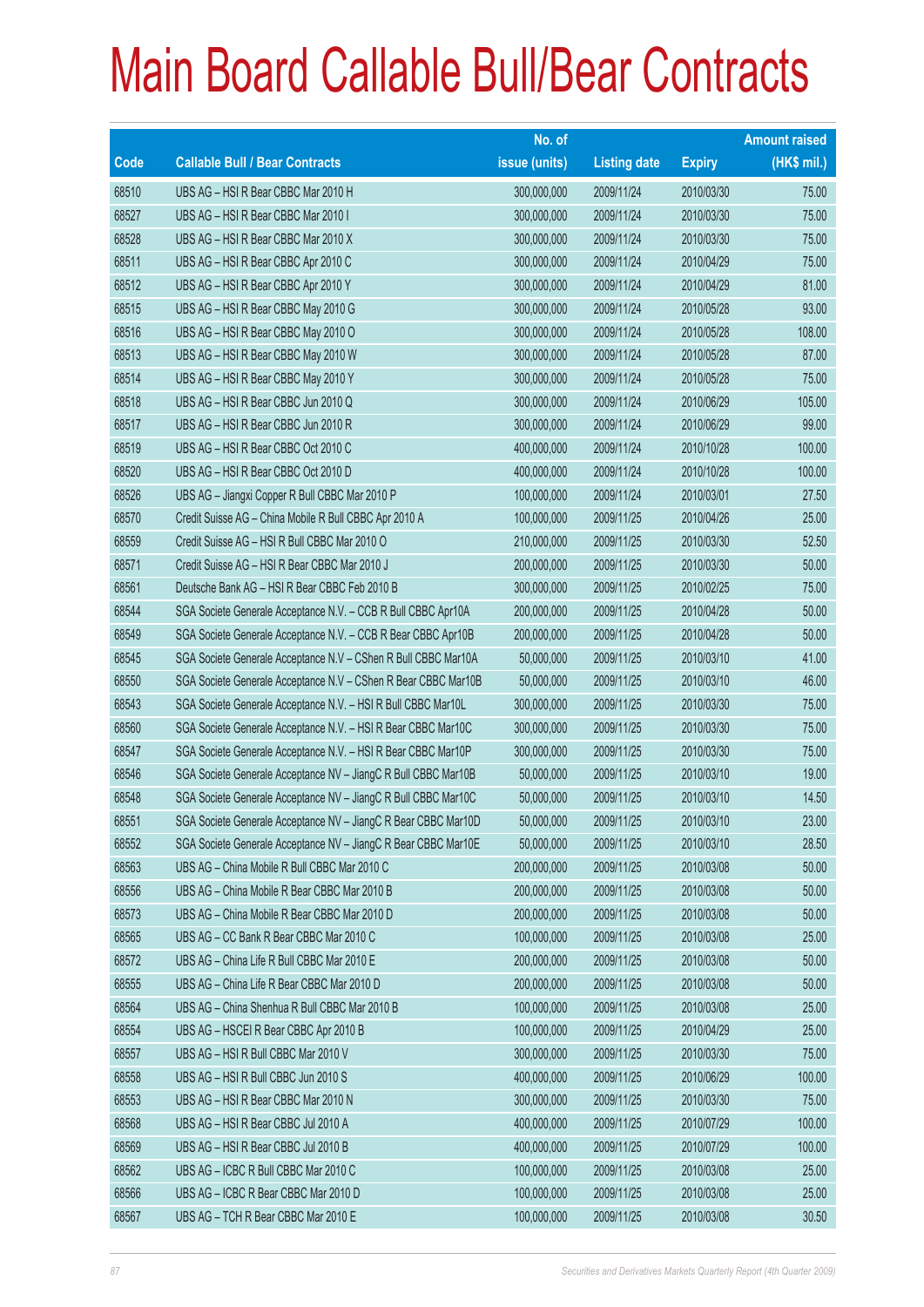# Main Board Callable Bull/Bear Contracts

| Code | Callable Bull / Bear Contracts | No. of issue (units) | Listing date | Expiry | Amount raised (HK$ mil.) |
|---|---|---|---|---|---|
| 68510 | UBS AG – HSI R Bear CBBC Mar 2010 H | 300,000,000 | 2009/11/24 | 2010/03/30 | 75.00 |
| 68527 | UBS AG – HSI R Bear CBBC Mar 2010 I | 300,000,000 | 2009/11/24 | 2010/03/30 | 75.00 |
| 68528 | UBS AG – HSI R Bear CBBC Mar 2010 X | 300,000,000 | 2009/11/24 | 2010/03/30 | 75.00 |
| 68511 | UBS AG – HSI R Bear CBBC Apr 2010 C | 300,000,000 | 2009/11/24 | 2010/04/29 | 75.00 |
| 68512 | UBS AG – HSI R Bear CBBC Apr 2010 Y | 300,000,000 | 2009/11/24 | 2010/04/29 | 81.00 |
| 68515 | UBS AG – HSI R Bear CBBC May 2010 G | 300,000,000 | 2009/11/24 | 2010/05/28 | 93.00 |
| 68516 | UBS AG – HSI R Bear CBBC May 2010 O | 300,000,000 | 2009/11/24 | 2010/05/28 | 108.00 |
| 68513 | UBS AG – HSI R Bear CBBC May 2010 W | 300,000,000 | 2009/11/24 | 2010/05/28 | 87.00 |
| 68514 | UBS AG – HSI R Bear CBBC May 2010 Y | 300,000,000 | 2009/11/24 | 2010/05/28 | 75.00 |
| 68518 | UBS AG – HSI R Bear CBBC Jun 2010 Q | 300,000,000 | 2009/11/24 | 2010/06/29 | 105.00 |
| 68517 | UBS AG – HSI R Bear CBBC Jun 2010 R | 300,000,000 | 2009/11/24 | 2010/06/29 | 99.00 |
| 68519 | UBS AG – HSI R Bear CBBC Oct 2010 C | 400,000,000 | 2009/11/24 | 2010/10/28 | 100.00 |
| 68520 | UBS AG – HSI R Bear CBBC Oct 2010 D | 400,000,000 | 2009/11/24 | 2010/10/28 | 100.00 |
| 68526 | UBS AG – Jiangxi Copper R Bull CBBC Mar 2010 P | 100,000,000 | 2009/11/24 | 2010/03/01 | 27.50 |
| 68570 | Credit Suisse AG – China Mobile R Bull CBBC Apr 2010 A | 100,000,000 | 2009/11/25 | 2010/04/26 | 25.00 |
| 68559 | Credit Suisse AG – HSI R Bull CBBC Mar 2010 O | 210,000,000 | 2009/11/25 | 2010/03/30 | 52.50 |
| 68571 | Credit Suisse AG – HSI R Bear CBBC Mar 2010 J | 200,000,000 | 2009/11/25 | 2010/03/30 | 50.00 |
| 68561 | Deutsche Bank AG – HSI R Bear CBBC Feb 2010 B | 300,000,000 | 2009/11/25 | 2010/02/25 | 75.00 |
| 68544 | SGA Societe Generale Acceptance N.V. – CCB R Bull CBBC Apr10A | 200,000,000 | 2009/11/25 | 2010/04/28 | 50.00 |
| 68549 | SGA Societe Generale Acceptance N.V. – CCB R Bear CBBC Apr10B | 200,000,000 | 2009/11/25 | 2010/04/28 | 50.00 |
| 68545 | SGA Societe Generale Acceptance N.V – CShen R Bull CBBC Mar10A | 50,000,000 | 2009/11/25 | 2010/03/10 | 41.00 |
| 68550 | SGA Societe Generale Acceptance N.V – CShen R Bear CBBC Mar10B | 50,000,000 | 2009/11/25 | 2010/03/10 | 46.00 |
| 68543 | SGA Societe Generale Acceptance N.V. – HSI R Bull CBBC Mar10L | 300,000,000 | 2009/11/25 | 2010/03/30 | 75.00 |
| 68560 | SGA Societe Generale Acceptance N.V. – HSI R Bear CBBC Mar10C | 300,000,000 | 2009/11/25 | 2010/03/30 | 75.00 |
| 68547 | SGA Societe Generale Acceptance N.V. – HSI R Bear CBBC Mar10P | 300,000,000 | 2009/11/25 | 2010/03/30 | 75.00 |
| 68546 | SGA Societe Generale Acceptance NV – JiangC R Bull CBBC Mar10B | 50,000,000 | 2009/11/25 | 2010/03/10 | 19.00 |
| 68548 | SGA Societe Generale Acceptance NV – JiangC R Bull CBBC Mar10C | 50,000,000 | 2009/11/25 | 2010/03/10 | 14.50 |
| 68551 | SGA Societe Generale Acceptance NV – JiangC R Bear CBBC Mar10D | 50,000,000 | 2009/11/25 | 2010/03/10 | 23.00 |
| 68552 | SGA Societe Generale Acceptance NV – JiangC R Bear CBBC Mar10E | 50,000,000 | 2009/11/25 | 2010/03/10 | 28.50 |
| 68563 | UBS AG – China Mobile R Bull CBBC Mar 2010 C | 200,000,000 | 2009/11/25 | 2010/03/08 | 50.00 |
| 68556 | UBS AG – China Mobile R Bear CBBC Mar 2010 B | 200,000,000 | 2009/11/25 | 2010/03/08 | 50.00 |
| 68573 | UBS AG – China Mobile R Bear CBBC Mar 2010 D | 200,000,000 | 2009/11/25 | 2010/03/08 | 50.00 |
| 68565 | UBS AG – CC Bank R Bear CBBC Mar 2010 C | 100,000,000 | 2009/11/25 | 2010/03/08 | 25.00 |
| 68572 | UBS AG – China Life R Bull CBBC Mar 2010 E | 200,000,000 | 2009/11/25 | 2010/03/08 | 50.00 |
| 68555 | UBS AG – China Life R Bear CBBC Mar 2010 D | 200,000,000 | 2009/11/25 | 2010/03/08 | 50.00 |
| 68564 | UBS AG – China Shenhua R Bull CBBC Mar 2010 B | 100,000,000 | 2009/11/25 | 2010/03/08 | 25.00 |
| 68554 | UBS AG – HSCEI R Bear CBBC Apr 2010 B | 100,000,000 | 2009/11/25 | 2010/04/29 | 25.00 |
| 68557 | UBS AG – HSI R Bull CBBC Mar 2010 V | 300,000,000 | 2009/11/25 | 2010/03/30 | 75.00 |
| 68558 | UBS AG – HSI R Bull CBBC Jun 2010 S | 400,000,000 | 2009/11/25 | 2010/06/29 | 100.00 |
| 68553 | UBS AG – HSI R Bear CBBC Mar 2010 N | 300,000,000 | 2009/11/25 | 2010/03/30 | 75.00 |
| 68568 | UBS AG – HSI R Bear CBBC Jul 2010 A | 400,000,000 | 2009/11/25 | 2010/07/29 | 100.00 |
| 68569 | UBS AG – HSI R Bear CBBC Jul 2010 B | 400,000,000 | 2009/11/25 | 2010/07/29 | 100.00 |
| 68562 | UBS AG – ICBC R Bull CBBC Mar 2010 C | 100,000,000 | 2009/11/25 | 2010/03/08 | 25.00 |
| 68566 | UBS AG – ICBC R Bear CBBC Mar 2010 D | 100,000,000 | 2009/11/25 | 2010/03/08 | 25.00 |
| 68567 | UBS AG – TCH R Bear CBBC Mar 2010 E | 100,000,000 | 2009/11/25 | 2010/03/08 | 30.50 |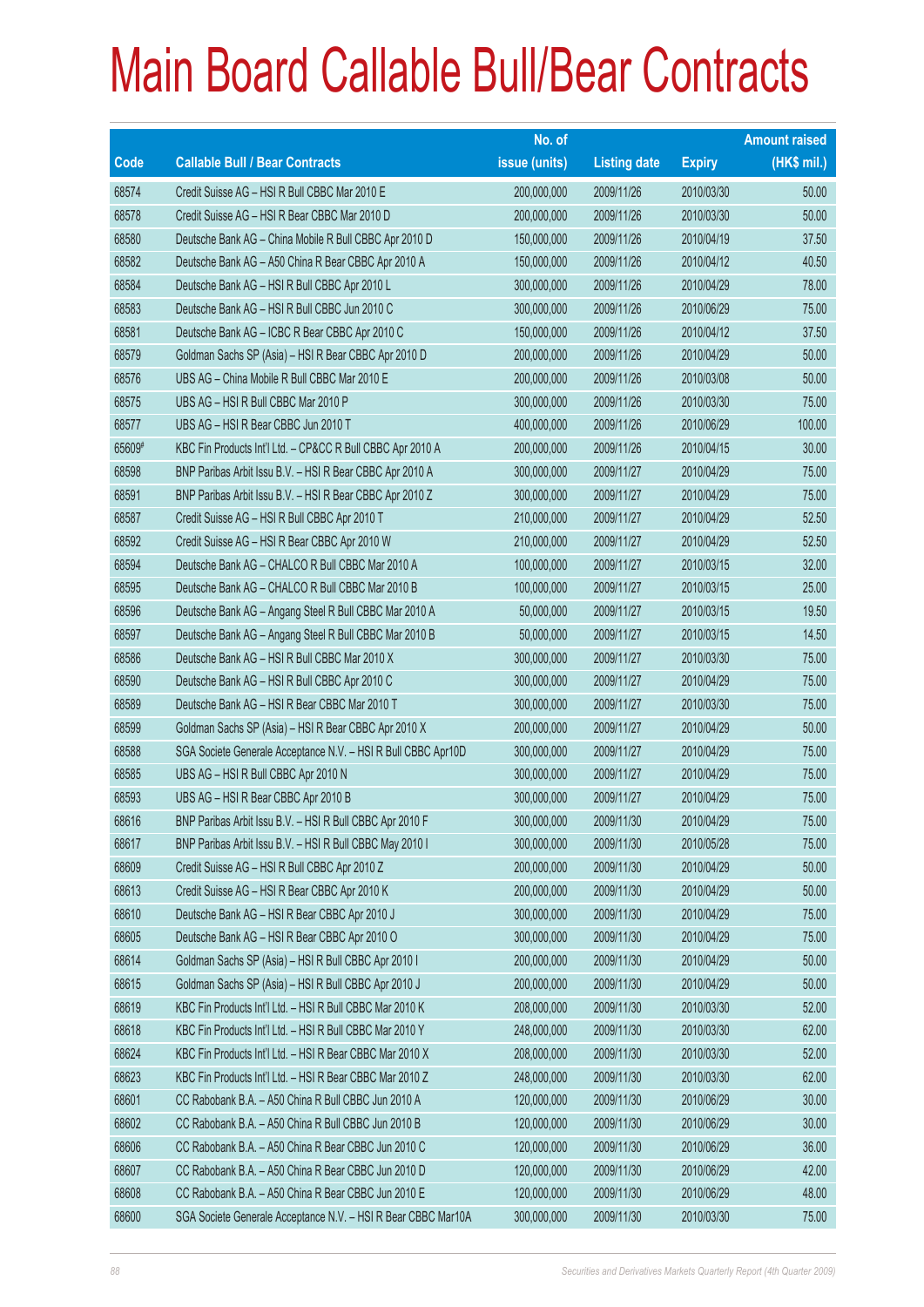# Main Board Callable Bull/Bear Contracts

| Code | Callable Bull / Bear Contracts | No. of issue (units) | Listing date | Expiry | Amount raised (HK$ mil.) |
|---|---|---|---|---|---|
| 68574 | Credit Suisse AG – HSI R Bull CBBC Mar 2010 E | 200,000,000 | 2009/11/26 | 2010/03/30 | 50.00 |
| 68578 | Credit Suisse AG – HSI R Bear CBBC Mar 2010 D | 200,000,000 | 2009/11/26 | 2010/03/30 | 50.00 |
| 68580 | Deutsche Bank AG – China Mobile R Bull CBBC Apr 2010 D | 150,000,000 | 2009/11/26 | 2010/04/19 | 37.50 |
| 68582 | Deutsche Bank AG – A50 China R Bear CBBC Apr 2010 A | 150,000,000 | 2009/11/26 | 2010/04/12 | 40.50 |
| 68584 | Deutsche Bank AG – HSI R Bull CBBC Apr 2010 L | 300,000,000 | 2009/11/26 | 2010/04/29 | 78.00 |
| 68583 | Deutsche Bank AG – HSI R Bull CBBC Jun 2010 C | 300,000,000 | 2009/11/26 | 2010/06/29 | 75.00 |
| 68581 | Deutsche Bank AG – ICBC R Bear CBBC Apr 2010 C | 150,000,000 | 2009/11/26 | 2010/04/12 | 37.50 |
| 68579 | Goldman Sachs SP (Asia) – HSI R Bear CBBC Apr 2010 D | 200,000,000 | 2009/11/26 | 2010/04/29 | 50.00 |
| 68576 | UBS AG – China Mobile R Bull CBBC Mar 2010 E | 200,000,000 | 2009/11/26 | 2010/03/08 | 50.00 |
| 68575 | UBS AG – HSI R Bull CBBC Mar 2010 P | 300,000,000 | 2009/11/26 | 2010/03/30 | 75.00 |
| 68577 | UBS AG – HSI R Bear CBBC Jun 2010 T | 400,000,000 | 2009/11/26 | 2010/06/29 | 100.00 |
| 65609# | KBC Fin Products Int'l Ltd. – CP&CC R Bull CBBC Apr 2010 A | 200,000,000 | 2009/11/26 | 2010/04/15 | 30.00 |
| 68598 | BNP Paribas Arbit Issu B.V. – HSI R Bear CBBC Apr 2010 A | 300,000,000 | 2009/11/27 | 2010/04/29 | 75.00 |
| 68591 | BNP Paribas Arbit Issu B.V. – HSI R Bear CBBC Apr 2010 Z | 300,000,000 | 2009/11/27 | 2010/04/29 | 75.00 |
| 68587 | Credit Suisse AG – HSI R Bull CBBC Apr 2010 T | 210,000,000 | 2009/11/27 | 2010/04/29 | 52.50 |
| 68592 | Credit Suisse AG – HSI R Bear CBBC Apr 2010 W | 210,000,000 | 2009/11/27 | 2010/04/29 | 52.50 |
| 68594 | Deutsche Bank AG – CHALCO R Bull CBBC Mar 2010 A | 100,000,000 | 2009/11/27 | 2010/03/15 | 32.00 |
| 68595 | Deutsche Bank AG – CHALCO R Bull CBBC Mar 2010 B | 100,000,000 | 2009/11/27 | 2010/03/15 | 25.00 |
| 68596 | Deutsche Bank AG – Angang Steel R Bull CBBC Mar 2010 A | 50,000,000 | 2009/11/27 | 2010/03/15 | 19.50 |
| 68597 | Deutsche Bank AG – Angang Steel R Bull CBBC Mar 2010 B | 50,000,000 | 2009/11/27 | 2010/03/15 | 14.50 |
| 68586 | Deutsche Bank AG – HSI R Bull CBBC Mar 2010 X | 300,000,000 | 2009/11/27 | 2010/03/30 | 75.00 |
| 68590 | Deutsche Bank AG – HSI R Bull CBBC Apr 2010 C | 300,000,000 | 2009/11/27 | 2010/04/29 | 75.00 |
| 68589 | Deutsche Bank AG – HSI R Bear CBBC Mar 2010 T | 300,000,000 | 2009/11/27 | 2010/03/30 | 75.00 |
| 68599 | Goldman Sachs SP (Asia) – HSI R Bear CBBC Apr 2010 X | 200,000,000 | 2009/11/27 | 2010/04/29 | 50.00 |
| 68588 | SGA Societe Generale Acceptance N.V. – HSI R Bull CBBC Apr10D | 300,000,000 | 2009/11/27 | 2010/04/29 | 75.00 |
| 68585 | UBS AG – HSI R Bull CBBC Apr 2010 N | 300,000,000 | 2009/11/27 | 2010/04/29 | 75.00 |
| 68593 | UBS AG – HSI R Bear CBBC Apr 2010 B | 300,000,000 | 2009/11/27 | 2010/04/29 | 75.00 |
| 68616 | BNP Paribas Arbit Issu B.V. – HSI R Bull CBBC Apr 2010 F | 300,000,000 | 2009/11/30 | 2010/04/29 | 75.00 |
| 68617 | BNP Paribas Arbit Issu B.V. – HSI R Bull CBBC May 2010 I | 300,000,000 | 2009/11/30 | 2010/05/28 | 75.00 |
| 68609 | Credit Suisse AG – HSI R Bull CBBC Apr 2010 Z | 200,000,000 | 2009/11/30 | 2010/04/29 | 50.00 |
| 68613 | Credit Suisse AG – HSI R Bear CBBC Apr 2010 K | 200,000,000 | 2009/11/30 | 2010/04/29 | 50.00 |
| 68610 | Deutsche Bank AG – HSI R Bear CBBC Apr 2010 J | 300,000,000 | 2009/11/30 | 2010/04/29 | 75.00 |
| 68605 | Deutsche Bank AG – HSI R Bear CBBC Apr 2010 O | 300,000,000 | 2009/11/30 | 2010/04/29 | 75.00 |
| 68614 | Goldman Sachs SP (Asia) – HSI R Bull CBBC Apr 2010 I | 200,000,000 | 2009/11/30 | 2010/04/29 | 50.00 |
| 68615 | Goldman Sachs SP (Asia) – HSI R Bull CBBC Apr 2010 J | 200,000,000 | 2009/11/30 | 2010/04/29 | 50.00 |
| 68619 | KBC Fin Products Int'l Ltd. – HSI R Bull CBBC Mar 2010 K | 208,000,000 | 2009/11/30 | 2010/03/30 | 52.00 |
| 68618 | KBC Fin Products Int'l Ltd. – HSI R Bull CBBC Mar 2010 Y | 248,000,000 | 2009/11/30 | 2010/03/30 | 62.00 |
| 68624 | KBC Fin Products Int'l Ltd. – HSI R Bear CBBC Mar 2010 X | 208,000,000 | 2009/11/30 | 2010/03/30 | 52.00 |
| 68623 | KBC Fin Products Int'l Ltd. – HSI R Bear CBBC Mar 2010 Z | 248,000,000 | 2009/11/30 | 2010/03/30 | 62.00 |
| 68601 | CC Rabobank B.A. – A50 China R Bull CBBC Jun 2010 A | 120,000,000 | 2009/11/30 | 2010/06/29 | 30.00 |
| 68602 | CC Rabobank B.A. – A50 China R Bull CBBC Jun 2010 B | 120,000,000 | 2009/11/30 | 2010/06/29 | 30.00 |
| 68606 | CC Rabobank B.A. – A50 China R Bear CBBC Jun 2010 C | 120,000,000 | 2009/11/30 | 2010/06/29 | 36.00 |
| 68607 | CC Rabobank B.A. – A50 China R Bear CBBC Jun 2010 D | 120,000,000 | 2009/11/30 | 2010/06/29 | 42.00 |
| 68608 | CC Rabobank B.A. – A50 China R Bear CBBC Jun 2010 E | 120,000,000 | 2009/11/30 | 2010/06/29 | 48.00 |
| 68600 | SGA Societe Generale Acceptance N.V. – HSI R Bear CBBC Mar10A | 300,000,000 | 2009/11/30 | 2010/03/30 | 75.00 |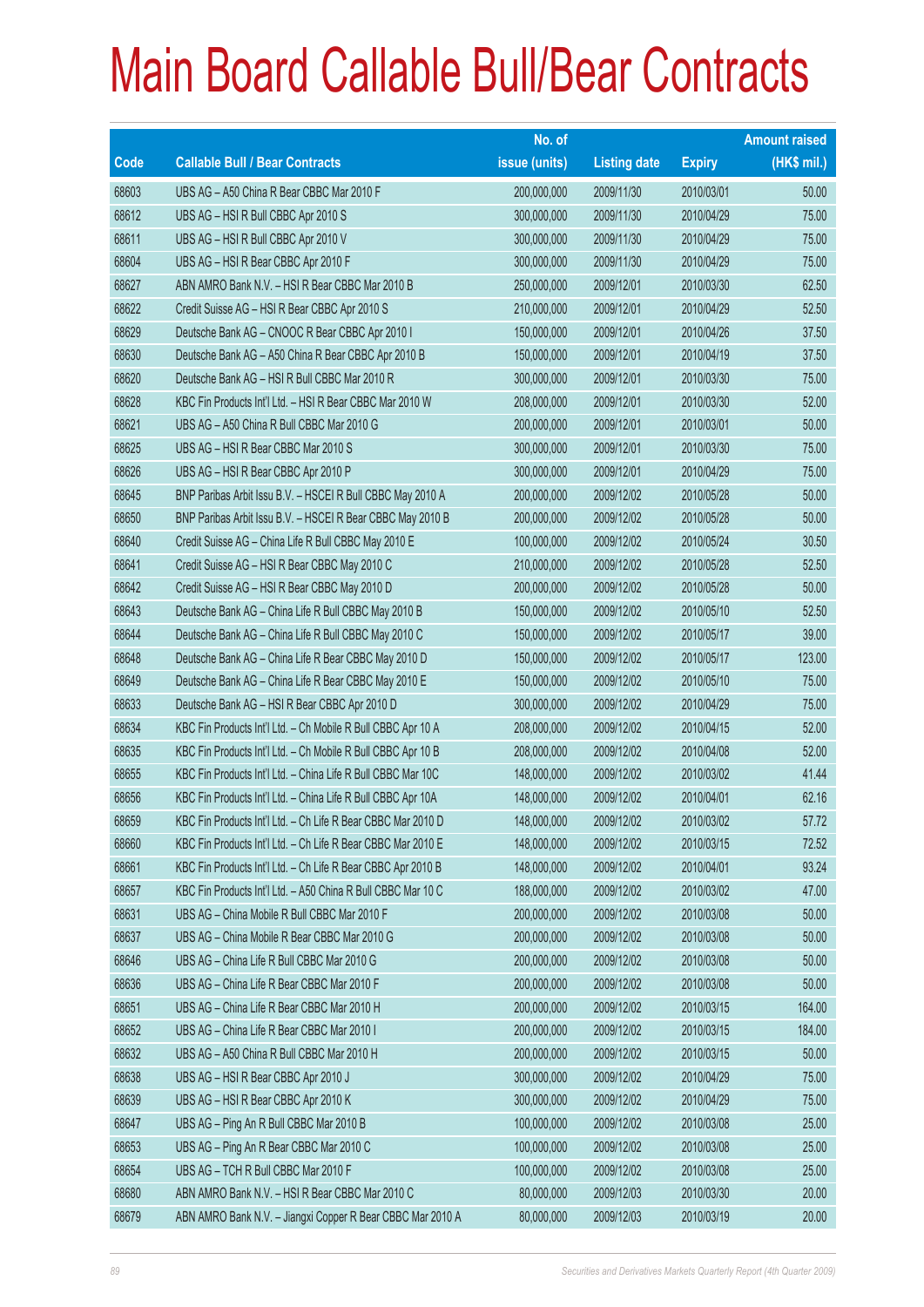# Main Board Callable Bull/Bear Contracts

| Code | Callable Bull / Bear Contracts | No. of issue (units) | Listing date | Expiry | Amount raised (HK$ mil.) |
|---|---|---|---|---|---|
| 68603 | UBS AG – A50 China R Bear CBBC Mar 2010 F | 200,000,000 | 2009/11/30 | 2010/03/01 | 50.00 |
| 68612 | UBS AG – HSI R Bull CBBC Apr 2010 S | 300,000,000 | 2009/11/30 | 2010/04/29 | 75.00 |
| 68611 | UBS AG – HSI R Bull CBBC Apr 2010 V | 300,000,000 | 2009/11/30 | 2010/04/29 | 75.00 |
| 68604 | UBS AG – HSI R Bear CBBC Apr 2010 F | 300,000,000 | 2009/11/30 | 2010/04/29 | 75.00 |
| 68627 | ABN AMRO Bank N.V. – HSI R Bear CBBC Mar 2010 B | 250,000,000 | 2009/12/01 | 2010/03/30 | 62.50 |
| 68622 | Credit Suisse AG – HSI R Bear CBBC Apr 2010 S | 210,000,000 | 2009/12/01 | 2010/04/29 | 52.50 |
| 68629 | Deutsche Bank AG – CNOOC R Bear CBBC Apr 2010 I | 150,000,000 | 2009/12/01 | 2010/04/26 | 37.50 |
| 68630 | Deutsche Bank AG – A50 China R Bear CBBC Apr 2010 B | 150,000,000 | 2009/12/01 | 2010/04/19 | 37.50 |
| 68620 | Deutsche Bank AG – HSI R Bull CBBC Mar 2010 R | 300,000,000 | 2009/12/01 | 2010/03/30 | 75.00 |
| 68628 | KBC Fin Products Int'l Ltd. – HSI R Bear CBBC Mar 2010 W | 208,000,000 | 2009/12/01 | 2010/03/30 | 52.00 |
| 68621 | UBS AG – A50 China R Bull CBBC Mar 2010 G | 200,000,000 | 2009/12/01 | 2010/03/01 | 50.00 |
| 68625 | UBS AG – HSI R Bear CBBC Mar 2010 S | 300,000,000 | 2009/12/01 | 2010/03/30 | 75.00 |
| 68626 | UBS AG – HSI R Bear CBBC Apr 2010 P | 300,000,000 | 2009/12/01 | 2010/04/29 | 75.00 |
| 68645 | BNP Paribas Arbit Issu B.V. – HSCEI R Bull CBBC May 2010 A | 200,000,000 | 2009/12/02 | 2010/05/28 | 50.00 |
| 68650 | BNP Paribas Arbit Issu B.V. – HSCEI R Bear CBBC May 2010 B | 200,000,000 | 2009/12/02 | 2010/05/28 | 50.00 |
| 68640 | Credit Suisse AG – China Life R Bull CBBC May 2010 E | 100,000,000 | 2009/12/02 | 2010/05/24 | 30.50 |
| 68641 | Credit Suisse AG – HSI R Bear CBBC May 2010 C | 210,000,000 | 2009/12/02 | 2010/05/28 | 52.50 |
| 68642 | Credit Suisse AG – HSI R Bear CBBC May 2010 D | 200,000,000 | 2009/12/02 | 2010/05/28 | 50.00 |
| 68643 | Deutsche Bank AG – China Life R Bull CBBC May 2010 B | 150,000,000 | 2009/12/02 | 2010/05/10 | 52.50 |
| 68644 | Deutsche Bank AG – China Life R Bull CBBC May 2010 C | 150,000,000 | 2009/12/02 | 2010/05/17 | 39.00 |
| 68648 | Deutsche Bank AG – China Life R Bear CBBC May 2010 D | 150,000,000 | 2009/12/02 | 2010/05/17 | 123.00 |
| 68649 | Deutsche Bank AG – China Life R Bear CBBC May 2010 E | 150,000,000 | 2009/12/02 | 2010/05/10 | 75.00 |
| 68633 | Deutsche Bank AG – HSI R Bear CBBC Apr 2010 D | 300,000,000 | 2009/12/02 | 2010/04/29 | 75.00 |
| 68634 | KBC Fin Products Int'l Ltd. – Ch Mobile R Bull CBBC Apr 10 A | 208,000,000 | 2009/12/02 | 2010/04/15 | 52.00 |
| 68635 | KBC Fin Products Int'l Ltd. – Ch Mobile R Bull CBBC Apr 10 B | 208,000,000 | 2009/12/02 | 2010/04/08 | 52.00 |
| 68655 | KBC Fin Products Int'l Ltd. – China Life R Bull CBBC Mar 10C | 148,000,000 | 2009/12/02 | 2010/03/02 | 41.44 |
| 68656 | KBC Fin Products Int'l Ltd. – China Life R Bull CBBC Apr 10A | 148,000,000 | 2009/12/02 | 2010/04/01 | 62.16 |
| 68659 | KBC Fin Products Int'l Ltd. – Ch Life R Bear CBBC Mar 2010 D | 148,000,000 | 2009/12/02 | 2010/03/02 | 57.72 |
| 68660 | KBC Fin Products Int'l Ltd. – Ch Life R Bear CBBC Mar 2010 E | 148,000,000 | 2009/12/02 | 2010/03/15 | 72.52 |
| 68661 | KBC Fin Products Int'l Ltd. – Ch Life R Bear CBBC Apr 2010 B | 148,000,000 | 2009/12/02 | 2010/04/01 | 93.24 |
| 68657 | KBC Fin Products Int'l Ltd. – A50 China R Bull CBBC Mar 10 C | 188,000,000 | 2009/12/02 | 2010/03/02 | 47.00 |
| 68631 | UBS AG – China Mobile R Bull CBBC Mar 2010 F | 200,000,000 | 2009/12/02 | 2010/03/08 | 50.00 |
| 68637 | UBS AG – China Mobile R Bear CBBC Mar 2010 G | 200,000,000 | 2009/12/02 | 2010/03/08 | 50.00 |
| 68646 | UBS AG – China Life R Bull CBBC Mar 2010 G | 200,000,000 | 2009/12/02 | 2010/03/08 | 50.00 |
| 68636 | UBS AG – China Life R Bear CBBC Mar 2010 F | 200,000,000 | 2009/12/02 | 2010/03/08 | 50.00 |
| 68651 | UBS AG – China Life R Bear CBBC Mar 2010 H | 200,000,000 | 2009/12/02 | 2010/03/15 | 164.00 |
| 68652 | UBS AG – China Life R Bear CBBC Mar 2010 I | 200,000,000 | 2009/12/02 | 2010/03/15 | 184.00 |
| 68632 | UBS AG – A50 China R Bull CBBC Mar 2010 H | 200,000,000 | 2009/12/02 | 2010/03/15 | 50.00 |
| 68638 | UBS AG – HSI R Bear CBBC Apr 2010 J | 300,000,000 | 2009/12/02 | 2010/04/29 | 75.00 |
| 68639 | UBS AG – HSI R Bear CBBC Apr 2010 K | 300,000,000 | 2009/12/02 | 2010/04/29 | 75.00 |
| 68647 | UBS AG – Ping An R Bull CBBC Mar 2010 B | 100,000,000 | 2009/12/02 | 2010/03/08 | 25.00 |
| 68653 | UBS AG – Ping An R Bear CBBC Mar 2010 C | 100,000,000 | 2009/12/02 | 2010/03/08 | 25.00 |
| 68654 | UBS AG – TCH R Bull CBBC Mar 2010 F | 100,000,000 | 2009/12/02 | 2010/03/08 | 25.00 |
| 68680 | ABN AMRO Bank N.V. – HSI R Bear CBBC Mar 2010 C | 80,000,000 | 2009/12/03 | 2010/03/30 | 20.00 |
| 68679 | ABN AMRO Bank N.V. – Jiangxi Copper R Bear CBBC Mar 2010 A | 80,000,000 | 2009/12/03 | 2010/03/19 | 20.00 |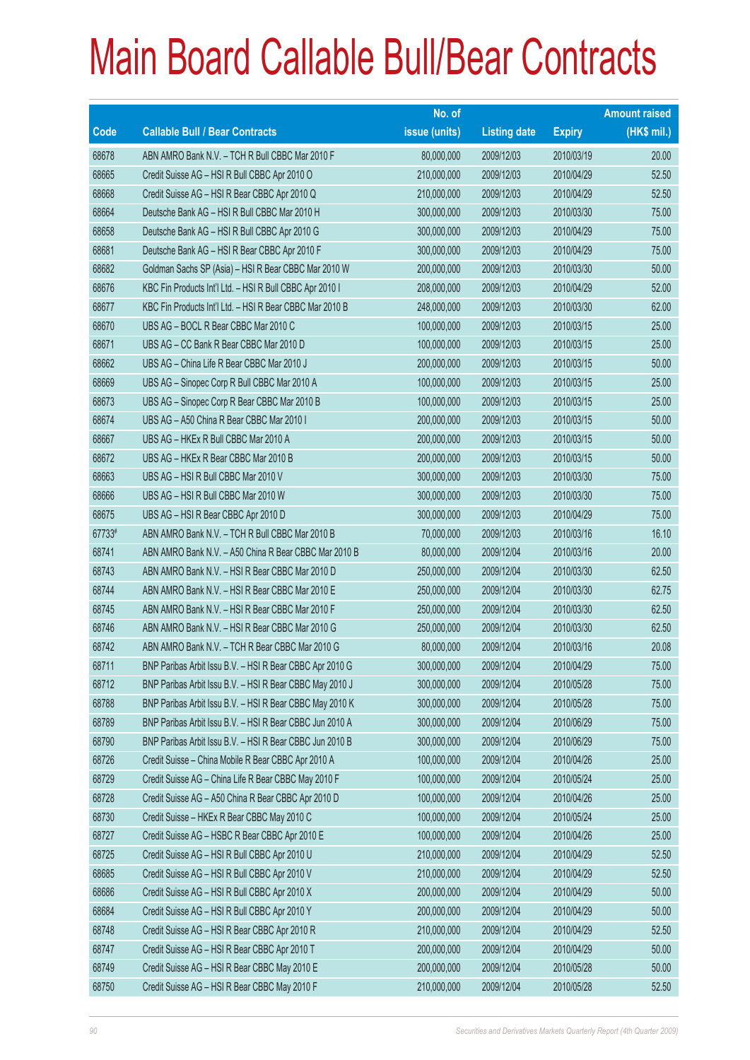# Main Board Callable Bull/Bear Contracts

| Code | Callable Bull / Bear Contracts | No. of issue (units) | Listing date | Expiry | Amount raised (HK$ mil.) |
|---|---|---|---|---|---|
| 68678 | ABN AMRO Bank N.V. – TCH R Bull CBBC Mar 2010 F | 80,000,000 | 2009/12/03 | 2010/03/19 | 20.00 |
| 68665 | Credit Suisse AG – HSI R Bull CBBC Apr 2010 O | 210,000,000 | 2009/12/03 | 2010/04/29 | 52.50 |
| 68668 | Credit Suisse AG – HSI R Bear CBBC Apr 2010 Q | 210,000,000 | 2009/12/03 | 2010/04/29 | 52.50 |
| 68664 | Deutsche Bank AG – HSI R Bull CBBC Mar 2010 H | 300,000,000 | 2009/12/03 | 2010/03/30 | 75.00 |
| 68658 | Deutsche Bank AG – HSI R Bull CBBC Apr 2010 G | 300,000,000 | 2009/12/03 | 2010/04/29 | 75.00 |
| 68681 | Deutsche Bank AG – HSI R Bear CBBC Apr 2010 F | 300,000,000 | 2009/12/03 | 2010/04/29 | 75.00 |
| 68682 | Goldman Sachs SP (Asia) – HSI R Bear CBBC Mar 2010 W | 200,000,000 | 2009/12/03 | 2010/03/30 | 50.00 |
| 68676 | KBC Fin Products Int'l Ltd. – HSI R Bull CBBC Apr 2010 I | 208,000,000 | 2009/12/03 | 2010/04/29 | 52.00 |
| 68677 | KBC Fin Products Int'l Ltd. – HSI R Bear CBBC Mar 2010 B | 248,000,000 | 2009/12/03 | 2010/03/30 | 62.00 |
| 68670 | UBS AG – BOCL R Bear CBBC Mar 2010 C | 100,000,000 | 2009/12/03 | 2010/03/15 | 25.00 |
| 68671 | UBS AG – CC Bank R Bear CBBC Mar 2010 D | 100,000,000 | 2009/12/03 | 2010/03/15 | 25.00 |
| 68662 | UBS AG – China Life R Bear CBBC Mar 2010 J | 200,000,000 | 2009/12/03 | 2010/03/15 | 50.00 |
| 68669 | UBS AG – Sinopec Corp R Bull CBBC Mar 2010 A | 100,000,000 | 2009/12/03 | 2010/03/15 | 25.00 |
| 68673 | UBS AG – Sinopec Corp R Bear CBBC Mar 2010 B | 100,000,000 | 2009/12/03 | 2010/03/15 | 25.00 |
| 68674 | UBS AG – A50 China R Bear CBBC Mar 2010 I | 200,000,000 | 2009/12/03 | 2010/03/15 | 50.00 |
| 68667 | UBS AG – HKEx R Bull CBBC Mar 2010 A | 200,000,000 | 2009/12/03 | 2010/03/15 | 50.00 |
| 68672 | UBS AG – HKEx R Bear CBBC Mar 2010 B | 200,000,000 | 2009/12/03 | 2010/03/15 | 50.00 |
| 68663 | UBS AG – HSI R Bull CBBC Mar 2010 V | 300,000,000 | 2009/12/03 | 2010/03/30 | 75.00 |
| 68666 | UBS AG – HSI R Bull CBBC Mar 2010 W | 300,000,000 | 2009/12/03 | 2010/03/30 | 75.00 |
| 68675 | UBS AG – HSI R Bear CBBC Apr 2010 D | 300,000,000 | 2009/12/03 | 2010/04/29 | 75.00 |
| 67733# | ABN AMRO Bank N.V. – TCH R Bull CBBC Mar 2010 B | 70,000,000 | 2009/12/03 | 2010/03/16 | 16.10 |
| 68741 | ABN AMRO Bank N.V. – A50 China R Bear CBBC Mar 2010 B | 80,000,000 | 2009/12/04 | 2010/03/16 | 20.00 |
| 68743 | ABN AMRO Bank N.V. – HSI R Bear CBBC Mar 2010 D | 250,000,000 | 2009/12/04 | 2010/03/30 | 62.50 |
| 68744 | ABN AMRO Bank N.V. – HSI R Bear CBBC Mar 2010 E | 250,000,000 | 2009/12/04 | 2010/03/30 | 62.75 |
| 68745 | ABN AMRO Bank N.V. – HSI R Bear CBBC Mar 2010 F | 250,000,000 | 2009/12/04 | 2010/03/30 | 62.50 |
| 68746 | ABN AMRO Bank N.V. – HSI R Bear CBBC Mar 2010 G | 250,000,000 | 2009/12/04 | 2010/03/30 | 62.50 |
| 68742 | ABN AMRO Bank N.V. – TCH R Bear CBBC Mar 2010 G | 80,000,000 | 2009/12/04 | 2010/03/16 | 20.08 |
| 68711 | BNP Paribas Arbit Issu B.V. – HSI R Bear CBBC Apr 2010 G | 300,000,000 | 2009/12/04 | 2010/04/29 | 75.00 |
| 68712 | BNP Paribas Arbit Issu B.V. – HSI R Bear CBBC May 2010 J | 300,000,000 | 2009/12/04 | 2010/05/28 | 75.00 |
| 68788 | BNP Paribas Arbit Issu B.V. – HSI R Bear CBBC May 2010 K | 300,000,000 | 2009/12/04 | 2010/05/28 | 75.00 |
| 68789 | BNP Paribas Arbit Issu B.V. – HSI R Bear CBBC Jun 2010 A | 300,000,000 | 2009/12/04 | 2010/06/29 | 75.00 |
| 68790 | BNP Paribas Arbit Issu B.V. – HSI R Bear CBBC Jun 2010 B | 300,000,000 | 2009/12/04 | 2010/06/29 | 75.00 |
| 68726 | Credit Suisse – China Mobile R Bear CBBC Apr 2010 A | 100,000,000 | 2009/12/04 | 2010/04/26 | 25.00 |
| 68729 | Credit Suisse AG – China Life R Bear CBBC May 2010 F | 100,000,000 | 2009/12/04 | 2010/05/24 | 25.00 |
| 68728 | Credit Suisse AG – A50 China R Bear CBBC Apr 2010 D | 100,000,000 | 2009/12/04 | 2010/04/26 | 25.00 |
| 68730 | Credit Suisse – HKEx R Bear CBBC May 2010 C | 100,000,000 | 2009/12/04 | 2010/05/24 | 25.00 |
| 68727 | Credit Suisse AG – HSBC R Bear CBBC Apr 2010 E | 100,000,000 | 2009/12/04 | 2010/04/26 | 25.00 |
| 68725 | Credit Suisse AG – HSI R Bull CBBC Apr 2010 U | 210,000,000 | 2009/12/04 | 2010/04/29 | 52.50 |
| 68685 | Credit Suisse AG – HSI R Bull CBBC Apr 2010 V | 210,000,000 | 2009/12/04 | 2010/04/29 | 52.50 |
| 68686 | Credit Suisse AG – HSI R Bull CBBC Apr 2010 X | 200,000,000 | 2009/12/04 | 2010/04/29 | 50.00 |
| 68684 | Credit Suisse AG – HSI R Bull CBBC Apr 2010 Y | 200,000,000 | 2009/12/04 | 2010/04/29 | 50.00 |
| 68748 | Credit Suisse AG – HSI R Bear CBBC Apr 2010 R | 210,000,000 | 2009/12/04 | 2010/04/29 | 52.50 |
| 68747 | Credit Suisse AG – HSI R Bear CBBC Apr 2010 T | 200,000,000 | 2009/12/04 | 2010/04/29 | 50.00 |
| 68749 | Credit Suisse AG – HSI R Bear CBBC May 2010 E | 200,000,000 | 2009/12/04 | 2010/05/28 | 50.00 |
| 68750 | Credit Suisse AG – HSI R Bear CBBC May 2010 F | 210,000,000 | 2009/12/04 | 2010/05/28 | 52.50 |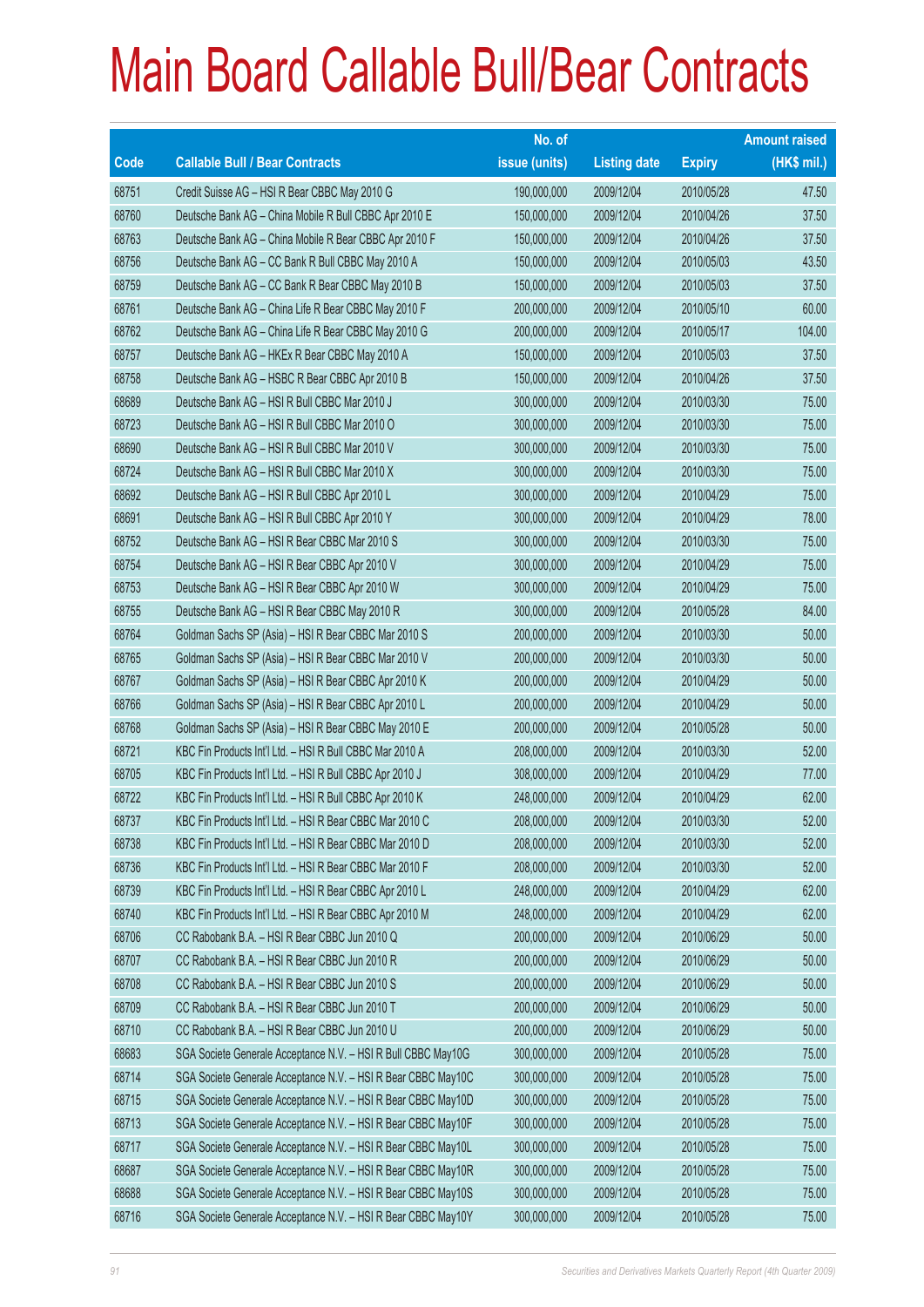# Main Board Callable Bull/Bear Contracts

| Code | Callable Bull / Bear Contracts | No. of issue (units) | Listing date | Expiry | Amount raised (HK$ mil.) |
|---|---|---|---|---|---|
| 68751 | Credit Suisse AG – HSI R Bear CBBC May 2010 G | 190,000,000 | 2009/12/04 | 2010/05/28 | 47.50 |
| 68760 | Deutsche Bank AG – China Mobile R Bull CBBC Apr 2010 E | 150,000,000 | 2009/12/04 | 2010/04/26 | 37.50 |
| 68763 | Deutsche Bank AG – China Mobile R Bear CBBC Apr 2010 F | 150,000,000 | 2009/12/04 | 2010/04/26 | 37.50 |
| 68756 | Deutsche Bank AG – CC Bank R Bull CBBC May 2010 A | 150,000,000 | 2009/12/04 | 2010/05/03 | 43.50 |
| 68759 | Deutsche Bank AG – CC Bank R Bear CBBC May 2010 B | 150,000,000 | 2009/12/04 | 2010/05/03 | 37.50 |
| 68761 | Deutsche Bank AG – China Life R Bear CBBC May 2010 F | 200,000,000 | 2009/12/04 | 2010/05/10 | 60.00 |
| 68762 | Deutsche Bank AG – China Life R Bear CBBC May 2010 G | 200,000,000 | 2009/12/04 | 2010/05/17 | 104.00 |
| 68757 | Deutsche Bank AG – HKEx R Bear CBBC May 2010 A | 150,000,000 | 2009/12/04 | 2010/05/03 | 37.50 |
| 68758 | Deutsche Bank AG – HSBC R Bear CBBC Apr 2010 B | 150,000,000 | 2009/12/04 | 2010/04/26 | 37.50 |
| 68689 | Deutsche Bank AG – HSI R Bull CBBC Mar 2010 J | 300,000,000 | 2009/12/04 | 2010/03/30 | 75.00 |
| 68723 | Deutsche Bank AG – HSI R Bull CBBC Mar 2010 O | 300,000,000 | 2009/12/04 | 2010/03/30 | 75.00 |
| 68690 | Deutsche Bank AG – HSI R Bull CBBC Mar 2010 V | 300,000,000 | 2009/12/04 | 2010/03/30 | 75.00 |
| 68724 | Deutsche Bank AG – HSI R Bull CBBC Mar 2010 X | 300,000,000 | 2009/12/04 | 2010/03/30 | 75.00 |
| 68692 | Deutsche Bank AG – HSI R Bull CBBC Apr 2010 L | 300,000,000 | 2009/12/04 | 2010/04/29 | 75.00 |
| 68691 | Deutsche Bank AG – HSI R Bull CBBC Apr 2010 Y | 300,000,000 | 2009/12/04 | 2010/04/29 | 78.00 |
| 68752 | Deutsche Bank AG – HSI R Bear CBBC Mar 2010 S | 300,000,000 | 2009/12/04 | 2010/03/30 | 75.00 |
| 68754 | Deutsche Bank AG – HSI R Bear CBBC Apr 2010 V | 300,000,000 | 2009/12/04 | 2010/04/29 | 75.00 |
| 68753 | Deutsche Bank AG – HSI R Bear CBBC Apr 2010 W | 300,000,000 | 2009/12/04 | 2010/04/29 | 75.00 |
| 68755 | Deutsche Bank AG – HSI R Bear CBBC May 2010 R | 300,000,000 | 2009/12/04 | 2010/05/28 | 84.00 |
| 68764 | Goldman Sachs SP (Asia) – HSI R Bear CBBC Mar 2010 S | 200,000,000 | 2009/12/04 | 2010/03/30 | 50.00 |
| 68765 | Goldman Sachs SP (Asia) – HSI R Bear CBBC Mar 2010 V | 200,000,000 | 2009/12/04 | 2010/03/30 | 50.00 |
| 68767 | Goldman Sachs SP (Asia) – HSI R Bear CBBC Apr 2010 K | 200,000,000 | 2009/12/04 | 2010/04/29 | 50.00 |
| 68766 | Goldman Sachs SP (Asia) – HSI R Bear CBBC Apr 2010 L | 200,000,000 | 2009/12/04 | 2010/04/29 | 50.00 |
| 68768 | Goldman Sachs SP (Asia) – HSI R Bear CBBC May 2010 E | 200,000,000 | 2009/12/04 | 2010/05/28 | 50.00 |
| 68721 | KBC Fin Products Int'l Ltd. – HSI R Bull CBBC Mar 2010 A | 208,000,000 | 2009/12/04 | 2010/03/30 | 52.00 |
| 68705 | KBC Fin Products Int'l Ltd. – HSI R Bull CBBC Apr 2010 J | 308,000,000 | 2009/12/04 | 2010/04/29 | 77.00 |
| 68722 | KBC Fin Products Int'l Ltd. – HSI R Bull CBBC Apr 2010 K | 248,000,000 | 2009/12/04 | 2010/04/29 | 62.00 |
| 68737 | KBC Fin Products Int'l Ltd. – HSI R Bear CBBC Mar 2010 C | 208,000,000 | 2009/12/04 | 2010/03/30 | 52.00 |
| 68738 | KBC Fin Products Int'l Ltd. – HSI R Bear CBBC Mar 2010 D | 208,000,000 | 2009/12/04 | 2010/03/30 | 52.00 |
| 68736 | KBC Fin Products Int'l Ltd. – HSI R Bear CBBC Mar 2010 F | 208,000,000 | 2009/12/04 | 2010/03/30 | 52.00 |
| 68739 | KBC Fin Products Int'l Ltd. – HSI R Bear CBBC Apr 2010 L | 248,000,000 | 2009/12/04 | 2010/04/29 | 62.00 |
| 68740 | KBC Fin Products Int'l Ltd. – HSI R Bear CBBC Apr 2010 M | 248,000,000 | 2009/12/04 | 2010/04/29 | 62.00 |
| 68706 | CC Rabobank B.A. – HSI R Bear CBBC Jun 2010 Q | 200,000,000 | 2009/12/04 | 2010/06/29 | 50.00 |
| 68707 | CC Rabobank B.A. – HSI R Bear CBBC Jun 2010 R | 200,000,000 | 2009/12/04 | 2010/06/29 | 50.00 |
| 68708 | CC Rabobank B.A. – HSI R Bear CBBC Jun 2010 S | 200,000,000 | 2009/12/04 | 2010/06/29 | 50.00 |
| 68709 | CC Rabobank B.A. – HSI R Bear CBBC Jun 2010 T | 200,000,000 | 2009/12/04 | 2010/06/29 | 50.00 |
| 68710 | CC Rabobank B.A. – HSI R Bear CBBC Jun 2010 U | 200,000,000 | 2009/12/04 | 2010/06/29 | 50.00 |
| 68683 | SGA Societe Generale Acceptance N.V. – HSI R Bull CBBC May10G | 300,000,000 | 2009/12/04 | 2010/05/28 | 75.00 |
| 68714 | SGA Societe Generale Acceptance N.V. – HSI R Bear CBBC May10C | 300,000,000 | 2009/12/04 | 2010/05/28 | 75.00 |
| 68715 | SGA Societe Generale Acceptance N.V. – HSI R Bear CBBC May10D | 300,000,000 | 2009/12/04 | 2010/05/28 | 75.00 |
| 68713 | SGA Societe Generale Acceptance N.V. – HSI R Bear CBBC May10F | 300,000,000 | 2009/12/04 | 2010/05/28 | 75.00 |
| 68717 | SGA Societe Generale Acceptance N.V. – HSI R Bear CBBC May10L | 300,000,000 | 2009/12/04 | 2010/05/28 | 75.00 |
| 68687 | SGA Societe Generale Acceptance N.V. – HSI R Bear CBBC May10R | 300,000,000 | 2009/12/04 | 2010/05/28 | 75.00 |
| 68688 | SGA Societe Generale Acceptance N.V. – HSI R Bear CBBC May10S | 300,000,000 | 2009/12/04 | 2010/05/28 | 75.00 |
| 68716 | SGA Societe Generale Acceptance N.V. – HSI R Bear CBBC May10Y | 300,000,000 | 2009/12/04 | 2010/05/28 | 75.00 |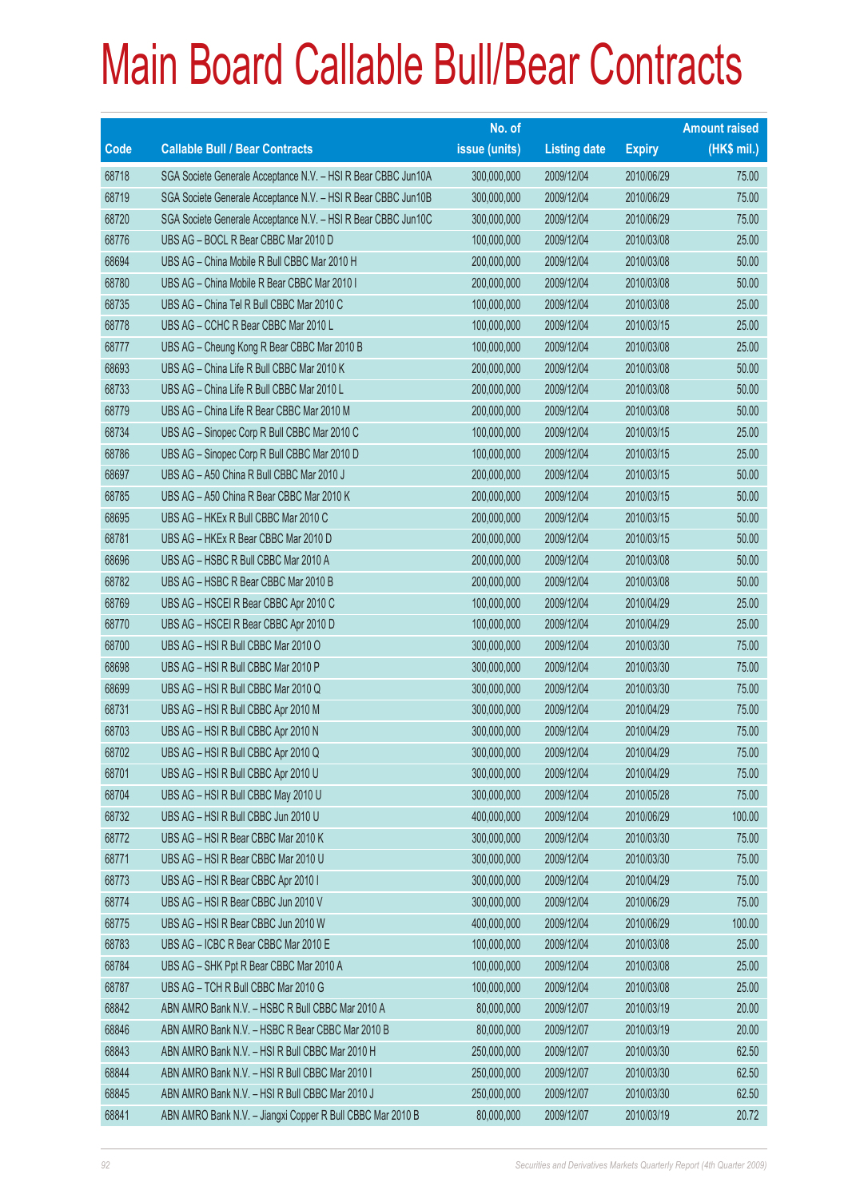# Main Board Callable Bull/Bear Contracts

| Code | Callable Bull / Bear Contracts | No. of issue (units) | Listing date | Expiry | Amount raised (HK$ mil.) |
|---|---|---|---|---|---|
| 68718 | SGA Societe Generale Acceptance N.V. – HSI R Bear CBBC Jun10A | 300,000,000 | 2009/12/04 | 2010/06/29 | 75.00 |
| 68719 | SGA Societe Generale Acceptance N.V. – HSI R Bear CBBC Jun10B | 300,000,000 | 2009/12/04 | 2010/06/29 | 75.00 |
| 68720 | SGA Societe Generale Acceptance N.V. – HSI R Bear CBBC Jun10C | 300,000,000 | 2009/12/04 | 2010/06/29 | 75.00 |
| 68776 | UBS AG – BOCL R Bear CBBC Mar 2010 D | 100,000,000 | 2009/12/04 | 2010/03/08 | 25.00 |
| 68694 | UBS AG – China Mobile R Bull CBBC Mar 2010 H | 200,000,000 | 2009/12/04 | 2010/03/08 | 50.00 |
| 68780 | UBS AG – China Mobile R Bear CBBC Mar 2010 I | 200,000,000 | 2009/12/04 | 2010/03/08 | 50.00 |
| 68735 | UBS AG – China Tel R Bull CBBC Mar 2010 C | 100,000,000 | 2009/12/04 | 2010/03/08 | 25.00 |
| 68778 | UBS AG – CCHC R Bear CBBC Mar 2010 L | 100,000,000 | 2009/12/04 | 2010/03/15 | 25.00 |
| 68777 | UBS AG – Cheung Kong R Bear CBBC Mar 2010 B | 100,000,000 | 2009/12/04 | 2010/03/08 | 25.00 |
| 68693 | UBS AG – China Life R Bull CBBC Mar 2010 K | 200,000,000 | 2009/12/04 | 2010/03/08 | 50.00 |
| 68733 | UBS AG – China Life R Bull CBBC Mar 2010 L | 200,000,000 | 2009/12/04 | 2010/03/08 | 50.00 |
| 68779 | UBS AG – China Life R Bear CBBC Mar 2010 M | 200,000,000 | 2009/12/04 | 2010/03/08 | 50.00 |
| 68734 | UBS AG – Sinopec Corp R Bull CBBC Mar 2010 C | 100,000,000 | 2009/12/04 | 2010/03/15 | 25.00 |
| 68786 | UBS AG – Sinopec Corp R Bull CBBC Mar 2010 D | 100,000,000 | 2009/12/04 | 2010/03/15 | 25.00 |
| 68697 | UBS AG – A50 China R Bull CBBC Mar 2010 J | 200,000,000 | 2009/12/04 | 2010/03/15 | 50.00 |
| 68785 | UBS AG – A50 China R Bear CBBC Mar 2010 K | 200,000,000 | 2009/12/04 | 2010/03/15 | 50.00 |
| 68695 | UBS AG – HKEx R Bull CBBC Mar 2010 C | 200,000,000 | 2009/12/04 | 2010/03/15 | 50.00 |
| 68781 | UBS AG – HKEx R Bear CBBC Mar 2010 D | 200,000,000 | 2009/12/04 | 2010/03/15 | 50.00 |
| 68696 | UBS AG – HSBC R Bull CBBC Mar 2010 A | 200,000,000 | 2009/12/04 | 2010/03/08 | 50.00 |
| 68782 | UBS AG – HSBC R Bear CBBC Mar 2010 B | 200,000,000 | 2009/12/04 | 2010/03/08 | 50.00 |
| 68769 | UBS AG – HSCEI R Bear CBBC Apr 2010 C | 100,000,000 | 2009/12/04 | 2010/04/29 | 25.00 |
| 68770 | UBS AG – HSCEI R Bear CBBC Apr 2010 D | 100,000,000 | 2009/12/04 | 2010/04/29 | 25.00 |
| 68700 | UBS AG – HSI R Bull CBBC Mar 2010 O | 300,000,000 | 2009/12/04 | 2010/03/30 | 75.00 |
| 68698 | UBS AG – HSI R Bull CBBC Mar 2010 P | 300,000,000 | 2009/12/04 | 2010/03/30 | 75.00 |
| 68699 | UBS AG – HSI R Bull CBBC Mar 2010 Q | 300,000,000 | 2009/12/04 | 2010/03/30 | 75.00 |
| 68731 | UBS AG – HSI R Bull CBBC Apr 2010 M | 300,000,000 | 2009/12/04 | 2010/04/29 | 75.00 |
| 68703 | UBS AG – HSI R Bull CBBC Apr 2010 N | 300,000,000 | 2009/12/04 | 2010/04/29 | 75.00 |
| 68702 | UBS AG – HSI R Bull CBBC Apr 2010 Q | 300,000,000 | 2009/12/04 | 2010/04/29 | 75.00 |
| 68701 | UBS AG – HSI R Bull CBBC Apr 2010 U | 300,000,000 | 2009/12/04 | 2010/04/29 | 75.00 |
| 68704 | UBS AG – HSI R Bull CBBC May 2010 U | 300,000,000 | 2009/12/04 | 2010/05/28 | 75.00 |
| 68732 | UBS AG – HSI R Bull CBBC Jun 2010 U | 400,000,000 | 2009/12/04 | 2010/06/29 | 100.00 |
| 68772 | UBS AG – HSI R Bear CBBC Mar 2010 K | 300,000,000 | 2009/12/04 | 2010/03/30 | 75.00 |
| 68771 | UBS AG – HSI R Bear CBBC Mar 2010 U | 300,000,000 | 2009/12/04 | 2010/03/30 | 75.00 |
| 68773 | UBS AG – HSI R Bear CBBC Apr 2010 I | 300,000,000 | 2009/12/04 | 2010/04/29 | 75.00 |
| 68774 | UBS AG – HSI R Bear CBBC Jun 2010 V | 300,000,000 | 2009/12/04 | 2010/06/29 | 75.00 |
| 68775 | UBS AG – HSI R Bear CBBC Jun 2010 W | 400,000,000 | 2009/12/04 | 2010/06/29 | 100.00 |
| 68783 | UBS AG – ICBC R Bear CBBC Mar 2010 E | 100,000,000 | 2009/12/04 | 2010/03/08 | 25.00 |
| 68784 | UBS AG – SHK Ppt R Bear CBBC Mar 2010 A | 100,000,000 | 2009/12/04 | 2010/03/08 | 25.00 |
| 68787 | UBS AG – TCH R Bull CBBC Mar 2010 G | 100,000,000 | 2009/12/04 | 2010/03/08 | 25.00 |
| 68842 | ABN AMRO Bank N.V. – HSBC R Bull CBBC Mar 2010 A | 80,000,000 | 2009/12/07 | 2010/03/19 | 20.00 |
| 68846 | ABN AMRO Bank N.V. – HSBC R Bear CBBC Mar 2010 B | 80,000,000 | 2009/12/07 | 2010/03/19 | 20.00 |
| 68843 | ABN AMRO Bank N.V. – HSI R Bull CBBC Mar 2010 H | 250,000,000 | 2009/12/07 | 2010/03/30 | 62.50 |
| 68844 | ABN AMRO Bank N.V. – HSI R Bull CBBC Mar 2010 I | 250,000,000 | 2009/12/07 | 2010/03/30 | 62.50 |
| 68845 | ABN AMRO Bank N.V. – HSI R Bull CBBC Mar 2010 J | 250,000,000 | 2009/12/07 | 2010/03/30 | 62.50 |
| 68841 | ABN AMRO Bank N.V. – Jiangxi Copper R Bull CBBC Mar 2010 B | 80,000,000 | 2009/12/07 | 2010/03/19 | 20.72 |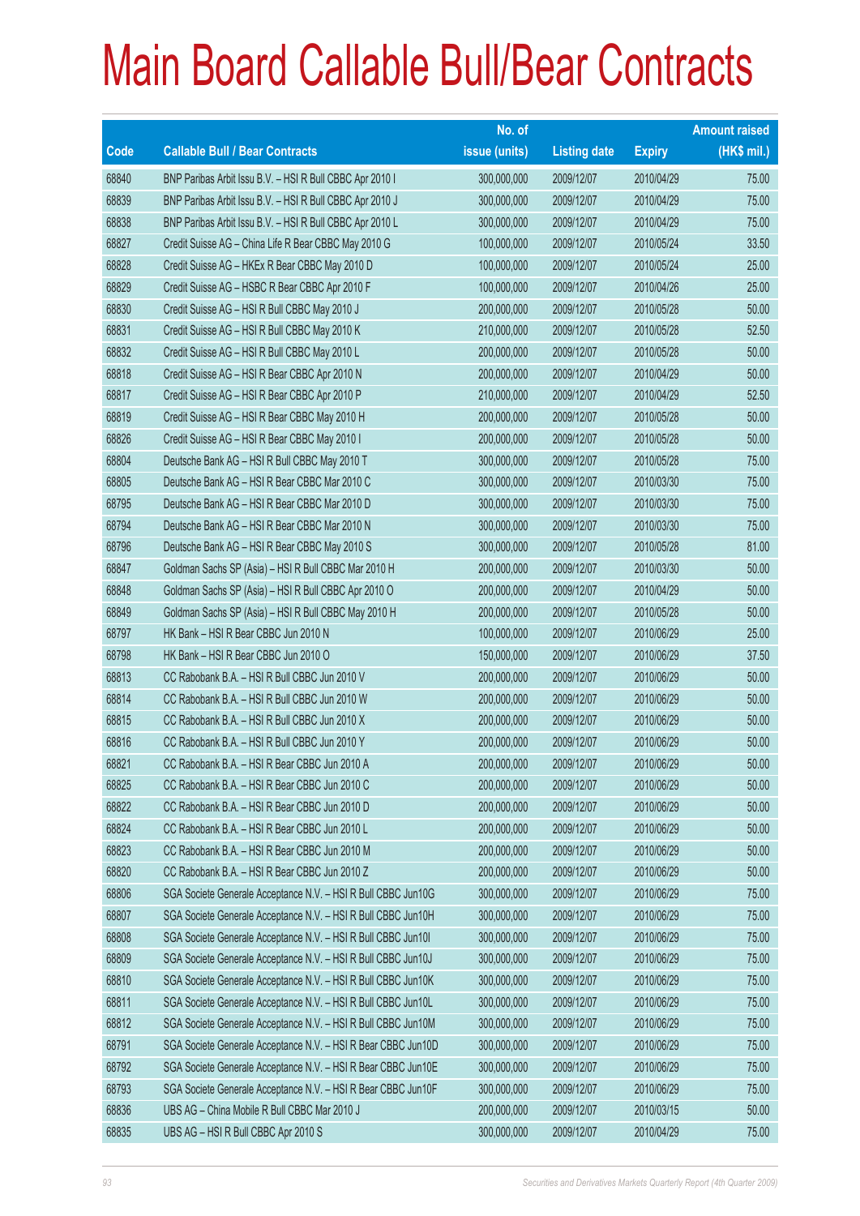# Main Board Callable Bull/Bear Contracts

| Code | Callable Bull / Bear Contracts | No. of issue (units) | Listing date | Expiry | Amount raised (HK$ mil.) |
|---|---|---|---|---|---|
| 68840 | BNP Paribas Arbit Issu B.V. – HSI R Bull CBBC Apr 2010 I | 300,000,000 | 2009/12/07 | 2010/04/29 | 75.00 |
| 68839 | BNP Paribas Arbit Issu B.V. – HSI R Bull CBBC Apr 2010 J | 300,000,000 | 2009/12/07 | 2010/04/29 | 75.00 |
| 68838 | BNP Paribas Arbit Issu B.V. – HSI R Bull CBBC Apr 2010 L | 300,000,000 | 2009/12/07 | 2010/04/29 | 75.00 |
| 68827 | Credit Suisse AG – China Life R Bear CBBC May 2010 G | 100,000,000 | 2009/12/07 | 2010/05/24 | 33.50 |
| 68828 | Credit Suisse AG – HKEx R Bear CBBC May 2010 D | 100,000,000 | 2009/12/07 | 2010/05/24 | 25.00 |
| 68829 | Credit Suisse AG – HSBC R Bear CBBC Apr 2010 F | 100,000,000 | 2009/12/07 | 2010/04/26 | 25.00 |
| 68830 | Credit Suisse AG – HSI R Bull CBBC May 2010 J | 200,000,000 | 2009/12/07 | 2010/05/28 | 50.00 |
| 68831 | Credit Suisse AG – HSI R Bull CBBC May 2010 K | 210,000,000 | 2009/12/07 | 2010/05/28 | 52.50 |
| 68832 | Credit Suisse AG – HSI R Bull CBBC May 2010 L | 200,000,000 | 2009/12/07 | 2010/05/28 | 50.00 |
| 68818 | Credit Suisse AG – HSI R Bear CBBC Apr 2010 N | 200,000,000 | 2009/12/07 | 2010/04/29 | 50.00 |
| 68817 | Credit Suisse AG – HSI R Bear CBBC Apr 2010 P | 210,000,000 | 2009/12/07 | 2010/04/29 | 52.50 |
| 68819 | Credit Suisse AG – HSI R Bear CBBC May 2010 H | 200,000,000 | 2009/12/07 | 2010/05/28 | 50.00 |
| 68826 | Credit Suisse AG – HSI R Bear CBBC May 2010 I | 200,000,000 | 2009/12/07 | 2010/05/28 | 50.00 |
| 68804 | Deutsche Bank AG – HSI R Bull CBBC May 2010 T | 300,000,000 | 2009/12/07 | 2010/05/28 | 75.00 |
| 68805 | Deutsche Bank AG – HSI R Bear CBBC Mar 2010 C | 300,000,000 | 2009/12/07 | 2010/03/30 | 75.00 |
| 68795 | Deutsche Bank AG – HSI R Bear CBBC Mar 2010 D | 300,000,000 | 2009/12/07 | 2010/03/30 | 75.00 |
| 68794 | Deutsche Bank AG – HSI R Bear CBBC Mar 2010 N | 300,000,000 | 2009/12/07 | 2010/03/30 | 75.00 |
| 68796 | Deutsche Bank AG – HSI R Bear CBBC May 2010 S | 300,000,000 | 2009/12/07 | 2010/05/28 | 81.00 |
| 68847 | Goldman Sachs SP (Asia) – HSI R Bull CBBC Mar 2010 H | 200,000,000 | 2009/12/07 | 2010/03/30 | 50.00 |
| 68848 | Goldman Sachs SP (Asia) – HSI R Bull CBBC Apr 2010 O | 200,000,000 | 2009/12/07 | 2010/04/29 | 50.00 |
| 68849 | Goldman Sachs SP (Asia) – HSI R Bull CBBC May 2010 H | 200,000,000 | 2009/12/07 | 2010/05/28 | 50.00 |
| 68797 | HK Bank – HSI R Bear CBBC Jun 2010 N | 100,000,000 | 2009/12/07 | 2010/06/29 | 25.00 |
| 68798 | HK Bank – HSI R Bear CBBC Jun 2010 O | 150,000,000 | 2009/12/07 | 2010/06/29 | 37.50 |
| 68813 | CC Rabobank B.A. – HSI R Bull CBBC Jun 2010 V | 200,000,000 | 2009/12/07 | 2010/06/29 | 50.00 |
| 68814 | CC Rabobank B.A. – HSI R Bull CBBC Jun 2010 W | 200,000,000 | 2009/12/07 | 2010/06/29 | 50.00 |
| 68815 | CC Rabobank B.A. – HSI R Bull CBBC Jun 2010 X | 200,000,000 | 2009/12/07 | 2010/06/29 | 50.00 |
| 68816 | CC Rabobank B.A. – HSI R Bull CBBC Jun 2010 Y | 200,000,000 | 2009/12/07 | 2010/06/29 | 50.00 |
| 68821 | CC Rabobank B.A. – HSI R Bear CBBC Jun 2010 A | 200,000,000 | 2009/12/07 | 2010/06/29 | 50.00 |
| 68825 | CC Rabobank B.A. – HSI R Bear CBBC Jun 2010 C | 200,000,000 | 2009/12/07 | 2010/06/29 | 50.00 |
| 68822 | CC Rabobank B.A. – HSI R Bear CBBC Jun 2010 D | 200,000,000 | 2009/12/07 | 2010/06/29 | 50.00 |
| 68824 | CC Rabobank B.A. – HSI R Bear CBBC Jun 2010 L | 200,000,000 | 2009/12/07 | 2010/06/29 | 50.00 |
| 68823 | CC Rabobank B.A. – HSI R Bear CBBC Jun 2010 M | 200,000,000 | 2009/12/07 | 2010/06/29 | 50.00 |
| 68820 | CC Rabobank B.A. – HSI R Bear CBBC Jun 2010 Z | 200,000,000 | 2009/12/07 | 2010/06/29 | 50.00 |
| 68806 | SGA Societe Generale Acceptance N.V. – HSI R Bull CBBC Jun10G | 300,000,000 | 2009/12/07 | 2010/06/29 | 75.00 |
| 68807 | SGA Societe Generale Acceptance N.V. – HSI R Bull CBBC Jun10H | 300,000,000 | 2009/12/07 | 2010/06/29 | 75.00 |
| 68808 | SGA Societe Generale Acceptance N.V. – HSI R Bull CBBC Jun10I | 300,000,000 | 2009/12/07 | 2010/06/29 | 75.00 |
| 68809 | SGA Societe Generale Acceptance N.V. – HSI R Bull CBBC Jun10J | 300,000,000 | 2009/12/07 | 2010/06/29 | 75.00 |
| 68810 | SGA Societe Generale Acceptance N.V. – HSI R Bull CBBC Jun10K | 300,000,000 | 2009/12/07 | 2010/06/29 | 75.00 |
| 68811 | SGA Societe Generale Acceptance N.V. – HSI R Bull CBBC Jun10L | 300,000,000 | 2009/12/07 | 2010/06/29 | 75.00 |
| 68812 | SGA Societe Generale Acceptance N.V. – HSI R Bull CBBC Jun10M | 300,000,000 | 2009/12/07 | 2010/06/29 | 75.00 |
| 68791 | SGA Societe Generale Acceptance N.V. – HSI R Bear CBBC Jun10D | 300,000,000 | 2009/12/07 | 2010/06/29 | 75.00 |
| 68792 | SGA Societe Generale Acceptance N.V. – HSI R Bear CBBC Jun10E | 300,000,000 | 2009/12/07 | 2010/06/29 | 75.00 |
| 68793 | SGA Societe Generale Acceptance N.V. – HSI R Bear CBBC Jun10F | 300,000,000 | 2009/12/07 | 2010/06/29 | 75.00 |
| 68836 | UBS AG – China Mobile R Bull CBBC Mar 2010 J | 200,000,000 | 2009/12/07 | 2010/03/15 | 50.00 |
| 68835 | UBS AG – HSI R Bull CBBC Apr 2010 S | 300,000,000 | 2009/12/07 | 2010/04/29 | 75.00 |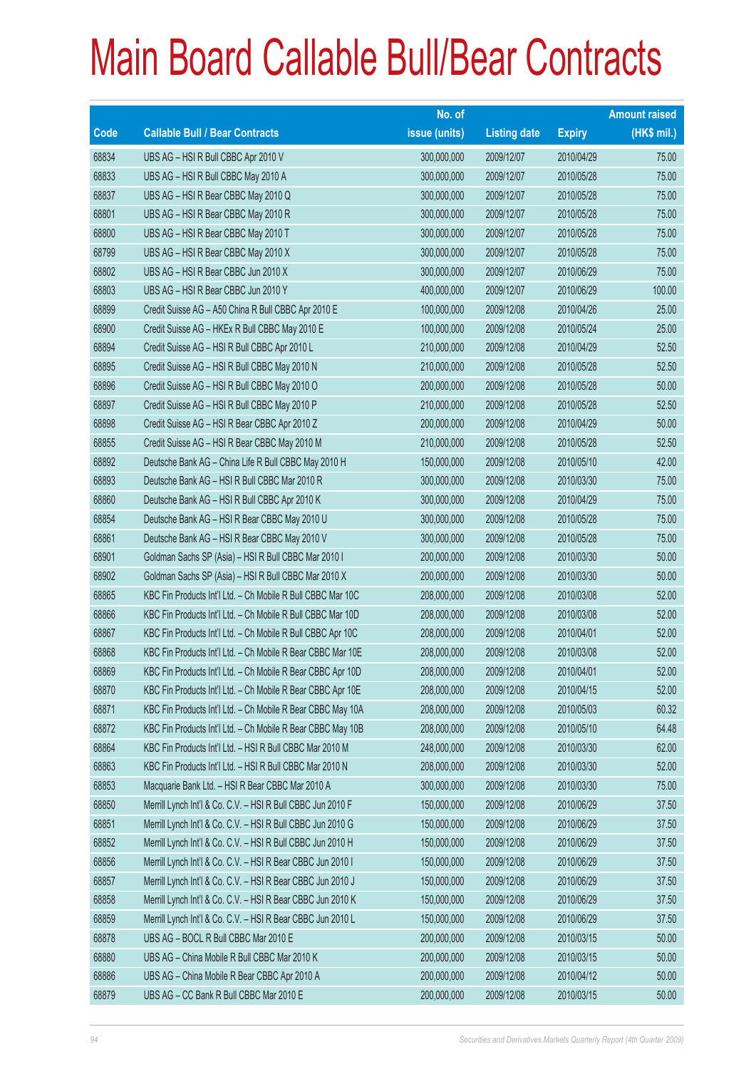# Main Board Callable Bull/Bear Contracts

| Code | Callable Bull / Bear Contracts | No. of issue (units) | Listing date | Expiry | Amount raised (HK$ mil.) |
|---|---|---|---|---|---|
| 68834 | UBS AG – HSI R Bull CBBC Apr 2010 V | 300,000,000 | 2009/12/07 | 2010/04/29 | 75.00 |
| 68833 | UBS AG – HSI R Bull CBBC May 2010 A | 300,000,000 | 2009/12/07 | 2010/05/28 | 75.00 |
| 68837 | UBS AG – HSI R Bear CBBC May 2010 Q | 300,000,000 | 2009/12/07 | 2010/05/28 | 75.00 |
| 68801 | UBS AG – HSI R Bear CBBC May 2010 R | 300,000,000 | 2009/12/07 | 2010/05/28 | 75.00 |
| 68800 | UBS AG – HSI R Bear CBBC May 2010 T | 300,000,000 | 2009/12/07 | 2010/05/28 | 75.00 |
| 68799 | UBS AG – HSI R Bear CBBC May 2010 X | 300,000,000 | 2009/12/07 | 2010/05/28 | 75.00 |
| 68802 | UBS AG – HSI R Bear CBBC Jun 2010 X | 300,000,000 | 2009/12/07 | 2010/06/29 | 75.00 |
| 68803 | UBS AG – HSI R Bear CBBC Jun 2010 Y | 400,000,000 | 2009/12/07 | 2010/06/29 | 100.00 |
| 68899 | Credit Suisse AG – A50 China R Bull CBBC Apr 2010 E | 100,000,000 | 2009/12/08 | 2010/04/26 | 25.00 |
| 68900 | Credit Suisse AG – HKEx R Bull CBBC May 2010 E | 100,000,000 | 2009/12/08 | 2010/05/24 | 25.00 |
| 68894 | Credit Suisse AG – HSI R Bull CBBC Apr 2010 L | 210,000,000 | 2009/12/08 | 2010/04/29 | 52.50 |
| 68895 | Credit Suisse AG – HSI R Bull CBBC May 2010 N | 210,000,000 | 2009/12/08 | 2010/05/28 | 52.50 |
| 68896 | Credit Suisse AG – HSI R Bull CBBC May 2010 O | 200,000,000 | 2009/12/08 | 2010/05/28 | 50.00 |
| 68897 | Credit Suisse AG – HSI R Bull CBBC May 2010 P | 210,000,000 | 2009/12/08 | 2010/05/28 | 52.50 |
| 68898 | Credit Suisse AG – HSI R Bear CBBC Apr 2010 Z | 200,000,000 | 2009/12/08 | 2010/04/29 | 50.00 |
| 68855 | Credit Suisse AG – HSI R Bear CBBC May 2010 M | 210,000,000 | 2009/12/08 | 2010/05/28 | 52.50 |
| 68892 | Deutsche Bank AG – China Life R Bull CBBC May 2010 H | 150,000,000 | 2009/12/08 | 2010/05/10 | 42.00 |
| 68893 | Deutsche Bank AG – HSI R Bull CBBC Mar 2010 R | 300,000,000 | 2009/12/08 | 2010/03/30 | 75.00 |
| 68860 | Deutsche Bank AG – HSI R Bull CBBC Apr 2010 K | 300,000,000 | 2009/12/08 | 2010/04/29 | 75.00 |
| 68854 | Deutsche Bank AG – HSI R Bear CBBC May 2010 U | 300,000,000 | 2009/12/08 | 2010/05/28 | 75.00 |
| 68861 | Deutsche Bank AG – HSI R Bear CBBC May 2010 V | 300,000,000 | 2009/12/08 | 2010/05/28 | 75.00 |
| 68901 | Goldman Sachs SP (Asia) – HSI R Bull CBBC Mar 2010 I | 200,000,000 | 2009/12/08 | 2010/03/30 | 50.00 |
| 68902 | Goldman Sachs SP (Asia) – HSI R Bull CBBC Mar 2010 X | 200,000,000 | 2009/12/08 | 2010/03/30 | 50.00 |
| 68865 | KBC Fin Products Int'l Ltd. – Ch Mobile R Bull CBBC Mar 10C | 208,000,000 | 2009/12/08 | 2010/03/08 | 52.00 |
| 68866 | KBC Fin Products Int'l Ltd. – Ch Mobile R Bull CBBC Mar 10D | 208,000,000 | 2009/12/08 | 2010/03/08 | 52.00 |
| 68867 | KBC Fin Products Int'l Ltd. – Ch Mobile R Bull CBBC Apr 10C | 208,000,000 | 2009/12/08 | 2010/04/01 | 52.00 |
| 68868 | KBC Fin Products Int'l Ltd. – Ch Mobile R Bear CBBC Mar 10E | 208,000,000 | 2009/12/08 | 2010/03/08 | 52.00 |
| 68869 | KBC Fin Products Int'l Ltd. – Ch Mobile R Bear CBBC Apr 10D | 208,000,000 | 2009/12/08 | 2010/04/01 | 52.00 |
| 68870 | KBC Fin Products Int'l Ltd. – Ch Mobile R Bear CBBC Apr 10E | 208,000,000 | 2009/12/08 | 2010/04/15 | 52.00 |
| 68871 | KBC Fin Products Int'l Ltd. – Ch Mobile R Bear CBBC May 10A | 208,000,000 | 2009/12/08 | 2010/05/03 | 60.32 |
| 68872 | KBC Fin Products Int'l Ltd. – Ch Mobile R Bear CBBC May 10B | 208,000,000 | 2009/12/08 | 2010/05/10 | 64.48 |
| 68864 | KBC Fin Products Int'l Ltd. – HSI R Bull CBBC Mar 2010 M | 248,000,000 | 2009/12/08 | 2010/03/30 | 62.00 |
| 68863 | KBC Fin Products Int'l Ltd. – HSI R Bull CBBC Mar 2010 N | 208,000,000 | 2009/12/08 | 2010/03/30 | 52.00 |
| 68853 | Macquarie Bank Ltd. – HSI R Bear CBBC Mar 2010 A | 300,000,000 | 2009/12/08 | 2010/03/30 | 75.00 |
| 68850 | Merrill Lynch Int'l & Co. C.V. – HSI R Bull CBBC Jun 2010 F | 150,000,000 | 2009/12/08 | 2010/06/29 | 37.50 |
| 68851 | Merrill Lynch Int'l & Co. C.V. – HSI R Bull CBBC Jun 2010 G | 150,000,000 | 2009/12/08 | 2010/06/29 | 37.50 |
| 68852 | Merrill Lynch Int'l & Co. C.V. – HSI R Bull CBBC Jun 2010 H | 150,000,000 | 2009/12/08 | 2010/06/29 | 37.50 |
| 68856 | Merrill Lynch Int'l & Co. C.V. – HSI R Bear CBBC Jun 2010 I | 150,000,000 | 2009/12/08 | 2010/06/29 | 37.50 |
| 68857 | Merrill Lynch Int'l & Co. C.V. – HSI R Bear CBBC Jun 2010 J | 150,000,000 | 2009/12/08 | 2010/06/29 | 37.50 |
| 68858 | Merrill Lynch Int'l & Co. C.V. – HSI R Bear CBBC Jun 2010 K | 150,000,000 | 2009/12/08 | 2010/06/29 | 37.50 |
| 68859 | Merrill Lynch Int'l & Co. C.V. – HSI R Bear CBBC Jun 2010 L | 150,000,000 | 2009/12/08 | 2010/06/29 | 37.50 |
| 68878 | UBS AG – BOCL R Bull CBBC Mar 2010 E | 200,000,000 | 2009/12/08 | 2010/03/15 | 50.00 |
| 68880 | UBS AG – China Mobile R Bull CBBC Mar 2010 K | 200,000,000 | 2009/12/08 | 2010/03/15 | 50.00 |
| 68886 | UBS AG – China Mobile R Bear CBBC Apr 2010 A | 200,000,000 | 2009/12/08 | 2010/04/12 | 50.00 |
| 68879 | UBS AG – CC Bank R Bull CBBC Mar 2010 E | 200,000,000 | 2009/12/08 | 2010/03/15 | 50.00 |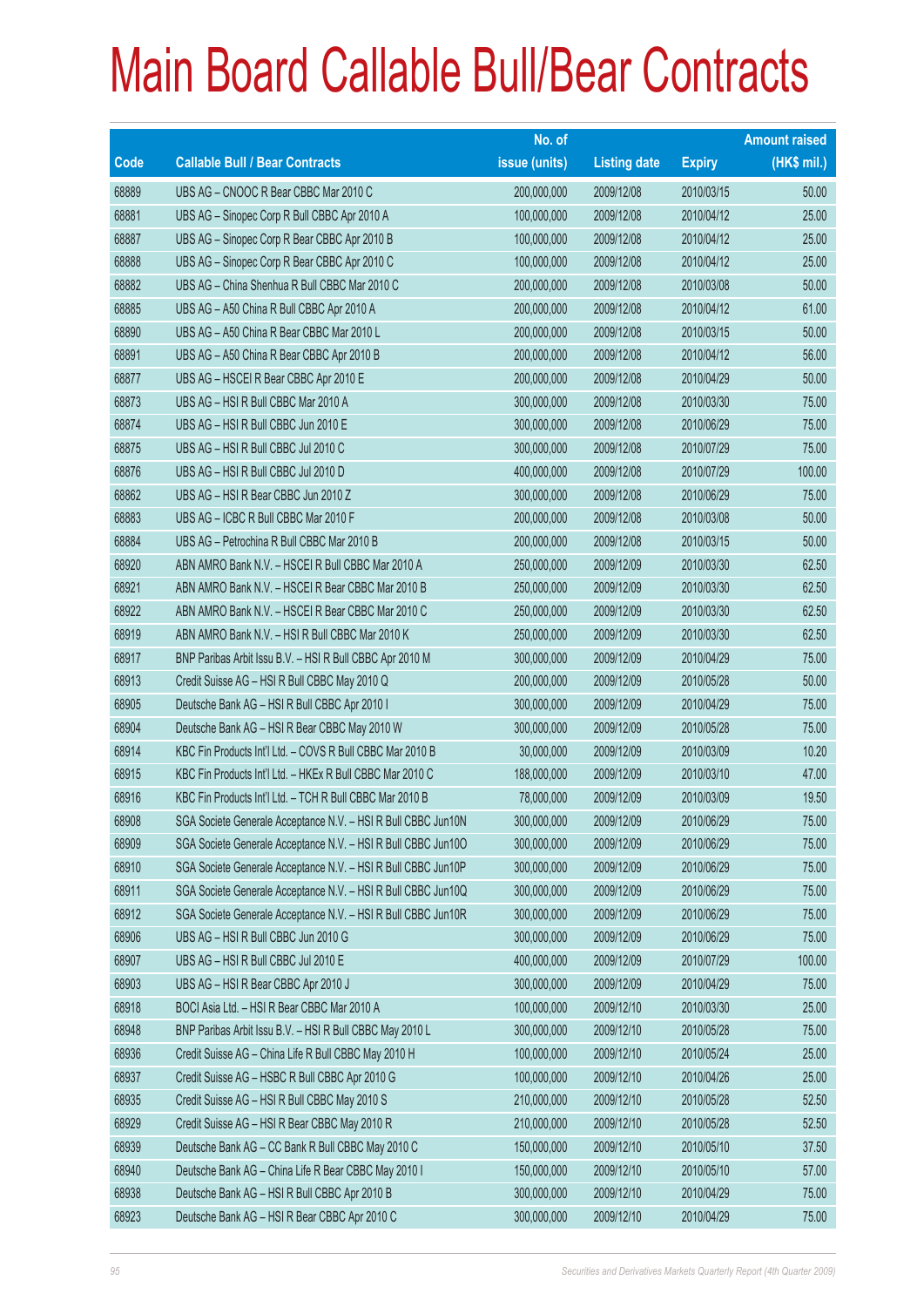# Main Board Callable Bull/Bear Contracts

| Code | Callable Bull / Bear Contracts | No. of issue (units) | Listing date | Expiry | Amount raised (HK$ mil.) |
|---|---|---|---|---|---|
| 68889 | UBS AG – CNOOC R Bear CBBC Mar 2010 C | 200,000,000 | 2009/12/08 | 2010/03/15 | 50.00 |
| 68881 | UBS AG – Sinopec Corp R Bull CBBC Apr 2010 A | 100,000,000 | 2009/12/08 | 2010/04/12 | 25.00 |
| 68887 | UBS AG – Sinopec Corp R Bear CBBC Apr 2010 B | 100,000,000 | 2009/12/08 | 2010/04/12 | 25.00 |
| 68888 | UBS AG – Sinopec Corp R Bear CBBC Apr 2010 C | 100,000,000 | 2009/12/08 | 2010/04/12 | 25.00 |
| 68882 | UBS AG – China Shenhua R Bull CBBC Mar 2010 C | 200,000,000 | 2009/12/08 | 2010/03/08 | 50.00 |
| 68885 | UBS AG – A50 China R Bull CBBC Apr 2010 A | 200,000,000 | 2009/12/08 | 2010/04/12 | 61.00 |
| 68890 | UBS AG – A50 China R Bear CBBC Mar 2010 L | 200,000,000 | 2009/12/08 | 2010/03/15 | 50.00 |
| 68891 | UBS AG – A50 China R Bear CBBC Apr 2010 B | 200,000,000 | 2009/12/08 | 2010/04/12 | 56.00 |
| 68877 | UBS AG – HSCEI R Bear CBBC Apr 2010 E | 200,000,000 | 2009/12/08 | 2010/04/29 | 50.00 |
| 68873 | UBS AG – HSI R Bull CBBC Mar 2010 A | 300,000,000 | 2009/12/08 | 2010/03/30 | 75.00 |
| 68874 | UBS AG – HSI R Bull CBBC Jun 2010 E | 300,000,000 | 2009/12/08 | 2010/06/29 | 75.00 |
| 68875 | UBS AG – HSI R Bull CBBC Jul 2010 C | 300,000,000 | 2009/12/08 | 2010/07/29 | 75.00 |
| 68876 | UBS AG – HSI R Bull CBBC Jul 2010 D | 400,000,000 | 2009/12/08 | 2010/07/29 | 100.00 |
| 68862 | UBS AG – HSI R Bear CBBC Jun 2010 Z | 300,000,000 | 2009/12/08 | 2010/06/29 | 75.00 |
| 68883 | UBS AG – ICBC R Bull CBBC Mar 2010 F | 200,000,000 | 2009/12/08 | 2010/03/08 | 50.00 |
| 68884 | UBS AG – Petrochina R Bull CBBC Mar 2010 B | 200,000,000 | 2009/12/08 | 2010/03/15 | 50.00 |
| 68920 | ABN AMRO Bank N.V. – HSCEI R Bull CBBC Mar 2010 A | 250,000,000 | 2009/12/09 | 2010/03/30 | 62.50 |
| 68921 | ABN AMRO Bank N.V. – HSCEI R Bear CBBC Mar 2010 B | 250,000,000 | 2009/12/09 | 2010/03/30 | 62.50 |
| 68922 | ABN AMRO Bank N.V. – HSCEI R Bear CBBC Mar 2010 C | 250,000,000 | 2009/12/09 | 2010/03/30 | 62.50 |
| 68919 | ABN AMRO Bank N.V. – HSI R Bull CBBC Mar 2010 K | 250,000,000 | 2009/12/09 | 2010/03/30 | 62.50 |
| 68917 | BNP Paribas Arbit Issu B.V. – HSI R Bull CBBC Apr 2010 M | 300,000,000 | 2009/12/09 | 2010/04/29 | 75.00 |
| 68913 | Credit Suisse AG – HSI R Bull CBBC May 2010 Q | 200,000,000 | 2009/12/09 | 2010/05/28 | 50.00 |
| 68905 | Deutsche Bank AG – HSI R Bull CBBC Apr 2010 I | 300,000,000 | 2009/12/09 | 2010/04/29 | 75.00 |
| 68904 | Deutsche Bank AG – HSI R Bear CBBC May 2010 W | 300,000,000 | 2009/12/09 | 2010/05/28 | 75.00 |
| 68914 | KBC Fin Products Int'l Ltd. – COVS R Bull CBBC Mar 2010 B | 30,000,000 | 2009/12/09 | 2010/03/09 | 10.20 |
| 68915 | KBC Fin Products Int'l Ltd. – HKEx R Bull CBBC Mar 2010 C | 188,000,000 | 2009/12/09 | 2010/03/10 | 47.00 |
| 68916 | KBC Fin Products Int'l Ltd. – TCH R Bull CBBC Mar 2010 B | 78,000,000 | 2009/12/09 | 2010/03/09 | 19.50 |
| 68908 | SGA Societe Generale Acceptance N.V. – HSI R Bull CBBC Jun10N | 300,000,000 | 2009/12/09 | 2010/06/29 | 75.00 |
| 68909 | SGA Societe Generale Acceptance N.V. – HSI R Bull CBBC Jun10O | 300,000,000 | 2009/12/09 | 2010/06/29 | 75.00 |
| 68910 | SGA Societe Generale Acceptance N.V. – HSI R Bull CBBC Jun10P | 300,000,000 | 2009/12/09 | 2010/06/29 | 75.00 |
| 68911 | SGA Societe Generale Acceptance N.V. – HSI R Bull CBBC Jun10Q | 300,000,000 | 2009/12/09 | 2010/06/29 | 75.00 |
| 68912 | SGA Societe Generale Acceptance N.V. – HSI R Bull CBBC Jun10R | 300,000,000 | 2009/12/09 | 2010/06/29 | 75.00 |
| 68906 | UBS AG – HSI R Bull CBBC Jun 2010 G | 300,000,000 | 2009/12/09 | 2010/06/29 | 75.00 |
| 68907 | UBS AG – HSI R Bull CBBC Jul 2010 E | 400,000,000 | 2009/12/09 | 2010/07/29 | 100.00 |
| 68903 | UBS AG – HSI R Bear CBBC Apr 2010 J | 300,000,000 | 2009/12/09 | 2010/04/29 | 75.00 |
| 68918 | BOCI Asia Ltd. – HSI R Bear CBBC Mar 2010 A | 100,000,000 | 2009/12/10 | 2010/03/30 | 25.00 |
| 68948 | BNP Paribas Arbit Issu B.V. – HSI R Bull CBBC May 2010 L | 300,000,000 | 2009/12/10 | 2010/05/28 | 75.00 |
| 68936 | Credit Suisse AG – China Life R Bull CBBC May 2010 H | 100,000,000 | 2009/12/10 | 2010/05/24 | 25.00 |
| 68937 | Credit Suisse AG – HSBC R Bull CBBC Apr 2010 G | 100,000,000 | 2009/12/10 | 2010/04/26 | 25.00 |
| 68935 | Credit Suisse AG – HSI R Bull CBBC May 2010 S | 210,000,000 | 2009/12/10 | 2010/05/28 | 52.50 |
| 68929 | Credit Suisse AG – HSI R Bear CBBC May 2010 R | 210,000,000 | 2009/12/10 | 2010/05/28 | 52.50 |
| 68939 | Deutsche Bank AG – CC Bank R Bull CBBC May 2010 C | 150,000,000 | 2009/12/10 | 2010/05/10 | 37.50 |
| 68940 | Deutsche Bank AG – China Life R Bear CBBC May 2010 I | 150,000,000 | 2009/12/10 | 2010/05/10 | 57.00 |
| 68938 | Deutsche Bank AG – HSI R Bull CBBC Apr 2010 B | 300,000,000 | 2009/12/10 | 2010/04/29 | 75.00 |
| 68923 | Deutsche Bank AG – HSI R Bear CBBC Apr 2010 C | 300,000,000 | 2009/12/10 | 2010/04/29 | 75.00 |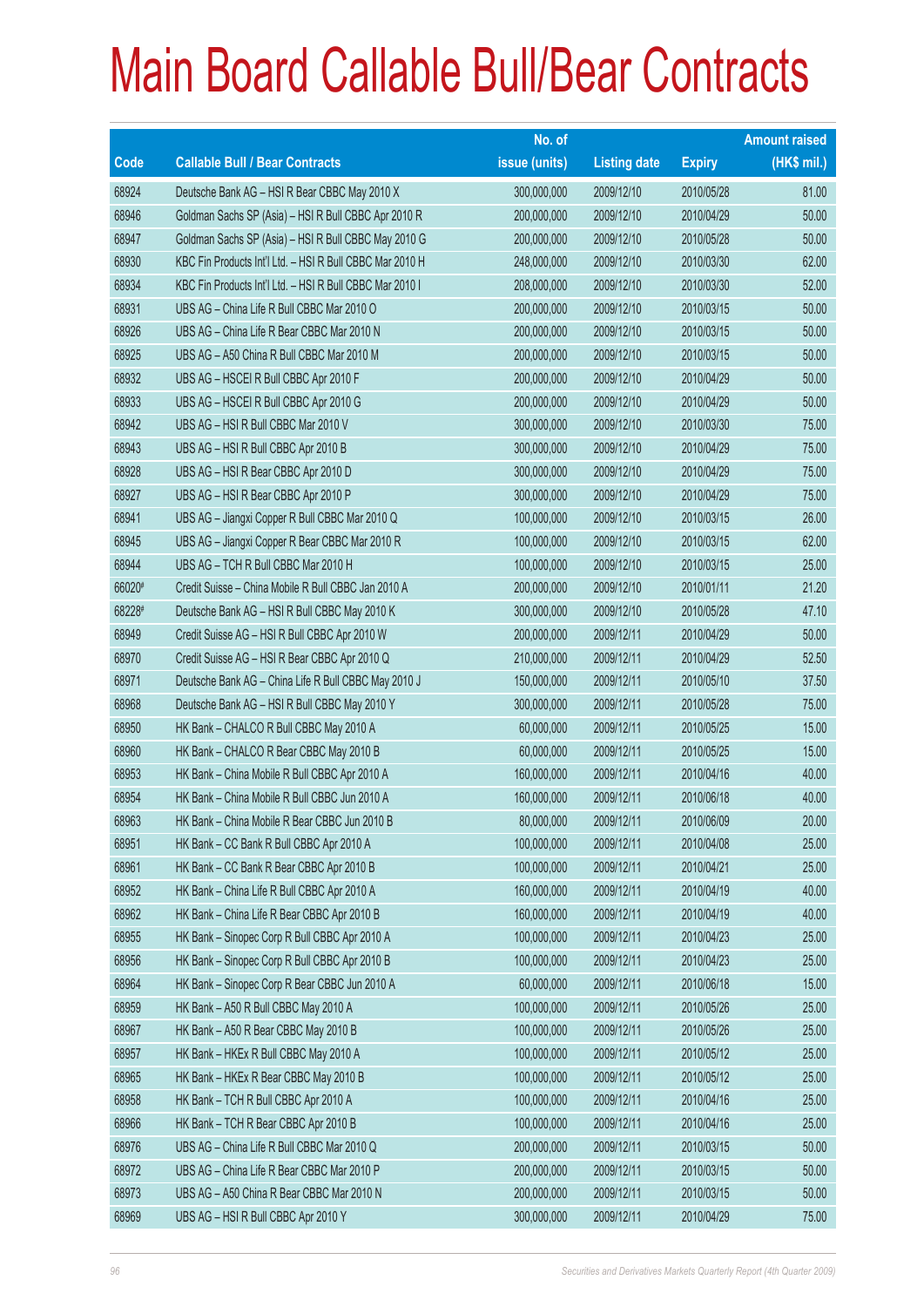# Main Board Callable Bull/Bear Contracts

| Code | Callable Bull / Bear Contracts | No. of issue (units) | Listing date | Expiry | Amount raised (HK$ mil.) |
|---|---|---|---|---|---|
| 68924 | Deutsche Bank AG – HSI R Bear CBBC May 2010 X | 300,000,000 | 2009/12/10 | 2010/05/28 | 81.00 |
| 68946 | Goldman Sachs SP (Asia) – HSI R Bull CBBC Apr 2010 R | 200,000,000 | 2009/12/10 | 2010/04/29 | 50.00 |
| 68947 | Goldman Sachs SP (Asia) – HSI R Bull CBBC May 2010 G | 200,000,000 | 2009/12/10 | 2010/05/28 | 50.00 |
| 68930 | KBC Fin Products Int'l Ltd. – HSI R Bull CBBC Mar 2010 H | 248,000,000 | 2009/12/10 | 2010/03/30 | 62.00 |
| 68934 | KBC Fin Products Int'l Ltd. – HSI R Bull CBBC Mar 2010 I | 208,000,000 | 2009/12/10 | 2010/03/30 | 52.00 |
| 68931 | UBS AG – China Life R Bull CBBC Mar 2010 O | 200,000,000 | 2009/12/10 | 2010/03/15 | 50.00 |
| 68926 | UBS AG – China Life R Bear CBBC Mar 2010 N | 200,000,000 | 2009/12/10 | 2010/03/15 | 50.00 |
| 68925 | UBS AG – A50 China R Bull CBBC Mar 2010 M | 200,000,000 | 2009/12/10 | 2010/03/15 | 50.00 |
| 68932 | UBS AG – HSCEI R Bull CBBC Apr 2010 F | 200,000,000 | 2009/12/10 | 2010/04/29 | 50.00 |
| 68933 | UBS AG – HSCEI R Bull CBBC Apr 2010 G | 200,000,000 | 2009/12/10 | 2010/04/29 | 50.00 |
| 68942 | UBS AG – HSI R Bull CBBC Mar 2010 V | 300,000,000 | 2009/12/10 | 2010/03/30 | 75.00 |
| 68943 | UBS AG – HSI R Bull CBBC Apr 2010 B | 300,000,000 | 2009/12/10 | 2010/04/29 | 75.00 |
| 68928 | UBS AG – HSI R Bear CBBC Apr 2010 D | 300,000,000 | 2009/12/10 | 2010/04/29 | 75.00 |
| 68927 | UBS AG – HSI R Bear CBBC Apr 2010 P | 300,000,000 | 2009/12/10 | 2010/04/29 | 75.00 |
| 68941 | UBS AG – Jiangxi Copper R Bull CBBC Mar 2010 Q | 100,000,000 | 2009/12/10 | 2010/03/15 | 26.00 |
| 68945 | UBS AG – Jiangxi Copper R Bear CBBC Mar 2010 R | 100,000,000 | 2009/12/10 | 2010/03/15 | 62.00 |
| 68944 | UBS AG – TCH R Bull CBBC Mar 2010 H | 100,000,000 | 2009/12/10 | 2010/03/15 | 25.00 |
| 66020# | Credit Suisse – China Mobile R Bull CBBC Jan 2010 A | 200,000,000 | 2009/12/10 | 2010/01/11 | 21.20 |
| 68228# | Deutsche Bank AG – HSI R Bull CBBC May 2010 K | 300,000,000 | 2009/12/10 | 2010/05/28 | 47.10 |
| 68949 | Credit Suisse AG – HSI R Bull CBBC Apr 2010 W | 200,000,000 | 2009/12/11 | 2010/04/29 | 50.00 |
| 68970 | Credit Suisse AG – HSI R Bear CBBC Apr 2010 Q | 210,000,000 | 2009/12/11 | 2010/04/29 | 52.50 |
| 68971 | Deutsche Bank AG – China Life R Bull CBBC May 2010 J | 150,000,000 | 2009/12/11 | 2010/05/10 | 37.50 |
| 68968 | Deutsche Bank AG – HSI R Bull CBBC May 2010 Y | 300,000,000 | 2009/12/11 | 2010/05/28 | 75.00 |
| 68950 | HK Bank – CHALCO R Bull CBBC May 2010 A | 60,000,000 | 2009/12/11 | 2010/05/25 | 15.00 |
| 68960 | HK Bank – CHALCO R Bear CBBC May 2010 B | 60,000,000 | 2009/12/11 | 2010/05/25 | 15.00 |
| 68953 | HK Bank – China Mobile R Bull CBBC Apr 2010 A | 160,000,000 | 2009/12/11 | 2010/04/16 | 40.00 |
| 68954 | HK Bank – China Mobile R Bull CBBC Jun 2010 A | 160,000,000 | 2009/12/11 | 2010/06/18 | 40.00 |
| 68963 | HK Bank – China Mobile R Bear CBBC Jun 2010 B | 80,000,000 | 2009/12/11 | 2010/06/09 | 20.00 |
| 68951 | HK Bank – CC Bank R Bull CBBC Apr 2010 A | 100,000,000 | 2009/12/11 | 2010/04/08 | 25.00 |
| 68961 | HK Bank – CC Bank R Bear CBBC Apr 2010 B | 100,000,000 | 2009/12/11 | 2010/04/21 | 25.00 |
| 68952 | HK Bank – China Life R Bull CBBC Apr 2010 A | 160,000,000 | 2009/12/11 | 2010/04/19 | 40.00 |
| 68962 | HK Bank – China Life R Bear CBBC Apr 2010 B | 160,000,000 | 2009/12/11 | 2010/04/19 | 40.00 |
| 68955 | HK Bank – Sinopec Corp R Bull CBBC Apr 2010 A | 100,000,000 | 2009/12/11 | 2010/04/23 | 25.00 |
| 68956 | HK Bank – Sinopec Corp R Bull CBBC Apr 2010 B | 100,000,000 | 2009/12/11 | 2010/04/23 | 25.00 |
| 68964 | HK Bank – Sinopec Corp R Bear CBBC Jun 2010 A | 60,000,000 | 2009/12/11 | 2010/06/18 | 15.00 |
| 68959 | HK Bank – A50 R Bull CBBC May 2010 A | 100,000,000 | 2009/12/11 | 2010/05/26 | 25.00 |
| 68967 | HK Bank – A50 R Bear CBBC May 2010 B | 100,000,000 | 2009/12/11 | 2010/05/26 | 25.00 |
| 68957 | HK Bank – HKEx R Bull CBBC May 2010 A | 100,000,000 | 2009/12/11 | 2010/05/12 | 25.00 |
| 68965 | HK Bank – HKEx R Bear CBBC May 2010 B | 100,000,000 | 2009/12/11 | 2010/05/12 | 25.00 |
| 68958 | HK Bank – TCH R Bull CBBC Apr 2010 A | 100,000,000 | 2009/12/11 | 2010/04/16 | 25.00 |
| 68966 | HK Bank – TCH R Bear CBBC Apr 2010 B | 100,000,000 | 2009/12/11 | 2010/04/16 | 25.00 |
| 68976 | UBS AG – China Life R Bull CBBC Mar 2010 Q | 200,000,000 | 2009/12/11 | 2010/03/15 | 50.00 |
| 68972 | UBS AG – China Life R Bear CBBC Mar 2010 P | 200,000,000 | 2009/12/11 | 2010/03/15 | 50.00 |
| 68973 | UBS AG – A50 China R Bear CBBC Mar 2010 N | 200,000,000 | 2009/12/11 | 2010/03/15 | 50.00 |
| 68969 | UBS AG – HSI R Bull CBBC Apr 2010 Y | 300,000,000 | 2009/12/11 | 2010/04/29 | 75.00 |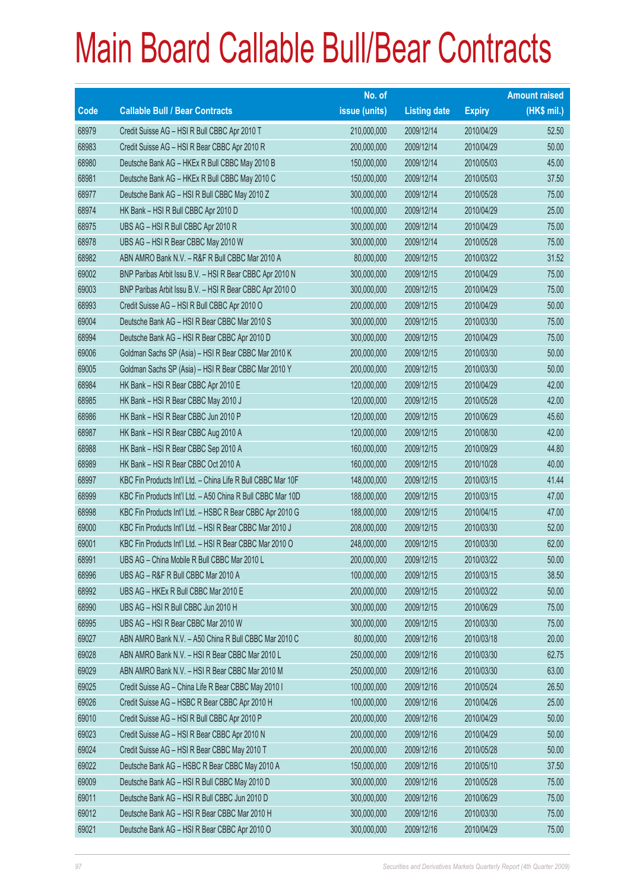# Main Board Callable Bull/Bear Contracts

| Code | Callable Bull / Bear Contracts | No. of issue (units) | Listing date | Expiry | Amount raised (HK$ mil.) |
|---|---|---|---|---|---|
| 68979 | Credit Suisse AG – HSI R Bull CBBC Apr 2010 T | 210,000,000 | 2009/12/14 | 2010/04/29 | 52.50 |
| 68983 | Credit Suisse AG – HSI R Bear CBBC Apr 2010 R | 200,000,000 | 2009/12/14 | 2010/04/29 | 50.00 |
| 68980 | Deutsche Bank AG – HKEx R Bull CBBC May 2010 B | 150,000,000 | 2009/12/14 | 2010/05/03 | 45.00 |
| 68981 | Deutsche Bank AG – HKEx R Bull CBBC May 2010 C | 150,000,000 | 2009/12/14 | 2010/05/03 | 37.50 |
| 68977 | Deutsche Bank AG – HSI R Bull CBBC May 2010 Z | 300,000,000 | 2009/12/14 | 2010/05/28 | 75.00 |
| 68974 | HK Bank – HSI R Bull CBBC Apr 2010 D | 100,000,000 | 2009/12/14 | 2010/04/29 | 25.00 |
| 68975 | UBS AG – HSI R Bull CBBC Apr 2010 R | 300,000,000 | 2009/12/14 | 2010/04/29 | 75.00 |
| 68978 | UBS AG – HSI R Bear CBBC May 2010 W | 300,000,000 | 2009/12/14 | 2010/05/28 | 75.00 |
| 68982 | ABN AMRO Bank N.V. – R&F R Bull CBBC Mar 2010 A | 80,000,000 | 2009/12/15 | 2010/03/22 | 31.52 |
| 69002 | BNP Paribas Arbit Issu B.V. – HSI R Bear CBBC Apr 2010 N | 300,000,000 | 2009/12/15 | 2010/04/29 | 75.00 |
| 69003 | BNP Paribas Arbit Issu B.V. – HSI R Bear CBBC Apr 2010 O | 300,000,000 | 2009/12/15 | 2010/04/29 | 75.00 |
| 68993 | Credit Suisse AG – HSI R Bull CBBC Apr 2010 O | 200,000,000 | 2009/12/15 | 2010/04/29 | 50.00 |
| 69004 | Deutsche Bank AG – HSI R Bear CBBC Mar 2010 S | 300,000,000 | 2009/12/15 | 2010/03/30 | 75.00 |
| 68994 | Deutsche Bank AG – HSI R Bear CBBC Apr 2010 D | 300,000,000 | 2009/12/15 | 2010/04/29 | 75.00 |
| 69006 | Goldman Sachs SP (Asia) – HSI R Bear CBBC Mar 2010 K | 200,000,000 | 2009/12/15 | 2010/03/30 | 50.00 |
| 69005 | Goldman Sachs SP (Asia) – HSI R Bear CBBC Mar 2010 Y | 200,000,000 | 2009/12/15 | 2010/03/30 | 50.00 |
| 68984 | HK Bank – HSI R Bear CBBC Apr 2010 E | 120,000,000 | 2009/12/15 | 2010/04/29 | 42.00 |
| 68985 | HK Bank – HSI R Bear CBBC May 2010 J | 120,000,000 | 2009/12/15 | 2010/05/28 | 42.00 |
| 68986 | HK Bank – HSI R Bear CBBC Jun 2010 P | 120,000,000 | 2009/12/15 | 2010/06/29 | 45.60 |
| 68987 | HK Bank – HSI R Bear CBBC Aug 2010 A | 120,000,000 | 2009/12/15 | 2010/08/30 | 42.00 |
| 68988 | HK Bank – HSI R Bear CBBC Sep 2010 A | 160,000,000 | 2009/12/15 | 2010/09/29 | 44.80 |
| 68989 | HK Bank – HSI R Bear CBBC Oct 2010 A | 160,000,000 | 2009/12/15 | 2010/10/28 | 40.00 |
| 68997 | KBC Fin Products Int'l Ltd. – China Life R Bull CBBC Mar 10F | 148,000,000 | 2009/12/15 | 2010/03/15 | 41.44 |
| 68999 | KBC Fin Products Int'l Ltd. – A50 China R Bull CBBC Mar 10D | 188,000,000 | 2009/12/15 | 2010/03/15 | 47.00 |
| 68998 | KBC Fin Products Int'l Ltd. – HSBC R Bear CBBC Apr 2010 G | 188,000,000 | 2009/12/15 | 2010/04/15 | 47.00 |
| 69000 | KBC Fin Products Int'l Ltd. – HSI R Bear CBBC Mar 2010 J | 208,000,000 | 2009/12/15 | 2010/03/30 | 52.00 |
| 69001 | KBC Fin Products Int'l Ltd. – HSI R Bear CBBC Mar 2010 O | 248,000,000 | 2009/12/15 | 2010/03/30 | 62.00 |
| 68991 | UBS AG – China Mobile R Bull CBBC Mar 2010 L | 200,000,000 | 2009/12/15 | 2010/03/22 | 50.00 |
| 68996 | UBS AG – R&F R Bull CBBC Mar 2010 A | 100,000,000 | 2009/12/15 | 2010/03/15 | 38.50 |
| 68992 | UBS AG – HKEx R Bull CBBC Mar 2010 E | 200,000,000 | 2009/12/15 | 2010/03/22 | 50.00 |
| 68990 | UBS AG – HSI R Bull CBBC Jun 2010 H | 300,000,000 | 2009/12/15 | 2010/06/29 | 75.00 |
| 68995 | UBS AG – HSI R Bear CBBC Mar 2010 W | 300,000,000 | 2009/12/15 | 2010/03/30 | 75.00 |
| 69027 | ABN AMRO Bank N.V. – A50 China R Bull CBBC Mar 2010 C | 80,000,000 | 2009/12/16 | 2010/03/18 | 20.00 |
| 69028 | ABN AMRO Bank N.V. – HSI R Bear CBBC Mar 2010 L | 250,000,000 | 2009/12/16 | 2010/03/30 | 62.75 |
| 69029 | ABN AMRO Bank N.V. – HSI R Bear CBBC Mar 2010 M | 250,000,000 | 2009/12/16 | 2010/03/30 | 63.00 |
| 69025 | Credit Suisse AG – China Life R Bear CBBC May 2010 I | 100,000,000 | 2009/12/16 | 2010/05/24 | 26.50 |
| 69026 | Credit Suisse AG – HSBC R Bear CBBC Apr 2010 H | 100,000,000 | 2009/12/16 | 2010/04/26 | 25.00 |
| 69010 | Credit Suisse AG – HSI R Bull CBBC Apr 2010 P | 200,000,000 | 2009/12/16 | 2010/04/29 | 50.00 |
| 69023 | Credit Suisse AG – HSI R Bear CBBC Apr 2010 N | 200,000,000 | 2009/12/16 | 2010/04/29 | 50.00 |
| 69024 | Credit Suisse AG – HSI R Bear CBBC May 2010 T | 200,000,000 | 2009/12/16 | 2010/05/28 | 50.00 |
| 69022 | Deutsche Bank AG – HSBC R Bear CBBC May 2010 A | 150,000,000 | 2009/12/16 | 2010/05/10 | 37.50 |
| 69009 | Deutsche Bank AG – HSI R Bull CBBC May 2010 D | 300,000,000 | 2009/12/16 | 2010/05/28 | 75.00 |
| 69011 | Deutsche Bank AG – HSI R Bull CBBC Jun 2010 D | 300,000,000 | 2009/12/16 | 2010/06/29 | 75.00 |
| 69012 | Deutsche Bank AG – HSI R Bear CBBC Mar 2010 H | 300,000,000 | 2009/12/16 | 2010/03/30 | 75.00 |
| 69021 | Deutsche Bank AG – HSI R Bear CBBC Apr 2010 O | 300,000,000 | 2009/12/16 | 2010/04/29 | 75.00 |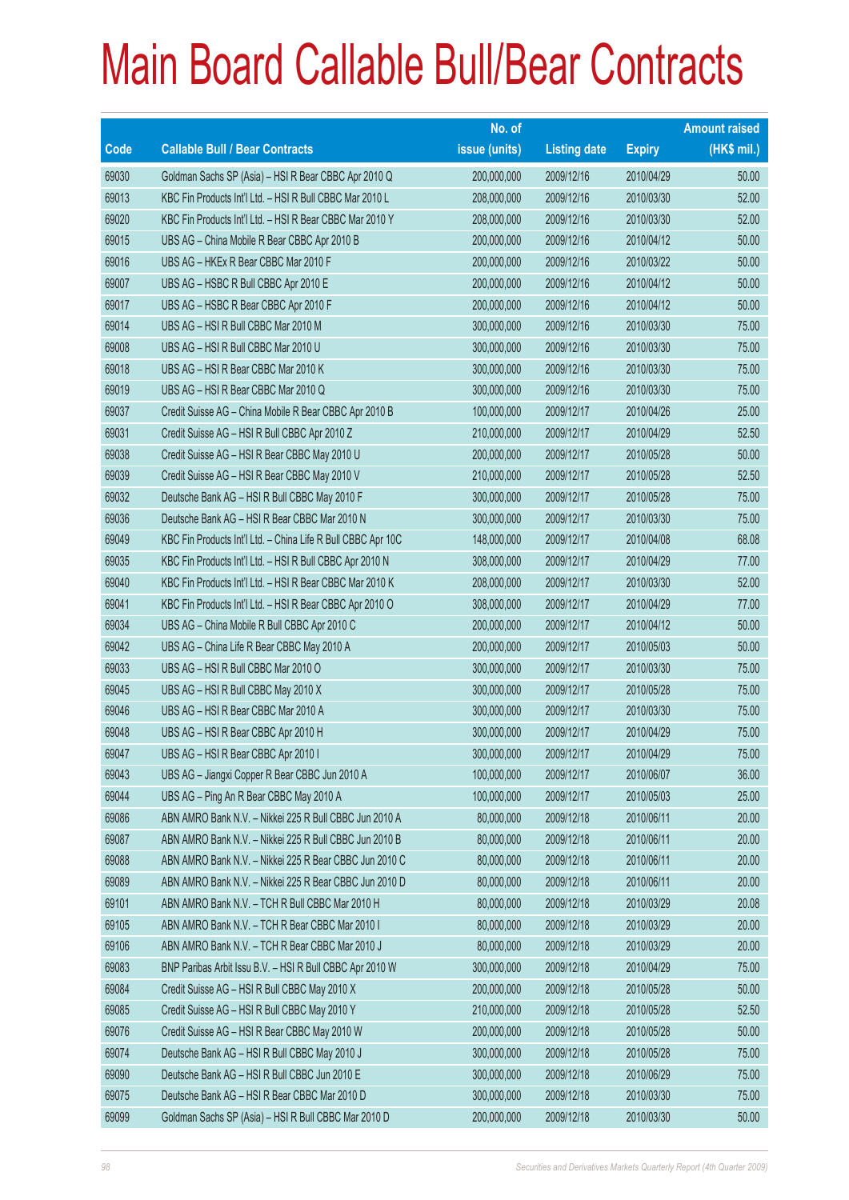# Main Board Callable Bull/Bear Contracts

| Code | Callable Bull / Bear Contracts | No. of issue (units) | Listing date | Expiry | Amount raised (HK$ mil.) |
|---|---|---|---|---|---|
| 69030 | Goldman Sachs SP (Asia) – HSI R Bear CBBC Apr 2010 Q | 200,000,000 | 2009/12/16 | 2010/04/29 | 50.00 |
| 69013 | KBC Fin Products Int'l Ltd. – HSI R Bull CBBC Mar 2010 L | 208,000,000 | 2009/12/16 | 2010/03/30 | 52.00 |
| 69020 | KBC Fin Products Int'l Ltd. – HSI R Bear CBBC Mar 2010 Y | 208,000,000 | 2009/12/16 | 2010/03/30 | 52.00 |
| 69015 | UBS AG – China Mobile R Bear CBBC Apr 2010 B | 200,000,000 | 2009/12/16 | 2010/04/12 | 50.00 |
| 69016 | UBS AG – HKEx R Bear CBBC Mar 2010 F | 200,000,000 | 2009/12/16 | 2010/03/22 | 50.00 |
| 69007 | UBS AG – HSBC R Bull CBBC Apr 2010 E | 200,000,000 | 2009/12/16 | 2010/04/12 | 50.00 |
| 69017 | UBS AG – HSBC R Bear CBBC Apr 2010 F | 200,000,000 | 2009/12/16 | 2010/04/12 | 50.00 |
| 69014 | UBS AG – HSI R Bull CBBC Mar 2010 M | 300,000,000 | 2009/12/16 | 2010/03/30 | 75.00 |
| 69008 | UBS AG – HSI R Bull CBBC Mar 2010 U | 300,000,000 | 2009/12/16 | 2010/03/30 | 75.00 |
| 69018 | UBS AG – HSI R Bear CBBC Mar 2010 K | 300,000,000 | 2009/12/16 | 2010/03/30 | 75.00 |
| 69019 | UBS AG – HSI R Bear CBBC Mar 2010 Q | 300,000,000 | 2009/12/16 | 2010/03/30 | 75.00 |
| 69037 | Credit Suisse AG – China Mobile R Bear CBBC Apr 2010 B | 100,000,000 | 2009/12/17 | 2010/04/26 | 25.00 |
| 69031 | Credit Suisse AG – HSI R Bull CBBC Apr 2010 Z | 210,000,000 | 2009/12/17 | 2010/04/29 | 52.50 |
| 69038 | Credit Suisse AG – HSI R Bear CBBC May 2010 U | 200,000,000 | 2009/12/17 | 2010/05/28 | 50.00 |
| 69039 | Credit Suisse AG – HSI R Bear CBBC May 2010 V | 210,000,000 | 2009/12/17 | 2010/05/28 | 52.50 |
| 69032 | Deutsche Bank AG – HSI R Bull CBBC May 2010 F | 300,000,000 | 2009/12/17 | 2010/05/28 | 75.00 |
| 69036 | Deutsche Bank AG – HSI R Bear CBBC Mar 2010 N | 300,000,000 | 2009/12/17 | 2010/03/30 | 75.00 |
| 69049 | KBC Fin Products Int'l Ltd. – China Life R Bull CBBC Apr 10C | 148,000,000 | 2009/12/17 | 2010/04/08 | 68.08 |
| 69035 | KBC Fin Products Int'l Ltd. – HSI R Bull CBBC Apr 2010 N | 308,000,000 | 2009/12/17 | 2010/04/29 | 77.00 |
| 69040 | KBC Fin Products Int'l Ltd. – HSI R Bear CBBC Mar 2010 K | 208,000,000 | 2009/12/17 | 2010/03/30 | 52.00 |
| 69041 | KBC Fin Products Int'l Ltd. – HSI R Bear CBBC Apr 2010 O | 308,000,000 | 2009/12/17 | 2010/04/29 | 77.00 |
| 69034 | UBS AG – China Mobile R Bull CBBC Apr 2010 C | 200,000,000 | 2009/12/17 | 2010/04/12 | 50.00 |
| 69042 | UBS AG – China Life R Bear CBBC May 2010 A | 200,000,000 | 2009/12/17 | 2010/05/03 | 50.00 |
| 69033 | UBS AG – HSI R Bull CBBC Mar 2010 O | 300,000,000 | 2009/12/17 | 2010/03/30 | 75.00 |
| 69045 | UBS AG – HSI R Bull CBBC May 2010 X | 300,000,000 | 2009/12/17 | 2010/05/28 | 75.00 |
| 69046 | UBS AG – HSI R Bear CBBC Mar 2010 A | 300,000,000 | 2009/12/17 | 2010/03/30 | 75.00 |
| 69048 | UBS AG – HSI R Bear CBBC Apr 2010 H | 300,000,000 | 2009/12/17 | 2010/04/29 | 75.00 |
| 69047 | UBS AG – HSI R Bear CBBC Apr 2010 I | 300,000,000 | 2009/12/17 | 2010/04/29 | 75.00 |
| 69043 | UBS AG – Jiangxi Copper R Bear CBBC Jun 2010 A | 100,000,000 | 2009/12/17 | 2010/06/07 | 36.00 |
| 69044 | UBS AG – Ping An R Bear CBBC May 2010 A | 100,000,000 | 2009/12/17 | 2010/05/03 | 25.00 |
| 69086 | ABN AMRO Bank N.V. – Nikkei 225 R Bull CBBC Jun 2010 A | 80,000,000 | 2009/12/18 | 2010/06/11 | 20.00 |
| 69087 | ABN AMRO Bank N.V. – Nikkei 225 R Bull CBBC Jun 2010 B | 80,000,000 | 2009/12/18 | 2010/06/11 | 20.00 |
| 69088 | ABN AMRO Bank N.V. – Nikkei 225 R Bear CBBC Jun 2010 C | 80,000,000 | 2009/12/18 | 2010/06/11 | 20.00 |
| 69089 | ABN AMRO Bank N.V. – Nikkei 225 R Bear CBBC Jun 2010 D | 80,000,000 | 2009/12/18 | 2010/06/11 | 20.00 |
| 69101 | ABN AMRO Bank N.V. – TCH R Bull CBBC Mar 2010 H | 80,000,000 | 2009/12/18 | 2010/03/29 | 20.08 |
| 69105 | ABN AMRO Bank N.V. – TCH R Bear CBBC Mar 2010 I | 80,000,000 | 2009/12/18 | 2010/03/29 | 20.00 |
| 69106 | ABN AMRO Bank N.V. – TCH R Bear CBBC Mar 2010 J | 80,000,000 | 2009/12/18 | 2010/03/29 | 20.00 |
| 69083 | BNP Paribas Arbit Issu B.V. – HSI R Bull CBBC Apr 2010 W | 300,000,000 | 2009/12/18 | 2010/04/29 | 75.00 |
| 69084 | Credit Suisse AG – HSI R Bull CBBC May 2010 X | 200,000,000 | 2009/12/18 | 2010/05/28 | 50.00 |
| 69085 | Credit Suisse AG – HSI R Bull CBBC May 2010 Y | 210,000,000 | 2009/12/18 | 2010/05/28 | 52.50 |
| 69076 | Credit Suisse AG – HSI R Bear CBBC May 2010 W | 200,000,000 | 2009/12/18 | 2010/05/28 | 50.00 |
| 69074 | Deutsche Bank AG – HSI R Bull CBBC May 2010 J | 300,000,000 | 2009/12/18 | 2010/05/28 | 75.00 |
| 69090 | Deutsche Bank AG – HSI R Bull CBBC Jun 2010 E | 300,000,000 | 2009/12/18 | 2010/06/29 | 75.00 |
| 69075 | Deutsche Bank AG – HSI R Bear CBBC Mar 2010 D | 300,000,000 | 2009/12/18 | 2010/03/30 | 75.00 |
| 69099 | Goldman Sachs SP (Asia) – HSI R Bull CBBC Mar 2010 D | 200,000,000 | 2009/12/18 | 2010/03/30 | 50.00 |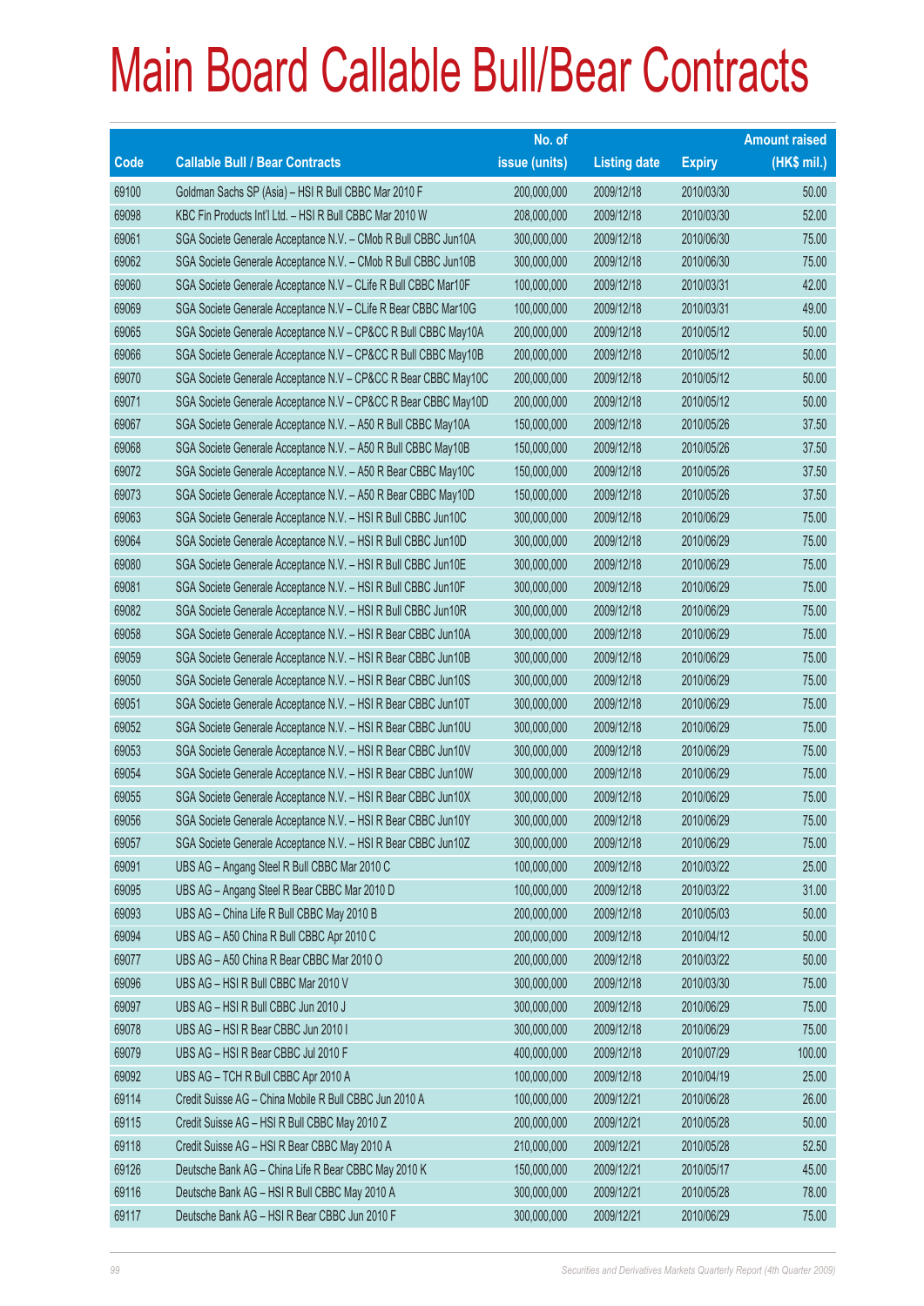# Main Board Callable Bull/Bear Contracts

| Code | Callable Bull / Bear Contracts | No. of issue (units) | Listing date | Expiry | Amount raised (HK$ mil.) |
|---|---|---|---|---|---|
| 69100 | Goldman Sachs SP (Asia) – HSI R Bull CBBC Mar 2010 F | 200,000,000 | 2009/12/18 | 2010/03/30 | 50.00 |
| 69098 | KBC Fin Products Int'l Ltd. – HSI R Bull CBBC Mar 2010 W | 208,000,000 | 2009/12/18 | 2010/03/30 | 52.00 |
| 69061 | SGA Societe Generale Acceptance N.V. – CMob R Bull CBBC Jun10A | 300,000,000 | 2009/12/18 | 2010/06/30 | 75.00 |
| 69062 | SGA Societe Generale Acceptance N.V. – CMob R Bull CBBC Jun10B | 300,000,000 | 2009/12/18 | 2010/06/30 | 75.00 |
| 69060 | SGA Societe Generale Acceptance N.V – CLife R Bull CBBC Mar10F | 100,000,000 | 2009/12/18 | 2010/03/31 | 42.00 |
| 69069 | SGA Societe Generale Acceptance N.V – CLife R Bear CBBC Mar10G | 100,000,000 | 2009/12/18 | 2010/03/31 | 49.00 |
| 69065 | SGA Societe Generale Acceptance N.V – CP&CC R Bull CBBC May10A | 200,000,000 | 2009/12/18 | 2010/05/12 | 50.00 |
| 69066 | SGA Societe Generale Acceptance N.V – CP&CC R Bull CBBC May10B | 200,000,000 | 2009/12/18 | 2010/05/12 | 50.00 |
| 69070 | SGA Societe Generale Acceptance N.V – CP&CC R Bear CBBC May10C | 200,000,000 | 2009/12/18 | 2010/05/12 | 50.00 |
| 69071 | SGA Societe Generale Acceptance N.V – CP&CC R Bear CBBC May10D | 200,000,000 | 2009/12/18 | 2010/05/12 | 50.00 |
| 69067 | SGA Societe Generale Acceptance N.V. – A50 R Bull CBBC May10A | 150,000,000 | 2009/12/18 | 2010/05/26 | 37.50 |
| 69068 | SGA Societe Generale Acceptance N.V. – A50 R Bull CBBC May10B | 150,000,000 | 2009/12/18 | 2010/05/26 | 37.50 |
| 69072 | SGA Societe Generale Acceptance N.V. – A50 R Bear CBBC May10C | 150,000,000 | 2009/12/18 | 2010/05/26 | 37.50 |
| 69073 | SGA Societe Generale Acceptance N.V. – A50 R Bear CBBC May10D | 150,000,000 | 2009/12/18 | 2010/05/26 | 37.50 |
| 69063 | SGA Societe Generale Acceptance N.V. – HSI R Bull CBBC Jun10C | 300,000,000 | 2009/12/18 | 2010/06/29 | 75.00 |
| 69064 | SGA Societe Generale Acceptance N.V. – HSI R Bull CBBC Jun10D | 300,000,000 | 2009/12/18 | 2010/06/29 | 75.00 |
| 69080 | SGA Societe Generale Acceptance N.V. – HSI R Bull CBBC Jun10E | 300,000,000 | 2009/12/18 | 2010/06/29 | 75.00 |
| 69081 | SGA Societe Generale Acceptance N.V. – HSI R Bull CBBC Jun10F | 300,000,000 | 2009/12/18 | 2010/06/29 | 75.00 |
| 69082 | SGA Societe Generale Acceptance N.V. – HSI R Bull CBBC Jun10R | 300,000,000 | 2009/12/18 | 2010/06/29 | 75.00 |
| 69058 | SGA Societe Generale Acceptance N.V. – HSI R Bear CBBC Jun10A | 300,000,000 | 2009/12/18 | 2010/06/29 | 75.00 |
| 69059 | SGA Societe Generale Acceptance N.V. – HSI R Bear CBBC Jun10B | 300,000,000 | 2009/12/18 | 2010/06/29 | 75.00 |
| 69050 | SGA Societe Generale Acceptance N.V. – HSI R Bear CBBC Jun10S | 300,000,000 | 2009/12/18 | 2010/06/29 | 75.00 |
| 69051 | SGA Societe Generale Acceptance N.V. – HSI R Bear CBBC Jun10T | 300,000,000 | 2009/12/18 | 2010/06/29 | 75.00 |
| 69052 | SGA Societe Generale Acceptance N.V. – HSI R Bear CBBC Jun10U | 300,000,000 | 2009/12/18 | 2010/06/29 | 75.00 |
| 69053 | SGA Societe Generale Acceptance N.V. – HSI R Bear CBBC Jun10V | 300,000,000 | 2009/12/18 | 2010/06/29 | 75.00 |
| 69054 | SGA Societe Generale Acceptance N.V. – HSI R Bear CBBC Jun10W | 300,000,000 | 2009/12/18 | 2010/06/29 | 75.00 |
| 69055 | SGA Societe Generale Acceptance N.V. – HSI R Bear CBBC Jun10X | 300,000,000 | 2009/12/18 | 2010/06/29 | 75.00 |
| 69056 | SGA Societe Generale Acceptance N.V. – HSI R Bear CBBC Jun10Y | 300,000,000 | 2009/12/18 | 2010/06/29 | 75.00 |
| 69057 | SGA Societe Generale Acceptance N.V. – HSI R Bear CBBC Jun10Z | 300,000,000 | 2009/12/18 | 2010/06/29 | 75.00 |
| 69091 | UBS AG – Angang Steel R Bull CBBC Mar 2010 C | 100,000,000 | 2009/12/18 | 2010/03/22 | 25.00 |
| 69095 | UBS AG – Angang Steel R Bear CBBC Mar 2010 D | 100,000,000 | 2009/12/18 | 2010/03/22 | 31.00 |
| 69093 | UBS AG – China Life R Bull CBBC May 2010 B | 200,000,000 | 2009/12/18 | 2010/05/03 | 50.00 |
| 69094 | UBS AG – A50 China R Bull CBBC Apr 2010 C | 200,000,000 | 2009/12/18 | 2010/04/12 | 50.00 |
| 69077 | UBS AG – A50 China R Bear CBBC Mar 2010 O | 200,000,000 | 2009/12/18 | 2010/03/22 | 50.00 |
| 69096 | UBS AG – HSI R Bull CBBC Mar 2010 V | 300,000,000 | 2009/12/18 | 2010/03/30 | 75.00 |
| 69097 | UBS AG – HSI R Bull CBBC Jun 2010 J | 300,000,000 | 2009/12/18 | 2010/06/29 | 75.00 |
| 69078 | UBS AG – HSI R Bear CBBC Jun 2010 I | 300,000,000 | 2009/12/18 | 2010/06/29 | 75.00 |
| 69079 | UBS AG – HSI R Bear CBBC Jul 2010 F | 400,000,000 | 2009/12/18 | 2010/07/29 | 100.00 |
| 69092 | UBS AG – TCH R Bull CBBC Apr 2010 A | 100,000,000 | 2009/12/18 | 2010/04/19 | 25.00 |
| 69114 | Credit Suisse AG – China Mobile R Bull CBBC Jun 2010 A | 100,000,000 | 2009/12/21 | 2010/06/28 | 26.00 |
| 69115 | Credit Suisse AG – HSI R Bull CBBC May 2010 Z | 200,000,000 | 2009/12/21 | 2010/05/28 | 50.00 |
| 69118 | Credit Suisse AG – HSI R Bear CBBC May 2010 A | 210,000,000 | 2009/12/21 | 2010/05/28 | 52.50 |
| 69126 | Deutsche Bank AG – China Life R Bear CBBC May 2010 K | 150,000,000 | 2009/12/21 | 2010/05/17 | 45.00 |
| 69116 | Deutsche Bank AG – HSI R Bull CBBC May 2010 A | 300,000,000 | 2009/12/21 | 2010/05/28 | 78.00 |
| 69117 | Deutsche Bank AG – HSI R Bear CBBC Jun 2010 F | 300,000,000 | 2009/12/21 | 2010/06/29 | 75.00 |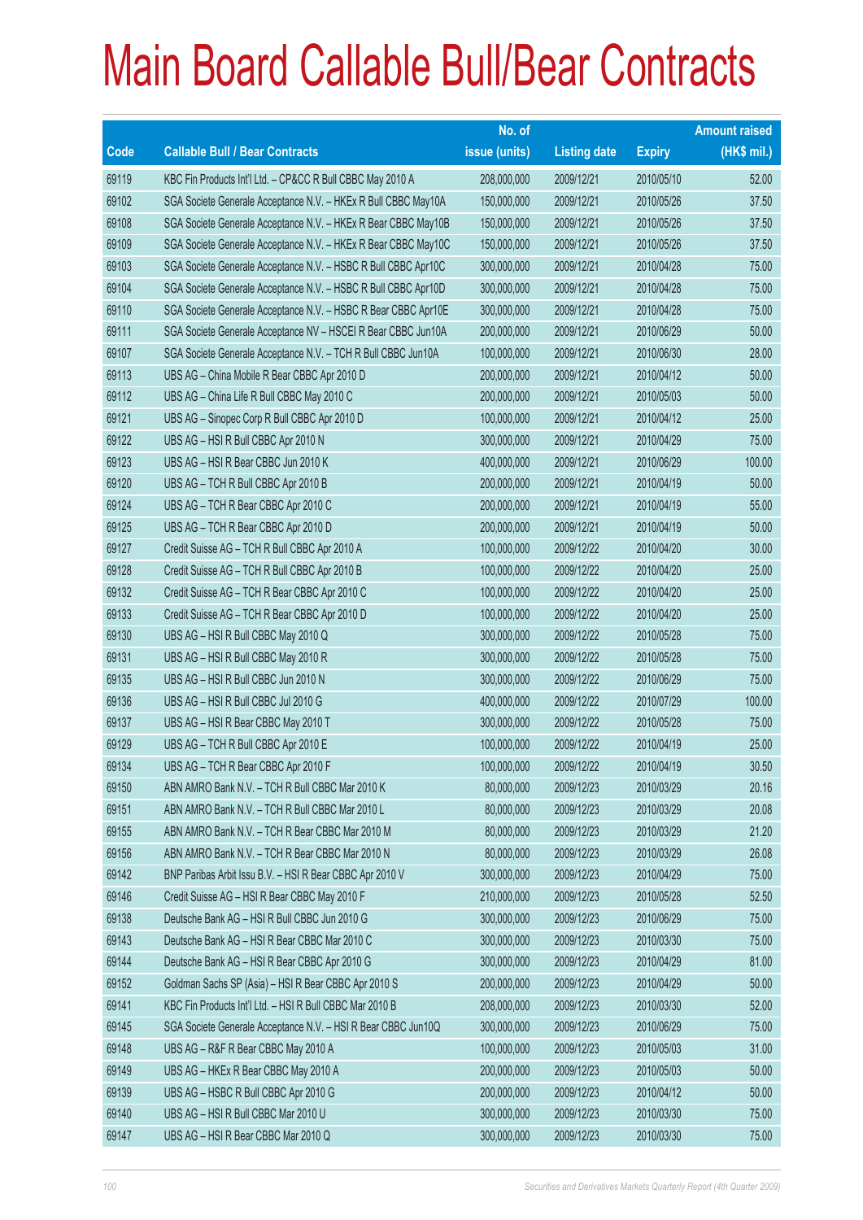# Main Board Callable Bull/Bear Contracts

| Code | Callable Bull / Bear Contracts | No. of issue (units) | Listing date | Expiry | Amount raised (HK$ mil.) |
|---|---|---|---|---|---|
| 69119 | KBC Fin Products Int'l Ltd. – CP&CC R Bull CBBC May 2010 A | 208,000,000 | 2009/12/21 | 2010/05/10 | 52.00 |
| 69102 | SGA Societe Generale Acceptance N.V. – HKEx R Bull CBBC May10A | 150,000,000 | 2009/12/21 | 2010/05/26 | 37.50 |
| 69108 | SGA Societe Generale Acceptance N.V. – HKEx R Bear CBBC May10B | 150,000,000 | 2009/12/21 | 2010/05/26 | 37.50 |
| 69109 | SGA Societe Generale Acceptance N.V. – HKEx R Bear CBBC May10C | 150,000,000 | 2009/12/21 | 2010/05/26 | 37.50 |
| 69103 | SGA Societe Generale Acceptance N.V. – HSBC R Bull CBBC Apr10C | 300,000,000 | 2009/12/21 | 2010/04/28 | 75.00 |
| 69104 | SGA Societe Generale Acceptance N.V. – HSBC R Bull CBBC Apr10D | 300,000,000 | 2009/12/21 | 2010/04/28 | 75.00 |
| 69110 | SGA Societe Generale Acceptance N.V. – HSBC R Bear CBBC Apr10E | 300,000,000 | 2009/12/21 | 2010/04/28 | 75.00 |
| 69111 | SGA Societe Generale Acceptance NV – HSCEI R Bear CBBC Jun10A | 200,000,000 | 2009/12/21 | 2010/06/29 | 50.00 |
| 69107 | SGA Societe Generale Acceptance N.V. – TCH R Bull CBBC Jun10A | 100,000,000 | 2009/12/21 | 2010/06/30 | 28.00 |
| 69113 | UBS AG – China Mobile R Bear CBBC Apr 2010 D | 200,000,000 | 2009/12/21 | 2010/04/12 | 50.00 |
| 69112 | UBS AG – China Life R Bull CBBC May 2010 C | 200,000,000 | 2009/12/21 | 2010/05/03 | 50.00 |
| 69121 | UBS AG – Sinopec Corp R Bull CBBC Apr 2010 D | 100,000,000 | 2009/12/21 | 2010/04/12 | 25.00 |
| 69122 | UBS AG – HSI R Bull CBBC Apr 2010 N | 300,000,000 | 2009/12/21 | 2010/04/29 | 75.00 |
| 69123 | UBS AG – HSI R Bear CBBC Jun 2010 K | 400,000,000 | 2009/12/21 | 2010/06/29 | 100.00 |
| 69120 | UBS AG – TCH R Bull CBBC Apr 2010 B | 200,000,000 | 2009/12/21 | 2010/04/19 | 50.00 |
| 69124 | UBS AG – TCH R Bear CBBC Apr 2010 C | 200,000,000 | 2009/12/21 | 2010/04/19 | 55.00 |
| 69125 | UBS AG – TCH R Bear CBBC Apr 2010 D | 200,000,000 | 2009/12/21 | 2010/04/19 | 50.00 |
| 69127 | Credit Suisse AG – TCH R Bull CBBC Apr 2010 A | 100,000,000 | 2009/12/22 | 2010/04/20 | 30.00 |
| 69128 | Credit Suisse AG – TCH R Bull CBBC Apr 2010 B | 100,000,000 | 2009/12/22 | 2010/04/20 | 25.00 |
| 69132 | Credit Suisse AG – TCH R Bear CBBC Apr 2010 C | 100,000,000 | 2009/12/22 | 2010/04/20 | 25.00 |
| 69133 | Credit Suisse AG – TCH R Bear CBBC Apr 2010 D | 100,000,000 | 2009/12/22 | 2010/04/20 | 25.00 |
| 69130 | UBS AG – HSI R Bull CBBC May 2010 Q | 300,000,000 | 2009/12/22 | 2010/05/28 | 75.00 |
| 69131 | UBS AG – HSI R Bull CBBC May 2010 R | 300,000,000 | 2009/12/22 | 2010/05/28 | 75.00 |
| 69135 | UBS AG – HSI R Bull CBBC Jun 2010 N | 300,000,000 | 2009/12/22 | 2010/06/29 | 75.00 |
| 69136 | UBS AG – HSI R Bull CBBC Jul 2010 G | 400,000,000 | 2009/12/22 | 2010/07/29 | 100.00 |
| 69137 | UBS AG – HSI R Bear CBBC May 2010 T | 300,000,000 | 2009/12/22 | 2010/05/28 | 75.00 |
| 69129 | UBS AG – TCH R Bull CBBC Apr 2010 E | 100,000,000 | 2009/12/22 | 2010/04/19 | 25.00 |
| 69134 | UBS AG – TCH R Bear CBBC Apr 2010 F | 100,000,000 | 2009/12/22 | 2010/04/19 | 30.50 |
| 69150 | ABN AMRO Bank N.V. – TCH R Bull CBBC Mar 2010 K | 80,000,000 | 2009/12/23 | 2010/03/29 | 20.16 |
| 69151 | ABN AMRO Bank N.V. – TCH R Bull CBBC Mar 2010 L | 80,000,000 | 2009/12/23 | 2010/03/29 | 20.08 |
| 69155 | ABN AMRO Bank N.V. – TCH R Bear CBBC Mar 2010 M | 80,000,000 | 2009/12/23 | 2010/03/29 | 21.20 |
| 69156 | ABN AMRO Bank N.V. – TCH R Bear CBBC Mar 2010 N | 80,000,000 | 2009/12/23 | 2010/03/29 | 26.08 |
| 69142 | BNP Paribas Arbit Issu B.V. – HSI R Bear CBBC Apr 2010 V | 300,000,000 | 2009/12/23 | 2010/04/29 | 75.00 |
| 69146 | Credit Suisse AG – HSI R Bear CBBC May 2010 F | 210,000,000 | 2009/12/23 | 2010/05/28 | 52.50 |
| 69138 | Deutsche Bank AG – HSI R Bull CBBC Jun 2010 G | 300,000,000 | 2009/12/23 | 2010/06/29 | 75.00 |
| 69143 | Deutsche Bank AG – HSI R Bear CBBC Mar 2010 C | 300,000,000 | 2009/12/23 | 2010/03/30 | 75.00 |
| 69144 | Deutsche Bank AG – HSI R Bear CBBC Apr 2010 G | 300,000,000 | 2009/12/23 | 2010/04/29 | 81.00 |
| 69152 | Goldman Sachs SP (Asia) – HSI R Bear CBBC Apr 2010 S | 200,000,000 | 2009/12/23 | 2010/04/29 | 50.00 |
| 69141 | KBC Fin Products Int'l Ltd. – HSI R Bull CBBC Mar 2010 B | 208,000,000 | 2009/12/23 | 2010/03/30 | 52.00 |
| 69145 | SGA Societe Generale Acceptance N.V. – HSI R Bear CBBC Jun10Q | 300,000,000 | 2009/12/23 | 2010/06/29 | 75.00 |
| 69148 | UBS AG – R&F R Bear CBBC May 2010 A | 100,000,000 | 2009/12/23 | 2010/05/03 | 31.00 |
| 69149 | UBS AG – HKEx R Bear CBBC May 2010 A | 200,000,000 | 2009/12/23 | 2010/05/03 | 50.00 |
| 69139 | UBS AG – HSBC R Bull CBBC Apr 2010 G | 200,000,000 | 2009/12/23 | 2010/04/12 | 50.00 |
| 69140 | UBS AG – HSI R Bull CBBC Mar 2010 U | 300,000,000 | 2009/12/23 | 2010/03/30 | 75.00 |
| 69147 | UBS AG – HSI R Bear CBBC Mar 2010 Q | 300,000,000 | 2009/12/23 | 2010/03/30 | 75.00 |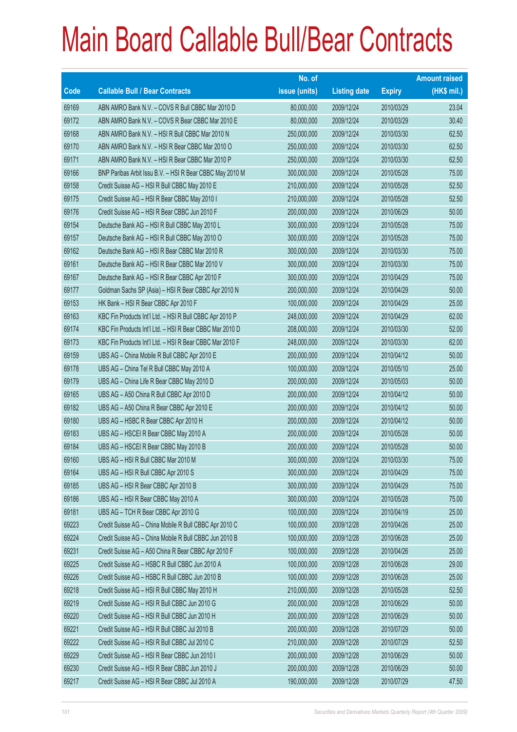# Main Board Callable Bull/Bear Contracts

| Code | Callable Bull / Bear Contracts | No. of issue (units) | Listing date | Expiry | Amount raised (HK$ mil.) |
|---|---|---|---|---|---|
| 69169 | ABN AMRO Bank N.V. – COVS R Bull CBBC Mar 2010 D | 80,000,000 | 2009/12/24 | 2010/03/29 | 23.04 |
| 69172 | ABN AMRO Bank N.V. – COVS R Bear CBBC Mar 2010 E | 80,000,000 | 2009/12/24 | 2010/03/29 | 30.40 |
| 69168 | ABN AMRO Bank N.V. – HSI R Bull CBBC Mar 2010 N | 250,000,000 | 2009/12/24 | 2010/03/30 | 62.50 |
| 69170 | ABN AMRO Bank N.V. – HSI R Bear CBBC Mar 2010 O | 250,000,000 | 2009/12/24 | 2010/03/30 | 62.50 |
| 69171 | ABN AMRO Bank N.V. – HSI R Bear CBBC Mar 2010 P | 250,000,000 | 2009/12/24 | 2010/03/30 | 62.50 |
| 69166 | BNP Paribas Arbit Issu B.V. – HSI R Bear CBBC May 2010 M | 300,000,000 | 2009/12/24 | 2010/05/28 | 75.00 |
| 69158 | Credit Suisse AG – HSI R Bull CBBC May 2010 E | 210,000,000 | 2009/12/24 | 2010/05/28 | 52.50 |
| 69175 | Credit Suisse AG – HSI R Bear CBBC May 2010 I | 210,000,000 | 2009/12/24 | 2010/05/28 | 52.50 |
| 69176 | Credit Suisse AG – HSI R Bear CBBC Jun 2010 F | 200,000,000 | 2009/12/24 | 2010/06/29 | 50.00 |
| 69154 | Deutsche Bank AG – HSI R Bull CBBC May 2010 L | 300,000,000 | 2009/12/24 | 2010/05/28 | 75.00 |
| 69157 | Deutsche Bank AG – HSI R Bull CBBC May 2010 O | 300,000,000 | 2009/12/24 | 2010/05/28 | 75.00 |
| 69162 | Deutsche Bank AG – HSI R Bear CBBC Mar 2010 R | 300,000,000 | 2009/12/24 | 2010/03/30 | 75.00 |
| 69161 | Deutsche Bank AG – HSI R Bear CBBC Mar 2010 V | 300,000,000 | 2009/12/24 | 2010/03/30 | 75.00 |
| 69167 | Deutsche Bank AG – HSI R Bear CBBC Apr 2010 F | 300,000,000 | 2009/12/24 | 2010/04/29 | 75.00 |
| 69177 | Goldman Sachs SP (Asia) – HSI R Bear CBBC Apr 2010 N | 200,000,000 | 2009/12/24 | 2010/04/29 | 50.00 |
| 69153 | HK Bank – HSI R Bear CBBC Apr 2010 F | 100,000,000 | 2009/12/24 | 2010/04/29 | 25.00 |
| 69163 | KBC Fin Products Int'l Ltd. – HSI R Bull CBBC Apr 2010 P | 248,000,000 | 2009/12/24 | 2010/04/29 | 62.00 |
| 69174 | KBC Fin Products Int'l Ltd. – HSI R Bear CBBC Mar 2010 D | 208,000,000 | 2009/12/24 | 2010/03/30 | 52.00 |
| 69173 | KBC Fin Products Int'l Ltd. – HSI R Bear CBBC Mar 2010 F | 248,000,000 | 2009/12/24 | 2010/03/30 | 62.00 |
| 69159 | UBS AG – China Mobile R Bull CBBC Apr 2010 E | 200,000,000 | 2009/12/24 | 2010/04/12 | 50.00 |
| 69178 | UBS AG – China Tel R Bull CBBC May 2010 A | 100,000,000 | 2009/12/24 | 2010/05/10 | 25.00 |
| 69179 | UBS AG – China Life R Bear CBBC May 2010 D | 200,000,000 | 2009/12/24 | 2010/05/03 | 50.00 |
| 69165 | UBS AG – A50 China R Bull CBBC Apr 2010 D | 200,000,000 | 2009/12/24 | 2010/04/12 | 50.00 |
| 69182 | UBS AG – A50 China R Bear CBBC Apr 2010 E | 200,000,000 | 2009/12/24 | 2010/04/12 | 50.00 |
| 69180 | UBS AG – HSBC R Bear CBBC Apr 2010 H | 200,000,000 | 2009/12/24 | 2010/04/12 | 50.00 |
| 69183 | UBS AG – HSCEI R Bear CBBC May 2010 A | 200,000,000 | 2009/12/24 | 2010/05/28 | 50.00 |
| 69184 | UBS AG – HSCEI R Bear CBBC May 2010 B | 200,000,000 | 2009/12/24 | 2010/05/28 | 50.00 |
| 69160 | UBS AG – HSI R Bull CBBC Mar 2010 M | 300,000,000 | 2009/12/24 | 2010/03/30 | 75.00 |
| 69164 | UBS AG – HSI R Bull CBBC Apr 2010 S | 300,000,000 | 2009/12/24 | 2010/04/29 | 75.00 |
| 69185 | UBS AG – HSI R Bear CBBC Apr 2010 B | 300,000,000 | 2009/12/24 | 2010/04/29 | 75.00 |
| 69186 | UBS AG – HSI R Bear CBBC May 2010 A | 300,000,000 | 2009/12/24 | 2010/05/28 | 75.00 |
| 69181 | UBS AG – TCH R Bear CBBC Apr 2010 G | 100,000,000 | 2009/12/24 | 2010/04/19 | 25.00 |
| 69223 | Credit Suisse AG – China Mobile R Bull CBBC Apr 2010 C | 100,000,000 | 2009/12/28 | 2010/04/26 | 25.00 |
| 69224 | Credit Suisse AG – China Mobile R Bull CBBC Jun 2010 B | 100,000,000 | 2009/12/28 | 2010/06/28 | 25.00 |
| 69231 | Credit Suisse AG – A50 China R Bear CBBC Apr 2010 F | 100,000,000 | 2009/12/28 | 2010/04/26 | 25.00 |
| 69225 | Credit Suisse AG – HSBC R Bull CBBC Jun 2010 A | 100,000,000 | 2009/12/28 | 2010/06/28 | 29.00 |
| 69226 | Credit Suisse AG – HSBC R Bull CBBC Jun 2010 B | 100,000,000 | 2009/12/28 | 2010/06/28 | 25.00 |
| 69218 | Credit Suisse AG – HSI R Bull CBBC May 2010 H | 210,000,000 | 2009/12/28 | 2010/05/28 | 52.50 |
| 69219 | Credit Suisse AG – HSI R Bull CBBC Jun 2010 G | 200,000,000 | 2009/12/28 | 2010/06/29 | 50.00 |
| 69220 | Credit Suisse AG – HSI R Bull CBBC Jun 2010 H | 200,000,000 | 2009/12/28 | 2010/06/29 | 50.00 |
| 69221 | Credit Suisse AG – HSI R Bull CBBC Jul 2010 B | 200,000,000 | 2009/12/28 | 2010/07/29 | 50.00 |
| 69222 | Credit Suisse AG – HSI R Bull CBBC Jul 2010 C | 210,000,000 | 2009/12/28 | 2010/07/29 | 52.50 |
| 69229 | Credit Suisse AG – HSI R Bear CBBC Jun 2010 I | 200,000,000 | 2009/12/28 | 2010/06/29 | 50.00 |
| 69230 | Credit Suisse AG – HSI R Bear CBBC Jun 2010 J | 200,000,000 | 2009/12/28 | 2010/06/29 | 50.00 |
| 69217 | Credit Suisse AG – HSI R Bear CBBC Jul 2010 A | 190,000,000 | 2009/12/28 | 2010/07/29 | 47.50 |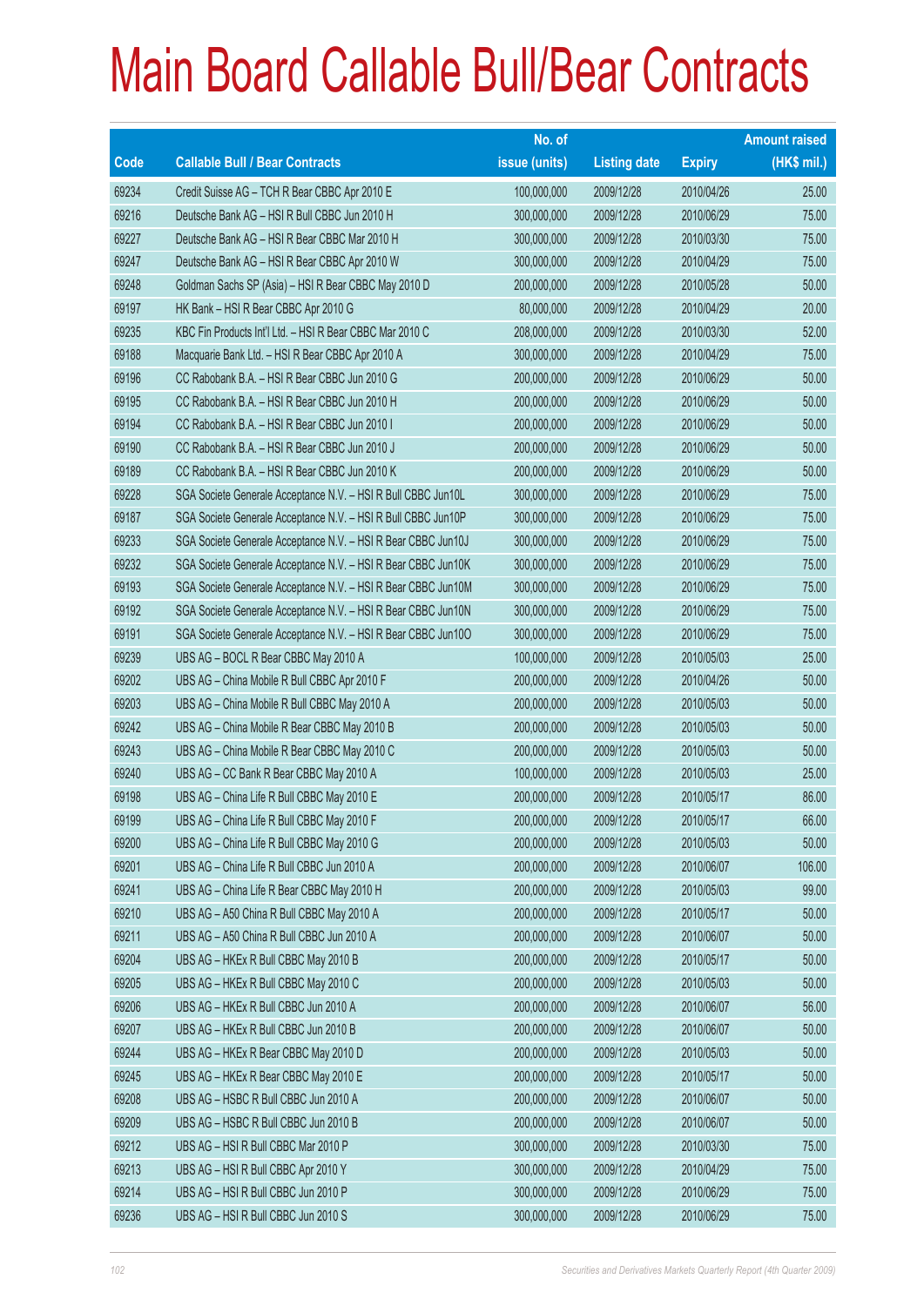# Main Board Callable Bull/Bear Contracts

| Code | Callable Bull / Bear Contracts | No. of issue (units) | Listing date | Expiry | Amount raised (HK$ mil.) |
|---|---|---|---|---|---|
| 69234 | Credit Suisse AG – TCH R Bear CBBC Apr 2010 E | 100,000,000 | 2009/12/28 | 2010/04/26 | 25.00 |
| 69216 | Deutsche Bank AG – HSI R Bull CBBC Jun 2010 H | 300,000,000 | 2009/12/28 | 2010/06/29 | 75.00 |
| 69227 | Deutsche Bank AG – HSI R Bear CBBC Mar 2010 H | 300,000,000 | 2009/12/28 | 2010/03/30 | 75.00 |
| 69247 | Deutsche Bank AG – HSI R Bear CBBC Apr 2010 W | 300,000,000 | 2009/12/28 | 2010/04/29 | 75.00 |
| 69248 | Goldman Sachs SP (Asia) – HSI R Bear CBBC May 2010 D | 200,000,000 | 2009/12/28 | 2010/05/28 | 50.00 |
| 69197 | HK Bank – HSI R Bear CBBC Apr 2010 G | 80,000,000 | 2009/12/28 | 2010/04/29 | 20.00 |
| 69235 | KBC Fin Products Int'l Ltd. – HSI R Bear CBBC Mar 2010 C | 208,000,000 | 2009/12/28 | 2010/03/30 | 52.00 |
| 69188 | Macquarie Bank Ltd. – HSI R Bear CBBC Apr 2010 A | 300,000,000 | 2009/12/28 | 2010/04/29 | 75.00 |
| 69196 | CC Rabobank B.A. – HSI R Bear CBBC Jun 2010 G | 200,000,000 | 2009/12/28 | 2010/06/29 | 50.00 |
| 69195 | CC Rabobank B.A. – HSI R Bear CBBC Jun 2010 H | 200,000,000 | 2009/12/28 | 2010/06/29 | 50.00 |
| 69194 | CC Rabobank B.A. – HSI R Bear CBBC Jun 2010 I | 200,000,000 | 2009/12/28 | 2010/06/29 | 50.00 |
| 69190 | CC Rabobank B.A. – HSI R Bear CBBC Jun 2010 J | 200,000,000 | 2009/12/28 | 2010/06/29 | 50.00 |
| 69189 | CC Rabobank B.A. – HSI R Bear CBBC Jun 2010 K | 200,000,000 | 2009/12/28 | 2010/06/29 | 50.00 |
| 69228 | SGA Societe Generale Acceptance N.V. – HSI R Bull CBBC Jun10L | 300,000,000 | 2009/12/28 | 2010/06/29 | 75.00 |
| 69187 | SGA Societe Generale Acceptance N.V. – HSI R Bull CBBC Jun10P | 300,000,000 | 2009/12/28 | 2010/06/29 | 75.00 |
| 69233 | SGA Societe Generale Acceptance N.V. – HSI R Bear CBBC Jun10J | 300,000,000 | 2009/12/28 | 2010/06/29 | 75.00 |
| 69232 | SGA Societe Generale Acceptance N.V. – HSI R Bear CBBC Jun10K | 300,000,000 | 2009/12/28 | 2010/06/29 | 75.00 |
| 69193 | SGA Societe Generale Acceptance N.V. – HSI R Bear CBBC Jun10M | 300,000,000 | 2009/12/28 | 2010/06/29 | 75.00 |
| 69192 | SGA Societe Generale Acceptance N.V. – HSI R Bear CBBC Jun10N | 300,000,000 | 2009/12/28 | 2010/06/29 | 75.00 |
| 69191 | SGA Societe Generale Acceptance N.V. – HSI R Bear CBBC Jun10O | 300,000,000 | 2009/12/28 | 2010/06/29 | 75.00 |
| 69239 | UBS AG – BOCL R Bear CBBC May 2010 A | 100,000,000 | 2009/12/28 | 2010/05/03 | 25.00 |
| 69202 | UBS AG – China Mobile R Bull CBBC Apr 2010 F | 200,000,000 | 2009/12/28 | 2010/04/26 | 50.00 |
| 69203 | UBS AG – China Mobile R Bull CBBC May 2010 A | 200,000,000 | 2009/12/28 | 2010/05/03 | 50.00 |
| 69242 | UBS AG – China Mobile R Bear CBBC May 2010 B | 200,000,000 | 2009/12/28 | 2010/05/03 | 50.00 |
| 69243 | UBS AG – China Mobile R Bear CBBC May 2010 C | 200,000,000 | 2009/12/28 | 2010/05/03 | 50.00 |
| 69240 | UBS AG – CC Bank R Bear CBBC May 2010 A | 100,000,000 | 2009/12/28 | 2010/05/03 | 25.00 |
| 69198 | UBS AG – China Life R Bull CBBC May 2010 E | 200,000,000 | 2009/12/28 | 2010/05/17 | 86.00 |
| 69199 | UBS AG – China Life R Bull CBBC May 2010 F | 200,000,000 | 2009/12/28 | 2010/05/17 | 66.00 |
| 69200 | UBS AG – China Life R Bull CBBC May 2010 G | 200,000,000 | 2009/12/28 | 2010/05/03 | 50.00 |
| 69201 | UBS AG – China Life R Bull CBBC Jun 2010 A | 200,000,000 | 2009/12/28 | 2010/06/07 | 106.00 |
| 69241 | UBS AG – China Life R Bear CBBC May 2010 H | 200,000,000 | 2009/12/28 | 2010/05/03 | 99.00 |
| 69210 | UBS AG – A50 China R Bull CBBC May 2010 A | 200,000,000 | 2009/12/28 | 2010/05/17 | 50.00 |
| 69211 | UBS AG – A50 China R Bull CBBC Jun 2010 A | 200,000,000 | 2009/12/28 | 2010/06/07 | 50.00 |
| 69204 | UBS AG – HKEx R Bull CBBC May 2010 B | 200,000,000 | 2009/12/28 | 2010/05/17 | 50.00 |
| 69205 | UBS AG – HKEx R Bull CBBC May 2010 C | 200,000,000 | 2009/12/28 | 2010/05/03 | 50.00 |
| 69206 | UBS AG – HKEx R Bull CBBC Jun 2010 A | 200,000,000 | 2009/12/28 | 2010/06/07 | 56.00 |
| 69207 | UBS AG – HKEx R Bull CBBC Jun 2010 B | 200,000,000 | 2009/12/28 | 2010/06/07 | 50.00 |
| 69244 | UBS AG – HKEx R Bear CBBC May 2010 D | 200,000,000 | 2009/12/28 | 2010/05/03 | 50.00 |
| 69245 | UBS AG – HKEx R Bear CBBC May 2010 E | 200,000,000 | 2009/12/28 | 2010/05/17 | 50.00 |
| 69208 | UBS AG – HSBC R Bull CBBC Jun 2010 A | 200,000,000 | 2009/12/28 | 2010/06/07 | 50.00 |
| 69209 | UBS AG – HSBC R Bull CBBC Jun 2010 B | 200,000,000 | 2009/12/28 | 2010/06/07 | 50.00 |
| 69212 | UBS AG – HSI R Bull CBBC Mar 2010 P | 300,000,000 | 2009/12/28 | 2010/03/30 | 75.00 |
| 69213 | UBS AG – HSI R Bull CBBC Apr 2010 Y | 300,000,000 | 2009/12/28 | 2010/04/29 | 75.00 |
| 69214 | UBS AG – HSI R Bull CBBC Jun 2010 P | 300,000,000 | 2009/12/28 | 2010/06/29 | 75.00 |
| 69236 | UBS AG – HSI R Bull CBBC Jun 2010 S | 300,000,000 | 2009/12/28 | 2010/06/29 | 75.00 |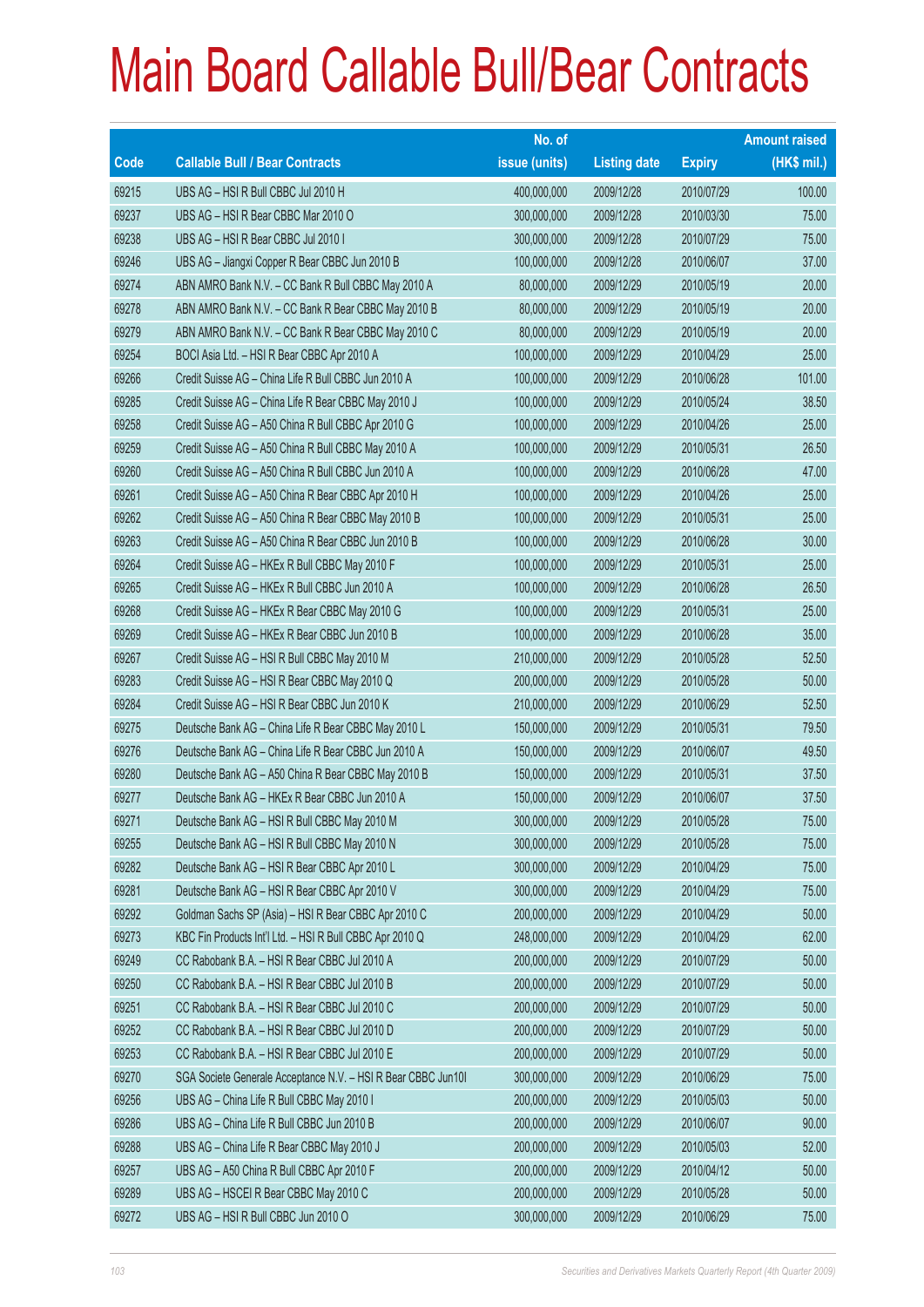# Main Board Callable Bull/Bear Contracts

| Code | Callable Bull / Bear Contracts | No. of issue (units) | Listing date | Expiry | Amount raised (HK$ mil.) |
|---|---|---|---|---|---|
| 69215 | UBS AG – HSI R Bull CBBC Jul 2010 H | 400,000,000 | 2009/12/28 | 2010/07/29 | 100.00 |
| 69237 | UBS AG – HSI R Bear CBBC Mar 2010 O | 300,000,000 | 2009/12/28 | 2010/03/30 | 75.00 |
| 69238 | UBS AG – HSI R Bear CBBC Jul 2010 I | 300,000,000 | 2009/12/28 | 2010/07/29 | 75.00 |
| 69246 | UBS AG – Jiangxi Copper R Bear CBBC Jun 2010 B | 100,000,000 | 2009/12/28 | 2010/06/07 | 37.00 |
| 69274 | ABN AMRO Bank N.V. – CC Bank R Bull CBBC May 2010 A | 80,000,000 | 2009/12/29 | 2010/05/19 | 20.00 |
| 69278 | ABN AMRO Bank N.V. – CC Bank R Bear CBBC May 2010 B | 80,000,000 | 2009/12/29 | 2010/05/19 | 20.00 |
| 69279 | ABN AMRO Bank N.V. – CC Bank R Bear CBBC May 2010 C | 80,000,000 | 2009/12/29 | 2010/05/19 | 20.00 |
| 69254 | BOCI Asia Ltd. – HSI R Bear CBBC Apr 2010 A | 100,000,000 | 2009/12/29 | 2010/04/29 | 25.00 |
| 69266 | Credit Suisse AG – China Life R Bull CBBC Jun 2010 A | 100,000,000 | 2009/12/29 | 2010/06/28 | 101.00 |
| 69285 | Credit Suisse AG – China Life R Bear CBBC May 2010 J | 100,000,000 | 2009/12/29 | 2010/05/24 | 38.50 |
| 69258 | Credit Suisse AG – A50 China R Bull CBBC Apr 2010 G | 100,000,000 | 2009/12/29 | 2010/04/26 | 25.00 |
| 69259 | Credit Suisse AG – A50 China R Bull CBBC May 2010 A | 100,000,000 | 2009/12/29 | 2010/05/31 | 26.50 |
| 69260 | Credit Suisse AG – A50 China R Bull CBBC Jun 2010 A | 100,000,000 | 2009/12/29 | 2010/06/28 | 47.00 |
| 69261 | Credit Suisse AG – A50 China R Bear CBBC Apr 2010 H | 100,000,000 | 2009/12/29 | 2010/04/26 | 25.00 |
| 69262 | Credit Suisse AG – A50 China R Bear CBBC May 2010 B | 100,000,000 | 2009/12/29 | 2010/05/31 | 25.00 |
| 69263 | Credit Suisse AG – A50 China R Bear CBBC Jun 2010 B | 100,000,000 | 2009/12/29 | 2010/06/28 | 30.00 |
| 69264 | Credit Suisse AG – HKEx R Bull CBBC May 2010 F | 100,000,000 | 2009/12/29 | 2010/05/31 | 25.00 |
| 69265 | Credit Suisse AG – HKEx R Bull CBBC Jun 2010 A | 100,000,000 | 2009/12/29 | 2010/06/28 | 26.50 |
| 69268 | Credit Suisse AG – HKEx R Bear CBBC May 2010 G | 100,000,000 | 2009/12/29 | 2010/05/31 | 25.00 |
| 69269 | Credit Suisse AG – HKEx R Bear CBBC Jun 2010 B | 100,000,000 | 2009/12/29 | 2010/06/28 | 35.00 |
| 69267 | Credit Suisse AG – HSI R Bull CBBC May 2010 M | 210,000,000 | 2009/12/29 | 2010/05/28 | 52.50 |
| 69283 | Credit Suisse AG – HSI R Bear CBBC May 2010 Q | 200,000,000 | 2009/12/29 | 2010/05/28 | 50.00 |
| 69284 | Credit Suisse AG – HSI R Bear CBBC Jun 2010 K | 210,000,000 | 2009/12/29 | 2010/06/29 | 52.50 |
| 69275 | Deutsche Bank AG – China Life R Bear CBBC May 2010 L | 150,000,000 | 2009/12/29 | 2010/05/31 | 79.50 |
| 69276 | Deutsche Bank AG – China Life R Bear CBBC Jun 2010 A | 150,000,000 | 2009/12/29 | 2010/06/07 | 49.50 |
| 69280 | Deutsche Bank AG – A50 China R Bear CBBC May 2010 B | 150,000,000 | 2009/12/29 | 2010/05/31 | 37.50 |
| 69277 | Deutsche Bank AG – HKEx R Bear CBBC Jun 2010 A | 150,000,000 | 2009/12/29 | 2010/06/07 | 37.50 |
| 69271 | Deutsche Bank AG – HSI R Bull CBBC May 2010 M | 300,000,000 | 2009/12/29 | 2010/05/28 | 75.00 |
| 69255 | Deutsche Bank AG – HSI R Bull CBBC May 2010 N | 300,000,000 | 2009/12/29 | 2010/05/28 | 75.00 |
| 69282 | Deutsche Bank AG – HSI R Bear CBBC Apr 2010 L | 300,000,000 | 2009/12/29 | 2010/04/29 | 75.00 |
| 69281 | Deutsche Bank AG – HSI R Bear CBBC Apr 2010 V | 300,000,000 | 2009/12/29 | 2010/04/29 | 75.00 |
| 69292 | Goldman Sachs SP (Asia) – HSI R Bear CBBC Apr 2010 C | 200,000,000 | 2009/12/29 | 2010/04/29 | 50.00 |
| 69273 | KBC Fin Products Int'l Ltd. – HSI R Bull CBBC Apr 2010 Q | 248,000,000 | 2009/12/29 | 2010/04/29 | 62.00 |
| 69249 | CC Rabobank B.A. – HSI R Bear CBBC Jul 2010 A | 200,000,000 | 2009/12/29 | 2010/07/29 | 50.00 |
| 69250 | CC Rabobank B.A. – HSI R Bear CBBC Jul 2010 B | 200,000,000 | 2009/12/29 | 2010/07/29 | 50.00 |
| 69251 | CC Rabobank B.A. – HSI R Bear CBBC Jul 2010 C | 200,000,000 | 2009/12/29 | 2010/07/29 | 50.00 |
| 69252 | CC Rabobank B.A. – HSI R Bear CBBC Jul 2010 D | 200,000,000 | 2009/12/29 | 2010/07/29 | 50.00 |
| 69253 | CC Rabobank B.A. – HSI R Bear CBBC Jul 2010 E | 200,000,000 | 2009/12/29 | 2010/07/29 | 50.00 |
| 69270 | SGA Societe Generale Acceptance N.V. – HSI R Bear CBBC Jun10I | 300,000,000 | 2009/12/29 | 2010/06/29 | 75.00 |
| 69256 | UBS AG – China Life R Bull CBBC May 2010 I | 200,000,000 | 2009/12/29 | 2010/05/03 | 50.00 |
| 69286 | UBS AG – China Life R Bull CBBC Jun 2010 B | 200,000,000 | 2009/12/29 | 2010/06/07 | 90.00 |
| 69288 | UBS AG – China Life R Bear CBBC May 2010 J | 200,000,000 | 2009/12/29 | 2010/05/03 | 52.00 |
| 69257 | UBS AG – A50 China R Bull CBBC Apr 2010 F | 200,000,000 | 2009/12/29 | 2010/04/12 | 50.00 |
| 69289 | UBS AG – HSCEI R Bear CBBC May 2010 C | 200,000,000 | 2009/12/29 | 2010/05/28 | 50.00 |
| 69272 | UBS AG – HSI R Bull CBBC Jun 2010 O | 300,000,000 | 2009/12/29 | 2010/06/29 | 75.00 |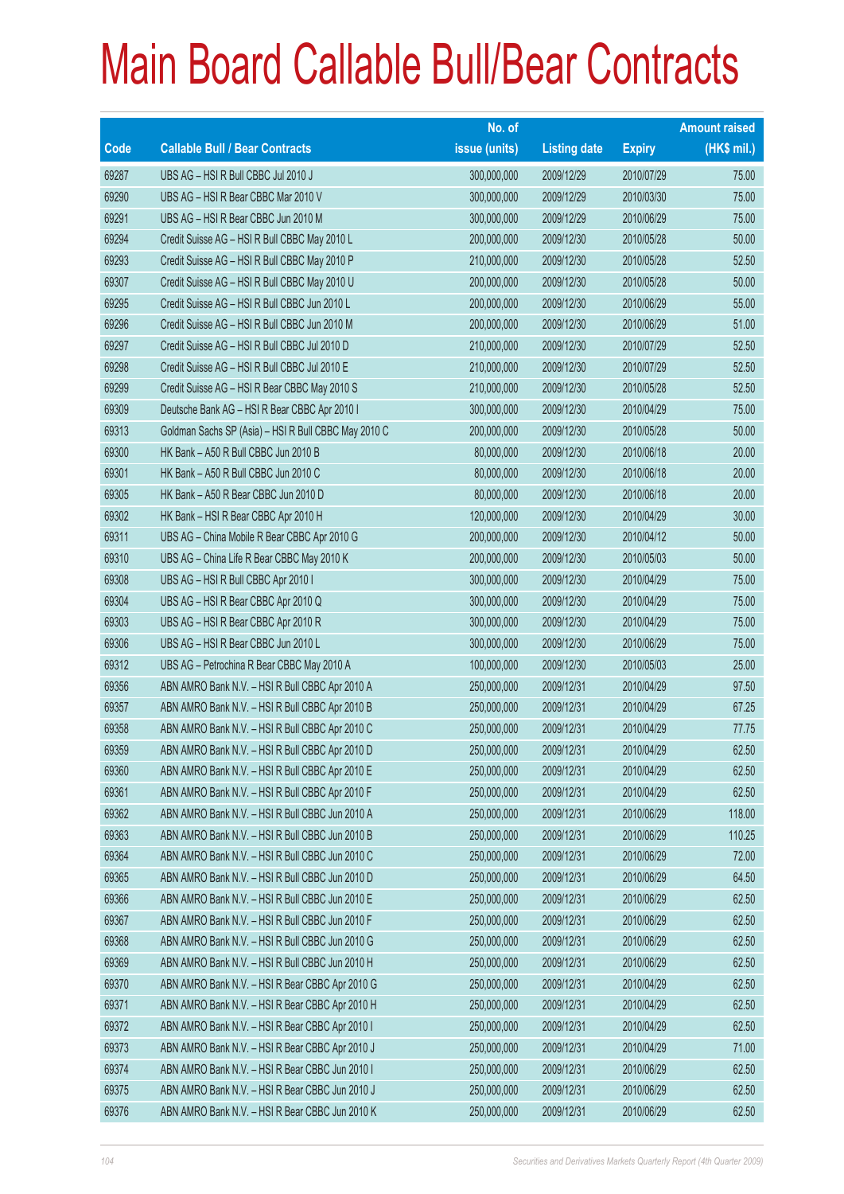# Main Board Callable Bull/Bear Contracts

| Code | Callable Bull / Bear Contracts | No. of issue (units) | Listing date | Expiry | Amount raised (HK$ mil.) |
|---|---|---|---|---|---|
| 69287 | UBS AG – HSI R Bull CBBC Jul 2010 J | 300,000,000 | 2009/12/29 | 2010/07/29 | 75.00 |
| 69290 | UBS AG – HSI R Bear CBBC Mar 2010 V | 300,000,000 | 2009/12/29 | 2010/03/30 | 75.00 |
| 69291 | UBS AG – HSI R Bear CBBC Jun 2010 M | 300,000,000 | 2009/12/29 | 2010/06/29 | 75.00 |
| 69294 | Credit Suisse AG – HSI R Bull CBBC May 2010 L | 200,000,000 | 2009/12/30 | 2010/05/28 | 50.00 |
| 69293 | Credit Suisse AG – HSI R Bull CBBC May 2010 P | 210,000,000 | 2009/12/30 | 2010/05/28 | 52.50 |
| 69307 | Credit Suisse AG – HSI R Bull CBBC May 2010 U | 200,000,000 | 2009/12/30 | 2010/05/28 | 50.00 |
| 69295 | Credit Suisse AG – HSI R Bull CBBC Jun 2010 L | 200,000,000 | 2009/12/30 | 2010/06/29 | 55.00 |
| 69296 | Credit Suisse AG – HSI R Bull CBBC Jun 2010 M | 200,000,000 | 2009/12/30 | 2010/06/29 | 51.00 |
| 69297 | Credit Suisse AG – HSI R Bull CBBC Jul 2010 D | 210,000,000 | 2009/12/30 | 2010/07/29 | 52.50 |
| 69298 | Credit Suisse AG – HSI R Bull CBBC Jul 2010 E | 210,000,000 | 2009/12/30 | 2010/07/29 | 52.50 |
| 69299 | Credit Suisse AG – HSI R Bear CBBC May 2010 S | 210,000,000 | 2009/12/30 | 2010/05/28 | 52.50 |
| 69309 | Deutsche Bank AG – HSI R Bear CBBC Apr 2010 I | 300,000,000 | 2009/12/30 | 2010/04/29 | 75.00 |
| 69313 | Goldman Sachs SP (Asia) – HSI R Bull CBBC May 2010 C | 200,000,000 | 2009/12/30 | 2010/05/28 | 50.00 |
| 69300 | HK Bank – A50 R Bull CBBC Jun 2010 B | 80,000,000 | 2009/12/30 | 2010/06/18 | 20.00 |
| 69301 | HK Bank – A50 R Bull CBBC Jun 2010 C | 80,000,000 | 2009/12/30 | 2010/06/18 | 20.00 |
| 69305 | HK Bank – A50 R Bear CBBC Jun 2010 D | 80,000,000 | 2009/12/30 | 2010/06/18 | 20.00 |
| 69302 | HK Bank – HSI R Bear CBBC Apr 2010 H | 120,000,000 | 2009/12/30 | 2010/04/29 | 30.00 |
| 69311 | UBS AG – China Mobile R Bear CBBC Apr 2010 G | 200,000,000 | 2009/12/30 | 2010/04/12 | 50.00 |
| 69310 | UBS AG – China Life R Bear CBBC May 2010 K | 200,000,000 | 2009/12/30 | 2010/05/03 | 50.00 |
| 69308 | UBS AG – HSI R Bull CBBC Apr 2010 I | 300,000,000 | 2009/12/30 | 2010/04/29 | 75.00 |
| 69304 | UBS AG – HSI R Bear CBBC Apr 2010 Q | 300,000,000 | 2009/12/30 | 2010/04/29 | 75.00 |
| 69303 | UBS AG – HSI R Bear CBBC Apr 2010 R | 300,000,000 | 2009/12/30 | 2010/04/29 | 75.00 |
| 69306 | UBS AG – HSI R Bear CBBC Jun 2010 L | 300,000,000 | 2009/12/30 | 2010/06/29 | 75.00 |
| 69312 | UBS AG – Petrochina R Bear CBBC May 2010 A | 100,000,000 | 2009/12/30 | 2010/05/03 | 25.00 |
| 69356 | ABN AMRO Bank N.V. – HSI R Bull CBBC Apr 2010 A | 250,000,000 | 2009/12/31 | 2010/04/29 | 97.50 |
| 69357 | ABN AMRO Bank N.V. – HSI R Bull CBBC Apr 2010 B | 250,000,000 | 2009/12/31 | 2010/04/29 | 67.25 |
| 69358 | ABN AMRO Bank N.V. – HSI R Bull CBBC Apr 2010 C | 250,000,000 | 2009/12/31 | 2010/04/29 | 77.75 |
| 69359 | ABN AMRO Bank N.V. – HSI R Bull CBBC Apr 2010 D | 250,000,000 | 2009/12/31 | 2010/04/29 | 62.50 |
| 69360 | ABN AMRO Bank N.V. – HSI R Bull CBBC Apr 2010 E | 250,000,000 | 2009/12/31 | 2010/04/29 | 62.50 |
| 69361 | ABN AMRO Bank N.V. – HSI R Bull CBBC Apr 2010 F | 250,000,000 | 2009/12/31 | 2010/04/29 | 62.50 |
| 69362 | ABN AMRO Bank N.V. – HSI R Bull CBBC Jun 2010 A | 250,000,000 | 2009/12/31 | 2010/06/29 | 118.00 |
| 69363 | ABN AMRO Bank N.V. – HSI R Bull CBBC Jun 2010 B | 250,000,000 | 2009/12/31 | 2010/06/29 | 110.25 |
| 69364 | ABN AMRO Bank N.V. – HSI R Bull CBBC Jun 2010 C | 250,000,000 | 2009/12/31 | 2010/06/29 | 72.00 |
| 69365 | ABN AMRO Bank N.V. – HSI R Bull CBBC Jun 2010 D | 250,000,000 | 2009/12/31 | 2010/06/29 | 64.50 |
| 69366 | ABN AMRO Bank N.V. – HSI R Bull CBBC Jun 2010 E | 250,000,000 | 2009/12/31 | 2010/06/29 | 62.50 |
| 69367 | ABN AMRO Bank N.V. – HSI R Bull CBBC Jun 2010 F | 250,000,000 | 2009/12/31 | 2010/06/29 | 62.50 |
| 69368 | ABN AMRO Bank N.V. – HSI R Bull CBBC Jun 2010 G | 250,000,000 | 2009/12/31 | 2010/06/29 | 62.50 |
| 69369 | ABN AMRO Bank N.V. – HSI R Bull CBBC Jun 2010 H | 250,000,000 | 2009/12/31 | 2010/06/29 | 62.50 |
| 69370 | ABN AMRO Bank N.V. – HSI R Bear CBBC Apr 2010 G | 250,000,000 | 2009/12/31 | 2010/04/29 | 62.50 |
| 69371 | ABN AMRO Bank N.V. – HSI R Bear CBBC Apr 2010 H | 250,000,000 | 2009/12/31 | 2010/04/29 | 62.50 |
| 69372 | ABN AMRO Bank N.V. – HSI R Bear CBBC Apr 2010 I | 250,000,000 | 2009/12/31 | 2010/04/29 | 62.50 |
| 69373 | ABN AMRO Bank N.V. – HSI R Bear CBBC Apr 2010 J | 250,000,000 | 2009/12/31 | 2010/04/29 | 71.00 |
| 69374 | ABN AMRO Bank N.V. – HSI R Bear CBBC Jun 2010 I | 250,000,000 | 2009/12/31 | 2010/06/29 | 62.50 |
| 69375 | ABN AMRO Bank N.V. – HSI R Bear CBBC Jun 2010 J | 250,000,000 | 2009/12/31 | 2010/06/29 | 62.50 |
| 69376 | ABN AMRO Bank N.V. – HSI R Bear CBBC Jun 2010 K | 250,000,000 | 2009/12/31 | 2010/06/29 | 62.50 |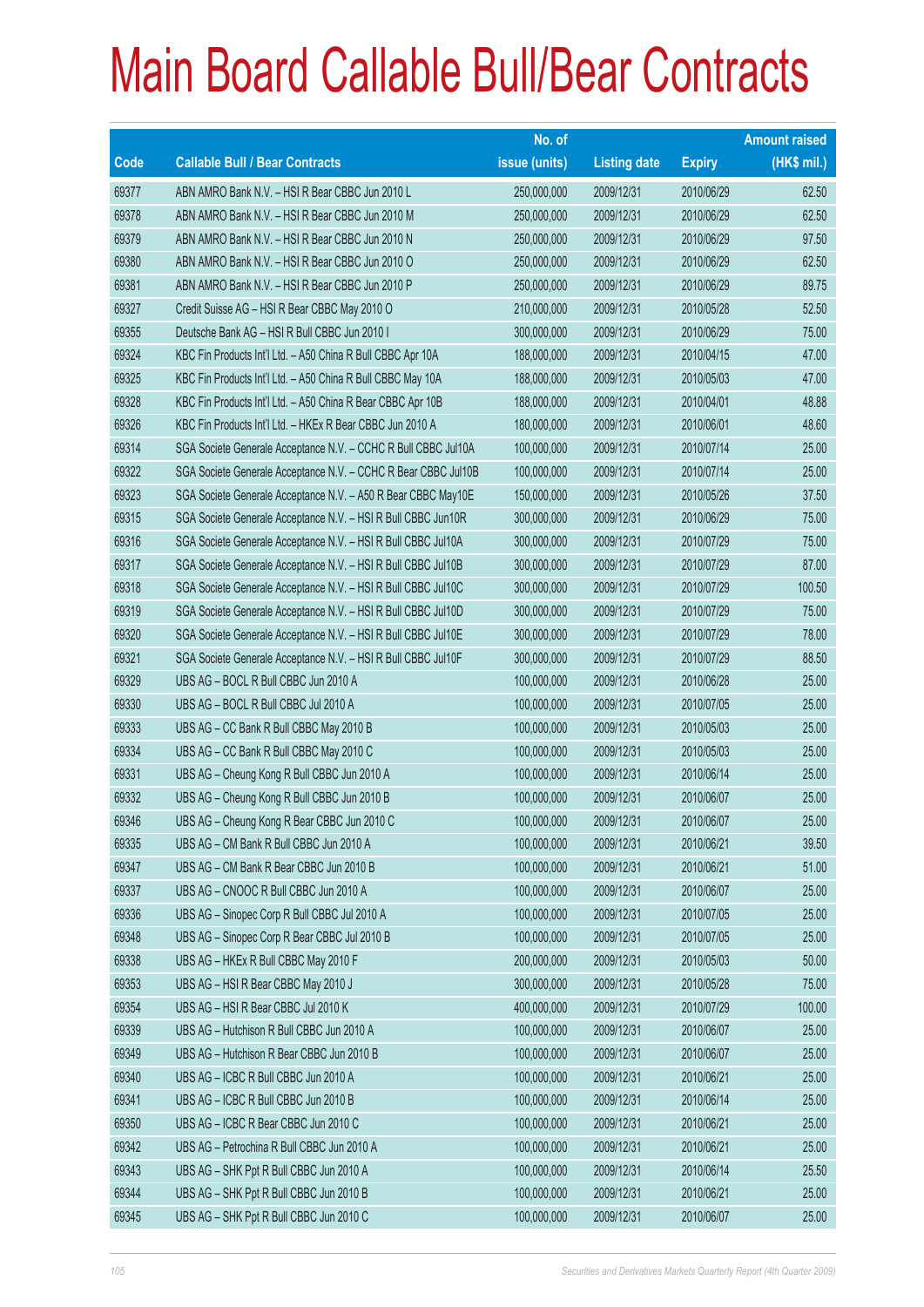# Main Board Callable Bull/Bear Contracts

| Code | Callable Bull / Bear Contracts | No. of issue (units) | Listing date | Expiry | Amount raised (HK$ mil.) |
|---|---|---|---|---|---|
| 69377 | ABN AMRO Bank N.V. – HSI R Bear CBBC Jun 2010 L | 250,000,000 | 2009/12/31 | 2010/06/29 | 62.50 |
| 69378 | ABN AMRO Bank N.V. – HSI R Bear CBBC Jun 2010 M | 250,000,000 | 2009/12/31 | 2010/06/29 | 62.50 |
| 69379 | ABN AMRO Bank N.V. – HSI R Bear CBBC Jun 2010 N | 250,000,000 | 2009/12/31 | 2010/06/29 | 97.50 |
| 69380 | ABN AMRO Bank N.V. – HSI R Bear CBBC Jun 2010 O | 250,000,000 | 2009/12/31 | 2010/06/29 | 62.50 |
| 69381 | ABN AMRO Bank N.V. – HSI R Bear CBBC Jun 2010 P | 250,000,000 | 2009/12/31 | 2010/06/29 | 89.75 |
| 69327 | Credit Suisse AG – HSI R Bear CBBC May 2010 O | 210,000,000 | 2009/12/31 | 2010/05/28 | 52.50 |
| 69355 | Deutsche Bank AG – HSI R Bull CBBC Jun 2010 I | 300,000,000 | 2009/12/31 | 2010/06/29 | 75.00 |
| 69324 | KBC Fin Products Int'l Ltd. – A50 China R Bull CBBC Apr 10A | 188,000,000 | 2009/12/31 | 2010/04/15 | 47.00 |
| 69325 | KBC Fin Products Int'l Ltd. – A50 China R Bull CBBC May 10A | 188,000,000 | 2009/12/31 | 2010/05/03 | 47.00 |
| 69328 | KBC Fin Products Int'l Ltd. – A50 China R Bear CBBC Apr 10B | 188,000,000 | 2009/12/31 | 2010/04/01 | 48.88 |
| 69326 | KBC Fin Products Int'l Ltd. – HKEx R Bear CBBC Jun 2010 A | 180,000,000 | 2009/12/31 | 2010/06/01 | 48.60 |
| 69314 | SGA Societe Generale Acceptance N.V. – CCHC R Bull CBBC Jul10A | 100,000,000 | 2009/12/31 | 2010/07/14 | 25.00 |
| 69322 | SGA Societe Generale Acceptance N.V. – CCHC R Bear CBBC Jul10B | 100,000,000 | 2009/12/31 | 2010/07/14 | 25.00 |
| 69323 | SGA Societe Generale Acceptance N.V. – A50 R Bear CBBC May10E | 150,000,000 | 2009/12/31 | 2010/05/26 | 37.50 |
| 69315 | SGA Societe Generale Acceptance N.V. – HSI R Bull CBBC Jun10R | 300,000,000 | 2009/12/31 | 2010/06/29 | 75.00 |
| 69316 | SGA Societe Generale Acceptance N.V. – HSI R Bull CBBC Jul10A | 300,000,000 | 2009/12/31 | 2010/07/29 | 75.00 |
| 69317 | SGA Societe Generale Acceptance N.V. – HSI R Bull CBBC Jul10B | 300,000,000 | 2009/12/31 | 2010/07/29 | 87.00 |
| 69318 | SGA Societe Generale Acceptance N.V. – HSI R Bull CBBC Jul10C | 300,000,000 | 2009/12/31 | 2010/07/29 | 100.50 |
| 69319 | SGA Societe Generale Acceptance N.V. – HSI R Bull CBBC Jul10D | 300,000,000 | 2009/12/31 | 2010/07/29 | 75.00 |
| 69320 | SGA Societe Generale Acceptance N.V. – HSI R Bull CBBC Jul10E | 300,000,000 | 2009/12/31 | 2010/07/29 | 78.00 |
| 69321 | SGA Societe Generale Acceptance N.V. – HSI R Bull CBBC Jul10F | 300,000,000 | 2009/12/31 | 2010/07/29 | 88.50 |
| 69329 | UBS AG – BOCL R Bull CBBC Jun 2010 A | 100,000,000 | 2009/12/31 | 2010/06/28 | 25.00 |
| 69330 | UBS AG – BOCL R Bull CBBC Jul 2010 A | 100,000,000 | 2009/12/31 | 2010/07/05 | 25.00 |
| 69333 | UBS AG – CC Bank R Bull CBBC May 2010 B | 100,000,000 | 2009/12/31 | 2010/05/03 | 25.00 |
| 69334 | UBS AG – CC Bank R Bull CBBC May 2010 C | 100,000,000 | 2009/12/31 | 2010/05/03 | 25.00 |
| 69331 | UBS AG – Cheung Kong R Bull CBBC Jun 2010 A | 100,000,000 | 2009/12/31 | 2010/06/14 | 25.00 |
| 69332 | UBS AG – Cheung Kong R Bull CBBC Jun 2010 B | 100,000,000 | 2009/12/31 | 2010/06/07 | 25.00 |
| 69346 | UBS AG – Cheung Kong R Bear CBBC Jun 2010 C | 100,000,000 | 2009/12/31 | 2010/06/07 | 25.00 |
| 69335 | UBS AG – CM Bank R Bull CBBC Jun 2010 A | 100,000,000 | 2009/12/31 | 2010/06/21 | 39.50 |
| 69347 | UBS AG – CM Bank R Bear CBBC Jun 2010 B | 100,000,000 | 2009/12/31 | 2010/06/21 | 51.00 |
| 69337 | UBS AG – CNOOC R Bull CBBC Jun 2010 A | 100,000,000 | 2009/12/31 | 2010/06/07 | 25.00 |
| 69336 | UBS AG – Sinopec Corp R Bull CBBC Jul 2010 A | 100,000,000 | 2009/12/31 | 2010/07/05 | 25.00 |
| 69348 | UBS AG – Sinopec Corp R Bear CBBC Jul 2010 B | 100,000,000 | 2009/12/31 | 2010/07/05 | 25.00 |
| 69338 | UBS AG – HKEx R Bull CBBC May 2010 F | 200,000,000 | 2009/12/31 | 2010/05/03 | 50.00 |
| 69353 | UBS AG – HSI R Bear CBBC May 2010 J | 300,000,000 | 2009/12/31 | 2010/05/28 | 75.00 |
| 69354 | UBS AG – HSI R Bear CBBC Jul 2010 K | 400,000,000 | 2009/12/31 | 2010/07/29 | 100.00 |
| 69339 | UBS AG – Hutchison R Bull CBBC Jun 2010 A | 100,000,000 | 2009/12/31 | 2010/06/07 | 25.00 |
| 69349 | UBS AG – Hutchison R Bear CBBC Jun 2010 B | 100,000,000 | 2009/12/31 | 2010/06/07 | 25.00 |
| 69340 | UBS AG – ICBC R Bull CBBC Jun 2010 A | 100,000,000 | 2009/12/31 | 2010/06/21 | 25.00 |
| 69341 | UBS AG – ICBC R Bull CBBC Jun 2010 B | 100,000,000 | 2009/12/31 | 2010/06/14 | 25.00 |
| 69350 | UBS AG – ICBC R Bear CBBC Jun 2010 C | 100,000,000 | 2009/12/31 | 2010/06/21 | 25.00 |
| 69342 | UBS AG – Petrochina R Bull CBBC Jun 2010 A | 100,000,000 | 2009/12/31 | 2010/06/21 | 25.00 |
| 69343 | UBS AG – SHK Ppt R Bull CBBC Jun 2010 A | 100,000,000 | 2009/12/31 | 2010/06/14 | 25.50 |
| 69344 | UBS AG – SHK Ppt R Bull CBBC Jun 2010 B | 100,000,000 | 2009/12/31 | 2010/06/21 | 25.00 |
| 69345 | UBS AG – SHK Ppt R Bull CBBC Jun 2010 C | 100,000,000 | 2009/12/31 | 2010/06/07 | 25.00 |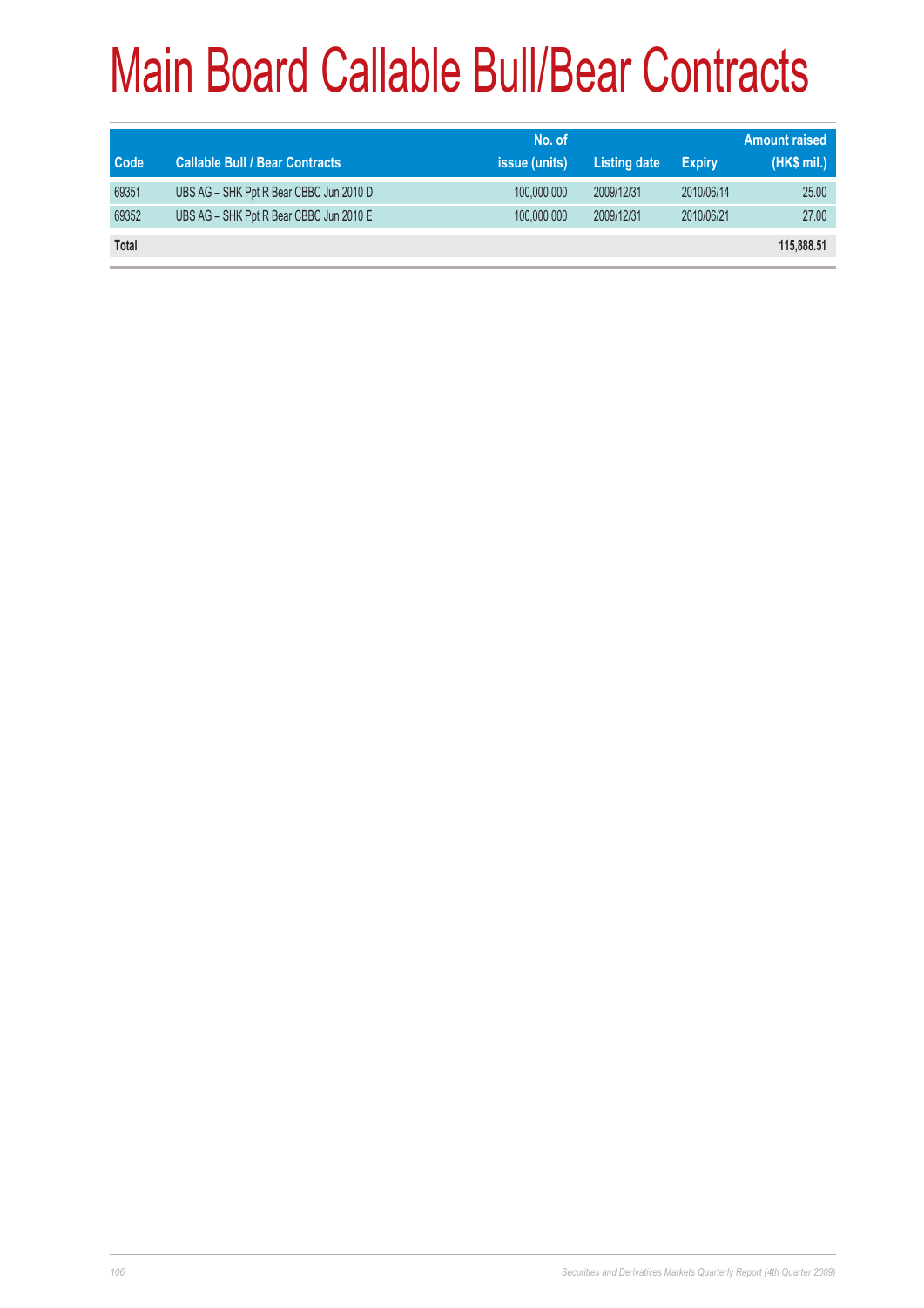# Main Board Callable Bull/Bear Contracts

| Code | Callable Bull / Bear Contracts | No. of issue (units) | Listing date | Expiry | Amount raised (HK$ mil.) |
|---|---|---|---|---|---|
| 69351 | UBS AG – SHK Ppt R Bear CBBC Jun 2010 D | 100,000,000 | 2009/12/31 | 2010/06/14 | 25.00 |
| 69352 | UBS AG – SHK Ppt R Bear CBBC Jun 2010 E | 100,000,000 | 2009/12/31 | 2010/06/21 | 27.00 |
| **Total** | | | | | **115,888.51** |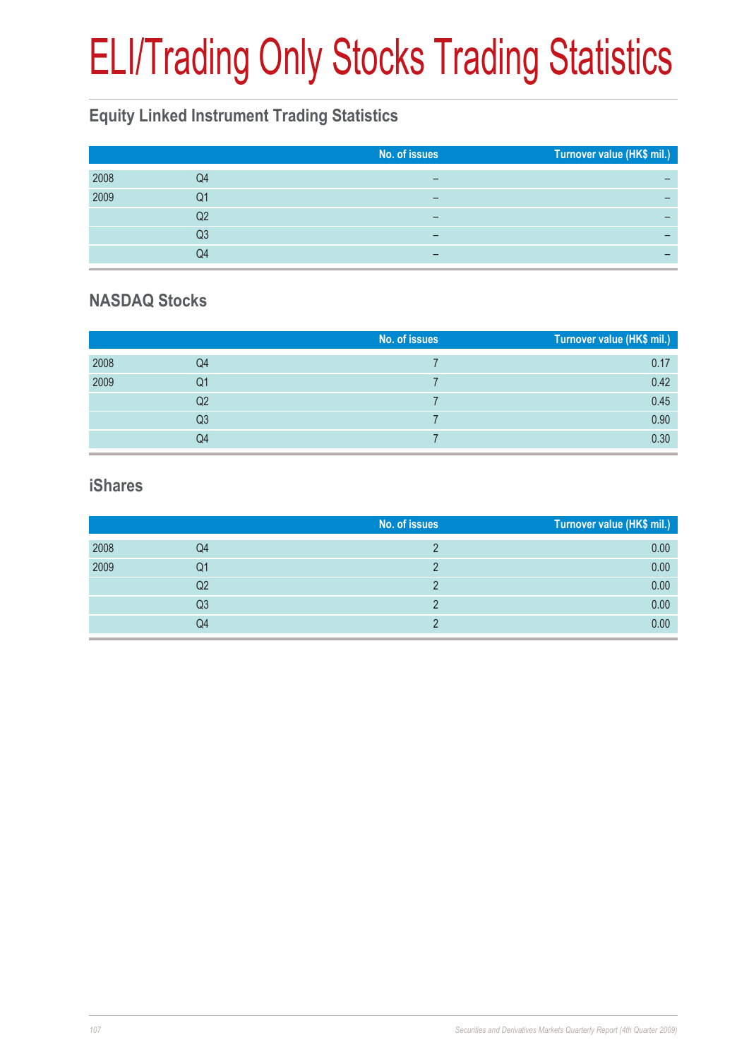# ELI/Trading Only Stocks Trading Statistics

## Equity Linked Instrument Trading Statistics

| | | No. of issues | Turnover value (HK$ mil.) |
|---|---|---|---|
| 2008 | Q4 | – | – |
| 2009 | Q1 | – | – |
| | Q2 | – | – |
| | Q3 | – | – |
| | Q4 | – | – |

## NASDAQ Stocks

| | | No. of issues | Turnover value (HK$ mil.) |
|---|---|---|---|
| 2008 | Q4 | 7 | 0.17 |
| 2009 | Q1 | 7 | 0.42 |
| | Q2 | 7 | 0.45 |
| | Q3 | 7 | 0.90 |
| | Q4 | 7 | 0.30 |

## iShares

| | | No. of issues | Turnover value (HK$ mil.) |
|---|---|---|---|
| 2008 | Q4 | 2 | 0.00 |
| 2009 | Q1 | 2 | 0.00 |
| | Q2 | 2 | 0.00 |
| | Q3 | 2 | 0.00 |
| | Q4 | 2 | 0.00 |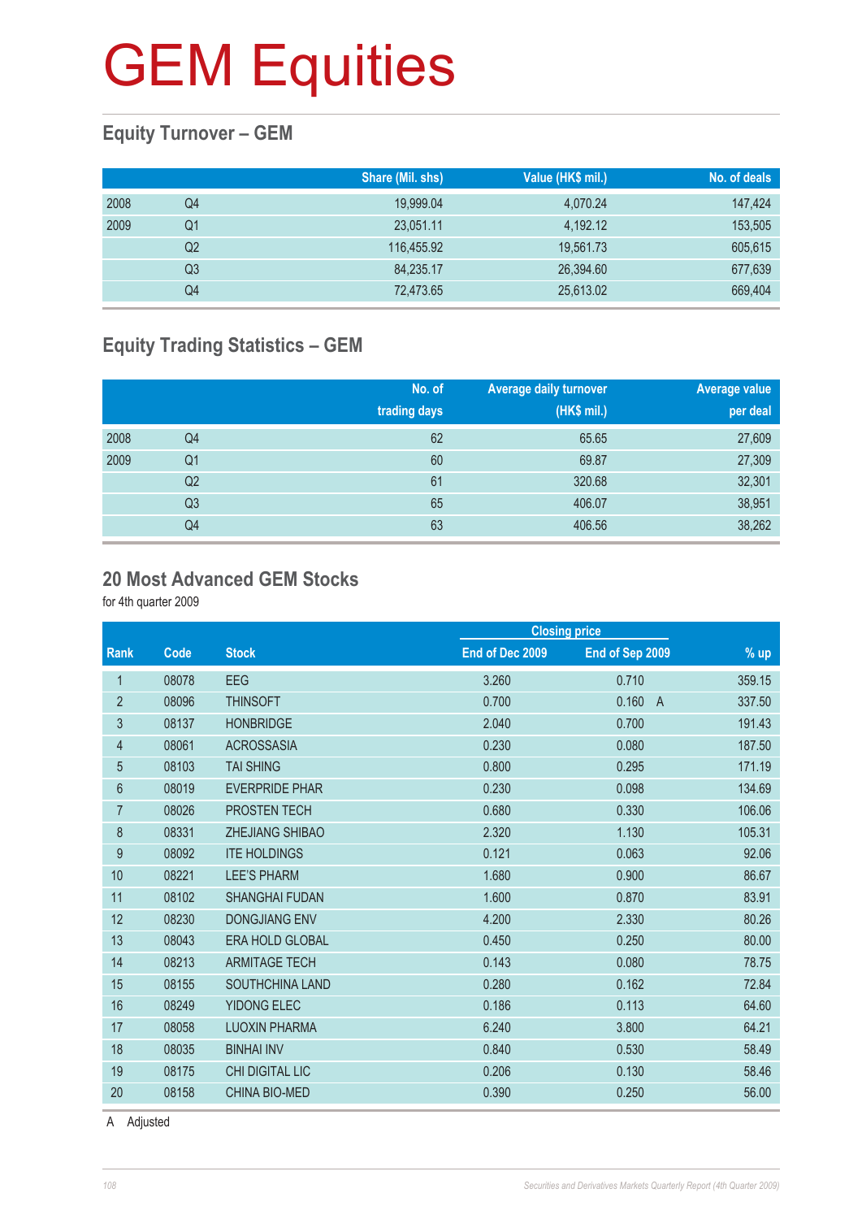# GEM Equities

## Equity Turnover – GEM

| | | Share (Mil. shs) | Value (HK$ mil.) | No. of deals |
|---|---|---|---|---|
| 2008 | Q4 | 19,999.04 | 4,070.24 | 147,424 |
| 2009 | Q1 | 23,051.11 | 4,192.12 | 153,505 |
| | Q2 | 116,455.92 | 19,561.73 | 605,615 |
| | Q3 | 84,235.17 | 26,394.60 | 677,639 |
| | Q4 | 72,473.65 | 25,613.02 | 669,404 |

## Equity Trading Statistics – GEM

| | | No. of trading days | Average daily turnover (HK$ mil.) | Average value per deal |
|---|---|---|---|---|
| 2008 | Q4 | 62 | 65.65 | 27,609 |
| 2009 | Q1 | 60 | 69.87 | 27,309 |
| | Q2 | 61 | 320.68 | 32,301 |
| | Q3 | 65 | 406.07 | 38,951 |
| | Q4 | 63 | 406.56 | 38,262 |

## 20 Most Advanced GEM Stocks

for 4th quarter 2009

| | | | Closing price | | |
|---|---|---|---|---|---|
| Rank | Code | Stock | End of Dec 2009 | End of Sep 2009 | % up |
| 1 | 08078 | EEG | 3.260 | 0.710 | 359.15 |
| 2 | 08096 | THINSOFT | 0.700 | 0.160 A | 337.50 |
| 3 | 08137 | HONBRIDGE | 2.040 | 0.700 | 191.43 |
| 4 | 08061 | ACROSSASIA | 0.230 | 0.080 | 187.50 |
| 5 | 08103 | TAI SHING | 0.800 | 0.295 | 171.19 |
| 6 | 08019 | EVERPRIDE PHAR | 0.230 | 0.098 | 134.69 |
| 7 | 08026 | PROSTEN TECH | 0.680 | 0.330 | 106.06 |
| 8 | 08331 | ZHEJIANG SHIBAO | 2.320 | 1.130 | 105.31 |
| 9 | 08092 | ITE HOLDINGS | 0.121 | 0.063 | 92.06 |
| 10 | 08221 | LEE'S PHARM | 1.680 | 0.900 | 86.67 |
| 11 | 08102 | SHANGHAI FUDAN | 1.600 | 0.870 | 83.91 |
| 12 | 08230 | DONGJIANG ENV | 4.200 | 2.330 | 80.26 |
| 13 | 08043 | ERA HOLD GLOBAL | 0.450 | 0.250 | 80.00 |
| 14 | 08213 | ARMITAGE TECH | 0.143 | 0.080 | 78.75 |
| 15 | 08155 | SOUTHCHINA LAND | 0.280 | 0.162 | 72.84 |
| 16 | 08249 | YIDONG ELEC | 0.186 | 0.113 | 64.60 |
| 17 | 08058 | LUOXIN PHARMA | 6.240 | 3.800 | 64.21 |
| 18 | 08035 | BINHAI INV | 0.840 | 0.530 | 58.49 |
| 19 | 08175 | CHI DIGITAL LIC | 0.206 | 0.130 | 58.46 |
| 20 | 08158 | CHINA BIO-MED | 0.390 | 0.250 | 56.00 |

A Adjusted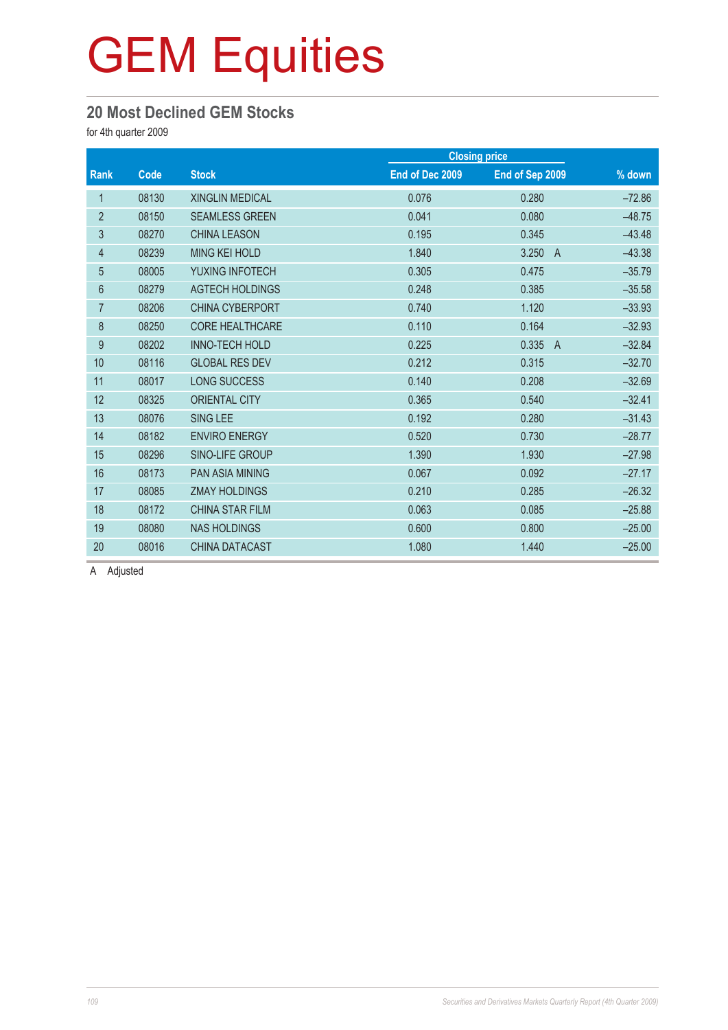# GEM Equities

## 20 Most Declined GEM Stocks

for 4th quarter 2009

| Rank | Code | Stock | Closing price | | % down |
|---|---|---|---|---|---|
| | | | End of Dec 2009 | End of Sep 2009 | |
| 1 | 08130 | XINGLIN MEDICAL | 0.076 | 0.280 | –72.86 |
| 2 | 08150 | SEAMLESS GREEN | 0.041 | 0.080 | –48.75 |
| 3 | 08270 | CHINA LEASON | 0.195 | 0.345 | –43.48 |
| 4 | 08239 | MING KEI HOLD | 1.840 | 3.250 A | –43.38 |
| 5 | 08005 | YUXING INFOTECH | 0.305 | 0.475 | –35.79 |
| 6 | 08279 | AGTECH HOLDINGS | 0.248 | 0.385 | –35.58 |
| 7 | 08206 | CHINA CYBERPORT | 0.740 | 1.120 | –33.93 |
| 8 | 08250 | CORE HEALTHCARE | 0.110 | 0.164 | –32.93 |
| 9 | 08202 | INNO-TECH HOLD | 0.225 | 0.335 A | –32.84 |
| 10 | 08116 | GLOBAL RES DEV | 0.212 | 0.315 | –32.70 |
| 11 | 08017 | LONG SUCCESS | 0.140 | 0.208 | –32.69 |
| 12 | 08325 | ORIENTAL CITY | 0.365 | 0.540 | –32.41 |
| 13 | 08076 | SING LEE | 0.192 | 0.280 | –31.43 |
| 14 | 08182 | ENVIRO ENERGY | 0.520 | 0.730 | –28.77 |
| 15 | 08296 | SINO-LIFE GROUP | 1.390 | 1.930 | –27.98 |
| 16 | 08173 | PAN ASIA MINING | 0.067 | 0.092 | –27.17 |
| 17 | 08085 | ZMAY HOLDINGS | 0.210 | 0.285 | –26.32 |
| 18 | 08172 | CHINA STAR FILM | 0.063 | 0.085 | –25.88 |
| 19 | 08080 | NAS HOLDINGS | 0.600 | 0.800 | –25.00 |
| 20 | 08016 | CHINA DATACAST | 1.080 | 1.440 | –25.00 |

A Adjusted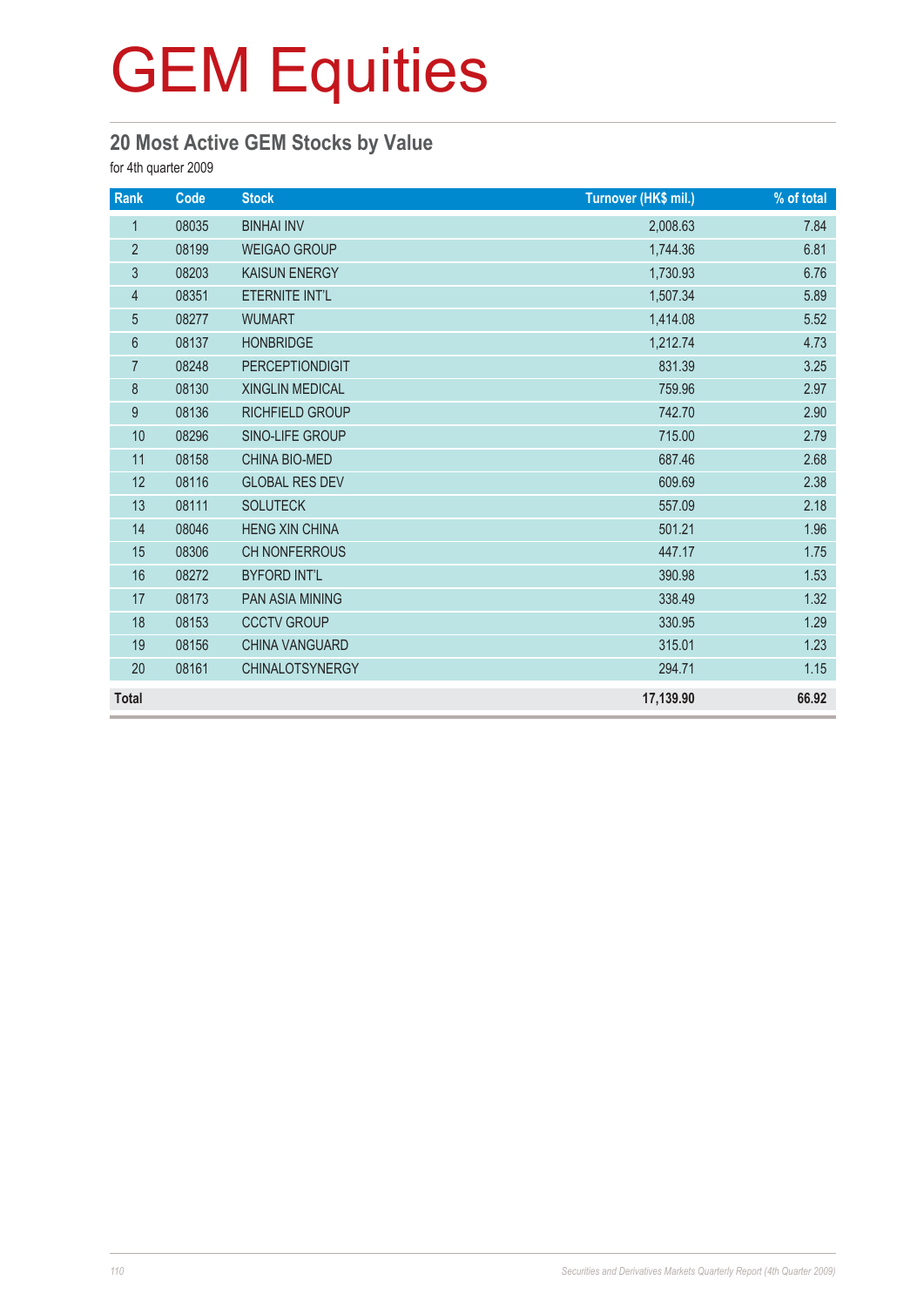# GEM Equities

## 20 Most Active GEM Stocks by Value

for 4th quarter 2009

| Rank | Code | Stock | Turnover (HK$ mil.) | % of total |
|---|---|---|---|---|
| 1 | 08035 | BINHAI INV | 2,008.63 | 7.84 |
| 2 | 08199 | WEIGAO GROUP | 1,744.36 | 6.81 |
| 3 | 08203 | KAISUN ENERGY | 1,730.93 | 6.76 |
| 4 | 08351 | ETERNITE INT'L | 1,507.34 | 5.89 |
| 5 | 08277 | WUMART | 1,414.08 | 5.52 |
| 6 | 08137 | HONBRIDGE | 1,212.74 | 4.73 |
| 7 | 08248 | PERCEPTIONDIGIT | 831.39 | 3.25 |
| 8 | 08130 | XINGLIN MEDICAL | 759.96 | 2.97 |
| 9 | 08136 | RICHFIELD GROUP | 742.70 | 2.90 |
| 10 | 08296 | SINO-LIFE GROUP | 715.00 | 2.79 |
| 11 | 08158 | CHINA BIO-MED | 687.46 | 2.68 |
| 12 | 08116 | GLOBAL RES DEV | 609.69 | 2.38 |
| 13 | 08111 | SOLUTECK | 557.09 | 2.18 |
| 14 | 08046 | HENG XIN CHINA | 501.21 | 1.96 |
| 15 | 08306 | CH NONFERROUS | 447.17 | 1.75 |
| 16 | 08272 | BYFORD INT'L | 390.98 | 1.53 |
| 17 | 08173 | PAN ASIA MINING | 338.49 | 1.32 |
| 18 | 08153 | CCCTV GROUP | 330.95 | 1.29 |
| 19 | 08156 | CHINA VANGUARD | 315.01 | 1.23 |
| 20 | 08161 | CHINALOTSYNERGY | 294.71 | 1.15 |
| **Total** | | | **17,139.90** | **66.92** |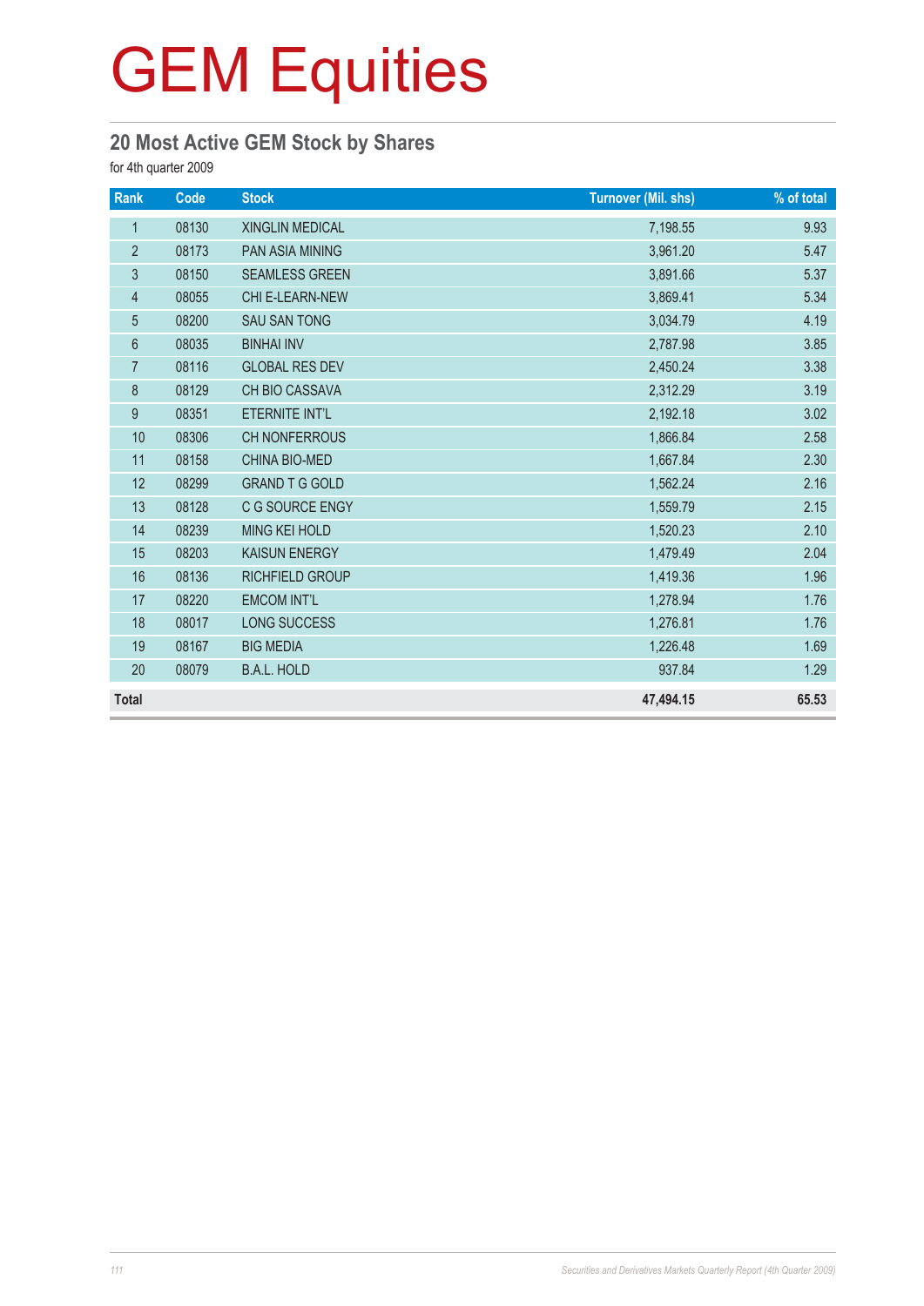# GEM Equities

## 20 Most Active GEM Stock by Shares

for 4th quarter 2009

| Rank | Code | Stock | Turnover (Mil. shs) | % of total |
|---|---|---|---|---|
| 1 | 08130 | XINGLIN MEDICAL | 7,198.55 | 9.93 |
| 2 | 08173 | PAN ASIA MINING | 3,961.20 | 5.47 |
| 3 | 08150 | SEAMLESS GREEN | 3,891.66 | 5.37 |
| 4 | 08055 | CHI E-LEARN-NEW | 3,869.41 | 5.34 |
| 5 | 08200 | SAU SAN TONG | 3,034.79 | 4.19 |
| 6 | 08035 | BINHAI INV | 2,787.98 | 3.85 |
| 7 | 08116 | GLOBAL RES DEV | 2,450.24 | 3.38 |
| 8 | 08129 | CH BIO CASSAVA | 2,312.29 | 3.19 |
| 9 | 08351 | ETERNITE INT'L | 2,192.18 | 3.02 |
| 10 | 08306 | CH NONFERROUS | 1,866.84 | 2.58 |
| 11 | 08158 | CHINA BIO-MED | 1,667.84 | 2.30 |
| 12 | 08299 | GRAND T G GOLD | 1,562.24 | 2.16 |
| 13 | 08128 | C G SOURCE ENGY | 1,559.79 | 2.15 |
| 14 | 08239 | MING KEI HOLD | 1,520.23 | 2.10 |
| 15 | 08203 | KAISUN ENERGY | 1,479.49 | 2.04 |
| 16 | 08136 | RICHFIELD GROUP | 1,419.36 | 1.96 |
| 17 | 08220 | EMCOM INT'L | 1,278.94 | 1.76 |
| 18 | 08017 | LONG SUCCESS | 1,276.81 | 1.76 |
| 19 | 08167 | BIG MEDIA | 1,226.48 | 1.69 |
| 20 | 08079 | B.A.L. HOLD | 937.84 | 1.29 |
| **Total** | | | **47,494.15** | **65.53** |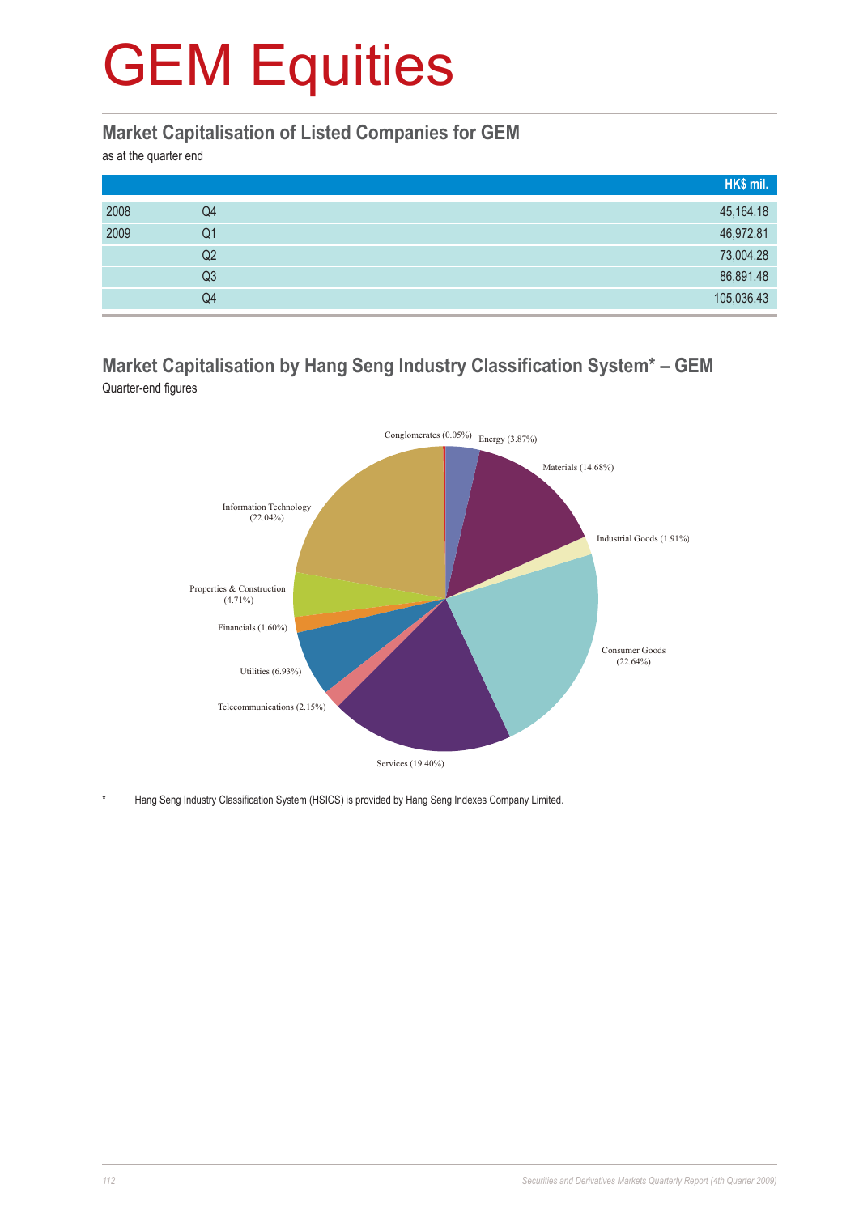# GEM Equities

## Market Capitalisation of Listed Companies for GEM

as at the quarter end

| | | HK$ mil. |
|---|---|---|
| 2008 | Q4 | 45,164.18 |
| 2009 | Q1 | 46,972.81 |
| | Q2 | 73,004.28 |
| | Q3 | 86,891.48 |
| | Q4 | 105,036.43 |

## Market Capitalisation by Hang Seng Industry Classification System* – GEM

Quarter-end figures

Conglomerates (0.05%)
Energy (3.87%)
Materials (14.68%)
Industrial Goods (1.91%)
Consumer Goods (22.64%)
Services (19.40%)
Telecommunications (2.15%)
Utilities (6.93%)
Financials (1.60%)
Properties & Construction (4.71%)
Information Technology (22.04%)

\* Hang Seng Industry Classification System (HSICS) is provided by Hang Seng Indexes Company Limited.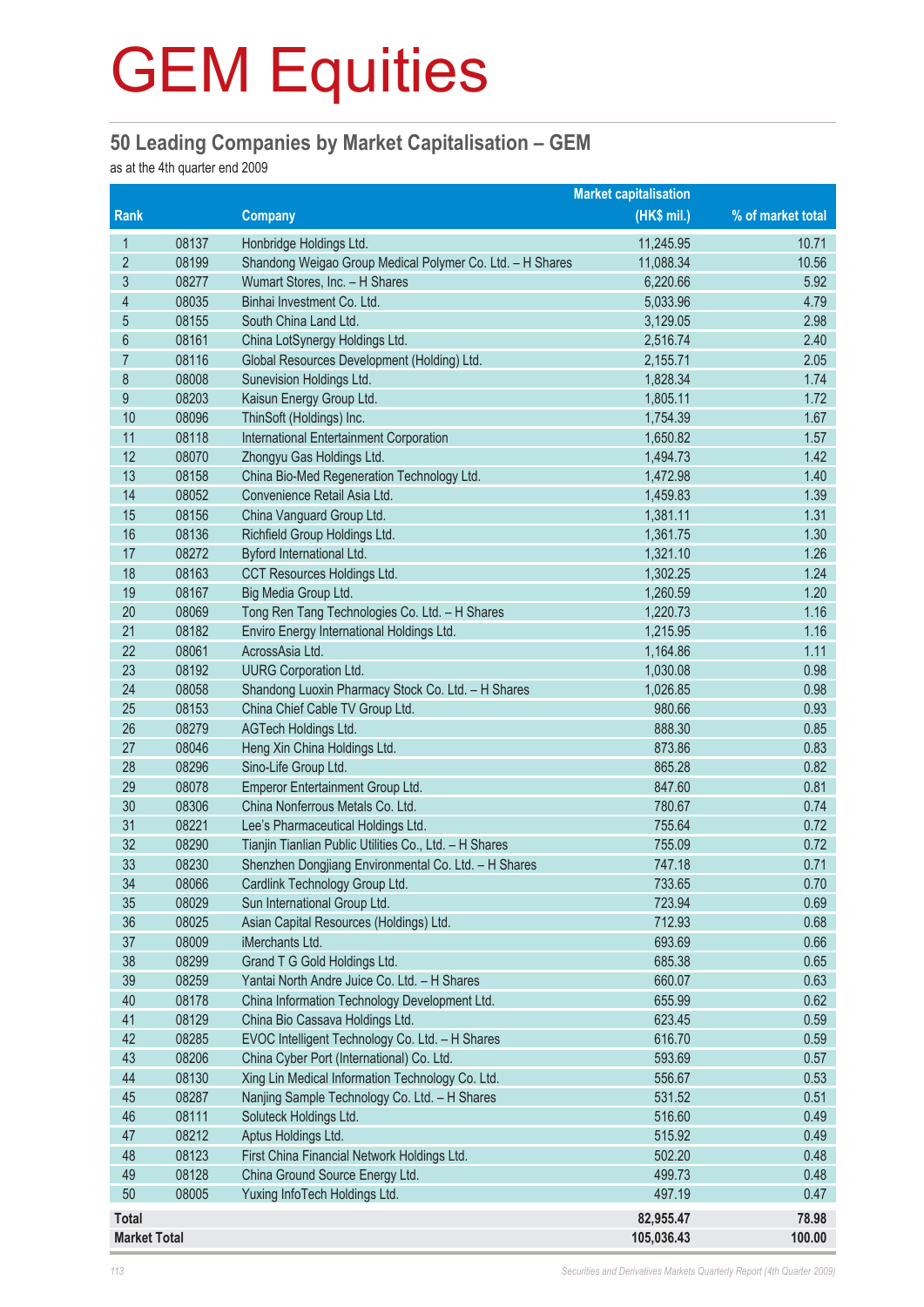# GEM Equities

## 50 Leading Companies by Market Capitalisation – GEM

as at the 4th quarter end 2009

| Rank | | Company | Market capitalisation (HK$ mil.) | % of market total |
|---|---|---|---|---|
| 1 | 08137 | Honbridge Holdings Ltd. | 11,245.95 | 10.71 |
| 2 | 08199 | Shandong Weigao Group Medical Polymer Co. Ltd. – H Shares | 11,088.34 | 10.56 |
| 3 | 08277 | Wumart Stores, Inc. – H Shares | 6,220.66 | 5.92 |
| 4 | 08035 | Binhai Investment Co. Ltd. | 5,033.96 | 4.79 |
| 5 | 08155 | South China Land Ltd. | 3,129.05 | 2.98 |
| 6 | 08161 | China LotSynergy Holdings Ltd. | 2,516.74 | 2.40 |
| 7 | 08116 | Global Resources Development (Holding) Ltd. | 2,155.71 | 2.05 |
| 8 | 08008 | Sunevision Holdings Ltd. | 1,828.34 | 1.74 |
| 9 | 08203 | Kaisun Energy Group Ltd. | 1,805.11 | 1.72 |
| 10 | 08096 | ThinSoft (Holdings) Inc. | 1,754.39 | 1.67 |
| 11 | 08118 | International Entertainment Corporation | 1,650.82 | 1.57 |
| 12 | 08070 | Zhongyu Gas Holdings Ltd. | 1,494.73 | 1.42 |
| 13 | 08158 | China Bio-Med Regeneration Technology Ltd. | 1,472.98 | 1.40 |
| 14 | 08052 | Convenience Retail Asia Ltd. | 1,459.83 | 1.39 |
| 15 | 08156 | China Vanguard Group Ltd. | 1,381.11 | 1.31 |
| 16 | 08136 | Richfield Group Holdings Ltd. | 1,361.75 | 1.30 |
| 17 | 08272 | Byford International Ltd. | 1,321.10 | 1.26 |
| 18 | 08163 | CCT Resources Holdings Ltd. | 1,302.25 | 1.24 |
| 19 | 08167 | Big Media Group Ltd. | 1,260.59 | 1.20 |
| 20 | 08069 | Tong Ren Tang Technologies Co. Ltd. – H Shares | 1,220.73 | 1.16 |
| 21 | 08182 | Enviro Energy International Holdings Ltd. | 1,215.95 | 1.16 |
| 22 | 08061 | AcrossAsia Ltd. | 1,164.86 | 1.11 |
| 23 | 08192 | UURG Corporation Ltd. | 1,030.08 | 0.98 |
| 24 | 08058 | Shandong Luoxin Pharmacy Stock Co. Ltd. – H Shares | 1,026.85 | 0.98 |
| 25 | 08153 | China Chief Cable TV Group Ltd. | 980.66 | 0.93 |
| 26 | 08279 | AGTech Holdings Ltd. | 888.30 | 0.85 |
| 27 | 08046 | Heng Xin China Holdings Ltd. | 873.86 | 0.83 |
| 28 | 08296 | Sino-Life Group Ltd. | 865.28 | 0.82 |
| 29 | 08078 | Emperor Entertainment Group Ltd. | 847.60 | 0.81 |
| 30 | 08306 | China Nonferrous Metals Co. Ltd. | 780.67 | 0.74 |
| 31 | 08221 | Lee's Pharmaceutical Holdings Ltd. | 755.64 | 0.72 |
| 32 | 08290 | Tianjin Tianlian Public Utilities Co., Ltd. – H Shares | 755.09 | 0.72 |
| 33 | 08230 | Shenzhen Dongjiang Environmental Co. Ltd. – H Shares | 747.18 | 0.71 |
| 34 | 08066 | Cardlink Technology Group Ltd. | 733.65 | 0.70 |
| 35 | 08029 | Sun International Group Ltd. | 723.94 | 0.69 |
| 36 | 08025 | Asian Capital Resources (Holdings) Ltd. | 712.93 | 0.68 |
| 37 | 08009 | iMerchants Ltd. | 693.69 | 0.66 |
| 38 | 08299 | Grand T G Gold Holdings Ltd. | 685.38 | 0.65 |
| 39 | 08259 | Yantai North Andre Juice Co. Ltd. – H Shares | 660.07 | 0.63 |
| 40 | 08178 | China Information Technology Development Ltd. | 655.99 | 0.62 |
| 41 | 08129 | China Bio Cassava Holdings Ltd. | 623.45 | 0.59 |
| 42 | 08285 | EVOC Intelligent Technology Co. Ltd. – H Shares | 616.70 | 0.59 |
| 43 | 08206 | China Cyber Port (International) Co. Ltd. | 593.69 | 0.57 |
| 44 | 08130 | Xing Lin Medical Information Technology Co. Ltd. | 556.67 | 0.53 |
| 45 | 08287 | Nanjing Sample Technology Co. Ltd. – H Shares | 531.52 | 0.51 |
| 46 | 08111 | Soluteck Holdings Ltd. | 516.60 | 0.49 |
| 47 | 08212 | Aptus Holdings Ltd. | 515.92 | 0.49 |
| 48 | 08123 | First China Financial Network Holdings Ltd. | 502.20 | 0.48 |
| 49 | 08128 | China Ground Source Energy Ltd. | 499.73 | 0.48 |
| 50 | 08005 | Yuxing InfoTech Holdings Ltd. | 497.19 | 0.47 |
| **Total** | | | **82,955.47** | **78.98** |
| **Market Total** | | | **105,036.43** | **100.00** |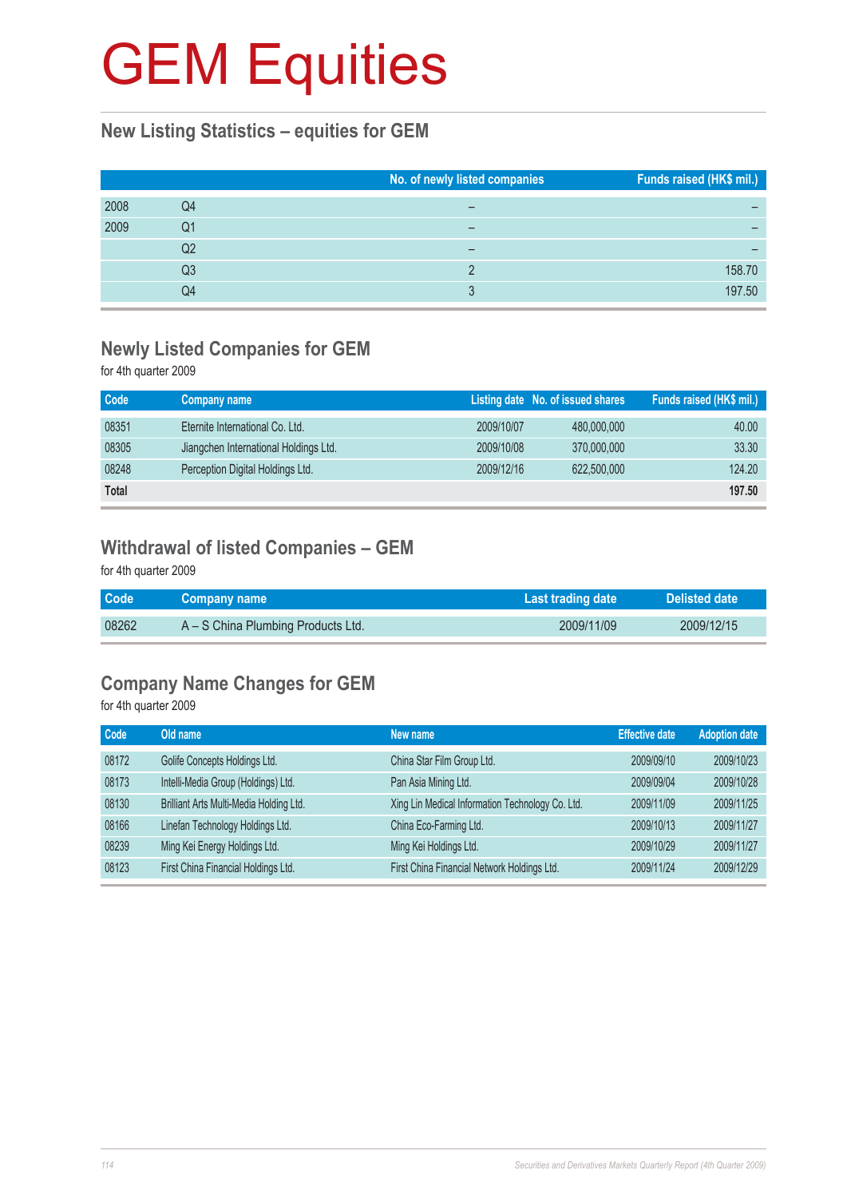# GEM Equities

## New Listing Statistics – equities for GEM

| | | No. of newly listed companies | Funds raised (HK$ mil.) |
|---|---|---|---|
| 2008 | Q4 | – | – |
| 2009 | Q1 | – | – |
| | Q2 | – | – |
| | Q3 | 2 | 158.70 |
| | Q4 | 3 | 197.50 |

## Newly Listed Companies for GEM

for 4th quarter 2009

| Code | Company name | Listing date | No. of issued shares | Funds raised (HK$ mil.) |
|---|---|---|---|---|
| 08351 | Eternite International Co. Ltd. | 2009/10/07 | 480,000,000 | 40.00 |
| 08305 | Jiangchen International Holdings Ltd. | 2009/10/08 | 370,000,000 | 33.30 |
| 08248 | Perception Digital Holdings Ltd. | 2009/12/16 | 622,500,000 | 124.20 |
| **Total** | | | | **197.50** |

## Withdrawal of listed Companies – GEM

for 4th quarter 2009

| Code | Company name | Last trading date | Delisted date |
|---|---|---|---|
| 08262 | A – S China Plumbing Products Ltd. | 2009/11/09 | 2009/12/15 |

## Company Name Changes for GEM

for 4th quarter 2009

| Code | Old name | New name | Effective date | Adoption date |
|---|---|---|---|---|
| 08172 | Golife Concepts Holdings Ltd. | China Star Film Group Ltd. | 2009/09/10 | 2009/10/23 |
| 08173 | Intelli-Media Group (Holdings) Ltd. | Pan Asia Mining Ltd. | 2009/09/04 | 2009/10/28 |
| 08130 | Brilliant Arts Multi-Media Holding Ltd. | Xing Lin Medical Information Technology Co. Ltd. | 2009/11/09 | 2009/11/25 |
| 08166 | Linefan Technology Holdings Ltd. | China Eco-Farming Ltd. | 2009/10/13 | 2009/11/27 |
| 08239 | Ming Kei Energy Holdings Ltd. | Ming Kei Holdings Ltd. | 2009/10/29 | 2009/11/27 |
| 08123 | First China Financial Holdings Ltd. | First China Financial Network Holdings Ltd. | 2009/11/24 | 2009/12/29 |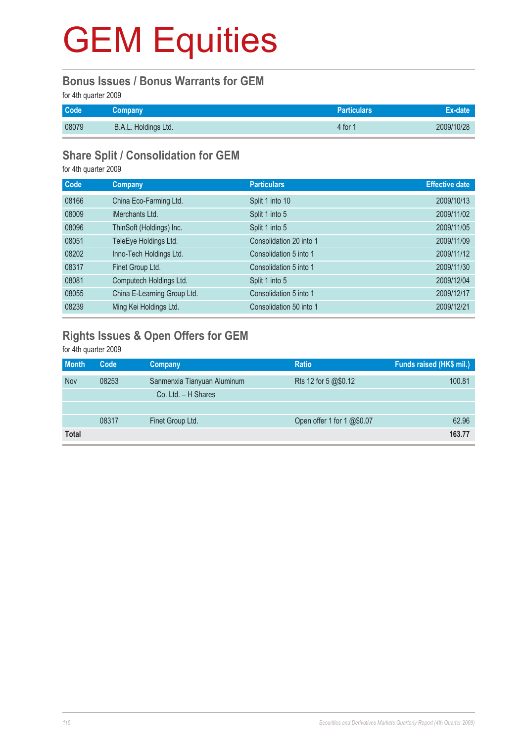# GEM Equities

## Bonus Issues / Bonus Warrants for GEM

for 4th quarter 2009

| Code | Company | Particulars | Ex-date |
|---|---|---|---|
| 08079 | B.A.L. Holdings Ltd. | 4 for 1 | 2009/10/28 |

## Share Split / Consolidation for GEM

for 4th quarter 2009

| Code | Company | Particulars | Effective date |
|---|---|---|---|
| 08166 | China Eco-Farming Ltd. | Split 1 into 10 | 2009/10/13 |
| 08009 | iMerchants Ltd. | Split 1 into 5 | 2009/11/02 |
| 08096 | ThinSoft (Holdings) Inc. | Split 1 into 5 | 2009/11/05 |
| 08051 | TeleEye Holdings Ltd. | Consolidation 20 into 1 | 2009/11/09 |
| 08202 | Inno-Tech Holdings Ltd. | Consolidation 5 into 1 | 2009/11/12 |
| 08317 | Finet Group Ltd. | Consolidation 5 into 1 | 2009/11/30 |
| 08081 | Computech Holdings Ltd. | Split 1 into 5 | 2009/12/04 |
| 08055 | China E-Learning Group Ltd. | Consolidation 5 into 1 | 2009/12/17 |
| 08239 | Ming Kei Holdings Ltd. | Consolidation 50 into 1 | 2009/12/21 |

## Rights Issues & Open Offers for GEM

for 4th quarter 2009

| Month | Code | Company | Ratio | Funds raised (HK$ mil.) |
|---|---|---|---|---|
| Nov | 08253 | Sanmenxia Tianyuan Aluminum Co. Ltd. – H Shares | Rts 12 for 5 @$0.12 | 100.81 |
| | 08317 | Finet Group Ltd. | Open offer 1 for 1 @$0.07 | 62.96 |
| **Total** | | | | **163.77** |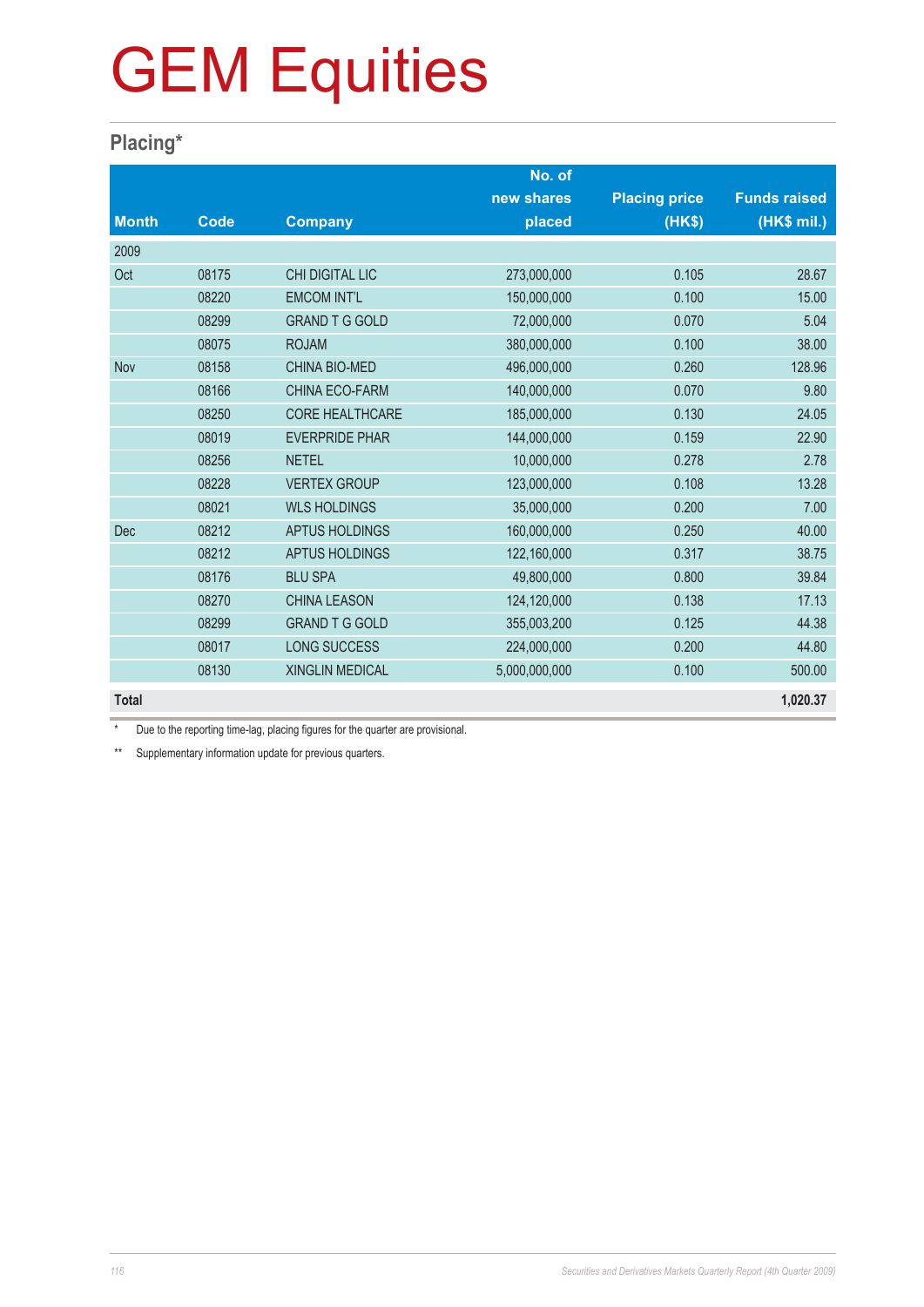# GEM Equities

## Placing*

| Month | Code | Company | No. of new shares placed | Placing price (HK$) | Funds raised (HK$ mil.) |
|---|---|---|---|---|---|
| 2009 | | | | | |
| Oct | 08175 | CHI DIGITAL LIC | 273,000,000 | 0.105 | 28.67 |
| | 08220 | EMCOM INT'L | 150,000,000 | 0.100 | 15.00 |
| | 08299 | GRAND T G GOLD | 72,000,000 | 0.070 | 5.04 |
| | 08075 | ROJAM | 380,000,000 | 0.100 | 38.00 |
| Nov | 08158 | CHINA BIO-MED | 496,000,000 | 0.260 | 128.96 |
| | 08166 | CHINA ECO-FARM | 140,000,000 | 0.070 | 9.80 |
| | 08250 | CORE HEALTHCARE | 185,000,000 | 0.130 | 24.05 |
| | 08019 | EVERPRIDE PHAR | 144,000,000 | 0.159 | 22.90 |
| | 08256 | NETEL | 10,000,000 | 0.278 | 2.78 |
| | 08228 | VERTEX GROUP | 123,000,000 | 0.108 | 13.28 |
| | 08021 | WLS HOLDINGS | 35,000,000 | 0.200 | 7.00 |
| Dec | 08212 | APTUS HOLDINGS | 160,000,000 | 0.250 | 40.00 |
| | 08212 | APTUS HOLDINGS | 122,160,000 | 0.317 | 38.75 |
| | 08176 | BLU SPA | 49,800,000 | 0.800 | 39.84 |
| | 08270 | CHINA LEASON | 124,120,000 | 0.138 | 17.13 |
| | 08299 | GRAND T G GOLD | 355,003,200 | 0.125 | 44.38 |
| | 08017 | LONG SUCCESS | 224,000,000 | 0.200 | 44.80 |
| | 08130 | XINGLIN MEDICAL | 5,000,000,000 | 0.100 | 500.00 |
| **Total** | | | | | **1,020.37** |

\* Due to the reporting time-lag, placing figures for the quarter are provisional.

** Supplementary information update for previous quarters.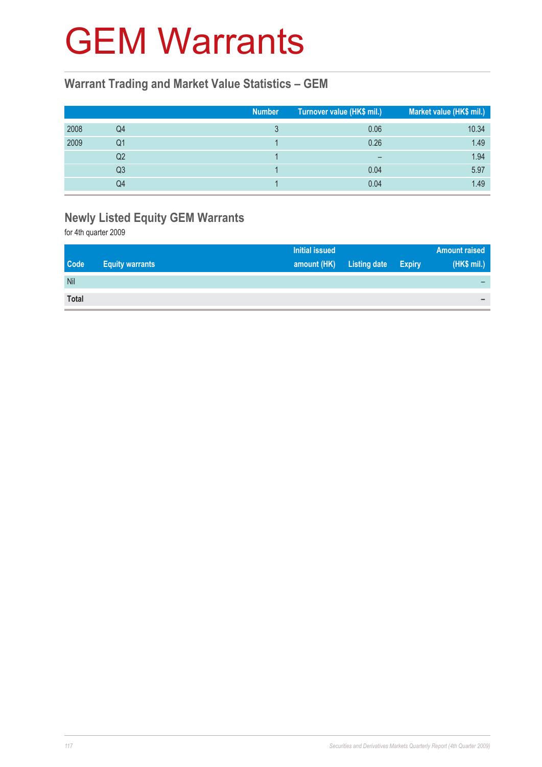# GEM Warrants

## Warrant Trading and Market Value Statistics – GEM

| | | Number | Turnover value (HK$ mil.) | Market value (HK$ mil.) |
|---|---|---|---|---|
| 2008 | Q4 | 3 | 0.06 | 10.34 |
| 2009 | Q1 | 1 | 0.26 | 1.49 |
| | Q2 | 1 | – | 1.94 |
| | Q3 | 1 | 0.04 | 5.97 |
| | Q4 | 1 | 0.04 | 1.49 |

## Newly Listed Equity GEM Warrants

for 4th quarter 2009

| Code | Equity warrants | Initial issued amount (HK) | Listing date | Expiry | Amount raised (HK$ mil.) |
|---|---|---|---|---|---|
| Nil | | | | | – |
| **Total** | | | | | **–** |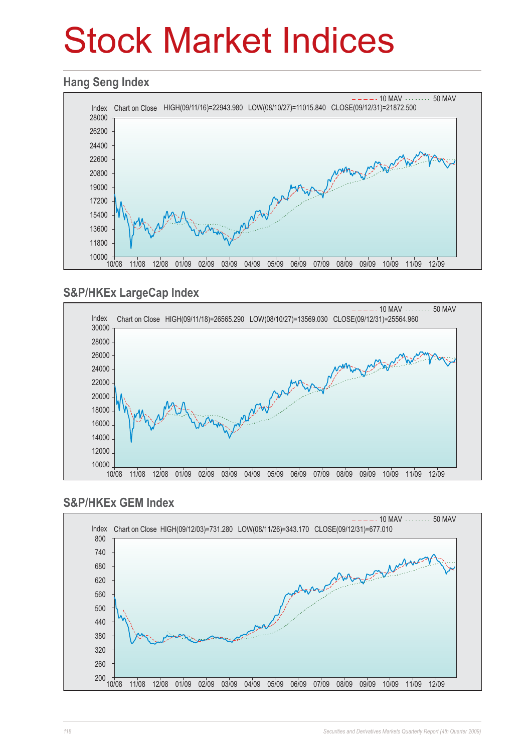# Stock Market Indices

## Hang Seng Index

10 MAV ········ 50 MAV

Index Chart on Close HIGH(09/11/16)=22943.980 LOW(08/10/27)=11015.840 CLOSE(09/12/31)=21872.500

## S&P/HKEx LargeCap Index

10 MAV ········ 50 MAV

Index Chart on Close HIGH(09/11/18)=26565.290 LOW(08/10/27)=13569.030 CLOSE(09/12/31)=25564.960

## S&P/HKEx GEM Index

10 MAV ········ 50 MAV

Index Chart on Close HIGH(09/12/03)=731.280 LOW(08/11/26)=343.170 CLOSE(09/12/31)=677.010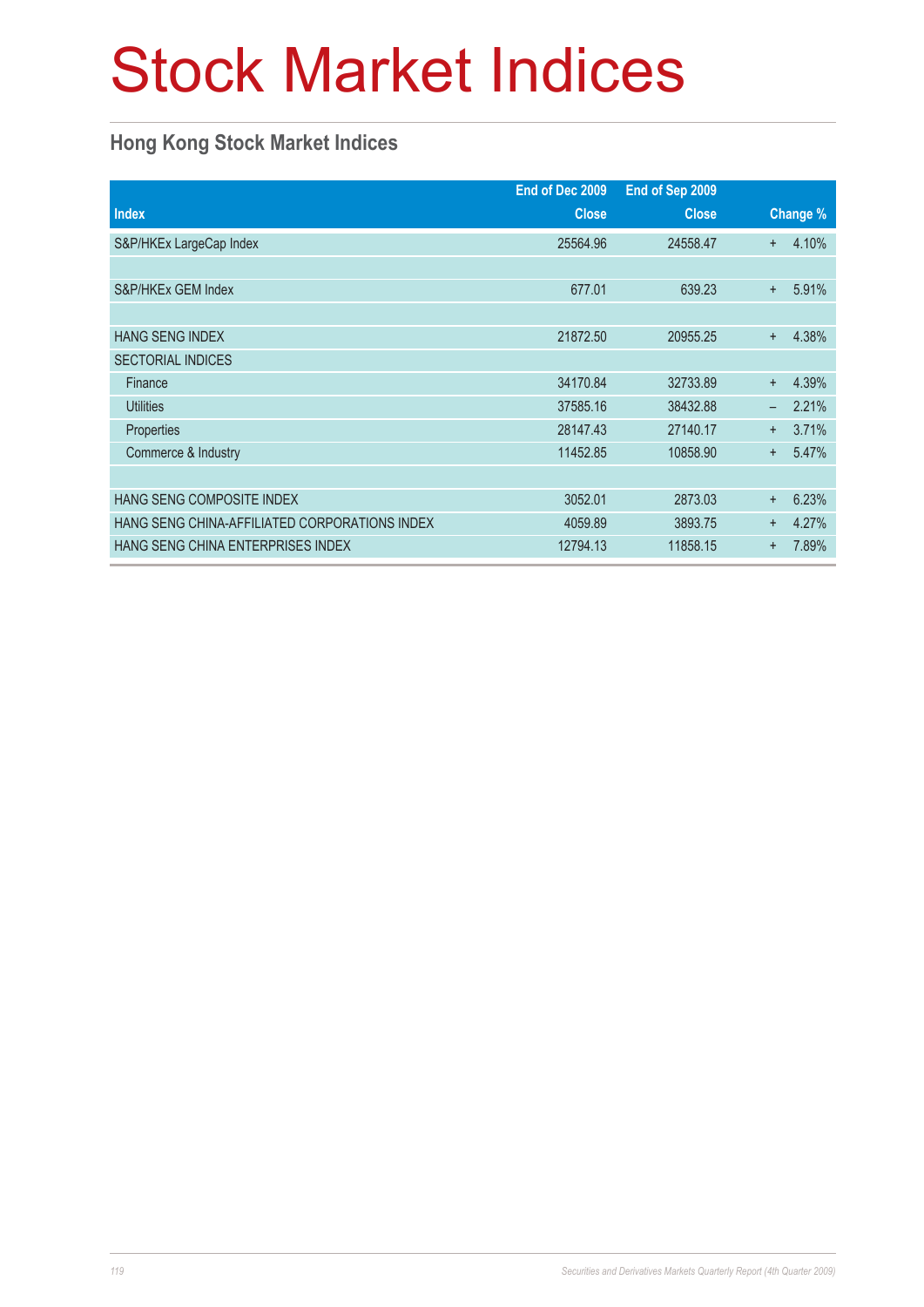# Stock Market Indices

## Hong Kong Stock Market Indices

| Index | End of Dec 2009 Close | End of Sep 2009 Close | Change % |
|---|---|---|---|
| S&P/HKEx LargeCap Index | 25564.96 | 24558.47 | + 4.10% |
| | | | |
| S&P/HKEx GEM Index | 677.01 | 639.23 | + 5.91% |
| | | | |
| HANG SENG INDEX | 21872.50 | 20955.25 | + 4.38% |
| SECTORIAL INDICES | | | |
| Finance | 34170.84 | 32733.89 | + 4.39% |
| Utilities | 37585.16 | 38432.88 | – 2.21% |
| Properties | 28147.43 | 27140.17 | + 3.71% |
| Commerce & Industry | 11452.85 | 10858.90 | + 5.47% |
| | | | |
| HANG SENG COMPOSITE INDEX | 3052.01 | 2873.03 | + 6.23% |
| HANG SENG CHINA-AFFILIATED CORPORATIONS INDEX | 4059.89 | 3893.75 | + 4.27% |
| HANG SENG CHINA ENTERPRISES INDEX | 12794.13 | 11858.15 | + 7.89% |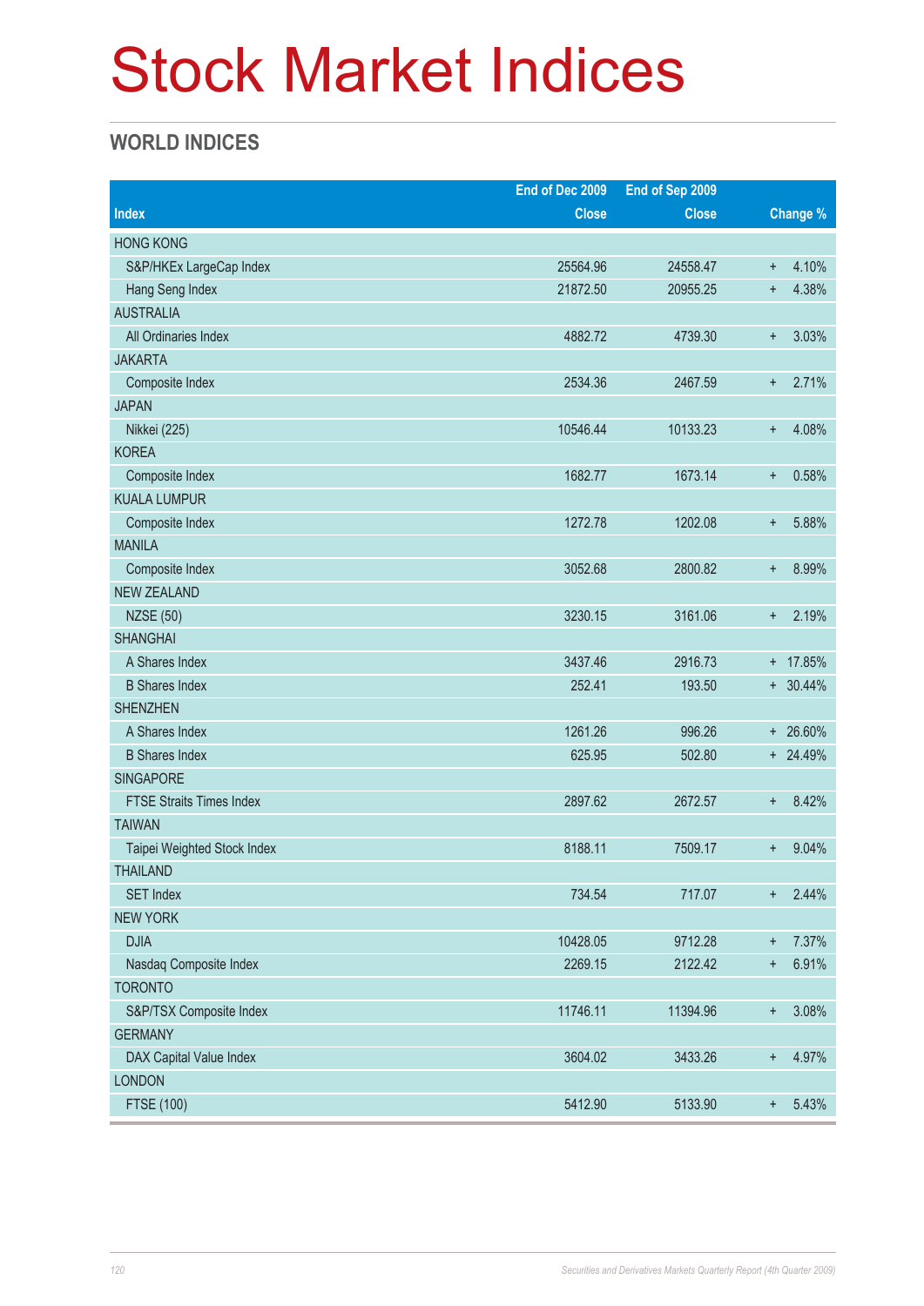# Stock Market Indices

## WORLD INDICES

| Index | End of Dec 2009 Close | End of Sep 2009 Close | Change % |
|---|---|---|---|
| HONG KONG | | | |
| S&P/HKEx LargeCap Index | 25564.96 | 24558.47 | + 4.10% |
| Hang Seng Index | 21872.50 | 20955.25 | + 4.38% |
| AUSTRALIA | | | |
| All Ordinaries Index | 4882.72 | 4739.30 | + 3.03% |
| JAKARTA | | | |
| Composite Index | 2534.36 | 2467.59 | + 2.71% |
| JAPAN | | | |
| Nikkei (225) | 10546.44 | 10133.23 | + 4.08% |
| KOREA | | | |
| Composite Index | 1682.77 | 1673.14 | + 0.58% |
| KUALA LUMPUR | | | |
| Composite Index | 1272.78 | 1202.08 | + 5.88% |
| MANILA | | | |
| Composite Index | 3052.68 | 2800.82 | + 8.99% |
| NEW ZEALAND | | | |
| NZSE (50) | 3230.15 | 3161.06 | + 2.19% |
| SHANGHAI | | | |
| A Shares Index | 3437.46 | 2916.73 | + 17.85% |
| B Shares Index | 252.41 | 193.50 | + 30.44% |
| SHENZHEN | | | |
| A Shares Index | 1261.26 | 996.26 | + 26.60% |
| B Shares Index | 625.95 | 502.80 | + 24.49% |
| SINGAPORE | | | |
| FTSE Straits Times Index | 2897.62 | 2672.57 | + 8.42% |
| TAIWAN | | | |
| Taipei Weighted Stock Index | 8188.11 | 7509.17 | + 9.04% |
| THAILAND | | | |
| SET Index | 734.54 | 717.07 | + 2.44% |
| NEW YORK | | | |
| DJIA | 10428.05 | 9712.28 | + 7.37% |
| Nasdaq Composite Index | 2269.15 | 2122.42 | + 6.91% |
| TORONTO | | | |
| S&P/TSX Composite Index | 11746.11 | 11394.96 | + 3.08% |
| GERMANY | | | |
| DAX Capital Value Index | 3604.02 | 3433.26 | + 4.97% |
| LONDON | | | |
| FTSE (100) | 5412.90 | 5133.90 | + 5.43% |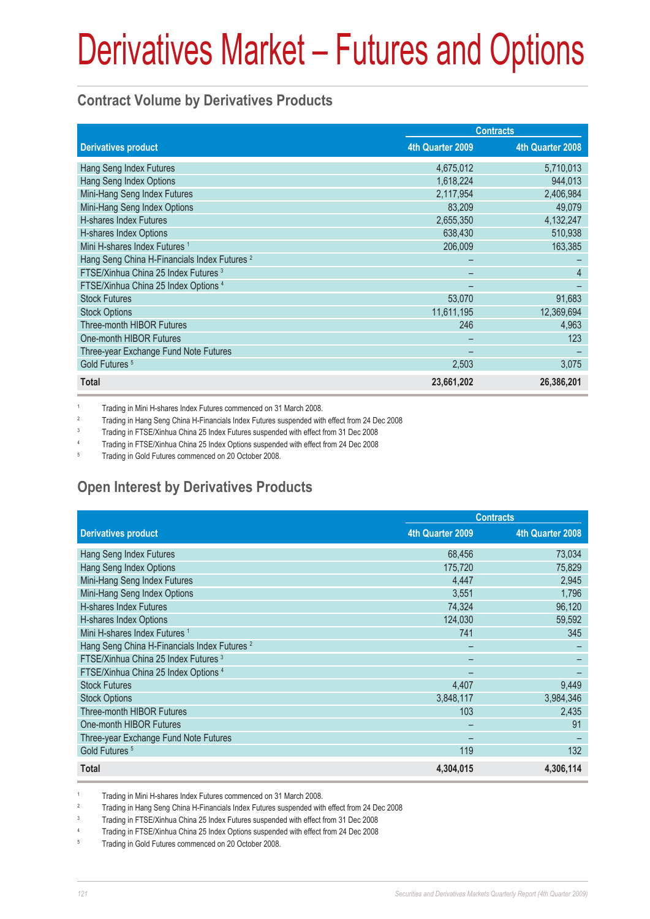# Derivatives Market – Futures and Options

## Contract Volume by Derivatives Products

| Derivatives product | Contracts | |
|---|---|---|
| | 4th Quarter 2009 | 4th Quarter 2008 |
| Hang Seng Index Futures | 4,675,012 | 5,710,013 |
| Hang Seng Index Options | 1,618,224 | 944,013 |
| Mini-Hang Seng Index Futures | 2,117,954 | 2,406,984 |
| Mini-Hang Seng Index Options | 83,209 | 49,079 |
| H-shares Index Futures | 2,655,350 | 4,132,247 |
| H-shares Index Options | 638,430 | 510,938 |
| Mini H-shares Index Futures [1] | 206,009 | 163,385 |
| Hang Seng China H-Financials Index Futures [2] | – | – |
| FTSE/Xinhua China 25 Index Futures [3] | – | 4 |
| FTSE/Xinhua China 25 Index Options [4] | – | – |
| Stock Futures | 53,070 | 91,683 |
| Stock Options | 11,611,195 | 12,369,694 |
| Three-month HIBOR Futures | 246 | 4,963 |
| One-month HIBOR Futures | – | 123 |
| Three-year Exchange Fund Note Futures | – | – |
| Gold Futures [5] | 2,503 | 3,075 |
| **Total** | **23,661,202** | **26,386,201** |

1. Trading in Mini H-shares Index Futures commenced on 31 March 2008.
2. Trading in Hang Seng China H-Financials Index Futures suspended with effect from 24 Dec 2008
3. Trading in FTSE/Xinhua China 25 Index Futures suspended with effect from 31 Dec 2008
4. Trading in FTSE/Xinhua China 25 Index Options suspended with effect from 24 Dec 2008
5. Trading in Gold Futures commenced on 20 October 2008.

## Open Interest by Derivatives Products

| Derivatives product | Contracts | |
|---|---|---|
| | 4th Quarter 2009 | 4th Quarter 2008 |
| Hang Seng Index Futures | 68,456 | 73,034 |
| Hang Seng Index Options | 175,720 | 75,829 |
| Mini-Hang Seng Index Futures | 4,447 | 2,945 |
| Mini-Hang Seng Index Options | 3,551 | 1,796 |
| H-shares Index Futures | 74,324 | 96,120 |
| H-shares Index Options | 124,030 | 59,592 |
| Mini H-shares Index Futures [1] | 741 | 345 |
| Hang Seng China H-Financials Index Futures [2] | – | – |
| FTSE/Xinhua China 25 Index Futures [3] | – | – |
| FTSE/Xinhua China 25 Index Options [4] | – | – |
| Stock Futures | 4,407 | 9,449 |
| Stock Options | 3,848,117 | 3,984,346 |
| Three-month HIBOR Futures | 103 | 2,435 |
| One-month HIBOR Futures | – | 91 |
| Three-year Exchange Fund Note Futures | – | – |
| Gold Futures [5] | 119 | 132 |
| **Total** | **4,304,015** | **4,306,114** |

1. Trading in Mini H-shares Index Futures commenced on 31 March 2008.
2. Trading in Hang Seng China H-Financials Index Futures suspended with effect from 24 Dec 2008
3. Trading in FTSE/Xinhua China 25 Index Futures suspended with effect from 31 Dec 2008
4. Trading in FTSE/Xinhua China 25 Index Options suspended with effect from 24 Dec 2008
5. Trading in Gold Futures commenced on 20 October 2008.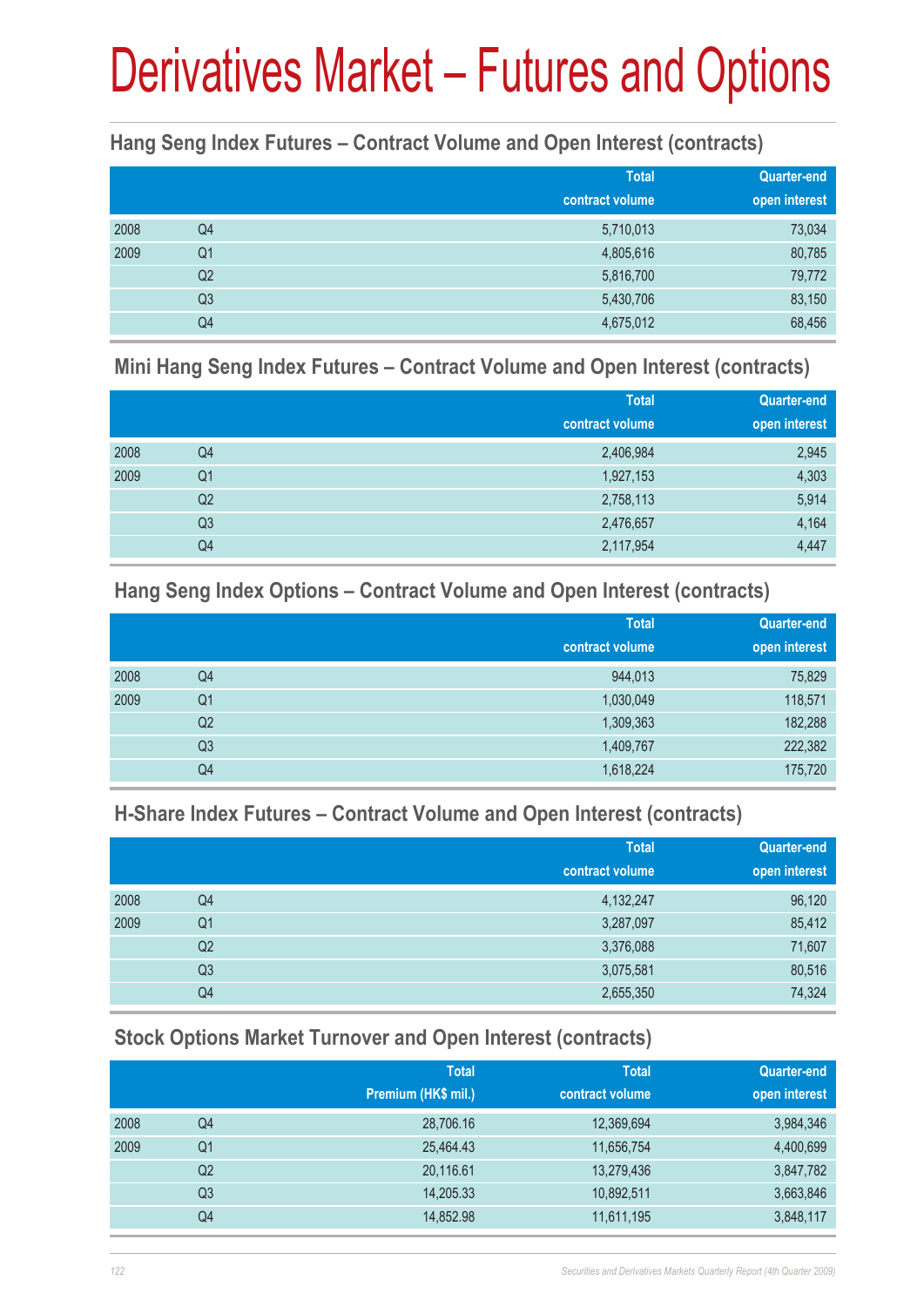# Derivatives Market – Futures and Options

## Hang Seng Index Futures – Contract Volume and Open Interest (contracts)

| | | Total contract volume | Quarter-end open interest |
|---|---|---|---|
| 2008 | Q4 | 5,710,013 | 73,034 |
| 2009 | Q1 | 4,805,616 | 80,785 |
| | Q2 | 5,816,700 | 79,772 |
| | Q3 | 5,430,706 | 83,150 |
| | Q4 | 4,675,012 | 68,456 |

## Mini Hang Seng Index Futures – Contract Volume and Open Interest (contracts)

| | | Total contract volume | Quarter-end open interest |
|---|---|---|---|
| 2008 | Q4 | 2,406,984 | 2,945 |
| 2009 | Q1 | 1,927,153 | 4,303 |
| | Q2 | 2,758,113 | 5,914 |
| | Q3 | 2,476,657 | 4,164 |
| | Q4 | 2,117,954 | 4,447 |

## Hang Seng Index Options – Contract Volume and Open Interest (contracts)

| | | Total contract volume | Quarter-end open interest |
|---|---|---|---|
| 2008 | Q4 | 944,013 | 75,829 |
| 2009 | Q1 | 1,030,049 | 118,571 |
| | Q2 | 1,309,363 | 182,288 |
| | Q3 | 1,409,767 | 222,382 |
| | Q4 | 1,618,224 | 175,720 |

## H-Share Index Futures – Contract Volume and Open Interest (contracts)

| | | Total contract volume | Quarter-end open interest |
|---|---|---|---|
| 2008 | Q4 | 4,132,247 | 96,120 |
| 2009 | Q1 | 3,287,097 | 85,412 |
| | Q2 | 3,376,088 | 71,607 |
| | Q3 | 3,075,581 | 80,516 |
| | Q4 | 2,655,350 | 74,324 |

## Stock Options Market Turnover and Open Interest (contracts)

| | | Total Premium (HK$ mil.) | Total contract volume | Quarter-end open interest |
|---|---|---|---|---|
| 2008 | Q4 | 28,706.16 | 12,369,694 | 3,984,346 |
| 2009 | Q1 | 25,464.43 | 11,656,754 | 4,400,699 |
| | Q2 | 20,116.61 | 13,279,436 | 3,847,782 |
| | Q3 | 14,205.33 | 10,892,511 | 3,663,846 |
| | Q4 | 14,852.98 | 11,611,195 | 3,848,117 |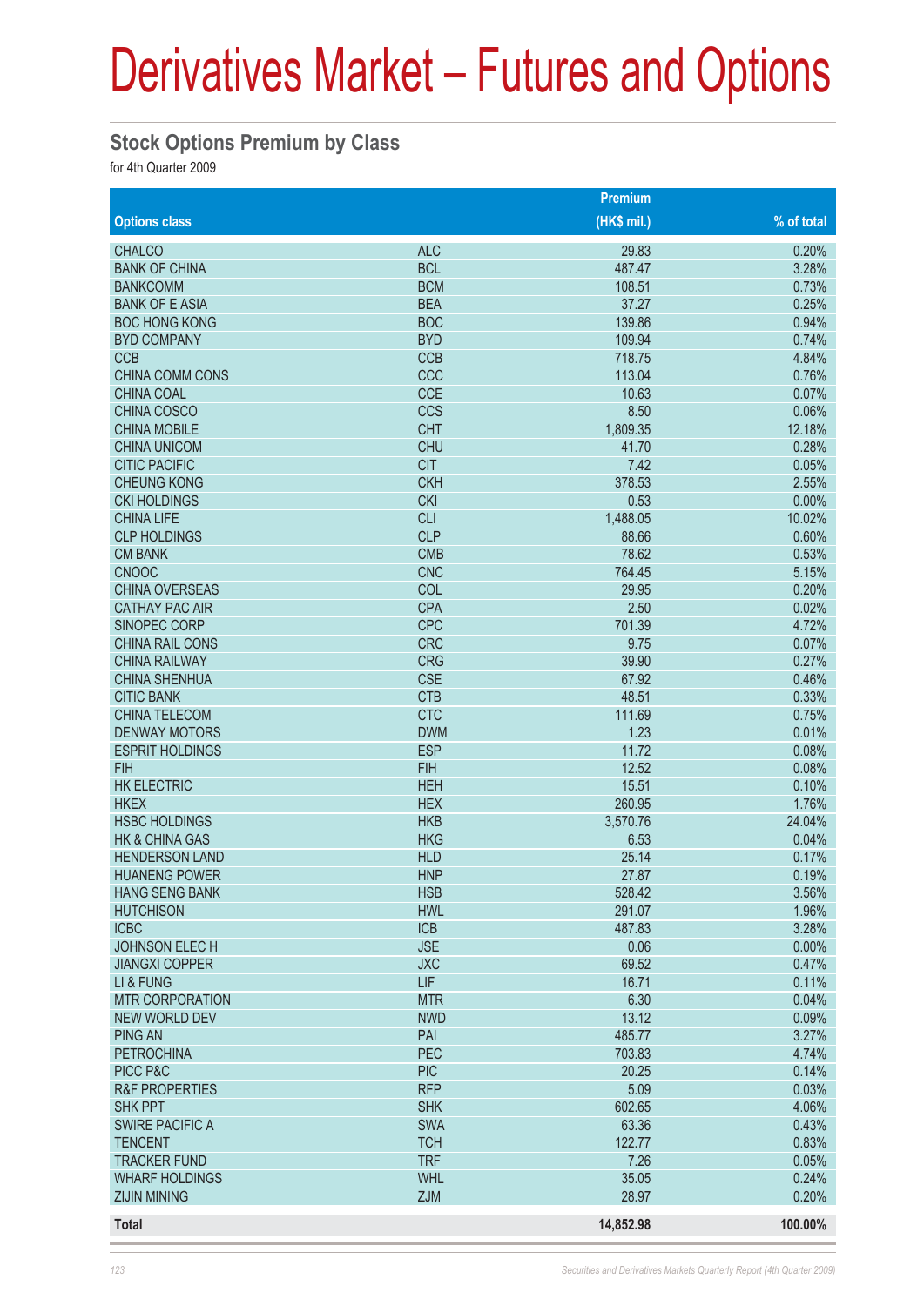# Derivatives Market – Futures and Options

## Stock Options Premium by Class

for 4th Quarter 2009

| Options class | | Premium (HK$ mil.) | % of total |
|---|---|---|---|
| CHALCO | ALC | 29.83 | 0.20% |
| BANK OF CHINA | BCL | 487.47 | 3.28% |
| BANKCOMM | BCM | 108.51 | 0.73% |
| BANK OF E ASIA | BEA | 37.27 | 0.25% |
| BOC HONG KONG | BOC | 139.86 | 0.94% |
| BYD COMPANY | BYD | 109.94 | 0.74% |
| CCB | CCB | 718.75 | 4.84% |
| CHINA COMM CONS | CCC | 113.04 | 0.76% |
| CHINA COAL | CCE | 10.63 | 0.07% |
| CHINA COSCO | CCS | 8.50 | 0.06% |
| CHINA MOBILE | CHT | 1,809.35 | 12.18% |
| CHINA UNICOM | CHU | 41.70 | 0.28% |
| CITIC PACIFIC | CIT | 7.42 | 0.05% |
| CHEUNG KONG | CKH | 378.53 | 2.55% |
| CKI HOLDINGS | CKI | 0.53 | 0.00% |
| CHINA LIFE | CLI | 1,488.05 | 10.02% |
| CLP HOLDINGS | CLP | 88.66 | 0.60% |
| CM BANK | CMB | 78.62 | 0.53% |
| CNOOC | CNC | 764.45 | 5.15% |
| CHINA OVERSEAS | COL | 29.95 | 0.20% |
| CATHAY PAC AIR | CPA | 2.50 | 0.02% |
| SINOPEC CORP | CPC | 701.39 | 4.72% |
| CHINA RAIL CONS | CRC | 9.75 | 0.07% |
| CHINA RAILWAY | CRG | 39.90 | 0.27% |
| CHINA SHENHUA | CSE | 67.92 | 0.46% |
| CITIC BANK | CTB | 48.51 | 0.33% |
| CHINA TELECOM | CTC | 111.69 | 0.75% |
| DENWAY MOTORS | DWM | 1.23 | 0.01% |
| ESPRIT HOLDINGS | ESP | 11.72 | 0.08% |
| FIH | FIH | 12.52 | 0.08% |
| HK ELECTRIC | HEH | 15.51 | 0.10% |
| HKEX | HEX | 260.95 | 1.76% |
| HSBC HOLDINGS | HKB | 3,570.76 | 24.04% |
| HK & CHINA GAS | HKG | 6.53 | 0.04% |
| HENDERSON LAND | HLD | 25.14 | 0.17% |
| HUANENG POWER | HNP | 27.87 | 0.19% |
| HANG SENG BANK | HSB | 528.42 | 3.56% |
| HUTCHISON | HWL | 291.07 | 1.96% |
| ICBC | ICB | 487.83 | 3.28% |
| JOHNSON ELEC H | JSE | 0.06 | 0.00% |
| JIANGXI COPPER | JXC | 69.52 | 0.47% |
| LI & FUNG | LIF | 16.71 | 0.11% |
| MTR CORPORATION | MTR | 6.30 | 0.04% |
| NEW WORLD DEV | NWD | 13.12 | 0.09% |
| PING AN | PAI | 485.77 | 3.27% |
| PETROCHINA | PEC | 703.83 | 4.74% |
| PICC P&C | PIC | 20.25 | 0.14% |
| R&F PROPERTIES | RFP | 5.09 | 0.03% |
| SHK PPT | SHK | 602.65 | 4.06% |
| SWIRE PACIFIC A | SWA | 63.36 | 0.43% |
| TENCENT | TCH | 122.77 | 0.83% |
| TRACKER FUND | TRF | 7.26 | 0.05% |
| WHARF HOLDINGS | WHL | 35.05 | 0.24% |
| ZIJIN MINING | ZJM | 28.97 | 0.20% |
| **Total** | | **14,852.98** | **100.00%** |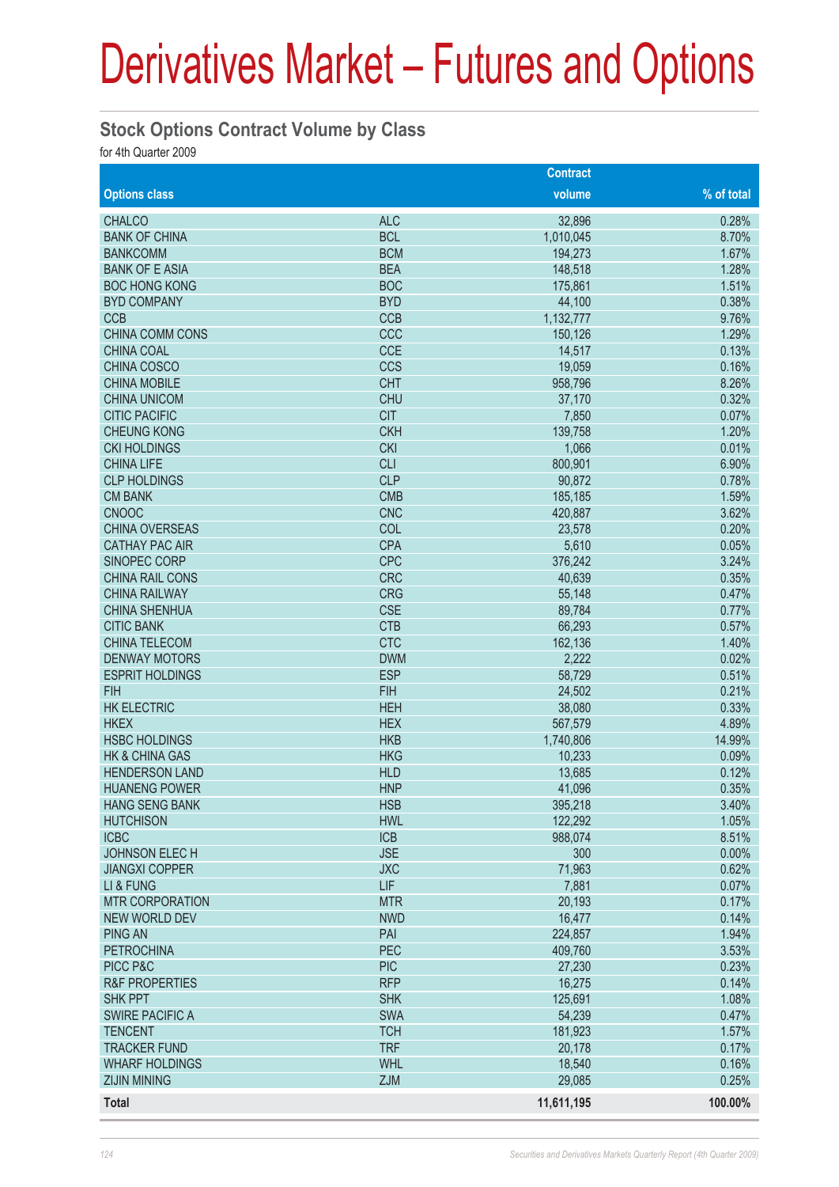# Derivatives Market – Futures and Options

## Stock Options Contract Volume by Class

for 4th Quarter 2009

| Options class | | Contract volume | % of total |
|---|---|---|---|
| CHALCO | ALC | 32,896 | 0.28% |
| BANK OF CHINA | BCL | 1,010,045 | 8.70% |
| BANKCOMM | BCM | 194,273 | 1.67% |
| BANK OF E ASIA | BEA | 148,518 | 1.28% |
| BOC HONG KONG | BOC | 175,861 | 1.51% |
| BYD COMPANY | BYD | 44,100 | 0.38% |
| CCB | CCB | 1,132,777 | 9.76% |
| CHINA COMM CONS | CCC | 150,126 | 1.29% |
| CHINA COAL | CCE | 14,517 | 0.13% |
| CHINA COSCO | CCS | 19,059 | 0.16% |
| CHINA MOBILE | CHT | 958,796 | 8.26% |
| CHINA UNICOM | CHU | 37,170 | 0.32% |
| CITIC PACIFIC | CIT | 7,850 | 0.07% |
| CHEUNG KONG | CKH | 139,758 | 1.20% |
| CKI HOLDINGS | CKI | 1,066 | 0.01% |
| CHINA LIFE | CLI | 800,901 | 6.90% |
| CLP HOLDINGS | CLP | 90,872 | 0.78% |
| CM BANK | CMB | 185,185 | 1.59% |
| CNOOC | CNC | 420,887 | 3.62% |
| CHINA OVERSEAS | COL | 23,578 | 0.20% |
| CATHAY PAC AIR | CPA | 5,610 | 0.05% |
| SINOPEC CORP | CPC | 376,242 | 3.24% |
| CHINA RAIL CONS | CRC | 40,639 | 0.35% |
| CHINA RAILWAY | CRG | 55,148 | 0.47% |
| CHINA SHENHUA | CSE | 89,784 | 0.77% |
| CITIC BANK | CTB | 66,293 | 0.57% |
| CHINA TELECOM | CTC | 162,136 | 1.40% |
| DENWAY MOTORS | DWM | 2,222 | 0.02% |
| ESPRIT HOLDINGS | ESP | 58,729 | 0.51% |
| FIH | FIH | 24,502 | 0.21% |
| HK ELECTRIC | HEH | 38,080 | 0.33% |
| HKEX | HEX | 567,579 | 4.89% |
| HSBC HOLDINGS | HKB | 1,740,806 | 14.99% |
| HK & CHINA GAS | HKG | 10,233 | 0.09% |
| HENDERSON LAND | HLD | 13,685 | 0.12% |
| HUANENG POWER | HNP | 41,096 | 0.35% |
| HANG SENG BANK | HSB | 395,218 | 3.40% |
| HUTCHISON | HWL | 122,292 | 1.05% |
| ICBC | ICB | 988,074 | 8.51% |
| JOHNSON ELEC H | JSE | 300 | 0.00% |
| JIANGXI COPPER | JXC | 71,963 | 0.62% |
| LI & FUNG | LIF | 7,881 | 0.07% |
| MTR CORPORATION | MTR | 20,193 | 0.17% |
| NEW WORLD DEV | NWD | 16,477 | 0.14% |
| PING AN | PAI | 224,857 | 1.94% |
| PETROCHINA | PEC | 409,760 | 3.53% |
| PICC P&C | PIC | 27,230 | 0.23% |
| R&F PROPERTIES | RFP | 16,275 | 0.14% |
| SHK PPT | SHK | 125,691 | 1.08% |
| SWIRE PACIFIC A | SWA | 54,239 | 0.47% |
| TENCENT | TCH | 181,923 | 1.57% |
| TRACKER FUND | TRF | 20,178 | 0.17% |
| WHARF HOLDINGS | WHL | 18,540 | 0.16% |
| ZIJIN MINING | ZJM | 29,085 | 0.25% |
| **Total** | | **11,611,195** | **100.00%** |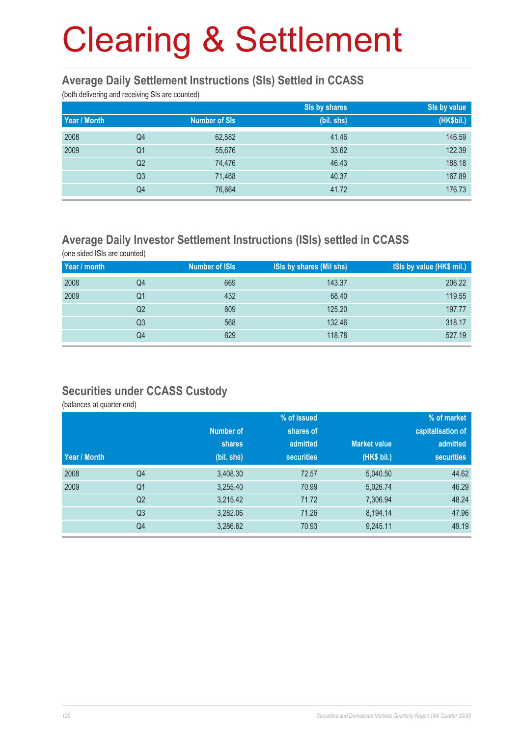# Clearing & Settlement

## Average Daily Settlement Instructions (SIs) Settled in CCASS

(both delivering and receiving SIs are counted)

| Year / Month | | Number of SIs | SIs by shares (bil. shs) | SIs by value (HK$bil.) |
|---|---|---|---|---|
| 2008 | Q4 | 62,582 | 41.46 | 146.59 |
| 2009 | Q1 | 55,676 | 33.62 | 122.39 |
| | Q2 | 74,476 | 46.43 | 188.18 |
| | Q3 | 71,468 | 40.37 | 167.89 |
| | Q4 | 76,664 | 41.72 | 176.73 |

## Average Daily Investor Settlement Instructions (ISIs) settled in CCASS

(one sided ISIs are counted)

| Year / month | | Number of ISIs | ISIs by shares (Mil shs) | ISIs by value (HK$ mil.) |
|---|---|---|---|---|
| 2008 | Q4 | 669 | 143.37 | 206.22 |
| 2009 | Q1 | 432 | 68.40 | 119.55 |
| | Q2 | 609 | 125.20 | 197.77 |
| | Q3 | 568 | 132.46 | 318.17 |
| | Q4 | 629 | 118.78 | 527.19 |

## Securities under CCASS Custody

(balances at quarter end)

| Year / Month | | Number of shares (bil. shs) | % of issued shares of admitted securities | Market value (HK$ bil.) | % of market capitalisation of admitted securities |
|---|---|---|---|---|---|
| 2008 | Q4 | 3,408.30 | 72.57 | 5,040.50 | 44.62 |
| 2009 | Q1 | 3,255.40 | 70.99 | 5,026.74 | 46.29 |
| | Q2 | 3,215.42 | 71.72 | 7,306.94 | 48.24 |
| | Q3 | 3,282.06 | 71.26 | 8,194.14 | 47.96 |
| | Q4 | 3,286.62 | 70.93 | 9,245.11 | 49.19 |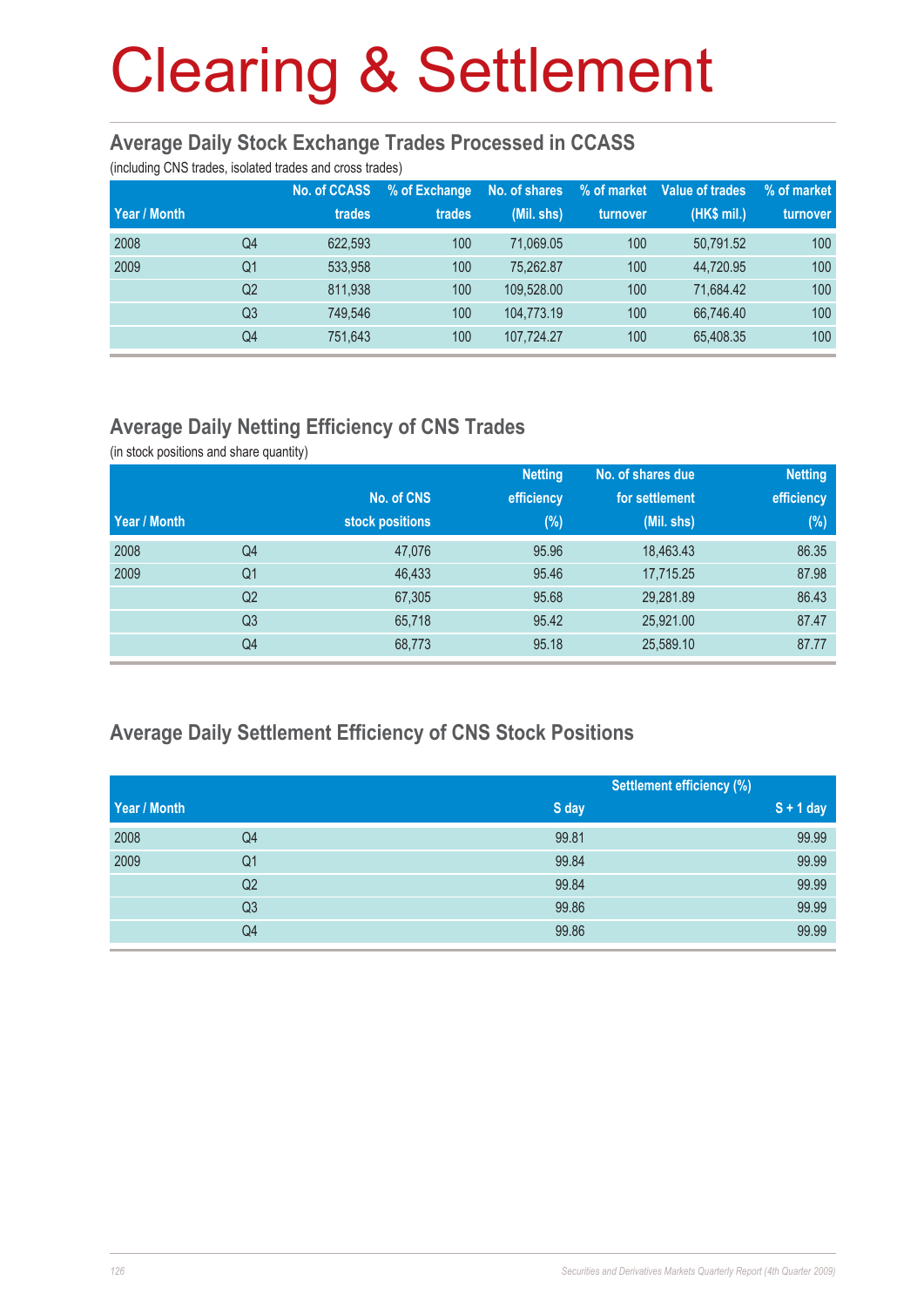# Clearing & Settlement

## Average Daily Stock Exchange Trades Processed in CCASS

(including CNS trades, isolated trades and cross trades)

| Year / Month | | No. of CCASS trades | % of Exchange trades | No. of shares (Mil. shs) | % of market turnover | Value of trades (HK$ mil.) | % of market turnover |
|---|---|---|---|---|---|---|---|
| 2008 | Q4 | 622,593 | 100 | 71,069.05 | 100 | 50,791.52 | 100 |
| 2009 | Q1 | 533,958 | 100 | 75,262.87 | 100 | 44,720.95 | 100 |
| | Q2 | 811,938 | 100 | 109,528.00 | 100 | 71,684.42 | 100 |
| | Q3 | 749,546 | 100 | 104,773.19 | 100 | 66,746.40 | 100 |
| | Q4 | 751,643 | 100 | 107,724.27 | 100 | 65,408.35 | 100 |

## Average Daily Netting Efficiency of CNS Trades

(in stock positions and share quantity)

| Year / Month | | No. of CNS stock positions | Netting efficiency (%) | No. of shares due for settlement (Mil. shs) | Netting efficiency (%) |
|---|---|---|---|---|---|
| 2008 | Q4 | 47,076 | 95.96 | 18,463.43 | 86.35 |
| 2009 | Q1 | 46,433 | 95.46 | 17,715.25 | 87.98 |
| | Q2 | 67,305 | 95.68 | 29,281.89 | 86.43 |
| | Q3 | 65,718 | 95.42 | 25,921.00 | 87.47 |
| | Q4 | 68,773 | 95.18 | 25,589.10 | 87.77 |

## Average Daily Settlement Efficiency of CNS Stock Positions

| | | Settlement efficiency (%) | |
|---|---|---|---|
| Year / Month | | S day | S + 1 day |
| 2008 | Q4 | 99.81 | 99.99 |
| 2009 | Q1 | 99.84 | 99.99 |
| | Q2 | 99.84 | 99.99 |
| | Q3 | 99.86 | 99.99 |
| | Q4 | 99.86 | 99.99 |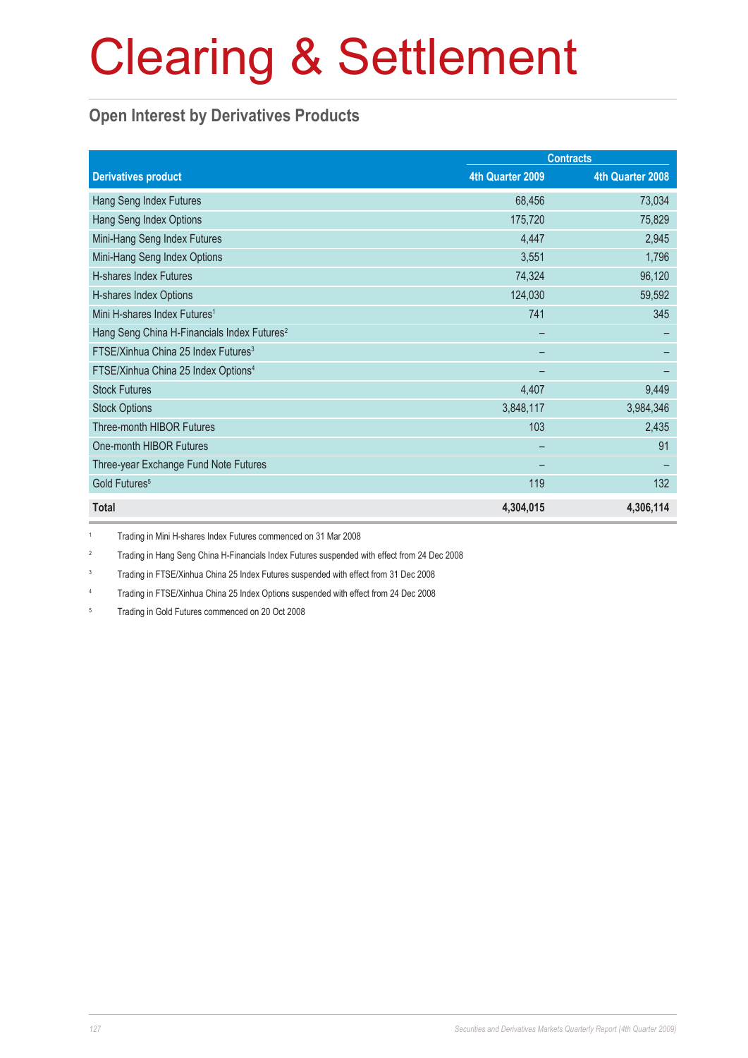# Clearing & Settlement

## Open Interest by Derivatives Products

| Derivatives product | Contracts | |
|---|---|---|
| | 4th Quarter 2009 | 4th Quarter 2008 |
| Hang Seng Index Futures | 68,456 | 73,034 |
| Hang Seng Index Options | 175,720 | 75,829 |
| Mini-Hang Seng Index Futures | 4,447 | 2,945 |
| Mini-Hang Seng Index Options | 3,551 | 1,796 |
| H-shares Index Futures | 74,324 | 96,120 |
| H-shares Index Options | 124,030 | 59,592 |
| Mini H-shares Index Futures[1] | 741 | 345 |
| Hang Seng China H-Financials Index Futures[2] | – | – |
| FTSE/Xinhua China 25 Index Futures[3] | – | – |
| FTSE/Xinhua China 25 Index Options[4] | – | – |
| Stock Futures | 4,407 | 9,449 |
| Stock Options | 3,848,117 | 3,984,346 |
| Three-month HIBOR Futures | 103 | 2,435 |
| One-month HIBOR Futures | – | 91 |
| Three-year Exchange Fund Note Futures | – | – |
| Gold Futures[5] | 119 | 132 |
| **Total** | **4,304,015** | **4,306,114** |

[1] Trading in Mini H-shares Index Futures commenced on 31 Mar 2008

[2] Trading in Hang Seng China H-Financials Index Futures suspended with effect from 24 Dec 2008

[3] Trading in FTSE/Xinhua China 25 Index Futures suspended with effect from 31 Dec 2008

[4] Trading in FTSE/Xinhua China 25 Index Options suspended with effect from 24 Dec 2008

[5] Trading in Gold Futures commenced on 20 Oct 2008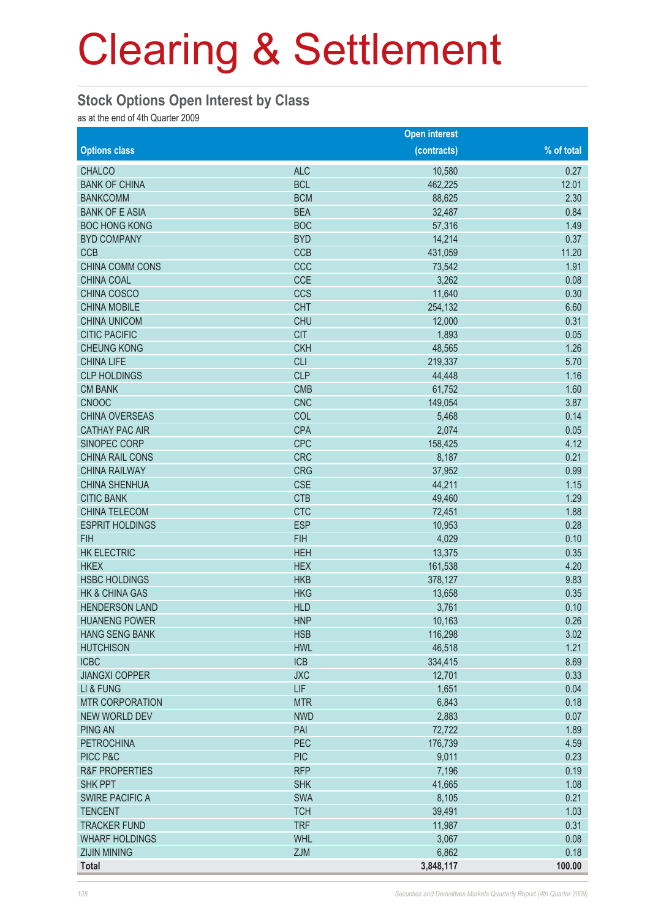# Clearing & Settlement

## Stock Options Open Interest by Class

as at the end of 4th Quarter 2009

| Options class | | Open interest (contracts) | % of total |
|---|---|---|---|
| CHALCO | ALC | 10,580 | 0.27 |
| BANK OF CHINA | BCL | 462,225 | 12.01 |
| BANKCOMM | BCM | 88,625 | 2.30 |
| BANK OF E ASIA | BEA | 32,487 | 0.84 |
| BOC HONG KONG | BOC | 57,316 | 1.49 |
| BYD COMPANY | BYD | 14,214 | 0.37 |
| CCB | CCB | 431,059 | 11.20 |
| CHINA COMM CONS | CCC | 73,542 | 1.91 |
| CHINA COAL | CCE | 3,262 | 0.08 |
| CHINA COSCO | CCS | 11,640 | 0.30 |
| CHINA MOBILE | CHT | 254,132 | 6.60 |
| CHINA UNICOM | CHU | 12,000 | 0.31 |
| CITIC PACIFIC | CIT | 1,893 | 0.05 |
| CHEUNG KONG | CKH | 48,565 | 1.26 |
| CHINA LIFE | CLI | 219,337 | 5.70 |
| CLP HOLDINGS | CLP | 44,448 | 1.16 |
| CM BANK | CMB | 61,752 | 1.60 |
| CNOOC | CNC | 149,054 | 3.87 |
| CHINA OVERSEAS | COL | 5,468 | 0.14 |
| CATHAY PAC AIR | CPA | 2,074 | 0.05 |
| SINOPEC CORP | CPC | 158,425 | 4.12 |
| CHINA RAIL CONS | CRC | 8,187 | 0.21 |
| CHINA RAILWAY | CRG | 37,952 | 0.99 |
| CHINA SHENHUA | CSE | 44,211 | 1.15 |
| CITIC BANK | CTB | 49,460 | 1.29 |
| CHINA TELECOM | CTC | 72,451 | 1.88 |
| ESPRIT HOLDINGS | ESP | 10,953 | 0.28 |
| FIH | FIH | 4,029 | 0.10 |
| HK ELECTRIC | HEH | 13,375 | 0.35 |
| HKEX | HEX | 161,538 | 4.20 |
| HSBC HOLDINGS | HKB | 378,127 | 9.83 |
| HK & CHINA GAS | HKG | 13,658 | 0.35 |
| HENDERSON LAND | HLD | 3,761 | 0.10 |
| HUANENG POWER | HNP | 10,163 | 0.26 |
| HANG SENG BANK | HSB | 116,298 | 3.02 |
| HUTCHISON | HWL | 46,518 | 1.21 |
| ICBC | ICB | 334,415 | 8.69 |
| JIANGXI COPPER | JXC | 12,701 | 0.33 |
| LI & FUNG | LIF | 1,651 | 0.04 |
| MTR CORPORATION | MTR | 6,843 | 0.18 |
| NEW WORLD DEV | NWD | 2,883 | 0.07 |
| PING AN | PAI | 72,722 | 1.89 |
| PETROCHINA | PEC | 176,739 | 4.59 |
| PICC P&C | PIC | 9,011 | 0.23 |
| R&F PROPERTIES | RFP | 7,196 | 0.19 |
| SHK PPT | SHK | 41,665 | 1.08 |
| SWIRE PACIFIC A | SWA | 8,105 | 0.21 |
| TENCENT | TCH | 39,491 | 1.03 |
| TRACKER FUND | TRF | 11,987 | 0.31 |
| WHARF HOLDINGS | WHL | 3,067 | 0.08 |
| ZIJIN MINING | ZJM | 6,862 | 0.18 |
| **Total** | | **3,848,117** | **100.00** |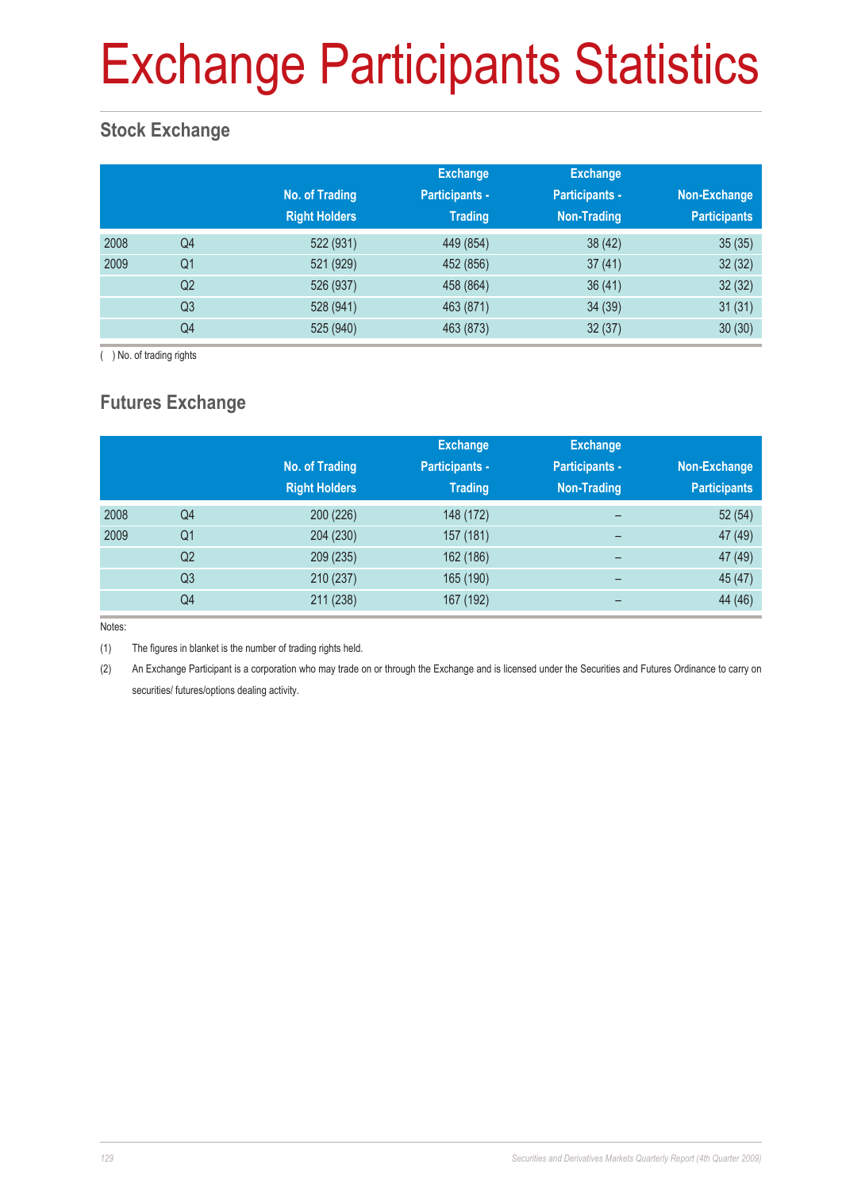# Exchange Participants Statistics

## Stock Exchange

| | | No. of Trading Right Holders | Exchange Participants - Trading | Exchange Participants - Non-Trading | Non-Exchange Participants |
|---|---|---|---|---|---|
| 2008 | Q4 | 522 (931) | 449 (854) | 38 (42) | 35 (35) |
| 2009 | Q1 | 521 (929) | 452 (856) | 37 (41) | 32 (32) |
| | Q2 | 526 (937) | 458 (864) | 36 (41) | 32 (32) |
| | Q3 | 528 (941) | 463 (871) | 34 (39) | 31 (31) |
| | Q4 | 525 (940) | 463 (873) | 32 (37) | 30 (30) |

( ) No. of trading rights

## Futures Exchange

| | | No. of Trading Right Holders | Exchange Participants - Trading | Exchange Participants - Non-Trading | Non-Exchange Participants |
|---|---|---|---|---|---|
| 2008 | Q4 | 200 (226) | 148 (172) | – | 52 (54) |
| 2009 | Q1 | 204 (230) | 157 (181) | – | 47 (49) |
| | Q2 | 209 (235) | 162 (186) | – | 47 (49) |
| | Q3 | 210 (237) | 165 (190) | – | 45 (47) |
| | Q4 | 211 (238) | 167 (192) | – | 44 (46) |

Notes:

(1) The figures in blanket is the number of trading rights held.

(2) An Exchange Participant is a corporation who may trade on or through the Exchange and is licensed under the Securities and Futures Ordinance to carry on securities/ futures/options dealing activity.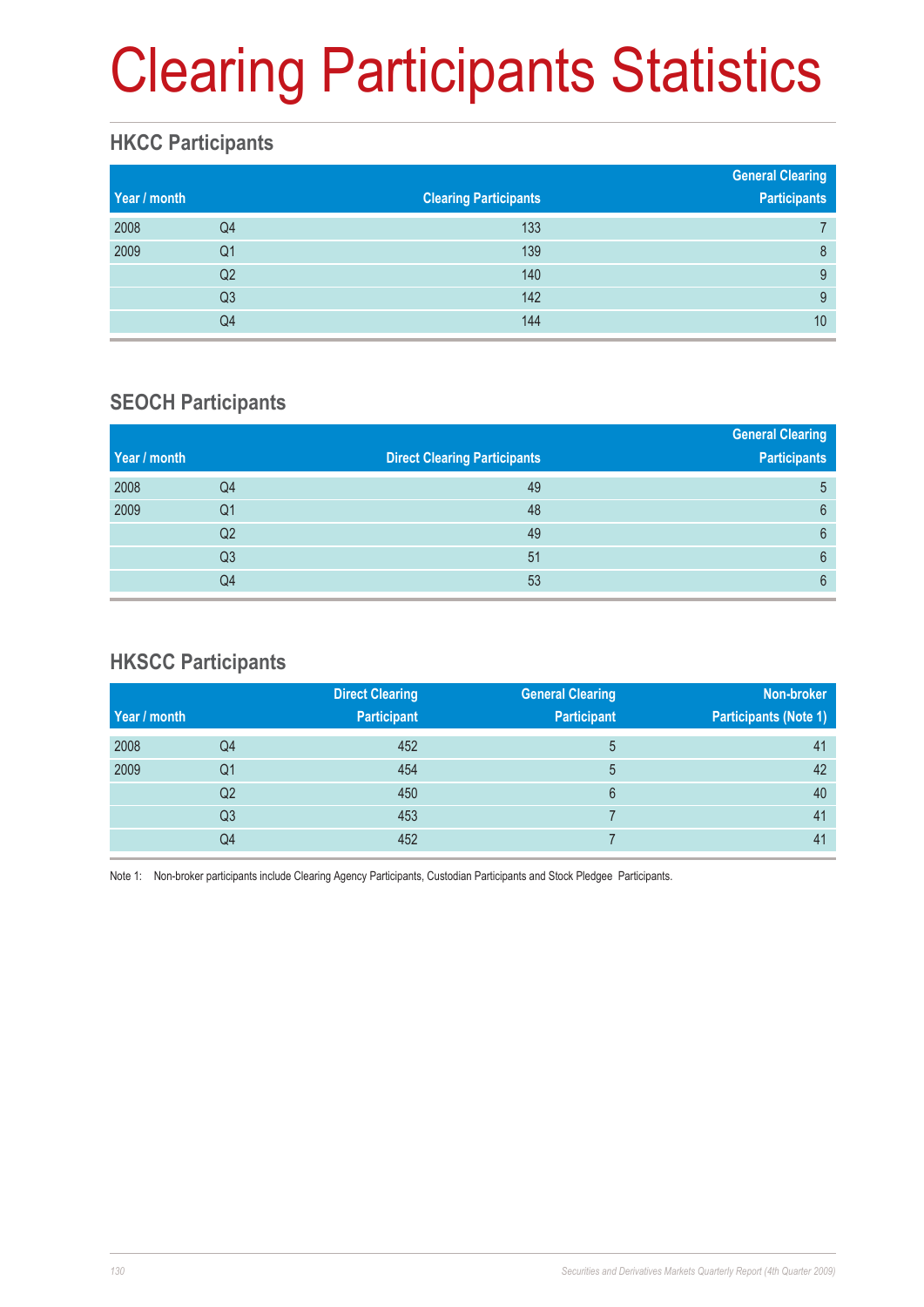# Clearing Participants Statistics

## HKCC Participants

| Year / month | | Clearing Participants | General Clearing Participants |
|---|---|---|---|
| 2008 | Q4 | 133 | 7 |
| 2009 | Q1 | 139 | 8 |
| | Q2 | 140 | 9 |
| | Q3 | 142 | 9 |
| | Q4 | 144 | 10 |

## SEOCH Participants

| Year / month | | Direct Clearing Participants | General Clearing Participants |
|---|---|---|---|
| 2008 | Q4 | 49 | 5 |
| 2009 | Q1 | 48 | 6 |
| | Q2 | 49 | 6 |
| | Q3 | 51 | 6 |
| | Q4 | 53 | 6 |

## HKSCC Participants

| Year / month | | Direct Clearing Participant | General Clearing Participant | Non-broker Participants (Note 1) |
|---|---|---|---|---|
| 2008 | Q4 | 452 | 5 | 41 |
| 2009 | Q1 | 454 | 5 | 42 |
| | Q2 | 450 | 6 | 40 |
| | Q3 | 453 | 7 | 41 |
| | Q4 | 452 | 7 | 41 |

Note 1: Non-broker participants include Clearing Agency Participants, Custodian Participants and Stock Pledgee Participants.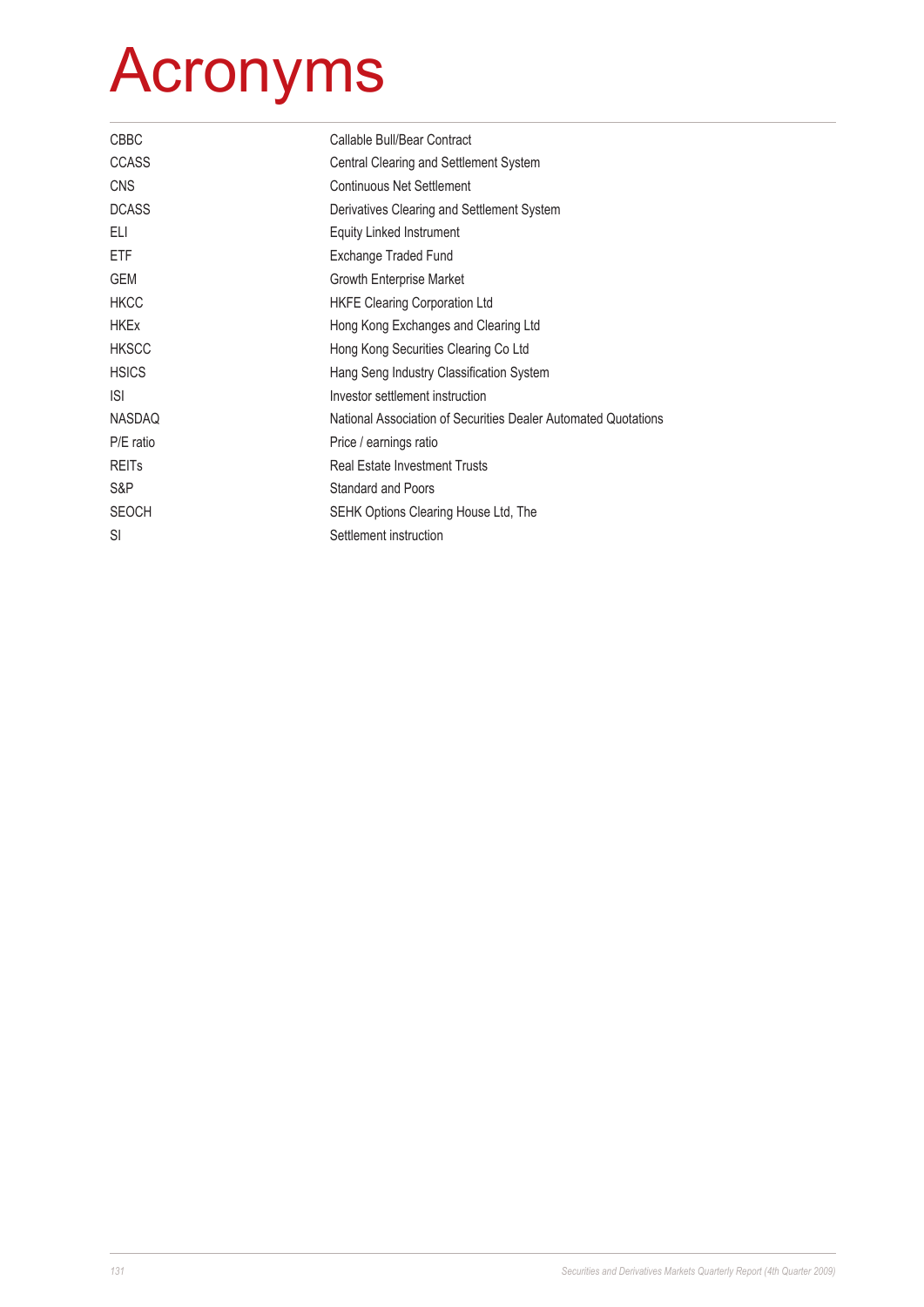# Acronyms

| | |
|---|---|
| CBBC | Callable Bull/Bear Contract |
| CCASS | Central Clearing and Settlement System |
| CNS | Continuous Net Settlement |
| DCASS | Derivatives Clearing and Settlement System |
| ELI | Equity Linked Instrument |
| ETF | Exchange Traded Fund |
| GEM | Growth Enterprise Market |
| HKCC | HKFE Clearing Corporation Ltd |
| HKEx | Hong Kong Exchanges and Clearing Ltd |
| HKSCC | Hong Kong Securities Clearing Co Ltd |
| HSICS | Hang Seng Industry Classification System |
| ISI | Investor settlement instruction |
| NASDAQ | National Association of Securities Dealer Automated Quotations |
| P/E ratio | Price / earnings ratio |
| REITs | Real Estate Investment Trusts |
| S&P | Standard and Poors |
| SEOCH | SEHK Options Clearing House Ltd, The |
| SI | Settlement instruction |